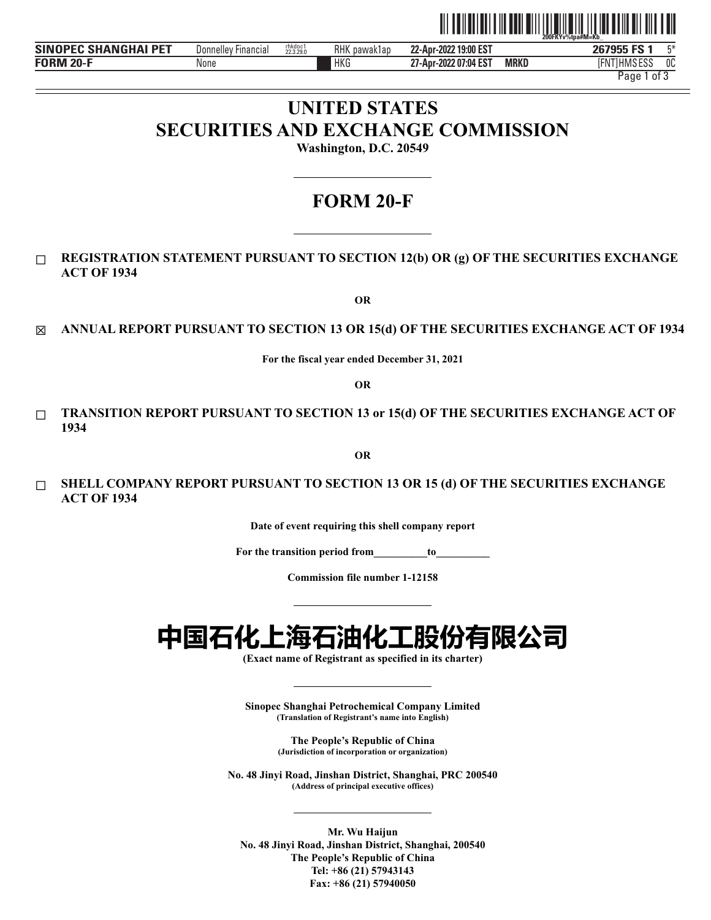# UNITED STATES
# SECURITIES AND EXCHANGE COMMISSION

**Washington, D.C. 20549**

# FORM 20-F

☐ **REGISTRATION STATEMENT PURSUANT TO SECTION 12(b) OR (g) OF THE SECURITIES EXCHANGE ACT OF 1934**

**OR**

☒ **ANNUAL REPORT PURSUANT TO SECTION 13 OR 15(d) OF THE SECURITIES EXCHANGE ACT OF 1934**

**For the fiscal year ended December 31, 2021**

**OR**

☐ **TRANSITION REPORT PURSUANT TO SECTION 13 or 15(d) OF THE SECURITIES EXCHANGE ACT OF 1934**

**OR**

☐ **SHELL COMPANY REPORT PURSUANT TO SECTION 13 OR 15 (d) OF THE SECURITIES EXCHANGE ACT OF 1934**

**Date of event requiring this shell company report**

**For the transition period from__________to__________**

**Commission file number 1-12158**

# 中国石化上海石油化工股份有限公司

**(Exact name of Registrant as specified in its charter)**

**Sinopec Shanghai Petrochemical Company Limited**
**(Translation of Registrant's name into English)**

**The People's Republic of China**
**(Jurisdiction of incorporation or organization)**

**No. 48 Jinyi Road, Jinshan District, Shanghai, PRC 200540**
**(Address of principal executive offices)**

**Mr. Wu Haijun**
**No. 48 Jinyi Road, Jinshan District, Shanghai, 200540**
**The People's Republic of China**
**Tel: +86 (21) 57943143**
**Fax: +86 (21) 57940050**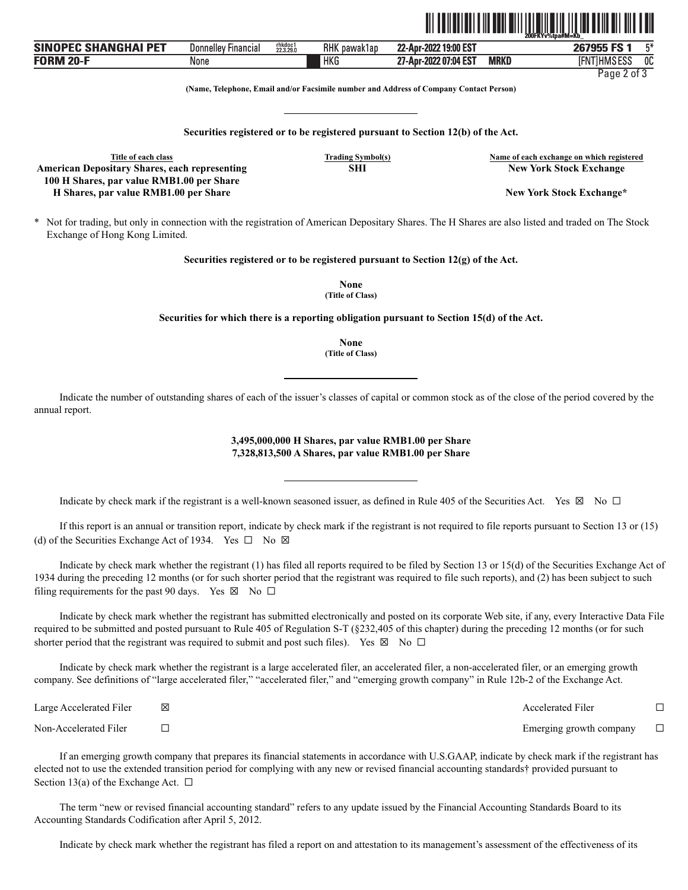**(Name, Telephone, Email and/or Facsimile number and Address of Company Contact Person)**

---

**Securities registered or to be registered pursuant to Section 12(b) of the Act.**

| Title of each class | Trading Symbol(s) | Name of each exchange on which registered |
|---|---|---|
| **American Depositary Shares, each representing 100 H Shares, par value RMB1.00 per Share** | **SHI** | **New York Stock Exchange** |
| **H Shares, par value RMB1.00 per Share** | | **New York Stock Exchange*** |

\* Not for trading, but only in connection with the registration of American Depositary Shares. The H Shares are also listed and traded on The Stock Exchange of Hong Kong Limited.

**Securities registered or to be registered pursuant to Section 12(g) of the Act.**

**None**
**(Title of Class)**

**Securities for which there is a reporting obligation pursuant to Section 15(d) of the Act.**

**None**
**(Title of Class)**

---

Indicate the number of outstanding shares of each of the issuer's classes of capital or common stock as of the close of the period covered by the annual report.

**3,495,000,000 H Shares, par value RMB1.00 per Share**
**7,328,813,500 A Shares, par value RMB1.00 per Share**

---

Indicate by check mark if the registrant is a well-known seasoned issuer, as defined in Rule 405 of the Securities Act. Yes ☒ No ☐

If this report is an annual or transition report, indicate by check mark if the registrant is not required to file reports pursuant to Section 13 or (15)(d) of the Securities Exchange Act of 1934. Yes ☐ No ☒

Indicate by check mark whether the registrant (1) has filed all reports required to be filed by Section 13 or 15(d) of the Securities Exchange Act of 1934 during the preceding 12 months (or for such shorter period that the registrant was required to file such reports), and (2) has been subject to such filing requirements for the past 90 days. Yes ☒ No ☐

Indicate by check mark whether the registrant has submitted electronically and posted on its corporate Web site, if any, every Interactive Data File required to be submitted and posted pursuant to Rule 405 of Regulation S-T (§232,405 of this chapter) during the preceding 12 months (or for such shorter period that the registrant was required to submit and post such files). Yes ☒ No ☐

Indicate by check mark whether the registrant is a large accelerated filer, an accelerated filer, a non-accelerated filer, or an emerging growth company. See definitions of "large accelerated filer," "accelerated filer," and "emerging growth company" in Rule 12b-2 of the Exchange Act.

| | | | |
|---|---|---|---|
| Large Accelerated Filer | ☒ | Accelerated Filer | ☐ |
| Non-Accelerated Filer | ☐ | Emerging growth company | ☐ |

If an emerging growth company that prepares its financial statements in accordance with U.S.GAAP, indicate by check mark if the registrant has elected not to use the extended transition period for complying with any new or revised financial accounting standards† provided pursuant to Section 13(a) of the Exchange Act. ☐

The term "new or revised financial accounting standard" refers to any update issued by the Financial Accounting Standards Board to its Accounting Standards Codification after April 5, 2012.

Indicate by check mark whether the registrant has filed a report on and attestation to its management's assessment of the effectiveness of its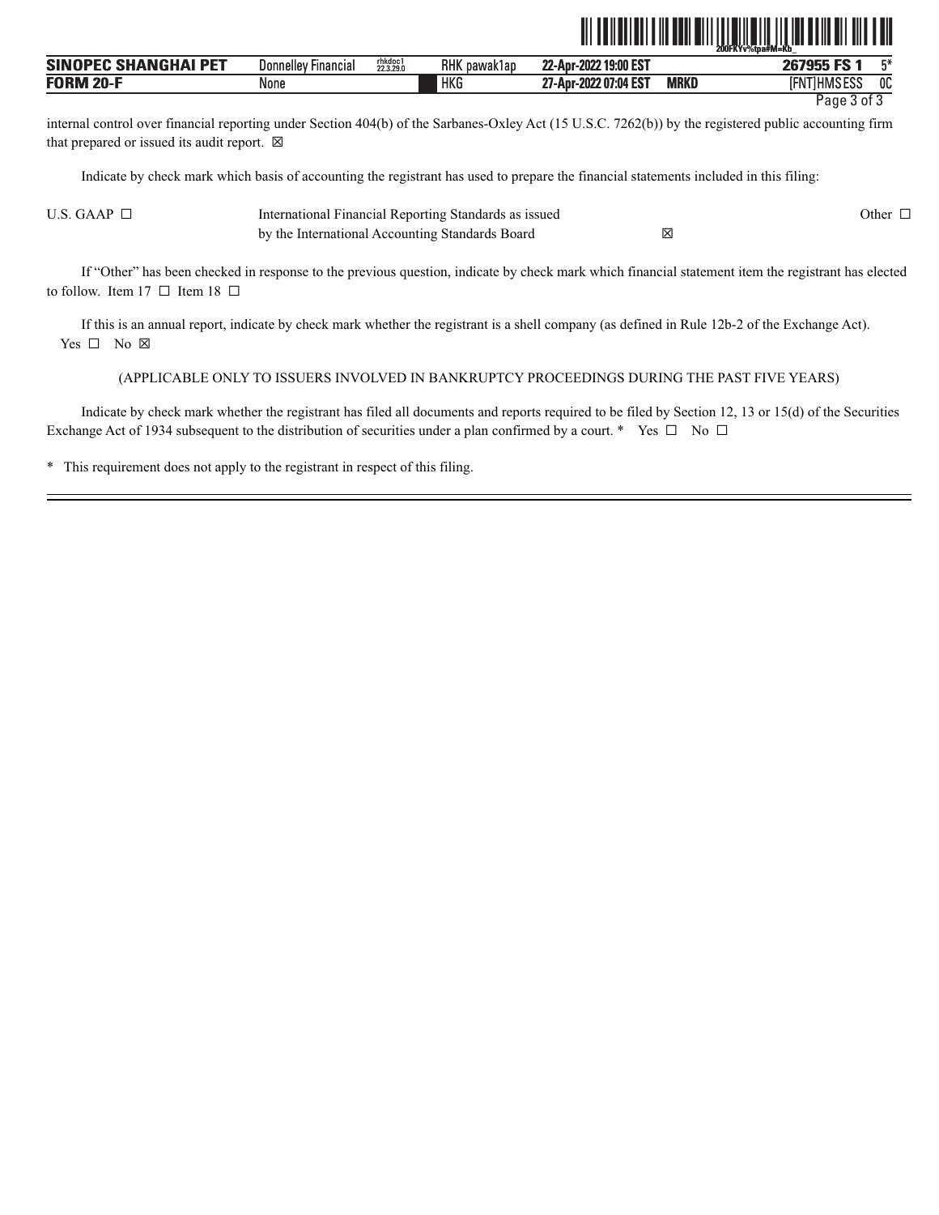internal control over financial reporting under Section 404(b) of the Sarbanes-Oxley Act (15 U.S.C. 7262(b)) by the registered public accounting firm that prepared or issued its audit report. ☒

Indicate by check mark which basis of accounting the registrant has used to prepare the financial statements included in this filing:

| U.S. GAAP ☐ | International Financial Reporting Standards as issued by the International Accounting Standards Board ☒ | Other ☐ |
|---|---|---|

If “Other” has been checked in response to the previous question, indicate by check mark which financial statement item the registrant has elected to follow. Item 17 ☐ Item 18 ☐

If this is an annual report, indicate by check mark whether the registrant is a shell company (as defined in Rule 12b-2 of the Exchange Act). Yes ☐ No ☒

(APPLICABLE ONLY TO ISSUERS INVOLVED IN BANKRUPTCY PROCEEDINGS DURING THE PAST FIVE YEARS)

Indicate by check mark whether the registrant has filed all documents and reports required to be filed by Section 12, 13 or 15(d) of the Securities Exchange Act of 1934 subsequent to the distribution of securities under a plan confirmed by a court. * Yes ☐ No ☐

* This requirement does not apply to the registrant in respect of this filing.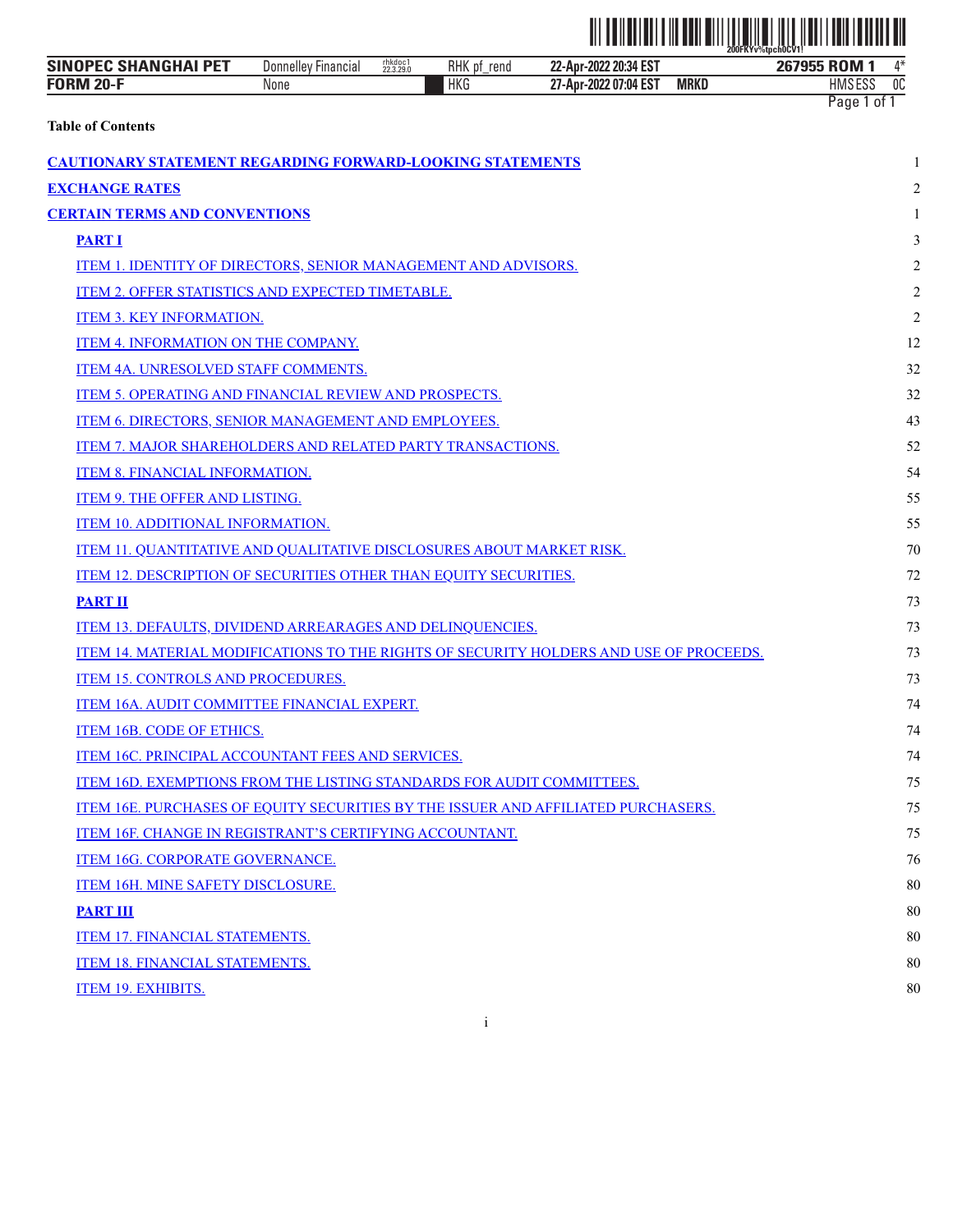**Table of Contents**

| | |
|---|---|
| **CAUTIONARY STATEMENT REGARDING FORWARD-LOOKING STATEMENTS** | 1 |
| **EXCHANGE RATES** | 2 |
| **CERTAIN TERMS AND CONVENTIONS** | 1 |
| **PART I** | 3 |
| ITEM 1. IDENTITY OF DIRECTORS, SENIOR MANAGEMENT AND ADVISORS. | 2 |
| ITEM 2. OFFER STATISTICS AND EXPECTED TIMETABLE. | 2 |
| ITEM 3. KEY INFORMATION. | 2 |
| ITEM 4. INFORMATION ON THE COMPANY. | 12 |
| ITEM 4A. UNRESOLVED STAFF COMMENTS. | 32 |
| ITEM 5. OPERATING AND FINANCIAL REVIEW AND PROSPECTS. | 32 |
| ITEM 6. DIRECTORS, SENIOR MANAGEMENT AND EMPLOYEES. | 43 |
| ITEM 7. MAJOR SHAREHOLDERS AND RELATED PARTY TRANSACTIONS. | 52 |
| ITEM 8. FINANCIAL INFORMATION. | 54 |
| ITEM 9. THE OFFER AND LISTING. | 55 |
| ITEM 10. ADDITIONAL INFORMATION. | 55 |
| ITEM 11. QUANTITATIVE AND QUALITATIVE DISCLOSURES ABOUT MARKET RISK. | 70 |
| ITEM 12. DESCRIPTION OF SECURITIES OTHER THAN EQUITY SECURITIES. | 72 |
| **PART II** | 73 |
| ITEM 13. DEFAULTS, DIVIDEND ARREARAGES AND DELINQUENCIES. | 73 |
| ITEM 14. MATERIAL MODIFICATIONS TO THE RIGHTS OF SECURITY HOLDERS AND USE OF PROCEEDS. | 73 |
| ITEM 15. CONTROLS AND PROCEDURES. | 73 |
| ITEM 16A. AUDIT COMMITTEE FINANCIAL EXPERT. | 74 |
| ITEM 16B. CODE OF ETHICS. | 74 |
| ITEM 16C. PRINCIPAL ACCOUNTANT FEES AND SERVICES. | 74 |
| ITEM 16D. EXEMPTIONS FROM THE LISTING STANDARDS FOR AUDIT COMMITTEES. | 75 |
| ITEM 16E. PURCHASES OF EQUITY SECURITIES BY THE ISSUER AND AFFILIATED PURCHASERS. | 75 |
| ITEM 16F. CHANGE IN REGISTRANT'S CERTIFYING ACCOUNTANT. | 75 |
| ITEM 16G. CORPORATE GOVERNANCE. | 76 |
| ITEM 16H. MINE SAFETY DISCLOSURE. | 80 |
| **PART III** | 80 |
| ITEM 17. FINANCIAL STATEMENTS. | 80 |
| ITEM 18. FINANCIAL STATEMENTS. | 80 |
| ITEM 19. EXHIBITS. | 80 |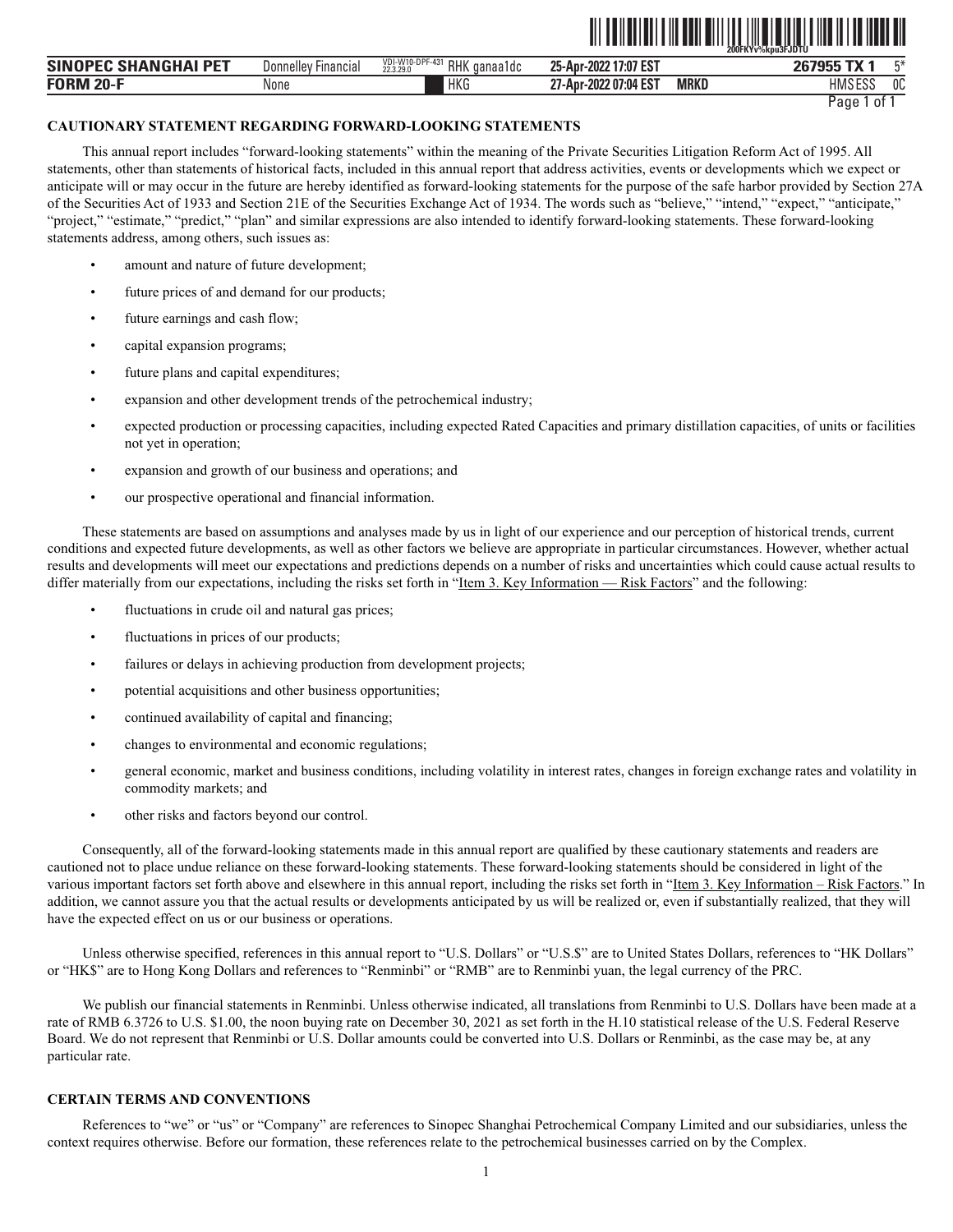## CAUTIONARY STATEMENT REGARDING FORWARD-LOOKING STATEMENTS

This annual report includes "forward-looking statements" within the meaning of the Private Securities Litigation Reform Act of 1995. All statements, other than statements of historical facts, included in this annual report that address activities, events or developments which we expect or anticipate will or may occur in the future are hereby identified as forward-looking statements for the purpose of the safe harbor provided by Section 27A of the Securities Act of 1933 and Section 21E of the Securities Exchange Act of 1934. The words such as "believe," "intend," "expect," "anticipate," "project," "estimate," "predict," "plan" and similar expressions are also intended to identify forward-looking statements. These forward-looking statements address, among others, such issues as:

- amount and nature of future development;
- future prices of and demand for our products;
- future earnings and cash flow;
- capital expansion programs;
- future plans and capital expenditures;
- expansion and other development trends of the petrochemical industry;
- expected production or processing capacities, including expected Rated Capacities and primary distillation capacities, of units or facilities not yet in operation;
- expansion and growth of our business and operations; and
- our prospective operational and financial information.

These statements are based on assumptions and analyses made by us in light of our experience and our perception of historical trends, current conditions and expected future developments, as well as other factors we believe are appropriate in particular circumstances. However, whether actual results and developments will meet our expectations and predictions depends on a number of risks and uncertainties which could cause actual results to differ materially from our expectations, including the risks set forth in "Item 3. Key Information — Risk Factors" and the following:

- fluctuations in crude oil and natural gas prices;
- fluctuations in prices of our products;
- failures or delays in achieving production from development projects;
- potential acquisitions and other business opportunities;
- continued availability of capital and financing;
- changes to environmental and economic regulations;
- general economic, market and business conditions, including volatility in interest rates, changes in foreign exchange rates and volatility in commodity markets; and
- other risks and factors beyond our control.

Consequently, all of the forward-looking statements made in this annual report are qualified by these cautionary statements and readers are cautioned not to place undue reliance on these forward-looking statements. These forward-looking statements should be considered in light of the various important factors set forth above and elsewhere in this annual report, including the risks set forth in "Item 3. Key Information – Risk Factors." In addition, we cannot assure you that the actual results or developments anticipated by us will be realized or, even if substantially realized, that they will have the expected effect on us or our business or operations.

Unless otherwise specified, references in this annual report to "U.S. Dollars" or "U.S.$" are to United States Dollars, references to "HK Dollars" or "HK$" are to Hong Kong Dollars and references to "Renminbi" or "RMB" are to Renminbi yuan, the legal currency of the PRC.

We publish our financial statements in Renminbi. Unless otherwise indicated, all translations from Renminbi to U.S. Dollars have been made at a rate of RMB 6.3726 to U.S. $1.00, the noon buying rate on December 30, 2021 as set forth in the H.10 statistical release of the U.S. Federal Reserve Board. We do not represent that Renminbi or U.S. Dollar amounts could be converted into U.S. Dollars or Renminbi, as the case may be, at any particular rate.

## CERTAIN TERMS AND CONVENTIONS

References to "we" or "us" or "Company" are references to Sinopec Shanghai Petrochemical Company Limited and our subsidiaries, unless the context requires otherwise. Before our formation, these references relate to the petrochemical businesses carried on by the Complex.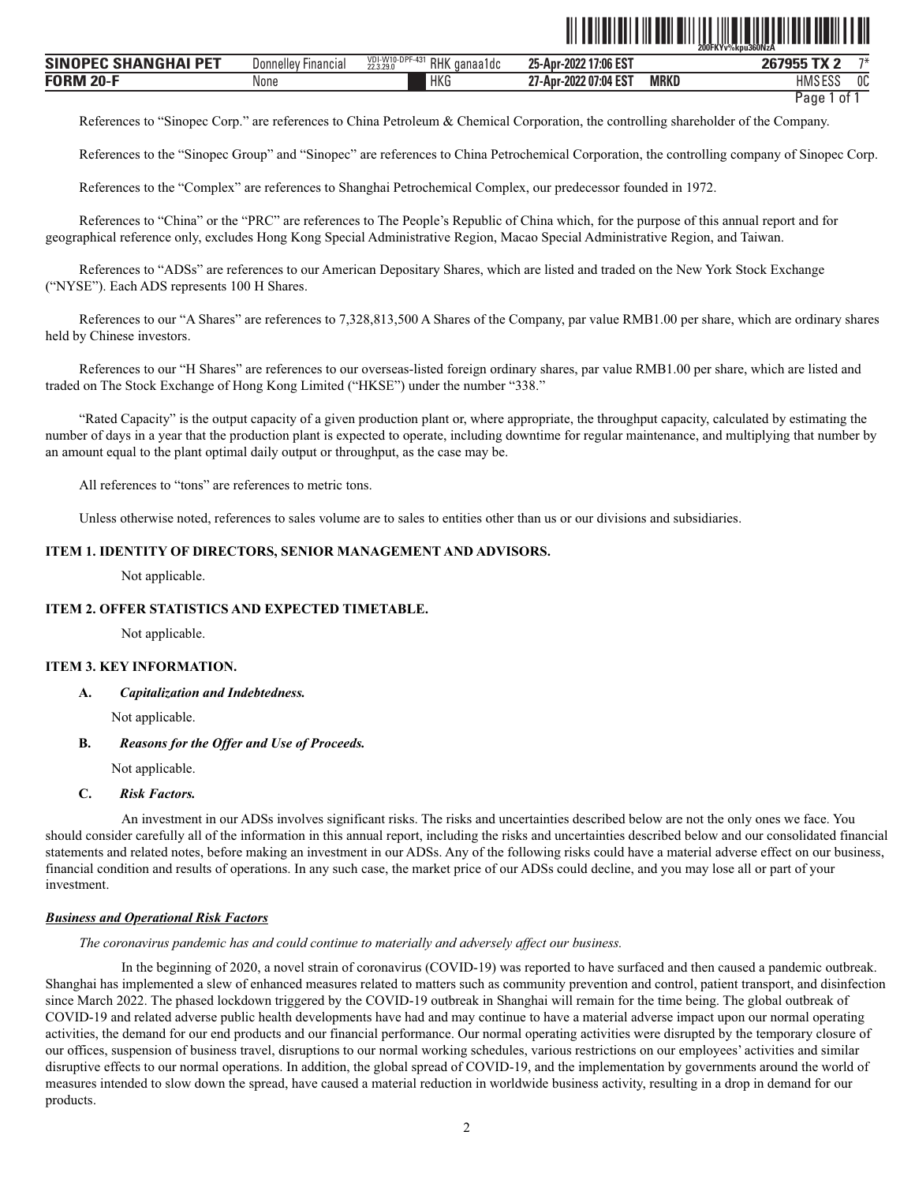References to "Sinopec Corp." are references to China Petroleum & Chemical Corporation, the controlling shareholder of the Company.

References to the "Sinopec Group" and "Sinopec" are references to China Petrochemical Corporation, the controlling company of Sinopec Corp.

References to the "Complex" are references to Shanghai Petrochemical Complex, our predecessor founded in 1972.

References to "China" or the "PRC" are references to The People's Republic of China which, for the purpose of this annual report and for geographical reference only, excludes Hong Kong Special Administrative Region, Macao Special Administrative Region, and Taiwan.

References to "ADSs" are references to our American Depositary Shares, which are listed and traded on the New York Stock Exchange ("NYSE"). Each ADS represents 100 H Shares.

References to our "A Shares" are references to 7,328,813,500 A Shares of the Company, par value RMB1.00 per share, which are ordinary shares held by Chinese investors.

References to our "H Shares" are references to our overseas-listed foreign ordinary shares, par value RMB1.00 per share, which are listed and traded on The Stock Exchange of Hong Kong Limited ("HKSE") under the number "338."

"Rated Capacity" is the output capacity of a given production plant or, where appropriate, the throughput capacity, calculated by estimating the number of days in a year that the production plant is expected to operate, including downtime for regular maintenance, and multiplying that number by an amount equal to the plant optimal daily output or throughput, as the case may be.

All references to "tons" are references to metric tons.

Unless otherwise noted, references to sales volume are to sales to entities other than us or our divisions and subsidiaries.

## ITEM 1. IDENTITY OF DIRECTORS, SENIOR MANAGEMENT AND ADVISORS.

Not applicable.

## ITEM 2. OFFER STATISTICS AND EXPECTED TIMETABLE.

Not applicable.

## ITEM 3. KEY INFORMATION.

### A. *Capitalization and Indebtedness.*

Not applicable.

### B. *Reasons for the Offer and Use of Proceeds.*

Not applicable.

### C. *Risk Factors.*

An investment in our ADSs involves significant risks. The risks and uncertainties described below are not the only ones we face. You should consider carefully all of the information in this annual report, including the risks and uncertainties described below and our consolidated financial statements and related notes, before making an investment in our ADSs. Any of the following risks could have a material adverse effect on our business, financial condition and results of operations. In any such case, the market price of our ADSs could decline, and you may lose all or part of your investment.

***Business and Operational Risk Factors***

*The coronavirus pandemic has and could continue to materially and adversely affect our business.*

In the beginning of 2020, a novel strain of coronavirus (COVID-19) was reported to have surfaced and then caused a pandemic outbreak. Shanghai has implemented a slew of enhanced measures related to matters such as community prevention and control, patient transport, and disinfection since March 2022. The phased lockdown triggered by the COVID-19 outbreak in Shanghai will remain for the time being. The global outbreak of COVID-19 and related adverse public health developments have had and may continue to have a material adverse impact upon our normal operating activities, the demand for our end products and our financial performance. Our normal operating activities were disrupted by the temporary closure of our offices, suspension of business travel, disruptions to our normal working schedules, various restrictions on our employees' activities and similar disruptive effects to our normal operations. In addition, the global spread of COVID-19, and the implementation by governments around the world of measures intended to slow down the spread, have caused a material reduction in worldwide business activity, resulting in a drop in demand for our products.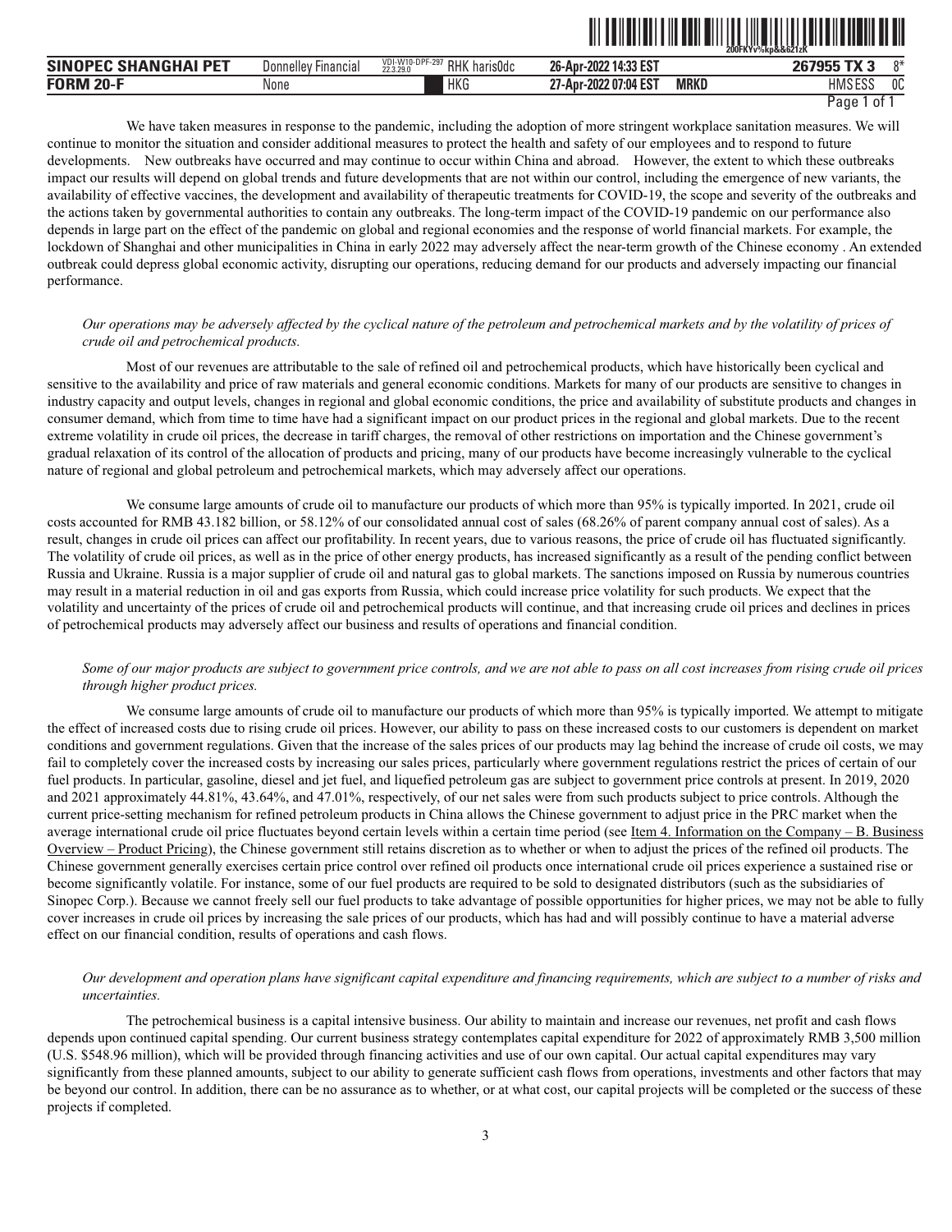We have taken measures in response to the pandemic, including the adoption of more stringent workplace sanitation measures. We will continue to monitor the situation and consider additional measures to protect the health and safety of our employees and to respond to future developments. New outbreaks have occurred and may continue to occur within China and abroad. However, the extent to which these outbreaks impact our results will depend on global trends and future developments that are not within our control, including the emergence of new variants, the availability of effective vaccines, the development and availability of therapeutic treatments for COVID-19, the scope and severity of the outbreaks and the actions taken by governmental authorities to contain any outbreaks. The long-term impact of the COVID-19 pandemic on our performance also depends in large part on the effect of the pandemic on global and regional economies and the response of world financial markets. For example, the lockdown of Shanghai and other municipalities in China in early 2022 may adversely affect the near-term growth of the Chinese economy . An extended outbreak could depress global economic activity, disrupting our operations, reducing demand for our products and adversely impacting our financial performance.

*Our operations may be adversely affected by the cyclical nature of the petroleum and petrochemical markets and by the volatility of prices of crude oil and petrochemical products.*

Most of our revenues are attributable to the sale of refined oil and petrochemical products, which have historically been cyclical and sensitive to the availability and price of raw materials and general economic conditions. Markets for many of our products are sensitive to changes in industry capacity and output levels, changes in regional and global economic conditions, the price and availability of substitute products and changes in consumer demand, which from time to time have had a significant impact on our product prices in the regional and global markets. Due to the recent extreme volatility in crude oil prices, the decrease in tariff charges, the removal of other restrictions on importation and the Chinese government's gradual relaxation of its control of the allocation of products and pricing, many of our products have become increasingly vulnerable to the cyclical nature of regional and global petroleum and petrochemical markets, which may adversely affect our operations.

We consume large amounts of crude oil to manufacture our products of which more than 95% is typically imported. In 2021, crude oil costs accounted for RMB 43.182 billion, or 58.12% of our consolidated annual cost of sales (68.26% of parent company annual cost of sales). As a result, changes in crude oil prices can affect our profitability. In recent years, due to various reasons, the price of crude oil has fluctuated significantly. The volatility of crude oil prices, as well as in the price of other energy products, has increased significantly as a result of the pending conflict between Russia and Ukraine. Russia is a major supplier of crude oil and natural gas to global markets. The sanctions imposed on Russia by numerous countries may result in a material reduction in oil and gas exports from Russia, which could increase price volatility for such products. We expect that the volatility and uncertainty of the prices of crude oil and petrochemical products will continue, and that increasing crude oil prices and declines in prices of petrochemical products may adversely affect our business and results of operations and financial condition.

*Some of our major products are subject to government price controls, and we are not able to pass on all cost increases from rising crude oil prices through higher product prices.*

We consume large amounts of crude oil to manufacture our products of which more than 95% is typically imported. We attempt to mitigate the effect of increased costs due to rising crude oil prices. However, our ability to pass on these increased costs to our customers is dependent on market conditions and government regulations. Given that the increase of the sales prices of our products may lag behind the increase of crude oil costs, we may fail to completely cover the increased costs by increasing our sales prices, particularly where government regulations restrict the prices of certain of our fuel products. In particular, gasoline, diesel and jet fuel, and liquefied petroleum gas are subject to government price controls at present. In 2019, 2020 and 2021 approximately 44.81%, 43.64%, and 47.01%, respectively, of our net sales were from such products subject to price controls. Although the current price-setting mechanism for refined petroleum products in China allows the Chinese government to adjust price in the PRC market when the average international crude oil price fluctuates beyond certain levels within a certain time period (see Item 4. Information on the Company – B. Business Overview – Product Pricing), the Chinese government still retains discretion as to whether or when to adjust the prices of the refined oil products. The Chinese government generally exercises certain price control over refined oil products once international crude oil prices experience a sustained rise or become significantly volatile. For instance, some of our fuel products are required to be sold to designated distributors (such as the subsidiaries of Sinopec Corp.). Because we cannot freely sell our fuel products to take advantage of possible opportunities for higher prices, we may not be able to fully cover increases in crude oil prices by increasing the sale prices of our products, which has had and will possibly continue to have a material adverse effect on our financial condition, results of operations and cash flows.

*Our development and operation plans have significant capital expenditure and financing requirements, which are subject to a number of risks and uncertainties.*

The petrochemical business is a capital intensive business. Our ability to maintain and increase our revenues, net profit and cash flows depends upon continued capital spending. Our current business strategy contemplates capital expenditure for 2022 of approximately RMB 3,500 million (U.S. $548.96 million), which will be provided through financing activities and use of our own capital. Our actual capital expenditures may vary significantly from these planned amounts, subject to our ability to generate sufficient cash flows from operations, investments and other factors that may be beyond our control. In addition, there can be no assurance as to whether, or at what cost, our capital projects will be completed or the success of these projects if completed.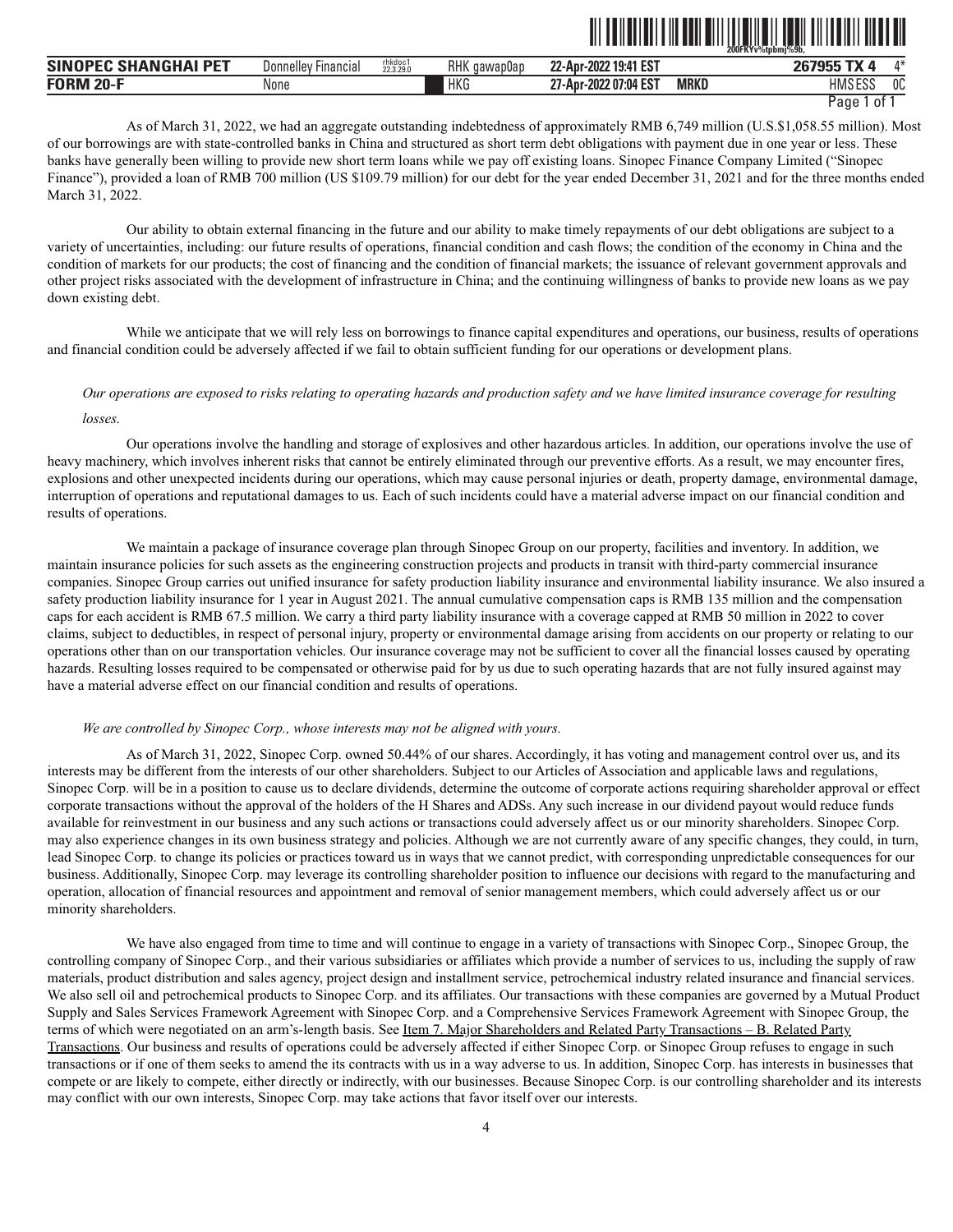As of March 31, 2022, we had an aggregate outstanding indebtedness of approximately RMB 6,749 million (U.S.$1,058.55 million). Most of our borrowings are with state-controlled banks in China and structured as short term debt obligations with payment due in one year or less. These banks have generally been willing to provide new short term loans while we pay off existing loans. Sinopec Finance Company Limited ("Sinopec Finance"), provided a loan of RMB 700 million (US $109.79 million) for our debt for the year ended December 31, 2021 and for the three months ended March 31, 2022.

Our ability to obtain external financing in the future and our ability to make timely repayments of our debt obligations are subject to a variety of uncertainties, including: our future results of operations, financial condition and cash flows; the condition of the economy in China and the condition of markets for our products; the cost of financing and the condition of financial markets; the issuance of relevant government approvals and other project risks associated with the development of infrastructure in China; and the continuing willingness of banks to provide new loans as we pay down existing debt.

While we anticipate that we will rely less on borrowings to finance capital expenditures and operations, our business, results of operations and financial condition could be adversely affected if we fail to obtain sufficient funding for our operations or development plans.

*Our operations are exposed to risks relating to operating hazards and production safety and we have limited insurance coverage for resulting losses.*

Our operations involve the handling and storage of explosives and other hazardous articles. In addition, our operations involve the use of heavy machinery, which involves inherent risks that cannot be entirely eliminated through our preventive efforts. As a result, we may encounter fires, explosions and other unexpected incidents during our operations, which may cause personal injuries or death, property damage, environmental damage, interruption of operations and reputational damages to us. Each of such incidents could have a material adverse impact on our financial condition and results of operations.

We maintain a package of insurance coverage plan through Sinopec Group on our property, facilities and inventory. In addition, we maintain insurance policies for such assets as the engineering construction projects and products in transit with third-party commercial insurance companies. Sinopec Group carries out unified insurance for safety production liability insurance and environmental liability insurance. We also insured a safety production liability insurance for 1 year in August 2021. The annual cumulative compensation caps is RMB 135 million and the compensation caps for each accident is RMB 67.5 million. We carry a third party liability insurance with a coverage capped at RMB 50 million in 2022 to cover claims, subject to deductibles, in respect of personal injury, property or environmental damage arising from accidents on our property or relating to our operations other than on our transportation vehicles. Our insurance coverage may not be sufficient to cover all the financial losses caused by operating hazards. Resulting losses required to be compensated or otherwise paid for by us due to such operating hazards that are not fully insured against may have a material adverse effect on our financial condition and results of operations.

*We are controlled by Sinopec Corp., whose interests may not be aligned with yours.*

As of March 31, 2022, Sinopec Corp. owned 50.44% of our shares. Accordingly, it has voting and management control over us, and its interests may be different from the interests of our other shareholders. Subject to our Articles of Association and applicable laws and regulations, Sinopec Corp. will be in a position to cause us to declare dividends, determine the outcome of corporate actions requiring shareholder approval or effect corporate transactions without the approval of the holders of the H Shares and ADSs. Any such increase in our dividend payout would reduce funds available for reinvestment in our business and any such actions or transactions could adversely affect us or our minority shareholders. Sinopec Corp. may also experience changes in its own business strategy and policies. Although we are not currently aware of any specific changes, they could, in turn, lead Sinopec Corp. to change its policies or practices toward us in ways that we cannot predict, with corresponding unpredictable consequences for our business. Additionally, Sinopec Corp. may leverage its controlling shareholder position to influence our decisions with regard to the manufacturing and operation, allocation of financial resources and appointment and removal of senior management members, which could adversely affect us or our minority shareholders.

We have also engaged from time to time and will continue to engage in a variety of transactions with Sinopec Corp., Sinopec Group, the controlling company of Sinopec Corp., and their various subsidiaries or affiliates which provide a number of services to us, including the supply of raw materials, product distribution and sales agency, project design and installment service, petrochemical industry related insurance and financial services. We also sell oil and petrochemical products to Sinopec Corp. and its affiliates. Our transactions with these companies are governed by a Mutual Product Supply and Sales Services Framework Agreement with Sinopec Corp. and a Comprehensive Services Framework Agreement with Sinopec Group, the terms of which were negotiated on an arm's-length basis. See Item 7. Major Shareholders and Related Party Transactions – B. Related Party Transactions. Our business and results of operations could be adversely affected if either Sinopec Corp. or Sinopec Group refuses to engage in such transactions or if one of them seeks to amend the its contracts with us in a way adverse to us. In addition, Sinopec Corp. has interests in businesses that compete or are likely to compete, either directly or indirectly, with our businesses. Because Sinopec Corp. is our controlling shareholder and its interests may conflict with our own interests, Sinopec Corp. may take actions that favor itself over our interests.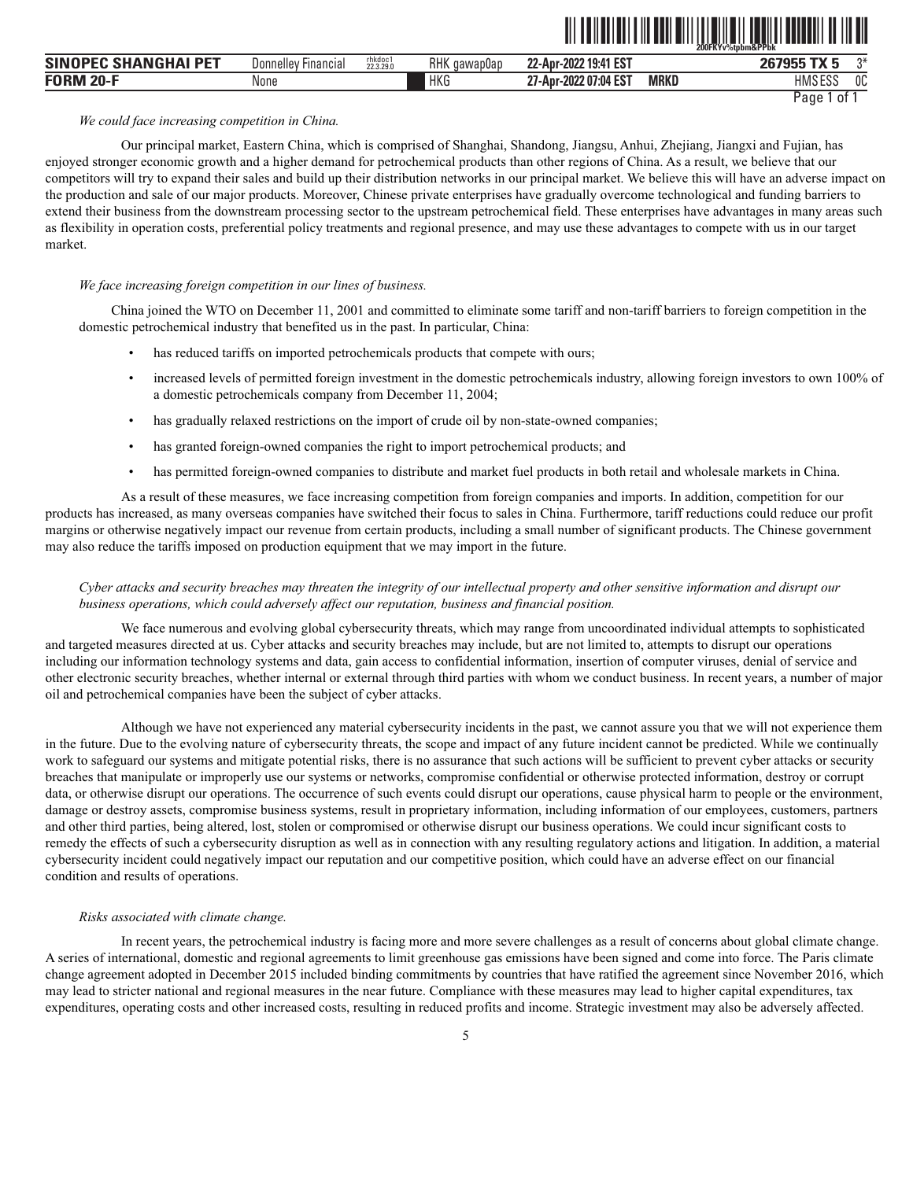*We could face increasing competition in China.*

Our principal market, Eastern China, which is comprised of Shanghai, Shandong, Jiangsu, Anhui, Zhejiang, Jiangxi and Fujian, has enjoyed stronger economic growth and a higher demand for petrochemical products than other regions of China. As a result, we believe that our competitors will try to expand their sales and build up their distribution networks in our principal market. We believe this will have an adverse impact on the production and sale of our major products. Moreover, Chinese private enterprises have gradually overcome technological and funding barriers to extend their business from the downstream processing sector to the upstream petrochemical field. These enterprises have advantages in many areas such as flexibility in operation costs, preferential policy treatments and regional presence, and may use these advantages to compete with us in our target market.

*We face increasing foreign competition in our lines of business.*

China joined the WTO on December 11, 2001 and committed to eliminate some tariff and non-tariff barriers to foreign competition in the domestic petrochemical industry that benefited us in the past. In particular, China:

- has reduced tariffs on imported petrochemicals products that compete with ours;
- increased levels of permitted foreign investment in the domestic petrochemicals industry, allowing foreign investors to own 100% of a domestic petrochemicals company from December 11, 2004;
- has gradually relaxed restrictions on the import of crude oil by non-state-owned companies;
- has granted foreign-owned companies the right to import petrochemical products; and
- has permitted foreign-owned companies to distribute and market fuel products in both retail and wholesale markets in China.

As a result of these measures, we face increasing competition from foreign companies and imports. In addition, competition for our products has increased, as many overseas companies have switched their focus to sales in China. Furthermore, tariff reductions could reduce our profit margins or otherwise negatively impact our revenue from certain products, including a small number of significant products. The Chinese government may also reduce the tariffs imposed on production equipment that we may import in the future.

*Cyber attacks and security breaches may threaten the integrity of our intellectual property and other sensitive information and disrupt our business operations, which could adversely affect our reputation, business and financial position.*

We face numerous and evolving global cybersecurity threats, which may range from uncoordinated individual attempts to sophisticated and targeted measures directed at us. Cyber attacks and security breaches may include, but are not limited to, attempts to disrupt our operations including our information technology systems and data, gain access to confidential information, insertion of computer viruses, denial of service and other electronic security breaches, whether internal or external through third parties with whom we conduct business. In recent years, a number of major oil and petrochemical companies have been the subject of cyber attacks.

Although we have not experienced any material cybersecurity incidents in the past, we cannot assure you that we will not experience them in the future. Due to the evolving nature of cybersecurity threats, the scope and impact of any future incident cannot be predicted. While we continually work to safeguard our systems and mitigate potential risks, there is no assurance that such actions will be sufficient to prevent cyber attacks or security breaches that manipulate or improperly use our systems or networks, compromise confidential or otherwise protected information, destroy or corrupt data, or otherwise disrupt our operations. The occurrence of such events could disrupt our operations, cause physical harm to people or the environment, damage or destroy assets, compromise business systems, result in proprietary information, including information of our employees, customers, partners and other third parties, being altered, lost, stolen or compromised or otherwise disrupt our business operations. We could incur significant costs to remedy the effects of such a cybersecurity disruption as well as in connection with any resulting regulatory actions and litigation. In addition, a material cybersecurity incident could negatively impact our reputation and our competitive position, which could have an adverse effect on our financial condition and results of operations.

*Risks associated with climate change.*

In recent years, the petrochemical industry is facing more and more severe challenges as a result of concerns about global climate change. A series of international, domestic and regional agreements to limit greenhouse gas emissions have been signed and come into force. The Paris climate change agreement adopted in December 2015 included binding commitments by countries that have ratified the agreement since November 2016, which may lead to stricter national and regional measures in the near future. Compliance with these measures may lead to higher capital expenditures, tax expenditures, operating costs and other increased costs, resulting in reduced profits and income. Strategic investment may also be adversely affected.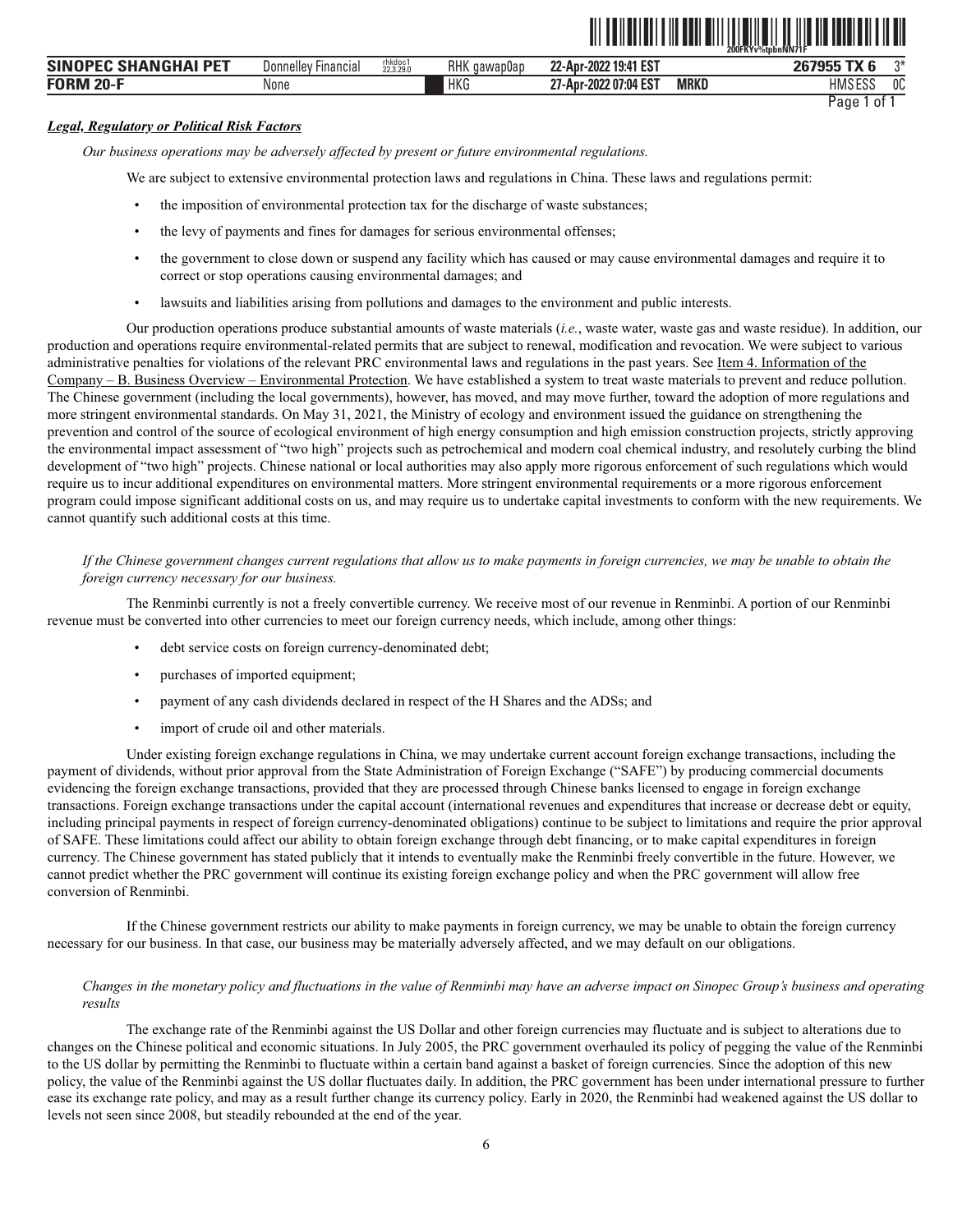***Legal, Regulatory or Political Risk Factors***

*Our business operations may be adversely affected by present or future environmental regulations.*

We are subject to extensive environmental protection laws and regulations in China. These laws and regulations permit:

- the imposition of environmental protection tax for the discharge of waste substances;
- the levy of payments and fines for damages for serious environmental offenses;
- the government to close down or suspend any facility which has caused or may cause environmental damages and require it to correct or stop operations causing environmental damages; and
- lawsuits and liabilities arising from pollutions and damages to the environment and public interests.

Our production operations produce substantial amounts of waste materials (*i.e.*, waste water, waste gas and waste residue). In addition, our production and operations require environmental-related permits that are subject to renewal, modification and revocation. We were subject to various administrative penalties for violations of the relevant PRC environmental laws and regulations in the past years. See Item 4. Information of the Company – B. Business Overview – Environmental Protection. We have established a system to treat waste materials to prevent and reduce pollution. The Chinese government (including the local governments), however, has moved, and may move further, toward the adoption of more regulations and more stringent environmental standards. On May 31, 2021, the Ministry of ecology and environment issued the guidance on strengthening the prevention and control of the source of ecological environment of high energy consumption and high emission construction projects, strictly approving the environmental impact assessment of "two high" projects such as petrochemical and modern coal chemical industry, and resolutely curbing the blind development of "two high" projects. Chinese national or local authorities may also apply more rigorous enforcement of such regulations which would require us to incur additional expenditures on environmental matters. More stringent environmental requirements or a more rigorous enforcement program could impose significant additional costs on us, and may require us to undertake capital investments to conform with the new requirements. We cannot quantify such additional costs at this time.

*If the Chinese government changes current regulations that allow us to make payments in foreign currencies, we may be unable to obtain the foreign currency necessary for our business.*

The Renminbi currently is not a freely convertible currency. We receive most of our revenue in Renminbi. A portion of our Renminbi revenue must be converted into other currencies to meet our foreign currency needs, which include, among other things:

- debt service costs on foreign currency-denominated debt;
- purchases of imported equipment;
- payment of any cash dividends declared in respect of the H Shares and the ADSs; and
- import of crude oil and other materials.

Under existing foreign exchange regulations in China, we may undertake current account foreign exchange transactions, including the payment of dividends, without prior approval from the State Administration of Foreign Exchange ("SAFE") by producing commercial documents evidencing the foreign exchange transactions, provided that they are processed through Chinese banks licensed to engage in foreign exchange transactions. Foreign exchange transactions under the capital account (international revenues and expenditures that increase or decrease debt or equity, including principal payments in respect of foreign currency-denominated obligations) continue to be subject to limitations and require the prior approval of SAFE. These limitations could affect our ability to obtain foreign exchange through debt financing, or to make capital expenditures in foreign currency. The Chinese government has stated publicly that it intends to eventually make the Renminbi freely convertible in the future. However, we cannot predict whether the PRC government will continue its existing foreign exchange policy and when the PRC government will allow free conversion of Renminbi.

If the Chinese government restricts our ability to make payments in foreign currency, we may be unable to obtain the foreign currency necessary for our business. In that case, our business may be materially adversely affected, and we may default on our obligations.

*Changes in the monetary policy and fluctuations in the value of Renminbi may have an adverse impact on Sinopec Group's business and operating results*

The exchange rate of the Renminbi against the US Dollar and other foreign currencies may fluctuate and is subject to alterations due to changes on the Chinese political and economic situations. In July 2005, the PRC government overhauled its policy of pegging the value of the Renminbi to the US dollar by permitting the Renminbi to fluctuate within a certain band against a basket of foreign currencies. Since the adoption of this new policy, the value of the Renminbi against the US dollar fluctuates daily. In addition, the PRC government has been under international pressure to further ease its exchange rate policy, and may as a result further change its currency policy. Early in 2020, the Renminbi had weakened against the US dollar to levels not seen since 2008, but steadily rebounded at the end of the year.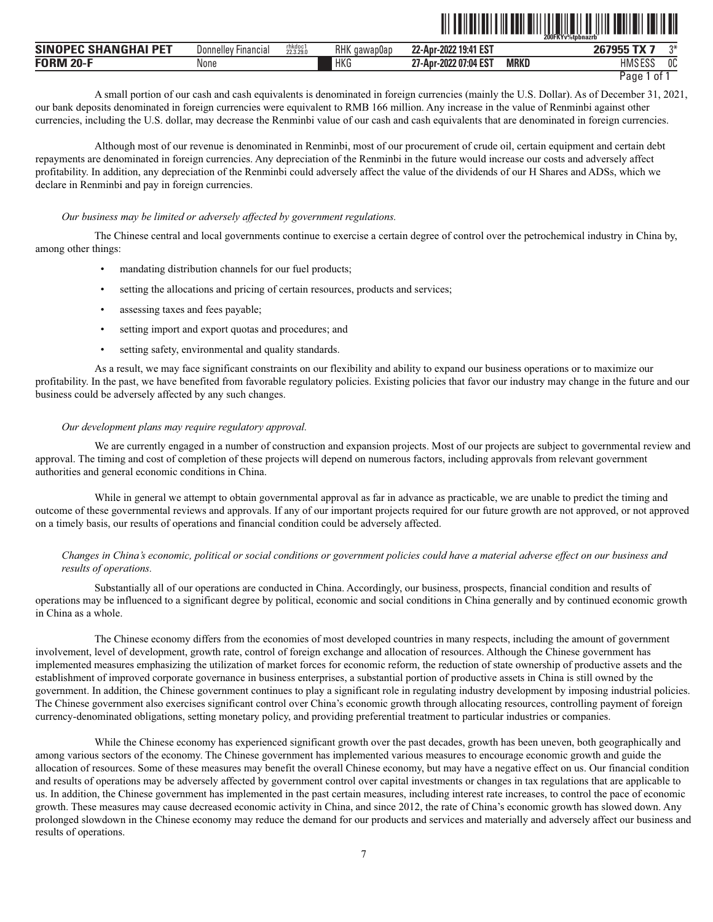A small portion of our cash and cash equivalents is denominated in foreign currencies (mainly the U.S. Dollar). As of December 31, 2021, our bank deposits denominated in foreign currencies were equivalent to RMB 166 million. Any increase in the value of Renminbi against other currencies, including the U.S. dollar, may decrease the Renminbi value of our cash and cash equivalents that are denominated in foreign currencies.

Although most of our revenue is denominated in Renminbi, most of our procurement of crude oil, certain equipment and certain debt repayments are denominated in foreign currencies. Any depreciation of the Renminbi in the future would increase our costs and adversely affect profitability. In addition, any depreciation of the Renminbi could adversely affect the value of the dividends of our H Shares and ADSs, which we declare in Renminbi and pay in foreign currencies.

*Our business may be limited or adversely affected by government regulations.*

The Chinese central and local governments continue to exercise a certain degree of control over the petrochemical industry in China by, among other things:

- mandating distribution channels for our fuel products;
- setting the allocations and pricing of certain resources, products and services;
- assessing taxes and fees payable;
- setting import and export quotas and procedures; and
- setting safety, environmental and quality standards.

As a result, we may face significant constraints on our flexibility and ability to expand our business operations or to maximize our profitability. In the past, we have benefited from favorable regulatory policies. Existing policies that favor our industry may change in the future and our business could be adversely affected by any such changes.

*Our development plans may require regulatory approval.*

We are currently engaged in a number of construction and expansion projects. Most of our projects are subject to governmental review and approval. The timing and cost of completion of these projects will depend on numerous factors, including approvals from relevant government authorities and general economic conditions in China.

While in general we attempt to obtain governmental approval as far in advance as practicable, we are unable to predict the timing and outcome of these governmental reviews and approvals. If any of our important projects required for our future growth are not approved, or not approved on a timely basis, our results of operations and financial condition could be adversely affected.

*Changes in China's economic, political or social conditions or government policies could have a material adverse effect on our business and results of operations.*

Substantially all of our operations are conducted in China. Accordingly, our business, prospects, financial condition and results of operations may be influenced to a significant degree by political, economic and social conditions in China generally and by continued economic growth in China as a whole.

The Chinese economy differs from the economies of most developed countries in many respects, including the amount of government involvement, level of development, growth rate, control of foreign exchange and allocation of resources. Although the Chinese government has implemented measures emphasizing the utilization of market forces for economic reform, the reduction of state ownership of productive assets and the establishment of improved corporate governance in business enterprises, a substantial portion of productive assets in China is still owned by the government. In addition, the Chinese government continues to play a significant role in regulating industry development by imposing industrial policies. The Chinese government also exercises significant control over China's economic growth through allocating resources, controlling payment of foreign currency-denominated obligations, setting monetary policy, and providing preferential treatment to particular industries or companies.

While the Chinese economy has experienced significant growth over the past decades, growth has been uneven, both geographically and among various sectors of the economy. The Chinese government has implemented various measures to encourage economic growth and guide the allocation of resources. Some of these measures may benefit the overall Chinese economy, but may have a negative effect on us. Our financial condition and results of operations may be adversely affected by government control over capital investments or changes in tax regulations that are applicable to us. In addition, the Chinese government has implemented in the past certain measures, including interest rate increases, to control the pace of economic growth. These measures may cause decreased economic activity in China, and since 2012, the rate of China's economic growth has slowed down. Any prolonged slowdown in the Chinese economy may reduce the demand for our products and services and materially and adversely affect our business and results of operations.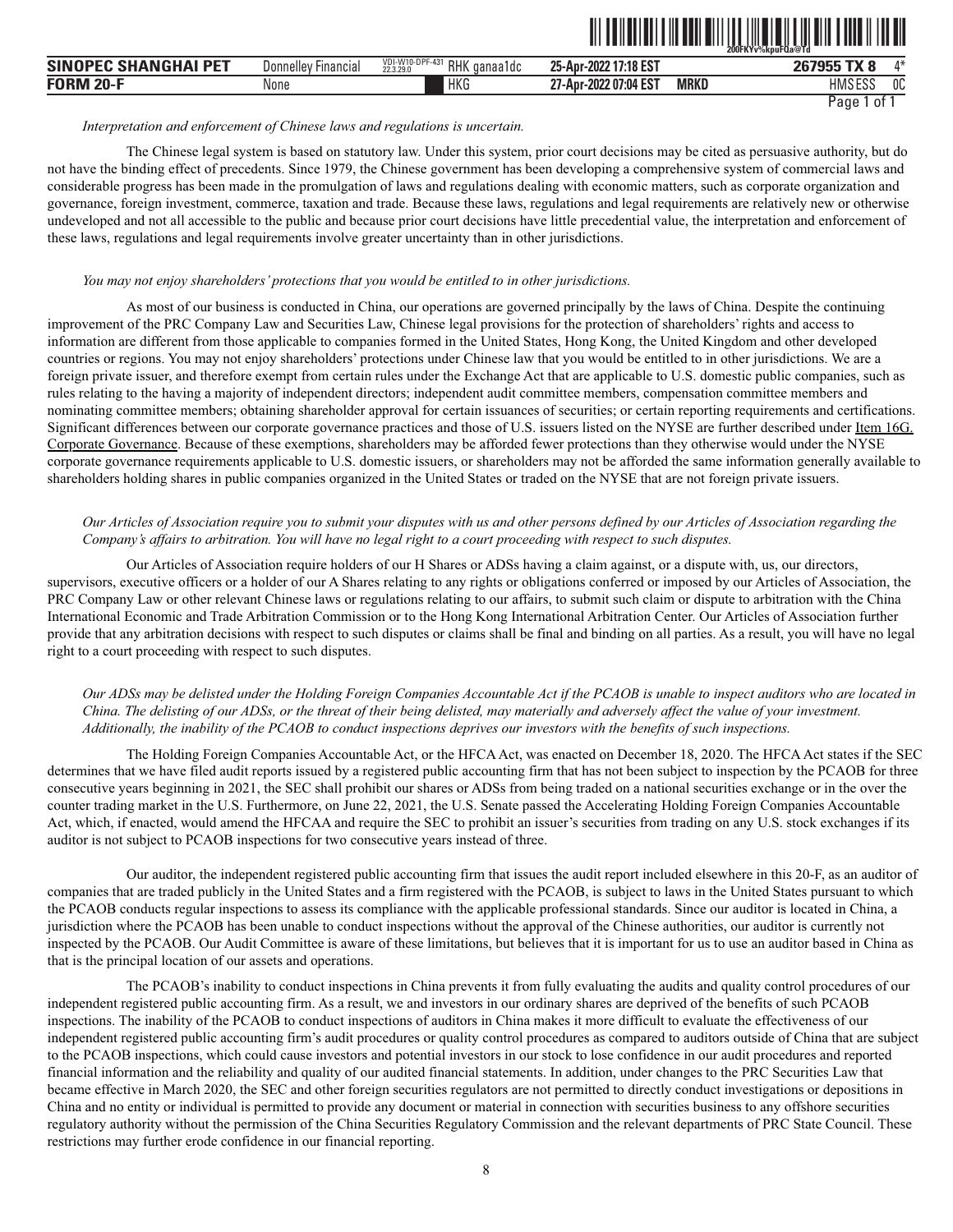*Interpretation and enforcement of Chinese laws and regulations is uncertain.*

The Chinese legal system is based on statutory law. Under this system, prior court decisions may be cited as persuasive authority, but do not have the binding effect of precedents. Since 1979, the Chinese government has been developing a comprehensive system of commercial laws and considerable progress has been made in the promulgation of laws and regulations dealing with economic matters, such as corporate organization and governance, foreign investment, commerce, taxation and trade. Because these laws, regulations and legal requirements are relatively new or otherwise undeveloped and not all accessible to the public and because prior court decisions have little precedential value, the interpretation and enforcement of these laws, regulations and legal requirements involve greater uncertainty than in other jurisdictions.

*You may not enjoy shareholders' protections that you would be entitled to in other jurisdictions.*

As most of our business is conducted in China, our operations are governed principally by the laws of China. Despite the continuing improvement of the PRC Company Law and Securities Law, Chinese legal provisions for the protection of shareholders' rights and access to information are different from those applicable to companies formed in the United States, Hong Kong, the United Kingdom and other developed countries or regions. You may not enjoy shareholders' protections under Chinese law that you would be entitled to in other jurisdictions. We are a foreign private issuer, and therefore exempt from certain rules under the Exchange Act that are applicable to U.S. domestic public companies, such as rules relating to the having a majority of independent directors; independent audit committee members, compensation committee members and nominating committee members; obtaining shareholder approval for certain issuances of securities; or certain reporting requirements and certifications. Significant differences between our corporate governance practices and those of U.S. issuers listed on the NYSE are further described under Item 16G. Corporate Governance. Because of these exemptions, shareholders may be afforded fewer protections than they otherwise would under the NYSE corporate governance requirements applicable to U.S. domestic issuers, or shareholders may not be afforded the same information generally available to shareholders holding shares in public companies organized in the United States or traded on the NYSE that are not foreign private issuers.

*Our Articles of Association require you to submit your disputes with us and other persons defined by our Articles of Association regarding the Company's affairs to arbitration. You will have no legal right to a court proceeding with respect to such disputes.*

Our Articles of Association require holders of our H Shares or ADSs having a claim against, or a dispute with, us, our directors, supervisors, executive officers or a holder of our A Shares relating to any rights or obligations conferred or imposed by our Articles of Association, the PRC Company Law or other relevant Chinese laws or regulations relating to our affairs, to submit such claim or dispute to arbitration with the China International Economic and Trade Arbitration Commission or to the Hong Kong International Arbitration Center. Our Articles of Association further provide that any arbitration decisions with respect to such disputes or claims shall be final and binding on all parties. As a result, you will have no legal right to a court proceeding with respect to such disputes.

*Our ADSs may be delisted under the Holding Foreign Companies Accountable Act if the PCAOB is unable to inspect auditors who are located in China. The delisting of our ADSs, or the threat of their being delisted, may materially and adversely affect the value of your investment. Additionally, the inability of the PCAOB to conduct inspections deprives our investors with the benefits of such inspections.*

The Holding Foreign Companies Accountable Act, or the HFCA Act, was enacted on December 18, 2020. The HFCA Act states if the SEC determines that we have filed audit reports issued by a registered public accounting firm that has not been subject to inspection by the PCAOB for three consecutive years beginning in 2021, the SEC shall prohibit our shares or ADSs from being traded on a national securities exchange or in the over the counter trading market in the U.S. Furthermore, on June 22, 2021, the U.S. Senate passed the Accelerating Holding Foreign Companies Accountable Act, which, if enacted, would amend the HFCAA and require the SEC to prohibit an issuer's securities from trading on any U.S. stock exchanges if its auditor is not subject to PCAOB inspections for two consecutive years instead of three.

Our auditor, the independent registered public accounting firm that issues the audit report included elsewhere in this 20-F, as an auditor of companies that are traded publicly in the United States and a firm registered with the PCAOB, is subject to laws in the United States pursuant to which the PCAOB conducts regular inspections to assess its compliance with the applicable professional standards. Since our auditor is located in China, a jurisdiction where the PCAOB has been unable to conduct inspections without the approval of the Chinese authorities, our auditor is currently not inspected by the PCAOB. Our Audit Committee is aware of these limitations, but believes that it is important for us to use an auditor based in China as that is the principal location of our assets and operations.

The PCAOB's inability to conduct inspections in China prevents it from fully evaluating the audits and quality control procedures of our independent registered public accounting firm. As a result, we and investors in our ordinary shares are deprived of the benefits of such PCAOB inspections. The inability of the PCAOB to conduct inspections of auditors in China makes it more difficult to evaluate the effectiveness of our independent registered public accounting firm's audit procedures or quality control procedures as compared to auditors outside of China that are subject to the PCAOB inspections, which could cause investors and potential investors in our stock to lose confidence in our audit procedures and reported financial information and the reliability and quality of our audited financial statements. In addition, under changes to the PRC Securities Law that became effective in March 2020, the SEC and other foreign securities regulators are not permitted to directly conduct investigations or depositions in China and no entity or individual is permitted to provide any document or material in connection with securities business to any offshore securities regulatory authority without the permission of the China Securities Regulatory Commission and the relevant departments of PRC State Council. These restrictions may further erode confidence in our financial reporting.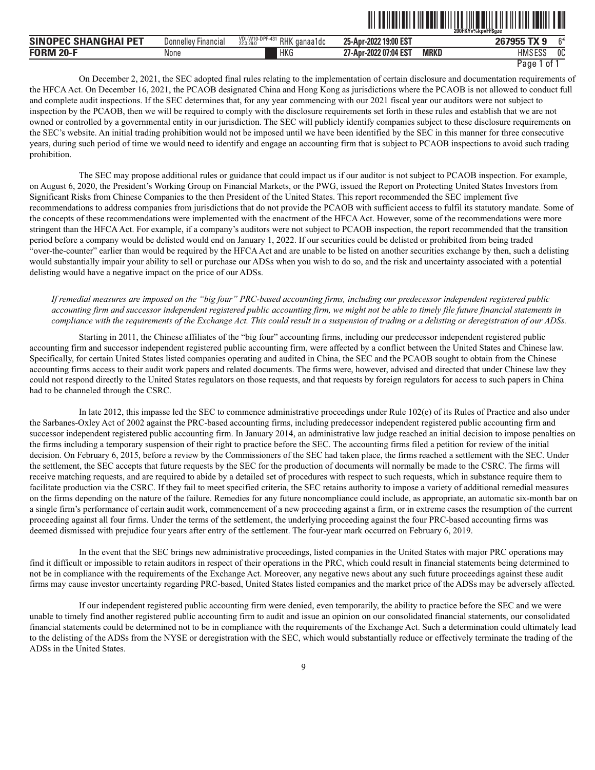On December 2, 2021, the SEC adopted final rules relating to the implementation of certain disclosure and documentation requirements of the HFCA Act. On December 16, 2021, the PCAOB designated China and Hong Kong as jurisdictions where the PCAOB is not allowed to conduct full and complete audit inspections. If the SEC determines that, for any year commencing with our 2021 fiscal year our auditors were not subject to inspection by the PCAOB, then we will be required to comply with the disclosure requirements set forth in these rules and establish that we are not owned or controlled by a governmental entity in our jurisdiction. The SEC will publicly identify companies subject to these disclosure requirements on the SEC's website. An initial trading prohibition would not be imposed until we have been identified by the SEC in this manner for three consecutive years, during such period of time we would need to identify and engage an accounting firm that is subject to PCAOB inspections to avoid such trading prohibition.

The SEC may propose additional rules or guidance that could impact us if our auditor is not subject to PCAOB inspection. For example, on August 6, 2020, the President's Working Group on Financial Markets, or the PWG, issued the Report on Protecting United States Investors from Significant Risks from Chinese Companies to the then President of the United States. This report recommended the SEC implement five recommendations to address companies from jurisdictions that do not provide the PCAOB with sufficient access to fulfil its statutory mandate. Some of the concepts of these recommendations were implemented with the enactment of the HFCA Act. However, some of the recommendations were more stringent than the HFCA Act. For example, if a company's auditors were not subject to PCAOB inspection, the report recommended that the transition period before a company would be delisted would end on January 1, 2022. If our securities could be delisted or prohibited from being traded "over-the-counter" earlier than would be required by the HFCA Act and are unable to be listed on another securities exchange by then, such a delisting would substantially impair your ability to sell or purchase our ADSs when you wish to do so, and the risk and uncertainty associated with a potential delisting would have a negative impact on the price of our ADSs.

*If remedial measures are imposed on the "big four" PRC-based accounting firms, including our predecessor independent registered public accounting firm and successor independent registered public accounting firm, we might not be able to timely file future financial statements in compliance with the requirements of the Exchange Act. This could result in a suspension of trading or a delisting or deregistration of our ADSs.*

Starting in 2011, the Chinese affiliates of the "big four" accounting firms, including our predecessor independent registered public accounting firm and successor independent registered public accounting firm, were affected by a conflict between the United States and Chinese law. Specifically, for certain United States listed companies operating and audited in China, the SEC and the PCAOB sought to obtain from the Chinese accounting firms access to their audit work papers and related documents. The firms were, however, advised and directed that under Chinese law they could not respond directly to the United States regulators on those requests, and that requests by foreign regulators for access to such papers in China had to be channeled through the CSRC.

In late 2012, this impasse led the SEC to commence administrative proceedings under Rule 102(e) of its Rules of Practice and also under the Sarbanes-Oxley Act of 2002 against the PRC-based accounting firms, including predecessor independent registered public accounting firm and successor independent registered public accounting firm. In January 2014, an administrative law judge reached an initial decision to impose penalties on the firms including a temporary suspension of their right to practice before the SEC. The accounting firms filed a petition for review of the initial decision. On February 6, 2015, before a review by the Commissioners of the SEC had taken place, the firms reached a settlement with the SEC. Under the settlement, the SEC accepts that future requests by the SEC for the production of documents will normally be made to the CSRC. The firms will receive matching requests, and are required to abide by a detailed set of procedures with respect to such requests, which in substance require them to facilitate production via the CSRC. If they fail to meet specified criteria, the SEC retains authority to impose a variety of additional remedial measures on the firms depending on the nature of the failure. Remedies for any future noncompliance could include, as appropriate, an automatic six-month bar on a single firm's performance of certain audit work, commencement of a new proceeding against a firm, or in extreme cases the resumption of the current proceeding against all four firms. Under the terms of the settlement, the underlying proceeding against the four PRC-based accounting firms was deemed dismissed with prejudice four years after entry of the settlement. The four-year mark occurred on February 6, 2019.

In the event that the SEC brings new administrative proceedings, listed companies in the United States with major PRC operations may find it difficult or impossible to retain auditors in respect of their operations in the PRC, which could result in financial statements being determined to not be in compliance with the requirements of the Exchange Act. Moreover, any negative news about any such future proceedings against these audit firms may cause investor uncertainty regarding PRC-based, United States listed companies and the market price of the ADSs may be adversely affected.

If our independent registered public accounting firm were denied, even temporarily, the ability to practice before the SEC and we were unable to timely find another registered public accounting firm to audit and issue an opinion on our consolidated financial statements, our consolidated financial statements could be determined not to be in compliance with the requirements of the Exchange Act. Such a determination could ultimately lead to the delisting of the ADSs from the NYSE or deregistration with the SEC, which would substantially reduce or effectively terminate the trading of the ADSs in the United States.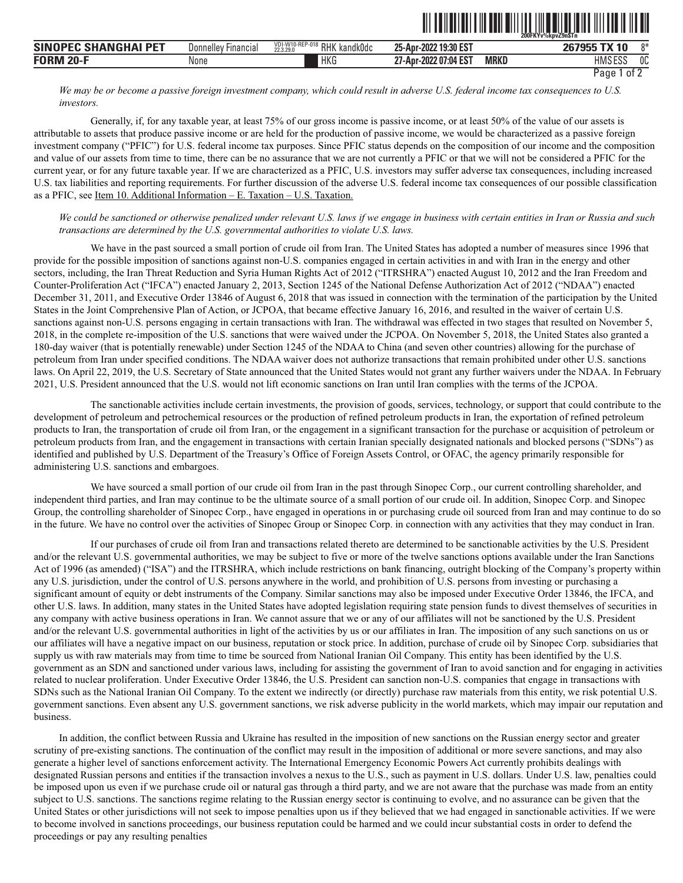*We may be or become a passive foreign investment company, which could result in adverse U.S. federal income tax consequences to U.S. investors.*

Generally, if, for any taxable year, at least 75% of our gross income is passive income, or at least 50% of the value of our assets is attributable to assets that produce passive income or are held for the production of passive income, we would be characterized as a passive foreign investment company ("PFIC") for U.S. federal income tax purposes. Since PFIC status depends on the composition of our income and the composition and value of our assets from time to time, there can be no assurance that we are not currently a PFIC or that we will not be considered a PFIC for the current year, or for any future taxable year. If we are characterized as a PFIC, U.S. investors may suffer adverse tax consequences, including increased U.S. tax liabilities and reporting requirements. For further discussion of the adverse U.S. federal income tax consequences of our possible classification as a PFIC, see Item 10. Additional Information – E. Taxation – U.S. Taxation.

*We could be sanctioned or otherwise penalized under relevant U.S. laws if we engage in business with certain entities in Iran or Russia and such transactions are determined by the U.S. governmental authorities to violate U.S. laws.*

We have in the past sourced a small portion of crude oil from Iran. The United States has adopted a number of measures since 1996 that provide for the possible imposition of sanctions against non-U.S. companies engaged in certain activities in and with Iran in the energy and other sectors, including, the Iran Threat Reduction and Syria Human Rights Act of 2012 ("ITRSHRA") enacted August 10, 2012 and the Iran Freedom and Counter-Proliferation Act ("IFCA") enacted January 2, 2013, Section 1245 of the National Defense Authorization Act of 2012 ("NDAA") enacted December 31, 2011, and Executive Order 13846 of August 6, 2018 that was issued in connection with the termination of the participation by the United States in the Joint Comprehensive Plan of Action, or JCPOA, that became effective January 16, 2016, and resulted in the waiver of certain U.S. sanctions against non-U.S. persons engaging in certain transactions with Iran. The withdrawal was effected in two stages that resulted on November 5, 2018, in the complete re-imposition of the U.S. sanctions that were waived under the JCPOA. On November 5, 2018, the United States also granted a 180-day waiver (that is potentially renewable) under Section 1245 of the NDAA to China (and seven other countries) allowing for the purchase of petroleum from Iran under specified conditions. The NDAA waiver does not authorize transactions that remain prohibited under other U.S. sanctions laws. On April 22, 2019, the U.S. Secretary of State announced that the United States would not grant any further waivers under the NDAA. In February 2021, U.S. President announced that the U.S. would not lift economic sanctions on Iran until Iran complies with the terms of the JCPOA.

The sanctionable activities include certain investments, the provision of goods, services, technology, or support that could contribute to the development of petroleum and petrochemical resources or the production of refined petroleum products in Iran, the exportation of refined petroleum products to Iran, the transportation of crude oil from Iran, or the engagement in a significant transaction for the purchase or acquisition of petroleum or petroleum products from Iran, and the engagement in transactions with certain Iranian specially designated nationals and blocked persons ("SDNs") as identified and published by U.S. Department of the Treasury's Office of Foreign Assets Control, or OFAC, the agency primarily responsible for administering U.S. sanctions and embargoes.

We have sourced a small portion of our crude oil from Iran in the past through Sinopec Corp., our current controlling shareholder, and independent third parties, and Iran may continue to be the ultimate source of a small portion of our crude oil. In addition, Sinopec Corp. and Sinopec Group, the controlling shareholder of Sinopec Corp., have engaged in operations in or purchasing crude oil sourced from Iran and may continue to do so in the future. We have no control over the activities of Sinopec Group or Sinopec Corp. in connection with any activities that they may conduct in Iran.

If our purchases of crude oil from Iran and transactions related thereto are determined to be sanctionable activities by the U.S. President and/or the relevant U.S. governmental authorities, we may be subject to five or more of the twelve sanctions options available under the Iran Sanctions Act of 1996 (as amended) ("ISA") and the ITRSHRA, which include restrictions on bank financing, outright blocking of the Company's property within any U.S. jurisdiction, under the control of U.S. persons anywhere in the world, and prohibition of U.S. persons from investing or purchasing a significant amount of equity or debt instruments of the Company. Similar sanctions may also be imposed under Executive Order 13846, the IFCA, and other U.S. laws. In addition, many states in the United States have adopted legislation requiring state pension funds to divest themselves of securities in any company with active business operations in Iran. We cannot assure that we or any of our affiliates will not be sanctioned by the U.S. President and/or the relevant U.S. governmental authorities in light of the activities by us or our affiliates in Iran. The imposition of any such sanctions on us or our affiliates will have a negative impact on our business, reputation or stock price. In addition, purchase of crude oil by Sinopec Corp. subsidiaries that supply us with raw materials may from time to time be sourced from National Iranian Oil Company. This entity has been identified by the U.S. government as an SDN and sanctioned under various laws, including for assisting the government of Iran to avoid sanction and for engaging in activities related to nuclear proliferation. Under Executive Order 13846, the U.S. President can sanction non-U.S. companies that engage in transactions with SDNs such as the National Iranian Oil Company. To the extent we indirectly (or directly) purchase raw materials from this entity, we risk potential U.S. government sanctions. Even absent any U.S. government sanctions, we risk adverse publicity in the world markets, which may impair our reputation and business.

In addition, the conflict between Russia and Ukraine has resulted in the imposition of new sanctions on the Russian energy sector and greater scrutiny of pre-existing sanctions. The continuation of the conflict may result in the imposition of additional or more severe sanctions, and may also generate a higher level of sanctions enforcement activity. The International Emergency Economic Powers Act currently prohibits dealings with designated Russian persons and entities if the transaction involves a nexus to the U.S., such as payment in U.S. dollars. Under U.S. law, penalties could be imposed upon us even if we purchase crude oil or natural gas through a third party, and we are not aware that the purchase was made from an entity subject to U.S. sanctions. The sanctions regime relating to the Russian energy sector is continuing to evolve, and no assurance can be given that the United States or other jurisdictions will not seek to impose penalties upon us if they believed that we had engaged in sanctionable activities. If we were to become involved in sanctions proceedings, our business reputation could be harmed and we could incur substantial costs in order to defend the proceedings or pay any resulting penalties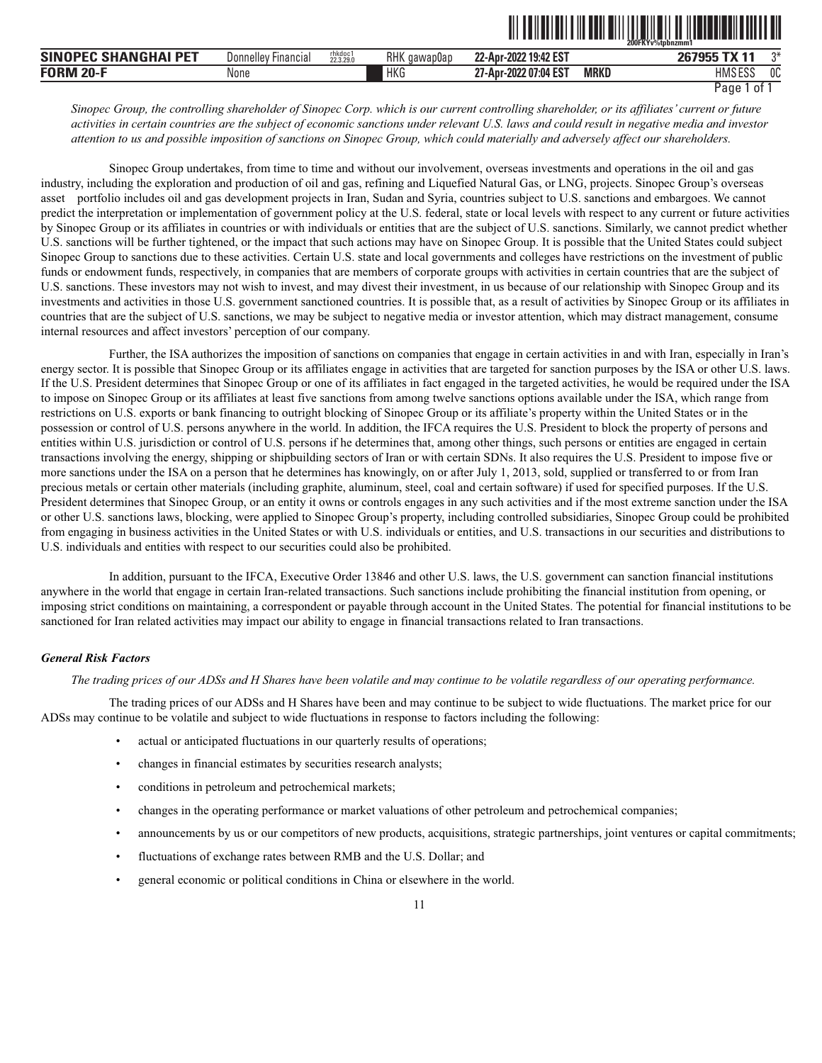*Sinopec Group, the controlling shareholder of Sinopec Corp. which is our current controlling shareholder, or its affiliates' current or future activities in certain countries are the subject of economic sanctions under relevant U.S. laws and could result in negative media and investor attention to us and possible imposition of sanctions on Sinopec Group, which could materially and adversely affect our shareholders.*

Sinopec Group undertakes, from time to time and without our involvement, overseas investments and operations in the oil and gas industry, including the exploration and production of oil and gas, refining and Liquefied Natural Gas, or LNG, projects. Sinopec Group's overseas asset portfolio includes oil and gas development projects in Iran, Sudan and Syria, countries subject to U.S. sanctions and embargoes. We cannot predict the interpretation or implementation of government policy at the U.S. federal, state or local levels with respect to any current or future activities by Sinopec Group or its affiliates in countries or with individuals or entities that are the subject of U.S. sanctions. Similarly, we cannot predict whether U.S. sanctions will be further tightened, or the impact that such actions may have on Sinopec Group. It is possible that the United States could subject Sinopec Group to sanctions due to these activities. Certain U.S. state and local governments and colleges have restrictions on the investment of public funds or endowment funds, respectively, in companies that are members of corporate groups with activities in certain countries that are the subject of U.S. sanctions. These investors may not wish to invest, and may divest their investment, in us because of our relationship with Sinopec Group and its investments and activities in those U.S. government sanctioned countries. It is possible that, as a result of activities by Sinopec Group or its affiliates in countries that are the subject of U.S. sanctions, we may be subject to negative media or investor attention, which may distract management, consume internal resources and affect investors' perception of our company.

Further, the ISA authorizes the imposition of sanctions on companies that engage in certain activities in and with Iran, especially in Iran's energy sector. It is possible that Sinopec Group or its affiliates engage in activities that are targeted for sanction purposes by the ISA or other U.S. laws. If the U.S. President determines that Sinopec Group or one of its affiliates in fact engaged in the targeted activities, he would be required under the ISA to impose on Sinopec Group or its affiliates at least five sanctions from among twelve sanctions options available under the ISA, which range from restrictions on U.S. exports or bank financing to outright blocking of Sinopec Group or its affiliate's property within the United States or in the possession or control of U.S. persons anywhere in the world. In addition, the IFCA requires the U.S. President to block the property of persons and entities within U.S. jurisdiction or control of U.S. persons if he determines that, among other things, such persons or entities are engaged in certain transactions involving the energy, shipping or shipbuilding sectors of Iran or with certain SDNs. It also requires the U.S. President to impose five or more sanctions under the ISA on a person that he determines has knowingly, on or after July 1, 2013, sold, supplied or transferred to or from Iran precious metals or certain other materials (including graphite, aluminum, steel, coal and certain software) if used for specified purposes. If the U.S. President determines that Sinopec Group, or an entity it owns or controls engages in any such activities and if the most extreme sanction under the ISA or other U.S. sanctions laws, blocking, were applied to Sinopec Group's property, including controlled subsidiaries, Sinopec Group could be prohibited from engaging in business activities in the United States or with U.S. individuals or entities, and U.S. transactions in our securities and distributions to U.S. individuals and entities with respect to our securities could also be prohibited.

In addition, pursuant to the IFCA, Executive Order 13846 and other U.S. laws, the U.S. government can sanction financial institutions anywhere in the world that engage in certain Iran-related transactions. Such sanctions include prohibiting the financial institution from opening, or imposing strict conditions on maintaining, a correspondent or payable through account in the United States. The potential for financial institutions to be sanctioned for Iran related activities may impact our ability to engage in financial transactions related to Iran transactions.

***General Risk Factors***

*The trading prices of our ADSs and H Shares have been volatile and may continue to be volatile regardless of our operating performance.*

The trading prices of our ADSs and H Shares have been and may continue to be subject to wide fluctuations. The market price for our ADSs may continue to be volatile and subject to wide fluctuations in response to factors including the following:

- actual or anticipated fluctuations in our quarterly results of operations;
- changes in financial estimates by securities research analysts;
- conditions in petroleum and petrochemical markets;
- changes in the operating performance or market valuations of other petroleum and petrochemical companies;
- announcements by us or our competitors of new products, acquisitions, strategic partnerships, joint ventures or capital commitments;
- fluctuations of exchange rates between RMB and the U.S. Dollar; and
- general economic or political conditions in China or elsewhere in the world.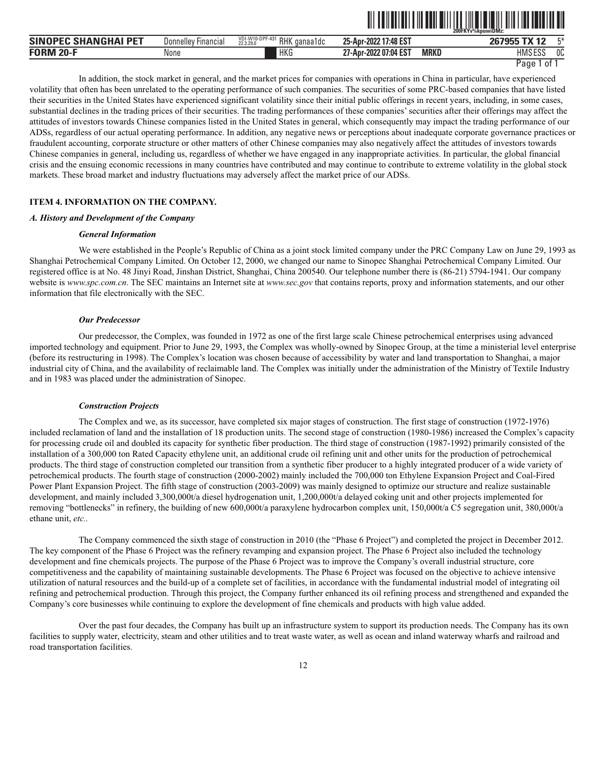In addition, the stock market in general, and the market prices for companies with operations in China in particular, have experienced volatility that often has been unrelated to the operating performance of such companies. The securities of some PRC-based companies that have listed their securities in the United States have experienced significant volatility since their initial public offerings in recent years, including, in some cases, substantial declines in the trading prices of their securities. The trading performances of these companies' securities after their offerings may affect the attitudes of investors towards Chinese companies listed in the United States in general, which consequently may impact the trading performance of our ADSs, regardless of our actual operating performance. In addition, any negative news or perceptions about inadequate corporate governance practices or fraudulent accounting, corporate structure or other matters of other Chinese companies may also negatively affect the attitudes of investors towards Chinese companies in general, including us, regardless of whether we have engaged in any inappropriate activities. In particular, the global financial crisis and the ensuing economic recessions in many countries have contributed and may continue to contribute to extreme volatility in the global stock markets. These broad market and industry fluctuations may adversely affect the market price of our ADSs.

## ITEM 4. INFORMATION ON THE COMPANY.

### *A. History and Development of the Company*

#### *General Information*

We were established in the People's Republic of China as a joint stock limited company under the PRC Company Law on June 29, 1993 as Shanghai Petrochemical Company Limited. On October 12, 2000, we changed our name to Sinopec Shanghai Petrochemical Company Limited. Our registered office is at No. 48 Jinyi Road, Jinshan District, Shanghai, China 200540. Our telephone number there is (86-21) 5794-1941. Our company website is *www.spc.com.cn*. The SEC maintains an Internet site at *www.sec.gov* that contains reports, proxy and information statements, and our other information that file electronically with the SEC.

#### *Our Predecessor*

Our predecessor, the Complex, was founded in 1972 as one of the first large scale Chinese petrochemical enterprises using advanced imported technology and equipment. Prior to June 29, 1993, the Complex was wholly-owned by Sinopec Group, at the time a ministerial level enterprise (before its restructuring in 1998). The Complex's location was chosen because of accessibility by water and land transportation to Shanghai, a major industrial city of China, and the availability of reclaimable land. The Complex was initially under the administration of the Ministry of Textile Industry and in 1983 was placed under the administration of Sinopec.

#### *Construction Projects*

The Complex and we, as its successor, have completed six major stages of construction. The first stage of construction (1972-1976) included reclamation of land and the installation of 18 production units. The second stage of construction (1980-1986) increased the Complex's capacity for processing crude oil and doubled its capacity for synthetic fiber production. The third stage of construction (1987-1992) primarily consisted of the installation of a 300,000 ton Rated Capacity ethylene unit, an additional crude oil refining unit and other units for the production of petrochemical products. The third stage of construction completed our transition from a synthetic fiber producer to a highly integrated producer of a wide variety of petrochemical products. The fourth stage of construction (2000-2002) mainly included the 700,000 ton Ethylene Expansion Project and Coal-Fired Power Plant Expansion Project. The fifth stage of construction (2003-2009) was mainly designed to optimize our structure and realize sustainable development, and mainly included 3,300,000t/a diesel hydrogenation unit, 1,200,000t/a delayed coking unit and other projects implemented for removing "bottlenecks" in refinery, the building of new 600,000t/a paraxylene hydrocarbon complex unit, 150,000t/a C5 segregation unit, 380,000t/a ethane unit, *etc.*.

The Company commenced the sixth stage of construction in 2010 (the "Phase 6 Project") and completed the project in December 2012. The key component of the Phase 6 Project was the refinery revamping and expansion project. The Phase 6 Project also included the technology development and fine chemicals projects. The purpose of the Phase 6 Project was to improve the Company's overall industrial structure, core competitiveness and the capability of maintaining sustainable developments. The Phase 6 Project was focused on the objective to achieve intensive utilization of natural resources and the build-up of a complete set of facilities, in accordance with the fundamental industrial model of integrating oil refining and petrochemical production. Through this project, the Company further enhanced its oil refining process and strengthened and expanded the Company's core businesses while continuing to explore the development of fine chemicals and products with high value added.

Over the past four decades, the Company has built up an infrastructure system to support its production needs. The Company has its own facilities to supply water, electricity, steam and other utilities and to treat waste water, as well as ocean and inland waterway wharfs and railroad and road transportation facilities.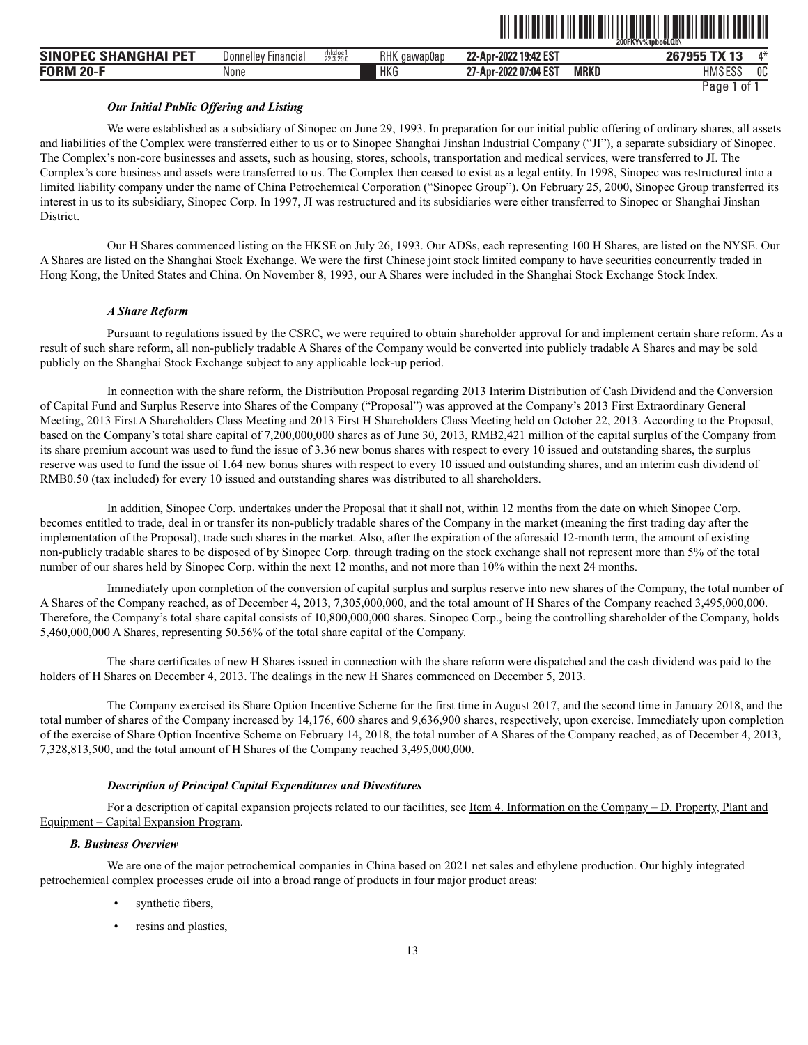### *Our Initial Public Offering and Listing*

We were established as a subsidiary of Sinopec on June 29, 1993. In preparation for our initial public offering of ordinary shares, all assets and liabilities of the Complex were transferred either to us or to Sinopec Shanghai Jinshan Industrial Company ("JI"), a separate subsidiary of Sinopec. The Complex's non-core businesses and assets, such as housing, stores, schools, transportation and medical services, were transferred to JI. The Complex's core business and assets were transferred to us. The Complex then ceased to exist as a legal entity. In 1998, Sinopec was restructured into a limited liability company under the name of China Petrochemical Corporation ("Sinopec Group"). On February 25, 2000, Sinopec Group transferred its interest in us to its subsidiary, Sinopec Corp. In 1997, JI was restructured and its subsidiaries were either transferred to Sinopec or Shanghai Jinshan District.

Our H Shares commenced listing on the HKSE on July 26, 1993. Our ADSs, each representing 100 H Shares, are listed on the NYSE. Our A Shares are listed on the Shanghai Stock Exchange. We were the first Chinese joint stock limited company to have securities concurrently traded in Hong Kong, the United States and China. On November 8, 1993, our A Shares were included in the Shanghai Stock Exchange Stock Index.

### *A Share Reform*

Pursuant to regulations issued by the CSRC, we were required to obtain shareholder approval for and implement certain share reform. As a result of such share reform, all non-publicly tradable A Shares of the Company would be converted into publicly tradable A Shares and may be sold publicly on the Shanghai Stock Exchange subject to any applicable lock-up period.

In connection with the share reform, the Distribution Proposal regarding 2013 Interim Distribution of Cash Dividend and the Conversion of Capital Fund and Surplus Reserve into Shares of the Company ("Proposal") was approved at the Company's 2013 First Extraordinary General Meeting, 2013 First A Shareholders Class Meeting and 2013 First H Shareholders Class Meeting held on October 22, 2013. According to the Proposal, based on the Company's total share capital of 7,200,000,000 shares as of June 30, 2013, RMB2,421 million of the capital surplus of the Company from its share premium account was used to fund the issue of 3.36 new bonus shares with respect to every 10 issued and outstanding shares, the surplus reserve was used to fund the issue of 1.64 new bonus shares with respect to every 10 issued and outstanding shares, and an interim cash dividend of RMB0.50 (tax included) for every 10 issued and outstanding shares was distributed to all shareholders.

In addition, Sinopec Corp. undertakes under the Proposal that it shall not, within 12 months from the date on which Sinopec Corp. becomes entitled to trade, deal in or transfer its non-publicly tradable shares of the Company in the market (meaning the first trading day after the implementation of the Proposal), trade such shares in the market. Also, after the expiration of the aforesaid 12-month term, the amount of existing non-publicly tradable shares to be disposed of by Sinopec Corp. through trading on the stock exchange shall not represent more than 5% of the total number of our shares held by Sinopec Corp. within the next 12 months, and not more than 10% within the next 24 months.

Immediately upon completion of the conversion of capital surplus and surplus reserve into new shares of the Company, the total number of A Shares of the Company reached, as of December 4, 2013, 7,305,000,000, and the total amount of H Shares of the Company reached 3,495,000,000. Therefore, the Company's total share capital consists of 10,800,000,000 shares. Sinopec Corp., being the controlling shareholder of the Company, holds 5,460,000,000 A Shares, representing 50.56% of the total share capital of the Company.

The share certificates of new H Shares issued in connection with the share reform were dispatched and the cash dividend was paid to the holders of H Shares on December 4, 2013. The dealings in the new H Shares commenced on December 5, 2013.

The Company exercised its Share Option Incentive Scheme for the first time in August 2017, and the second time in January 2018, and the total number of shares of the Company increased by 14,176, 600 shares and 9,636,900 shares, respectively, upon exercise. Immediately upon completion of the exercise of Share Option Incentive Scheme on February 14, 2018, the total number of A Shares of the Company reached, as of December 4, 2013, 7,328,813,500, and the total amount of H Shares of the Company reached 3,495,000,000.

### *Description of Principal Capital Expenditures and Divestitures*

For a description of capital expansion projects related to our facilities, see Item 4. Information on the Company – D. Property, Plant and Equipment – Capital Expansion Program.

## *B. Business Overview*

We are one of the major petrochemical companies in China based on 2021 net sales and ethylene production. Our highly integrated petrochemical complex processes crude oil into a broad range of products in four major product areas:

- synthetic fibers,
- resins and plastics,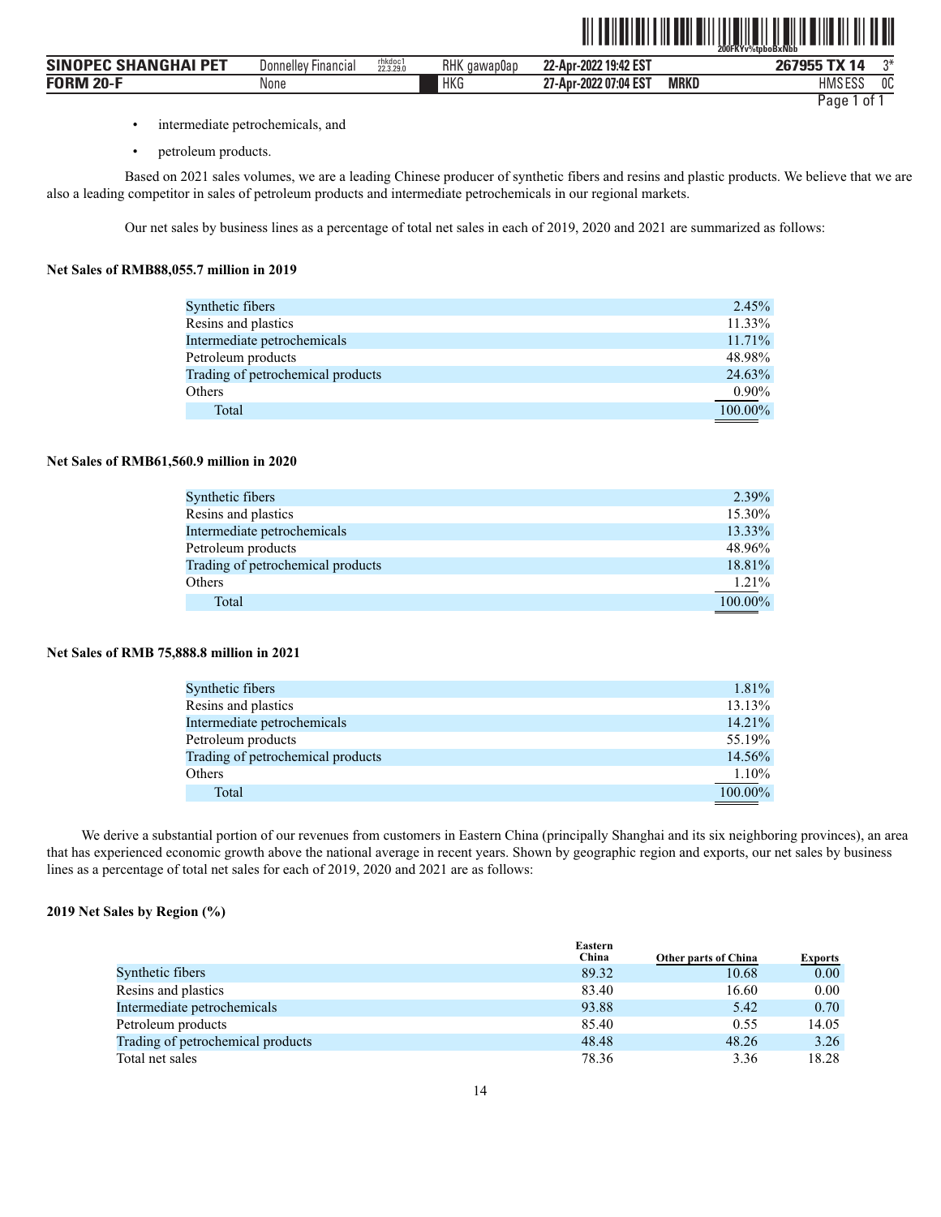- intermediate petrochemicals, and
- petroleum products.

Based on 2021 sales volumes, we are a leading Chinese producer of synthetic fibers and resins and plastic products. We believe that we are also a leading competitor in sales of petroleum products and intermediate petrochemicals in our regional markets.

Our net sales by business lines as a percentage of total net sales in each of 2019, 2020 and 2021 are summarized as follows:

**Net Sales of RMB88,055.7 million in 2019**

| | |
|---|---|
| Synthetic fibers | 2.45% |
| Resins and plastics | 11.33% |
| Intermediate petrochemicals | 11.71% |
| Petroleum products | 48.98% |
| Trading of petrochemical products | 24.63% |
| Others | 0.90% |
| Total | 100.00% |

**Net Sales of RMB61,560.9 million in 2020**

| | |
|---|---|
| Synthetic fibers | 2.39% |
| Resins and plastics | 15.30% |
| Intermediate petrochemicals | 13.33% |
| Petroleum products | 48.96% |
| Trading of petrochemical products | 18.81% |
| Others | 1.21% |
| Total | 100.00% |

**Net Sales of RMB 75,888.8 million in 2021**

| | |
|---|---|
| Synthetic fibers | 1.81% |
| Resins and plastics | 13.13% |
| Intermediate petrochemicals | 14.21% |
| Petroleum products | 55.19% |
| Trading of petrochemical products | 14.56% |
| Others | 1.10% |
| Total | 100.00% |

We derive a substantial portion of our revenues from customers in Eastern China (principally Shanghai and its six neighboring provinces), an area that has experienced economic growth above the national average in recent years. Shown by geographic region and exports, our net sales by business lines as a percentage of total net sales for each of 2019, 2020 and 2021 are as follows:

**2019 Net Sales by Region (%)**

| | Eastern China | Other parts of China | Exports |
|---|---|---|---|
| Synthetic fibers | 89.32 | 10.68 | 0.00 |
| Resins and plastics | 83.40 | 16.60 | 0.00 |
| Intermediate petrochemicals | 93.88 | 5.42 | 0.70 |
| Petroleum products | 85.40 | 0.55 | 14.05 |
| Trading of petrochemical products | 48.48 | 48.26 | 3.26 |
| Total net sales | 78.36 | 3.36 | 18.28 |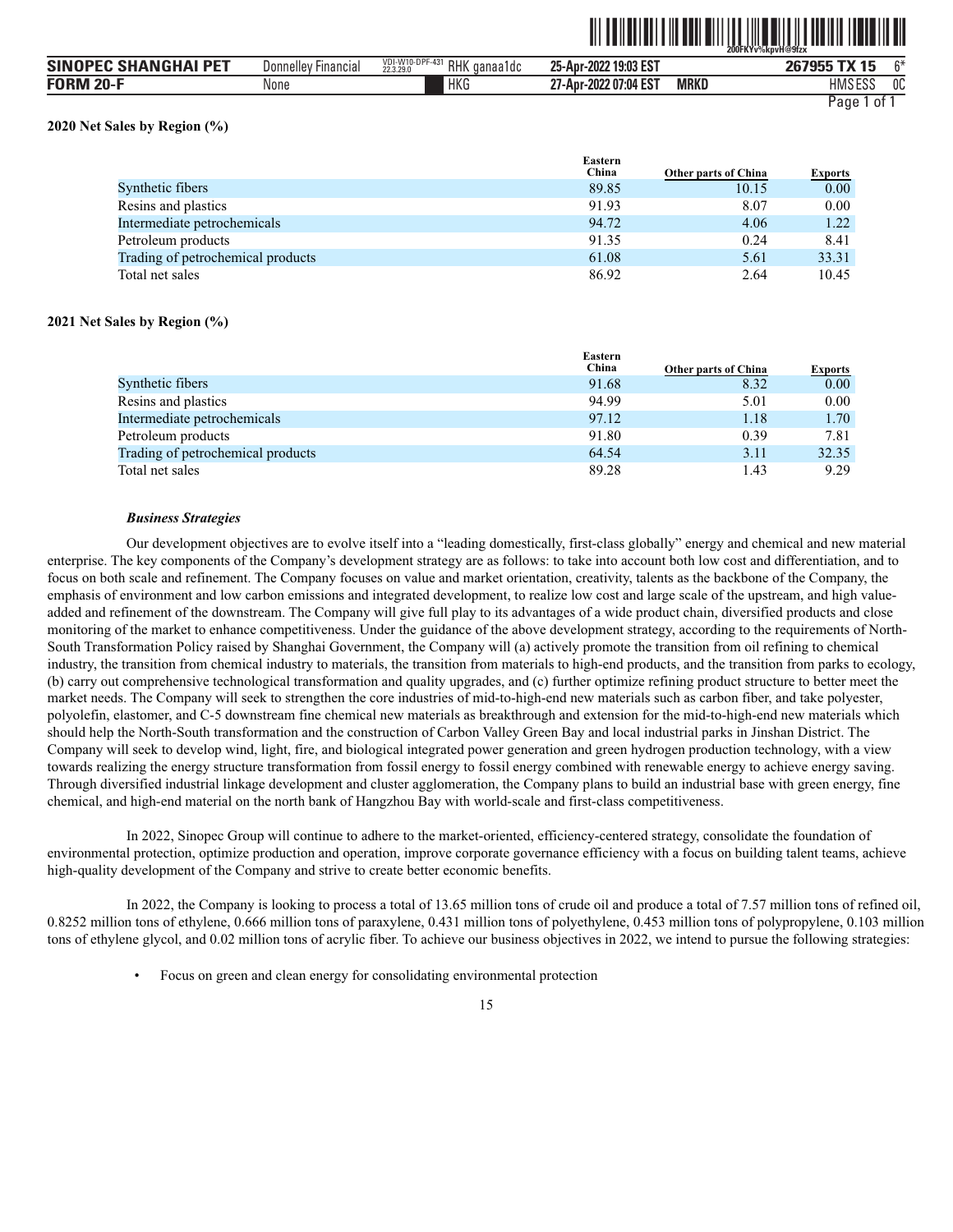**2020 Net Sales by Region (%)**

| | Eastern China | Other parts of China | Exports |
|---|---|---|---|
| Synthetic fibers | 89.85 | 10.15 | 0.00 |
| Resins and plastics | 91.93 | 8.07 | 0.00 |
| Intermediate petrochemicals | 94.72 | 4.06 | 1.22 |
| Petroleum products | 91.35 | 0.24 | 8.41 |
| Trading of petrochemical products | 61.08 | 5.61 | 33.31 |
| Total net sales | 86.92 | 2.64 | 10.45 |

**2021 Net Sales by Region (%)**

| | Eastern China | Other parts of China | Exports |
|---|---|---|---|
| Synthetic fibers | 91.68 | 8.32 | 0.00 |
| Resins and plastics | 94.99 | 5.01 | 0.00 |
| Intermediate petrochemicals | 97.12 | 1.18 | 1.70 |
| Petroleum products | 91.80 | 0.39 | 7.81 |
| Trading of petrochemical products | 64.54 | 3.11 | 32.35 |
| Total net sales | 89.28 | 1.43 | 9.29 |

***Business Strategies***

Our development objectives are to evolve itself into a "leading domestically, first-class globally" energy and chemical and new material enterprise. The key components of the Company's development strategy are as follows: to take into account both low cost and differentiation, and to focus on both scale and refinement. The Company focuses on value and market orientation, creativity, talents as the backbone of the Company, the emphasis of environment and low carbon emissions and integrated development, to realize low cost and large scale of the upstream, and high value-added and refinement of the downstream. The Company will give full play to its advantages of a wide product chain, diversified products and close monitoring of the market to enhance competitiveness. Under the guidance of the above development strategy, according to the requirements of North-South Transformation Policy raised by Shanghai Government, the Company will (a) actively promote the transition from oil refining to chemical industry, the transition from chemical industry to materials, the transition from materials to high-end products, and the transition from parks to ecology, (b) carry out comprehensive technological transformation and quality upgrades, and (c) further optimize refining product structure to better meet the market needs. The Company will seek to strengthen the core industries of mid-to-high-end new materials such as carbon fiber, and take polyester, polyolefin, elastomer, and C-5 downstream fine chemical new materials as breakthrough and extension for the mid-to-high-end new materials which should help the North-South transformation and the construction of Carbon Valley Green Bay and local industrial parks in Jinshan District. The Company will seek to develop wind, light, fire, and biological integrated power generation and green hydrogen production technology, with a view towards realizing the energy structure transformation from fossil energy to fossil energy combined with renewable energy to achieve energy saving. Through diversified industrial linkage development and cluster agglomeration, the Company plans to build an industrial base with green energy, fine chemical, and high-end material on the north bank of Hangzhou Bay with world-scale and first-class competitiveness.

In 2022, Sinopec Group will continue to adhere to the market-oriented, efficiency-centered strategy, consolidate the foundation of environmental protection, optimize production and operation, improve corporate governance efficiency with a focus on building talent teams, achieve high-quality development of the Company and strive to create better economic benefits.

In 2022, the Company is looking to process a total of 13.65 million tons of crude oil and produce a total of 7.57 million tons of refined oil, 0.8252 million tons of ethylene, 0.666 million tons of paraxylene, 0.431 million tons of polyethylene, 0.453 million tons of polypropylene, 0.103 million tons of ethylene glycol, and 0.02 million tons of acrylic fiber. To achieve our business objectives in 2022, we intend to pursue the following strategies:

- Focus on green and clean energy for consolidating environmental protection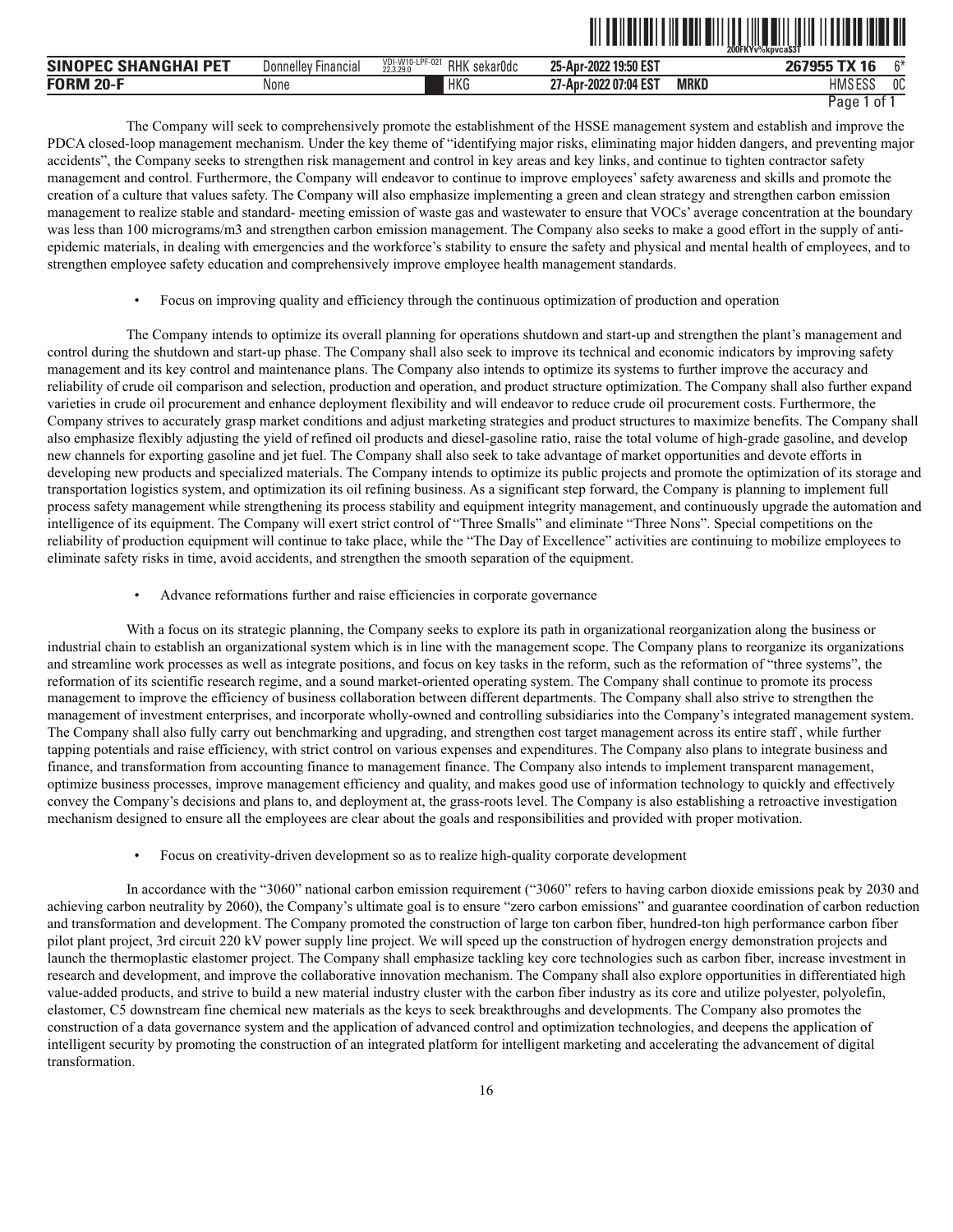The Company will seek to comprehensively promote the establishment of the HSSE management system and establish and improve the PDCA closed-loop management mechanism. Under the key theme of "identifying major risks, eliminating major hidden dangers, and preventing major accidents", the Company seeks to strengthen risk management and control in key areas and key links, and continue to tighten contractor safety management and control. Furthermore, the Company will endeavor to continue to improve employees' safety awareness and skills and promote the creation of a culture that values safety. The Company will also emphasize implementing a green and clean strategy and strengthen carbon emission management to realize stable and standard- meeting emission of waste gas and wastewater to ensure that VOCs' average concentration at the boundary was less than 100 micrograms/m3 and strengthen carbon emission management. The Company also seeks to make a good effort in the supply of anti-epidemic materials, in dealing with emergencies and the workforce's stability to ensure the safety and physical and mental health of employees, and to strengthen employee safety education and comprehensively improve employee health management standards.

- Focus on improving quality and efficiency through the continuous optimization of production and operation

The Company intends to optimize its overall planning for operations shutdown and start-up and strengthen the plant's management and control during the shutdown and start-up phase. The Company shall also seek to improve its technical and economic indicators by improving safety management and its key control and maintenance plans. The Company also intends to optimize its systems to further improve the accuracy and reliability of crude oil comparison and selection, production and operation, and product structure optimization. The Company shall also further expand varieties in crude oil procurement and enhance deployment flexibility and will endeavor to reduce crude oil procurement costs. Furthermore, the Company strives to accurately grasp market conditions and adjust marketing strategies and product structures to maximize benefits. The Company shall also emphasize flexibly adjusting the yield of refined oil products and diesel-gasoline ratio, raise the total volume of high-grade gasoline, and develop new channels for exporting gasoline and jet fuel. The Company shall also seek to take advantage of market opportunities and devote efforts in developing new products and specialized materials. The Company intends to optimize its public projects and promote the optimization of its storage and transportation logistics system, and optimization its oil refining business. As a significant step forward, the Company is planning to implement full process safety management while strengthening its process stability and equipment integrity management, and continuously upgrade the automation and intelligence of its equipment. The Company will exert strict control of "Three Smalls" and eliminate "Three Nons". Special competitions on the reliability of production equipment will continue to take place, while the "The Day of Excellence" activities are continuing to mobilize employees to eliminate safety risks in time, avoid accidents, and strengthen the smooth separation of the equipment.

- Advance reformations further and raise efficiencies in corporate governance

With a focus on its strategic planning, the Company seeks to explore its path in organizational reorganization along the business or industrial chain to establish an organizational system which is in line with the management scope. The Company plans to reorganize its organizations and streamline work processes as well as integrate positions, and focus on key tasks in the reform, such as the reformation of "three systems", the reformation of its scientific research regime, and a sound market-oriented operating system. The Company shall continue to promote its process management to improve the efficiency of business collaboration between different departments. The Company shall also strive to strengthen the management of investment enterprises, and incorporate wholly-owned and controlling subsidiaries into the Company's integrated management system. The Company shall also fully carry out benchmarking and upgrading, and strengthen cost target management across its entire staff , while further tapping potentials and raise efficiency, with strict control on various expenses and expenditures. The Company also plans to integrate business and finance, and transformation from accounting finance to management finance. The Company also intends to implement transparent management, optimize business processes, improve management efficiency and quality, and makes good use of information technology to quickly and effectively convey the Company's decisions and plans to, and deployment at, the grass-roots level. The Company is also establishing a retroactive investigation mechanism designed to ensure all the employees are clear about the goals and responsibilities and provided with proper motivation.

- Focus on creativity-driven development so as to realize high-quality corporate development

In accordance with the "3060" national carbon emission requirement ("3060" refers to having carbon dioxide emissions peak by 2030 and achieving carbon neutrality by 2060), the Company's ultimate goal is to ensure "zero carbon emissions" and guarantee coordination of carbon reduction and transformation and development. The Company promoted the construction of large ton carbon fiber, hundred-ton high performance carbon fiber pilot plant project, 3rd circuit 220 kV power supply line project. We will speed up the construction of hydrogen energy demonstration projects and launch the thermoplastic elastomer project. The Company shall emphasize tackling key core technologies such as carbon fiber, increase investment in research and development, and improve the collaborative innovation mechanism. The Company shall also explore opportunities in differentiated high value-added products, and strive to build a new material industry cluster with the carbon fiber industry as its core and utilize polyester, polyolefin, elastomer, C5 downstream fine chemical new materials as the keys to seek breakthroughs and developments. The Company also promotes the construction of a data governance system and the application of advanced control and optimization technologies, and deepens the application of intelligent security by promoting the construction of an integrated platform for intelligent marketing and accelerating the advancement of digital transformation.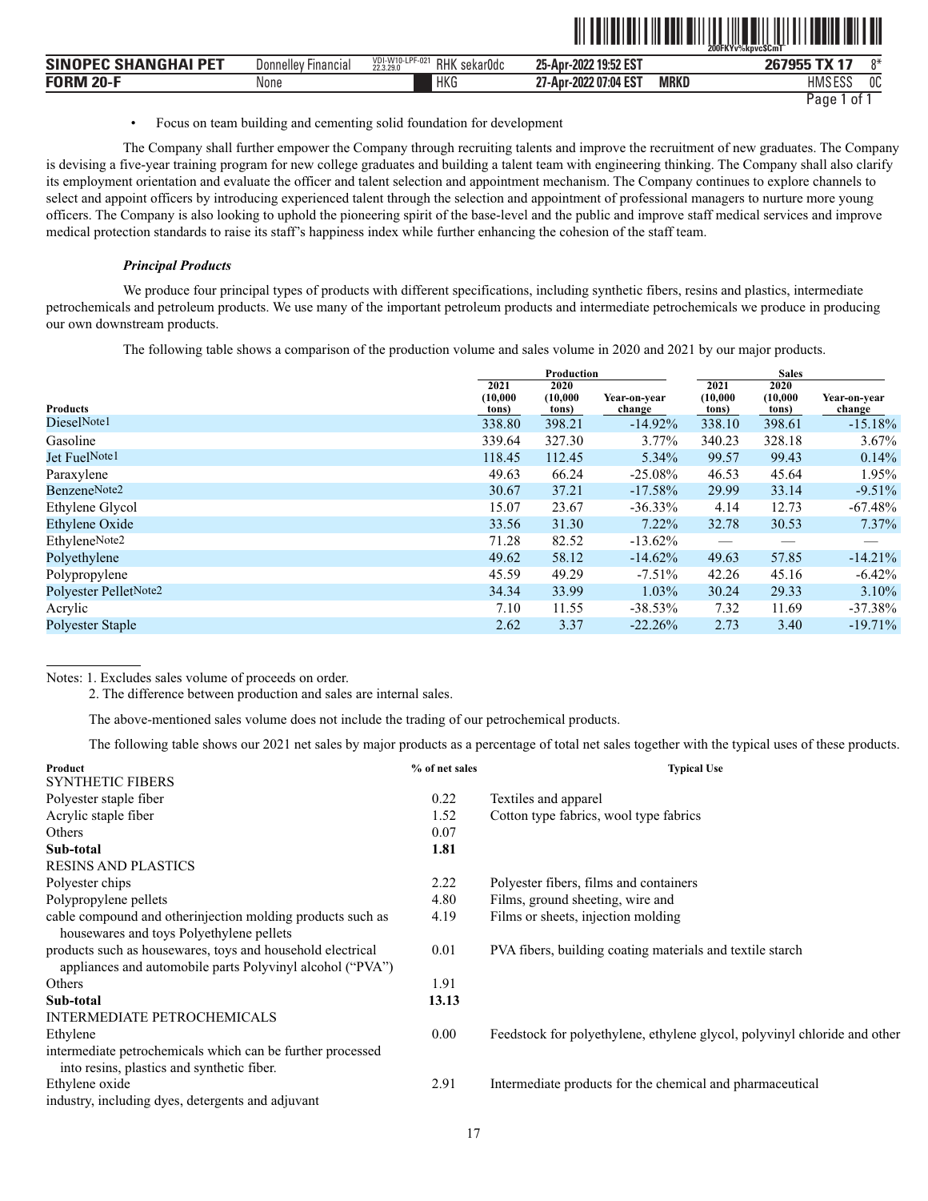- Focus on team building and cementing solid foundation for development

The Company shall further empower the Company through recruiting talents and improve the recruitment of new graduates. The Company is devising a five-year training program for new college graduates and building a talent team with engineering thinking. The Company shall also clarify its employment orientation and evaluate the officer and talent selection and appointment mechanism. The Company continues to explore channels to select and appoint officers by introducing experienced talent through the selection and appointment of professional managers to nurture more young officers. The Company is also looking to uphold the pioneering spirit of the base-level and the public and improve staff medical services and improve medical protection standards to raise its staff's happiness index while further enhancing the cohesion of the staff team.

***Principal Products***

We produce four principal types of products with different specifications, including synthetic fibers, resins and plastics, intermediate petrochemicals and petroleum products. We use many of the important petroleum products and intermediate petrochemicals we produce in producing our own downstream products.

The following table shows a comparison of the production volume and sales volume in 2020 and 2021 by our major products.

| | Production | | | Sales | | |
|---|---|---|---|---|---|---|
| Products | 2021 (10,000 tons) | 2020 (10,000 tons) | Year-on-year change | 2021 (10,000 tons) | 2020 (10,000 tons) | Year-on-year change |
| Diesel Note1 | 338.80 | 398.21 | -14.92% | 338.10 | 398.61 | -15.18% |
| Gasoline | 339.64 | 327.30 | 3.77% | 340.23 | 328.18 | 3.67% |
| Jet Fuel Note1 | 118.45 | 112.45 | 5.34% | 99.57 | 99.43 | 0.14% |
| Paraxylene | 49.63 | 66.24 | -25.08% | 46.53 | 45.64 | 1.95% |
| Benzene Note2 | 30.67 | 37.21 | -17.58% | 29.99 | 33.14 | -9.51% |
| Ethylene Glycol | 15.07 | 23.67 | -36.33% | 4.14 | 12.73 | -67.48% |
| Ethylene Oxide | 33.56 | 31.30 | 7.22% | 32.78 | 30.53 | 7.37% |
| Ethylene Note2 | 71.28 | 82.52 | -13.62% | — | — | — |
| Polyethylene | 49.62 | 58.12 | -14.62% | 49.63 | 57.85 | -14.21% |
| Polypropylene | 45.59 | 49.29 | -7.51% | 42.26 | 45.16 | -6.42% |
| Polyester Pellet Note2 | 34.34 | 33.99 | 1.03% | 30.24 | 29.33 | 3.10% |
| Acrylic | 7.10 | 11.55 | -38.53% | 7.32 | 11.69 | -37.38% |
| Polyester Staple | 2.62 | 3.37 | -22.26% | 2.73 | 3.40 | -19.71% |

Notes: 1. Excludes sales volume of proceeds on order.

2. The difference between production and sales are internal sales.

The above-mentioned sales volume does not include the trading of our petrochemical products.

The following table shows our 2021 net sales by major products as a percentage of total net sales together with the typical uses of these products.

| Product | % of net sales | Typical Use |
|---|---|---|
| SYNTHETIC FIBERS | | |
| Polyester staple fiber | 0.22 | Textiles and apparel |
| Acrylic staple fiber | 1.52 | Cotton type fabrics, wool type fabrics |
| Others | 0.07 | |
| **Sub-total** | **1.81** | |
| RESINS AND PLASTICS | | |
| Polyester chips | 2.22 | Polyester fibers, films and containers |
| Polypropylene pellets | 4.80 | Films, ground sheeting, wire and |
| cable compound and otherinjection molding products such as housewares and toys Polyethylene pellets | 4.19 | Films or sheets, injection molding |
| products such as housewares, toys and household electrical appliances and automobile parts Polyvinyl alcohol ("PVA") | 0.01 | PVA fibers, building coating materials and textile starch |
| Others | 1.91 | |
| **Sub-total** | **13.13** | |
| INTERMEDIATE PETROCHEMICALS | | |
| Ethylene | 0.00 | Feedstock for polyethylene, ethylene glycol, polyvinyl chloride and other |
| intermediate petrochemicals which can be further processed into resins, plastics and synthetic fiber. | | |
| Ethylene oxide | 2.91 | Intermediate products for the chemical and pharmaceutical |
| industry, including dyes, detergents and adjuvant | | |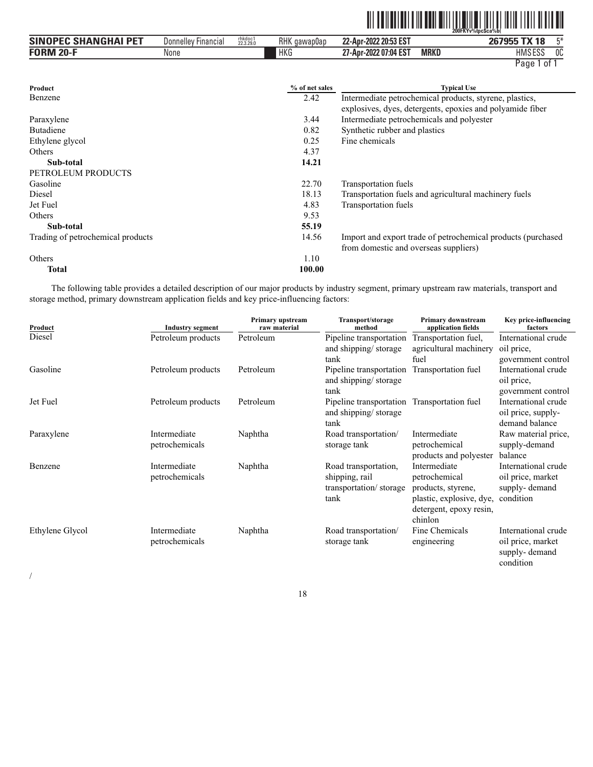| Product | % of net sales | Typical Use |
|---|---|---|
| Benzene | 2.42 | Intermediate petrochemical products, styrene, plastics, explosives, dyes, detergents, epoxies and polyamide fiber |
| Paraxylene | 3.44 | Intermediate petrochemicals and polyester |
| Butadiene | 0.82 | Synthetic rubber and plastics |
| Ethylene glycol | 0.25 | Fine chemicals |
| Others | 4.37 | |
| **Sub-total** | **14.21** | |
| PETROLEUM PRODUCTS | | |
| Gasoline | 22.70 | Transportation fuels |
| Diesel | 18.13 | Transportation fuels and agricultural machinery fuels |
| Jet Fuel | 4.83 | Transportation fuels |
| Others | 9.53 | |
| **Sub-total** | **55.19** | |
| Trading of petrochemical products | 14.56 | Import and export trade of petrochemical products (purchased from domestic and overseas suppliers) |
| Others | 1.10 | |
| **Total** | **100.00** | |

The following table provides a detailed description of our major products by industry segment, primary upstream raw materials, transport and storage method, primary downstream application fields and key price-influencing factors:

| Product | Industry segment | Primary upstream raw material | Transport/storage method | Primary downstream application fields | Key price-influencing factors |
|---|---|---|---|---|---|
| Diesel | Petroleum products | Petroleum | Pipeline transportation and shipping/ storage tank | Transportation fuel, agricultural machinery fuel | International crude oil price, government control |
| Gasoline | Petroleum products | Petroleum | Pipeline transportation and shipping/ storage tank | Transportation fuel | International crude oil price, government control |
| Jet Fuel | Petroleum products | Petroleum | Pipeline transportation and shipping/ storage tank | Transportation fuel | International crude oil price, supply-demand balance |
| Paraxylene | Intermediate petrochemicals | Naphtha | Road transportation/ storage tank | Intermediate petrochemical products and polyester | Raw material price, supply-demand balance |
| Benzene | Intermediate petrochemicals | Naphtha | Road transportation, shipping, rail transportation/ storage tank | Intermediate petrochemical products, styrene, plastic, explosive, dye, detergent, epoxy resin, chinlon | International crude oil price, market supply- demand condition |
| Ethylene Glycol | Intermediate petrochemicals | Naphtha | Road transportation/ storage tank | Fine Chemicals engineering | International crude oil price, market supply- demand condition |

/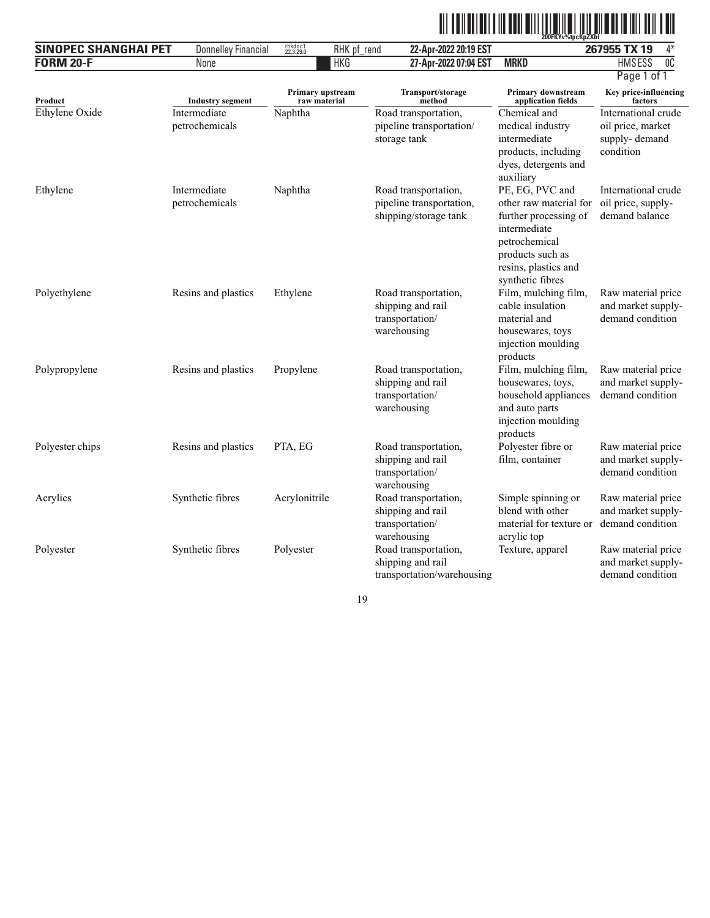| Product | Industry segment | Primary upstream raw material | Transport/storage method | Primary downstream application fields | Key price-influencing factors |
|---|---|---|---|---|---|
| Ethylene Oxide | Intermediate petrochemicals | Naphtha | Road transportation, pipeline transportation/ storage tank | Chemical and medical industry intermediate products, including dyes, detergents and auxiliary | International crude oil price, market supply- demand condition |
| Ethylene | Intermediate petrochemicals | Naphtha | Road transportation, pipeline transportation, shipping/storage tank | PE, EG, PVC and other raw material for further processing of intermediate petrochemical products such as resins, plastics and synthetic fibres | International crude oil price, supply-demand balance |
| Polyethylene | Resins and plastics | Ethylene | Road transportation, shipping and rail transportation/ warehousing | Film, mulching film, cable insulation material and housewares, toys injection moulding products | Raw material price and market supply-demand condition |
| Polypropylene | Resins and plastics | Propylene | Road transportation, shipping and rail transportation/ warehousing | Film, mulching film, housewares, toys, household appliances and auto parts injection moulding products | Raw material price and market supply-demand condition |
| Polyester chips | Resins and plastics | PTA, EG | Road transportation, shipping and rail transportation/ warehousing | Polyester fibre or film, container | Raw material price and market supply-demand condition |
| Acrylics | Synthetic fibres | Acrylonitrile | Road transportation, shipping and rail transportation/ warehousing | Simple spinning or blend with other material for texture or acrylic top | Raw material price and market supply-demand condition |
| Polyester | Synthetic fibres | Polyester | Road transportation, shipping and rail transportation/warehousing | Texture, apparel | Raw material price and market supply-demand condition |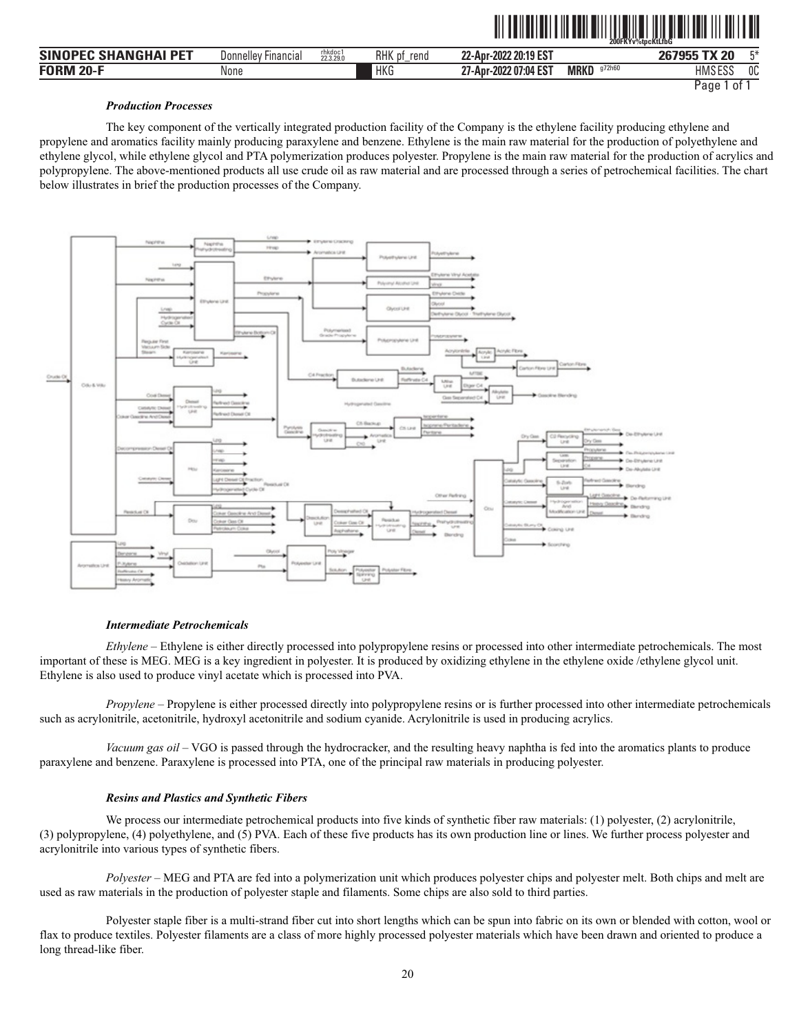### *Production Processes*

The key component of the vertically integrated production facility of the Company is the ethylene facility producing ethylene and propylene and aromatics facility mainly producing paraxylene and benzene. Ethylene is the main raw material for the production of polyethylene and ethylene glycol, while ethylene glycol and PTA polymerization produces polyester. Propylene is the main raw material for the production of acrylics and polypropylene. The above-mentioned products all use crude oil as raw material and are processed through a series of petrochemical facilities. The chart below illustrates in brief the production processes of the Company.

### *Intermediate Petrochemicals*

*Ethylene* – Ethylene is either directly processed into polypropylene resins or processed into other intermediate petrochemicals. The most important of these is MEG. MEG is a key ingredient in polyester. It is produced by oxidizing ethylene in the ethylene oxide /ethylene glycol unit. Ethylene is also used to produce vinyl acetate which is processed into PVA.

*Propylene* – Propylene is either processed directly into polypropylene resins or is further processed into other intermediate petrochemicals such as acrylonitrile, acetonitrile, hydroxyl acetonitrile and sodium cyanide. Acrylonitrile is used in producing acrylics.

*Vacuum gas oil* – VGO is passed through the hydrocracker, and the resulting heavy naphtha is fed into the aromatics plants to produce paraxylene and benzene. Paraxylene is processed into PTA, one of the principal raw materials in producing polyester.

### *Resins and Plastics and Synthetic Fibers*

We process our intermediate petrochemical products into five kinds of synthetic fiber raw materials: (1) polyester, (2) acrylonitrile, (3) polypropylene, (4) polyethylene, and (5) PVA. Each of these five products has its own production line or lines. We further process polyester and acrylonitrile into various types of synthetic fibers.

*Polyester* – MEG and PTA are fed into a polymerization unit which produces polyester chips and polyester melt. Both chips and melt are used as raw materials in the production of polyester staple and filaments. Some chips are also sold to third parties.

Polyester staple fiber is a multi-strand fiber cut into short lengths which can be spun into fabric on its own or blended with cotton, wool or flax to produce textiles. Polyester filaments are a class of more highly processed polyester materials which have been drawn and oriented to produce a long thread-like fiber.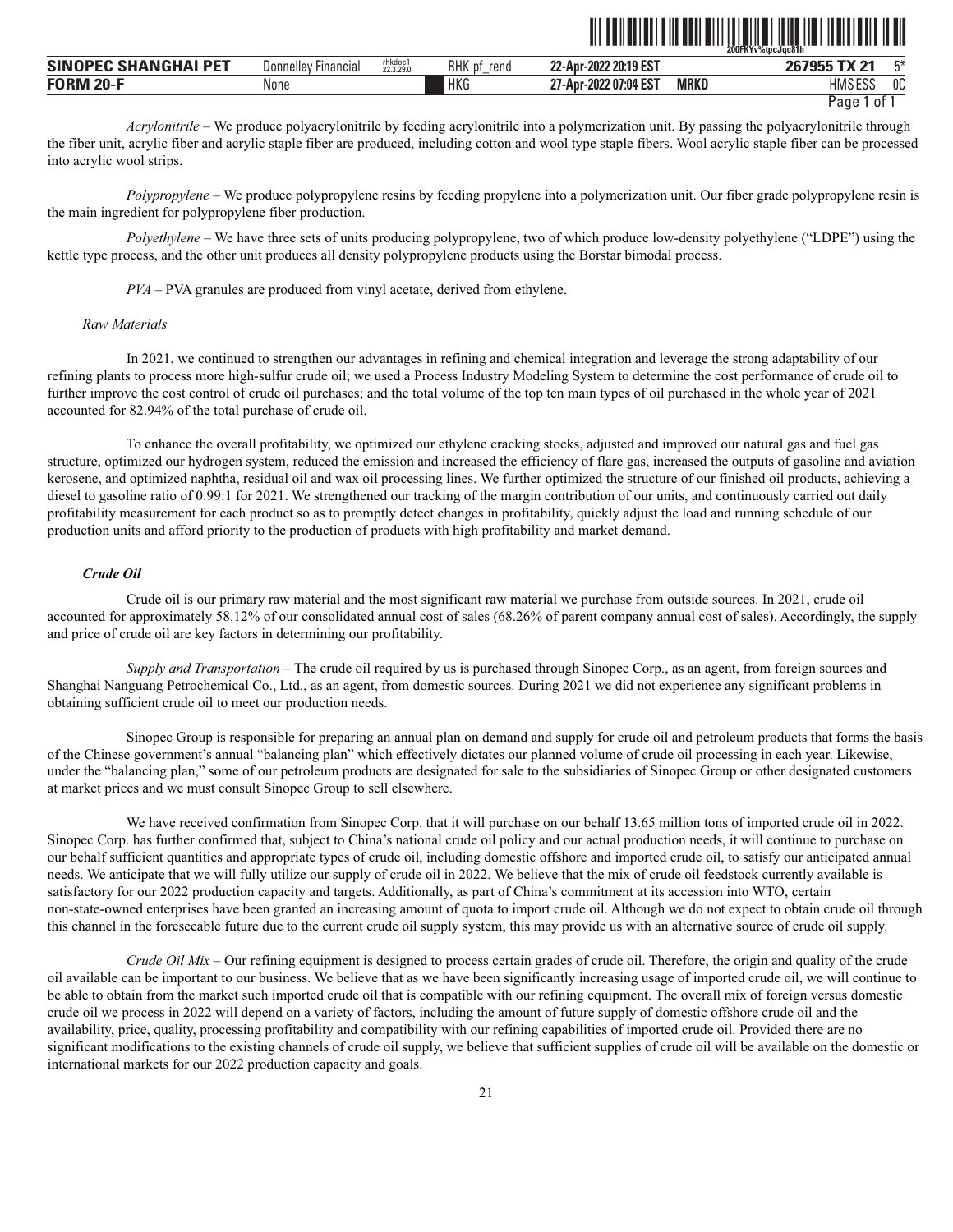*Acrylonitrile* – We produce polyacrylonitrile by feeding acrylonitrile into a polymerization unit. By passing the polyacrylonitrile through the fiber unit, acrylic fiber and acrylic staple fiber are produced, including cotton and wool type staple fibers. Wool acrylic staple fiber can be processed into acrylic wool strips.

*Polypropylene* – We produce polypropylene resins by feeding propylene into a polymerization unit. Our fiber grade polypropylene resin is the main ingredient for polypropylene fiber production.

*Polyethylene* – We have three sets of units producing polypropylene, two of which produce low-density polyethylene ("LDPE") using the kettle type process, and the other unit produces all density polypropylene products using the Borstar bimodal process.

*PVA* – PVA granules are produced from vinyl acetate, derived from ethylene.

*Raw Materials*

In 2021, we continued to strengthen our advantages in refining and chemical integration and leverage the strong adaptability of our refining plants to process more high-sulfur crude oil; we used a Process Industry Modeling System to determine the cost performance of crude oil to further improve the cost control of crude oil purchases; and the total volume of the top ten main types of oil purchased in the whole year of 2021 accounted for 82.94% of the total purchase of crude oil.

To enhance the overall profitability, we optimized our ethylene cracking stocks, adjusted and improved our natural gas and fuel gas structure, optimized our hydrogen system, reduced the emission and increased the efficiency of flare gas, increased the outputs of gasoline and aviation kerosene, and optimized naphtha, residual oil and wax oil processing lines. We further optimized the structure of our finished oil products, achieving a diesel to gasoline ratio of 0.99:1 for 2021. We strengthened our tracking of the margin contribution of our units, and continuously carried out daily profitability measurement for each product so as to promptly detect changes in profitability, quickly adjust the load and running schedule of our production units and afford priority to the production of products with high profitability and market demand.

***Crude Oil***

Crude oil is our primary raw material and the most significant raw material we purchase from outside sources. In 2021, crude oil accounted for approximately 58.12% of our consolidated annual cost of sales (68.26% of parent company annual cost of sales). Accordingly, the supply and price of crude oil are key factors in determining our profitability.

*Supply and Transportation* – The crude oil required by us is purchased through Sinopec Corp., as an agent, from foreign sources and Shanghai Nanguang Petrochemical Co., Ltd., as an agent, from domestic sources. During 2021 we did not experience any significant problems in obtaining sufficient crude oil to meet our production needs.

Sinopec Group is responsible for preparing an annual plan on demand and supply for crude oil and petroleum products that forms the basis of the Chinese government's annual "balancing plan" which effectively dictates our planned volume of crude oil processing in each year. Likewise, under the "balancing plan," some of our petroleum products are designated for sale to the subsidiaries of Sinopec Group or other designated customers at market prices and we must consult Sinopec Group to sell elsewhere.

We have received confirmation from Sinopec Corp. that it will purchase on our behalf 13.65 million tons of imported crude oil in 2022. Sinopec Corp. has further confirmed that, subject to China's national crude oil policy and our actual production needs, it will continue to purchase on our behalf sufficient quantities and appropriate types of crude oil, including domestic offshore and imported crude oil, to satisfy our anticipated annual needs. We anticipate that we will fully utilize our supply of crude oil in 2022. We believe that the mix of crude oil feedstock currently available is satisfactory for our 2022 production capacity and targets. Additionally, as part of China's commitment at its accession into WTO, certain non-state-owned enterprises have been granted an increasing amount of quota to import crude oil. Although we do not expect to obtain crude oil through this channel in the foreseeable future due to the current crude oil supply system, this may provide us with an alternative source of crude oil supply.

*Crude Oil Mix* – Our refining equipment is designed to process certain grades of crude oil. Therefore, the origin and quality of the crude oil available can be important to our business. We believe that as we have been significantly increasing usage of imported crude oil, we will continue to be able to obtain from the market such imported crude oil that is compatible with our refining equipment. The overall mix of foreign versus domestic crude oil we process in 2022 will depend on a variety of factors, including the amount of future supply of domestic offshore crude oil and the availability, price, quality, processing profitability and compatibility with our refining capabilities of imported crude oil. Provided there are no significant modifications to the existing channels of crude oil supply, we believe that sufficient supplies of crude oil will be available on the domestic or international markets for our 2022 production capacity and goals.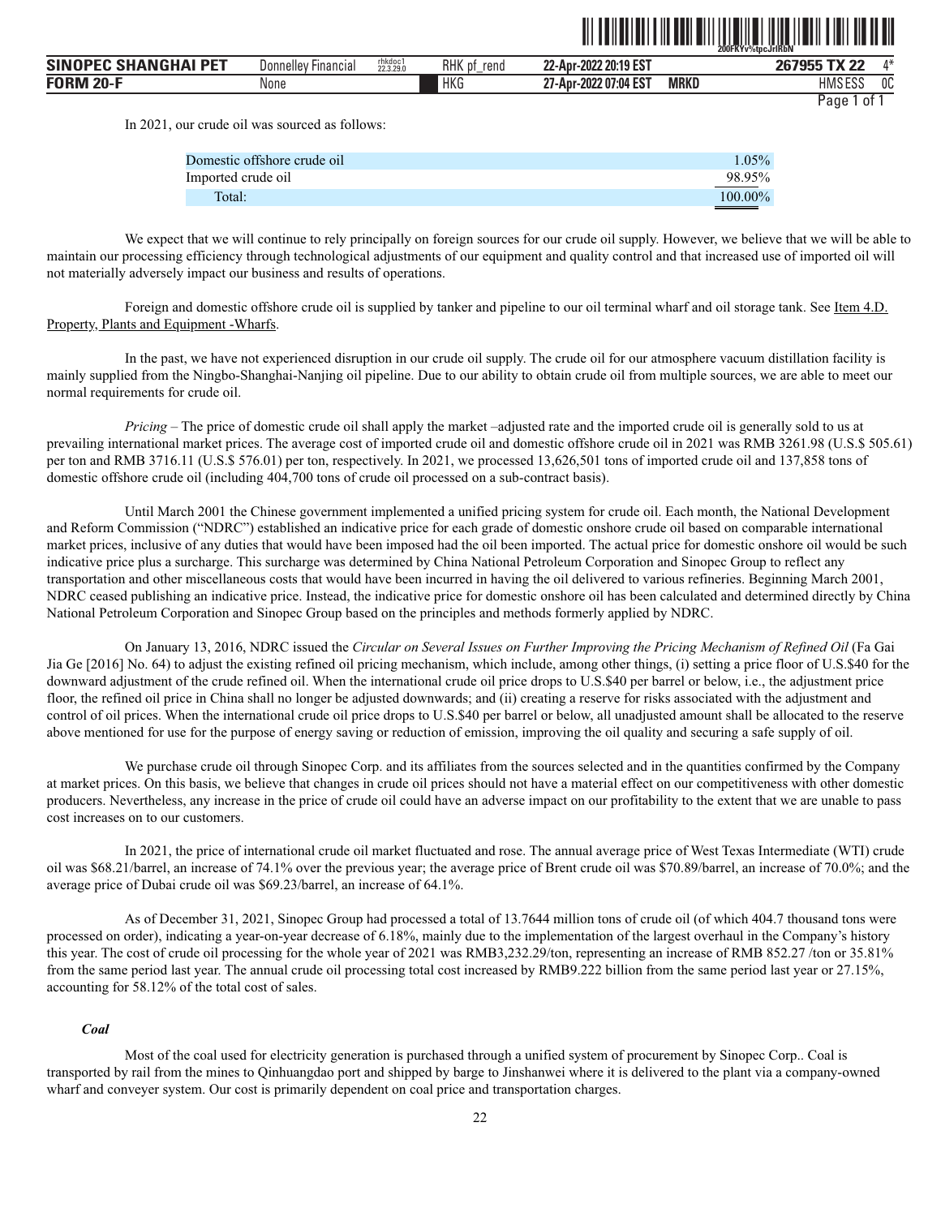In 2021, our crude oil was sourced as follows:

| | |
|---|---|
| Domestic offshore crude oil | 1.05% |
| Imported crude oil | 98.95% |
| Total: | 100.00% |

We expect that we will continue to rely principally on foreign sources for our crude oil supply. However, we believe that we will be able to maintain our processing efficiency through technological adjustments of our equipment and quality control and that increased use of imported oil will not materially adversely impact our business and results of operations.

Foreign and domestic offshore crude oil is supplied by tanker and pipeline to our oil terminal wharf and oil storage tank. See Item 4.D. Property, Plants and Equipment -Wharfs.

In the past, we have not experienced disruption in our crude oil supply. The crude oil for our atmosphere vacuum distillation facility is mainly supplied from the Ningbo-Shanghai-Nanjing oil pipeline. Due to our ability to obtain crude oil from multiple sources, we are able to meet our normal requirements for crude oil.

*Pricing* – The price of domestic crude oil shall apply the market –adjusted rate and the imported crude oil is generally sold to us at prevailing international market prices. The average cost of imported crude oil and domestic offshore crude oil in 2021 was RMB 3261.98 (U.S.$ 505.61) per ton and RMB 3716.11 (U.S.$ 576.01) per ton, respectively. In 2021, we processed 13,626,501 tons of imported crude oil and 137,858 tons of domestic offshore crude oil (including 404,700 tons of crude oil processed on a sub-contract basis).

Until March 2001 the Chinese government implemented a unified pricing system for crude oil. Each month, the National Development and Reform Commission ("NDRC") established an indicative price for each grade of domestic onshore crude oil based on comparable international market prices, inclusive of any duties that would have been imposed had the oil been imported. The actual price for domestic onshore oil would be such indicative price plus a surcharge. This surcharge was determined by China National Petroleum Corporation and Sinopec Group to reflect any transportation and other miscellaneous costs that would have been incurred in having the oil delivered to various refineries. Beginning March 2001, NDRC ceased publishing an indicative price. Instead, the indicative price for domestic onshore oil has been calculated and determined directly by China National Petroleum Corporation and Sinopec Group based on the principles and methods formerly applied by NDRC.

On January 13, 2016, NDRC issued the *Circular on Several Issues on Further Improving the Pricing Mechanism of Refined Oil* (Fa Gai Jia Ge [2016] No. 64) to adjust the existing refined oil pricing mechanism, which include, among other things, (i) setting a price floor of U.S.$40 for the downward adjustment of the crude refined oil. When the international crude oil price drops to U.S.$40 per barrel or below, i.e., the adjustment price floor, the refined oil price in China shall no longer be adjusted downwards; and (ii) creating a reserve for risks associated with the adjustment and control of oil prices. When the international crude oil price drops to U.S.$40 per barrel or below, all unadjusted amount shall be allocated to the reserve above mentioned for use for the purpose of energy saving or reduction of emission, improving the oil quality and securing a safe supply of oil.

We purchase crude oil through Sinopec Corp. and its affiliates from the sources selected and in the quantities confirmed by the Company at market prices. On this basis, we believe that changes in crude oil prices should not have a material effect on our competitiveness with other domestic producers. Nevertheless, any increase in the price of crude oil could have an adverse impact on our profitability to the extent that we are unable to pass cost increases on to our customers.

In 2021, the price of international crude oil market fluctuated and rose. The annual average price of West Texas Intermediate (WTI) crude oil was $68.21/barrel, an increase of 74.1% over the previous year; the average price of Brent crude oil was $70.89/barrel, an increase of 70.0%; and the average price of Dubai crude oil was $69.23/barrel, an increase of 64.1%.

As of December 31, 2021, Sinopec Group had processed a total of 13.7644 million tons of crude oil (of which 404.7 thousand tons were processed on order), indicating a year-on-year decrease of 6.18%, mainly due to the implementation of the largest overhaul in the Company's history this year. The cost of crude oil processing for the whole year of 2021 was RMB3,232.29/ton, representing an increase of RMB 852.27 /ton or 35.81% from the same period last year. The annual crude oil processing total cost increased by RMB9.222 billion from the same period last year or 27.15%, accounting for 58.12% of the total cost of sales.

***Coal***

Most of the coal used for electricity generation is purchased through a unified system of procurement by Sinopec Corp.. Coal is transported by rail from the mines to Qinhuangdao port and shipped by barge to Jinshanwei where it is delivered to the plant via a company-owned wharf and conveyer system. Our cost is primarily dependent on coal price and transportation charges.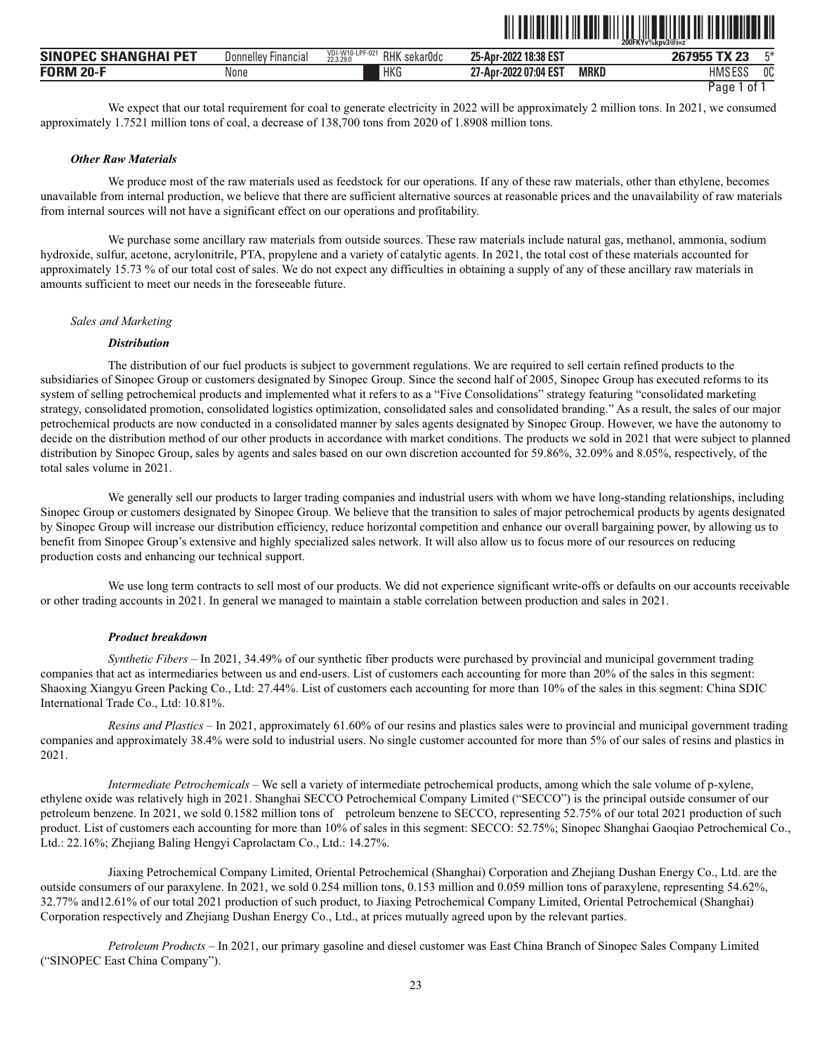We expect that our total requirement for coal to generate electricity in 2022 will be approximately 2 million tons. In 2021, we consumed approximately 1.7521 million tons of coal, a decrease of 138,700 tons from 2020 of 1.8908 million tons.

***Other Raw Materials***

We produce most of the raw materials used as feedstock for our operations. If any of these raw materials, other than ethylene, becomes unavailable from internal production, we believe that there are sufficient alternative sources at reasonable prices and the unavailability of raw materials from internal sources will not have a significant effect on our operations and profitability.

We purchase some ancillary raw materials from outside sources. These raw materials include natural gas, methanol, ammonia, sodium hydroxide, sulfur, acetone, acrylonitrile, PTA, propylene and a variety of catalytic agents. In 2021, the total cost of these materials accounted for approximately 15.73 % of our total cost of sales. We do not expect any difficulties in obtaining a supply of any of these ancillary raw materials in amounts sufficient to meet our needs in the foreseeable future.

*Sales and Marketing*

***Distribution***

The distribution of our fuel products is subject to government regulations. We are required to sell certain refined products to the subsidiaries of Sinopec Group or customers designated by Sinopec Group. Since the second half of 2005, Sinopec Group has executed reforms to its system of selling petrochemical products and implemented what it refers to as a "Five Consolidations" strategy featuring "consolidated marketing strategy, consolidated promotion, consolidated logistics optimization, consolidated sales and consolidated branding." As a result, the sales of our major petrochemical products are now conducted in a consolidated manner by sales agents designated by Sinopec Group. However, we have the autonomy to decide on the distribution method of our other products in accordance with market conditions. The products we sold in 2021 that were subject to planned distribution by Sinopec Group, sales by agents and sales based on our own discretion accounted for 59.86%, 32.09% and 8.05%, respectively, of the total sales volume in 2021.

We generally sell our products to larger trading companies and industrial users with whom we have long-standing relationships, including Sinopec Group or customers designated by Sinopec Group. We believe that the transition to sales of major petrochemical products by agents designated by Sinopec Group will increase our distribution efficiency, reduce horizontal competition and enhance our overall bargaining power, by allowing us to benefit from Sinopec Group's extensive and highly specialized sales network. It will also allow us to focus more of our resources on reducing production costs and enhancing our technical support.

We use long term contracts to sell most of our products. We did not experience significant write-offs or defaults on our accounts receivable or other trading accounts in 2021. In general we managed to maintain a stable correlation between production and sales in 2021.

***Product breakdown***

*Synthetic Fibers* – In 2021, 34.49% of our synthetic fiber products were purchased by provincial and municipal government trading companies that act as intermediaries between us and end-users. List of customers each accounting for more than 20% of the sales in this segment: Shaoxing Xiangyu Green Packing Co., Ltd: 27.44%. List of customers each accounting for more than 10% of the sales in this segment: China SDIC International Trade Co., Ltd: 10.81%.

*Resins and Plastics* – In 2021, approximately 61.60% of our resins and plastics sales were to provincial and municipal government trading companies and approximately 38.4% were sold to industrial users. No single customer accounted for more than 5% of our sales of resins and plastics in 2021.

*Intermediate Petrochemicals* – We sell a variety of intermediate petrochemical products, among which the sale volume of p-xylene, ethylene oxide was relatively high in 2021. Shanghai SECCO Petrochemical Company Limited ("SECCO") is the principal outside consumer of our petroleum benzene. In 2021, we sold 0.1582 million tons of petroleum benzene to SECCO, representing 52.75% of our total 2021 production of such product. List of customers each accounting for more than 10% of sales in this segment: SECCO: 52.75%; Sinopec Shanghai Gaoqiao Petrochemical Co., Ltd.: 22.16%; Zhejiang Baling Hengyi Caprolactam Co., Ltd.: 14.27%.

Jiaxing Petrochemical Company Limited, Oriental Petrochemical (Shanghai) Corporation and Zhejiang Dushan Energy Co., Ltd. are the outside consumers of our paraxylene. In 2021, we sold 0.254 million tons, 0.153 million and 0.059 million tons of paraxylene, representing 54.62%, 32.77% and12.61% of our total 2021 production of such product, to Jiaxing Petrochemical Company Limited, Oriental Petrochemical (Shanghai) Corporation respectively and Zhejiang Dushan Energy Co., Ltd., at prices mutually agreed upon by the relevant parties.

*Petroleum Products* – In 2021, our primary gasoline and diesel customer was East China Branch of Sinopec Sales Company Limited ("SINOPEC East China Company").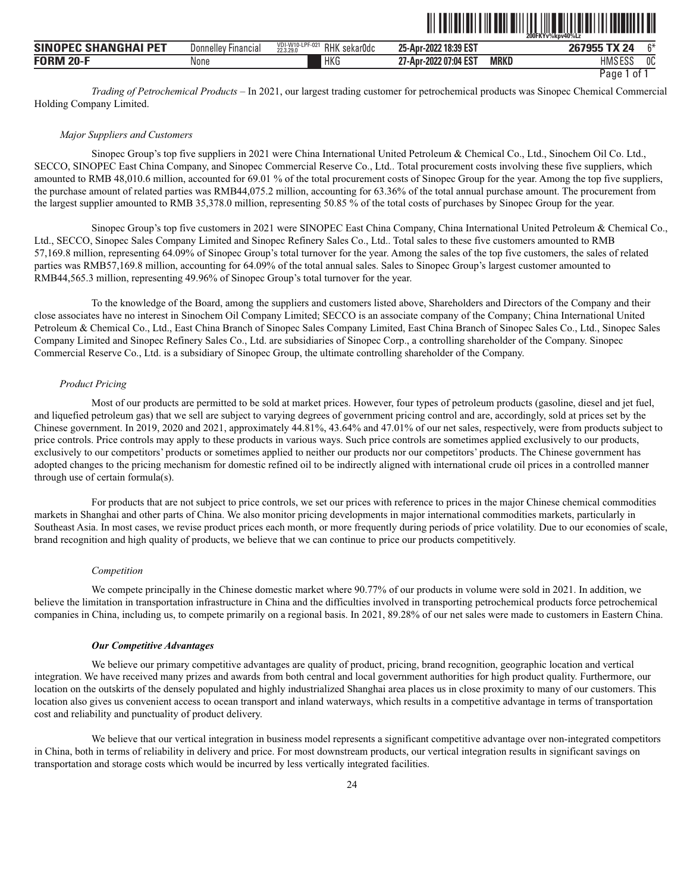*Trading of Petrochemical Products* – In 2021, our largest trading customer for petrochemical products was Sinopec Chemical Commercial Holding Company Limited.

*Major Suppliers and Customers*

Sinopec Group's top five suppliers in 2021 were China International United Petroleum & Chemical Co., Ltd., Sinochem Oil Co. Ltd., SECCO, SINOPEC East China Company, and Sinopec Commercial Reserve Co., Ltd.. Total procurement costs involving these five suppliers, which amounted to RMB 48,010.6 million, accounted for 69.01 % of the total procurement costs of Sinopec Group for the year. Among the top five suppliers, the purchase amount of related parties was RMB44,075.2 million, accounting for 63.36% of the total annual purchase amount. The procurement from the largest supplier amounted to RMB 35,378.0 million, representing 50.85 % of the total costs of purchases by Sinopec Group for the year.

Sinopec Group's top five customers in 2021 were SINOPEC East China Company, China International United Petroleum & Chemical Co., Ltd., SECCO, Sinopec Sales Company Limited and Sinopec Refinery Sales Co., Ltd.. Total sales to these five customers amounted to RMB 57,169.8 million, representing 64.09% of Sinopec Group's total turnover for the year. Among the sales of the top five customers, the sales of related parties was RMB57,169.8 million, accounting for 64.09% of the total annual sales. Sales to Sinopec Group's largest customer amounted to RMB44,565.3 million, representing 49.96% of Sinopec Group's total turnover for the year.

To the knowledge of the Board, among the suppliers and customers listed above, Shareholders and Directors of the Company and their close associates have no interest in Sinochem Oil Company Limited; SECCO is an associate company of the Company; China International United Petroleum & Chemical Co., Ltd., East China Branch of Sinopec Sales Company Limited, East China Branch of Sinopec Sales Co., Ltd., Sinopec Sales Company Limited and Sinopec Refinery Sales Co., Ltd. are subsidiaries of Sinopec Corp., a controlling shareholder of the Company. Sinopec Commercial Reserve Co., Ltd. is a subsidiary of Sinopec Group, the ultimate controlling shareholder of the Company.

*Product Pricing*

Most of our products are permitted to be sold at market prices. However, four types of petroleum products (gasoline, diesel and jet fuel, and liquefied petroleum gas) that we sell are subject to varying degrees of government pricing control and are, accordingly, sold at prices set by the Chinese government. In 2019, 2020 and 2021, approximately 44.81%, 43.64% and 47.01% of our net sales, respectively, were from products subject to price controls. Price controls may apply to these products in various ways. Such price controls are sometimes applied exclusively to our products, exclusively to our competitors' products or sometimes applied to neither our products nor our competitors' products. The Chinese government has adopted changes to the pricing mechanism for domestic refined oil to be indirectly aligned with international crude oil prices in a controlled manner through use of certain formula(s).

For products that are not subject to price controls, we set our prices with reference to prices in the major Chinese chemical commodities markets in Shanghai and other parts of China. We also monitor pricing developments in major international commodities markets, particularly in Southeast Asia. In most cases, we revise product prices each month, or more frequently during periods of price volatility. Due to our economies of scale, brand recognition and high quality of products, we believe that we can continue to price our products competitively.

*Competition*

We compete principally in the Chinese domestic market where 90.77% of our products in volume were sold in 2021. In addition, we believe the limitation in transportation infrastructure in China and the difficulties involved in transporting petrochemical products force petrochemical companies in China, including us, to compete primarily on a regional basis. In 2021, 89.28% of our net sales were made to customers in Eastern China.

***Our Competitive Advantages***

We believe our primary competitive advantages are quality of product, pricing, brand recognition, geographic location and vertical integration. We have received many prizes and awards from both central and local government authorities for high product quality. Furthermore, our location on the outskirts of the densely populated and highly industrialized Shanghai area places us in close proximity to many of our customers. This location also gives us convenient access to ocean transport and inland waterways, which results in a competitive advantage in terms of transportation cost and reliability and punctuality of product delivery.

We believe that our vertical integration in business model represents a significant competitive advantage over non-integrated competitors in China, both in terms of reliability in delivery and price. For most downstream products, our vertical integration results in significant savings on transportation and storage costs which would be incurred by less vertically integrated facilities.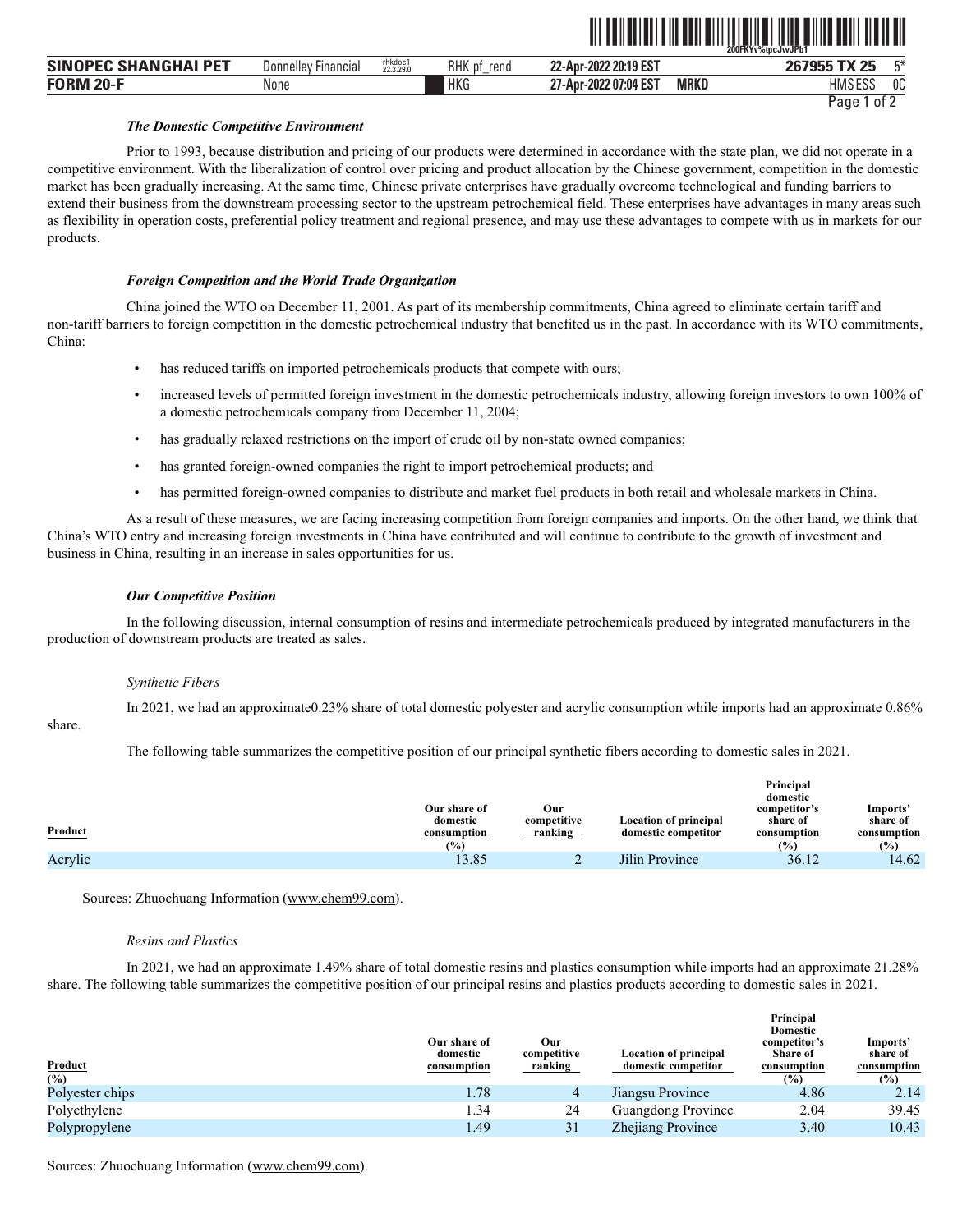***The Domestic Competitive Environment***

Prior to 1993, because distribution and pricing of our products were determined in accordance with the state plan, we did not operate in a competitive environment. With the liberalization of control over pricing and product allocation by the Chinese government, competition in the domestic market has been gradually increasing. At the same time, Chinese private enterprises have gradually overcome technological and funding barriers to extend their business from the downstream processing sector to the upstream petrochemical field. These enterprises have advantages in many areas such as flexibility in operation costs, preferential policy treatment and regional presence, and may use these advantages to compete with us in markets for our products.

***Foreign Competition and the World Trade Organization***

China joined the WTO on December 11, 2001. As part of its membership commitments, China agreed to eliminate certain tariff and non-tariff barriers to foreign competition in the domestic petrochemical industry that benefited us in the past. In accordance with its WTO commitments, China:

- has reduced tariffs on imported petrochemicals products that compete with ours;
- increased levels of permitted foreign investment in the domestic petrochemicals industry, allowing foreign investors to own 100% of a domestic petrochemicals company from December 11, 2004;
- has gradually relaxed restrictions on the import of crude oil by non-state owned companies;
- has granted foreign-owned companies the right to import petrochemical products; and
- has permitted foreign-owned companies to distribute and market fuel products in both retail and wholesale markets in China.

As a result of these measures, we are facing increasing competition from foreign companies and imports. On the other hand, we think that China's WTO entry and increasing foreign investments in China have contributed and will continue to contribute to the growth of investment and business in China, resulting in an increase in sales opportunities for us.

***Our Competitive Position***

In the following discussion, internal consumption of resins and intermediate petrochemicals produced by integrated manufacturers in the production of downstream products are treated as sales.

*Synthetic Fibers*

In 2021, we had an approximate0.23% share of total domestic polyester and acrylic consumption while imports had an approximate 0.86% share.

The following table summarizes the competitive position of our principal synthetic fibers according to domestic sales in 2021.

| Product | Our share of domestic consumption (%) | Our competitive ranking | Location of principal domestic competitor | Principal domestic competitor's share of consumption (%) | Imports' share of consumption (%) |
|---|---|---|---|---|---|
| Acrylic | 13.85 | 2 | Jilin Province | 36.12 | 14.62 |

Sources: Zhuochuang Information (www.chem99.com).

*Resins and Plastics*

In 2021, we had an approximate 1.49% share of total domestic resins and plastics consumption while imports had an approximate 21.28% share. The following table summarizes the competitive position of our principal resins and plastics products according to domestic sales in 2021.

| Product (%) | Our share of domestic consumption | Our competitive ranking | Location of principal domestic competitor | Principal Domestic competitor's Share of consumption (%) | Imports' share of consumption (%) |
|---|---|---|---|---|---|
| Polyester chips | 1.78 | 4 | Jiangsu Province | 4.86 | 2.14 |
| Polyethylene | 1.34 | 24 | Guangdong Province | 2.04 | 39.45 |
| Polypropylene | 1.49 | 31 | Zhejiang Province | 3.40 | 10.43 |

Sources: Zhuochuang Information (www.chem99.com).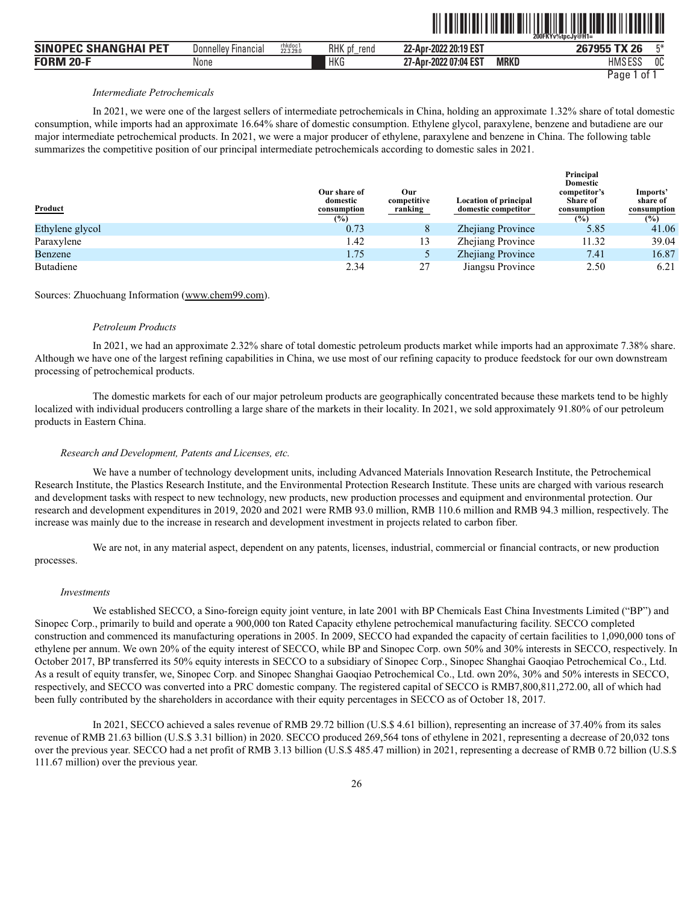*Intermediate Petrochemicals*

In 2021, we were one of the largest sellers of intermediate petrochemicals in China, holding an approximate 1.32% share of total domestic consumption, while imports had an approximate 16.64% share of domestic consumption. Ethylene glycol, paraxylene, benzene and butadiene are our major intermediate petrochemical products. In 2021, we were a major producer of ethylene, paraxylene and benzene in China. The following table summarizes the competitive position of our principal intermediate petrochemicals according to domestic sales in 2021.

| Product | Our share of domestic consumption (%) | Our competitive ranking | Location of principal domestic competitor | Principal Domestic competitor's Share of consumption (%) | Imports' share of consumption (%) |
|---|---|---|---|---|---|
| Ethylene glycol | 0.73 | 8 | Zhejiang Province | 5.85 | 41.06 |
| Paraxylene | 1.42 | 13 | Zhejiang Province | 11.32 | 39.04 |
| Benzene | 1.75 | 5 | Zhejiang Province | 7.41 | 16.87 |
| Butadiene | 2.34 | 27 | Jiangsu Province | 2.50 | 6.21 |

Sources: Zhuochuang Information (www.chem99.com).

*Petroleum Products*

In 2021, we had an approximate 2.32% share of total domestic petroleum products market while imports had an approximate 7.38% share. Although we have one of the largest refining capabilities in China, we use most of our refining capacity to produce feedstock for our own downstream processing of petrochemical products.

The domestic markets for each of our major petroleum products are geographically concentrated because these markets tend to be highly localized with individual producers controlling a large share of the markets in their locality. In 2021, we sold approximately 91.80% of our petroleum products in Eastern China.

*Research and Development, Patents and Licenses, etc.*

We have a number of technology development units, including Advanced Materials Innovation Research Institute, the Petrochemical Research Institute, the Plastics Research Institute, and the Environmental Protection Research Institute. These units are charged with various research and development tasks with respect to new technology, new products, new production processes and equipment and environmental protection. Our research and development expenditures in 2019, 2020 and 2021 were RMB 93.0 million, RMB 110.6 million and RMB 94.3 million, respectively. The increase was mainly due to the increase in research and development investment in projects related to carbon fiber.

We are not, in any material aspect, dependent on any patents, licenses, industrial, commercial or financial contracts, or new production processes.

*Investments*

We established SECCO, a Sino-foreign equity joint venture, in late 2001 with BP Chemicals East China Investments Limited ("BP") and Sinopec Corp., primarily to build and operate a 900,000 ton Rated Capacity ethylene petrochemical manufacturing facility. SECCO completed construction and commenced its manufacturing operations in 2005. In 2009, SECCO had expanded the capacity of certain facilities to 1,090,000 tons of ethylene per annum. We own 20% of the equity interest of SECCO, while BP and Sinopec Corp. own 50% and 30% interests in SECCO, respectively. In October 2017, BP transferred its 50% equity interests in SECCO to a subsidiary of Sinopec Corp., Sinopec Shanghai Gaoqiao Petrochemical Co., Ltd. As a result of equity transfer, we, Sinopec Corp. and Sinopec Shanghai Gaoqiao Petrochemical Co., Ltd. own 20%, 30% and 50% interests in SECCO, respectively, and SECCO was converted into a PRC domestic company. The registered capital of SECCO is RMB7,800,811,272.00, all of which had been fully contributed by the shareholders in accordance with their equity percentages in SECCO as of October 18, 2017.

In 2021, SECCO achieved a sales revenue of RMB 29.72 billion (U.S.$ 4.61 billion), representing an increase of 37.40% from its sales revenue of RMB 21.63 billion (U.S.$ 3.31 billion) in 2020. SECCO produced 269,564 tons of ethylene in 2021, representing a decrease of 20,032 tons over the previous year. SECCO had a net profit of RMB 3.13 billion (U.S.$ 485.47 million) in 2021, representing a decrease of RMB 0.72 billion (U.S.$ 111.67 million) over the previous year.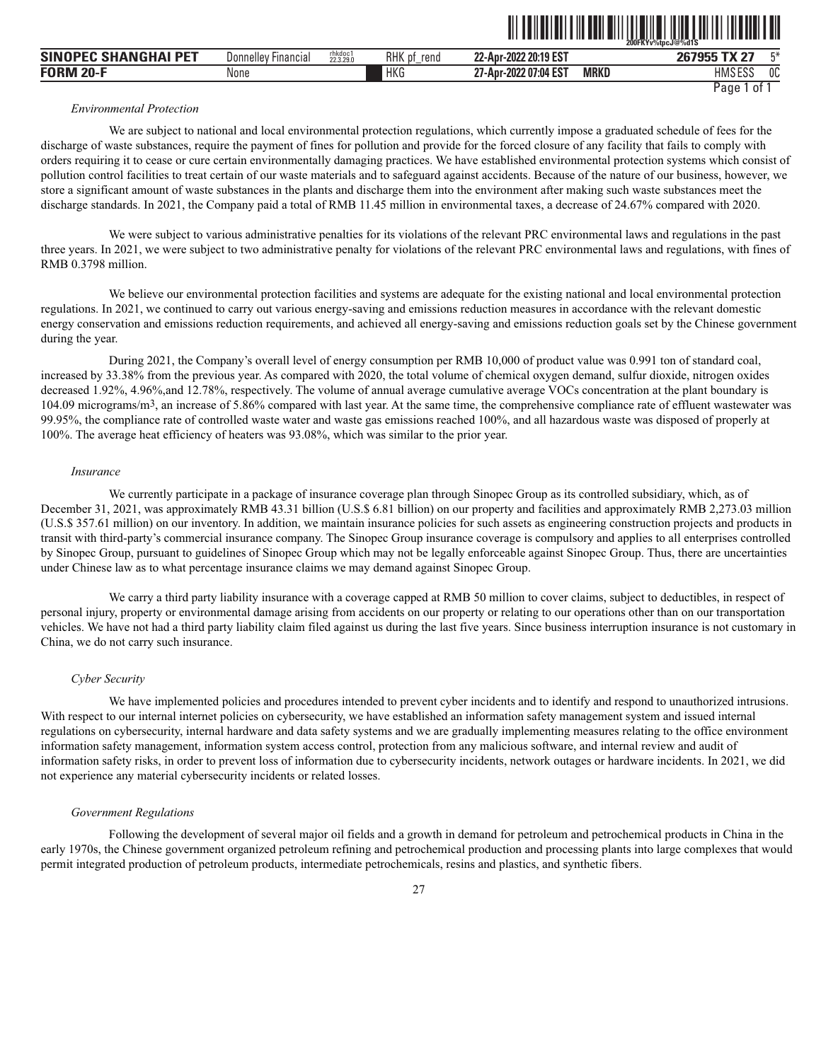*Environmental Protection*

We are subject to national and local environmental protection regulations, which currently impose a graduated schedule of fees for the discharge of waste substances, require the payment of fines for pollution and provide for the forced closure of any facility that fails to comply with orders requiring it to cease or cure certain environmentally damaging practices. We have established environmental protection systems which consist of pollution control facilities to treat certain of our waste materials and to safeguard against accidents. Because of the nature of our business, however, we store a significant amount of waste substances in the plants and discharge them into the environment after making such waste substances meet the discharge standards. In 2021, the Company paid a total of RMB 11.45 million in environmental taxes, a decrease of 24.67% compared with 2020.

We were subject to various administrative penalties for its violations of the relevant PRC environmental laws and regulations in the past three years. In 2021, we were subject to two administrative penalty for violations of the relevant PRC environmental laws and regulations, with fines of RMB 0.3798 million.

We believe our environmental protection facilities and systems are adequate for the existing national and local environmental protection regulations. In 2021, we continued to carry out various energy-saving and emissions reduction measures in accordance with the relevant domestic energy conservation and emissions reduction requirements, and achieved all energy-saving and emissions reduction goals set by the Chinese government during the year.

During 2021, the Company's overall level of energy consumption per RMB 10,000 of product value was 0.991 ton of standard coal, increased by 33.38% from the previous year. As compared with 2020, the total volume of chemical oxygen demand, sulfur dioxide, nitrogen oxides decreased 1.92%, 4.96%,and 12.78%, respectively. The volume of annual average cumulative average VOCs concentration at the plant boundary is 104.09 micrograms/$m^3$, an increase of 5.86% compared with last year. At the same time, the comprehensive compliance rate of effluent wastewater was 99.95%, the compliance rate of controlled waste water and waste gas emissions reached 100%, and all hazardous waste was disposed of properly at 100%. The average heat efficiency of heaters was 93.08%, which was similar to the prior year.

*Insurance*

We currently participate in a package of insurance coverage plan through Sinopec Group as its controlled subsidiary, which, as of December 31, 2021, was approximately RMB 43.31 billion (U.S.$ 6.81 billion) on our property and facilities and approximately RMB 2,273.03 million (U.S.$ 357.61 million) on our inventory. In addition, we maintain insurance policies for such assets as engineering construction projects and products in transit with third-party's commercial insurance company. The Sinopec Group insurance coverage is compulsory and applies to all enterprises controlled by Sinopec Group, pursuant to guidelines of Sinopec Group which may not be legally enforceable against Sinopec Group. Thus, there are uncertainties under Chinese law as to what percentage insurance claims we may demand against Sinopec Group.

We carry a third party liability insurance with a coverage capped at RMB 50 million to cover claims, subject to deductibles, in respect of personal injury, property or environmental damage arising from accidents on our property or relating to our operations other than on our transportation vehicles. We have not had a third party liability claim filed against us during the last five years. Since business interruption insurance is not customary in China, we do not carry such insurance.

*Cyber Security*

We have implemented policies and procedures intended to prevent cyber incidents and to identify and respond to unauthorized intrusions. With respect to our internal internet policies on cybersecurity, we have established an information safety management system and issued internal regulations on cybersecurity, internal hardware and data safety systems and we are gradually implementing measures relating to the office environment information safety management, information system access control, protection from any malicious software, and internal review and audit of information safety risks, in order to prevent loss of information due to cybersecurity incidents, network outages or hardware incidents. In 2021, we did not experience any material cybersecurity incidents or related losses.

*Government Regulations*

Following the development of several major oil fields and a growth in demand for petroleum and petrochemical products in China in the early 1970s, the Chinese government organized petroleum refining and petrochemical production and processing plants into large complexes that would permit integrated production of petroleum products, intermediate petrochemicals, resins and plastics, and synthetic fibers.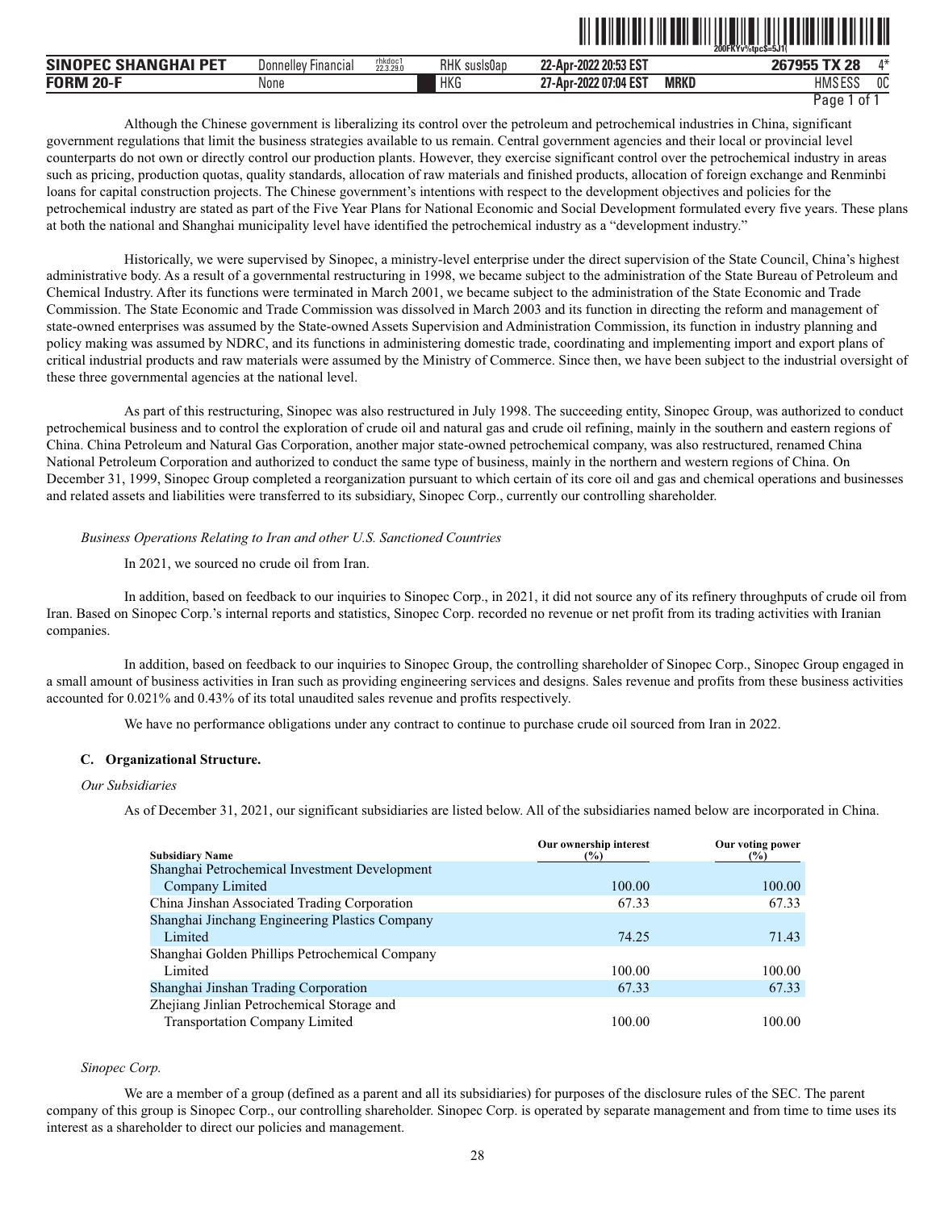Although the Chinese government is liberalizing its control over the petroleum and petrochemical industries in China, significant government regulations that limit the business strategies available to us remain. Central government agencies and their local or provincial level counterparts do not own or directly control our production plants. However, they exercise significant control over the petrochemical industry in areas such as pricing, production quotas, quality standards, allocation of raw materials and finished products, allocation of foreign exchange and Renminbi loans for capital construction projects. The Chinese government's intentions with respect to the development objectives and policies for the petrochemical industry are stated as part of the Five Year Plans for National Economic and Social Development formulated every five years. These plans at both the national and Shanghai municipality level have identified the petrochemical industry as a "development industry."

Historically, we were supervised by Sinopec, a ministry-level enterprise under the direct supervision of the State Council, China's highest administrative body. As a result of a governmental restructuring in 1998, we became subject to the administration of the State Bureau of Petroleum and Chemical Industry. After its functions were terminated in March 2001, we became subject to the administration of the State Economic and Trade Commission. The State Economic and Trade Commission was dissolved in March 2003 and its function in directing the reform and management of state-owned enterprises was assumed by the State-owned Assets Supervision and Administration Commission, its function in industry planning and policy making was assumed by NDRC, and its functions in administering domestic trade, coordinating and implementing import and export plans of critical industrial products and raw materials were assumed by the Ministry of Commerce. Since then, we have been subject to the industrial oversight of these three governmental agencies at the national level.

As part of this restructuring, Sinopec was also restructured in July 1998. The succeeding entity, Sinopec Group, was authorized to conduct petrochemical business and to control the exploration of crude oil and natural gas and crude oil refining, mainly in the southern and eastern regions of China. China Petroleum and Natural Gas Corporation, another major state-owned petrochemical company, was also restructured, renamed China National Petroleum Corporation and authorized to conduct the same type of business, mainly in the northern and western regions of China. On December 31, 1999, Sinopec Group completed a reorganization pursuant to which certain of its core oil and gas and chemical operations and businesses and related assets and liabilities were transferred to its subsidiary, Sinopec Corp., currently our controlling shareholder.

*Business Operations Relating to Iran and other U.S. Sanctioned Countries*

In 2021, we sourced no crude oil from Iran.

In addition, based on feedback to our inquiries to Sinopec Corp., in 2021, it did not source any of its refinery throughputs of crude oil from Iran. Based on Sinopec Corp.'s internal reports and statistics, Sinopec Corp. recorded no revenue or net profit from its trading activities with Iranian companies.

In addition, based on feedback to our inquiries to Sinopec Group, the controlling shareholder of Sinopec Corp., Sinopec Group engaged in a small amount of business activities in Iran such as providing engineering services and designs. Sales revenue and profits from these business activities accounted for 0.021% and 0.43% of its total unaudited sales revenue and profits respectively.

We have no performance obligations under any contract to continue to purchase crude oil sourced from Iran in 2022.

### C. Organizational Structure.

*Our Subsidiaries*

As of December 31, 2021, our significant subsidiaries are listed below. All of the subsidiaries named below are incorporated in China.

| Subsidiary Name | Our ownership interest (%) | Our voting power (%) |
|---|---|---|
| Shanghai Petrochemical Investment Development Company Limited | 100.00 | 100.00 |
| China Jinshan Associated Trading Corporation | 67.33 | 67.33 |
| Shanghai Jinchang Engineering Plastics Company Limited | 74.25 | 71.43 |
| Shanghai Golden Phillips Petrochemical Company Limited | 100.00 | 100.00 |
| Shanghai Jinshan Trading Corporation | 67.33 | 67.33 |
| Zhejiang Jinlian Petrochemical Storage and Transportation Company Limited | 100.00 | 100.00 |

*Sinopec Corp.*

We are a member of a group (defined as a parent and all its subsidiaries) for purposes of the disclosure rules of the SEC. The parent company of this group is Sinopec Corp., our controlling shareholder. Sinopec Corp. is operated by separate management and from time to time uses its interest as a shareholder to direct our policies and management.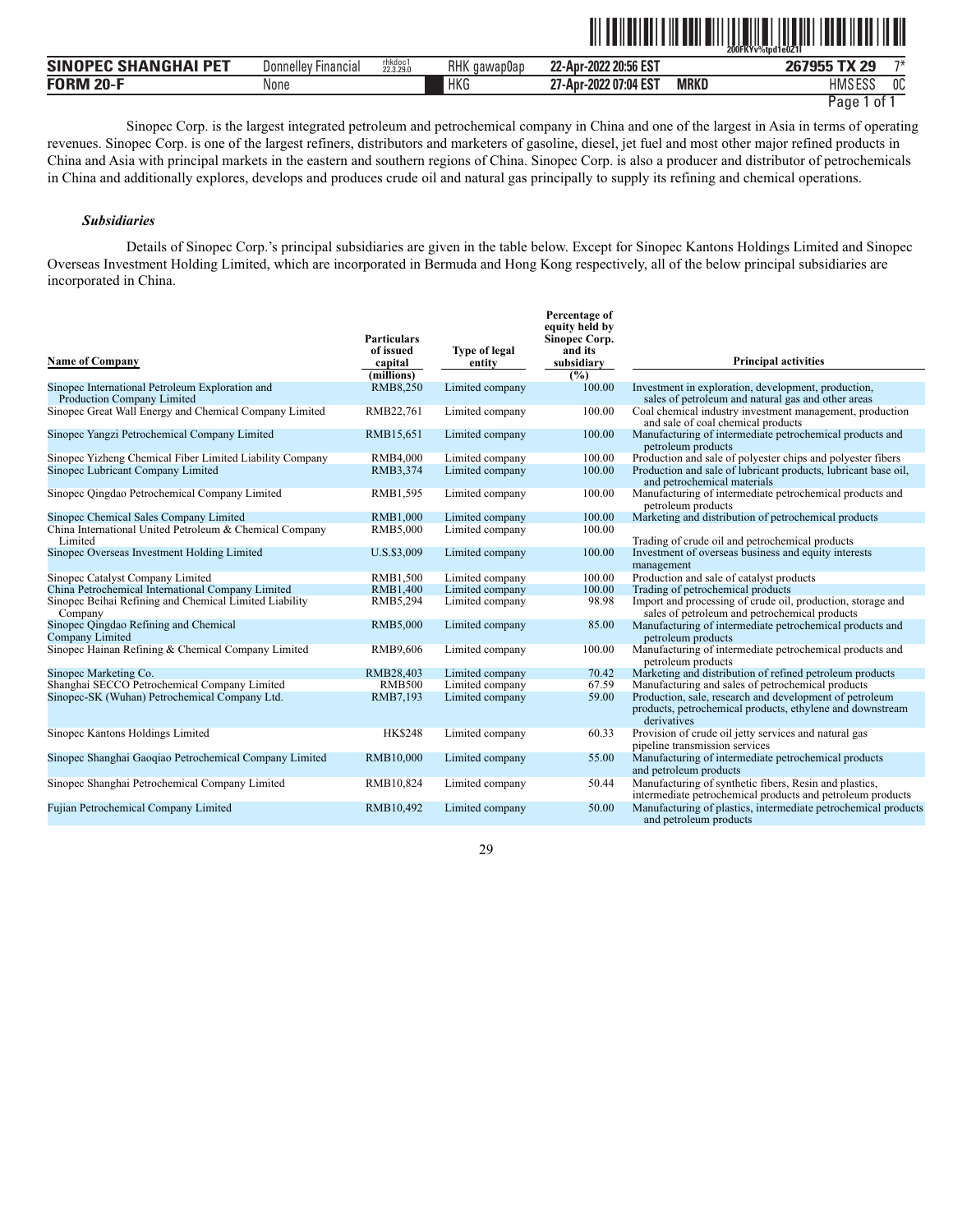Sinopec Corp. is the largest integrated petroleum and petrochemical company in China and one of the largest in Asia in terms of operating revenues. Sinopec Corp. is one of the largest refiners, distributors and marketers of gasoline, diesel, jet fuel and most other major refined products in China and Asia with principal markets in the eastern and southern regions of China. Sinopec Corp. is also a producer and distributor of petrochemicals in China and additionally explores, develops and produces crude oil and natural gas principally to supply its refining and chemical operations.

***Subsidiaries***

Details of Sinopec Corp.'s principal subsidiaries are given in the table below. Except for Sinopec Kantons Holdings Limited and Sinopec Overseas Investment Holding Limited, which are incorporated in Bermuda and Hong Kong respectively, all of the below principal subsidiaries are incorporated in China.

| Name of Company | Particulars of issued capital (millions) | Type of legal entity | Percentage of equity held by Sinopec Corp. and its subsidiary (%) | Principal activities |
|---|---|---|---|---|
| Sinopec International Petroleum Exploration and Production Company Limited | RMB8,250 | Limited company | 100.00 | Investment in exploration, development, production, sales of petroleum and natural gas and other areas |
| Sinopec Great Wall Energy and Chemical Company Limited | RMB22,761 | Limited company | 100.00 | Coal chemical industry investment management, production and sale of coal chemical products |
| Sinopec Yangzi Petrochemical Company Limited | RMB15,651 | Limited company | 100.00 | Manufacturing of intermediate petrochemical products and petroleum products |
| Sinopec Yizheng Chemical Fiber Limited Liability Company | RMB4,000 | Limited company | 100.00 | Production and sale of polyester chips and polyester fibers |
| Sinopec Lubricant Company Limited | RMB3,374 | Limited company | 100.00 | Production and sale of lubricant products, lubricant base oil, and petrochemical materials |
| Sinopec Qingdao Petrochemical Company Limited | RMB1,595 | Limited company | 100.00 | Manufacturing of intermediate petrochemical products and petroleum products |
| Sinopec Chemical Sales Company Limited | RMB1,000 | Limited company | 100.00 | Marketing and distribution of petrochemical products |
| China International United Petroleum & Chemical Company Limited | RMB5,000 | Limited company | 100.00 | Trading of crude oil and petrochemical products |
| Sinopec Overseas Investment Holding Limited | U.S.$3,009 | Limited company | 100.00 | Investment of overseas business and equity interests management |
| Sinopec Catalyst Company Limited | RMB1,500 | Limited company | 100.00 | Production and sale of catalyst products |
| China Petrochemical International Company Limited | RMB1,400 | Limited company | 100.00 | Trading of petrochemical products |
| Sinopec Beihai Refining and Chemical Limited Liability Company | RMB5,294 | Limited company | 98.98 | Import and processing of crude oil, production, storage and sales of petroleum and petrochemical products |
| Sinopec Qingdao Refining and Chemical Company Limited | RMB5,000 | Limited company | 85.00 | Manufacturing of intermediate petrochemical products and petroleum products |
| Sinopec Hainan Refining & Chemical Company Limited | RMB9,606 | Limited company | 100.00 | Manufacturing of intermediate petrochemical products and petroleum products |
| Sinopec Marketing Co. | RMB28,403 | Limited company | 70.42 | Marketing and distribution of refined petroleum products |
| Shanghai SECCO Petrochemical Company Limited | RMB500 | Limited company | 67.59 | Manufacturing and sales of petrochemical products |
| Sinopec-SK (Wuhan) Petrochemical Company Ltd. | RMB7,193 | Limited company | 59.00 | Production, sale, research and development of petroleum products, petrochemical products, ethylene and downstream derivatives |
| Sinopec Kantons Holdings Limited | HK$248 | Limited company | 60.33 | Provision of crude oil jetty services and natural gas pipeline transmission services |
| Sinopec Shanghai Gaoqiao Petrochemical Company Limited | RMB10,000 | Limited company | 55.00 | Manufacturing of intermediate petrochemical products and petroleum products |
| Sinopec Shanghai Petrochemical Company Limited | RMB10,824 | Limited company | 50.44 | Manufacturing of synthetic fibers, Resin and plastics, intermediate petrochemical products and petroleum products |
| Fujian Petrochemical Company Limited | RMB10,492 | Limited company | 50.00 | Manufacturing of plastics, intermediate petrochemical products and petroleum products |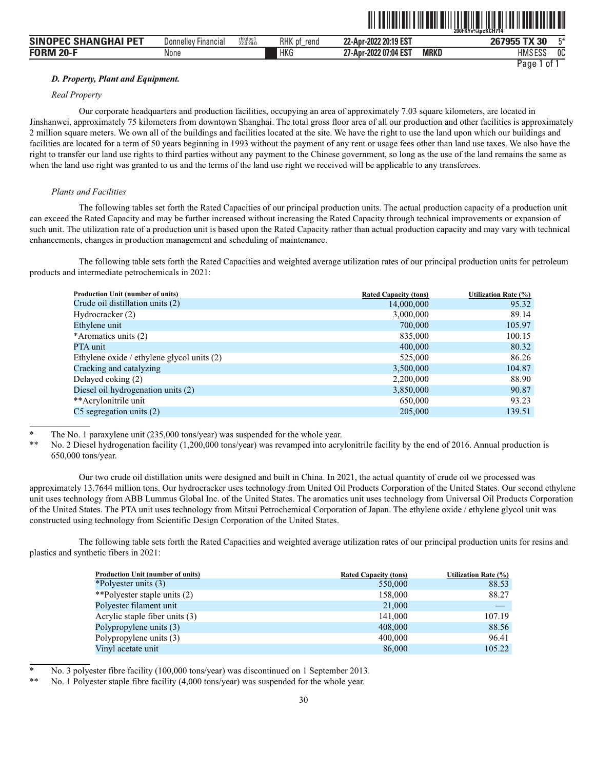### D. Property, Plant and Equipment.

*Real Property*

Our corporate headquarters and production facilities, occupying an area of approximately 7.03 square kilometers, are located in Jinshanwei, approximately 75 kilometers from downtown Shanghai. The total gross floor area of all our production and other facilities is approximately 2 million square meters. We own all of the buildings and facilities located at the site. We have the right to use the land upon which our buildings and facilities are located for a term of 50 years beginning in 1993 without the payment of any rent or usage fees other than land use taxes. We also have the right to transfer our land use rights to third parties without any payment to the Chinese government, so long as the use of the land remains the same as when the land use right was granted to us and the terms of the land use right we received will be applicable to any transferees.

*Plants and Facilities*

The following tables set forth the Rated Capacities of our principal production units. The actual production capacity of a production unit can exceed the Rated Capacity and may be further increased without increasing the Rated Capacity through technical improvements or expansion of such unit. The utilization rate of a production unit is based upon the Rated Capacity rather than actual production capacity and may vary with technical enhancements, changes in production management and scheduling of maintenance.

The following table sets forth the Rated Capacities and weighted average utilization rates of our principal production units for petroleum products and intermediate petrochemicals in 2021:

| Production Unit (number of units) | Rated Capacity (tons) | Utilization Rate (%) |
|---|---|---|
| Crude oil distillation units (2) | 14,000,000 | 95.32 |
| Hydrocracker (2) | 3,000,000 | 89.14 |
| Ethylene unit | 700,000 | 105.97 |
| *Aromatics units (2) | 835,000 | 100.15 |
| PTA unit | 400,000 | 80.32 |
| Ethylene oxide / ethylene glycol units (2) | 525,000 | 86.26 |
| Cracking and catalyzing | 3,500,000 | 104.87 |
| Delayed coking (2) | 2,200,000 | 88.90 |
| Diesel oil hydrogenation units (2) | 3,850,000 | 90.87 |
| **Acrylonitrile unit | 650,000 | 93.23 |
| C5 segregation units (2) | 205,000 | 139.51 |

\* The No. 1 paraxylene unit (235,000 tons/year) was suspended for the whole year.

\*\* No. 2 Diesel hydrogenation facility (1,200,000 tons/year) was revamped into acrylonitrile facility by the end of 2016. Annual production is 650,000 tons/year.

Our two crude oil distillation units were designed and built in China. In 2021, the actual quantity of crude oil we processed was approximately 13.7644 million tons. Our hydrocracker uses technology from United Oil Products Corporation of the United States. Our second ethylene unit uses technology from ABB Lummus Global Inc. of the United States. The aromatics unit uses technology from Universal Oil Products Corporation of the United States. The PTA unit uses technology from Mitsui Petrochemical Corporation of Japan. The ethylene oxide / ethylene glycol unit was constructed using technology from Scientific Design Corporation of the United States.

The following table sets forth the Rated Capacities and weighted average utilization rates of our principal production units for resins and plastics and synthetic fibers in 2021:

| Production Unit (number of units) | Rated Capacity (tons) | Utilization Rate (%) |
|---|---|---|
| *Polyester units (3) | 550,000 | 88.53 |
| **Polyester staple units (2) | 158,000 | 88.27 |
| Polyester filament unit | 21,000 | — |
| Acrylic staple fiber units (3) | 141,000 | 107.19 |
| Polypropylene units (3) | 408,000 | 88.56 |
| Polypropylene units (3) | 400,000 | 96.41 |
| Vinyl acetate unit | 86,000 | 105.22 |

\* No. 3 polyester fibre facility (100,000 tons/year) was discontinued on 1 September 2013.

\*\* No. 1 Polyester staple fibre facility (4,000 tons/year) was suspended for the whole year.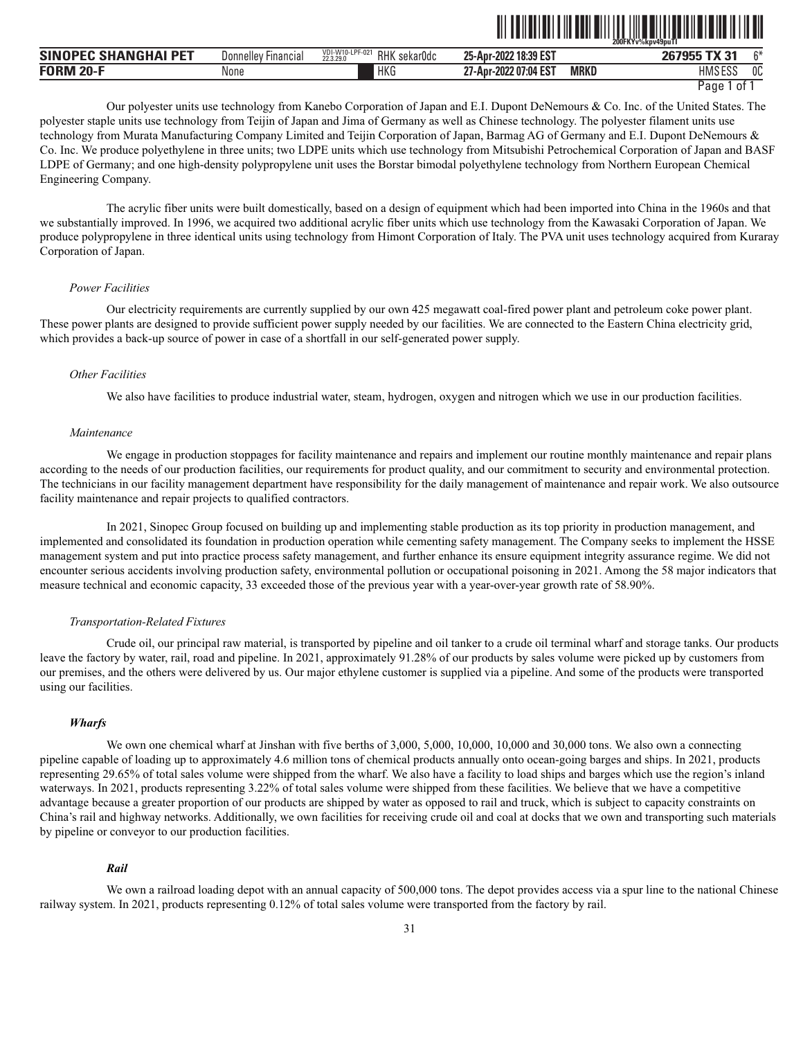Our polyester units use technology from Kanebo Corporation of Japan and E.I. Dupont DeNemours & Co. Inc. of the United States. The polyester staple units use technology from Teijin of Japan and Jima of Germany as well as Chinese technology. The polyester filament units use technology from Murata Manufacturing Company Limited and Teijin Corporation of Japan, Barmag AG of Germany and E.I. Dupont DeNemours & Co. Inc. We produce polyethylene in three units; two LDPE units which use technology from Mitsubishi Petrochemical Corporation of Japan and BASF LDPE of Germany; and one high-density polypropylene unit uses the Borstar bimodal polyethylene technology from Northern European Chemical Engineering Company.

The acrylic fiber units were built domestically, based on a design of equipment which had been imported into China in the 1960s and that we substantially improved. In 1996, we acquired two additional acrylic fiber units which use technology from the Kawasaki Corporation of Japan. We produce polypropylene in three identical units using technology from Himont Corporation of Italy. The PVA unit uses technology acquired from Kuraray Corporation of Japan.

*Power Facilities*

Our electricity requirements are currently supplied by our own 425 megawatt coal-fired power plant and petroleum coke power plant. These power plants are designed to provide sufficient power supply needed by our facilities. We are connected to the Eastern China electricity grid, which provides a back-up source of power in case of a shortfall in our self-generated power supply.

*Other Facilities*

We also have facilities to produce industrial water, steam, hydrogen, oxygen and nitrogen which we use in our production facilities.

*Maintenance*

We engage in production stoppages for facility maintenance and repairs and implement our routine monthly maintenance and repair plans according to the needs of our production facilities, our requirements for product quality, and our commitment to security and environmental protection. The technicians in our facility management department have responsibility for the daily management of maintenance and repair work. We also outsource facility maintenance and repair projects to qualified contractors.

In 2021, Sinopec Group focused on building up and implementing stable production as its top priority in production management, and implemented and consolidated its foundation in production operation while cementing safety management. The Company seeks to implement the HSSE management system and put into practice process safety management, and further enhance its ensure equipment integrity assurance regime. We did not encounter serious accidents involving production safety, environmental pollution or occupational poisoning in 2021. Among the 58 major indicators that measure technical and economic capacity, 33 exceeded those of the previous year with a year-over-year growth rate of 58.90%.

*Transportation-Related Fixtures*

Crude oil, our principal raw material, is transported by pipeline and oil tanker to a crude oil terminal wharf and storage tanks. Our products leave the factory by water, rail, road and pipeline. In 2021, approximately 91.28% of our products by sales volume were picked up by customers from our premises, and the others were delivered by us. Our major ethylene customer is supplied via a pipeline. And some of the products were transported using our facilities.

***Wharfs***

We own one chemical wharf at Jinshan with five berths of 3,000, 5,000, 10,000, 10,000 and 30,000 tons. We also own a connecting pipeline capable of loading up to approximately 4.6 million tons of chemical products annually onto ocean-going barges and ships. In 2021, products representing 29.65% of total sales volume were shipped from the wharf. We also have a facility to load ships and barges which use the region's inland waterways. In 2021, products representing 3.22% of total sales volume were shipped from these facilities. We believe that we have a competitive advantage because a greater proportion of our products are shipped by water as opposed to rail and truck, which is subject to capacity constraints on China's rail and highway networks. Additionally, we own facilities for receiving crude oil and coal at docks that we own and transporting such materials by pipeline or conveyor to our production facilities.

***Rail***

We own a railroad loading depot with an annual capacity of 500,000 tons. The depot provides access via a spur line to the national Chinese railway system. In 2021, products representing 0.12% of total sales volume were transported from the factory by rail.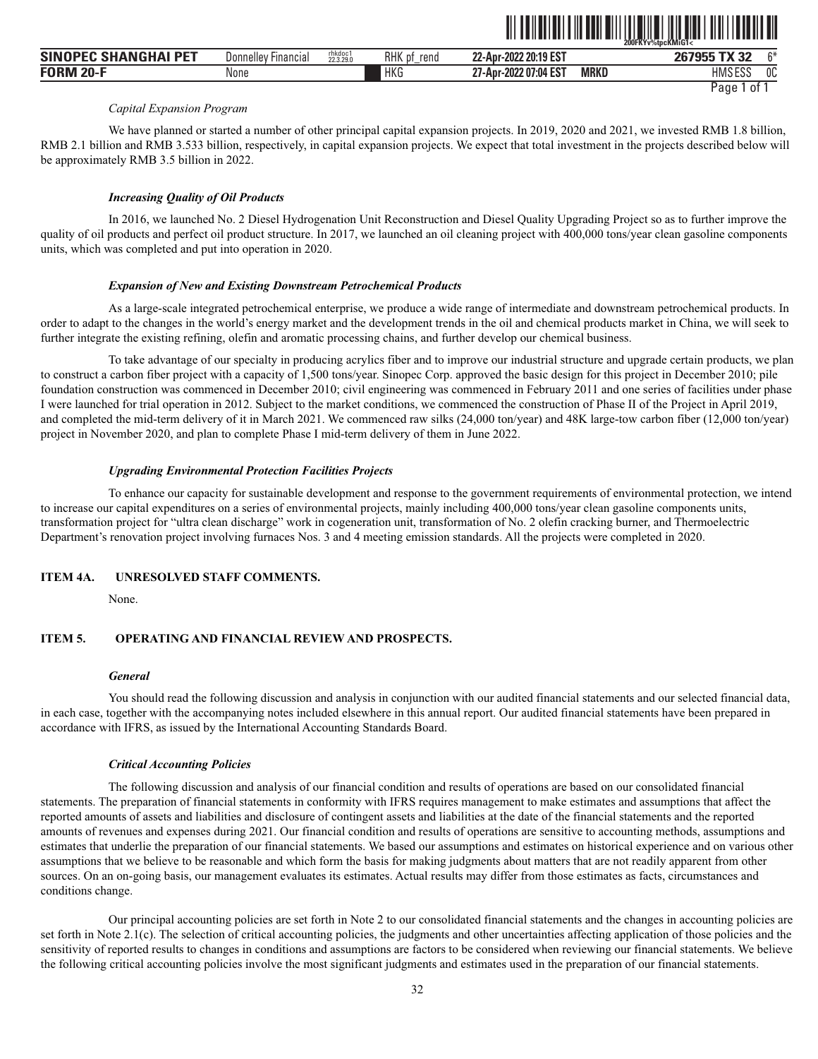*Capital Expansion Program*

We have planned or started a number of other principal capital expansion projects. In 2019, 2020 and 2021, we invested RMB 1.8 billion, RMB 2.1 billion and RMB 3.533 billion, respectively, in capital expansion projects. We expect that total investment in the projects described below will be approximately RMB 3.5 billion in 2022.

***Increasing Quality of Oil Products***

In 2016, we launched No. 2 Diesel Hydrogenation Unit Reconstruction and Diesel Quality Upgrading Project so as to further improve the quality of oil products and perfect oil product structure. In 2017, we launched an oil cleaning project with 400,000 tons/year clean gasoline components units, which was completed and put into operation in 2020.

***Expansion of New and Existing Downstream Petrochemical Products***

As a large-scale integrated petrochemical enterprise, we produce a wide range of intermediate and downstream petrochemical products. In order to adapt to the changes in the world's energy market and the development trends in the oil and chemical products market in China, we will seek to further integrate the existing refining, olefin and aromatic processing chains, and further develop our chemical business.

To take advantage of our specialty in producing acrylics fiber and to improve our industrial structure and upgrade certain products, we plan to construct a carbon fiber project with a capacity of 1,500 tons/year. Sinopec Corp. approved the basic design for this project in December 2010; pile foundation construction was commenced in December 2010; civil engineering was commenced in February 2011 and one series of facilities under phase I were launched for trial operation in 2012. Subject to the market conditions, we commenced the construction of Phase II of the Project in April 2019, and completed the mid-term delivery of it in March 2021. We commenced raw silks (24,000 ton/year) and 48K large-tow carbon fiber (12,000 ton/year) project in November 2020, and plan to complete Phase I mid-term delivery of them in June 2022.

***Upgrading Environmental Protection Facilities Projects***

To enhance our capacity for sustainable development and response to the government requirements of environmental protection, we intend to increase our capital expenditures on a series of environmental projects, mainly including 400,000 tons/year clean gasoline components units, transformation project for "ultra clean discharge" work in cogeneration unit, transformation of No. 2 olefin cracking burner, and Thermoelectric Department's renovation project involving furnaces Nos. 3 and 4 meeting emission standards. All the projects were completed in 2020.

## ITEM 4A. UNRESOLVED STAFF COMMENTS.

None.

## ITEM 5. OPERATING AND FINANCIAL REVIEW AND PROSPECTS.

***General***

You should read the following discussion and analysis in conjunction with our audited financial statements and our selected financial data, in each case, together with the accompanying notes included elsewhere in this annual report. Our audited financial statements have been prepared in accordance with IFRS, as issued by the International Accounting Standards Board.

***Critical Accounting Policies***

The following discussion and analysis of our financial condition and results of operations are based on our consolidated financial statements. The preparation of financial statements in conformity with IFRS requires management to make estimates and assumptions that affect the reported amounts of assets and liabilities and disclosure of contingent assets and liabilities at the date of the financial statements and the reported amounts of revenues and expenses during 2021. Our financial condition and results of operations are sensitive to accounting methods, assumptions and estimates that underlie the preparation of our financial statements. We based our assumptions and estimates on historical experience and on various other assumptions that we believe to be reasonable and which form the basis for making judgments about matters that are not readily apparent from other sources. On an on-going basis, our management evaluates its estimates. Actual results may differ from those estimates as facts, circumstances and conditions change.

Our principal accounting policies are set forth in Note 2 to our consolidated financial statements and the changes in accounting policies are set forth in Note 2.1(c). The selection of critical accounting policies, the judgments and other uncertainties affecting application of those policies and the sensitivity of reported results to changes in conditions and assumptions are factors to be considered when reviewing our financial statements. We believe the following critical accounting policies involve the most significant judgments and estimates used in the preparation of our financial statements.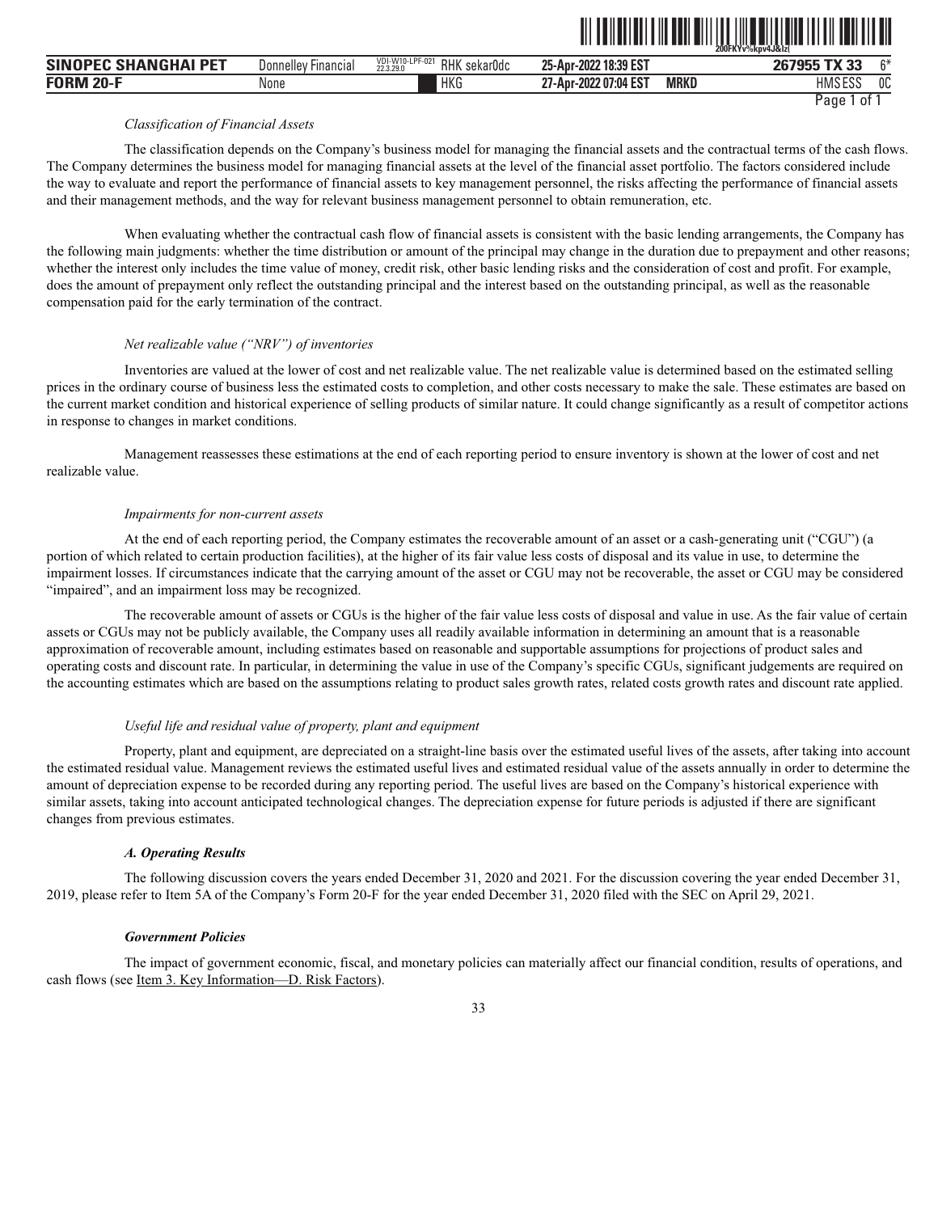*Classification of Financial Assets*

The classification depends on the Company's business model for managing the financial assets and the contractual terms of the cash flows. The Company determines the business model for managing financial assets at the level of the financial asset portfolio. The factors considered include the way to evaluate and report the performance of financial assets to key management personnel, the risks affecting the performance of financial assets and their management methods, and the way for relevant business management personnel to obtain remuneration, etc.

When evaluating whether the contractual cash flow of financial assets is consistent with the basic lending arrangements, the Company has the following main judgments: whether the time distribution or amount of the principal may change in the duration due to prepayment and other reasons; whether the interest only includes the time value of money, credit risk, other basic lending risks and the consideration of cost and profit. For example, does the amount of prepayment only reflect the outstanding principal and the interest based on the outstanding principal, as well as the reasonable compensation paid for the early termination of the contract.

*Net realizable value ("NRV") of inventories*

Inventories are valued at the lower of cost and net realizable value. The net realizable value is determined based on the estimated selling prices in the ordinary course of business less the estimated costs to completion, and other costs necessary to make the sale. These estimates are based on the current market condition and historical experience of selling products of similar nature. It could change significantly as a result of competitor actions in response to changes in market conditions.

Management reassesses these estimations at the end of each reporting period to ensure inventory is shown at the lower of cost and net realizable value.

*Impairments for non-current assets*

At the end of each reporting period, the Company estimates the recoverable amount of an asset or a cash-generating unit ("CGU") (a portion of which related to certain production facilities), at the higher of its fair value less costs of disposal and its value in use, to determine the impairment losses. If circumstances indicate that the carrying amount of the asset or CGU may not be recoverable, the asset or CGU may be considered "impaired", and an impairment loss may be recognized.

The recoverable amount of assets or CGUs is the higher of the fair value less costs of disposal and value in use. As the fair value of certain assets or CGUs may not be publicly available, the Company uses all readily available information in determining an amount that is a reasonable approximation of recoverable amount, including estimates based on reasonable and supportable assumptions for projections of product sales and operating costs and discount rate. In particular, in determining the value in use of the Company's specific CGUs, significant judgements are required on the accounting estimates which are based on the assumptions relating to product sales growth rates, related costs growth rates and discount rate applied.

*Useful life and residual value of property, plant and equipment*

Property, plant and equipment, are depreciated on a straight-line basis over the estimated useful lives of the assets, after taking into account the estimated residual value. Management reviews the estimated useful lives and estimated residual value of the assets annually in order to determine the amount of depreciation expense to be recorded during any reporting period. The useful lives are based on the Company's historical experience with similar assets, taking into account anticipated technological changes. The depreciation expense for future periods is adjusted if there are significant changes from previous estimates.

***A. Operating Results***

The following discussion covers the years ended December 31, 2020 and 2021. For the discussion covering the year ended December 31, 2019, please refer to Item 5A of the Company's Form 20-F for the year ended December 31, 2020 filed with the SEC on April 29, 2021.

***Government Policies***

The impact of government economic, fiscal, and monetary policies can materially affect our financial condition, results of operations, and cash flows (see Item 3. Key Information—D. Risk Factors).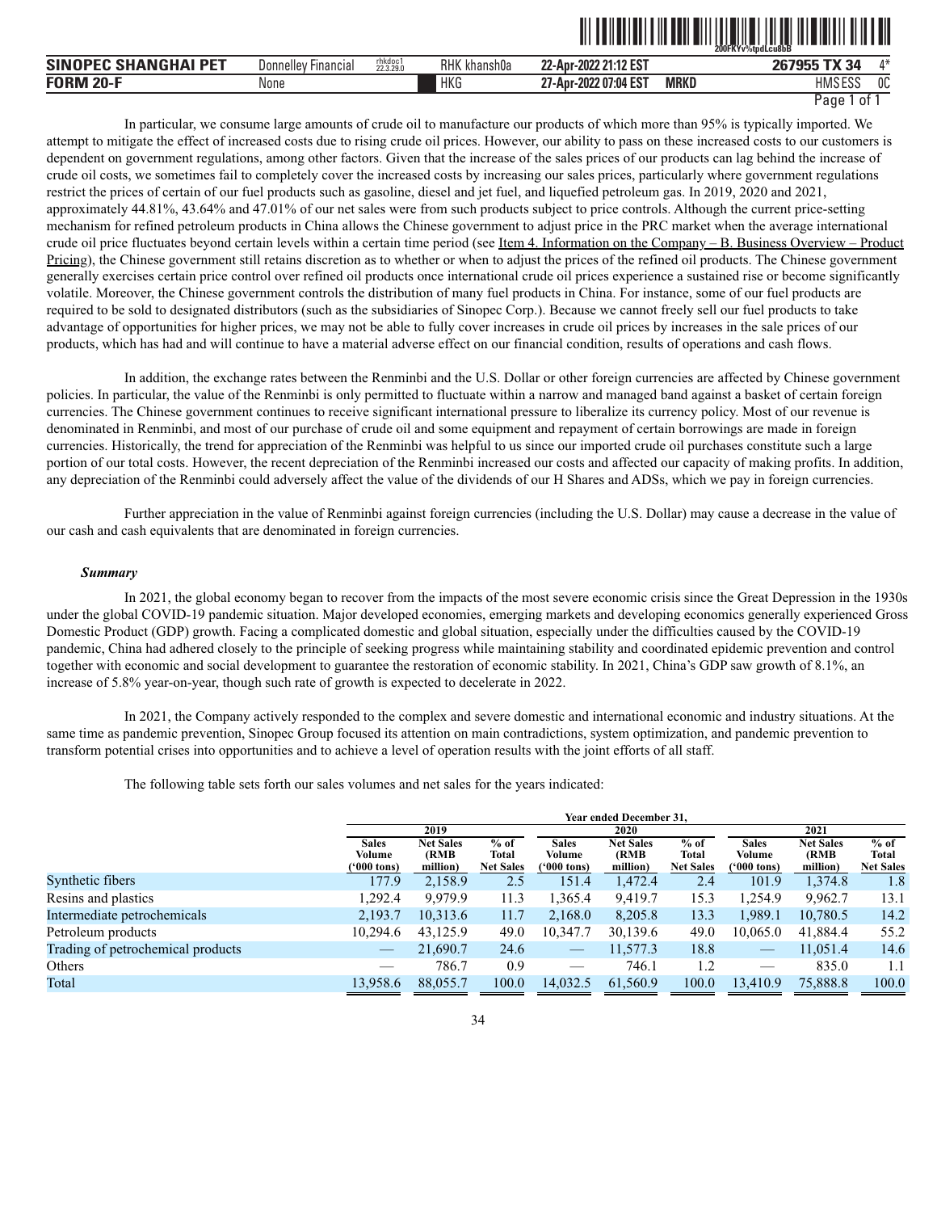In particular, we consume large amounts of crude oil to manufacture our products of which more than 95% is typically imported. We attempt to mitigate the effect of increased costs due to rising crude oil prices. However, our ability to pass on these increased costs to our customers is dependent on government regulations, among other factors. Given that the increase of the sales prices of our products can lag behind the increase of crude oil costs, we sometimes fail to completely cover the increased costs by increasing our sales prices, particularly where government regulations restrict the prices of certain of our fuel products such as gasoline, diesel and jet fuel, and liquefied petroleum gas. In 2019, 2020 and 2021, approximately 44.81%, 43.64% and 47.01% of our net sales were from such products subject to price controls. Although the current price-setting mechanism for refined petroleum products in China allows the Chinese government to adjust price in the PRC market when the average international crude oil price fluctuates beyond certain levels within a certain time period (see Item 4. Information on the Company – B. Business Overview – Product Pricing), the Chinese government still retains discretion as to whether or when to adjust the prices of the refined oil products. The Chinese government generally exercises certain price control over refined oil products once international crude oil prices experience a sustained rise or become significantly volatile. Moreover, the Chinese government controls the distribution of many fuel products in China. For instance, some of our fuel products are required to be sold to designated distributors (such as the subsidiaries of Sinopec Corp.). Because we cannot freely sell our fuel products to take advantage of opportunities for higher prices, we may not be able to fully cover increases in crude oil prices by increases in the sale prices of our products, which has had and will continue to have a material adverse effect on our financial condition, results of operations and cash flows.

In addition, the exchange rates between the Renminbi and the U.S. Dollar or other foreign currencies are affected by Chinese government policies. In particular, the value of the Renminbi is only permitted to fluctuate within a narrow and managed band against a basket of certain foreign currencies. The Chinese government continues to receive significant international pressure to liberalize its currency policy. Most of our revenue is denominated in Renminbi, and most of our purchase of crude oil and some equipment and repayment of certain borrowings are made in foreign currencies. Historically, the trend for appreciation of the Renminbi was helpful to us since our imported crude oil purchases constitute such a large portion of our total costs. However, the recent depreciation of the Renminbi increased our costs and affected our capacity of making profits. In addition, any depreciation of the Renminbi could adversely affect the value of the dividends of our H Shares and ADSs, which we pay in foreign currencies.

Further appreciation in the value of Renminbi against foreign currencies (including the U.S. Dollar) may cause a decrease in the value of our cash and cash equivalents that are denominated in foreign currencies.

***Summary***

In 2021, the global economy began to recover from the impacts of the most severe economic crisis since the Great Depression in the 1930s under the global COVID-19 pandemic situation. Major developed economies, emerging markets and developing economies generally experienced Gross Domestic Product (GDP) growth. Facing a complicated domestic and global situation, especially under the difficulties caused by the COVID-19 pandemic, China had adhered closely to the principle of seeking progress while maintaining stability and coordinated epidemic prevention and control together with economic and social development to guarantee the restoration of economic stability. In 2021, China's GDP saw growth of 8.1%, an increase of 5.8% year-on-year, though such rate of growth is expected to decelerate in 2022.

In 2021, the Company actively responded to the complex and severe domestic and international economic and industry situations. At the same time as pandemic prevention, Sinopec Group focused its attention on main contradictions, system optimization, and pandemic prevention to transform potential crises into opportunities and to achieve a level of operation results with the joint efforts of all staff.

The following table sets forth our sales volumes and net sales for the years indicated:

| | Year ended December 31, | | | | | | | | |
|---|---|---|---|---|---|---|---|---|---|
| | 2019 | | | 2020 | | | 2021 | | |
| | Sales Volume ('000 tons) | Net Sales (RMB million) | % of Total Net Sales | Sales Volume ('000 tons) | Net Sales (RMB million) | % of Total Net Sales | Sales Volume ('000 tons) | Net Sales (RMB million) | % of Total Net Sales |
| Synthetic fibers | 177.9 | 2,158.9 | 2.5 | 151.4 | 1,472.4 | 2.4 | 101.9 | 1,374.8 | 1.8 |
| Resins and plastics | 1,292.4 | 9,979.9 | 11.3 | 1,365.4 | 9,419.7 | 15.3 | 1,254.9 | 9,962.7 | 13.1 |
| Intermediate petrochemicals | 2,193.7 | 10,313.6 | 11.7 | 2,168.0 | 8,205.8 | 13.3 | 1,989.1 | 10,780.5 | 14.2 |
| Petroleum products | 10,294.6 | 43,125.9 | 49.0 | 10,347.7 | 30,139.6 | 49.0 | 10,065.0 | 41,884.4 | 55.2 |
| Trading of petrochemical products | — | 21,690.7 | 24.6 | — | 11,577.3 | 18.8 | — | 11,051.4 | 14.6 |
| Others | — | 786.7 | 0.9 | — | 746.1 | 1.2 | — | 835.0 | 1.1 |
| Total | 13,958.6 | 88,055.7 | 100.0 | 14,032.5 | 61,560.9 | 100.0 | 13,410.9 | 75,888.8 | 100.0 |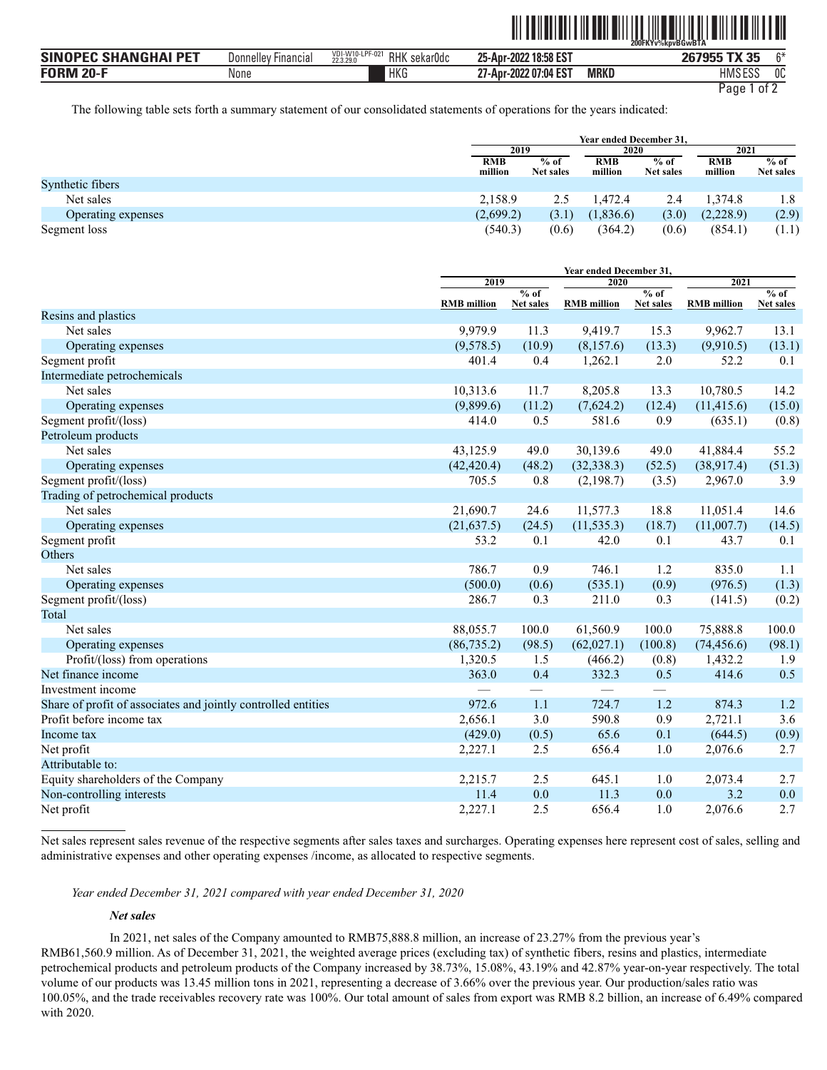The following table sets forth a summary statement of our consolidated statements of operations for the years indicated:

| | Year ended December 31, | | | | | |
|---|---|---|---|---|---|---|
| | 2019 | | 2020 | | 2021 | |
| | RMB million | % of Net sales | RMB million | % of Net sales | RMB million | % of Net sales |
| Synthetic fibers | | | | | | |
| Net sales | 2,158.9 | 2.5 | 1,472.4 | 2.4 | 1,374.8 | 1.8 |
| Operating expenses | (2,699.2) | (3.1) | (1,836.6) | (3.0) | (2,228.9) | (2.9) |
| Segment loss | (540.3) | (0.6) | (364.2) | (0.6) | (854.1) | (1.1) |

| | Year ended December 31, | | | | | |
|---|---|---|---|---|---|---|
| | 2019 | | 2020 | | 2021 | |
| | RMB million | % of Net sales | RMB million | % of Net sales | RMB million | % of Net sales |
| Resins and plastics | | | | | | |
| Net sales | 9,979.9 | 11.3 | 9,419.7 | 15.3 | 9,962.7 | 13.1 |
| Operating expenses | (9,578.5) | (10.9) | (8,157.6) | (13.3) | (9,910.5) | (13.1) |
| Segment profit | 401.4 | 0.4 | 1,262.1 | 2.0 | 52.2 | 0.1 |
| Intermediate petrochemicals | | | | | | |
| Net sales | 10,313.6 | 11.7 | 8,205.8 | 13.3 | 10,780.5 | 14.2 |
| Operating expenses | (9,899.6) | (11.2) | (7,624.2) | (12.4) | (11,415.6) | (15.0) |
| Segment profit/(loss) | 414.0 | 0.5 | 581.6 | 0.9 | (635.1) | (0.8) |
| Petroleum products | | | | | | |
| Net sales | 43,125.9 | 49.0 | 30,139.6 | 49.0 | 41,884.4 | 55.2 |
| Operating expenses | (42,420.4) | (48.2) | (32,338.3) | (52.5) | (38,917.4) | (51.3) |
| Segment profit/(loss) | 705.5 | 0.8 | (2,198.7) | (3.5) | 2,967.0 | 3.9 |
| Trading of petrochemical products | | | | | | |
| Net sales | 21,690.7 | 24.6 | 11,577.3 | 18.8 | 11,051.4 | 14.6 |
| Operating expenses | (21,637.5) | (24.5) | (11,535.3) | (18.7) | (11,007.7) | (14.5) |
| Segment profit | 53.2 | 0.1 | 42.0 | 0.1 | 43.7 | 0.1 |
| Others | | | | | | |
| Net sales | 786.7 | 0.9 | 746.1 | 1.2 | 835.0 | 1.1 |
| Operating expenses | (500.0) | (0.6) | (535.1) | (0.9) | (976.5) | (1.3) |
| Segment profit/(loss) | 286.7 | 0.3 | 211.0 | 0.3 | (141.5) | (0.2) |
| Total | | | | | | |
| Net sales | 88,055.7 | 100.0 | 61,560.9 | 100.0 | 75,888.8 | 100.0 |
| Operating expenses | (86,735.2) | (98.5) | (62,027.1) | (100.8) | (74,456.6) | (98.1) |
| Profit/(loss) from operations | 1,320.5 | 1.5 | (466.2) | (0.8) | 1,432.2 | 1.9 |
| Net finance income | 363.0 | 0.4 | 332.3 | 0.5 | 414.6 | 0.5 |
| Investment income | — | — | — | — | | |
| Share of profit of associates and jointly controlled entities | 972.6 | 1.1 | 724.7 | 1.2 | 874.3 | 1.2 |
| Profit before income tax | 2,656.1 | 3.0 | 590.8 | 0.9 | 2,721.1 | 3.6 |
| Income tax | (429.0) | (0.5) | 65.6 | 0.1 | (644.5) | (0.9) |
| Net profit | 2,227.1 | 2.5 | 656.4 | 1.0 | 2,076.6 | 2.7 |
| Attributable to: | | | | | | |
| Equity shareholders of the Company | 2,215.7 | 2.5 | 645.1 | 1.0 | 2,073.4 | 2.7 |
| Non-controlling interests | 11.4 | 0.0 | 11.3 | 0.0 | 3.2 | 0.0 |
| Net profit | 2,227.1 | 2.5 | 656.4 | 1.0 | 2,076.6 | 2.7 |

Net sales represent sales revenue of the respective segments after sales taxes and surcharges. Operating expenses here represent cost of sales, selling and administrative expenses and other operating expenses /income, as allocated to respective segments.

*Year ended December 31, 2021 compared with year ended December 31, 2020*

***Net sales***

In 2021, net sales of the Company amounted to RMB75,888.8 million, an increase of 23.27% from the previous year's RMB61,560.9 million. As of December 31, 2021, the weighted average prices (excluding tax) of synthetic fibers, resins and plastics, intermediate petrochemical products and petroleum products of the Company increased by 38.73%, 15.08%, 43.19% and 42.87% year-on-year respectively. The total volume of our products was 13.45 million tons in 2021, representing a decrease of 3.66% over the previous year. Our production/sales ratio was 100.05%, and the trade receivables recovery rate was 100%. Our total amount of sales from export was RMB 8.2 billion, an increase of 6.49% compared with 2020.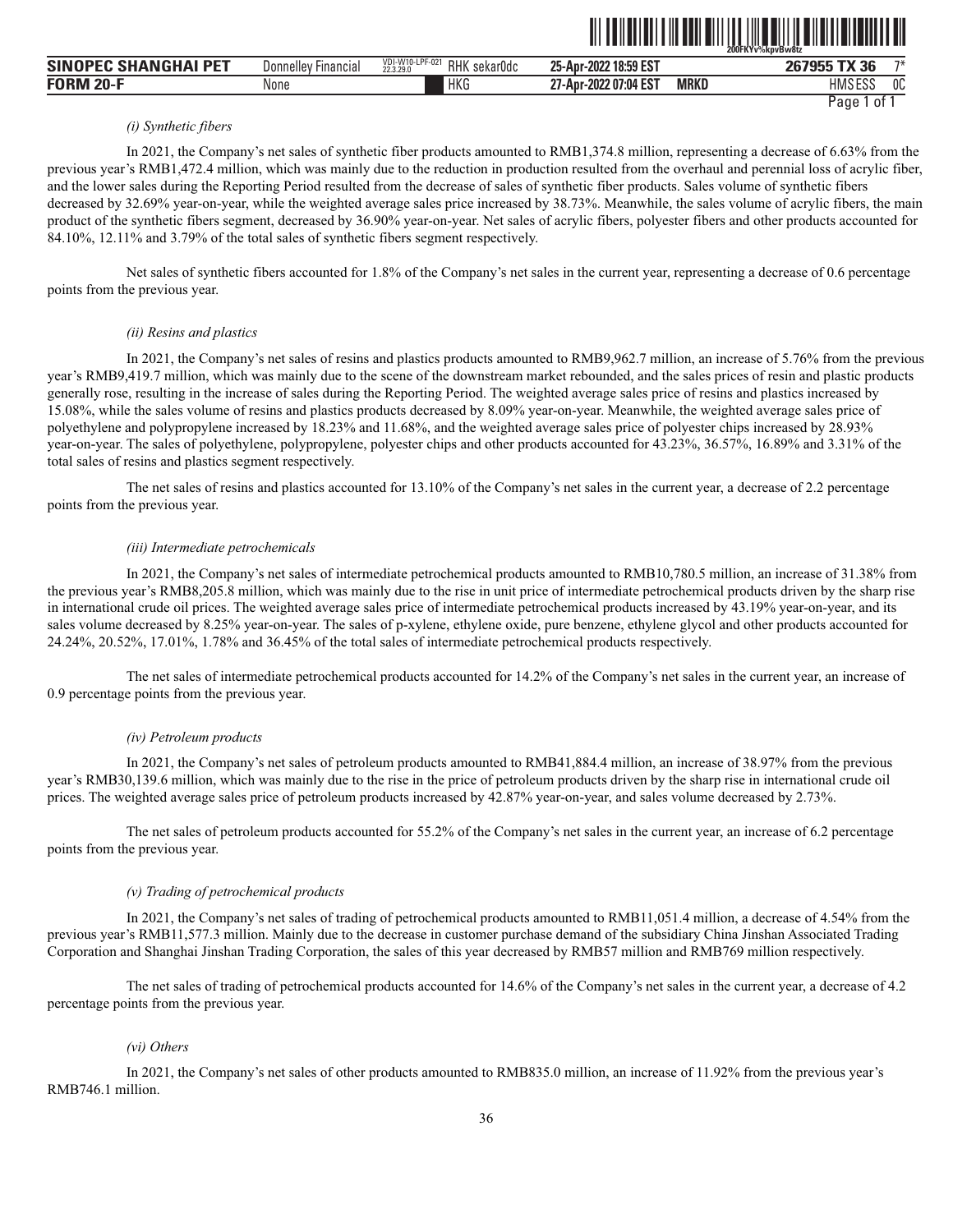*(i) Synthetic fibers*

In 2021, the Company's net sales of synthetic fiber products amounted to RMB1,374.8 million, representing a decrease of 6.63% from the previous year's RMB1,472.4 million, which was mainly due to the reduction in production resulted from the overhaul and perennial loss of acrylic fiber, and the lower sales during the Reporting Period resulted from the decrease of sales of synthetic fiber products. Sales volume of synthetic fibers decreased by 32.69% year-on-year, while the weighted average sales price increased by 38.73%. Meanwhile, the sales volume of acrylic fibers, the main product of the synthetic fibers segment, decreased by 36.90% year-on-year. Net sales of acrylic fibers, polyester fibers and other products accounted for 84.10%, 12.11% and 3.79% of the total sales of synthetic fibers segment respectively.

Net sales of synthetic fibers accounted for 1.8% of the Company's net sales in the current year, representing a decrease of 0.6 percentage points from the previous year.

*(ii) Resins and plastics*

In 2021, the Company's net sales of resins and plastics products amounted to RMB9,962.7 million, an increase of 5.76% from the previous year's RMB9,419.7 million, which was mainly due to the scene of the downstream market rebounded, and the sales prices of resin and plastic products generally rose, resulting in the increase of sales during the Reporting Period. The weighted average sales price of resins and plastics increased by 15.08%, while the sales volume of resins and plastics products decreased by 8.09% year-on-year. Meanwhile, the weighted average sales price of polyethylene and polypropylene increased by 18.23% and 11.68%, and the weighted average sales price of polyester chips increased by 28.93% year-on-year. The sales of polyethylene, polypropylene, polyester chips and other products accounted for 43.23%, 36.57%, 16.89% and 3.31% of the total sales of resins and plastics segment respectively.

The net sales of resins and plastics accounted for 13.10% of the Company's net sales in the current year, a decrease of 2.2 percentage points from the previous year.

*(iii) Intermediate petrochemicals*

In 2021, the Company's net sales of intermediate petrochemical products amounted to RMB10,780.5 million, an increase of 31.38% from the previous year's RMB8,205.8 million, which was mainly due to the rise in unit price of intermediate petrochemical products driven by the sharp rise in international crude oil prices. The weighted average sales price of intermediate petrochemical products increased by 43.19% year-on-year, and its sales volume decreased by 8.25% year-on-year. The sales of p-xylene, ethylene oxide, pure benzene, ethylene glycol and other products accounted for 24.24%, 20.52%, 17.01%, 1.78% and 36.45% of the total sales of intermediate petrochemical products respectively.

The net sales of intermediate petrochemical products accounted for 14.2% of the Company's net sales in the current year, an increase of 0.9 percentage points from the previous year.

*(iv) Petroleum products*

In 2021, the Company's net sales of petroleum products amounted to RMB41,884.4 million, an increase of 38.97% from the previous year's RMB30,139.6 million, which was mainly due to the rise in the price of petroleum products driven by the sharp rise in international crude oil prices. The weighted average sales price of petroleum products increased by 42.87% year-on-year, and sales volume decreased by 2.73%.

The net sales of petroleum products accounted for 55.2% of the Company's net sales in the current year, an increase of 6.2 percentage points from the previous year.

*(v) Trading of petrochemical products*

In 2021, the Company's net sales of trading of petrochemical products amounted to RMB11,051.4 million, a decrease of 4.54% from the previous year's RMB11,577.3 million. Mainly due to the decrease in customer purchase demand of the subsidiary China Jinshan Associated Trading Corporation and Shanghai Jinshan Trading Corporation, the sales of this year decreased by RMB57 million and RMB769 million respectively.

The net sales of trading of petrochemical products accounted for 14.6% of the Company's net sales in the current year, a decrease of 4.2 percentage points from the previous year.

*(vi) Others*

In 2021, the Company's net sales of other products amounted to RMB835.0 million, an increase of 11.92% from the previous year's RMB746.1 million.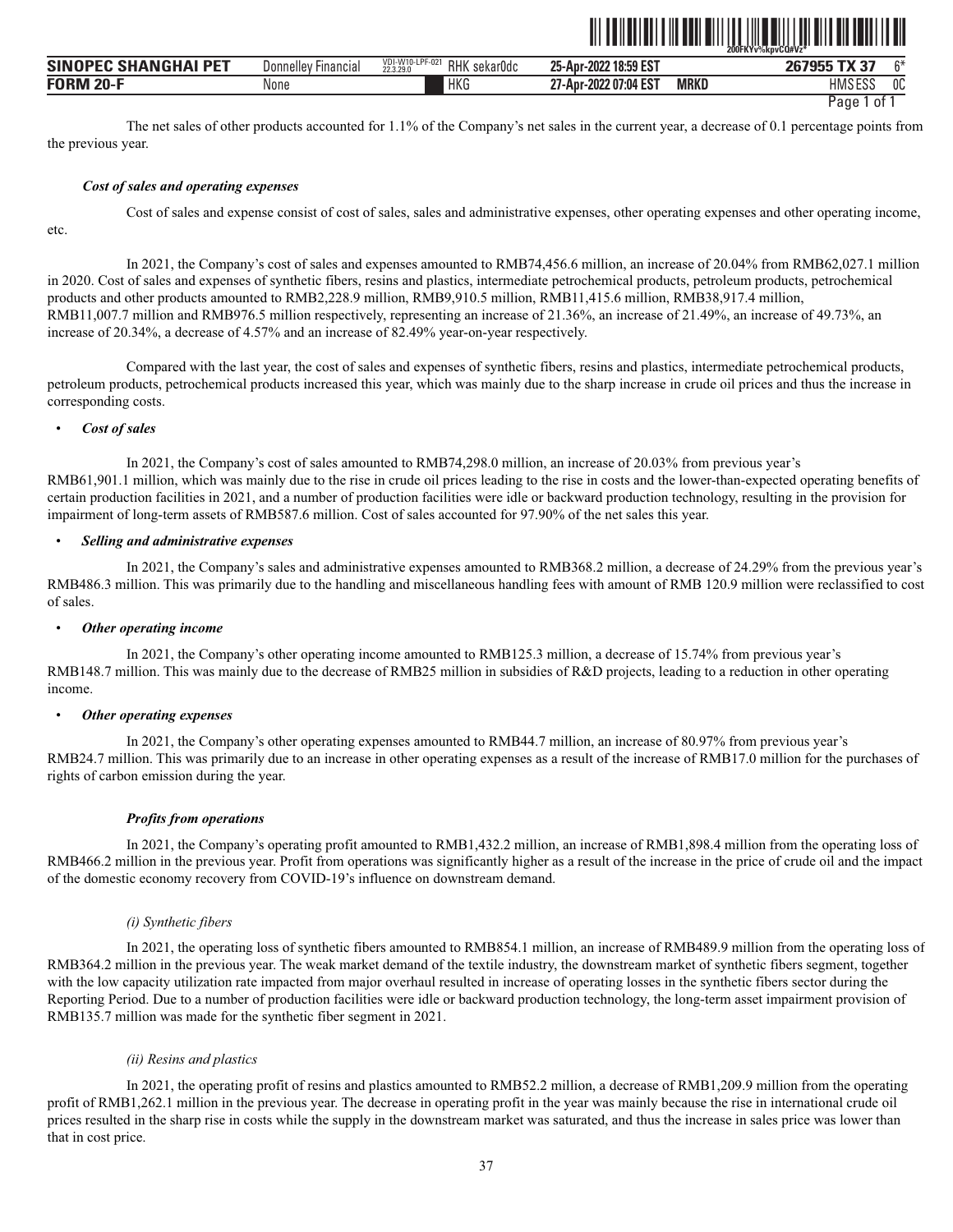The net sales of other products accounted for 1.1% of the Company's net sales in the current year, a decrease of 0.1 percentage points from the previous year.

***Cost of sales and operating expenses***

Cost of sales and expense consist of cost of sales, sales and administrative expenses, other operating expenses and other operating income, etc.

In 2021, the Company's cost of sales and expenses amounted to RMB74,456.6 million, an increase of 20.04% from RMB62,027.1 million in 2020. Cost of sales and expenses of synthetic fibers, resins and plastics, intermediate petrochemical products, petroleum products, petrochemical products and other products amounted to RMB2,228.9 million, RMB9,910.5 million, RMB11,415.6 million, RMB38,917.4 million, RMB11,007.7 million and RMB976.5 million respectively, representing an increase of 21.36%, an increase of 21.49%, an increase of 49.73%, an increase of 20.34%, a decrease of 4.57% and an increase of 82.49% year-on-year respectively.

Compared with the last year, the cost of sales and expenses of synthetic fibers, resins and plastics, intermediate petrochemical products, petroleum products, petrochemical products increased this year, which was mainly due to the sharp increase in crude oil prices and thus the increase in corresponding costs.

- ***Cost of sales***

In 2021, the Company's cost of sales amounted to RMB74,298.0 million, an increase of 20.03% from previous year's RMB61,901.1 million, which was mainly due to the rise in crude oil prices leading to the rise in costs and the lower-than-expected operating benefits of certain production facilities in 2021, and a number of production facilities were idle or backward production technology, resulting in the provision for impairment of long-term assets of RMB587.6 million. Cost of sales accounted for 97.90% of the net sales this year.

- ***Selling and administrative expenses***

In 2021, the Company's sales and administrative expenses amounted to RMB368.2 million, a decrease of 24.29% from the previous year's RMB486.3 million. This was primarily due to the handling and miscellaneous handling fees with amount of RMB 120.9 million were reclassified to cost of sales.

- ***Other operating income***

In 2021, the Company's other operating income amounted to RMB125.3 million, a decrease of 15.74% from previous year's RMB148.7 million. This was mainly due to the decrease of RMB25 million in subsidies of R&D projects, leading to a reduction in other operating income.

- ***Other operating expenses***

In 2021, the Company's other operating expenses amounted to RMB44.7 million, an increase of 80.97% from previous year's RMB24.7 million. This was primarily due to an increase in other operating expenses as a result of the increase of RMB17.0 million for the purchases of rights of carbon emission during the year.

***Profits from operations***

In 2021, the Company's operating profit amounted to RMB1,432.2 million, an increase of RMB1,898.4 million from the operating loss of RMB466.2 million in the previous year. Profit from operations was significantly higher as a result of the increase in the price of crude oil and the impact of the domestic economy recovery from COVID-19's influence on downstream demand.

*(i) Synthetic fibers*

In 2021, the operating loss of synthetic fibers amounted to RMB854.1 million, an increase of RMB489.9 million from the operating loss of RMB364.2 million in the previous year. The weak market demand of the textile industry, the downstream market of synthetic fibers segment, together with the low capacity utilization rate impacted from major overhaul resulted in increase of operating losses in the synthetic fibers sector during the Reporting Period. Due to a number of production facilities were idle or backward production technology, the long-term asset impairment provision of RMB135.7 million was made for the synthetic fiber segment in 2021.

*(ii) Resins and plastics*

In 2021, the operating profit of resins and plastics amounted to RMB52.2 million, a decrease of RMB1,209.9 million from the operating profit of RMB1,262.1 million in the previous year. The decrease in operating profit in the year was mainly because the rise in international crude oil prices resulted in the sharp rise in costs while the supply in the downstream market was saturated, and thus the increase in sales price was lower than that in cost price.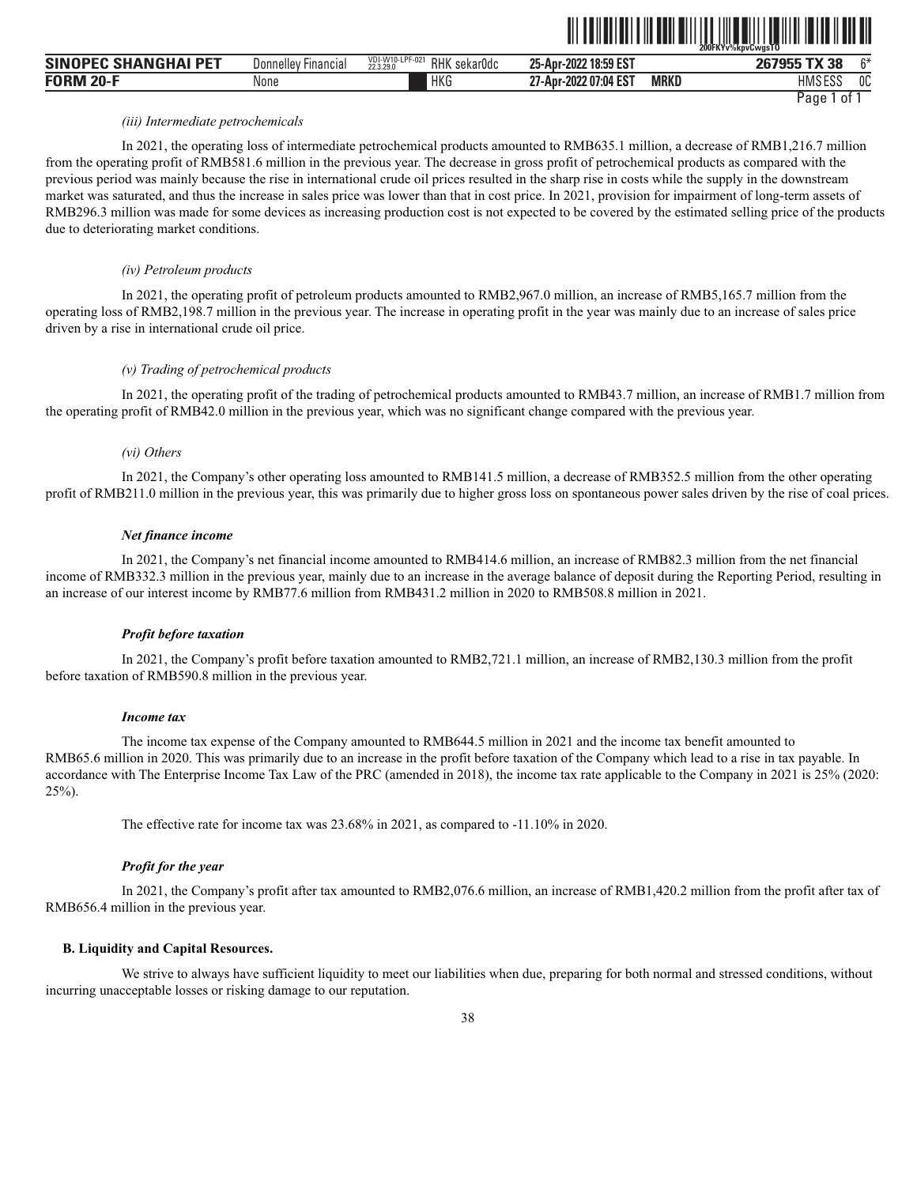*(iii) Intermediate petrochemicals*

In 2021, the operating loss of intermediate petrochemical products amounted to RMB635.1 million, a decrease of RMB1,216.7 million from the operating profit of RMB581.6 million in the previous year. The decrease in gross profit of petrochemical products as compared with the previous period was mainly because the rise in international crude oil prices resulted in the sharp rise in costs while the supply in the downstream market was saturated, and thus the increase in sales price was lower than that in cost price. In 2021, provision for impairment of long-term assets of RMB296.3 million was made for some devices as increasing production cost is not expected to be covered by the estimated selling price of the products due to deteriorating market conditions.

*(iv) Petroleum products*

In 2021, the operating profit of petroleum products amounted to RMB2,967.0 million, an increase of RMB5,165.7 million from the operating loss of RMB2,198.7 million in the previous year. The increase in operating profit in the year was mainly due to an increase of sales price driven by a rise in international crude oil price.

*(v) Trading of petrochemical products*

In 2021, the operating profit of the trading of petrochemical products amounted to RMB43.7 million, an increase of RMB1.7 million from the operating profit of RMB42.0 million in the previous year, which was no significant change compared with the previous year.

*(vi) Others*

In 2021, the Company's other operating loss amounted to RMB141.5 million, a decrease of RMB352.5 million from the other operating profit of RMB211.0 million in the previous year, this was primarily due to higher gross loss on spontaneous power sales driven by the rise of coal prices.

***Net finance income***

In 2021, the Company's net financial income amounted to RMB414.6 million, an increase of RMB82.3 million from the net financial income of RMB332.3 million in the previous year, mainly due to an increase in the average balance of deposit during the Reporting Period, resulting in an increase of our interest income by RMB77.6 million from RMB431.2 million in 2020 to RMB508.8 million in 2021.

***Profit before taxation***

In 2021, the Company's profit before taxation amounted to RMB2,721.1 million, an increase of RMB2,130.3 million from the profit before taxation of RMB590.8 million in the previous year.

***Income tax***

The income tax expense of the Company amounted to RMB644.5 million in 2021 and the income tax benefit amounted to RMB65.6 million in 2020. This was primarily due to an increase in the profit before taxation of the Company which lead to a rise in tax payable. In accordance with The Enterprise Income Tax Law of the PRC (amended in 2018), the income tax rate applicable to the Company in 2021 is 25% (2020: 25%).

The effective rate for income tax was 23.68% in 2021, as compared to -11.10% in 2020.

***Profit for the year***

In 2021, the Company's profit after tax amounted to RMB2,076.6 million, an increase of RMB1,420.2 million from the profit after tax of RMB656.4 million in the previous year.

**B. Liquidity and Capital Resources.**

We strive to always have sufficient liquidity to meet our liabilities when due, preparing for both normal and stressed conditions, without incurring unacceptable losses or risking damage to our reputation.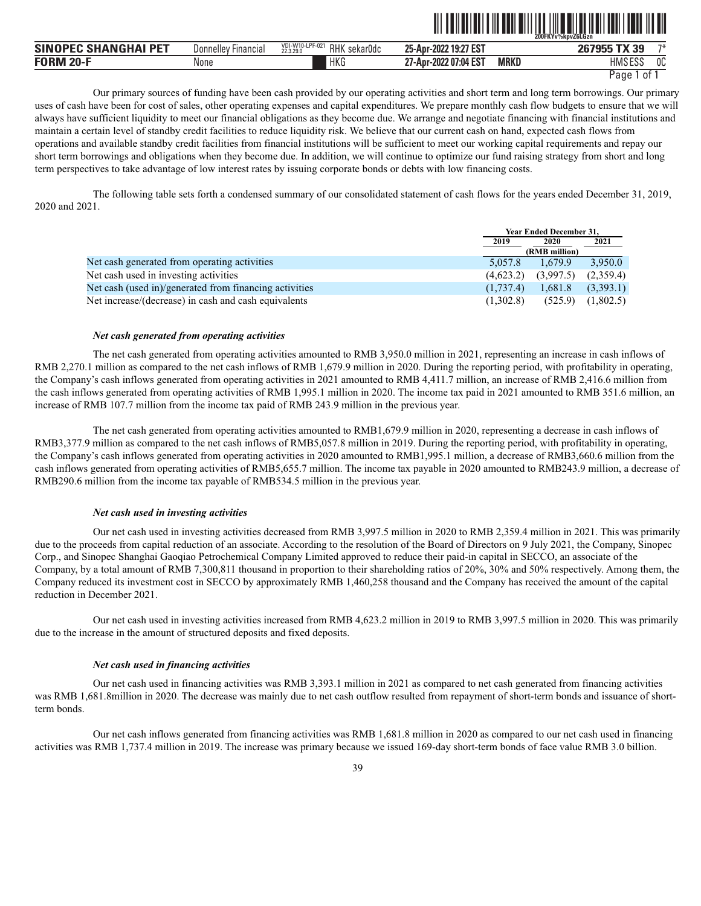Our primary sources of funding have been cash provided by our operating activities and short term and long term borrowings. Our primary uses of cash have been for cost of sales, other operating expenses and capital expenditures. We prepare monthly cash flow budgets to ensure that we will always have sufficient liquidity to meet our financial obligations as they become due. We arrange and negotiate financing with financial institutions and maintain a certain level of standby credit facilities to reduce liquidity risk. We believe that our current cash on hand, expected cash flows from operations and available standby credit facilities from financial institutions will be sufficient to meet our working capital requirements and repay our short term borrowings and obligations when they become due. In addition, we will continue to optimize our fund raising strategy from short and long term perspectives to take advantage of low interest rates by issuing corporate bonds or debts with low financing costs.

The following table sets forth a condensed summary of our consolidated statement of cash flows for the years ended December 31, 2019, 2020 and 2021.

| | Year Ended December 31, | | |
|---|---|---|---|
| | 2019 | 2020 | 2021 |
| | (RMB million) | | |
| Net cash generated from operating activities | 5,057.8 | 1,679.9 | 3,950.0 |
| Net cash used in investing activities | (4,623.2) | (3,997.5) | (2,359.4) |
| Net cash (used in)/generated from financing activities | (1,737.4) | 1,681.8 | (3,393.1) |
| Net increase/(decrease) in cash and cash equivalents | (1,302.8) | (525.9) | (1,802.5) |

***Net cash generated from operating activities***

The net cash generated from operating activities amounted to RMB 3,950.0 million in 2021, representing an increase in cash inflows of RMB 2,270.1 million as compared to the net cash inflows of RMB 1,679.9 million in 2020. During the reporting period, with profitability in operating, the Company's cash inflows generated from operating activities in 2021 amounted to RMB 4,411.7 million, an increase of RMB 2,416.6 million from the cash inflows generated from operating activities of RMB 1,995.1 million in 2020. The income tax paid in 2021 amounted to RMB 351.6 million, an increase of RMB 107.7 million from the income tax paid of RMB 243.9 million in the previous year.

The net cash generated from operating activities amounted to RMB1,679.9 million in 2020, representing a decrease in cash inflows of RMB3,377.9 million as compared to the net cash inflows of RMB5,057.8 million in 2019. During the reporting period, with profitability in operating, the Company's cash inflows generated from operating activities in 2020 amounted to RMB1,995.1 million, a decrease of RMB3,660.6 million from the cash inflows generated from operating activities of RMB5,655.7 million. The income tax payable in 2020 amounted to RMB243.9 million, a decrease of RMB290.6 million from the income tax payable of RMB534.5 million in the previous year.

***Net cash used in investing activities***

Our net cash used in investing activities decreased from RMB 3,997.5 million in 2020 to RMB 2,359.4 million in 2021. This was primarily due to the proceeds from capital reduction of an associate. According to the resolution of the Board of Directors on 9 July 2021, the Company, Sinopec Corp., and Sinopec Shanghai Gaoqiao Petrochemical Company Limited approved to reduce their paid-in capital in SECCO, an associate of the Company, by a total amount of RMB 7,300,811 thousand in proportion to their shareholding ratios of 20%, 30% and 50% respectively. Among them, the Company reduced its investment cost in SECCO by approximately RMB 1,460,258 thousand and the Company has received the amount of the capital reduction in December 2021.

Our net cash used in investing activities increased from RMB 4,623.2 million in 2019 to RMB 3,997.5 million in 2020. This was primarily due to the increase in the amount of structured deposits and fixed deposits.

***Net cash used in financing activities***

Our net cash used in financing activities was RMB 3,393.1 million in 2021 as compared to net cash generated from financing activities was RMB 1,681.8million in 2020. The decrease was mainly due to net cash outflow resulted from repayment of short-term bonds and issuance of short-term bonds.

Our net cash inflows generated from financing activities was RMB 1,681.8 million in 2020 as compared to our net cash used in financing activities was RMB 1,737.4 million in 2019. The increase was primary because we issued 169-day short-term bonds of face value RMB 3.0 billion.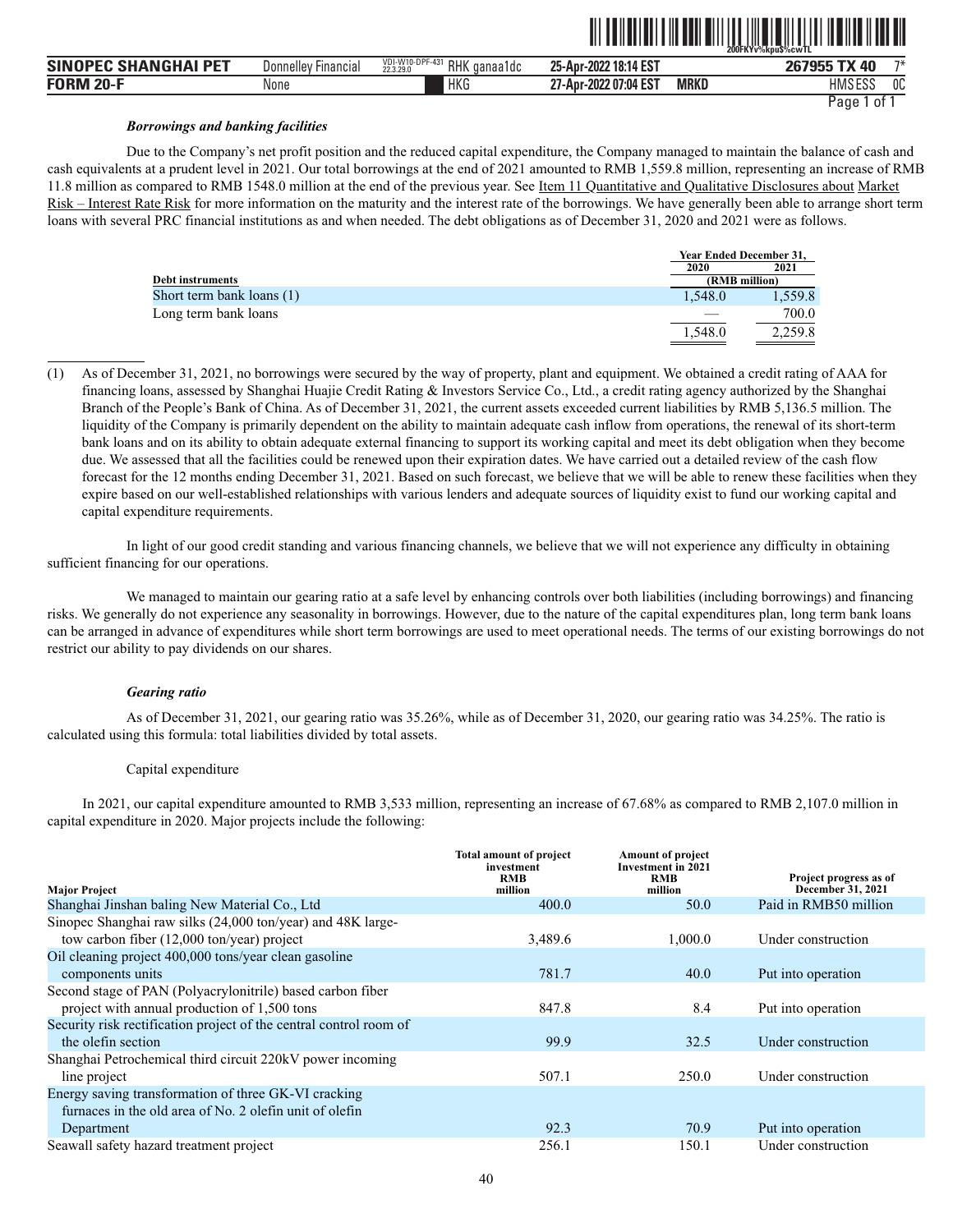***Borrowings and banking facilities***

Due to the Company's net profit position and the reduced capital expenditure, the Company managed to maintain the balance of cash and cash equivalents at a prudent level in 2021. Our total borrowings at the end of 2021 amounted to RMB 1,559.8 million, representing an increase of RMB 11.8 million as compared to RMB 1548.0 million at the end of the previous year. See Item 11 Quantitative and Qualitative Disclosures about Market Risk – Interest Rate Risk for more information on the maturity and the interest rate of the borrowings. We have generally been able to arrange short term loans with several PRC financial institutions as and when needed. The debt obligations as of December 31, 2020 and 2021 were as follows.

| Debt instruments | Year Ended December 31, 2020 | 2021 |
|---|---|---|
| | (RMB million) | |
| Short term bank loans (1) | 1,548.0 | 1,559.8 |
| Long term bank loans | — | 700.0 |
| | 1,548.0 | 2,259.8 |

(1) As of December 31, 2021, no borrowings were secured by the way of property, plant and equipment. We obtained a credit rating of AAA for financing loans, assessed by Shanghai Huajie Credit Rating & Investors Service Co., Ltd., a credit rating agency authorized by the Shanghai Branch of the People's Bank of China. As of December 31, 2021, the current assets exceeded current liabilities by RMB 5,136.5 million. The liquidity of the Company is primarily dependent on the ability to maintain adequate cash inflow from operations, the renewal of its short-term bank loans and on its ability to obtain adequate external financing to support its working capital and meet its debt obligation when they become due. We assessed that all the facilities could be renewed upon their expiration dates. We have carried out a detailed review of the cash flow forecast for the 12 months ending December 31, 2021. Based on such forecast, we believe that we will be able to renew these facilities when they expire based on our well-established relationships with various lenders and adequate sources of liquidity exist to fund our working capital and capital expenditure requirements.

In light of our good credit standing and various financing channels, we believe that we will not experience any difficulty in obtaining sufficient financing for our operations.

We managed to maintain our gearing ratio at a safe level by enhancing controls over both liabilities (including borrowings) and financing risks. We generally do not experience any seasonality in borrowings. However, due to the nature of the capital expenditures plan, long term bank loans can be arranged in advance of expenditures while short term borrowings are used to meet operational needs. The terms of our existing borrowings do not restrict our ability to pay dividends on our shares.

***Gearing ratio***

As of December 31, 2021, our gearing ratio was 35.26%, while as of December 31, 2020, our gearing ratio was 34.25%. The ratio is calculated using this formula: total liabilities divided by total assets.

Capital expenditure

In 2021, our capital expenditure amounted to RMB 3,533 million, representing an increase of 67.68% as compared to RMB 2,107.0 million in capital expenditure in 2020. Major projects include the following:

| Major Project | Total amount of project investment RMB million | Amount of project Investment in 2021 RMB million | Project progress as of December 31, 2021 |
|---|---|---|---|
| Shanghai Jinshan baling New Material Co., Ltd | 400.0 | 50.0 | Paid in RMB50 million |
| Sinopec Shanghai raw silks (24,000 ton/year) and 48K large-tow carbon fiber (12,000 ton/year) project | 3,489.6 | 1,000.0 | Under construction |
| Oil cleaning project 400,000 tons/year clean gasoline components units | 781.7 | 40.0 | Put into operation |
| Second stage of PAN (Polyacrylonitrile) based carbon fiber project with annual production of 1,500 tons | 847.8 | 8.4 | Put into operation |
| Security risk rectification project of the central control room of the olefin section | 99.9 | 32.5 | Under construction |
| Shanghai Petrochemical third circuit 220kV power incoming line project | 507.1 | 250.0 | Under construction |
| Energy saving transformation of three GK-VI cracking furnaces in the old area of No. 2 olefin unit of olefin Department | 92.3 | 70.9 | Put into operation |
| Seawall safety hazard treatment project | 256.1 | 150.1 | Under construction |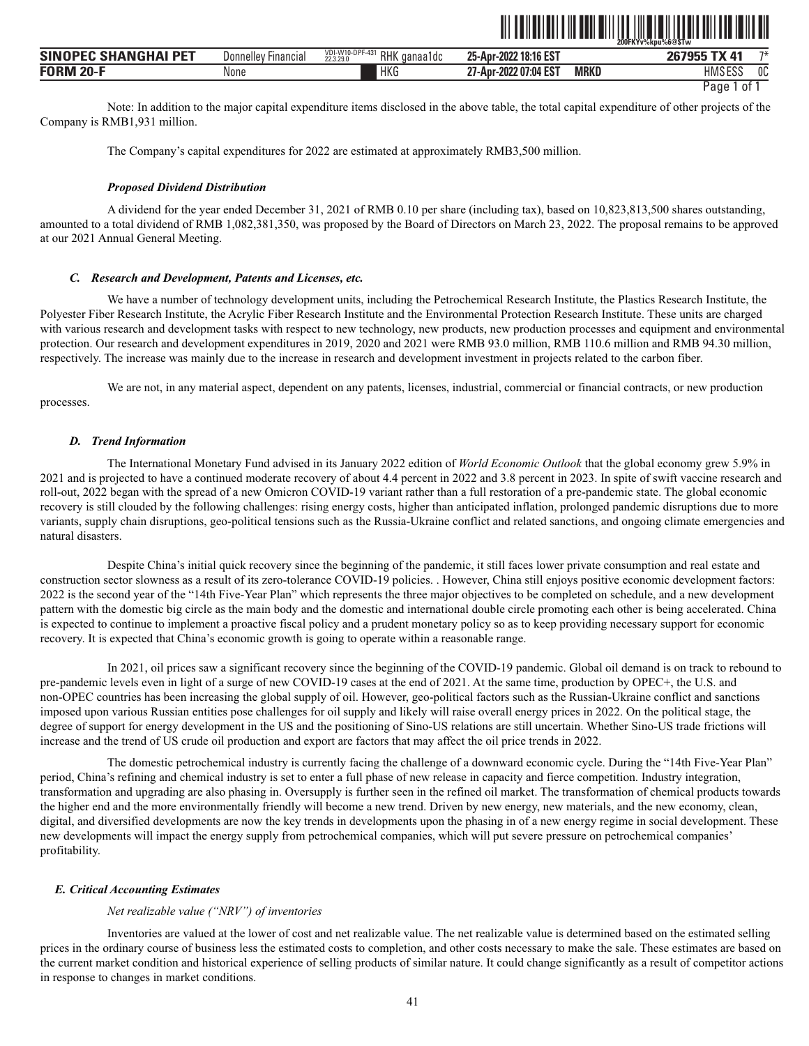Note: In addition to the major capital expenditure items disclosed in the above table, the total capital expenditure of other projects of the Company is RMB1,931 million.

The Company's capital expenditures for 2022 are estimated at approximately RMB3,500 million.

***Proposed Dividend Distribution***

A dividend for the year ended December 31, 2021 of RMB 0.10 per share (including tax), based on 10,823,813,500 shares outstanding, amounted to a total dividend of RMB 1,082,381,350, was proposed by the Board of Directors on March 23, 2022. The proposal remains to be approved at our 2021 Annual General Meeting.

### *C. Research and Development, Patents and Licenses, etc.*

We have a number of technology development units, including the Petrochemical Research Institute, the Plastics Research Institute, the Polyester Fiber Research Institute, the Acrylic Fiber Research Institute and the Environmental Protection Research Institute. These units are charged with various research and development tasks with respect to new technology, new products, new production processes and equipment and environmental protection. Our research and development expenditures in 2019, 2020 and 2021 were RMB 93.0 million, RMB 110.6 million and RMB 94.30 million, respectively. The increase was mainly due to the increase in research and development investment in projects related to the carbon fiber.

We are not, in any material aspect, dependent on any patents, licenses, industrial, commercial or financial contracts, or new production processes.

### *D. Trend Information*

The International Monetary Fund advised in its January 2022 edition of *World Economic Outlook* that the global economy grew 5.9% in 2021 and is projected to have a continued moderate recovery of about 4.4 percent in 2022 and 3.8 percent in 2023. In spite of swift vaccine research and roll-out, 2022 began with the spread of a new Omicron COVID-19 variant rather than a full restoration of a pre-pandemic state. The global economic recovery is still clouded by the following challenges: rising energy costs, higher than anticipated inflation, prolonged pandemic disruptions due to more variants, supply chain disruptions, geo-political tensions such as the Russia-Ukraine conflict and related sanctions, and ongoing climate emergencies and natural disasters.

Despite China's initial quick recovery since the beginning of the pandemic, it still faces lower private consumption and real estate and construction sector slowness as a result of its zero-tolerance COVID-19 policies. . However, China still enjoys positive economic development factors: 2022 is the second year of the "14th Five-Year Plan" which represents the three major objectives to be completed on schedule, and a new development pattern with the domestic big circle as the main body and the domestic and international double circle promoting each other is being accelerated. China is expected to continue to implement a proactive fiscal policy and a prudent monetary policy so as to keep providing necessary support for economic recovery. It is expected that China's economic growth is going to operate within a reasonable range.

In 2021, oil prices saw a significant recovery since the beginning of the COVID-19 pandemic. Global oil demand is on track to rebound to pre-pandemic levels even in light of a surge of new COVID-19 cases at the end of 2021. At the same time, production by OPEC+, the U.S. and non-OPEC countries has been increasing the global supply of oil. However, geo-political factors such as the Russian-Ukraine conflict and sanctions imposed upon various Russian entities pose challenges for oil supply and likely will raise overall energy prices in 2022. On the political stage, the degree of support for energy development in the US and the positioning of Sino-US relations are still uncertain. Whether Sino-US trade frictions will increase and the trend of US crude oil production and export are factors that may affect the oil price trends in 2022.

The domestic petrochemical industry is currently facing the challenge of a downward economic cycle. During the "14th Five-Year Plan" period, China's refining and chemical industry is set to enter a full phase of new release in capacity and fierce competition. Industry integration, transformation and upgrading are also phasing in. Oversupply is further seen in the refined oil market. The transformation of chemical products towards the higher end and the more environmentally friendly will become a new trend. Driven by new energy, new materials, and the new economy, clean, digital, and diversified developments are now the key trends in developments upon the phasing in of a new energy regime in social development. These new developments will impact the energy supply from petrochemical companies, which will put severe pressure on petrochemical companies' profitability.

### *E. Critical Accounting Estimates*

*Net realizable value ("NRV") of inventories*

Inventories are valued at the lower of cost and net realizable value. The net realizable value is determined based on the estimated selling prices in the ordinary course of business less the estimated costs to completion, and other costs necessary to make the sale. These estimates are based on the current market condition and historical experience of selling products of similar nature. It could change significantly as a result of competitor actions in response to changes in market conditions.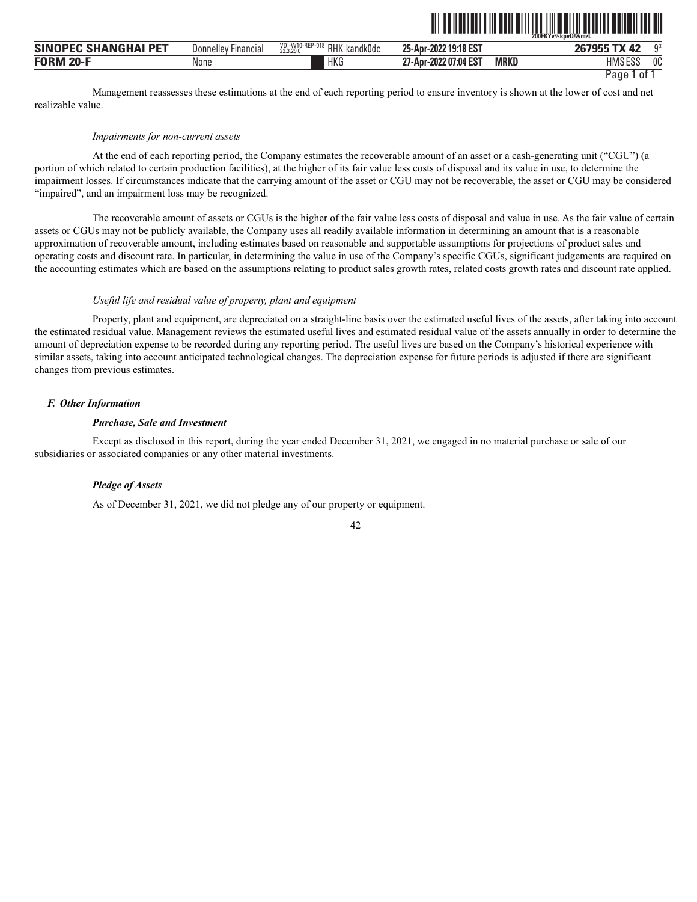Management reassesses these estimations at the end of each reporting period to ensure inventory is shown at the lower of cost and net realizable value.

*Impairments for non-current assets*

At the end of each reporting period, the Company estimates the recoverable amount of an asset or a cash-generating unit ("CGU") (a portion of which related to certain production facilities), at the higher of its fair value less costs of disposal and its value in use, to determine the impairment losses. If circumstances indicate that the carrying amount of the asset or CGU may not be recoverable, the asset or CGU may be considered "impaired", and an impairment loss may be recognized.

The recoverable amount of assets or CGUs is the higher of the fair value less costs of disposal and value in use. As the fair value of certain assets or CGUs may not be publicly available, the Company uses all readily available information in determining an amount that is a reasonable approximation of recoverable amount, including estimates based on reasonable and supportable assumptions for projections of product sales and operating costs and discount rate. In particular, in determining the value in use of the Company's specific CGUs, significant judgements are required on the accounting estimates which are based on the assumptions relating to product sales growth rates, related costs growth rates and discount rate applied.

*Useful life and residual value of property, plant and equipment*

Property, plant and equipment, are depreciated on a straight-line basis over the estimated useful lives of the assets, after taking into account the estimated residual value. Management reviews the estimated useful lives and estimated residual value of the assets annually in order to determine the amount of depreciation expense to be recorded during any reporting period. The useful lives are based on the Company's historical experience with similar assets, taking into account anticipated technological changes. The depreciation expense for future periods is adjusted if there are significant changes from previous estimates.

### *F. Other Information*

***Purchase, Sale and Investment***

Except as disclosed in this report, during the year ended December 31, 2021, we engaged in no material purchase or sale of our subsidiaries or associated companies or any other material investments.

***Pledge of Assets***

As of December 31, 2021, we did not pledge any of our property or equipment.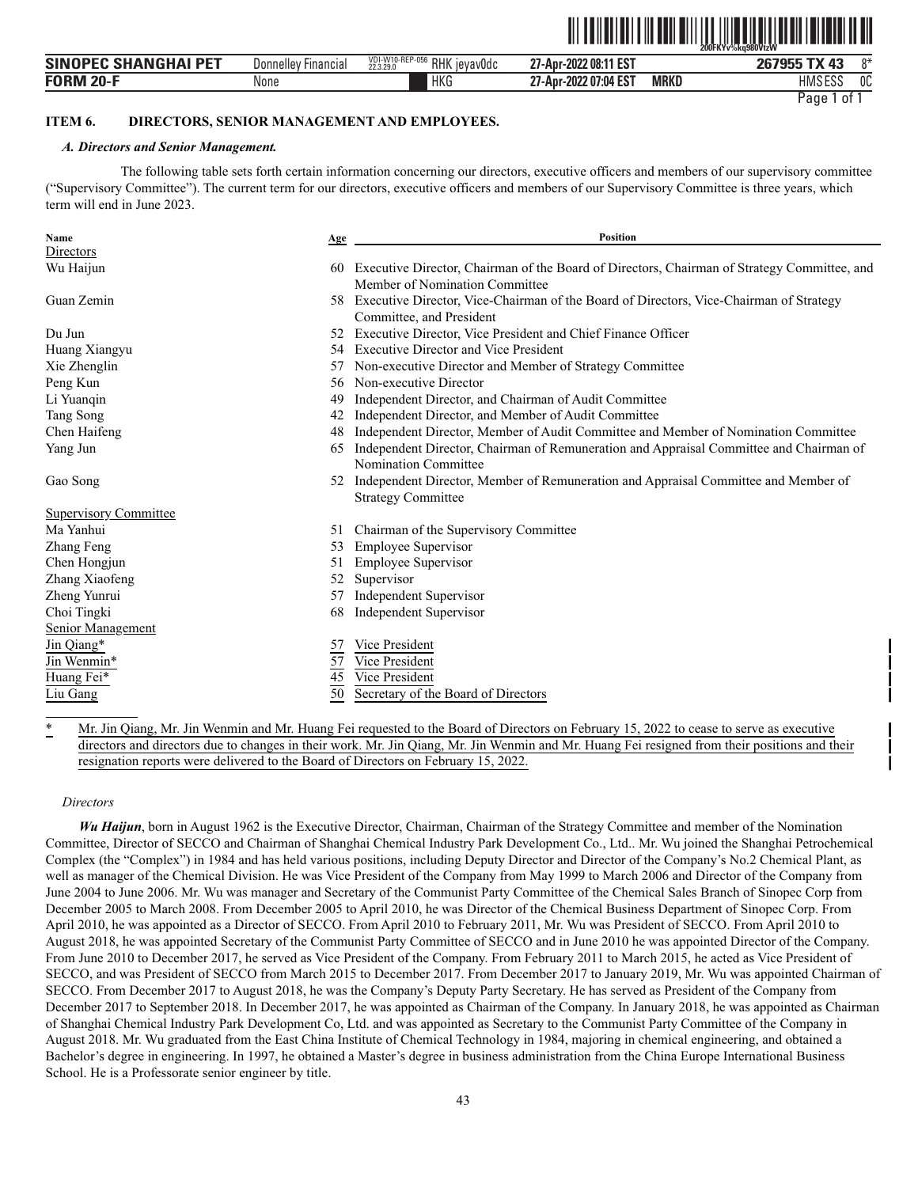## ITEM 6. DIRECTORS, SENIOR MANAGEMENT AND EMPLOYEES.

### *A. Directors and Senior Management.*

The following table sets forth certain information concerning our directors, executive officers and members of our supervisory committee ("Supervisory Committee"). The current term for our directors, executive officers and members of our Supervisory Committee is three years, which term will end in June 2023.

| Name | Age | Position |
|---|---|---|
| Directors | | |
| Wu Haijun | 60 | Executive Director, Chairman of the Board of Directors, Chairman of Strategy Committee, and Member of Nomination Committee |
| Guan Zemin | 58 | Executive Director, Vice-Chairman of the Board of Directors, Vice-Chairman of Strategy Committee, and President |
| Du Jun | 52 | Executive Director, Vice President and Chief Finance Officer |
| Huang Xiangyu | 54 | Executive Director and Vice President |
| Xie Zhenglin | 57 | Non-executive Director and Member of Strategy Committee |
| Peng Kun | 56 | Non-executive Director |
| Li Yuanqin | 49 | Independent Director, and Chairman of Audit Committee |
| Tang Song | 42 | Independent Director, and Member of Audit Committee |
| Chen Haifeng | 48 | Independent Director, Member of Audit Committee and Member of Nomination Committee |
| Yang Jun | 65 | Independent Director, Chairman of Remuneration and Appraisal Committee and Chairman of Nomination Committee |
| Gao Song | 52 | Independent Director, Member of Remuneration and Appraisal Committee and Member of Strategy Committee |
| Supervisory Committee | | |
| Ma Yanhui | 51 | Chairman of the Supervisory Committee |
| Zhang Feng | 53 | Employee Supervisor |
| Chen Hongjun | 51 | Employee Supervisor |
| Zhang Xiaofeng | 52 | Supervisor |
| Zheng Yunrui | 57 | Independent Supervisor |
| Choi Tingki | 68 | Independent Supervisor |
| Senior Management | | |
| Jin Qiang* | 57 | Vice President |
| Jin Wenmin* | 57 | Vice President |
| Huang Fei* | 45 | Vice President |
| Liu Gang | 50 | Secretary of the Board of Directors |

\* Mr. Jin Qiang, Mr. Jin Wenmin and Mr. Huang Fei requested to the Board of Directors on February 15, 2022 to cease to serve as executive directors and directors due to changes in their work. Mr. Jin Qiang, Mr. Jin Wenmin and Mr. Huang Fei resigned from their positions and their resignation reports were delivered to the Board of Directors on February 15, 2022.

*Directors*

***Wu Haijun***, born in August 1962 is the Executive Director, Chairman, Chairman of the Strategy Committee and member of the Nomination Committee, Director of SECCO and Chairman of Shanghai Chemical Industry Park Development Co., Ltd.. Mr. Wu joined the Shanghai Petrochemical Complex (the "Complex") in 1984 and has held various positions, including Deputy Director and Director of the Company's No.2 Chemical Plant, as well as manager of the Chemical Division. He was Vice President of the Company from May 1999 to March 2006 and Director of the Company from June 2004 to June 2006. Mr. Wu was manager and Secretary of the Communist Party Committee of the Chemical Sales Branch of Sinopec Corp from December 2005 to March 2008. From December 2005 to April 2010, he was Director of the Chemical Business Department of Sinopec Corp. From April 2010, he was appointed as a Director of SECCO. From April 2010 to February 2011, Mr. Wu was President of SECCO. From April 2010 to August 2018, he was appointed Secretary of the Communist Party Committee of SECCO and in June 2010 he was appointed Director of the Company. From June 2010 to December 2017, he served as Vice President of the Company. From February 2011 to March 2015, he acted as Vice President of SECCO, and was President of SECCO from March 2015 to December 2017. From December 2017 to January 2019, Mr. Wu was appointed Chairman of SECCO. From December 2017 to August 2018, he was the Company's Deputy Party Secretary. He has served as President of the Company from December 2017 to September 2018. In December 2017, he was appointed as Chairman of the Company. In January 2018, he was appointed as Chairman of Shanghai Chemical Industry Park Development Co, Ltd. and was appointed as Secretary to the Communist Party Committee of the Company in August 2018. Mr. Wu graduated from the East China Institute of Chemical Technology in 1984, majoring in chemical engineering, and obtained a Bachelor's degree in engineering. In 1997, he obtained a Master's degree in business administration from the China Europe International Business School. He is a Professorate senior engineer by title.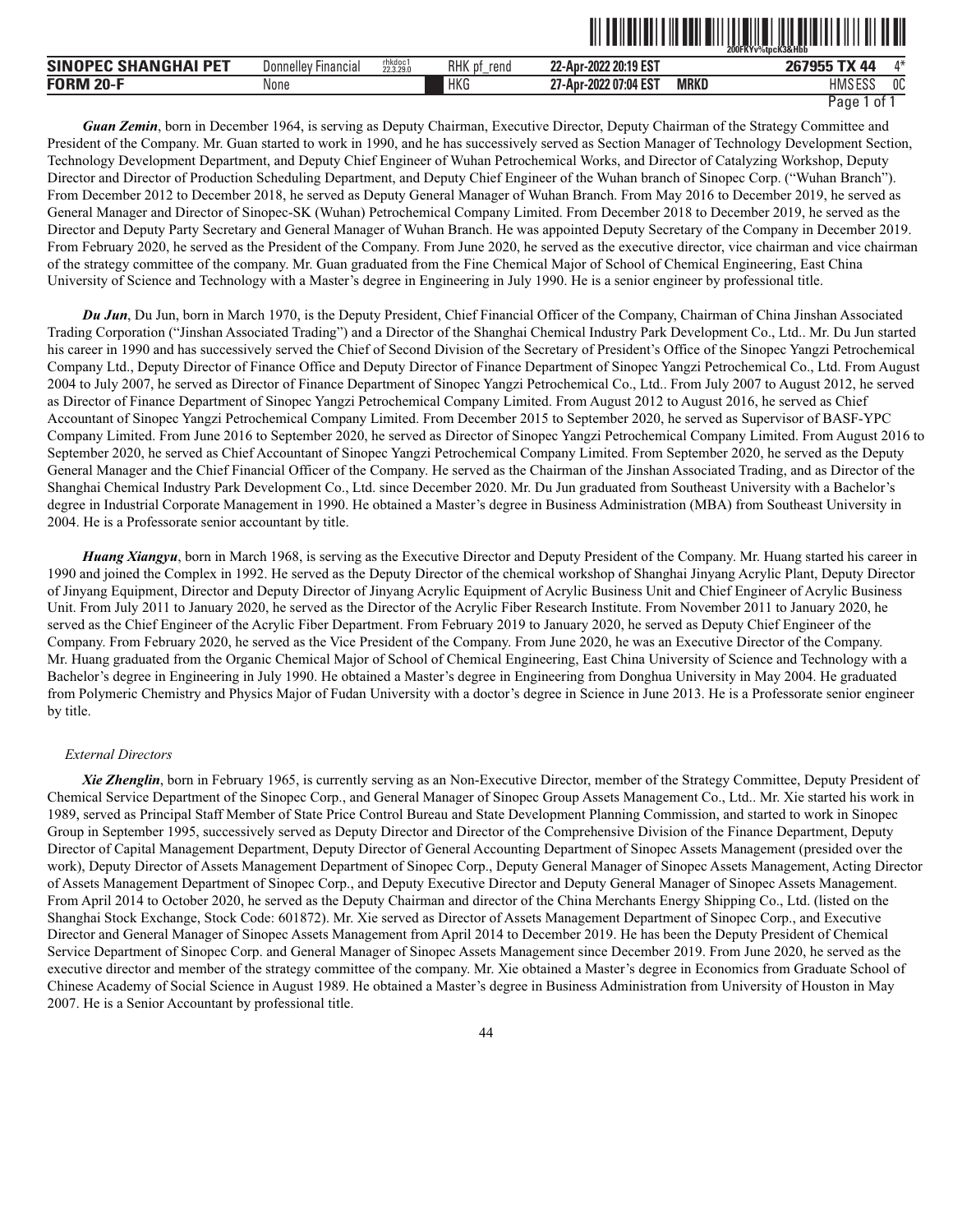***Guan Zemin***, born in December 1964, is serving as Deputy Chairman, Executive Director, Deputy Chairman of the Strategy Committee and President of the Company. Mr. Guan started to work in 1990, and he has successively served as Section Manager of Technology Development Section, Technology Development Department, and Deputy Chief Engineer of Wuhan Petrochemical Works, and Director of Catalyzing Workshop, Deputy Director and Director of Production Scheduling Department, and Deputy Chief Engineer of the Wuhan branch of Sinopec Corp. ("Wuhan Branch"). From December 2012 to December 2018, he served as Deputy General Manager of Wuhan Branch. From May 2016 to December 2019, he served as General Manager and Director of Sinopec-SK (Wuhan) Petrochemical Company Limited. From December 2018 to December 2019, he served as the Director and Deputy Party Secretary and General Manager of Wuhan Branch. He was appointed Deputy Secretary of the Company in December 2019. From February 2020, he served as the President of the Company. From June 2020, he served as the executive director, vice chairman and vice chairman of the strategy committee of the company. Mr. Guan graduated from the Fine Chemical Major of School of Chemical Engineering, East China University of Science and Technology with a Master's degree in Engineering in July 1990. He is a senior engineer by professional title.

***Du Jun***, Du Jun, born in March 1970, is the Deputy President, Chief Financial Officer of the Company, Chairman of China Jinshan Associated Trading Corporation ("Jinshan Associated Trading") and a Director of the Shanghai Chemical Industry Park Development Co., Ltd.. Mr. Du Jun started his career in 1990 and has successively served the Chief of Second Division of the Secretary of President's Office of the Sinopec Yangzi Petrochemical Company Ltd., Deputy Director of Finance Office and Deputy Director of Finance Department of Sinopec Yangzi Petrochemical Co., Ltd. From August 2004 to July 2007, he served as Director of Finance Department of Sinopec Yangzi Petrochemical Co., Ltd.. From July 2007 to August 2012, he served as Director of Finance Department of Sinopec Yangzi Petrochemical Company Limited. From August 2012 to August 2016, he served as Chief Accountant of Sinopec Yangzi Petrochemical Company Limited. From December 2015 to September 2020, he served as Supervisor of BASF-YPC Company Limited. From June 2016 to September 2020, he served as Director of Sinopec Yangzi Petrochemical Company Limited. From August 2016 to September 2020, he served as Chief Accountant of Sinopec Yangzi Petrochemical Company Limited. From September 2020, he served as the Deputy General Manager and the Chief Financial Officer of the Company. He served as the Chairman of the Jinshan Associated Trading, and as Director of the Shanghai Chemical Industry Park Development Co., Ltd. since December 2020. Mr. Du Jun graduated from Southeast University with a Bachelor's degree in Industrial Corporate Management in 1990. He obtained a Master's degree in Business Administration (MBA) from Southeast University in 2004. He is a Professorate senior accountant by title.

***Huang Xiangyu***, born in March 1968, is serving as the Executive Director and Deputy President of the Company. Mr. Huang started his career in 1990 and joined the Complex in 1992. He served as the Deputy Director of the chemical workshop of Shanghai Jinyang Acrylic Plant, Deputy Director of Jinyang Equipment, Director and Deputy Director of Jinyang Acrylic Equipment of Acrylic Business Unit and Chief Engineer of Acrylic Business Unit. From July 2011 to January 2020, he served as the Director of the Acrylic Fiber Research Institute. From November 2011 to January 2020, he served as the Chief Engineer of the Acrylic Fiber Department. From February 2019 to January 2020, he served as Deputy Chief Engineer of the Company. From February 2020, he served as the Vice President of the Company. From June 2020, he was an Executive Director of the Company. Mr. Huang graduated from the Organic Chemical Major of School of Chemical Engineering, East China University of Science and Technology with a Bachelor's degree in Engineering in July 1990. He obtained a Master's degree in Engineering from Donghua University in May 2004. He graduated from Polymeric Chemistry and Physics Major of Fudan University with a doctor's degree in Science in June 2013. He is a Professorate senior engineer by title.

*External Directors*

***Xie Zhenglin***, born in February 1965, is currently serving as an Non-Executive Director, member of the Strategy Committee, Deputy President of Chemical Service Department of the Sinopec Corp., and General Manager of Sinopec Group Assets Management Co., Ltd.. Mr. Xie started his work in 1989, served as Principal Staff Member of State Price Control Bureau and State Development Planning Commission, and started to work in Sinopec Group in September 1995, successively served as Deputy Director and Director of the Comprehensive Division of the Finance Department, Deputy Director of Capital Management Department, Deputy Director of General Accounting Department of Sinopec Assets Management (presided over the work), Deputy Director of Assets Management Department of Sinopec Corp., Deputy General Manager of Sinopec Assets Management, Acting Director of Assets Management Department of Sinopec Corp., and Deputy Executive Director and Deputy General Manager of Sinopec Assets Management. From April 2014 to October 2020, he served as the Deputy Chairman and director of the China Merchants Energy Shipping Co., Ltd. (listed on the Shanghai Stock Exchange, Stock Code: 601872). Mr. Xie served as Director of Assets Management Department of Sinopec Corp., and Executive Director and General Manager of Sinopec Assets Management from April 2014 to December 2019. He has been the Deputy President of Chemical Service Department of Sinopec Corp. and General Manager of Sinopec Assets Management since December 2019. From June 2020, he served as the executive director and member of the strategy committee of the company. Mr. Xie obtained a Master's degree in Economics from Graduate School of Chinese Academy of Social Science in August 1989. He obtained a Master's degree in Business Administration from University of Houston in May 2007. He is a Senior Accountant by professional title.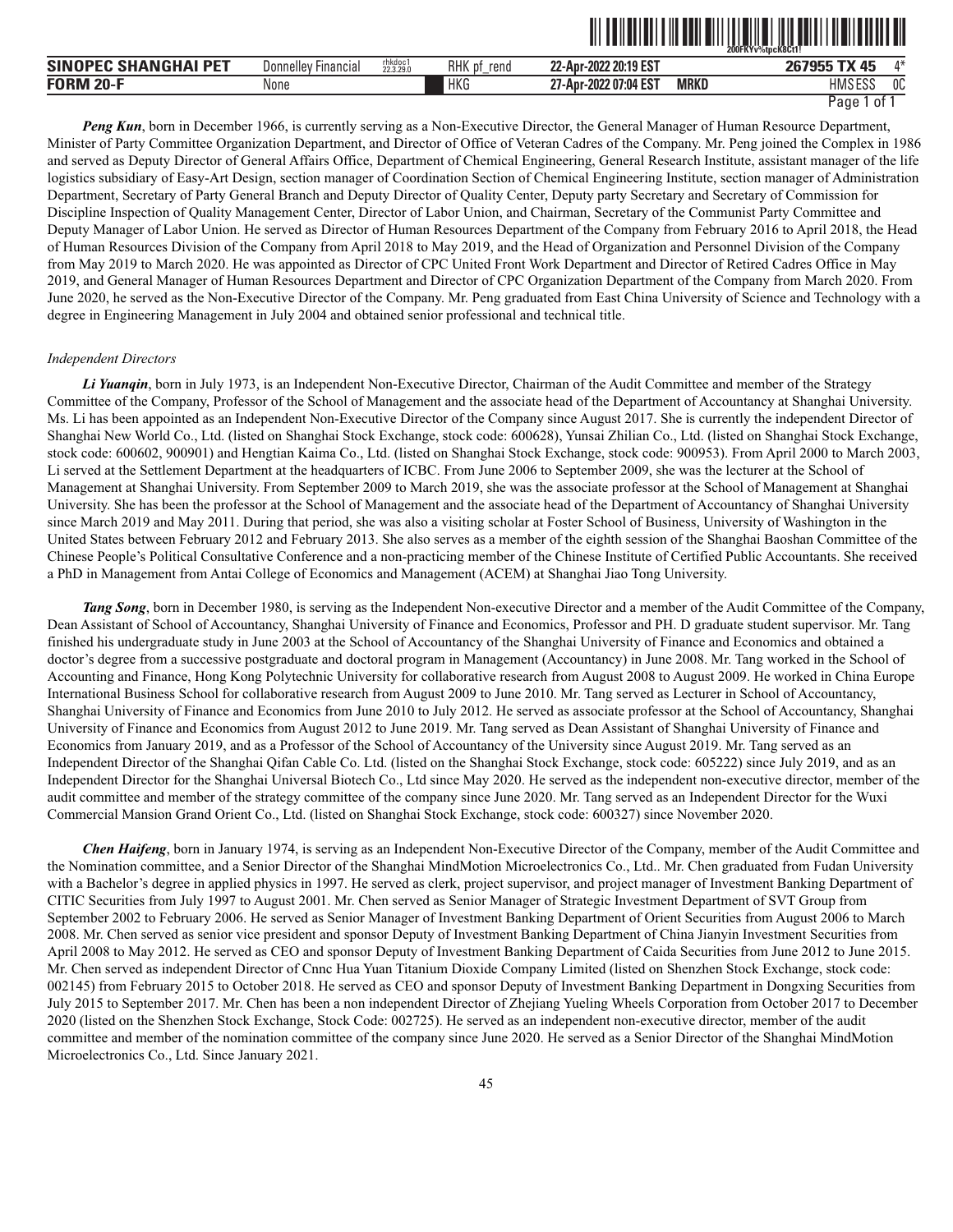***Peng Kun***, born in December 1966, is currently serving as a Non-Executive Director, the General Manager of Human Resource Department, Minister of Party Committee Organization Department, and Director of Office of Veteran Cadres of the Company. Mr. Peng joined the Complex in 1986 and served as Deputy Director of General Affairs Office, Department of Chemical Engineering, General Research Institute, assistant manager of the life logistics subsidiary of Easy-Art Design, section manager of Coordination Section of Chemical Engineering Institute, section manager of Administration Department, Secretary of Party General Branch and Deputy Director of Quality Center, Deputy party Secretary and Secretary of Commission for Discipline Inspection of Quality Management Center, Director of Labor Union, and Chairman, Secretary of the Communist Party Committee and Deputy Manager of Labor Union. He served as Director of Human Resources Department of the Company from February 2016 to April 2018, the Head of Human Resources Division of the Company from April 2018 to May 2019, and the Head of Organization and Personnel Division of the Company from May 2019 to March 2020. He was appointed as Director of CPC United Front Work Department and Director of Retired Cadres Office in May 2019, and General Manager of Human Resources Department and Director of CPC Organization Department of the Company from March 2020. From June 2020, he served as the Non-Executive Director of the Company. Mr. Peng graduated from East China University of Science and Technology with a degree in Engineering Management in July 2004 and obtained senior professional and technical title.

*Independent Directors*

***Li Yuanqin***, born in July 1973, is an Independent Non-Executive Director, Chairman of the Audit Committee and member of the Strategy Committee of the Company, Professor of the School of Management and the associate head of the Department of Accountancy at Shanghai University. Ms. Li has been appointed as an Independent Non-Executive Director of the Company since August 2017. She is currently the independent Director of Shanghai New World Co., Ltd. (listed on Shanghai Stock Exchange, stock code: 600628), Yunsai Zhilian Co., Ltd. (listed on Shanghai Stock Exchange, stock code: 600602, 900901) and Hengtian Kaima Co., Ltd. (listed on Shanghai Stock Exchange, stock code: 900953). From April 2000 to March 2003, Li served at the Settlement Department at the headquarters of ICBC. From June 2006 to September 2009, she was the lecturer at the School of Management at Shanghai University. From September 2009 to March 2019, she was the associate professor at the School of Management at Shanghai University. She has been the professor at the School of Management and the associate head of the Department of Accountancy of Shanghai University since March 2019 and May 2011. During that period, she was also a visiting scholar at Foster School of Business, University of Washington in the United States between February 2012 and February 2013. She also serves as a member of the eighth session of the Shanghai Baoshan Committee of the Chinese People's Political Consultative Conference and a non-practicing member of the Chinese Institute of Certified Public Accountants. She received a PhD in Management from Antai College of Economics and Management (ACEM) at Shanghai Jiao Tong University.

***Tang Song***, born in December 1980, is serving as the Independent Non-executive Director and a member of the Audit Committee of the Company, Dean Assistant of School of Accountancy, Shanghai University of Finance and Economics, Professor and PH. D graduate student supervisor. Mr. Tang finished his undergraduate study in June 2003 at the School of Accountancy of the Shanghai University of Finance and Economics and obtained a doctor's degree from a successive postgraduate and doctoral program in Management (Accountancy) in June 2008. Mr. Tang worked in the School of Accounting and Finance, Hong Kong Polytechnic University for collaborative research from August 2008 to August 2009. He worked in China Europe International Business School for collaborative research from August 2009 to June 2010. Mr. Tang served as Lecturer in School of Accountancy, Shanghai University of Finance and Economics from June 2010 to July 2012. He served as associate professor at the School of Accountancy, Shanghai University of Finance and Economics from August 2012 to June 2019. Mr. Tang served as Dean Assistant of Shanghai University of Finance and Economics from January 2019, and as a Professor of the School of Accountancy of the University since August 2019. Mr. Tang served as an Independent Director of the Shanghai Qifan Cable Co. Ltd. (listed on the Shanghai Stock Exchange, stock code: 605222) since July 2019, and as an Independent Director for the Shanghai Universal Biotech Co., Ltd since May 2020. He served as the independent non-executive director, member of the audit committee and member of the strategy committee of the company since June 2020. Mr. Tang served as an Independent Director for the Wuxi Commercial Mansion Grand Orient Co., Ltd. (listed on Shanghai Stock Exchange, stock code: 600327) since November 2020.

***Chen Haifeng***, born in January 1974, is serving as an Independent Non-Executive Director of the Company, member of the Audit Committee and the Nomination committee, and a Senior Director of the Shanghai MindMotion Microelectronics Co., Ltd.. Mr. Chen graduated from Fudan University with a Bachelor's degree in applied physics in 1997. He served as clerk, project supervisor, and project manager of Investment Banking Department of CITIC Securities from July 1997 to August 2001. Mr. Chen served as Senior Manager of Strategic Investment Department of SVT Group from September 2002 to February 2006. He served as Senior Manager of Investment Banking Department of Orient Securities from August 2006 to March 2008. Mr. Chen served as senior vice president and sponsor Deputy of Investment Banking Department of China Jianyin Investment Securities from April 2008 to May 2012. He served as CEO and sponsor Deputy of Investment Banking Department of Caida Securities from June 2012 to June 2015. Mr. Chen served as independent Director of Cnnc Hua Yuan Titanium Dioxide Company Limited (listed on Shenzhen Stock Exchange, stock code: 002145) from February 2015 to October 2018. He served as CEO and sponsor Deputy of Investment Banking Department in Dongxing Securities from July 2015 to September 2017. Mr. Chen has been a non independent Director of Zhejiang Yueling Wheels Corporation from October 2017 to December 2020 (listed on the Shenzhen Stock Exchange, Stock Code: 002725). He served as an independent non-executive director, member of the audit committee and member of the nomination committee of the company since June 2020. He served as a Senior Director of the Shanghai MindMotion Microelectronics Co., Ltd. Since January 2021.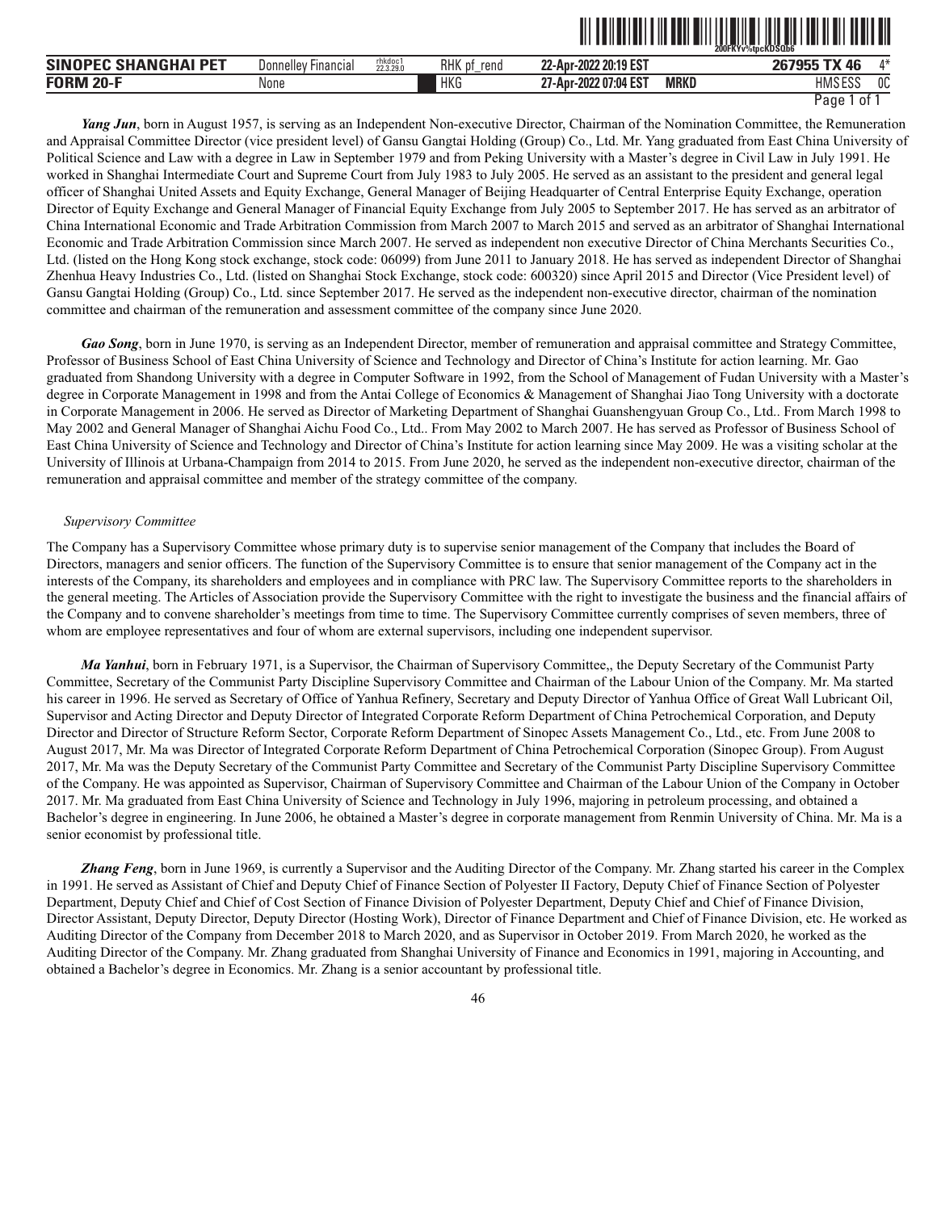***Yang Jun***, born in August 1957, is serving as an Independent Non-executive Director, Chairman of the Nomination Committee, the Remuneration and Appraisal Committee Director (vice president level) of Gansu Gangtai Holding (Group) Co., Ltd. Mr. Yang graduated from East China University of Political Science and Law with a degree in Law in September 1979 and from Peking University with a Master's degree in Civil Law in July 1991. He worked in Shanghai Intermediate Court and Supreme Court from July 1983 to July 2005. He served as an assistant to the president and general legal officer of Shanghai United Assets and Equity Exchange, General Manager of Beijing Headquarter of Central Enterprise Equity Exchange, operation Director of Equity Exchange and General Manager of Financial Equity Exchange from July 2005 to September 2017. He has served as an arbitrator of China International Economic and Trade Arbitration Commission from March 2007 to March 2015 and served as an arbitrator of Shanghai International Economic and Trade Arbitration Commission since March 2007. He served as independent non executive Director of China Merchants Securities Co., Ltd. (listed on the Hong Kong stock exchange, stock code: 06099) from June 2011 to January 2018. He has served as independent Director of Shanghai Zhenhua Heavy Industries Co., Ltd. (listed on Shanghai Stock Exchange, stock code: 600320) since April 2015 and Director (Vice President level) of Gansu Gangtai Holding (Group) Co., Ltd. since September 2017. He served as the independent non-executive director, chairman of the nomination committee and chairman of the remuneration and assessment committee of the company since June 2020.

***Gao Song***, born in June 1970, is serving as an Independent Director, member of remuneration and appraisal committee and Strategy Committee, Professor of Business School of East China University of Science and Technology and Director of China's Institute for action learning. Mr. Gao graduated from Shandong University with a degree in Computer Software in 1992, from the School of Management of Fudan University with a Master's degree in Corporate Management in 1998 and from the Antai College of Economics & Management of Shanghai Jiao Tong University with a doctorate in Corporate Management in 2006. He served as Director of Marketing Department of Shanghai Guanshengyuan Group Co., Ltd.. From March 1998 to May 2002 and General Manager of Shanghai Aichu Food Co., Ltd.. From May 2002 to March 2007. He has served as Professor of Business School of East China University of Science and Technology and Director of China's Institute for action learning since May 2009. He was a visiting scholar at the University of Illinois at Urbana-Champaign from 2014 to 2015. From June 2020, he served as the independent non-executive director, chairman of the remuneration and appraisal committee and member of the strategy committee of the company.

*Supervisory Committee*

The Company has a Supervisory Committee whose primary duty is to supervise senior management of the Company that includes the Board of Directors, managers and senior officers. The function of the Supervisory Committee is to ensure that senior management of the Company act in the interests of the Company, its shareholders and employees and in compliance with PRC law. The Supervisory Committee reports to the shareholders in the general meeting. The Articles of Association provide the Supervisory Committee with the right to investigate the business and the financial affairs of the Company and to convene shareholder's meetings from time to time. The Supervisory Committee currently comprises of seven members, three of whom are employee representatives and four of whom are external supervisors, including one independent supervisor.

***Ma Yanhui***, born in February 1971, is a Supervisor, the Chairman of Supervisory Committee,, the Deputy Secretary of the Communist Party Committee, Secretary of the Communist Party Discipline Supervisory Committee and Chairman of the Labour Union of the Company. Mr. Ma started his career in 1996. He served as Secretary of Office of Yanhua Refinery, Secretary and Deputy Director of Yanhua Office of Great Wall Lubricant Oil, Supervisor and Acting Director and Deputy Director of Integrated Corporate Reform Department of China Petrochemical Corporation, and Deputy Director and Director of Structure Reform Sector, Corporate Reform Department of Sinopec Assets Management Co., Ltd., etc. From June 2008 to August 2017, Mr. Ma was Director of Integrated Corporate Reform Department of China Petrochemical Corporation (Sinopec Group). From August 2017, Mr. Ma was the Deputy Secretary of the Communist Party Committee and Secretary of the Communist Party Discipline Supervisory Committee of the Company. He was appointed as Supervisor, Chairman of Supervisory Committee and Chairman of the Labour Union of the Company in October 2017. Mr. Ma graduated from East China University of Science and Technology in July 1996, majoring in petroleum processing, and obtained a Bachelor's degree in engineering. In June 2006, he obtained a Master's degree in corporate management from Renmin University of China. Mr. Ma is a senior economist by professional title.

***Zhang Feng***, born in June 1969, is currently a Supervisor and the Auditing Director of the Company. Mr. Zhang started his career in the Complex in 1991. He served as Assistant of Chief and Deputy Chief of Finance Section of Polyester II Factory, Deputy Chief of Finance Section of Polyester Department, Deputy Chief and Chief of Cost Section of Finance Division of Polyester Department, Deputy Chief and Chief of Finance Division, Director Assistant, Deputy Director, Deputy Director (Hosting Work), Director of Finance Department and Chief of Finance Division, etc. He worked as Auditing Director of the Company from December 2018 to March 2020, and as Supervisor in October 2019. From March 2020, he worked as the Auditing Director of the Company. Mr. Zhang graduated from Shanghai University of Finance and Economics in 1991, majoring in Accounting, and obtained a Bachelor's degree in Economics. Mr. Zhang is a senior accountant by professional title.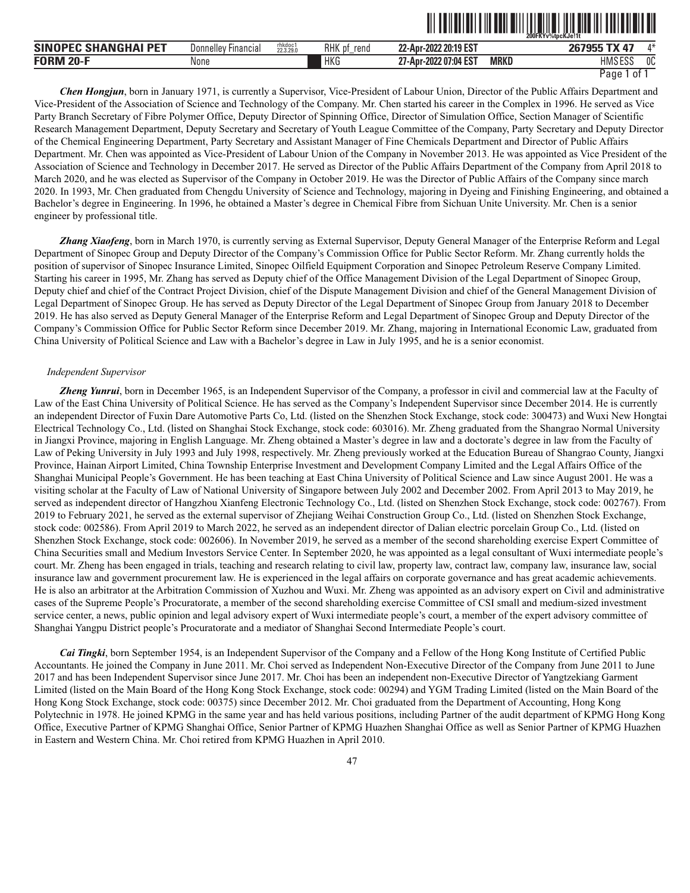***Chen Hongjun***, born in January 1971, is currently a Supervisor, Vice-President of Labour Union, Director of the Public Affairs Department and Vice-President of the Association of Science and Technology of the Company. Mr. Chen started his career in the Complex in 1996. He served as Vice Party Branch Secretary of Fibre Polymer Office, Deputy Director of Spinning Office, Director of Simulation Office, Section Manager of Scientific Research Management Department, Deputy Secretary and Secretary of Youth League Committee of the Company, Party Secretary and Deputy Director of the Chemical Engineering Department, Party Secretary and Assistant Manager of Fine Chemicals Department and Director of Public Affairs Department. Mr. Chen was appointed as Vice-President of Labour Union of the Company in November 2013. He was appointed as Vice President of the Association of Science and Technology in December 2017. He served as Director of the Public Affairs Department of the Company from April 2018 to March 2020, and he was elected as Supervisor of the Company in October 2019. He was the Director of Public Affairs of the Company since march 2020. In 1993, Mr. Chen graduated from Chengdu University of Science and Technology, majoring in Dyeing and Finishing Engineering, and obtained a Bachelor's degree in Engineering. In 1996, he obtained a Master's degree in Chemical Fibre from Sichuan Unite University. Mr. Chen is a senior engineer by professional title.

***Zhang Xiaofeng***, born in March 1970, is currently serving as External Supervisor, Deputy General Manager of the Enterprise Reform and Legal Department of Sinopec Group and Deputy Director of the Company's Commission Office for Public Sector Reform. Mr. Zhang currently holds the position of supervisor of Sinopec Insurance Limited, Sinopec Oilfield Equipment Corporation and Sinopec Petroleum Reserve Company Limited. Starting his career in 1995, Mr. Zhang has served as Deputy chief of the Office Management Division of the Legal Department of Sinopec Group, Deputy chief and chief of the Contract Project Division, chief of the Dispute Management Division and chief of the General Management Division of Legal Department of Sinopec Group. He has served as Deputy Director of the Legal Department of Sinopec Group from January 2018 to December 2019. He has also served as Deputy General Manager of the Enterprise Reform and Legal Department of Sinopec Group and Deputy Director of the Company's Commission Office for Public Sector Reform since December 2019. Mr. Zhang, majoring in International Economic Law, graduated from China University of Political Science and Law with a Bachelor's degree in Law in July 1995, and he is a senior economist.

*Independent Supervisor*

***Zheng Yunrui***, born in December 1965, is an Independent Supervisor of the Company, a professor in civil and commercial law at the Faculty of Law of the East China University of Political Science. He has served as the Company's Independent Supervisor since December 2014. He is currently an independent Director of Fuxin Dare Automotive Parts Co, Ltd. (listed on the Shenzhen Stock Exchange, stock code: 300473) and Wuxi New Hongtai Electrical Technology Co., Ltd. (listed on Shanghai Stock Exchange, stock code: 603016). Mr. Zheng graduated from the Shangrao Normal University in Jiangxi Province, majoring in English Language. Mr. Zheng obtained a Master's degree in law and a doctorate's degree in law from the Faculty of Law of Peking University in July 1993 and July 1998, respectively. Mr. Zheng previously worked at the Education Bureau of Shangrao County, Jiangxi Province, Hainan Airport Limited, China Township Enterprise Investment and Development Company Limited and the Legal Affairs Office of the Shanghai Municipal People's Government. He has been teaching at East China University of Political Science and Law since August 2001. He was a visiting scholar at the Faculty of Law of National University of Singapore between July 2002 and December 2002. From April 2013 to May 2019, he served as independent director of Hangzhou Xianfeng Electronic Technology Co., Ltd. (listed on Shenzhen Stock Exchange, stock code: 002767). From 2019 to February 2021, he served as the external supervisor of Zhejiang Weihai Construction Group Co., Ltd. (listed on Shenzhen Stock Exchange, stock code: 002586). From April 2019 to March 2022, he served as an independent director of Dalian electric porcelain Group Co., Ltd. (listed on Shenzhen Stock Exchange, stock code: 002606). In November 2019, he served as a member of the second shareholding exercise Expert Committee of China Securities small and Medium Investors Service Center. In September 2020, he was appointed as a legal consultant of Wuxi intermediate people's court. Mr. Zheng has been engaged in trials, teaching and research relating to civil law, property law, contract law, company law, insurance law, social insurance law and government procurement law. He is experienced in the legal affairs on corporate governance and has great academic achievements. He is also an arbitrator at the Arbitration Commission of Xuzhou and Wuxi. Mr. Zheng was appointed as an advisory expert on Civil and administrative cases of the Supreme People's Procuratorate, a member of the second shareholding exercise Committee of CSI small and medium-sized investment service center, a news, public opinion and legal advisory expert of Wuxi intermediate people's court, a member of the expert advisory committee of Shanghai Yangpu District people's Procuratorate and a mediator of Shanghai Second Intermediate People's court.

***Cai Tingki***, born September 1954, is an Independent Supervisor of the Company and a Fellow of the Hong Kong Institute of Certified Public Accountants. He joined the Company in June 2011. Mr. Choi served as Independent Non-Executive Director of the Company from June 2011 to June 2017 and has been Independent Supervisor since June 2017. Mr. Choi has been an independent non-Executive Director of Yangtzekiang Garment Limited (listed on the Main Board of the Hong Kong Stock Exchange, stock code: 00294) and YGM Trading Limited (listed on the Main Board of the Hong Kong Stock Exchange, stock code: 00375) since December 2012. Mr. Choi graduated from the Department of Accounting, Hong Kong Polytechnic in 1978. He joined KPMG in the same year and has held various positions, including Partner of the audit department of KPMG Hong Kong Office, Executive Partner of KPMG Shanghai Office, Senior Partner of KPMG Huazhen Shanghai Office as well as Senior Partner of KPMG Huazhen in Eastern and Western China. Mr. Choi retired from KPMG Huazhen in April 2010.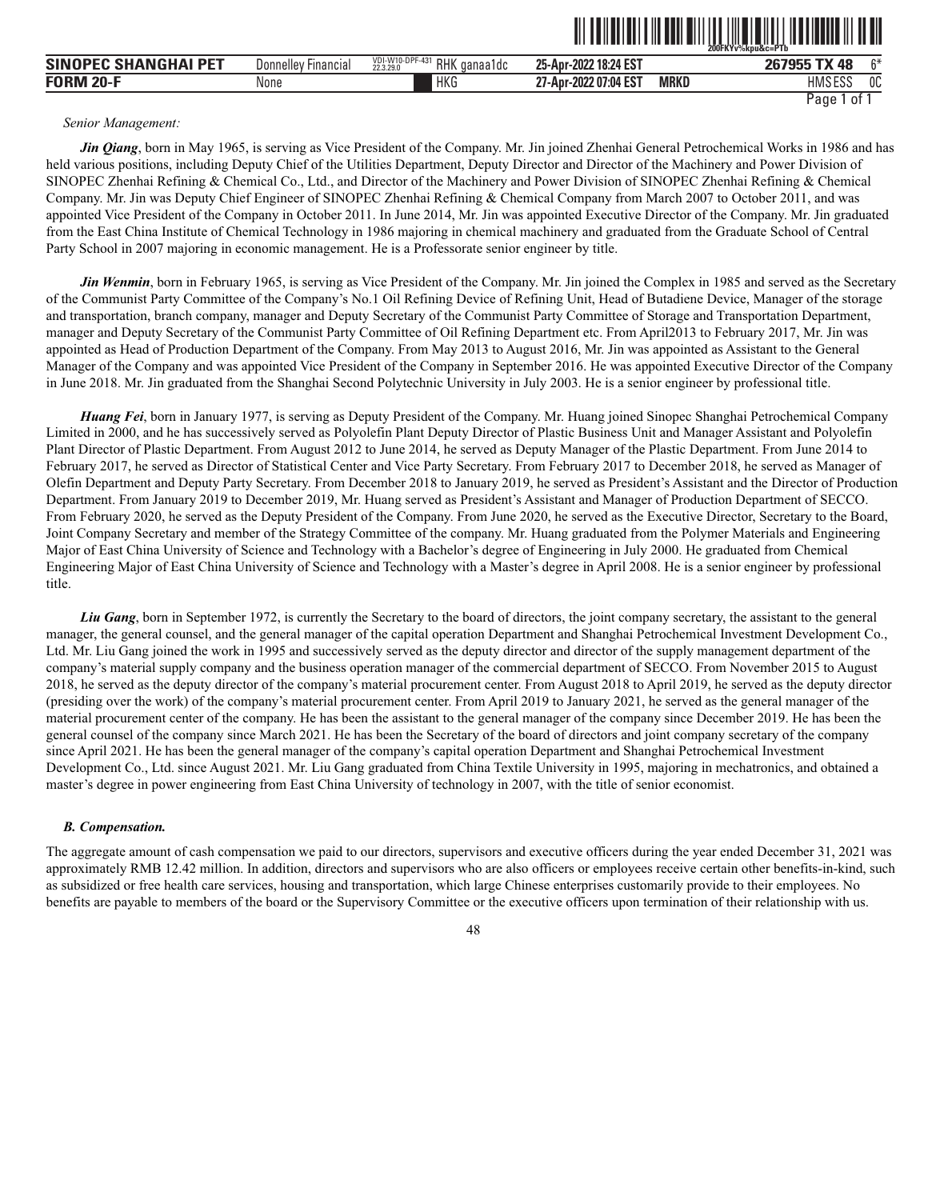*Senior Management:*

***Jin Qiang***, born in May 1965, is serving as Vice President of the Company. Mr. Jin joined Zhenhai General Petrochemical Works in 1986 and has held various positions, including Deputy Chief of the Utilities Department, Deputy Director and Director of the Machinery and Power Division of SINOPEC Zhenhai Refining & Chemical Co., Ltd., and Director of the Machinery and Power Division of SINOPEC Zhenhai Refining & Chemical Company. Mr. Jin was Deputy Chief Engineer of SINOPEC Zhenhai Refining & Chemical Company from March 2007 to October 2011, and was appointed Vice President of the Company in October 2011. In June 2014, Mr. Jin was appointed Executive Director of the Company. Mr. Jin graduated from the East China Institute of Chemical Technology in 1986 majoring in chemical machinery and graduated from the Graduate School of Central Party School in 2007 majoring in economic management. He is a Professorate senior engineer by title.

***Jin Wenmin***, born in February 1965, is serving as Vice President of the Company. Mr. Jin joined the Complex in 1985 and served as the Secretary of the Communist Party Committee of the Company's No.1 Oil Refining Device of Refining Unit, Head of Butadiene Device, Manager of the storage and transportation, branch company, manager and Deputy Secretary of the Communist Party Committee of Storage and Transportation Department, manager and Deputy Secretary of the Communist Party Committee of Oil Refining Department etc. From April2013 to February 2017, Mr. Jin was appointed as Head of Production Department of the Company. From May 2013 to August 2016, Mr. Jin was appointed as Assistant to the General Manager of the Company and was appointed Vice President of the Company in September 2016. He was appointed Executive Director of the Company in June 2018. Mr. Jin graduated from the Shanghai Second Polytechnic University in July 2003. He is a senior engineer by professional title.

***Huang Fei***, born in January 1977, is serving as Deputy President of the Company. Mr. Huang joined Sinopec Shanghai Petrochemical Company Limited in 2000, and he has successively served as Polyolefin Plant Deputy Director of Plastic Business Unit and Manager Assistant and Polyolefin Plant Director of Plastic Department. From August 2012 to June 2014, he served as Deputy Manager of the Plastic Department. From June 2014 to February 2017, he served as Director of Statistical Center and Vice Party Secretary. From February 2017 to December 2018, he served as Manager of Olefin Department and Deputy Party Secretary. From December 2018 to January 2019, he served as President's Assistant and the Director of Production Department. From January 2019 to December 2019, Mr. Huang served as President's Assistant and Manager of Production Department of SECCO. From February 2020, he served as the Deputy President of the Company. From June 2020, he served as the Executive Director, Secretary to the Board, Joint Company Secretary and member of the Strategy Committee of the company. Mr. Huang graduated from the Polymer Materials and Engineering Major of East China University of Science and Technology with a Bachelor's degree of Engineering in July 2000. He graduated from Chemical Engineering Major of East China University of Science and Technology with a Master's degree in April 2008. He is a senior engineer by professional title.

***Liu Gang***, born in September 1972, is currently the Secretary to the board of directors, the joint company secretary, the assistant to the general manager, the general counsel, and the general manager of the capital operation Department and Shanghai Petrochemical Investment Development Co., Ltd. Mr. Liu Gang joined the work in 1995 and successively served as the deputy director and director of the supply management department of the company's material supply company and the business operation manager of the commercial department of SECCO. From November 2015 to August 2018, he served as the deputy director of the company's material procurement center. From August 2018 to April 2019, he served as the deputy director (presiding over the work) of the company's material procurement center. From April 2019 to January 2021, he served as the general manager of the material procurement center of the company. He has been the assistant to the general manager of the company since December 2019. He has been the general counsel of the company since March 2021. He has been the Secretary of the board of directors and joint company secretary of the company since April 2021. He has been the general manager of the company's capital operation Department and Shanghai Petrochemical Investment Development Co., Ltd. since August 2021. Mr. Liu Gang graduated from China Textile University in 1995, majoring in mechatronics, and obtained a master's degree in power engineering from East China University of technology in 2007, with the title of senior economist.

### *B. Compensation.*

The aggregate amount of cash compensation we paid to our directors, supervisors and executive officers during the year ended December 31, 2021 was approximately RMB 12.42 million. In addition, directors and supervisors who are also officers or employees receive certain other benefits-in-kind, such as subsidized or free health care services, housing and transportation, which large Chinese enterprises customarily provide to their employees. No benefits are payable to members of the board or the Supervisory Committee or the executive officers upon termination of their relationship with us.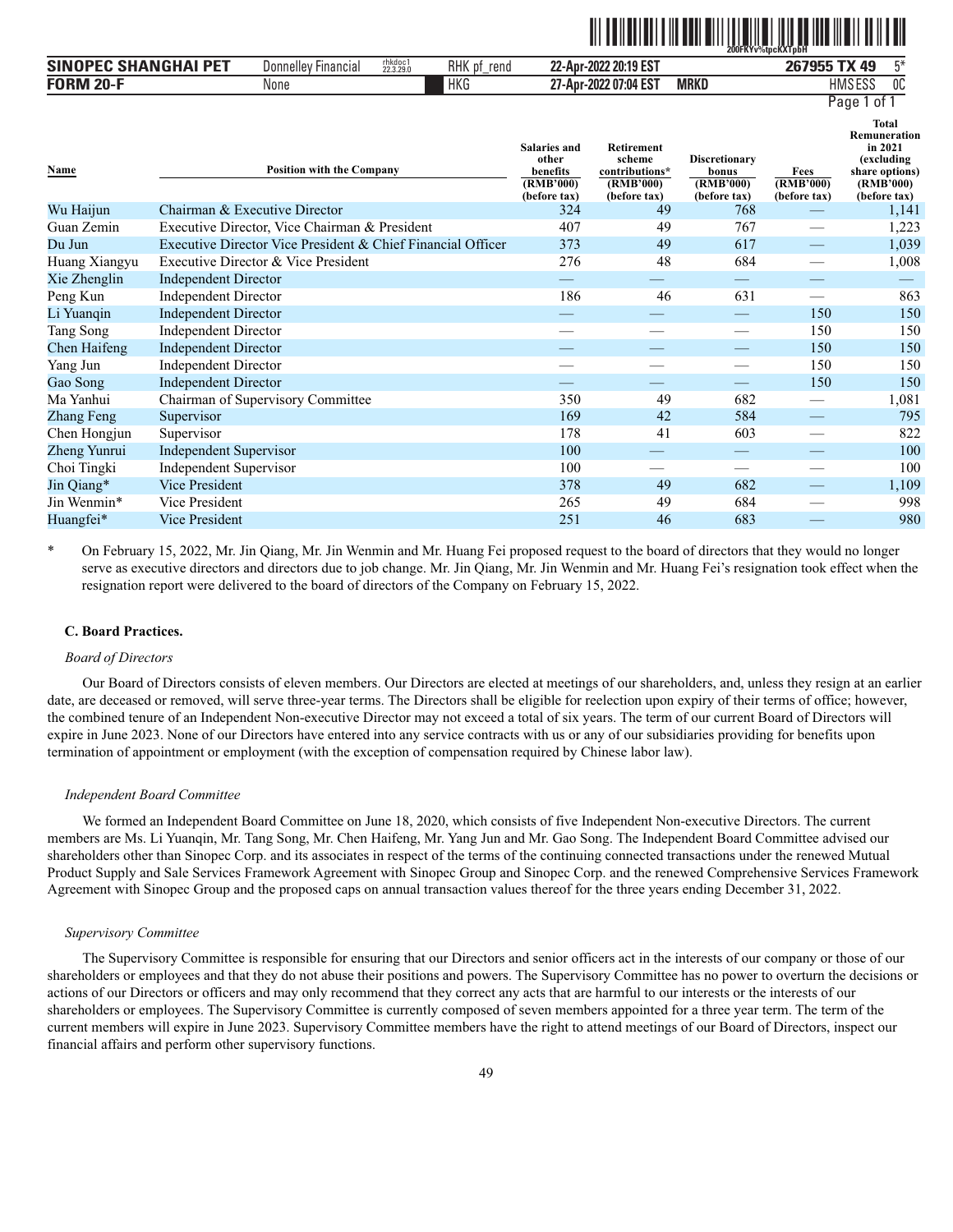| Name | Position with the Company | Salaries and other benefits (RMB'000) (before tax) | Retirement scheme contributions* (RMB'000) (before tax) | Discretionary bonus (RMB'000) (before tax) | Fees (RMB'000) (before tax) | Total Remuneration in 2021 (excluding share options) (RMB'000) (before tax) |
|---|---|---|---|---|---|---|
| Wu Haijun | Chairman & Executive Director | 324 | 49 | 768 | — | 1,141 |
| Guan Zemin | Executive Director, Vice Chairman & President | 407 | 49 | 767 | — | 1,223 |
| Du Jun | Executive Director Vice President & Chief Financial Officer | 373 | 49 | 617 | — | 1,039 |
| Huang Xiangyu | Executive Director & Vice President | 276 | 48 | 684 | — | 1,008 |
| Xie Zhenglin | Independent Director | — | — | — | — | — |
| Peng Kun | Independent Director | 186 | 46 | 631 | — | 863 |
| Li Yuanqin | Independent Director | — | — | — | 150 | 150 |
| Tang Song | Independent Director | — | — | — | 150 | 150 |
| Chen Haifeng | Independent Director | — | — | — | 150 | 150 |
| Yang Jun | Independent Director | — | — | — | 150 | 150 |
| Gao Song | Independent Director | — | — | — | 150 | 150 |
| Ma Yanhui | Chairman of Supervisory Committee | 350 | 49 | 682 | — | 1,081 |
| Zhang Feng | Supervisor | 169 | 42 | 584 | — | 795 |
| Chen Hongjun | Supervisor | 178 | 41 | 603 | — | 822 |
| Zheng Yunrui | Independent Supervisor | 100 | — | — | — | 100 |
| Choi Tingki | Independent Supervisor | 100 | — | — | — | 100 |
| Jin Qiang* | Vice President | 378 | 49 | 682 | — | 1,109 |
| Jin Wenmin* | Vice President | 265 | 49 | 684 | — | 998 |
| Huangfei* | Vice President | 251 | 46 | 683 | — | 980 |

\* On February 15, 2022, Mr. Jin Qiang, Mr. Jin Wenmin and Mr. Huang Fei proposed request to the board of directors that they would no longer serve as executive directors and directors due to job change. Mr. Jin Qiang, Mr. Jin Wenmin and Mr. Huang Fei's resignation took effect when the resignation report were delivered to the board of directors of the Company on February 15, 2022.

### C. Board Practices.

*Board of Directors*

Our Board of Directors consists of eleven members. Our Directors are elected at meetings of our shareholders, and, unless they resign at an earlier date, are deceased or removed, will serve three-year terms. The Directors shall be eligible for reelection upon expiry of their terms of office; however, the combined tenure of an Independent Non-executive Director may not exceed a total of six years. The term of our current Board of Directors will expire in June 2023. None of our Directors have entered into any service contracts with us or any of our subsidiaries providing for benefits upon termination of appointment or employment (with the exception of compensation required by Chinese labor law).

*Independent Board Committee*

We formed an Independent Board Committee on June 18, 2020, which consists of five Independent Non-executive Directors. The current members are Ms. Li Yuanqin, Mr. Tang Song, Mr. Chen Haifeng, Mr. Yang Jun and Mr. Gao Song. The Independent Board Committee advised our shareholders other than Sinopec Corp. and its associates in respect of the terms of the continuing connected transactions under the renewed Mutual Product Supply and Sale Services Framework Agreement with Sinopec Group and Sinopec Corp. and the renewed Comprehensive Services Framework Agreement with Sinopec Group and the proposed caps on annual transaction values thereof for the three years ending December 31, 2022.

*Supervisory Committee*

The Supervisory Committee is responsible for ensuring that our Directors and senior officers act in the interests of our company or those of our shareholders or employees and that they do not abuse their positions and powers. The Supervisory Committee has no power to overturn the decisions or actions of our Directors or officers and may only recommend that they correct any acts that are harmful to our interests or the interests of our shareholders or employees. The Supervisory Committee is currently composed of seven members appointed for a three year term. The term of the current members will expire in June 2023. Supervisory Committee members have the right to attend meetings of our Board of Directors, inspect our financial affairs and perform other supervisory functions.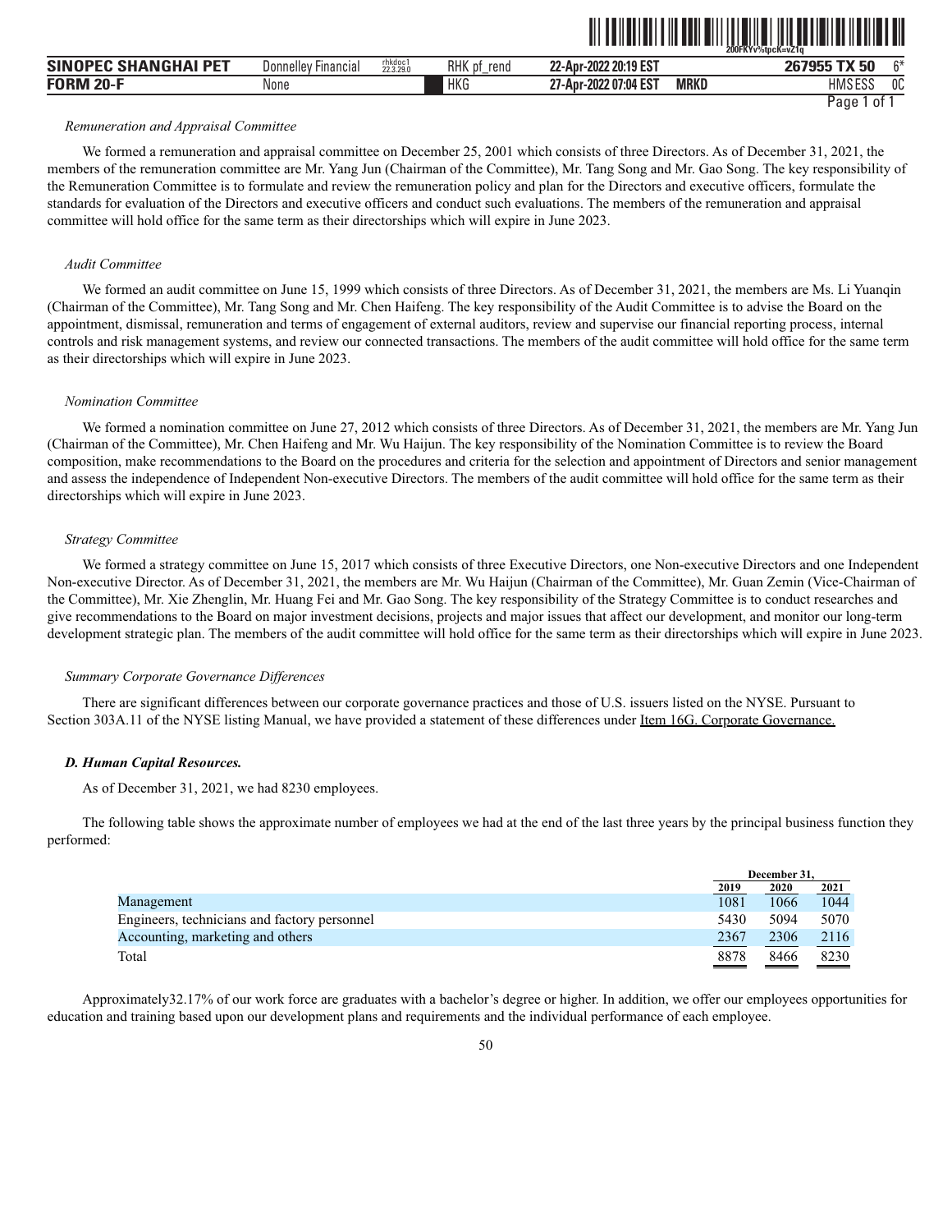*Remuneration and Appraisal Committee*

We formed a remuneration and appraisal committee on December 25, 2001 which consists of three Directors. As of December 31, 2021, the members of the remuneration committee are Mr. Yang Jun (Chairman of the Committee), Mr. Tang Song and Mr. Gao Song. The key responsibility of the Remuneration Committee is to formulate and review the remuneration policy and plan for the Directors and executive officers, formulate the standards for evaluation of the Directors and executive officers and conduct such evaluations. The members of the remuneration and appraisal committee will hold office for the same term as their directorships which will expire in June 2023.

*Audit Committee*

We formed an audit committee on June 15, 1999 which consists of three Directors. As of December 31, 2021, the members are Ms. Li Yuanqin (Chairman of the Committee), Mr. Tang Song and Mr. Chen Haifeng. The key responsibility of the Audit Committee is to advise the Board on the appointment, dismissal, remuneration and terms of engagement of external auditors, review and supervise our financial reporting process, internal controls and risk management systems, and review our connected transactions. The members of the audit committee will hold office for the same term as their directorships which will expire in June 2023.

*Nomination Committee*

We formed a nomination committee on June 27, 2012 which consists of three Directors. As of December 31, 2021, the members are Mr. Yang Jun (Chairman of the Committee), Mr. Chen Haifeng and Mr. Wu Haijun. The key responsibility of the Nomination Committee is to review the Board composition, make recommendations to the Board on the procedures and criteria for the selection and appointment of Directors and senior management and assess the independence of Independent Non-executive Directors. The members of the audit committee will hold office for the same term as their directorships which will expire in June 2023.

*Strategy Committee*

We formed a strategy committee on June 15, 2017 which consists of three Executive Directors, one Non-executive Directors and one Independent Non-executive Director. As of December 31, 2021, the members are Mr. Wu Haijun (Chairman of the Committee), Mr. Guan Zemin (Vice-Chairman of the Committee), Mr. Xie Zhenglin, Mr. Huang Fei and Mr. Gao Song. The key responsibility of the Strategy Committee is to conduct researches and give recommendations to the Board on major investment decisions, projects and major issues that affect our development, and monitor our long-term development strategic plan. The members of the audit committee will hold office for the same term as their directorships which will expire in June 2023.

*Summary Corporate Governance Differences*

There are significant differences between our corporate governance practices and those of U.S. issuers listed on the NYSE. Pursuant to Section 303A.11 of the NYSE listing Manual, we have provided a statement of these differences under Item 16G. Corporate Governance.

***D. Human Capital Resources.***

As of December 31, 2021, we had 8230 employees.

The following table shows the approximate number of employees we had at the end of the last three years by the principal business function they performed:

| | December 31, | | |
|---|---|---|---|
| | 2019 | 2020 | 2021 |
| Management | 1081 | 1066 | 1044 |
| Engineers, technicians and factory personnel | 5430 | 5094 | 5070 |
| Accounting, marketing and others | 2367 | 2306 | 2116 |
| Total | 8878 | 8466 | 8230 |

Approximately32.17% of our work force are graduates with a bachelor's degree or higher. In addition, we offer our employees opportunities for education and training based upon our development plans and requirements and the individual performance of each employee.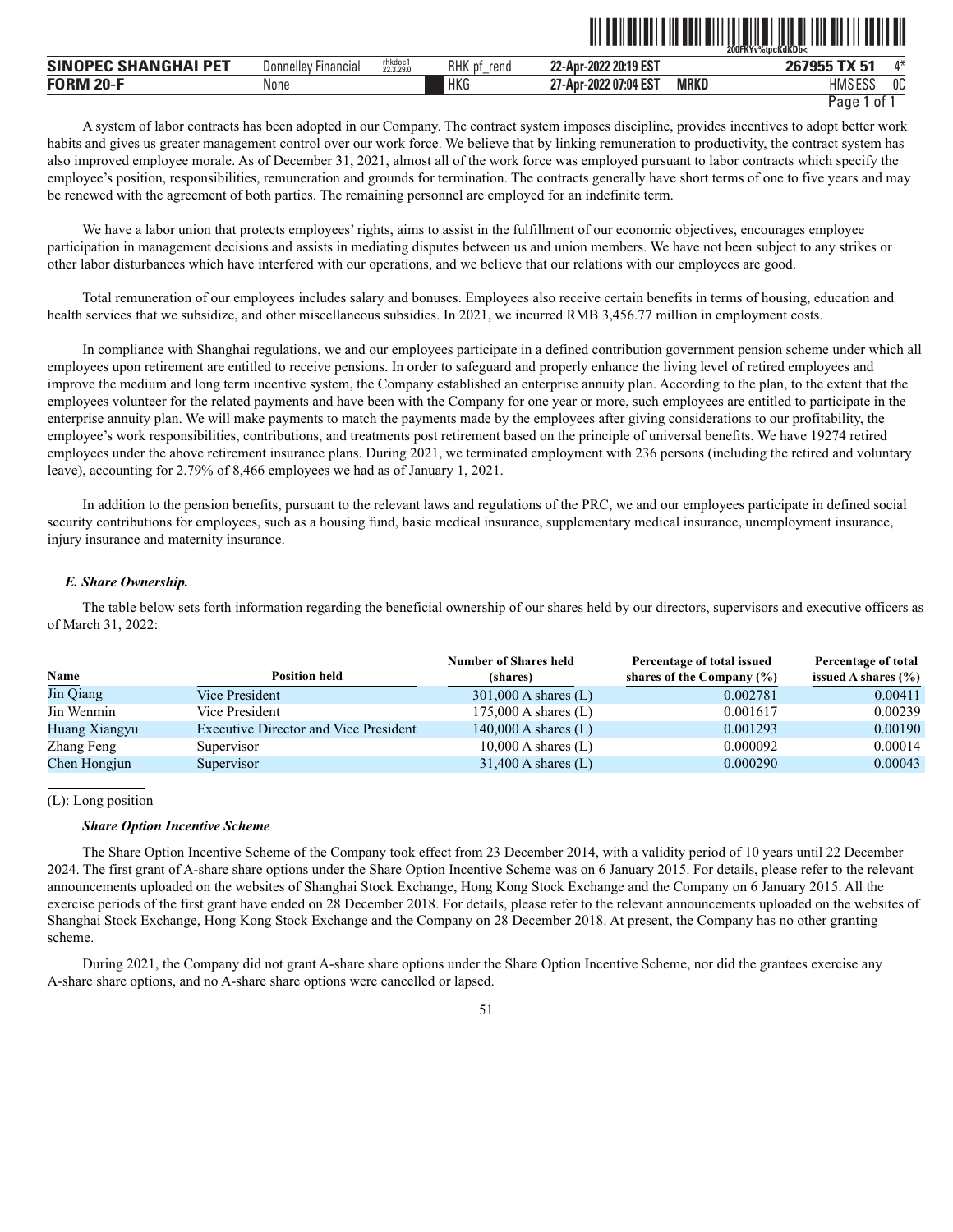A system of labor contracts has been adopted in our Company. The contract system imposes discipline, provides incentives to adopt better work habits and gives us greater management control over our work force. We believe that by linking remuneration to productivity, the contract system has also improved employee morale. As of December 31, 2021, almost all of the work force was employed pursuant to labor contracts which specify the employee's position, responsibilities, remuneration and grounds for termination. The contracts generally have short terms of one to five years and may be renewed with the agreement of both parties. The remaining personnel are employed for an indefinite term.

We have a labor union that protects employees' rights, aims to assist in the fulfillment of our economic objectives, encourages employee participation in management decisions and assists in mediating disputes between us and union members. We have not been subject to any strikes or other labor disturbances which have interfered with our operations, and we believe that our relations with our employees are good.

Total remuneration of our employees includes salary and bonuses. Employees also receive certain benefits in terms of housing, education and health services that we subsidize, and other miscellaneous subsidies. In 2021, we incurred RMB 3,456.77 million in employment costs.

In compliance with Shanghai regulations, we and our employees participate in a defined contribution government pension scheme under which all employees upon retirement are entitled to receive pensions. In order to safeguard and properly enhance the living level of retired employees and improve the medium and long term incentive system, the Company established an enterprise annuity plan. According to the plan, to the extent that the employees volunteer for the related payments and have been with the Company for one year or more, such employees are entitled to participate in the enterprise annuity plan. We will make payments to match the payments made by the employees after giving considerations to our profitability, the employee's work responsibilities, contributions, and treatments post retirement based on the principle of universal benefits. We have 19274 retired employees under the above retirement insurance plans. During 2021, we terminated employment with 236 persons (including the retired and voluntary leave), accounting for 2.79% of 8,466 employees we had as of January 1, 2021.

In addition to the pension benefits, pursuant to the relevant laws and regulations of the PRC, we and our employees participate in defined social security contributions for employees, such as a housing fund, basic medical insurance, supplementary medical insurance, unemployment insurance, injury insurance and maternity insurance.

### *E. Share Ownership.*

The table below sets forth information regarding the beneficial ownership of our shares held by our directors, supervisors and executive officers as of March 31, 2022:

| Name | Position held | Number of Shares held (shares) | Percentage of total issued shares of the Company (%) | Percentage of total issued A shares (%) |
|---|---|---|---|---|
| Jin Qiang | Vice President | 301,000 A shares (L) | 0.002781 | 0.00411 |
| Jin Wenmin | Vice President | 175,000 A shares (L) | 0.001617 | 0.00239 |
| Huang Xiangyu | Executive Director and Vice President | 140,000 A shares (L) | 0.001293 | 0.00190 |
| Zhang Feng | Supervisor | 10,000 A shares (L) | 0.000092 | 0.00014 |
| Chen Hongjun | Supervisor | 31,400 A shares (L) | 0.000290 | 0.00043 |

(L): Long position

#### *Share Option Incentive Scheme*

The Share Option Incentive Scheme of the Company took effect from 23 December 2014, with a validity period of 10 years until 22 December 2024. The first grant of A-share share options under the Share Option Incentive Scheme was on 6 January 2015. For details, please refer to the relevant announcements uploaded on the websites of Shanghai Stock Exchange, Hong Kong Stock Exchange and the Company on 6 January 2015. All the exercise periods of the first grant have ended on 28 December 2018. For details, please refer to the relevant announcements uploaded on the websites of Shanghai Stock Exchange, Hong Kong Stock Exchange and the Company on 28 December 2018. At present, the Company has no other granting scheme.

During 2021, the Company did not grant A-share share options under the Share Option Incentive Scheme, nor did the grantees exercise any A-share share options, and no A-share share options were cancelled or lapsed.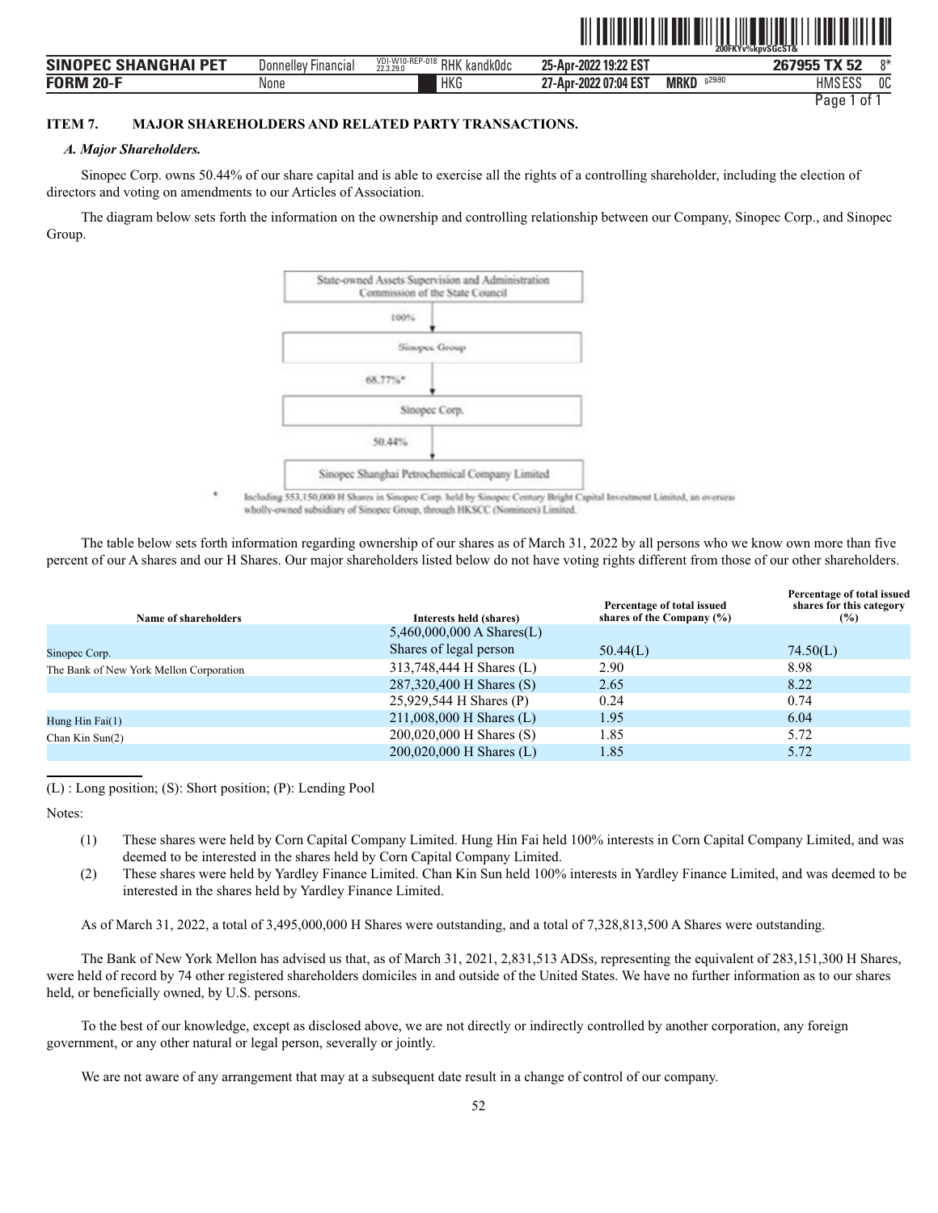## ITEM 7. MAJOR SHAREHOLDERS AND RELATED PARTY TRANSACTIONS.

### *A. Major Shareholders.*

Sinopec Corp. owns 50.44% of our share capital and is able to exercise all the rights of a controlling shareholder, including the election of directors and voting on amendments to our Articles of Association.

The diagram below sets forth the information on the ownership and controlling relationship between our Company, Sinopec Corp., and Sinopec Group.

State-owned Assets Supervision and Administration Commission of the State Council

↓ 100%

Sinopec Group

↓ 68.77%*

Sinopec Corp.

↓ 50.44%

Sinopec Shanghai Petrochemical Company Limited

\* Including 553,150,000 H Shares in Sinopec Corp. held by Sinopec Century Bright Capital Investment Limited, an overseas wholly-owned subsidiary of Sinopec Group, through HKSCC (Nominees) Limited.

The table below sets forth information regarding ownership of our shares as of March 31, 2022 by all persons who we know own more than five percent of our A shares and our H Shares. Our major shareholders listed below do not have voting rights different from those of our other shareholders.

| Name of shareholders | Interests held (shares) | Percentage of total issued shares of the Company (%) | Percentage of total issued shares for this category (%) |
|---|---|---|---|
| Sinopec Corp. | 5,460,000,000 A Shares(L) Shares of legal person | 50.44(L) | 74.50(L) |
| The Bank of New York Mellon Corporation | 313,748,444 H Shares (L) | 2.90 | 8.98 |
| | 287,320,400 H Shares (S) | 2.65 | 8.22 |
| | 25,929,544 H Shares (P) | 0.24 | 0.74 |
| Hung Hin Fai(1) | 211,008,000 H Shares (L) | 1.95 | 6.04 |
| Chan Kin Sun(2) | 200,020,000 H Shares (S) | 1.85 | 5.72 |
| | 200,020,000 H Shares (L) | 1.85 | 5.72 |

(L) : Long position; (S): Short position; (P): Lending Pool

Notes:

(1) These shares were held by Corn Capital Company Limited. Hung Hin Fai held 100% interests in Corn Capital Company Limited, and was deemed to be interested in the shares held by Corn Capital Company Limited.

(2) These shares were held by Yardley Finance Limited. Chan Kin Sun held 100% interests in Yardley Finance Limited, and was deemed to be interested in the shares held by Yardley Finance Limited.

As of March 31, 2022, a total of 3,495,000,000 H Shares were outstanding, and a total of 7,328,813,500 A Shares were outstanding.

The Bank of New York Mellon has advised us that, as of March 31, 2021, 2,831,513 ADSs, representing the equivalent of 283,151,300 H Shares, were held of record by 74 other registered shareholders domiciles in and outside of the United States. We have no further information as to our shares held, or beneficially owned, by U.S. persons.

To the best of our knowledge, except as disclosed above, we are not directly or indirectly controlled by another corporation, any foreign government, or any other natural or legal person, severally or jointly.

We are not aware of any arrangement that may at a subsequent date result in a change of control of our company.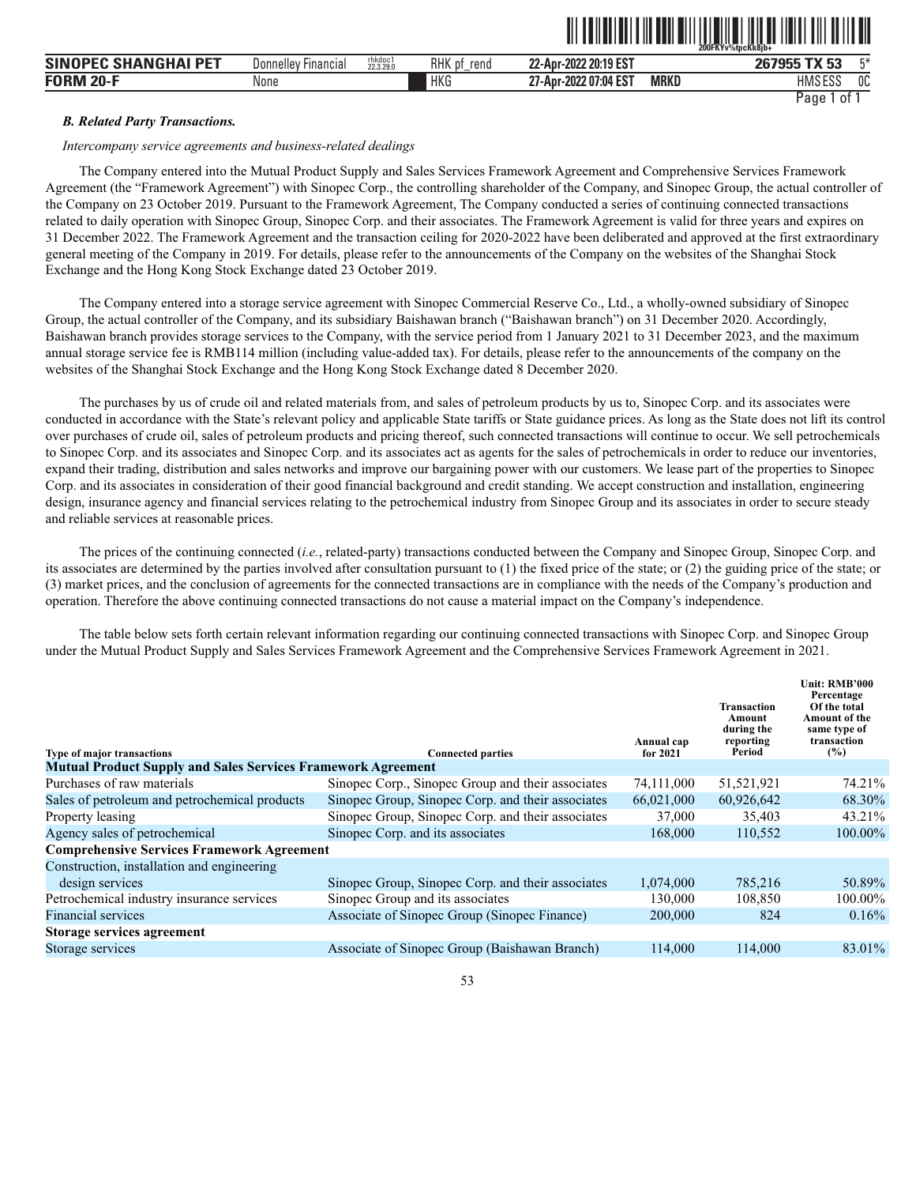### *B. Related Party Transactions.*

*Intercompany service agreements and business-related dealings*

The Company entered into the Mutual Product Supply and Sales Services Framework Agreement and Comprehensive Services Framework Agreement (the "Framework Agreement") with Sinopec Corp., the controlling shareholder of the Company, and Sinopec Group, the actual controller of the Company on 23 October 2019. Pursuant to the Framework Agreement, The Company conducted a series of continuing connected transactions related to daily operation with Sinopec Group, Sinopec Corp. and their associates. The Framework Agreement is valid for three years and expires on 31 December 2022. The Framework Agreement and the transaction ceiling for 2020-2022 have been deliberated and approved at the first extraordinary general meeting of the Company in 2019. For details, please refer to the announcements of the Company on the websites of the Shanghai Stock Exchange and the Hong Kong Stock Exchange dated 23 October 2019.

The Company entered into a storage service agreement with Sinopec Commercial Reserve Co., Ltd., a wholly-owned subsidiary of Sinopec Group, the actual controller of the Company, and its subsidiary Baishawan branch ("Baishawan branch") on 31 December 2020. Accordingly, Baishawan branch provides storage services to the Company, with the service period from 1 January 2021 to 31 December 2023, and the maximum annual storage service fee is RMB114 million (including value-added tax). For details, please refer to the announcements of the company on the websites of the Shanghai Stock Exchange and the Hong Kong Stock Exchange dated 8 December 2020.

The purchases by us of crude oil and related materials from, and sales of petroleum products by us to, Sinopec Corp. and its associates were conducted in accordance with the State's relevant policy and applicable State tariffs or State guidance prices. As long as the State does not lift its control over purchases of crude oil, sales of petroleum products and pricing thereof, such connected transactions will continue to occur. We sell petrochemicals to Sinopec Corp. and its associates and Sinopec Corp. and its associates act as agents for the sales of petrochemicals in order to reduce our inventories, expand their trading, distribution and sales networks and improve our bargaining power with our customers. We lease part of the properties to Sinopec Corp. and its associates in consideration of their good financial background and credit standing. We accept construction and installation, engineering design, insurance agency and financial services relating to the petrochemical industry from Sinopec Group and its associates in order to secure steady and reliable services at reasonable prices.

The prices of the continuing connected (*i.e.*, related-party) transactions conducted between the Company and Sinopec Group, Sinopec Corp. and its associates are determined by the parties involved after consultation pursuant to (1) the fixed price of the state; or (2) the guiding price of the state; or (3) market prices, and the conclusion of agreements for the connected transactions are in compliance with the needs of the Company's production and operation. Therefore the above continuing connected transactions do not cause a material impact on the Company's independence.

The table below sets forth certain relevant information regarding our continuing connected transactions with Sinopec Corp. and Sinopec Group under the Mutual Product Supply and Sales Services Framework Agreement and the Comprehensive Services Framework Agreement in 2021.

Unit: RMB'000

| Type of major transactions | Connected parties | Annual cap for 2021 | Transaction Amount during the reporting Period | Percentage Of the total Amount of the same type of transaction (%) |
|---|---|---|---|---|
| **Mutual Product Supply and Sales Services Framework Agreement** | | | | |
| Purchases of raw materials | Sinopec Corp., Sinopec Group and their associates | 74,111,000 | 51,521,921 | 74.21% |
| Sales of petroleum and petrochemical products | Sinopec Group, Sinopec Corp. and their associates | 66,021,000 | 60,926,642 | 68.30% |
| Property leasing | Sinopec Group, Sinopec Corp. and their associates | 37,000 | 35,403 | 43.21% |
| Agency sales of petrochemical | Sinopec Corp. and its associates | 168,000 | 110,552 | 100.00% |
| **Comprehensive Services Framework Agreement** | | | | |
| Construction, installation and engineering design services | Sinopec Group, Sinopec Corp. and their associates | 1,074,000 | 785,216 | 50.89% |
| Petrochemical industry insurance services | Sinopec Group and its associates | 130,000 | 108,850 | 100.00% |
| Financial services | Associate of Sinopec Group (Sinopec Finance) | 200,000 | 824 | 0.16% |
| **Storage services agreement** | | | | |
| Storage services | Associate of Sinopec Group (Baishawan Branch) | 114,000 | 114,000 | 83.01% |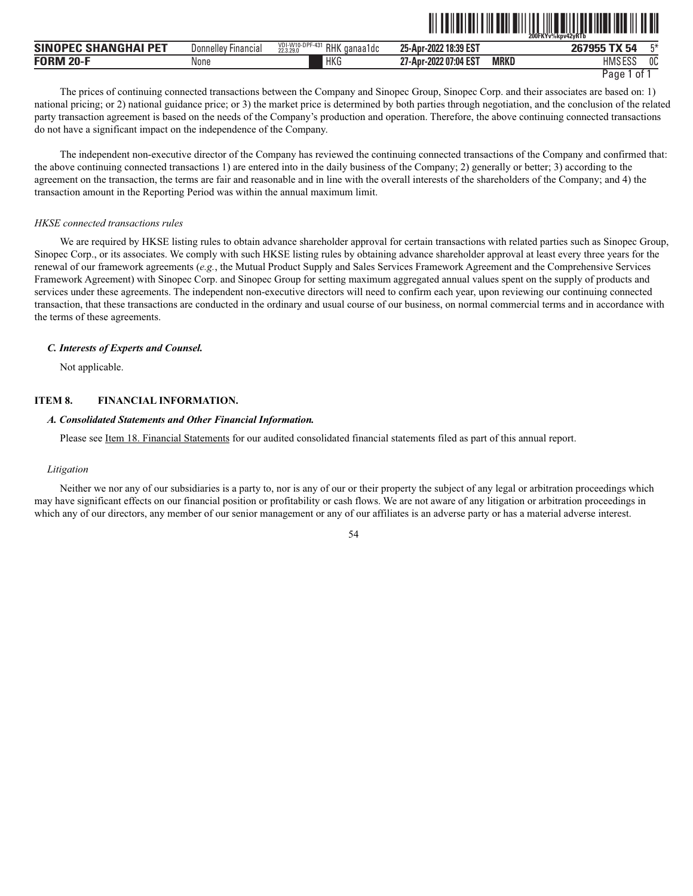The prices of continuing connected transactions between the Company and Sinopec Group, Sinopec Corp. and their associates are based on: 1) national pricing; or 2) national guidance price; or 3) the market price is determined by both parties through negotiation, and the conclusion of the related party transaction agreement is based on the needs of the Company's production and operation. Therefore, the above continuing connected transactions do not have a significant impact on the independence of the Company.

The independent non-executive director of the Company has reviewed the continuing connected transactions of the Company and confirmed that: the above continuing connected transactions 1) are entered into in the daily business of the Company; 2) generally or better; 3) according to the agreement on the transaction, the terms are fair and reasonable and in line with the overall interests of the shareholders of the Company; and 4) the transaction amount in the Reporting Period was within the annual maximum limit.

*HKSE connected transactions rules*

We are required by HKSE listing rules to obtain advance shareholder approval for certain transactions with related parties such as Sinopec Group, Sinopec Corp., or its associates. We comply with such HKSE listing rules by obtaining advance shareholder approval at least every three years for the renewal of our framework agreements (*e.g.*, the Mutual Product Supply and Sales Services Framework Agreement and the Comprehensive Services Framework Agreement) with Sinopec Corp. and Sinopec Group for setting maximum aggregated annual values spent on the supply of products and services under these agreements. The independent non-executive directors will need to confirm each year, upon reviewing our continuing connected transaction, that these transactions are conducted in the ordinary and usual course of our business, on normal commercial terms and in accordance with the terms of these agreements.

### *C. Interests of Experts and Counsel.*

Not applicable.

## ITEM 8. FINANCIAL INFORMATION.

### *A. Consolidated Statements and Other Financial Information.*

Please see Item 18. Financial Statements for our audited consolidated financial statements filed as part of this annual report.

*Litigation*

Neither we nor any of our subsidiaries is a party to, nor is any of our or their property the subject of any legal or arbitration proceedings which may have significant effects on our financial position or profitability or cash flows. We are not aware of any litigation or arbitration proceedings in which any of our directors, any member of our senior management or any of our affiliates is an adverse party or has a material adverse interest.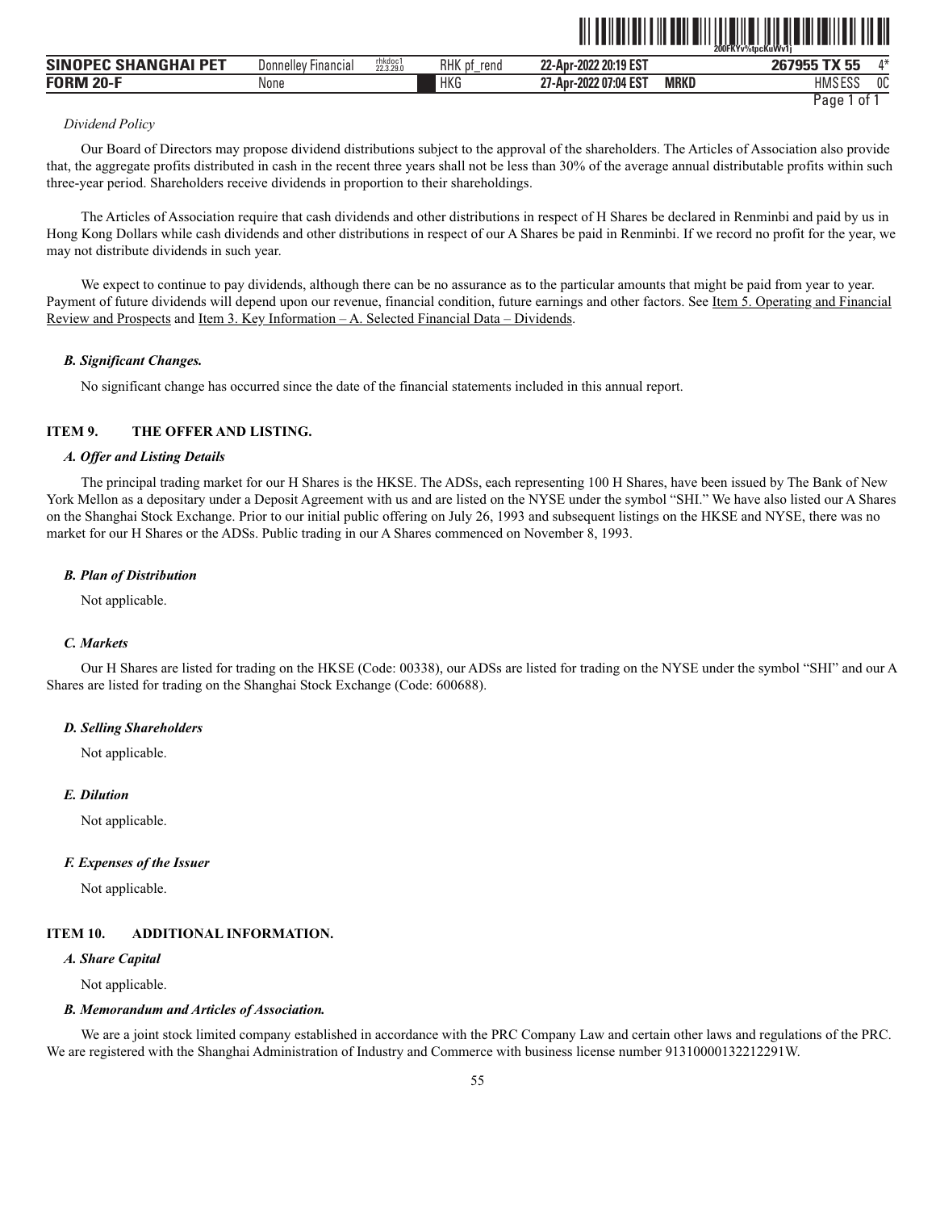*Dividend Policy*

Our Board of Directors may propose dividend distributions subject to the approval of the shareholders. The Articles of Association also provide that, the aggregate profits distributed in cash in the recent three years shall not be less than 30% of the average annual distributable profits within such three-year period. Shareholders receive dividends in proportion to their shareholdings.

The Articles of Association require that cash dividends and other distributions in respect of H Shares be declared in Renminbi and paid by us in Hong Kong Dollars while cash dividends and other distributions in respect of our A Shares be paid in Renminbi. If we record no profit for the year, we may not distribute dividends in such year.

We expect to continue to pay dividends, although there can be no assurance as to the particular amounts that might be paid from year to year. Payment of future dividends will depend upon our revenue, financial condition, future earnings and other factors. See Item 5. Operating and Financial Review and Prospects and Item 3. Key Information – A. Selected Financial Data – Dividends.

### *B. Significant Changes.*

No significant change has occurred since the date of the financial statements included in this annual report.

## ITEM 9. THE OFFER AND LISTING.

### *A. Offer and Listing Details*

The principal trading market for our H Shares is the HKSE. The ADSs, each representing 100 H Shares, have been issued by The Bank of New York Mellon as a depositary under a Deposit Agreement with us and are listed on the NYSE under the symbol "SHI." We have also listed our A Shares on the Shanghai Stock Exchange. Prior to our initial public offering on July 26, 1993 and subsequent listings on the HKSE and NYSE, there was no market for our H Shares or the ADSs. Public trading in our A Shares commenced on November 8, 1993.

### *B. Plan of Distribution*

Not applicable.

### *C. Markets*

Our H Shares are listed for trading on the HKSE (Code: 00338), our ADSs are listed for trading on the NYSE under the symbol "SHI" and our A Shares are listed for trading on the Shanghai Stock Exchange (Code: 600688).

### *D. Selling Shareholders*

Not applicable.

### *E. Dilution*

Not applicable.

### *F. Expenses of the Issuer*

Not applicable.

## ITEM 10. ADDITIONAL INFORMATION.

### *A. Share Capital*

Not applicable.

### *B. Memorandum and Articles of Association.*

We are a joint stock limited company established in accordance with the PRC Company Law and certain other laws and regulations of the PRC. We are registered with the Shanghai Administration of Industry and Commerce with business license number 91310000132212291W.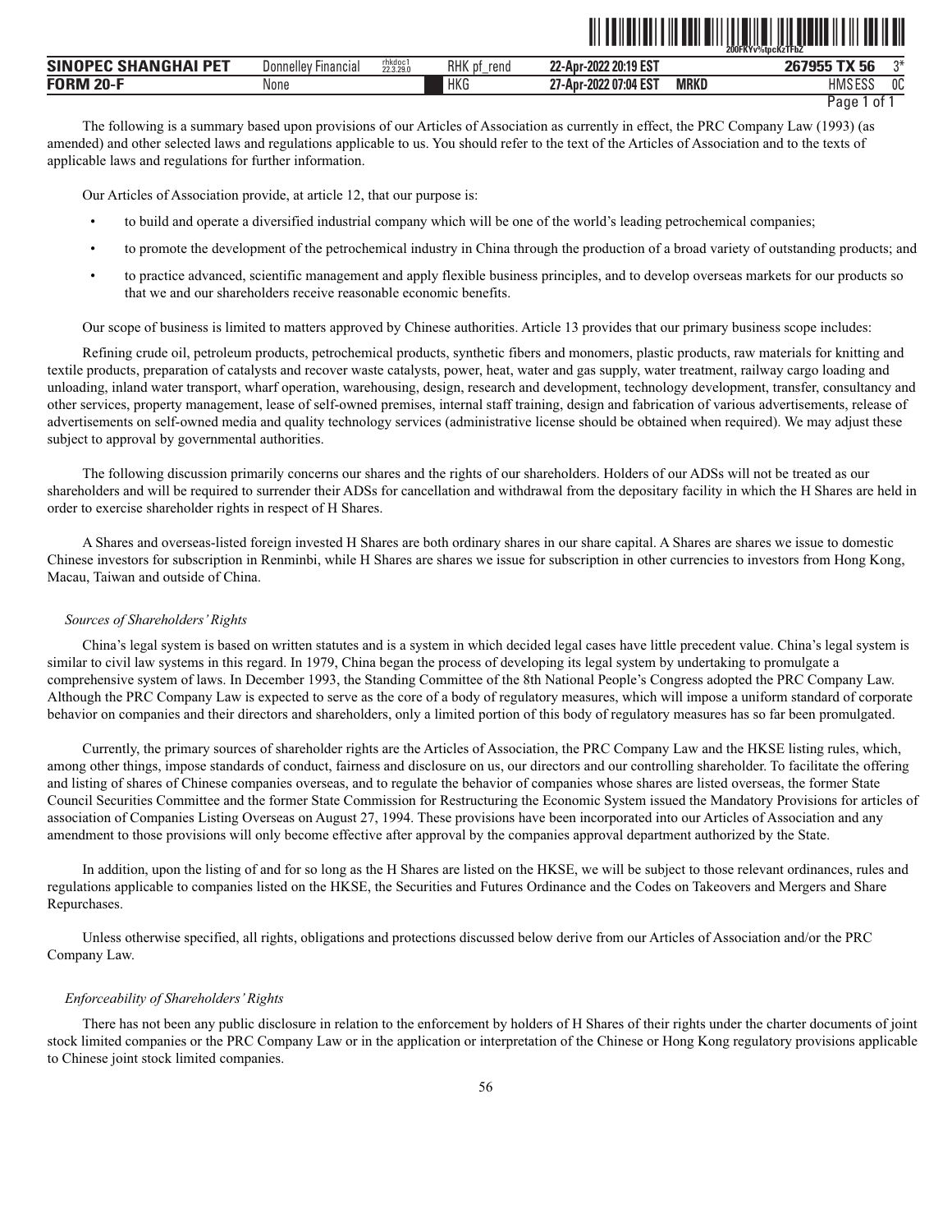The following is a summary based upon provisions of our Articles of Association as currently in effect, the PRC Company Law (1993) (as amended) and other selected laws and regulations applicable to us. You should refer to the text of the Articles of Association and to the texts of applicable laws and regulations for further information.

Our Articles of Association provide, at article 12, that our purpose is:

- to build and operate a diversified industrial company which will be one of the world's leading petrochemical companies;
- to promote the development of the petrochemical industry in China through the production of a broad variety of outstanding products; and
- to practice advanced, scientific management and apply flexible business principles, and to develop overseas markets for our products so that we and our shareholders receive reasonable economic benefits.

Our scope of business is limited to matters approved by Chinese authorities. Article 13 provides that our primary business scope includes:

Refining crude oil, petroleum products, petrochemical products, synthetic fibers and monomers, plastic products, raw materials for knitting and textile products, preparation of catalysts and recover waste catalysts, power, heat, water and gas supply, water treatment, railway cargo loading and unloading, inland water transport, wharf operation, warehousing, design, research and development, technology development, transfer, consultancy and other services, property management, lease of self-owned premises, internal staff training, design and fabrication of various advertisements, release of advertisements on self-owned media and quality technology services (administrative license should be obtained when required). We may adjust these subject to approval by governmental authorities.

The following discussion primarily concerns our shares and the rights of our shareholders. Holders of our ADSs will not be treated as our shareholders and will be required to surrender their ADSs for cancellation and withdrawal from the depositary facility in which the H Shares are held in order to exercise shareholder rights in respect of H Shares.

A Shares and overseas-listed foreign invested H Shares are both ordinary shares in our share capital. A Shares are shares we issue to domestic Chinese investors for subscription in Renminbi, while H Shares are shares we issue for subscription in other currencies to investors from Hong Kong, Macau, Taiwan and outside of China.

*Sources of Shareholders' Rights*

China's legal system is based on written statutes and is a system in which decided legal cases have little precedent value. China's legal system is similar to civil law systems in this regard. In 1979, China began the process of developing its legal system by undertaking to promulgate a comprehensive system of laws. In December 1993, the Standing Committee of the 8th National People's Congress adopted the PRC Company Law. Although the PRC Company Law is expected to serve as the core of a body of regulatory measures, which will impose a uniform standard of corporate behavior on companies and their directors and shareholders, only a limited portion of this body of regulatory measures has so far been promulgated.

Currently, the primary sources of shareholder rights are the Articles of Association, the PRC Company Law and the HKSE listing rules, which, among other things, impose standards of conduct, fairness and disclosure on us, our directors and our controlling shareholder. To facilitate the offering and listing of shares of Chinese companies overseas, and to regulate the behavior of companies whose shares are listed overseas, the former State Council Securities Committee and the former State Commission for Restructuring the Economic System issued the Mandatory Provisions for articles of association of Companies Listing Overseas on August 27, 1994. These provisions have been incorporated into our Articles of Association and any amendment to those provisions will only become effective after approval by the companies approval department authorized by the State.

In addition, upon the listing of and for so long as the H Shares are listed on the HKSE, we will be subject to those relevant ordinances, rules and regulations applicable to companies listed on the HKSE, the Securities and Futures Ordinance and the Codes on Takeovers and Mergers and Share Repurchases.

Unless otherwise specified, all rights, obligations and protections discussed below derive from our Articles of Association and/or the PRC Company Law.

*Enforceability of Shareholders' Rights*

There has not been any public disclosure in relation to the enforcement by holders of H Shares of their rights under the charter documents of joint stock limited companies or the PRC Company Law or in the application or interpretation of the Chinese or Hong Kong regulatory provisions applicable to Chinese joint stock limited companies.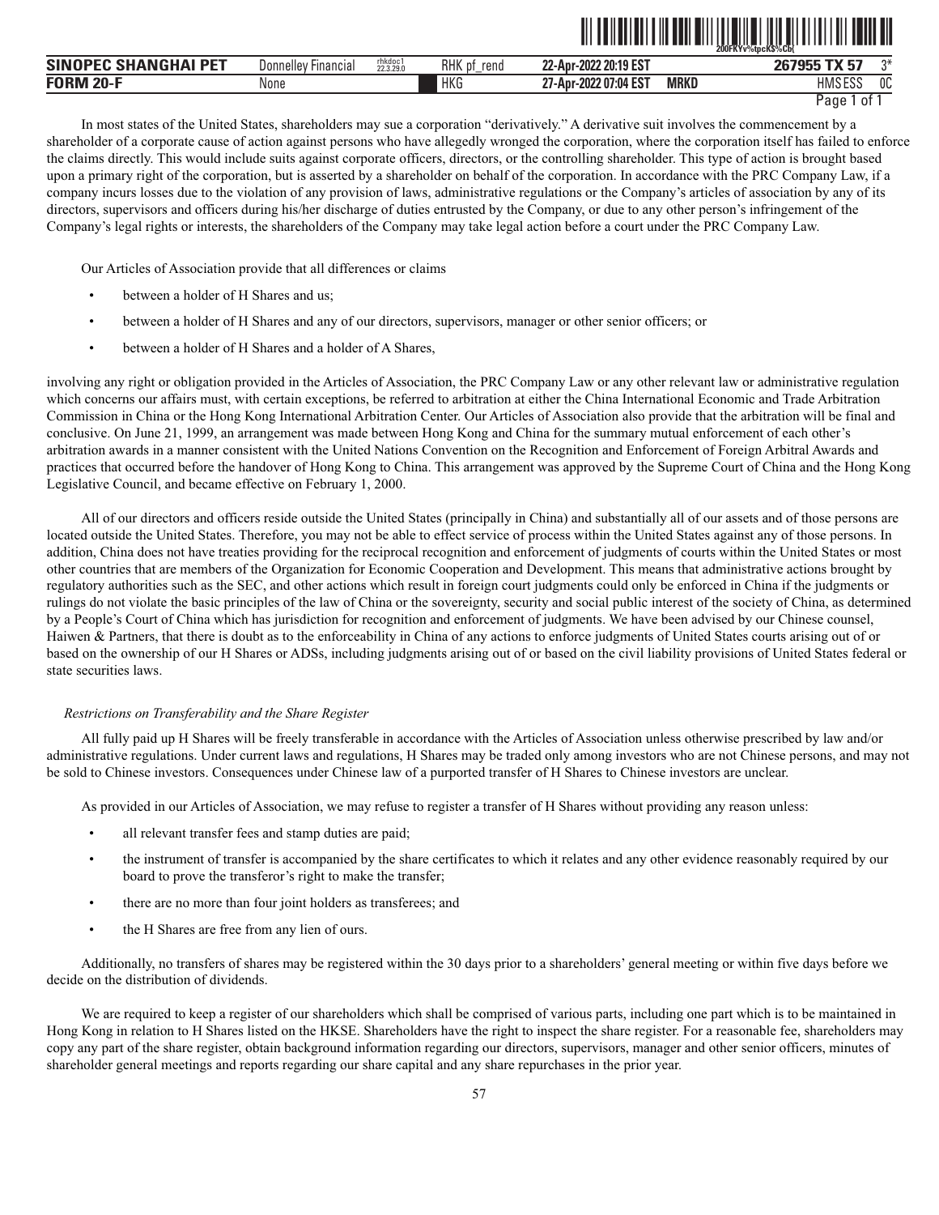In most states of the United States, shareholders may sue a corporation "derivatively." A derivative suit involves the commencement by a shareholder of a corporate cause of action against persons who have allegedly wronged the corporation, where the corporation itself has failed to enforce the claims directly. This would include suits against corporate officers, directors, or the controlling shareholder. This type of action is brought based upon a primary right of the corporation, but is asserted by a shareholder on behalf of the corporation. In accordance with the PRC Company Law, if a company incurs losses due to the violation of any provision of laws, administrative regulations or the Company's articles of association by any of its directors, supervisors and officers during his/her discharge of duties entrusted by the Company, or due to any other person's infringement of the Company's legal rights or interests, the shareholders of the Company may take legal action before a court under the PRC Company Law.

Our Articles of Association provide that all differences or claims

- between a holder of H Shares and us;
- between a holder of H Shares and any of our directors, supervisors, manager or other senior officers; or
- between a holder of H Shares and a holder of A Shares,

involving any right or obligation provided in the Articles of Association, the PRC Company Law or any other relevant law or administrative regulation which concerns our affairs must, with certain exceptions, be referred to arbitration at either the China International Economic and Trade Arbitration Commission in China or the Hong Kong International Arbitration Center. Our Articles of Association also provide that the arbitration will be final and conclusive. On June 21, 1999, an arrangement was made between Hong Kong and China for the summary mutual enforcement of each other's arbitration awards in a manner consistent with the United Nations Convention on the Recognition and Enforcement of Foreign Arbitral Awards and practices that occurred before the handover of Hong Kong to China. This arrangement was approved by the Supreme Court of China and the Hong Kong Legislative Council, and became effective on February 1, 2000.

All of our directors and officers reside outside the United States (principally in China) and substantially all of our assets and of those persons are located outside the United States. Therefore, you may not be able to effect service of process within the United States against any of those persons. In addition, China does not have treaties providing for the reciprocal recognition and enforcement of judgments of courts within the United States or most other countries that are members of the Organization for Economic Cooperation and Development. This means that administrative actions brought by regulatory authorities such as the SEC, and other actions which result in foreign court judgments could only be enforced in China if the judgments or rulings do not violate the basic principles of the law of China or the sovereignty, security and social public interest of the society of China, as determined by a People's Court of China which has jurisdiction for recognition and enforcement of judgments. We have been advised by our Chinese counsel, Haiwen & Partners, that there is doubt as to the enforceability in China of any actions to enforce judgments of United States courts arising out of or based on the ownership of our H Shares or ADSs, including judgments arising out of or based on the civil liability provisions of United States federal or state securities laws.

*Restrictions on Transferability and the Share Register*

All fully paid up H Shares will be freely transferable in accordance with the Articles of Association unless otherwise prescribed by law and/or administrative regulations. Under current laws and regulations, H Shares may be traded only among investors who are not Chinese persons, and may not be sold to Chinese investors. Consequences under Chinese law of a purported transfer of H Shares to Chinese investors are unclear.

As provided in our Articles of Association, we may refuse to register a transfer of H Shares without providing any reason unless:

- all relevant transfer fees and stamp duties are paid;
- the instrument of transfer is accompanied by the share certificates to which it relates and any other evidence reasonably required by our board to prove the transferor's right to make the transfer;
- there are no more than four joint holders as transferees; and
- the H Shares are free from any lien of ours.

Additionally, no transfers of shares may be registered within the 30 days prior to a shareholders' general meeting or within five days before we decide on the distribution of dividends.

We are required to keep a register of our shareholders which shall be comprised of various parts, including one part which is to be maintained in Hong Kong in relation to H Shares listed on the HKSE. Shareholders have the right to inspect the share register. For a reasonable fee, shareholders may copy any part of the share register, obtain background information regarding our directors, supervisors, manager and other senior officers, minutes of shareholder general meetings and reports regarding our share capital and any share repurchases in the prior year.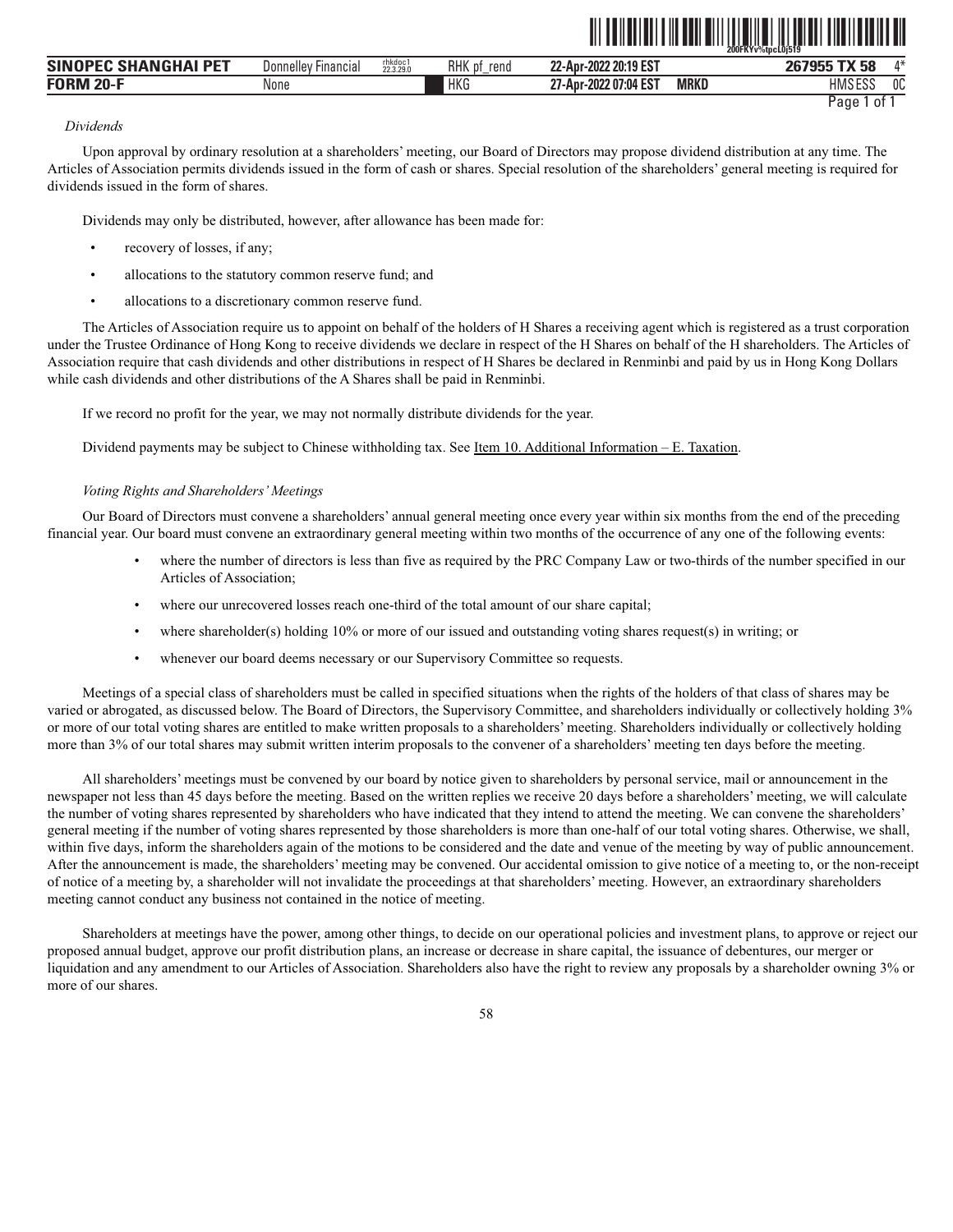*Dividends*

Upon approval by ordinary resolution at a shareholders' meeting, our Board of Directors may propose dividend distribution at any time. The Articles of Association permits dividends issued in the form of cash or shares. Special resolution of the shareholders' general meeting is required for dividends issued in the form of shares.

Dividends may only be distributed, however, after allowance has been made for:

- recovery of losses, if any;
- allocations to the statutory common reserve fund; and
- allocations to a discretionary common reserve fund.

The Articles of Association require us to appoint on behalf of the holders of H Shares a receiving agent which is registered as a trust corporation under the Trustee Ordinance of Hong Kong to receive dividends we declare in respect of the H Shares on behalf of the H shareholders. The Articles of Association require that cash dividends and other distributions in respect of H Shares be declared in Renminbi and paid by us in Hong Kong Dollars while cash dividends and other distributions of the A Shares shall be paid in Renminbi.

If we record no profit for the year, we may not normally distribute dividends for the year.

Dividend payments may be subject to Chinese withholding tax. See Item 10. Additional Information – E. Taxation.

*Voting Rights and Shareholders' Meetings*

Our Board of Directors must convene a shareholders' annual general meeting once every year within six months from the end of the preceding financial year. Our board must convene an extraordinary general meeting within two months of the occurrence of any one of the following events:

- where the number of directors is less than five as required by the PRC Company Law or two-thirds of the number specified in our Articles of Association;
- where our unrecovered losses reach one-third of the total amount of our share capital;
- where shareholder(s) holding 10% or more of our issued and outstanding voting shares request(s) in writing; or
- whenever our board deems necessary or our Supervisory Committee so requests.

Meetings of a special class of shareholders must be called in specified situations when the rights of the holders of that class of shares may be varied or abrogated, as discussed below. The Board of Directors, the Supervisory Committee, and shareholders individually or collectively holding 3% or more of our total voting shares are entitled to make written proposals to a shareholders' meeting. Shareholders individually or collectively holding more than 3% of our total shares may submit written interim proposals to the convener of a shareholders' meeting ten days before the meeting.

All shareholders' meetings must be convened by our board by notice given to shareholders by personal service, mail or announcement in the newspaper not less than 45 days before the meeting. Based on the written replies we receive 20 days before a shareholders' meeting, we will calculate the number of voting shares represented by shareholders who have indicated that they intend to attend the meeting. We can convene the shareholders' general meeting if the number of voting shares represented by those shareholders is more than one-half of our total voting shares. Otherwise, we shall, within five days, inform the shareholders again of the motions to be considered and the date and venue of the meeting by way of public announcement. After the announcement is made, the shareholders' meeting may be convened. Our accidental omission to give notice of a meeting to, or the non-receipt of notice of a meeting by, a shareholder will not invalidate the proceedings at that shareholders' meeting. However, an extraordinary shareholders meeting cannot conduct any business not contained in the notice of meeting.

Shareholders at meetings have the power, among other things, to decide on our operational policies and investment plans, to approve or reject our proposed annual budget, approve our profit distribution plans, an increase or decrease in share capital, the issuance of debentures, our merger or liquidation and any amendment to our Articles of Association. Shareholders also have the right to review any proposals by a shareholder owning 3% or more of our shares.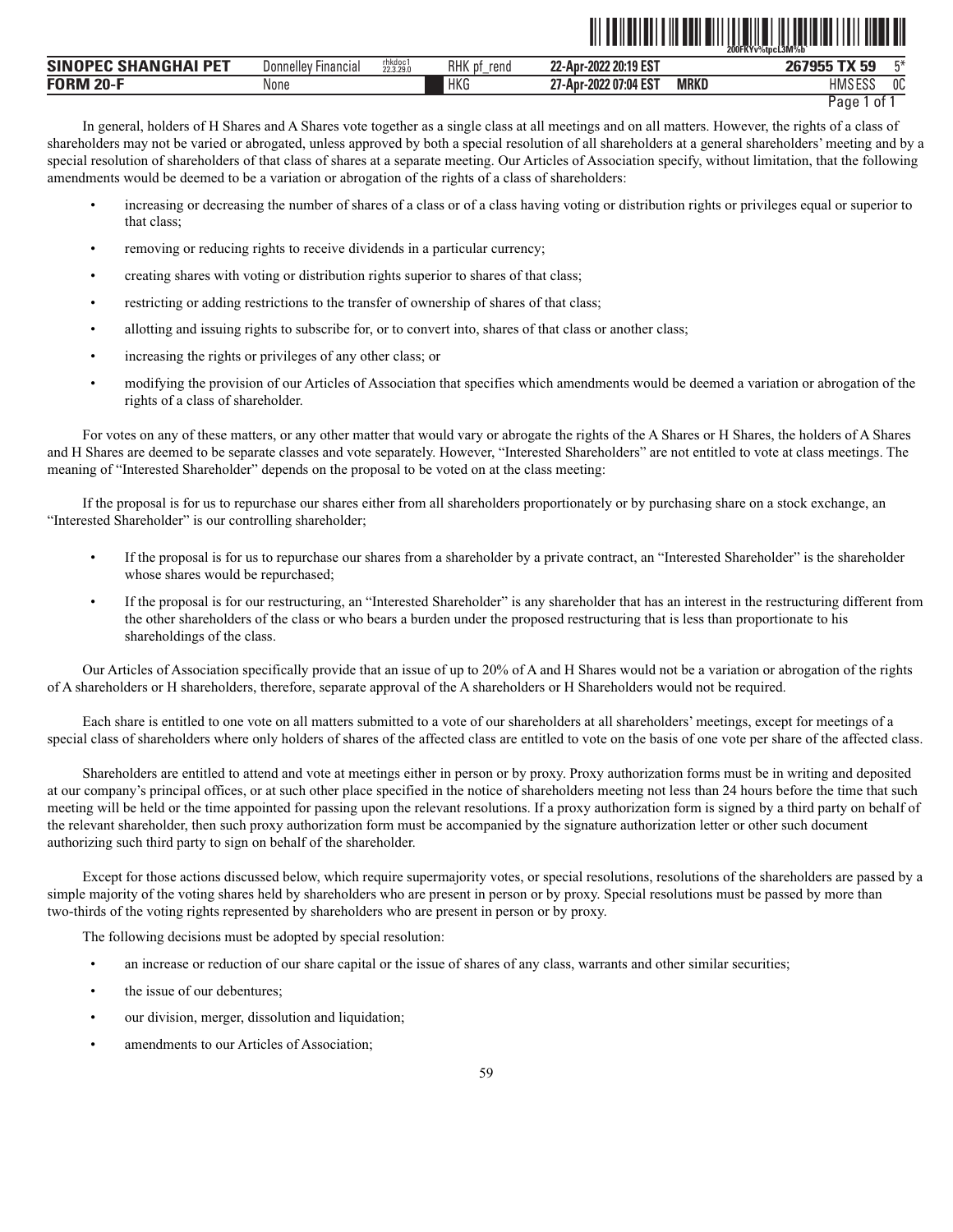In general, holders of H Shares and A Shares vote together as a single class at all meetings and on all matters. However, the rights of a class of shareholders may not be varied or abrogated, unless approved by both a special resolution of all shareholders at a general shareholders' meeting and by a special resolution of shareholders of that class of shares at a separate meeting. Our Articles of Association specify, without limitation, that the following amendments would be deemed to be a variation or abrogation of the rights of a class of shareholders:

- increasing or decreasing the number of shares of a class or of a class having voting or distribution rights or privileges equal or superior to that class;
- removing or reducing rights to receive dividends in a particular currency;
- creating shares with voting or distribution rights superior to shares of that class;
- restricting or adding restrictions to the transfer of ownership of shares of that class;
- allotting and issuing rights to subscribe for, or to convert into, shares of that class or another class;
- increasing the rights or privileges of any other class; or
- modifying the provision of our Articles of Association that specifies which amendments would be deemed a variation or abrogation of the rights of a class of shareholder.

For votes on any of these matters, or any other matter that would vary or abrogate the rights of the A Shares or H Shares, the holders of A Shares and H Shares are deemed to be separate classes and vote separately. However, "Interested Shareholders" are not entitled to vote at class meetings. The meaning of "Interested Shareholder" depends on the proposal to be voted on at the class meeting:

If the proposal is for us to repurchase our shares either from all shareholders proportionately or by purchasing share on a stock exchange, an "Interested Shareholder" is our controlling shareholder;

- If the proposal is for us to repurchase our shares from a shareholder by a private contract, an "Interested Shareholder" is the shareholder whose shares would be repurchased;
- If the proposal is for our restructuring, an "Interested Shareholder" is any shareholder that has an interest in the restructuring different from the other shareholders of the class or who bears a burden under the proposed restructuring that is less than proportionate to his shareholdings of the class.

Our Articles of Association specifically provide that an issue of up to 20% of A and H Shares would not be a variation or abrogation of the rights of A shareholders or H shareholders, therefore, separate approval of the A shareholders or H Shareholders would not be required.

Each share is entitled to one vote on all matters submitted to a vote of our shareholders at all shareholders' meetings, except for meetings of a special class of shareholders where only holders of shares of the affected class are entitled to vote on the basis of one vote per share of the affected class.

Shareholders are entitled to attend and vote at meetings either in person or by proxy. Proxy authorization forms must be in writing and deposited at our company's principal offices, or at such other place specified in the notice of shareholders meeting not less than 24 hours before the time that such meeting will be held or the time appointed for passing upon the relevant resolutions. If a proxy authorization form is signed by a third party on behalf of the relevant shareholder, then such proxy authorization form must be accompanied by the signature authorization letter or other such document authorizing such third party to sign on behalf of the shareholder.

Except for those actions discussed below, which require supermajority votes, or special resolutions, resolutions of the shareholders are passed by a simple majority of the voting shares held by shareholders who are present in person or by proxy. Special resolutions must be passed by more than two-thirds of the voting rights represented by shareholders who are present in person or by proxy.

The following decisions must be adopted by special resolution:

- an increase or reduction of our share capital or the issue of shares of any class, warrants and other similar securities;
- the issue of our debentures;
- our division, merger, dissolution and liquidation;
- amendments to our Articles of Association;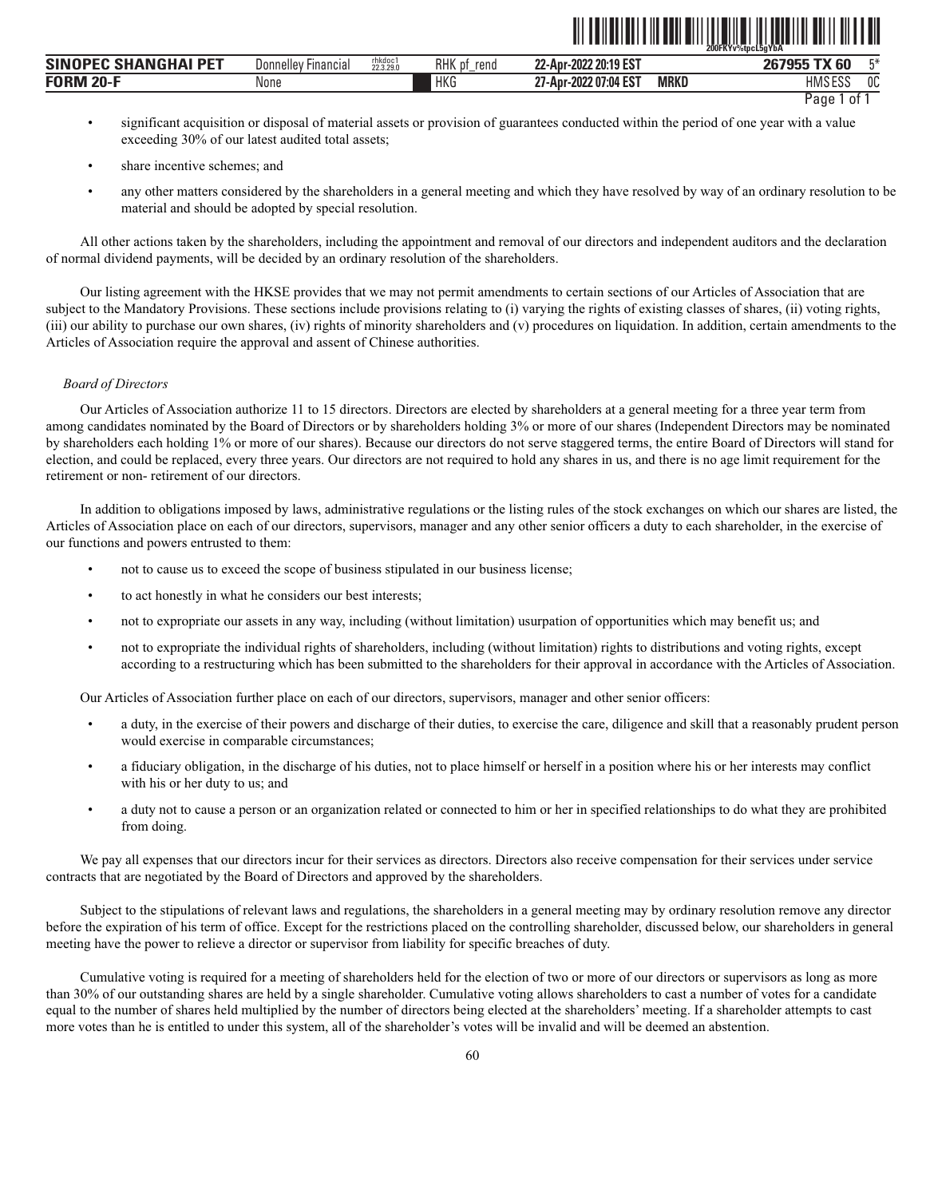- significant acquisition or disposal of material assets or provision of guarantees conducted within the period of one year with a value exceeding 30% of our latest audited total assets;
- share incentive schemes; and
- any other matters considered by the shareholders in a general meeting and which they have resolved by way of an ordinary resolution to be material and should be adopted by special resolution.

All other actions taken by the shareholders, including the appointment and removal of our directors and independent auditors and the declaration of normal dividend payments, will be decided by an ordinary resolution of the shareholders.

Our listing agreement with the HKSE provides that we may not permit amendments to certain sections of our Articles of Association that are subject to the Mandatory Provisions. These sections include provisions relating to (i) varying the rights of existing classes of shares, (ii) voting rights, (iii) our ability to purchase our own shares, (iv) rights of minority shareholders and (v) procedures on liquidation. In addition, certain amendments to the Articles of Association require the approval and assent of Chinese authorities.

*Board of Directors*

Our Articles of Association authorize 11 to 15 directors. Directors are elected by shareholders at a general meeting for a three year term from among candidates nominated by the Board of Directors or by shareholders holding 3% or more of our shares (Independent Directors may be nominated by shareholders each holding 1% or more of our shares). Because our directors do not serve staggered terms, the entire Board of Directors will stand for election, and could be replaced, every three years. Our directors are not required to hold any shares in us, and there is no age limit requirement for the retirement or non- retirement of our directors.

In addition to obligations imposed by laws, administrative regulations or the listing rules of the stock exchanges on which our shares are listed, the Articles of Association place on each of our directors, supervisors, manager and any other senior officers a duty to each shareholder, in the exercise of our functions and powers entrusted to them:

- not to cause us to exceed the scope of business stipulated in our business license;
- to act honestly in what he considers our best interests;
- not to expropriate our assets in any way, including (without limitation) usurpation of opportunities which may benefit us; and
- not to expropriate the individual rights of shareholders, including (without limitation) rights to distributions and voting rights, except according to a restructuring which has been submitted to the shareholders for their approval in accordance with the Articles of Association.

Our Articles of Association further place on each of our directors, supervisors, manager and other senior officers:

- a duty, in the exercise of their powers and discharge of their duties, to exercise the care, diligence and skill that a reasonably prudent person would exercise in comparable circumstances;
- a fiduciary obligation, in the discharge of his duties, not to place himself or herself in a position where his or her interests may conflict with his or her duty to us; and
- a duty not to cause a person or an organization related or connected to him or her in specified relationships to do what they are prohibited from doing.

We pay all expenses that our directors incur for their services as directors. Directors also receive compensation for their services under service contracts that are negotiated by the Board of Directors and approved by the shareholders.

Subject to the stipulations of relevant laws and regulations, the shareholders in a general meeting may by ordinary resolution remove any director before the expiration of his term of office. Except for the restrictions placed on the controlling shareholder, discussed below, our shareholders in general meeting have the power to relieve a director or supervisor from liability for specific breaches of duty.

Cumulative voting is required for a meeting of shareholders held for the election of two or more of our directors or supervisors as long as more than 30% of our outstanding shares are held by a single shareholder. Cumulative voting allows shareholders to cast a number of votes for a candidate equal to the number of shares held multiplied by the number of directors being elected at the shareholders' meeting. If a shareholder attempts to cast more votes than he is entitled to under this system, all of the shareholder's votes will be invalid and will be deemed an abstention.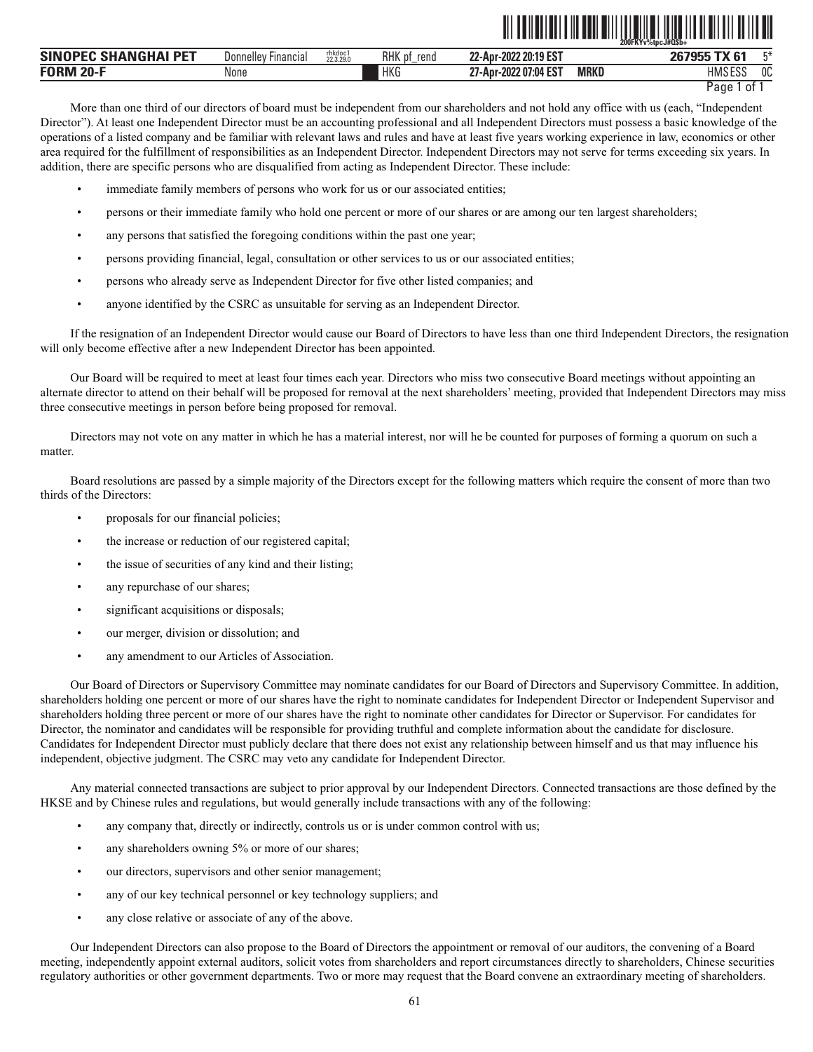More than one third of our directors of board must be independent from our shareholders and not hold any office with us (each, "Independent Director"). At least one Independent Director must be an accounting professional and all Independent Directors must possess a basic knowledge of the operations of a listed company and be familiar with relevant laws and rules and have at least five years working experience in law, economics or other area required for the fulfillment of responsibilities as an Independent Director. Independent Directors may not serve for terms exceeding six years. In addition, there are specific persons who are disqualified from acting as Independent Director. These include:

- immediate family members of persons who work for us or our associated entities;
- persons or their immediate family who hold one percent or more of our shares or are among our ten largest shareholders;
- any persons that satisfied the foregoing conditions within the past one year;
- persons providing financial, legal, consultation or other services to us or our associated entities;
- persons who already serve as Independent Director for five other listed companies; and
- anyone identified by the CSRC as unsuitable for serving as an Independent Director.

If the resignation of an Independent Director would cause our Board of Directors to have less than one third Independent Directors, the resignation will only become effective after a new Independent Director has been appointed.

Our Board will be required to meet at least four times each year. Directors who miss two consecutive Board meetings without appointing an alternate director to attend on their behalf will be proposed for removal at the next shareholders' meeting, provided that Independent Directors may miss three consecutive meetings in person before being proposed for removal.

Directors may not vote on any matter in which he has a material interest, nor will he be counted for purposes of forming a quorum on such a matter.

Board resolutions are passed by a simple majority of the Directors except for the following matters which require the consent of more than two thirds of the Directors:

- proposals for our financial policies;
- the increase or reduction of our registered capital;
- the issue of securities of any kind and their listing;
- any repurchase of our shares;
- significant acquisitions or disposals;
- our merger, division or dissolution; and
- any amendment to our Articles of Association.

Our Board of Directors or Supervisory Committee may nominate candidates for our Board of Directors and Supervisory Committee. In addition, shareholders holding one percent or more of our shares have the right to nominate candidates for Independent Director or Independent Supervisor and shareholders holding three percent or more of our shares have the right to nominate other candidates for Director or Supervisor. For candidates for Director, the nominator and candidates will be responsible for providing truthful and complete information about the candidate for disclosure. Candidates for Independent Director must publicly declare that there does not exist any relationship between himself and us that may influence his independent, objective judgment. The CSRC may veto any candidate for Independent Director.

Any material connected transactions are subject to prior approval by our Independent Directors. Connected transactions are those defined by the HKSE and by Chinese rules and regulations, but would generally include transactions with any of the following:

- any company that, directly or indirectly, controls us or is under common control with us;
- any shareholders owning 5% or more of our shares;
- our directors, supervisors and other senior management;
- any of our key technical personnel or key technology suppliers; and
- any close relative or associate of any of the above.

Our Independent Directors can also propose to the Board of Directors the appointment or removal of our auditors, the convening of a Board meeting, independently appoint external auditors, solicit votes from shareholders and report circumstances directly to shareholders, Chinese securities regulatory authorities or other government departments. Two or more may request that the Board convene an extraordinary meeting of shareholders.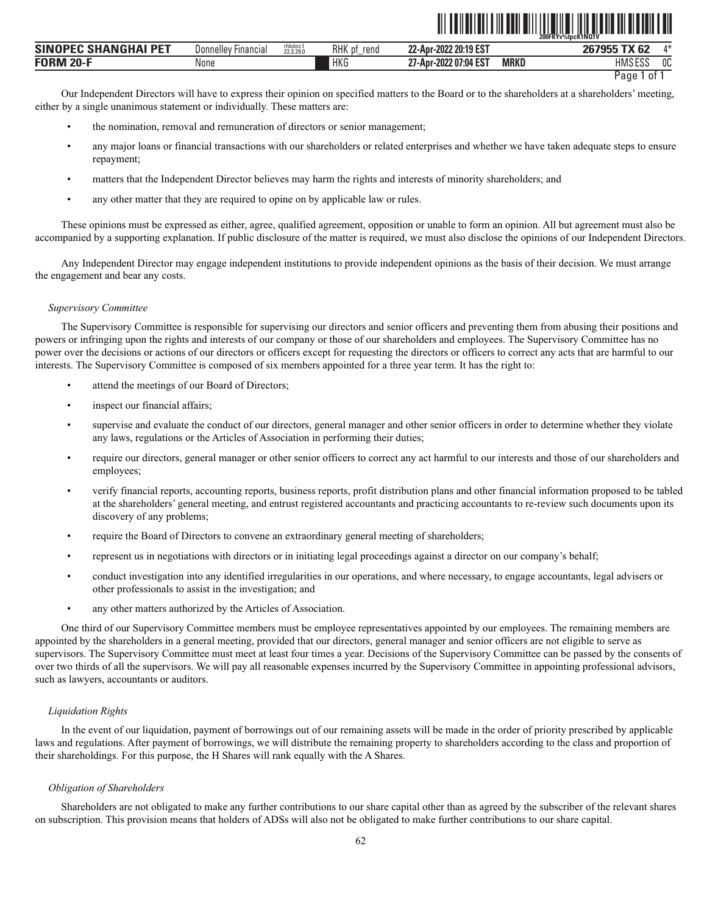Our Independent Directors will have to express their opinion on specified matters to the Board or to the shareholders at a shareholders' meeting, either by a single unanimous statement or individually. These matters are:

- the nomination, removal and remuneration of directors or senior management;
- any major loans or financial transactions with our shareholders or related enterprises and whether we have taken adequate steps to ensure repayment;
- matters that the Independent Director believes may harm the rights and interests of minority shareholders; and
- any other matter that they are required to opine on by applicable law or rules.

These opinions must be expressed as either, agree, qualified agreement, opposition or unable to form an opinion. All but agreement must also be accompanied by a supporting explanation. If public disclosure of the matter is required, we must also disclose the opinions of our Independent Directors.

Any Independent Director may engage independent institutions to provide independent opinions as the basis of their decision. We must arrange the engagement and bear any costs.

*Supervisory Committee*

The Supervisory Committee is responsible for supervising our directors and senior officers and preventing them from abusing their positions and powers or infringing upon the rights and interests of our company or those of our shareholders and employees. The Supervisory Committee has no power over the decisions or actions of our directors or officers except for requesting the directors or officers to correct any acts that are harmful to our interests. The Supervisory Committee is composed of six members appointed for a three year term. It has the right to:

- attend the meetings of our Board of Directors;
- inspect our financial affairs;
- supervise and evaluate the conduct of our directors, general manager and other senior officers in order to determine whether they violate any laws, regulations or the Articles of Association in performing their duties;
- require our directors, general manager or other senior officers to correct any act harmful to our interests and those of our shareholders and employees;
- verify financial reports, accounting reports, business reports, profit distribution plans and other financial information proposed to be tabled at the shareholders' general meeting, and entrust registered accountants and practicing accountants to re-review such documents upon its discovery of any problems;
- require the Board of Directors to convene an extraordinary general meeting of shareholders;
- represent us in negotiations with directors or in initiating legal proceedings against a director on our company's behalf;
- conduct investigation into any identified irregularities in our operations, and where necessary, to engage accountants, legal advisers or other professionals to assist in the investigation; and
- any other matters authorized by the Articles of Association.

One third of our Supervisory Committee members must be employee representatives appointed by our employees. The remaining members are appointed by the shareholders in a general meeting, provided that our directors, general manager and senior officers are not eligible to serve as supervisors. The Supervisory Committee must meet at least four times a year. Decisions of the Supervisory Committee can be passed by the consents of over two thirds of all the supervisors. We will pay all reasonable expenses incurred by the Supervisory Committee in appointing professional advisors, such as lawyers, accountants or auditors.

*Liquidation Rights*

In the event of our liquidation, payment of borrowings out of our remaining assets will be made in the order of priority prescribed by applicable laws and regulations. After payment of borrowings, we will distribute the remaining property to shareholders according to the class and proportion of their shareholdings. For this purpose, the H Shares will rank equally with the A Shares.

*Obligation of Shareholders*

Shareholders are not obligated to make any further contributions to our share capital other than as agreed by the subscriber of the relevant shares on subscription. This provision means that holders of ADSs will also not be obligated to make further contributions to our share capital.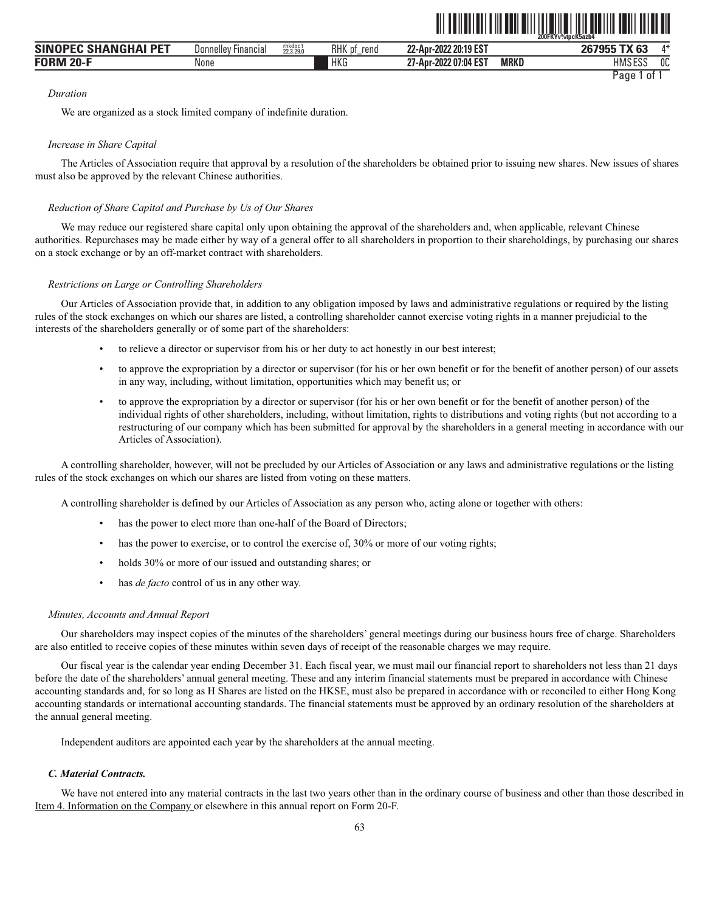*Duration*

We are organized as a stock limited company of indefinite duration.

*Increase in Share Capital*

The Articles of Association require that approval by a resolution of the shareholders be obtained prior to issuing new shares. New issues of shares must also be approved by the relevant Chinese authorities.

*Reduction of Share Capital and Purchase by Us of Our Shares*

We may reduce our registered share capital only upon obtaining the approval of the shareholders and, when applicable, relevant Chinese authorities. Repurchases may be made either by way of a general offer to all shareholders in proportion to their shareholdings, by purchasing our shares on a stock exchange or by an off-market contract with shareholders.

*Restrictions on Large or Controlling Shareholders*

Our Articles of Association provide that, in addition to any obligation imposed by laws and administrative regulations or required by the listing rules of the stock exchanges on which our shares are listed, a controlling shareholder cannot exercise voting rights in a manner prejudicial to the interests of the shareholders generally or of some part of the shareholders:

- to relieve a director or supervisor from his or her duty to act honestly in our best interest;
- to approve the expropriation by a director or supervisor (for his or her own benefit or for the benefit of another person) of our assets in any way, including, without limitation, opportunities which may benefit us; or
- to approve the expropriation by a director or supervisor (for his or her own benefit or for the benefit of another person) of the individual rights of other shareholders, including, without limitation, rights to distributions and voting rights (but not according to a restructuring of our company which has been submitted for approval by the shareholders in a general meeting in accordance with our Articles of Association).

A controlling shareholder, however, will not be precluded by our Articles of Association or any laws and administrative regulations or the listing rules of the stock exchanges on which our shares are listed from voting on these matters.

A controlling shareholder is defined by our Articles of Association as any person who, acting alone or together with others:

- has the power to elect more than one-half of the Board of Directors;
- has the power to exercise, or to control the exercise of, 30% or more of our voting rights;
- holds 30% or more of our issued and outstanding shares; or
- has *de facto* control of us in any other way.

*Minutes, Accounts and Annual Report*

Our shareholders may inspect copies of the minutes of the shareholders' general meetings during our business hours free of charge. Shareholders are also entitled to receive copies of these minutes within seven days of receipt of the reasonable charges we may require.

Our fiscal year is the calendar year ending December 31. Each fiscal year, we must mail our financial report to shareholders not less than 21 days before the date of the shareholders' annual general meeting. These and any interim financial statements must be prepared in accordance with Chinese accounting standards and, for so long as H Shares are listed on the HKSE, must also be prepared in accordance with or reconciled to either Hong Kong accounting standards or international accounting standards. The financial statements must be approved by an ordinary resolution of the shareholders at the annual general meeting.

Independent auditors are appointed each year by the shareholders at the annual meeting.

### *C. Material Contracts.*

We have not entered into any material contracts in the last two years other than in the ordinary course of business and other than those described in Item 4. Information on the Company or elsewhere in this annual report on Form 20-F.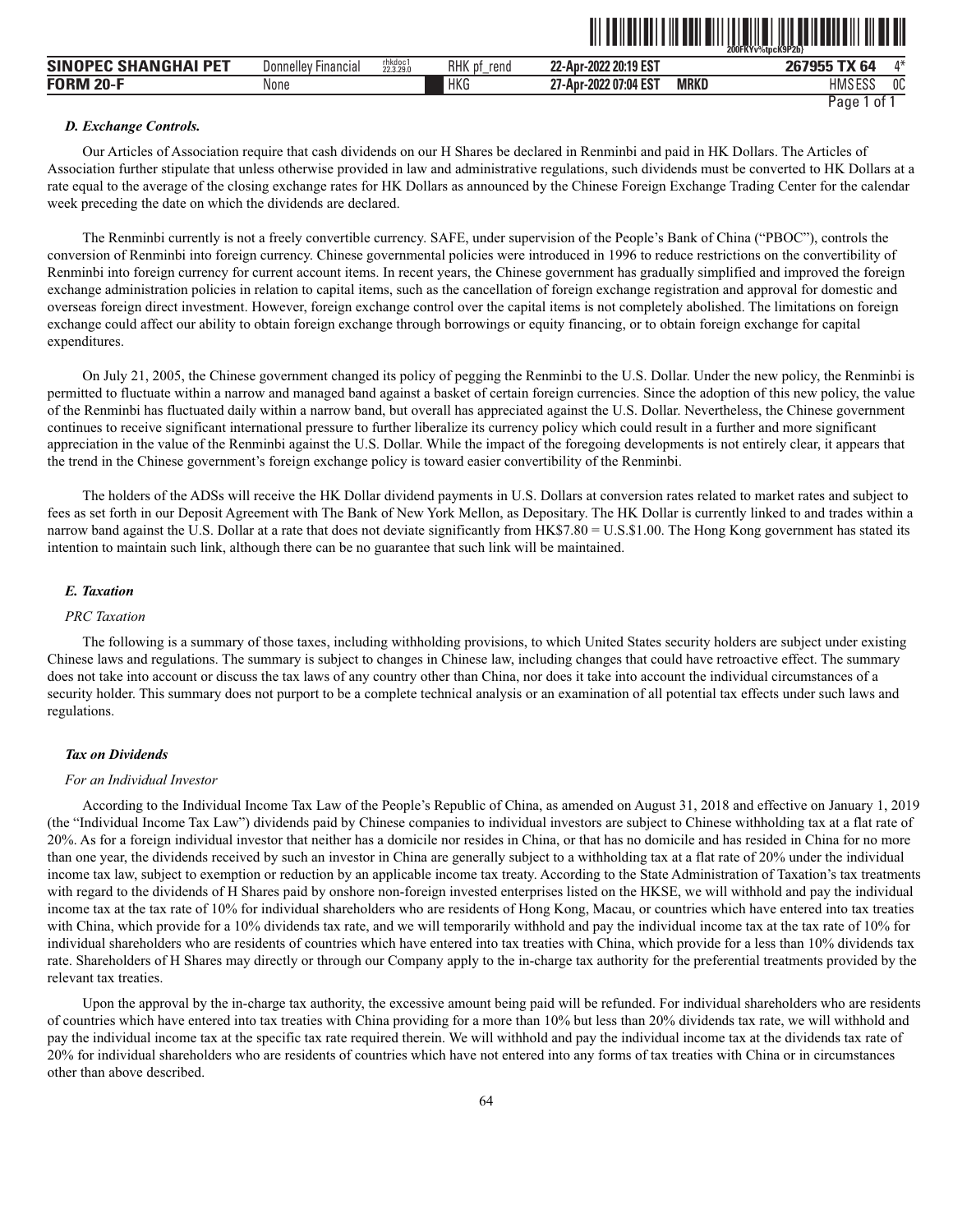### *D. Exchange Controls.*

Our Articles of Association require that cash dividends on our H Shares be declared in Renminbi and paid in HK Dollars. The Articles of Association further stipulate that unless otherwise provided in law and administrative regulations, such dividends must be converted to HK Dollars at a rate equal to the average of the closing exchange rates for HK Dollars as announced by the Chinese Foreign Exchange Trading Center for the calendar week preceding the date on which the dividends are declared.

The Renminbi currently is not a freely convertible currency. SAFE, under supervision of the People's Bank of China ("PBOC"), controls the conversion of Renminbi into foreign currency. Chinese governmental policies were introduced in 1996 to reduce restrictions on the convertibility of Renminbi into foreign currency for current account items. In recent years, the Chinese government has gradually simplified and improved the foreign exchange administration policies in relation to capital items, such as the cancellation of foreign exchange registration and approval for domestic and overseas foreign direct investment. However, foreign exchange control over the capital items is not completely abolished. The limitations on foreign exchange could affect our ability to obtain foreign exchange through borrowings or equity financing, or to obtain foreign exchange for capital expenditures.

On July 21, 2005, the Chinese government changed its policy of pegging the Renminbi to the U.S. Dollar. Under the new policy, the Renminbi is permitted to fluctuate within a narrow and managed band against a basket of certain foreign currencies. Since the adoption of this new policy, the value of the Renminbi has fluctuated daily within a narrow band, but overall has appreciated against the U.S. Dollar. Nevertheless, the Chinese government continues to receive significant international pressure to further liberalize its currency policy which could result in a further and more significant appreciation in the value of the Renminbi against the U.S. Dollar. While the impact of the foregoing developments is not entirely clear, it appears that the trend in the Chinese government's foreign exchange policy is toward easier convertibility of the Renminbi.

The holders of the ADSs will receive the HK Dollar dividend payments in U.S. Dollars at conversion rates related to market rates and subject to fees as set forth in our Deposit Agreement with The Bank of New York Mellon, as Depositary. The HK Dollar is currently linked to and trades within a narrow band against the U.S. Dollar at a rate that does not deviate significantly from HK$7.80 = U.S.$1.00. The Hong Kong government has stated its intention to maintain such link, although there can be no guarantee that such link will be maintained.

### *E. Taxation*

*PRC Taxation*

The following is a summary of those taxes, including withholding provisions, to which United States security holders are subject under existing Chinese laws and regulations. The summary is subject to changes in Chinese law, including changes that could have retroactive effect. The summary does not take into account or discuss the tax laws of any country other than China, nor does it take into account the individual circumstances of a security holder. This summary does not purport to be a complete technical analysis or an examination of all potential tax effects under such laws and regulations.

#### *Tax on Dividends*

*For an Individual Investor*

According to the Individual Income Tax Law of the People's Republic of China, as amended on August 31, 2018 and effective on January 1, 2019 (the "Individual Income Tax Law") dividends paid by Chinese companies to individual investors are subject to Chinese withholding tax at a flat rate of 20%. As for a foreign individual investor that neither has a domicile nor resides in China, or that has no domicile and has resided in China for no more than one year, the dividends received by such an investor in China are generally subject to a withholding tax at a flat rate of 20% under the individual income tax law, subject to exemption or reduction by an applicable income tax treaty. According to the State Administration of Taxation's tax treatments with regard to the dividends of H Shares paid by onshore non-foreign invested enterprises listed on the HKSE, we will withhold and pay the individual income tax at the tax rate of 10% for individual shareholders who are residents of Hong Kong, Macau, or countries which have entered into tax treaties with China, which provide for a 10% dividends tax rate, and we will temporarily withhold and pay the individual income tax at the tax rate of 10% for individual shareholders who are residents of countries which have entered into tax treaties with China, which provide for a less than 10% dividends tax rate. Shareholders of H Shares may directly or through our Company apply to the in-charge tax authority for the preferential treatments provided by the relevant tax treaties.

Upon the approval by the in-charge tax authority, the excessive amount being paid will be refunded. For individual shareholders who are residents of countries which have entered into tax treaties with China providing for a more than 10% but less than 20% dividends tax rate, we will withhold and pay the individual income tax at the specific tax rate required therein. We will withhold and pay the individual income tax at the dividends tax rate of 20% for individual shareholders who are residents of countries which have not entered into any forms of tax treaties with China or in circumstances other than above described.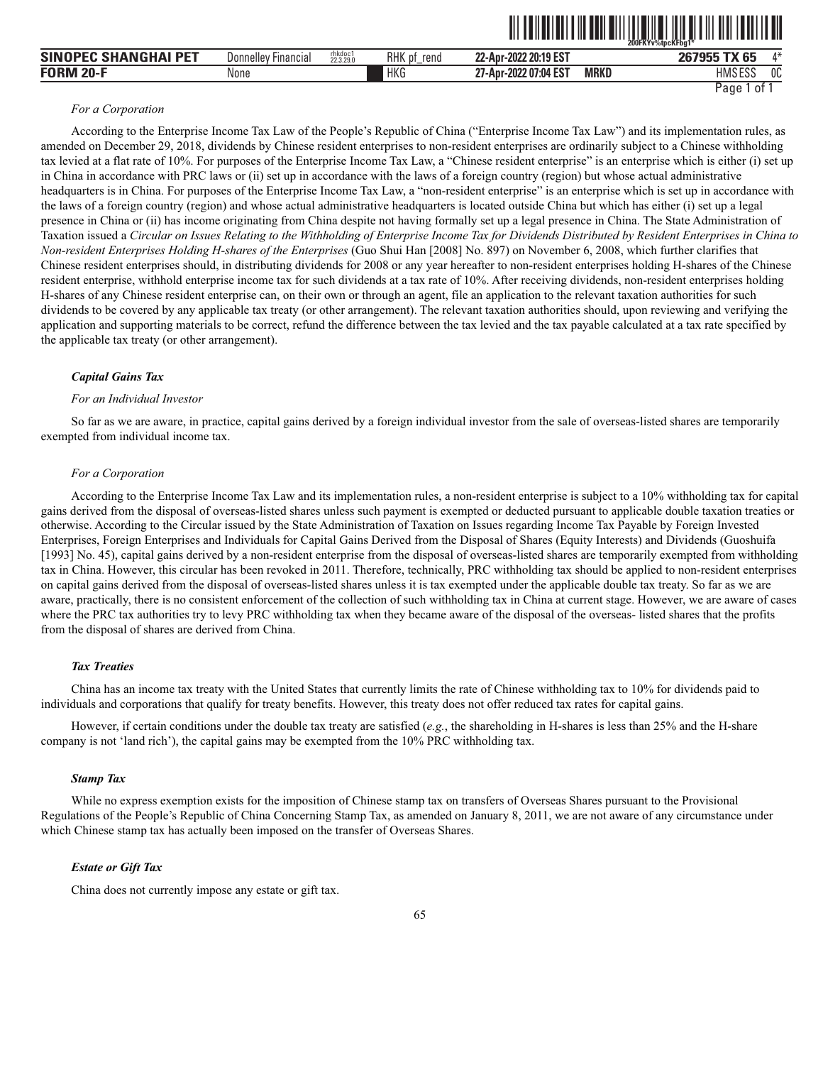*For a Corporation*

According to the Enterprise Income Tax Law of the People's Republic of China ("Enterprise Income Tax Law") and its implementation rules, as amended on December 29, 2018, dividends by Chinese resident enterprises to non-resident enterprises are ordinarily subject to a Chinese withholding tax levied at a flat rate of 10%. For purposes of the Enterprise Income Tax Law, a "Chinese resident enterprise" is an enterprise which is either (i) set up in China in accordance with PRC laws or (ii) set up in accordance with the laws of a foreign country (region) but whose actual administrative headquarters is in China. For purposes of the Enterprise Income Tax Law, a "non-resident enterprise" is an enterprise which is set up in accordance with the laws of a foreign country (region) and whose actual administrative headquarters is located outside China but which has either (i) set up a legal presence in China or (ii) has income originating from China despite not having formally set up a legal presence in China. The State Administration of Taxation issued a *Circular on Issues Relating to the Withholding of Enterprise Income Tax for Dividends Distributed by Resident Enterprises in China to Non-resident Enterprises Holding H-shares of the Enterprises* (Guo Shui Han [2008] No. 897) on November 6, 2008, which further clarifies that Chinese resident enterprises should, in distributing dividends for 2008 or any year hereafter to non-resident enterprises holding H-shares of the Chinese resident enterprise, withhold enterprise income tax for such dividends at a tax rate of 10%. After receiving dividends, non-resident enterprises holding H-shares of any Chinese resident enterprise can, on their own or through an agent, file an application to the relevant taxation authorities for such dividends to be covered by any applicable tax treaty (or other arrangement). The relevant taxation authorities should, upon reviewing and verifying the application and supporting materials to be correct, refund the difference between the tax levied and the tax payable calculated at a tax rate specified by the applicable tax treaty (or other arrangement).

***Capital Gains Tax***

*For an Individual Investor*

So far as we are aware, in practice, capital gains derived by a foreign individual investor from the sale of overseas-listed shares are temporarily exempted from individual income tax.

*For a Corporation*

According to the Enterprise Income Tax Law and its implementation rules, a non-resident enterprise is subject to a 10% withholding tax for capital gains derived from the disposal of overseas-listed shares unless such payment is exempted or deducted pursuant to applicable double taxation treaties or otherwise. According to the Circular issued by the State Administration of Taxation on Issues regarding Income Tax Payable by Foreign Invested Enterprises, Foreign Enterprises and Individuals for Capital Gains Derived from the Disposal of Shares (Equity Interests) and Dividends (Guoshuifa [1993] No. 45), capital gains derived by a non-resident enterprise from the disposal of overseas-listed shares are temporarily exempted from withholding tax in China. However, this circular has been revoked in 2011. Therefore, technically, PRC withholding tax should be applied to non-resident enterprises on capital gains derived from the disposal of overseas-listed shares unless it is tax exempted under the applicable double tax treaty. So far as we are aware, practically, there is no consistent enforcement of the collection of such withholding tax in China at current stage. However, we are aware of cases where the PRC tax authorities try to levy PRC withholding tax when they became aware of the disposal of the overseas- listed shares that the profits from the disposal of shares are derived from China.

***Tax Treaties***

China has an income tax treaty with the United States that currently limits the rate of Chinese withholding tax to 10% for dividends paid to individuals and corporations that qualify for treaty benefits. However, this treaty does not offer reduced tax rates for capital gains.

However, if certain conditions under the double tax treaty are satisfied (*e.g.*, the shareholding in H-shares is less than 25% and the H-share company is not 'land rich'), the capital gains may be exempted from the 10% PRC withholding tax.

***Stamp Tax***

While no express exemption exists for the imposition of Chinese stamp tax on transfers of Overseas Shares pursuant to the Provisional Regulations of the People's Republic of China Concerning Stamp Tax, as amended on January 8, 2011, we are not aware of any circumstance under which Chinese stamp tax has actually been imposed on the transfer of Overseas Shares.

***Estate or Gift Tax***

China does not currently impose any estate or gift tax.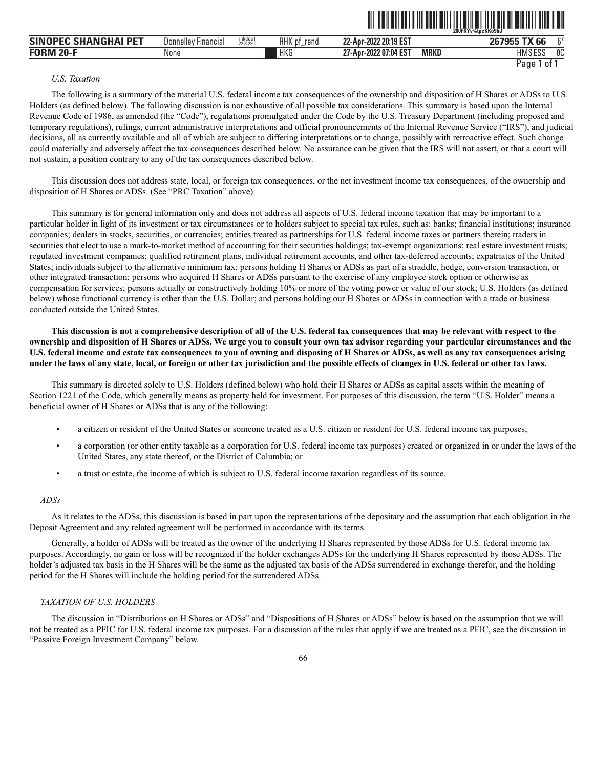*U.S. Taxation*

The following is a summary of the material U.S. federal income tax consequences of the ownership and disposition of H Shares or ADSs to U.S. Holders (as defined below). The following discussion is not exhaustive of all possible tax considerations. This summary is based upon the Internal Revenue Code of 1986, as amended (the "Code"), regulations promulgated under the Code by the U.S. Treasury Department (including proposed and temporary regulations), rulings, current administrative interpretations and official pronouncements of the Internal Revenue Service ("IRS"), and judicial decisions, all as currently available and all of which are subject to differing interpretations or to change, possibly with retroactive effect. Such change could materially and adversely affect the tax consequences described below. No assurance can be given that the IRS will not assert, or that a court will not sustain, a position contrary to any of the tax consequences described below.

This discussion does not address state, local, or foreign tax consequences, or the net investment income tax consequences, of the ownership and disposition of H Shares or ADSs. (See "PRC Taxation" above).

This summary is for general information only and does not address all aspects of U.S. federal income taxation that may be important to a particular holder in light of its investment or tax circumstances or to holders subject to special tax rules, such as: banks; financial institutions; insurance companies; dealers in stocks, securities, or currencies; entities treated as partnerships for U.S. federal income taxes or partners therein; traders in securities that elect to use a mark-to-market method of accounting for their securities holdings; tax-exempt organizations; real estate investment trusts; regulated investment companies; qualified retirement plans, individual retirement accounts, and other tax-deferred accounts; expatriates of the United States; individuals subject to the alternative minimum tax; persons holding H Shares or ADSs as part of a straddle, hedge, conversion transaction, or other integrated transaction; persons who acquired H Shares or ADSs pursuant to the exercise of any employee stock option or otherwise as compensation for services; persons actually or constructively holding 10% or more of the voting power or value of our stock; U.S. Holders (as defined below) whose functional currency is other than the U.S. Dollar; and persons holding our H Shares or ADSs in connection with a trade or business conducted outside the United States.

**This discussion is not a comprehensive description of all of the U.S. federal tax consequences that may be relevant with respect to the ownership and disposition of H Shares or ADSs. We urge you to consult your own tax advisor regarding your particular circumstances and the U.S. federal income and estate tax consequences to you of owning and disposing of H Shares or ADSs, as well as any tax consequences arising under the laws of any state, local, or foreign or other tax jurisdiction and the possible effects of changes in U.S. federal or other tax laws.**

This summary is directed solely to U.S. Holders (defined below) who hold their H Shares or ADSs as capital assets within the meaning of Section 1221 of the Code, which generally means as property held for investment. For purposes of this discussion, the term "U.S. Holder" means a beneficial owner of H Shares or ADSs that is any of the following:

- a citizen or resident of the United States or someone treated as a U.S. citizen or resident for U.S. federal income tax purposes;
- a corporation (or other entity taxable as a corporation for U.S. federal income tax purposes) created or organized in or under the laws of the United States, any state thereof, or the District of Columbia; or
- a trust or estate, the income of which is subject to U.S. federal income taxation regardless of its source.

*ADSs*

As it relates to the ADSs, this discussion is based in part upon the representations of the depositary and the assumption that each obligation in the Deposit Agreement and any related agreement will be performed in accordance with its terms.

Generally, a holder of ADSs will be treated as the owner of the underlying H Shares represented by those ADSs for U.S. federal income tax purposes. Accordingly, no gain or loss will be recognized if the holder exchanges ADSs for the underlying H Shares represented by those ADSs. The holder's adjusted tax basis in the H Shares will be the same as the adjusted tax basis of the ADSs surrendered in exchange therefor, and the holding period for the H Shares will include the holding period for the surrendered ADSs.

*TAXATION OF U.S. HOLDERS*

The discussion in "Distributions on H Shares or ADSs" and "Dispositions of H Shares or ADSs" below is based on the assumption that we will not be treated as a PFIC for U.S. federal income tax purposes. For a discussion of the rules that apply if we are treated as a PFIC, see the discussion in "Passive Foreign Investment Company" below.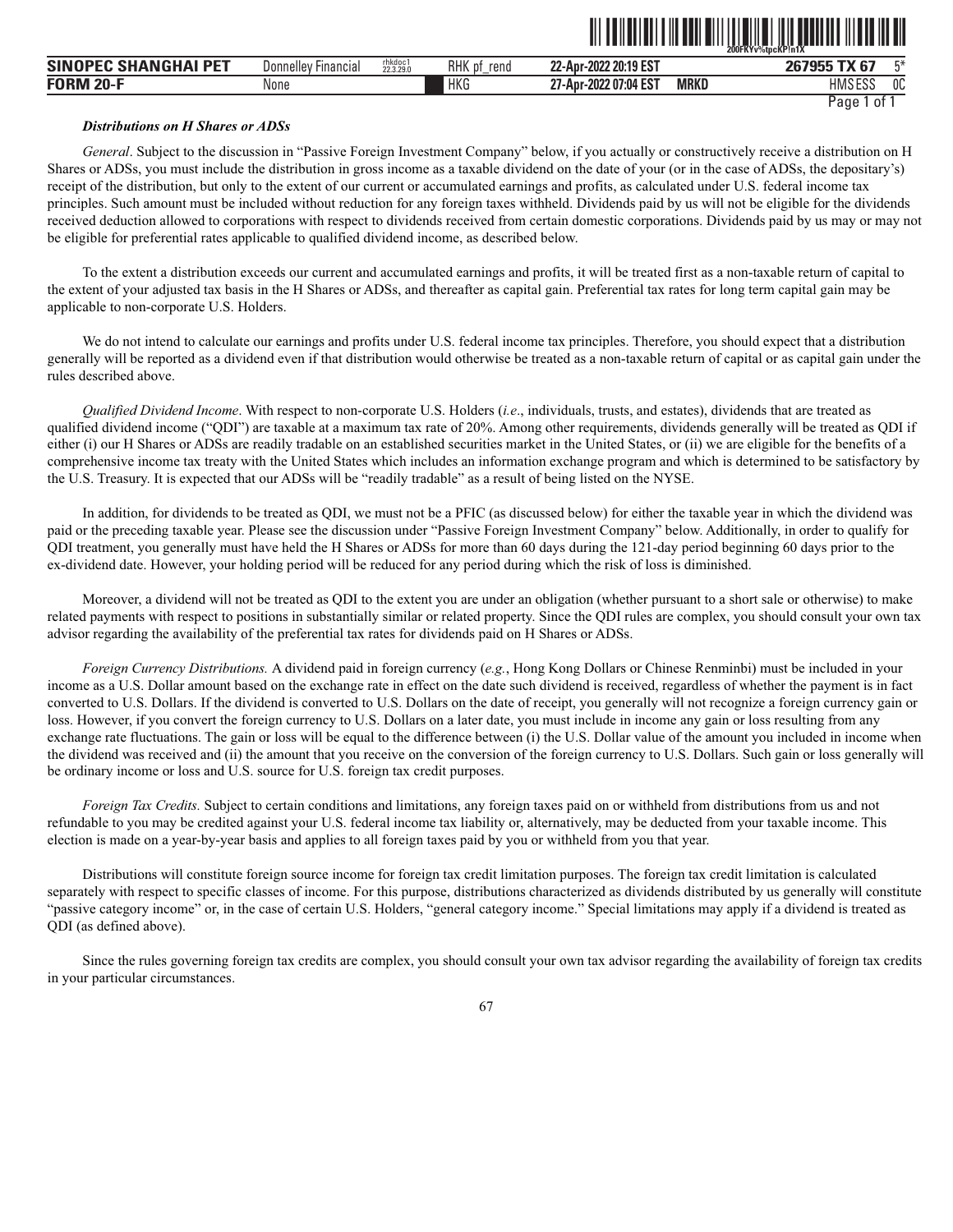***Distributions on H Shares or ADSs***

*General*. Subject to the discussion in "Passive Foreign Investment Company" below, if you actually or constructively receive a distribution on H Shares or ADSs, you must include the distribution in gross income as a taxable dividend on the date of your (or in the case of ADSs, the depositary's) receipt of the distribution, but only to the extent of our current or accumulated earnings and profits, as calculated under U.S. federal income tax principles. Such amount must be included without reduction for any foreign taxes withheld. Dividends paid by us will not be eligible for the dividends received deduction allowed to corporations with respect to dividends received from certain domestic corporations. Dividends paid by us may or may not be eligible for preferential rates applicable to qualified dividend income, as described below.

To the extent a distribution exceeds our current and accumulated earnings and profits, it will be treated first as a non-taxable return of capital to the extent of your adjusted tax basis in the H Shares or ADSs, and thereafter as capital gain. Preferential tax rates for long term capital gain may be applicable to non-corporate U.S. Holders.

We do not intend to calculate our earnings and profits under U.S. federal income tax principles. Therefore, you should expect that a distribution generally will be reported as a dividend even if that distribution would otherwise be treated as a non-taxable return of capital or as capital gain under the rules described above.

*Qualified Dividend Income*. With respect to non-corporate U.S. Holders (*i.e*., individuals, trusts, and estates), dividends that are treated as qualified dividend income ("QDI") are taxable at a maximum tax rate of 20%. Among other requirements, dividends generally will be treated as QDI if either (i) our H Shares or ADSs are readily tradable on an established securities market in the United States, or (ii) we are eligible for the benefits of a comprehensive income tax treaty with the United States which includes an information exchange program and which is determined to be satisfactory by the U.S. Treasury. It is expected that our ADSs will be "readily tradable" as a result of being listed on the NYSE.

In addition, for dividends to be treated as QDI, we must not be a PFIC (as discussed below) for either the taxable year in which the dividend was paid or the preceding taxable year. Please see the discussion under "Passive Foreign Investment Company" below. Additionally, in order to qualify for QDI treatment, you generally must have held the H Shares or ADSs for more than 60 days during the 121-day period beginning 60 days prior to the ex-dividend date. However, your holding period will be reduced for any period during which the risk of loss is diminished.

Moreover, a dividend will not be treated as QDI to the extent you are under an obligation (whether pursuant to a short sale or otherwise) to make related payments with respect to positions in substantially similar or related property. Since the QDI rules are complex, you should consult your own tax advisor regarding the availability of the preferential tax rates for dividends paid on H Shares or ADSs.

*Foreign Currency Distributions.* A dividend paid in foreign currency (*e.g.*, Hong Kong Dollars or Chinese Renminbi) must be included in your income as a U.S. Dollar amount based on the exchange rate in effect on the date such dividend is received, regardless of whether the payment is in fact converted to U.S. Dollars. If the dividend is converted to U.S. Dollars on the date of receipt, you generally will not recognize a foreign currency gain or loss. However, if you convert the foreign currency to U.S. Dollars on a later date, you must include in income any gain or loss resulting from any exchange rate fluctuations. The gain or loss will be equal to the difference between (i) the U.S. Dollar value of the amount you included in income when the dividend was received and (ii) the amount that you receive on the conversion of the foreign currency to U.S. Dollars. Such gain or loss generally will be ordinary income or loss and U.S. source for U.S. foreign tax credit purposes.

*Foreign Tax Credits.* Subject to certain conditions and limitations, any foreign taxes paid on or withheld from distributions from us and not refundable to you may be credited against your U.S. federal income tax liability or, alternatively, may be deducted from your taxable income. This election is made on a year-by-year basis and applies to all foreign taxes paid by you or withheld from you that year.

Distributions will constitute foreign source income for foreign tax credit limitation purposes. The foreign tax credit limitation is calculated separately with respect to specific classes of income. For this purpose, distributions characterized as dividends distributed by us generally will constitute "passive category income" or, in the case of certain U.S. Holders, "general category income." Special limitations may apply if a dividend is treated as QDI (as defined above).

Since the rules governing foreign tax credits are complex, you should consult your own tax advisor regarding the availability of foreign tax credits in your particular circumstances.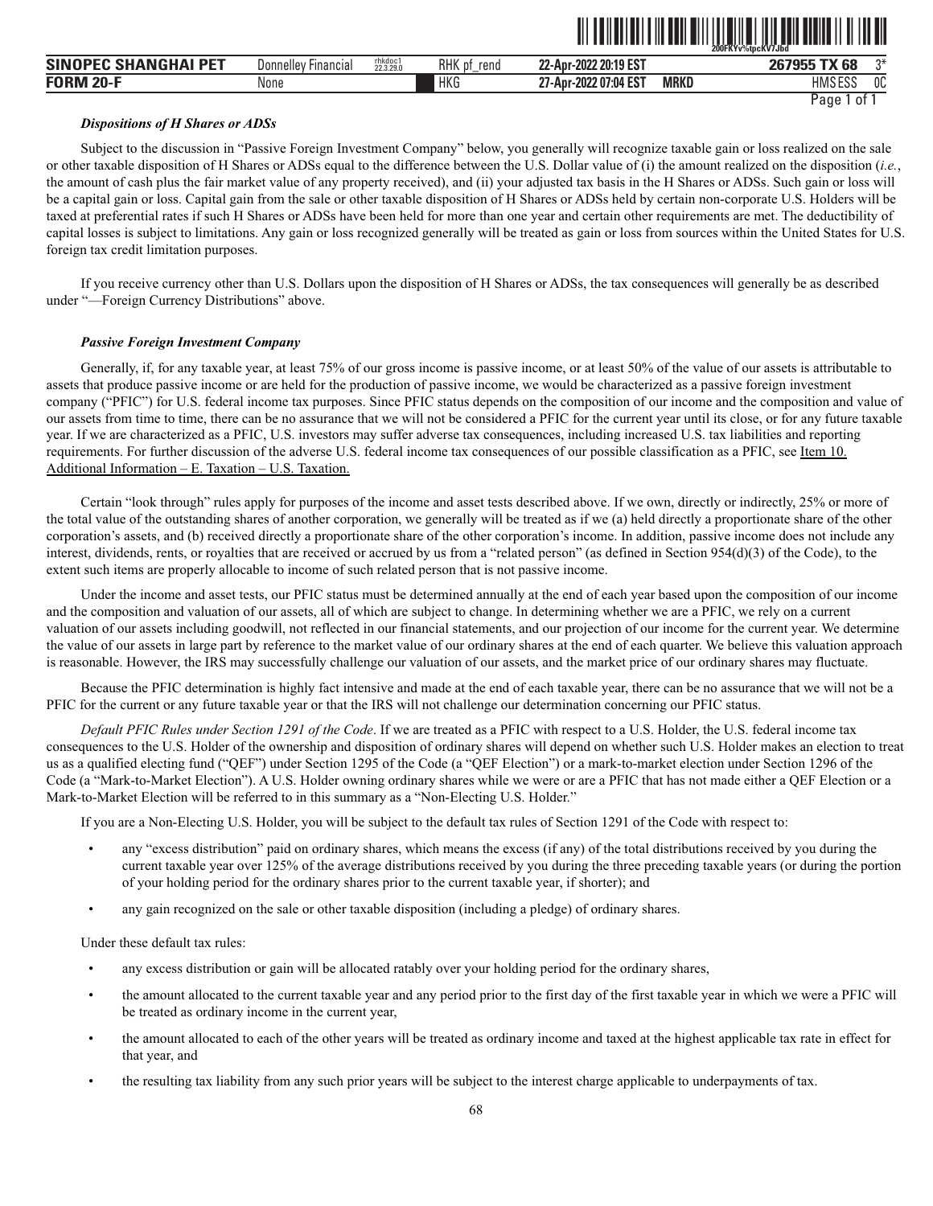### *Dispositions of H Shares or ADSs*

Subject to the discussion in "Passive Foreign Investment Company" below, you generally will recognize taxable gain or loss realized on the sale or other taxable disposition of H Shares or ADSs equal to the difference between the U.S. Dollar value of (i) the amount realized on the disposition (*i.e.*, the amount of cash plus the fair market value of any property received), and (ii) your adjusted tax basis in the H Shares or ADSs. Such gain or loss will be a capital gain or loss. Capital gain from the sale or other taxable disposition of H Shares or ADSs held by certain non-corporate U.S. Holders will be taxed at preferential rates if such H Shares or ADSs have been held for more than one year and certain other requirements are met. The deductibility of capital losses is subject to limitations. Any gain or loss recognized generally will be treated as gain or loss from sources within the United States for U.S. foreign tax credit limitation purposes.

If you receive currency other than U.S. Dollars upon the disposition of H Shares or ADSs, the tax consequences will generally be as described under "—Foreign Currency Distributions" above.

### *Passive Foreign Investment Company*

Generally, if, for any taxable year, at least 75% of our gross income is passive income, or at least 50% of the value of our assets is attributable to assets that produce passive income or are held for the production of passive income, we would be characterized as a passive foreign investment company ("PFIC") for U.S. federal income tax purposes. Since PFIC status depends on the composition of our income and the composition and value of our assets from time to time, there can be no assurance that we will not be considered a PFIC for the current year until its close, or for any future taxable year. If we are characterized as a PFIC, U.S. investors may suffer adverse tax consequences, including increased U.S. tax liabilities and reporting requirements. For further discussion of the adverse U.S. federal income tax consequences of our possible classification as a PFIC, see Item 10. Additional Information – E. Taxation – U.S. Taxation.

Certain "look through" rules apply for purposes of the income and asset tests described above. If we own, directly or indirectly, 25% or more of the total value of the outstanding shares of another corporation, we generally will be treated as if we (a) held directly a proportionate share of the other corporation's assets, and (b) received directly a proportionate share of the other corporation's income. In addition, passive income does not include any interest, dividends, rents, or royalties that are received or accrued by us from a "related person" (as defined in Section 954(d)(3) of the Code), to the extent such items are properly allocable to income of such related person that is not passive income.

Under the income and asset tests, our PFIC status must be determined annually at the end of each year based upon the composition of our income and the composition and valuation of our assets, all of which are subject to change. In determining whether we are a PFIC, we rely on a current valuation of our assets including goodwill, not reflected in our financial statements, and our projection of our income for the current year. We determine the value of our assets in large part by reference to the market value of our ordinary shares at the end of each quarter. We believe this valuation approach is reasonable. However, the IRS may successfully challenge our valuation of our assets, and the market price of our ordinary shares may fluctuate.

Because the PFIC determination is highly fact intensive and made at the end of each taxable year, there can be no assurance that we will not be a PFIC for the current or any future taxable year or that the IRS will not challenge our determination concerning our PFIC status.

*Default PFIC Rules under Section 1291 of the Code*. If we are treated as a PFIC with respect to a U.S. Holder, the U.S. federal income tax consequences to the U.S. Holder of the ownership and disposition of ordinary shares will depend on whether such U.S. Holder makes an election to treat us as a qualified electing fund ("QEF") under Section 1295 of the Code (a "QEF Election") or a mark-to-market election under Section 1296 of the Code (a "Mark-to-Market Election"). A U.S. Holder owning ordinary shares while we were or are a PFIC that has not made either a QEF Election or a Mark-to-Market Election will be referred to in this summary as a "Non-Electing U.S. Holder."

If you are a Non-Electing U.S. Holder, you will be subject to the default tax rules of Section 1291 of the Code with respect to:

- any "excess distribution" paid on ordinary shares, which means the excess (if any) of the total distributions received by you during the current taxable year over 125% of the average distributions received by you during the three preceding taxable years (or during the portion of your holding period for the ordinary shares prior to the current taxable year, if shorter); and
- any gain recognized on the sale or other taxable disposition (including a pledge) of ordinary shares.

Under these default tax rules:

- any excess distribution or gain will be allocated ratably over your holding period for the ordinary shares,
- the amount allocated to the current taxable year and any period prior to the first day of the first taxable year in which we were a PFIC will be treated as ordinary income in the current year,
- the amount allocated to each of the other years will be treated as ordinary income and taxed at the highest applicable tax rate in effect for that year, and
- the resulting tax liability from any such prior years will be subject to the interest charge applicable to underpayments of tax.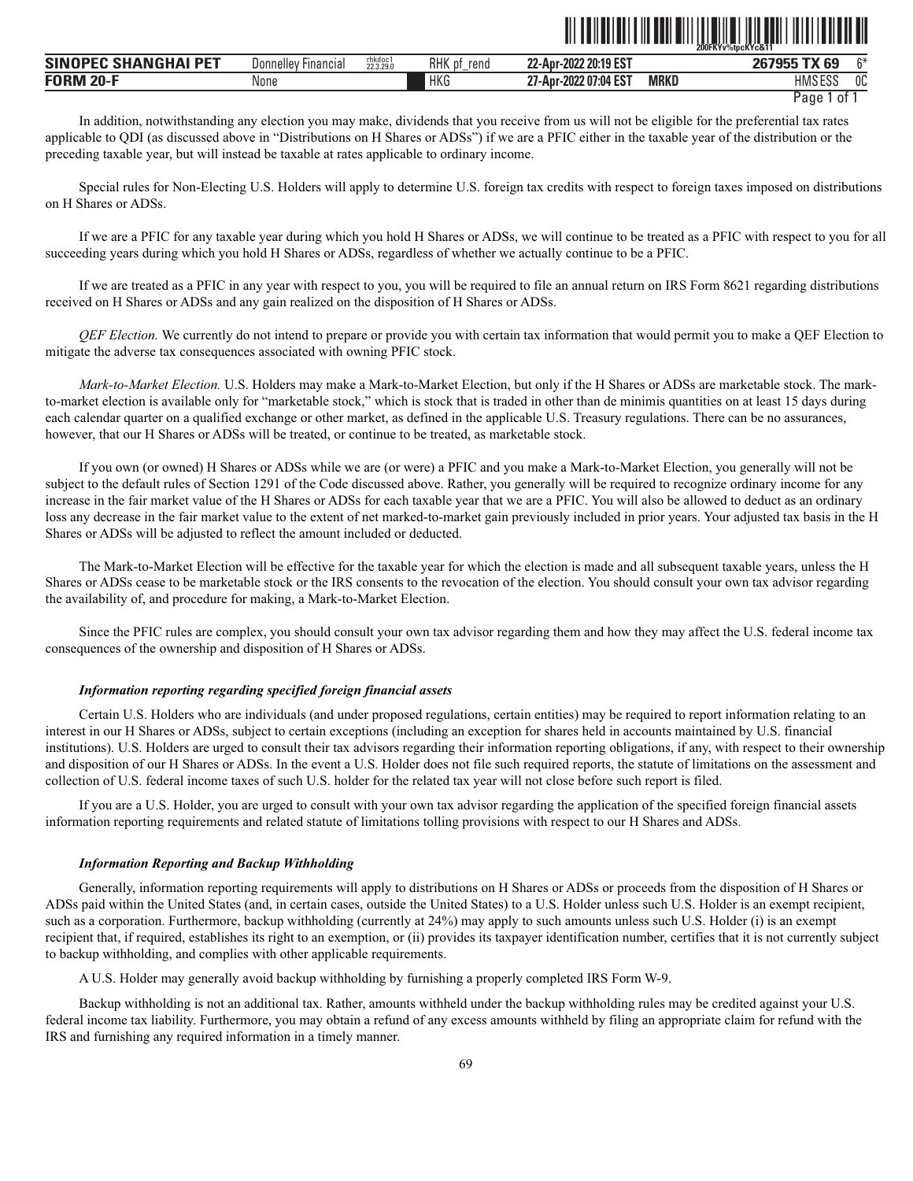In addition, notwithstanding any election you may make, dividends that you receive from us will not be eligible for the preferential tax rates applicable to QDI (as discussed above in "Distributions on H Shares or ADSs") if we are a PFIC either in the taxable year of the distribution or the preceding taxable year, but will instead be taxable at rates applicable to ordinary income.

Special rules for Non-Electing U.S. Holders will apply to determine U.S. foreign tax credits with respect to foreign taxes imposed on distributions on H Shares or ADSs.

If we are a PFIC for any taxable year during which you hold H Shares or ADSs, we will continue to be treated as a PFIC with respect to you for all succeeding years during which you hold H Shares or ADSs, regardless of whether we actually continue to be a PFIC.

If we are treated as a PFIC in any year with respect to you, you will be required to file an annual return on IRS Form 8621 regarding distributions received on H Shares or ADSs and any gain realized on the disposition of H Shares or ADSs.

*QEF Election.* We currently do not intend to prepare or provide you with certain tax information that would permit you to make a QEF Election to mitigate the adverse tax consequences associated with owning PFIC stock.

*Mark-to-Market Election.* U.S. Holders may make a Mark-to-Market Election, but only if the H Shares or ADSs are marketable stock. The mark-to-market election is available only for "marketable stock," which is stock that is traded in other than de minimis quantities on at least 15 days during each calendar quarter on a qualified exchange or other market, as defined in the applicable U.S. Treasury regulations. There can be no assurances, however, that our H Shares or ADSs will be treated, or continue to be treated, as marketable stock.

If you own (or owned) H Shares or ADSs while we are (or were) a PFIC and you make a Mark-to-Market Election, you generally will not be subject to the default rules of Section 1291 of the Code discussed above. Rather, you generally will be required to recognize ordinary income for any increase in the fair market value of the H Shares or ADSs for each taxable year that we are a PFIC. You will also be allowed to deduct as an ordinary loss any decrease in the fair market value to the extent of net marked-to-market gain previously included in prior years. Your adjusted tax basis in the H Shares or ADSs will be adjusted to reflect the amount included or deducted.

The Mark-to-Market Election will be effective for the taxable year for which the election is made and all subsequent taxable years, unless the H Shares or ADSs cease to be marketable stock or the IRS consents to the revocation of the election. You should consult your own tax advisor regarding the availability of, and procedure for making, a Mark-to-Market Election.

Since the PFIC rules are complex, you should consult your own tax advisor regarding them and how they may affect the U.S. federal income tax consequences of the ownership and disposition of H Shares or ADSs.

### *Information reporting regarding specified foreign financial assets*

Certain U.S. Holders who are individuals (and under proposed regulations, certain entities) may be required to report information relating to an interest in our H Shares or ADSs, subject to certain exceptions (including an exception for shares held in accounts maintained by U.S. financial institutions). U.S. Holders are urged to consult their tax advisors regarding their information reporting obligations, if any, with respect to their ownership and disposition of our H Shares or ADSs. In the event a U.S. Holder does not file such required reports, the statute of limitations on the assessment and collection of U.S. federal income taxes of such U.S. holder for the related tax year will not close before such report is filed.

If you are a U.S. Holder, you are urged to consult with your own tax advisor regarding the application of the specified foreign financial assets information reporting requirements and related statute of limitations tolling provisions with respect to our H Shares and ADSs.

### *Information Reporting and Backup Withholding*

Generally, information reporting requirements will apply to distributions on H Shares or ADSs or proceeds from the disposition of H Shares or ADSs paid within the United States (and, in certain cases, outside the United States) to a U.S. Holder unless such U.S. Holder is an exempt recipient, such as a corporation. Furthermore, backup withholding (currently at 24%) may apply to such amounts unless such U.S. Holder (i) is an exempt recipient that, if required, establishes its right to an exemption, or (ii) provides its taxpayer identification number, certifies that it is not currently subject to backup withholding, and complies with other applicable requirements.

A U.S. Holder may generally avoid backup withholding by furnishing a properly completed IRS Form W-9.

Backup withholding is not an additional tax. Rather, amounts withheld under the backup withholding rules may be credited against your U.S. federal income tax liability. Furthermore, you may obtain a refund of any excess amounts withheld by filing an appropriate claim for refund with the IRS and furnishing any required information in a timely manner.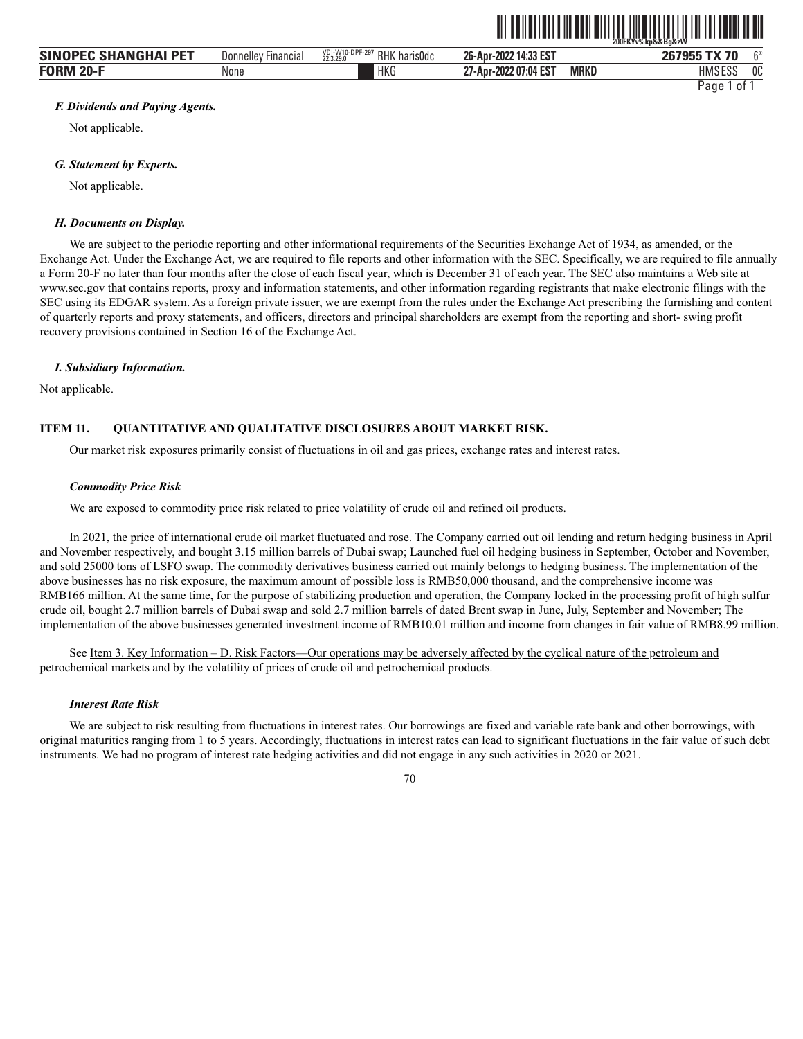### *F. Dividends and Paying Agents.*

Not applicable.

### *G. Statement by Experts.*

Not applicable.

### *H. Documents on Display.*

We are subject to the periodic reporting and other informational requirements of the Securities Exchange Act of 1934, as amended, or the Exchange Act. Under the Exchange Act, we are required to file reports and other information with the SEC. Specifically, we are required to file annually a Form 20-F no later than four months after the close of each fiscal year, which is December 31 of each year. The SEC also maintains a Web site at www.sec.gov that contains reports, proxy and information statements, and other information regarding registrants that make electronic filings with the SEC using its EDGAR system. As a foreign private issuer, we are exempt from the rules under the Exchange Act prescribing the furnishing and content of quarterly reports and proxy statements, and officers, directors and principal shareholders are exempt from the reporting and short- swing profit recovery provisions contained in Section 16 of the Exchange Act.

### *I. Subsidiary Information.*

Not applicable.

## ITEM 11. QUANTITATIVE AND QUALITATIVE DISCLOSURES ABOUT MARKET RISK.

Our market risk exposures primarily consist of fluctuations in oil and gas prices, exchange rates and interest rates.

### *Commodity Price Risk*

We are exposed to commodity price risk related to price volatility of crude oil and refined oil products.

In 2021, the price of international crude oil market fluctuated and rose. The Company carried out oil lending and return hedging business in April and November respectively, and bought 3.15 million barrels of Dubai swap; Launched fuel oil hedging business in September, October and November, and sold 25000 tons of LSFO swap. The commodity derivatives business carried out mainly belongs to hedging business. The implementation of the above businesses has no risk exposure, the maximum amount of possible loss is RMB50,000 thousand, and the comprehensive income was RMB166 million. At the same time, for the purpose of stabilizing production and operation, the Company locked in the processing profit of high sulfur crude oil, bought 2.7 million barrels of Dubai swap and sold 2.7 million barrels of dated Brent swap in June, July, September and November; The implementation of the above businesses generated investment income of RMB10.01 million and income from changes in fair value of RMB8.99 million.

See Item 3. Key Information – D. Risk Factors—Our operations may be adversely affected by the cyclical nature of the petroleum and petrochemical markets and by the volatility of prices of crude oil and petrochemical products.

### *Interest Rate Risk*

We are subject to risk resulting from fluctuations in interest rates. Our borrowings are fixed and variable rate bank and other borrowings, with original maturities ranging from 1 to 5 years. Accordingly, fluctuations in interest rates can lead to significant fluctuations in the fair value of such debt instruments. We had no program of interest rate hedging activities and did not engage in any such activities in 2020 or 2021.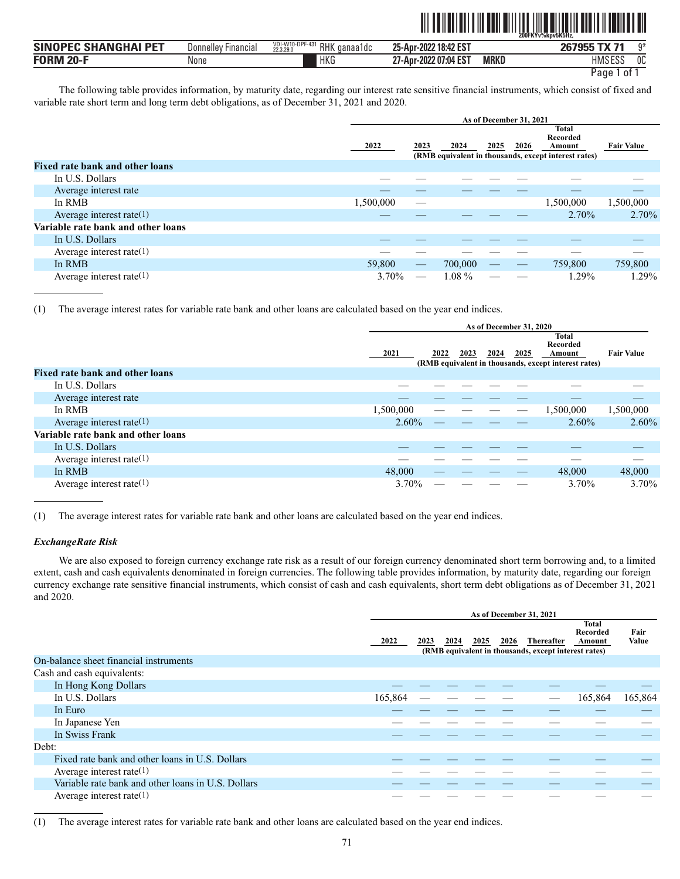The following table provides information, by maturity date, regarding our interest rate sensitive financial instruments, which consist of fixed and variable rate short term and long term debt obligations, as of December 31, 2021 and 2020.

| | As of December 31, 2021 | | | | | | |
|---|---|---|---|---|---|---|---|
| | 2022 | 2023 | 2024 | 2025 | 2026 | Total Recorded Amount | Fair Value |
| | (RMB equivalent in thousands, except interest rates) | | | | | | |
| **Fixed rate bank and other loans** | | | | | | | |
| In U.S. Dollars | — | — | — | — | — | — | — |
| Average interest rate | — | — | — | — | — | — | — |
| In RMB | 1,500,000 | — | | | | 1,500,000 | 1,500,000 |
| Average interest rate(1) | — | — | — | — | — | 2.70% | 2.70% |
| **Variable rate bank and other loans** | | | | | | | |
| In U.S. Dollars | — | — | — | — | — | — | — |
| Average interest rate(1) | — | — | — | — | — | — | — |
| In RMB | 59,800 | — | 700,000 | — | — | 759,800 | 759,800 |
| Average interest rate(1) | 3.70% | — | 1.08 % | — | — | 1.29% | 1.29% |

(1) The average interest rates for variable rate bank and other loans are calculated based on the year end indices.

| | As of December 31, 2020 | | | | | | |
|---|---|---|---|---|---|---|---|
| | 2021 | 2022 | 2023 | 2024 | 2025 | Total Recorded Amount | Fair Value |
| | (RMB equivalent in thousands, except interest rates) | | | | | | |
| **Fixed rate bank and other loans** | | | | | | | |
| In U.S. Dollars | — | — | — | — | — | — | — |
| Average interest rate | — | — | — | — | — | — | — |
| In RMB | 1,500,000 | — | — | — | — | 1,500,000 | 1,500,000 |
| Average interest rate(1) | 2.60% | — | — | — | — | 2.60% | 2.60% |
| **Variable rate bank and other loans** | | | | | | | |
| In U.S. Dollars | — | — | — | — | — | — | — |
| Average interest rate(1) | — | — | — | — | — | — | — |
| In RMB | 48,000 | — | — | — | — | 48,000 | 48,000 |
| Average interest rate(1) | 3.70% | — | — | — | — | 3.70% | 3.70% |

(1) The average interest rates for variable rate bank and other loans are calculated based on the year end indices.

***ExchangeRate Risk***

We are also exposed to foreign currency exchange rate risk as a result of our foreign currency denominated short term borrowing and, to a limited extent, cash and cash equivalents denominated in foreign currencies. The following table provides information, by maturity date, regarding our foreign currency exchange rate sensitive financial instruments, which consist of cash and cash equivalents, short term debt obligations as of December 31, 2021 and 2020.

| | As of December 31, 2021 | | | | | | | |
|---|---|---|---|---|---|---|---|---|
| | 2022 | 2023 | 2024 | 2025 | 2026 | Thereafter | Total Recorded Amount | Fair Value |
| | (RMB equivalent in thousands, except interest rates) | | | | | | | |
| On-balance sheet financial instruments | | | | | | | | |
| Cash and cash equivalents: | | | | | | | | |
| In Hong Kong Dollars | — | — | — | — | — | — | — | — |
| In U.S. Dollars | 165,864 | — | — | — | — | — | 165,864 | 165,864 |
| In Euro | — | — | — | — | — | — | — | — |
| In Japanese Yen | — | — | — | — | — | — | — | — |
| In Swiss Frank | — | — | — | — | — | — | — | — |
| Debt: | | | | | | | | |
| Fixed rate bank and other loans in U.S. Dollars | — | — | — | — | — | — | — | — |
| Average interest rate(1) | — | — | — | — | — | — | — | — |
| Variable rate bank and other loans in U.S. Dollars | — | — | — | — | — | — | — | — |
| Average interest rate(1) | — | — | — | — | — | — | — | — |

(1) The average interest rates for variable rate bank and other loans are calculated based on the year end indices.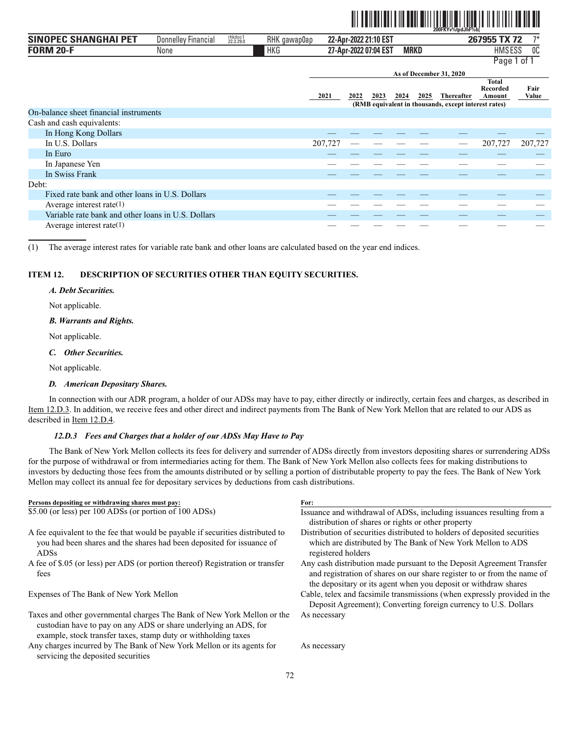| | As of December 31, 2020 | | | | | | | |
|---|---|---|---|---|---|---|---|---|
| | 2021 | 2022 | 2023 | 2024 | 2025 | Thereafter | Total Recorded Amount | Fair Value |
| | (RMB equivalent in thousands, except interest rates) | | | | | | | |
| On-balance sheet financial instruments | | | | | | | | |
| Cash and cash equivalents: | | | | | | | | |
| In Hong Kong Dollars | — | — | — | — | — | — | — | — |
| In U.S. Dollars | 207,727 | — | — | — | — | — | 207,727 | 207,727 |
| In Euro | — | — | — | — | — | — | — | — |
| In Japanese Yen | — | — | — | — | — | — | — | — |
| In Swiss Frank | — | — | — | — | — | — | — | — |
| Debt: | | | | | | | | |
| Fixed rate bank and other loans in U.S. Dollars | — | — | — | — | — | — | — | — |
| Average interest rate(1) | — | — | — | — | — | — | — | — |
| Variable rate bank and other loans in U.S. Dollars | — | — | — | — | — | — | — | — |
| Average interest rate(1) | — | — | — | — | — | — | — | — |

(1) The average interest rates for variable rate bank and other loans are calculated based on the year end indices.

## ITEM 12. DESCRIPTION OF SECURITIES OTHER THAN EQUITY SECURITIES.

***A. Debt Securities.***

Not applicable.

***B. Warrants and Rights.***

Not applicable.

***C. Other Securities.***

Not applicable.

***D. American Depositary Shares.***

In connection with our ADR program, a holder of our ADSs may have to pay, either directly or indirectly, certain fees and charges, as described in Item 12.D.3. In addition, we receive fees and other direct and indirect payments from The Bank of New York Mellon that are related to our ADS as described in Item 12.D.4.

***12.D.3 Fees and Charges that a holder of our ADSs May Have to Pay***

The Bank of New York Mellon collects its fees for delivery and surrender of ADSs directly from investors depositing shares or surrendering ADSs for the purpose of withdrawal or from intermediaries acting for them. The Bank of New York Mellon also collects fees for making distributions to investors by deducting those fees from the amounts distributed or by selling a portion of distributable property to pay the fees. The Bank of New York Mellon may collect its annual fee for depositary services by deductions from cash distributions.

| Persons depositing or withdrawing shares must pay: | For: |
|---|---|
| $5.00 (or less) per 100 ADSs (or portion of 100 ADSs) | Issuance and withdrawal of ADSs, including issuances resulting from a distribution of shares or rights or other property |
| A fee equivalent to the fee that would be payable if securities distributed to you had been shares and the shares had been deposited for issuance of ADSs | Distribution of securities distributed to holders of deposited securities which are distributed by The Bank of New York Mellon to ADS registered holders |
| A fee of $.05 (or less) per ADS (or portion thereof) Registration or transfer fees | Any cash distribution made pursuant to the Deposit Agreement Transfer and registration of shares on our share register to or from the name of the depositary or its agent when you deposit or withdraw shares |
| Expenses of The Bank of New York Mellon | Cable, telex and facsimile transmissions (when expressly provided in the Deposit Agreement); Converting foreign currency to U.S. Dollars |
| Taxes and other governmental charges The Bank of New York Mellon or the custodian have to pay on any ADS or share underlying an ADS, for example, stock transfer taxes, stamp duty or withholding taxes | As necessary |
| Any charges incurred by The Bank of New York Mellon or its agents for servicing the deposited securities | As necessary |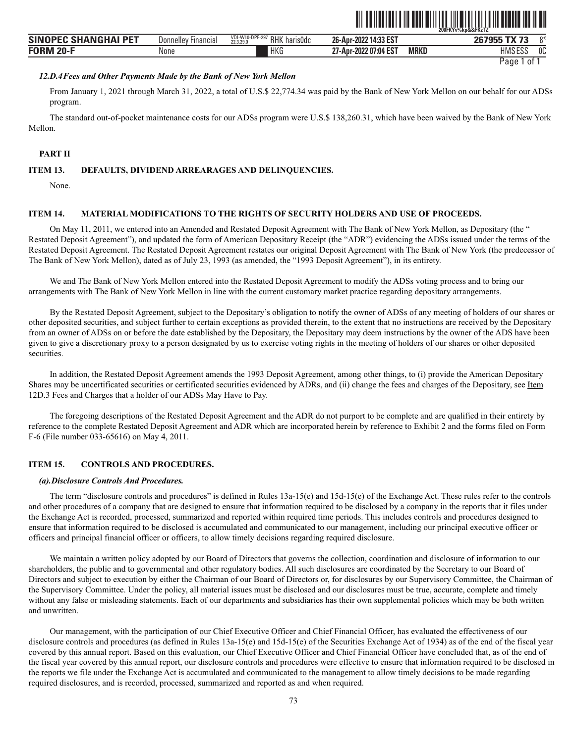#### *12.D.4 Fees and Other Payments Made by the Bank of New York Mellon*

From January 1, 2021 through March 31, 2022, a total of U.S.$ 22,774.34 was paid by the Bank of New York Mellon on our behalf for our ADSs program.

The standard out-of-pocket maintenance costs for our ADSs program were U.S.$ 138,260.31, which have been waived by the Bank of New York Mellon.

## PART II

### ITEM 13. DEFAULTS, DIVIDEND ARREARAGES AND DELINQUENCIES.

None.

### ITEM 14. MATERIAL MODIFICATIONS TO THE RIGHTS OF SECURITY HOLDERS AND USE OF PROCEEDS.

On May 11, 2011, we entered into an Amended and Restated Deposit Agreement with The Bank of New York Mellon, as Depositary (the " Restated Deposit Agreement"), and updated the form of American Depositary Receipt (the "ADR") evidencing the ADSs issued under the terms of the Restated Deposit Agreement. The Restated Deposit Agreement restates our original Deposit Agreement with The Bank of New York (the predecessor of The Bank of New York Mellon), dated as of July 23, 1993 (as amended, the "1993 Deposit Agreement"), in its entirety.

We and The Bank of New York Mellon entered into the Restated Deposit Agreement to modify the ADSs voting process and to bring our arrangements with The Bank of New York Mellon in line with the current customary market practice regarding depositary arrangements.

By the Restated Deposit Agreement, subject to the Depositary's obligation to notify the owner of ADSs of any meeting of holders of our shares or other deposited securities, and subject further to certain exceptions as provided therein, to the extent that no instructions are received by the Depositary from an owner of ADSs on or before the date established by the Depositary, the Depositary may deem instructions by the owner of the ADS have been given to give a discretionary proxy to a person designated by us to exercise voting rights in the meeting of holders of our shares or other deposited securities.

In addition, the Restated Deposit Agreement amends the 1993 Deposit Agreement, among other things, to (i) provide the American Depositary Shares may be uncertificated securities or certificated securities evidenced by ADRs, and (ii) change the fees and charges of the Depositary, see Item 12D.3 Fees and Charges that a holder of our ADSs May Have to Pay.

The foregoing descriptions of the Restated Deposit Agreement and the ADR do not purport to be complete and are qualified in their entirety by reference to the complete Restated Deposit Agreement and ADR which are incorporated herein by reference to Exhibit 2 and the forms filed on Form F-6 (File number 033-65616) on May 4, 2011.

### ITEM 15. CONTROLS AND PROCEDURES.

#### *(a). Disclosure Controls And Procedures.*

The term "disclosure controls and procedures" is defined in Rules 13a-15(e) and 15d-15(e) of the Exchange Act. These rules refer to the controls and other procedures of a company that are designed to ensure that information required to be disclosed by a company in the reports that it files under the Exchange Act is recorded, processed, summarized and reported within required time periods. This includes controls and procedures designed to ensure that information required to be disclosed is accumulated and communicated to our management, including our principal executive officer or officers and principal financial officer or officers, to allow timely decisions regarding required disclosure.

We maintain a written policy adopted by our Board of Directors that governs the collection, coordination and disclosure of information to our shareholders, the public and to governmental and other regulatory bodies. All such disclosures are coordinated by the Secretary to our Board of Directors and subject to execution by either the Chairman of our Board of Directors or, for disclosures by our Supervisory Committee, the Chairman of the Supervisory Committee. Under the policy, all material issues must be disclosed and our disclosures must be true, accurate, complete and timely without any false or misleading statements. Each of our departments and subsidiaries has their own supplemental policies which may be both written and unwritten.

Our management, with the participation of our Chief Executive Officer and Chief Financial Officer, has evaluated the effectiveness of our disclosure controls and procedures (as defined in Rules 13a-15(e) and 15d-15(e) of the Securities Exchange Act of 1934) as of the end of the fiscal year covered by this annual report. Based on this evaluation, our Chief Executive Officer and Chief Financial Officer have concluded that, as of the end of the fiscal year covered by this annual report, our disclosure controls and procedures were effective to ensure that information required to be disclosed in the reports we file under the Exchange Act is accumulated and communicated to the management to allow timely decisions to be made regarding required disclosures, and is recorded, processed, summarized and reported as and when required.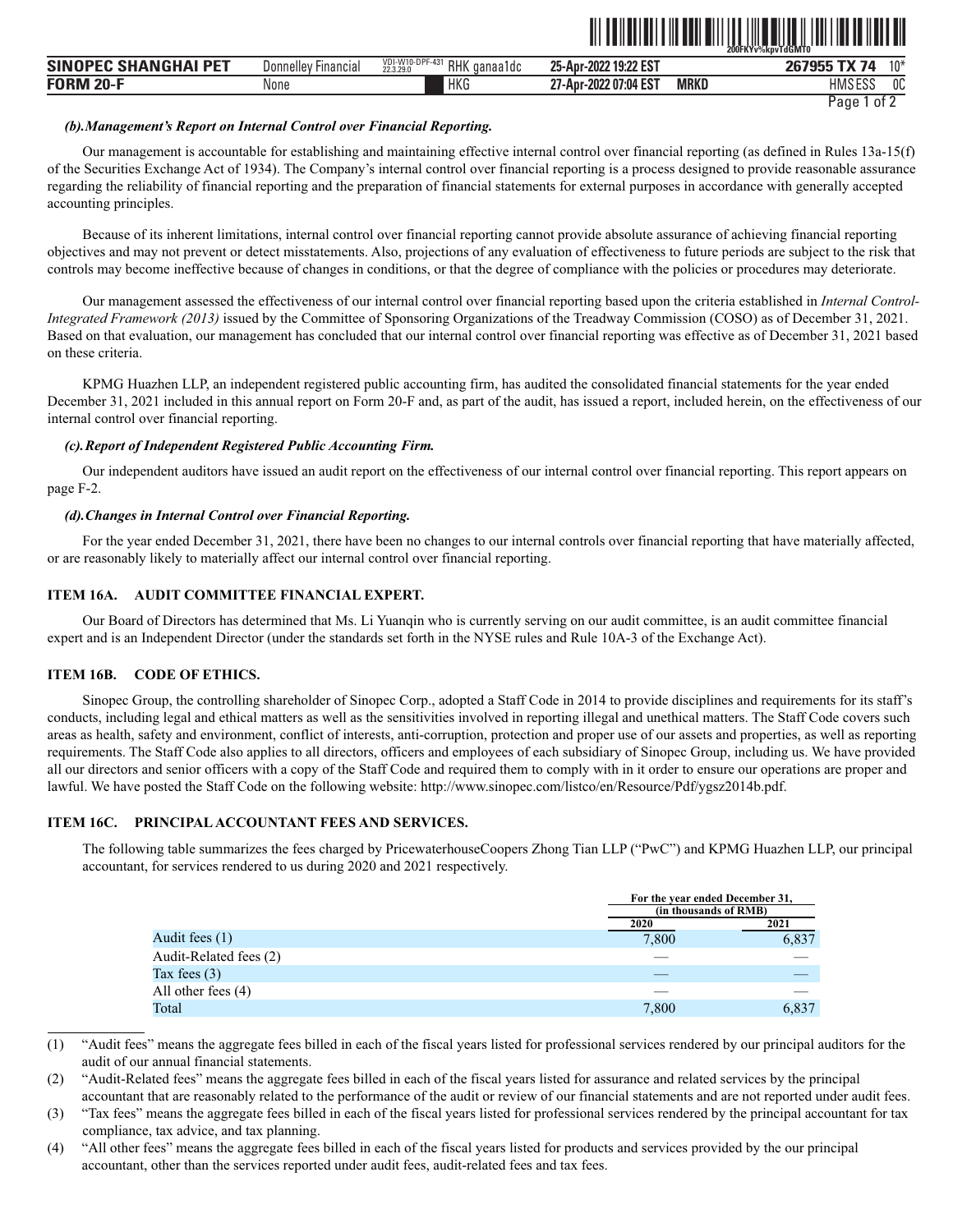***(b).Management's Report on Internal Control over Financial Reporting.***

Our management is accountable for establishing and maintaining effective internal control over financial reporting (as defined in Rules 13a-15(f) of the Securities Exchange Act of 1934). The Company's internal control over financial reporting is a process designed to provide reasonable assurance regarding the reliability of financial reporting and the preparation of financial statements for external purposes in accordance with generally accepted accounting principles.

Because of its inherent limitations, internal control over financial reporting cannot provide absolute assurance of achieving financial reporting objectives and may not prevent or detect misstatements. Also, projections of any evaluation of effectiveness to future periods are subject to the risk that controls may become ineffective because of changes in conditions, or that the degree of compliance with the policies or procedures may deteriorate.

Our management assessed the effectiveness of our internal control over financial reporting based upon the criteria established in *Internal Control-Integrated Framework (2013)* issued by the Committee of Sponsoring Organizations of the Treadway Commission (COSO) as of December 31, 2021. Based on that evaluation, our management has concluded that our internal control over financial reporting was effective as of December 31, 2021 based on these criteria.

KPMG Huazhen LLP, an independent registered public accounting firm, has audited the consolidated financial statements for the year ended December 31, 2021 included in this annual report on Form 20-F and, as part of the audit, has issued a report, included herein, on the effectiveness of our internal control over financial reporting.

***(c).Report of Independent Registered Public Accounting Firm.***

Our independent auditors have issued an audit report on the effectiveness of our internal control over financial reporting. This report appears on page F-2.

***(d).Changes in Internal Control over Financial Reporting.***

For the year ended December 31, 2021, there have been no changes to our internal controls over financial reporting that have materially affected, or are reasonably likely to materially affect our internal control over financial reporting.

## ITEM 16A. AUDIT COMMITTEE FINANCIAL EXPERT.

Our Board of Directors has determined that Ms. Li Yuanqin who is currently serving on our audit committee, is an audit committee financial expert and is an Independent Director (under the standards set forth in the NYSE rules and Rule 10A-3 of the Exchange Act).

## ITEM 16B. CODE OF ETHICS.

Sinopec Group, the controlling shareholder of Sinopec Corp., adopted a Staff Code in 2014 to provide disciplines and requirements for its staff's conducts, including legal and ethical matters as well as the sensitivities involved in reporting illegal and unethical matters. The Staff Code covers such areas as health, safety and environment, conflict of interests, anti-corruption, protection and proper use of our assets and properties, as well as reporting requirements. The Staff Code also applies to all directors, officers and employees of each subsidiary of Sinopec Group, including us. We have provided all our directors and senior officers with a copy of the Staff Code and required them to comply with in it order to ensure our operations are proper and lawful. We have posted the Staff Code on the following website: http://www.sinopec.com/listco/en/Resource/Pdf/ygsz2014b.pdf.

## ITEM 16C. PRINCIPAL ACCOUNTANT FEES AND SERVICES.

The following table summarizes the fees charged by PricewaterhouseCoopers Zhong Tian LLP ("PwC") and KPMG Huazhen LLP, our principal accountant, for services rendered to us during 2020 and 2021 respectively.

| | For the year ended December 31, (in thousands of RMB) | |
|---|---|---|
| | 2020 | 2021 |
| Audit fees (1) | 7,800 | 6,837 |
| Audit-Related fees (2) | — | — |
| Tax fees (3) | — | — |
| All other fees (4) | — | — |
| Total | 7,800 | 6,837 |

(1) "Audit fees" means the aggregate fees billed in each of the fiscal years listed for professional services rendered by our principal auditors for the audit of our annual financial statements.

(2) "Audit-Related fees" means the aggregate fees billed in each of the fiscal years listed for assurance and related services by the principal accountant that are reasonably related to the performance of the audit or review of our financial statements and are not reported under audit fees.

(3) "Tax fees" means the aggregate fees billed in each of the fiscal years listed for professional services rendered by the principal accountant for tax compliance, tax advice, and tax planning.

(4) "All other fees" means the aggregate fees billed in each of the fiscal years listed for products and services provided by the our principal accountant, other than the services reported under audit fees, audit-related fees and tax fees.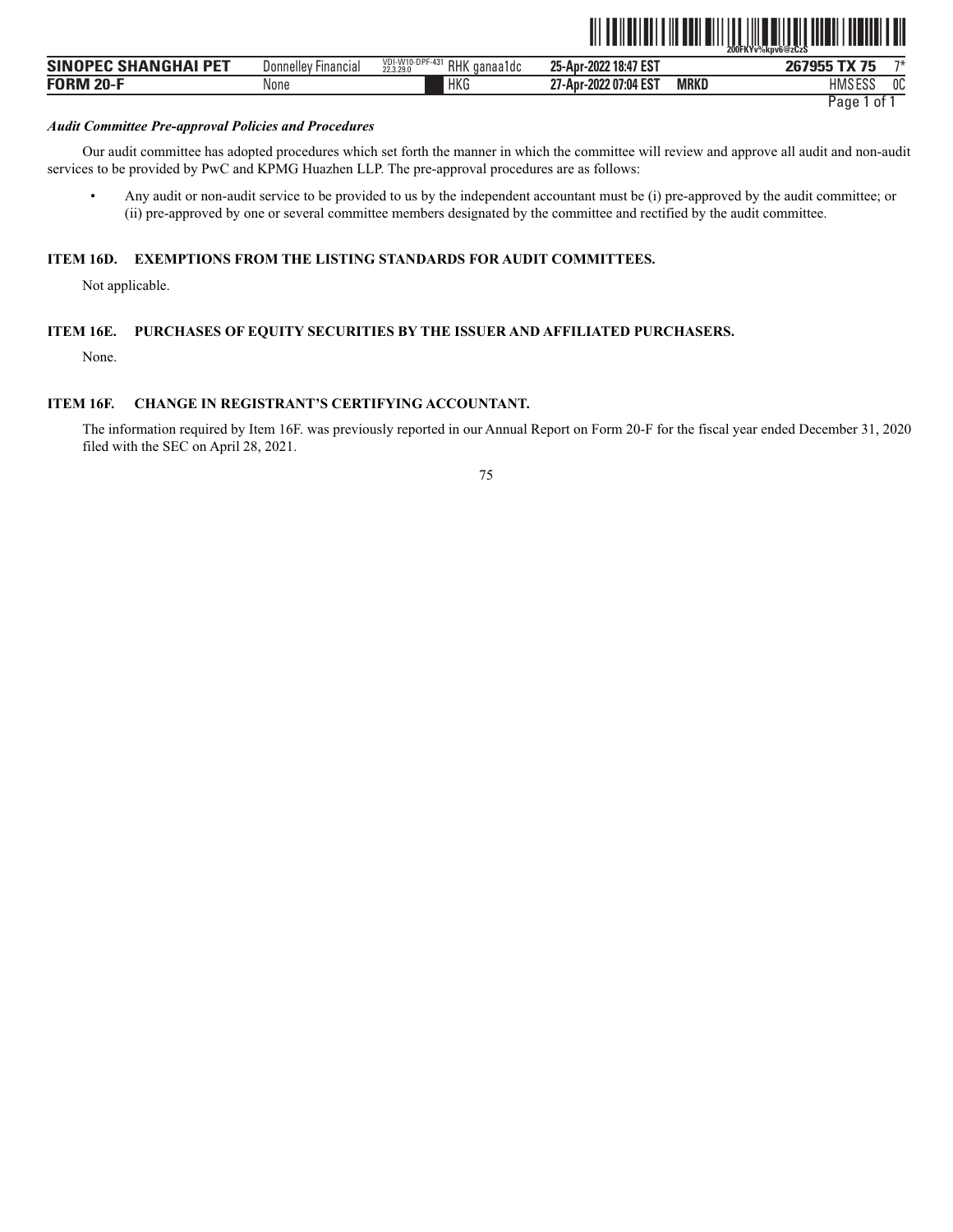*Audit Committee Pre-approval Policies and Procedures*

Our audit committee has adopted procedures which set forth the manner in which the committee will review and approve all audit and non-audit services to be provided by PwC and KPMG Huazhen LLP. The pre-approval procedures are as follows:

- Any audit or non-audit service to be provided to us by the independent accountant must be (i) pre-approved by the audit committee; or (ii) pre-approved by one or several committee members designated by the committee and rectified by the audit committee.

## ITEM 16D. EXEMPTIONS FROM THE LISTING STANDARDS FOR AUDIT COMMITTEES.

Not applicable.

## ITEM 16E. PURCHASES OF EQUITY SECURITIES BY THE ISSUER AND AFFILIATED PURCHASERS.

None.

## ITEM 16F. CHANGE IN REGISTRANT'S CERTIFYING ACCOUNTANT.

The information required by Item 16F. was previously reported in our Annual Report on Form 20-F for the fiscal year ended December 31, 2020 filed with the SEC on April 28, 2021.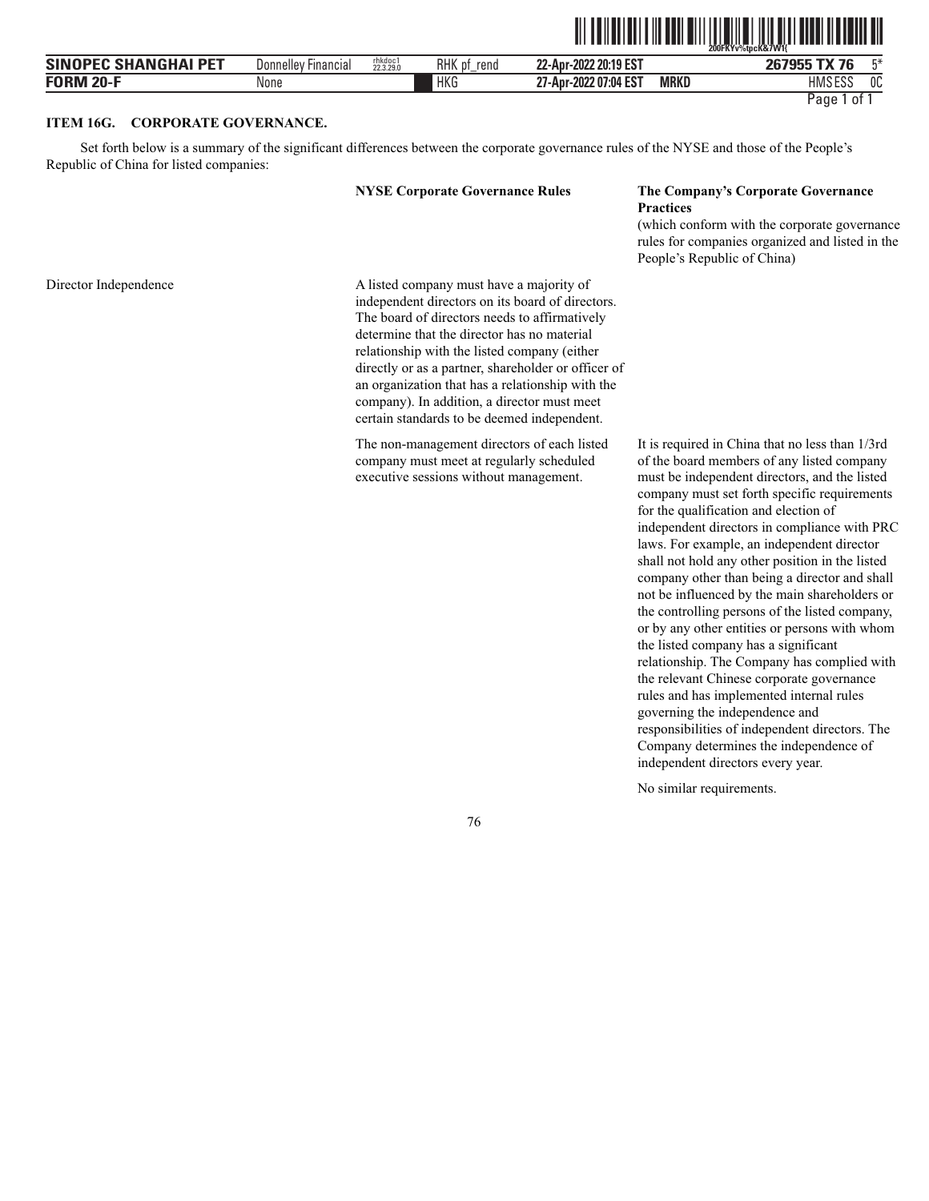## ITEM 16G. CORPORATE GOVERNANCE.

Set forth below is a summary of the significant differences between the corporate governance rules of the NYSE and those of the People's Republic of China for listed companies:

| | **NYSE Corporate Governance Rules** | **The Company's Corporate Governance Practices** (which conform with the corporate governance rules for companies organized and listed in the People's Republic of China) |
|---|---|---|
| Director Independence | A listed company must have a majority of independent directors on its board of directors. The board of directors needs to affirmatively determine that the director has no material relationship with the listed company (either directly or as a partner, shareholder or officer of an organization that has a relationship with the company). In addition, a director must meet certain standards to be deemed independent. | It is required in China that no less than 1/3rd of the board members of any listed company must be independent directors, and the listed company must set forth specific requirements for the qualification and election of independent directors in compliance with PRC laws. For example, an independent director shall not hold any other position in the listed company other than being a director and shall not be influenced by the main shareholders or the controlling persons of the listed company, or by any other entities or persons with whom the listed company has a significant relationship. The Company has complied with the relevant Chinese corporate governance rules and has implemented internal rules governing the independence and responsibilities of independent directors. The Company determines the independence of independent directors every year. |
| | The non-management directors of each listed company must meet at regularly scheduled executive sessions without management. | No similar requirements. |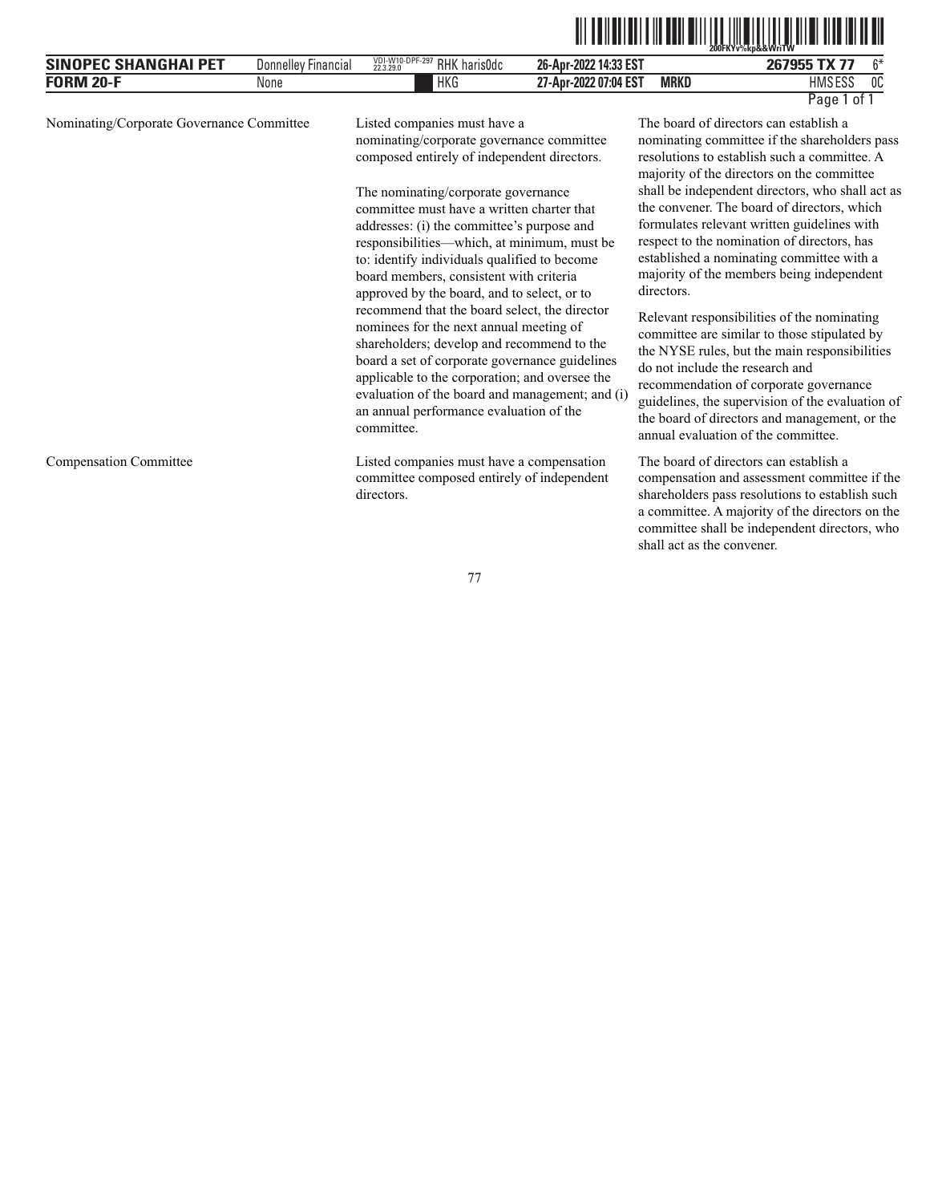| | | |
|---|---|---|
| Nominating/Corporate Governance Committee | Listed companies must have a nominating/corporate governance committee composed entirely of independent directors.<br><br>The nominating/corporate governance committee must have a written charter that addresses: (i) the committee's purpose and responsibilities—which, at minimum, must be to: identify individuals qualified to become board members, consistent with criteria approved by the board, and to select, or to recommend that the board select, the director nominees for the next annual meeting of shareholders; develop and recommend to the board a set of corporate governance guidelines applicable to the corporation; and oversee the evaluation of the board and management; and (i) an annual performance evaluation of the committee. | The board of directors can establish a nominating committee if the shareholders pass resolutions to establish such a committee. A majority of the directors on the committee shall be independent directors, who shall act as the convener. The board of directors, which formulates relevant written guidelines with respect to the nomination of directors, has established a nominating committee with a majority of the members being independent directors.<br><br>Relevant responsibilities of the nominating committee are similar to those stipulated by the NYSE rules, but the main responsibilities do not include the research and recommendation of corporate governance guidelines, the supervision of the evaluation of the board of directors and management, or the annual evaluation of the committee. |
| Compensation Committee | Listed companies must have a compensation committee composed entirely of independent directors. | The board of directors can establish a compensation and assessment committee if the shareholders pass resolutions to establish such a committee. A majority of the directors on the committee shall be independent directors, who shall act as the convener. |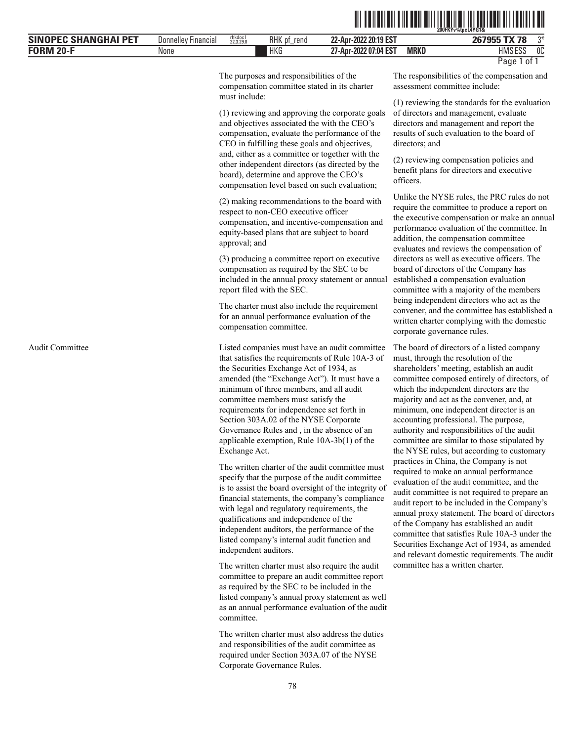| | | |
|---|---|---|
| | The purposes and responsibilities of the compensation committee stated in its charter must include:<br><br>(1) reviewing and approving the corporate goals and objectives associated the with the CEO's compensation, evaluate the performance of the CEO in fulfilling these goals and objectives, and, either as a committee or together with the other independent directors (as directed by the board), determine and approve the CEO's compensation level based on such evaluation;<br><br>(2) making recommendations to the board with respect to non-CEO executive officer compensation, and incentive-compensation and equity-based plans that are subject to board approval; and<br><br>(3) producing a committee report on executive compensation as required by the SEC to be included in the annual proxy statement or annual report filed with the SEC.<br><br>The charter must also include the requirement for an annual performance evaluation of the compensation committee. | The responsibilities of the compensation and assessment committee include:<br><br>(1) reviewing the standards for the evaluation of directors and management, evaluate directors and management and report the results of such evaluation to the board of directors; and<br><br>(2) reviewing compensation policies and benefit plans for directors and executive officers.<br><br>Unlike the NYSE rules, the PRC rules do not require the committee to produce a report on the executive compensation or make an annual performance evaluation of the committee. In addition, the compensation committee evaluates and reviews the compensation of directors as well as executive officers. The board of directors of the Company has established a compensation evaluation committee with a majority of the members being independent directors who act as the convener, and the committee has established a written charter complying with the domestic corporate governance rules. |
| Audit Committee | Listed companies must have an audit committee that satisfies the requirements of Rule 10A-3 of the Securities Exchange Act of 1934, as amended (the "Exchange Act"). It must have a minimum of three members, and all audit committee members must satisfy the requirements for independence set forth in Section 303A.02 of the NYSE Corporate Governance Rules and , in the absence of an applicable exemption, Rule 10A-3b(1) of the Exchange Act.<br><br>The written charter of the audit committee must specify that the purpose of the audit committee is to assist the board oversight of the integrity of financial statements, the company's compliance with legal and regulatory requirements, the qualifications and independence of the independent auditors, the performance of the listed company's internal audit function and independent auditors.<br><br>The written charter must also require the audit committee to prepare an audit committee report as required by the SEC to be included in the listed company's annual proxy statement as well as an annual performance evaluation of the audit committee.<br><br>The written charter must also address the duties and responsibilities of the audit committee as required under Section 303A.07 of the NYSE Corporate Governance Rules. | The board of directors of a listed company must, through the resolution of the shareholders' meeting, establish an audit committee composed entirely of directors, of which the independent directors are the majority and act as the convener, and, at minimum, one independent director is an accounting professional. The purpose, authority and responsibilities of the audit committee are similar to those stipulated by the NYSE rules, but according to customary practices in China, the Company is not required to make an annual performance evaluation of the audit committee, and the audit committee is not required to prepare an audit report to be included in the Company's annual proxy statement. The board of directors of the Company has established an audit committee that satisfies Rule 10A-3 under the Securities Exchange Act of 1934, as amended and relevant domestic requirements. The audit committee has a written charter. |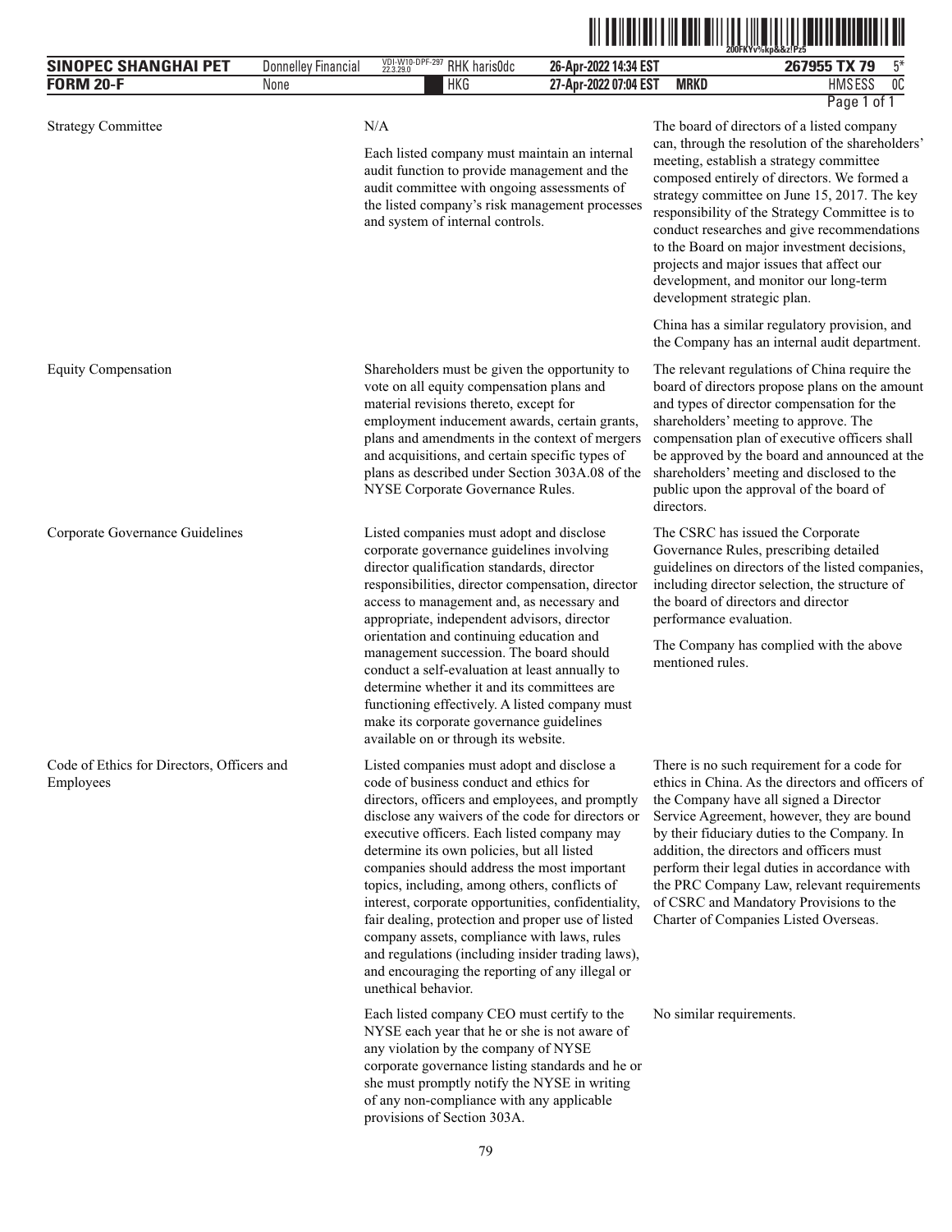| | | |
|---|---|---|
| Strategy Committee | N/A | The board of directors of a listed company can, through the resolution of the shareholders' meeting, establish a strategy committee composed entirely of directors. We formed a strategy committee on June 15, 2017. The key responsibility of the Strategy Committee is to conduct researches and give recommendations to the Board on major investment decisions, projects and major issues that affect our development, and monitor our long-term development strategic plan. |
| | Each listed company must maintain an internal audit function to provide management and the audit committee with ongoing assessments of the listed company's risk management processes and system of internal controls. | China has a similar regulatory provision, and the Company has an internal audit department. |
| Equity Compensation | Shareholders must be given the opportunity to vote on all equity compensation plans and material revisions thereto, except for employment inducement awards, certain grants, plans and amendments in the context of mergers and acquisitions, and certain specific types of plans as described under Section 303A.08 of the NYSE Corporate Governance Rules. | The relevant regulations of China require the board of directors propose plans on the amount and types of director compensation for the shareholders' meeting to approve. The compensation plan of executive officers shall be approved by the board and announced at the shareholders' meeting and disclosed to the public upon the approval of the board of directors. |
| Corporate Governance Guidelines | Listed companies must adopt and disclose corporate governance guidelines involving director qualification standards, director responsibilities, director compensation, director access to management and, as necessary and appropriate, independent advisors, director orientation and continuing education and management succession. The board should conduct a self-evaluation at least annually to determine whether it and its committees are functioning effectively. A listed company must make its corporate governance guidelines available on or through its website. | The CSRC has issued the Corporate Governance Rules, prescribing detailed guidelines on directors of the listed companies, including director selection, the structure of the board of directors and director performance evaluation.<br><br>The Company has complied with the above mentioned rules. |
| Code of Ethics for Directors, Officers and Employees | Listed companies must adopt and disclose a code of business conduct and ethics for directors, officers and employees, and promptly disclose any waivers of the code for directors or executive officers. Each listed company may determine its own policies, but all listed companies should address the most important topics, including, among others, conflicts of interest, corporate opportunities, confidentiality, fair dealing, protection and proper use of listed company assets, compliance with laws, rules and regulations (including insider trading laws), and encouraging the reporting of any illegal or unethical behavior. | There is no such requirement for a code for ethics in China. As the directors and officers of the Company have all signed a Director Service Agreement, however, they are bound by their fiduciary duties to the Company. In addition, the directors and officers must perform their legal duties in accordance with the PRC Company Law, relevant requirements of CSRC and Mandatory Provisions to the Charter of Companies Listed Overseas. |
| | Each listed company CEO must certify to the NYSE each year that he or she is not aware of any violation by the company of NYSE corporate governance listing standards and he or she must promptly notify the NYSE in writing of any non-compliance with any applicable provisions of Section 303A. | No similar requirements. |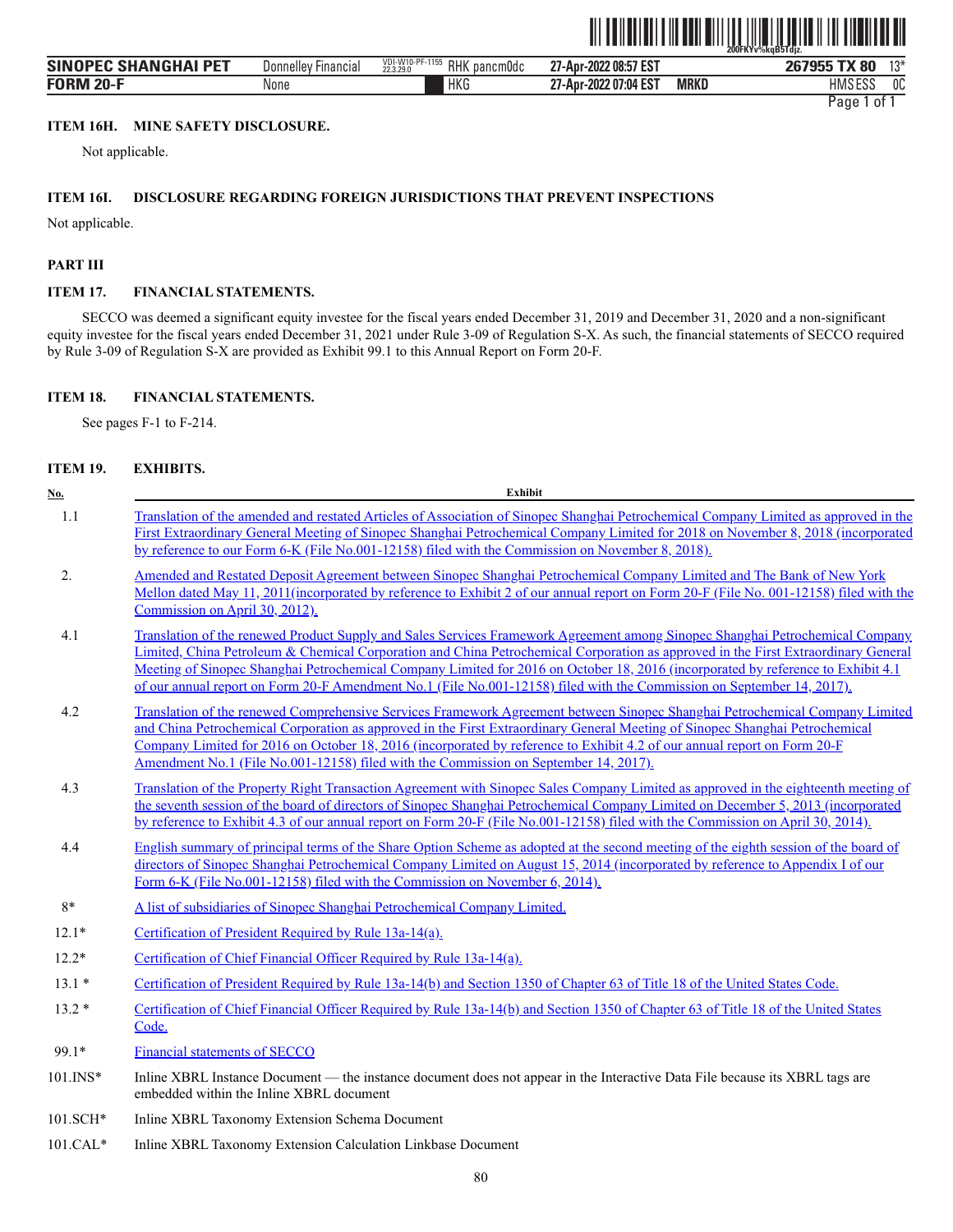**ITEM 16H. MINE SAFETY DISCLOSURE.**

Not applicable.

**ITEM 16I. DISCLOSURE REGARDING FOREIGN JURISDICTIONS THAT PREVENT INSPECTIONS**

Not applicable.

**PART III**

**ITEM 17. FINANCIAL STATEMENTS.**

SECCO was deemed a significant equity investee for the fiscal years ended December 31, 2019 and December 31, 2020 and a non-significant equity investee for the fiscal years ended December 31, 2021 under Rule 3-09 of Regulation S-X. As such, the financial statements of SECCO required by Rule 3-09 of Regulation S-X are provided as Exhibit 99.1 to this Annual Report on Form 20-F.

**ITEM 18. FINANCIAL STATEMENTS.**

See pages F-1 to F-214.

**ITEM 19. EXHIBITS.**

| No. | Exhibit |
|---|---|
| 1.1 | Translation of the amended and restated Articles of Association of Sinopec Shanghai Petrochemical Company Limited as approved in the First Extraordinary General Meeting of Sinopec Shanghai Petrochemical Company Limited for 2018 on November 8, 2018 (incorporated by reference to our Form 6-K (File No.001-12158) filed with the Commission on November 8, 2018). |
| 2. | Amended and Restated Deposit Agreement between Sinopec Shanghai Petrochemical Company Limited and The Bank of New York Mellon dated May 11, 2011(incorporated by reference to Exhibit 2 of our annual report on Form 20-F (File No. 001-12158) filed with the Commission on April 30, 2012). |
| 4.1 | Translation of the renewed Product Supply and Sales Services Framework Agreement among Sinopec Shanghai Petrochemical Company Limited, China Petroleum & Chemical Corporation and China Petrochemical Corporation as approved in the First Extraordinary General Meeting of Sinopec Shanghai Petrochemical Company Limited for 2016 on October 18, 2016 (incorporated by reference to Exhibit 4.1 of our annual report on Form 20-F Amendment No.1 (File No.001-12158) filed with the Commission on September 14, 2017). |
| 4.2 | Translation of the renewed Comprehensive Services Framework Agreement between Sinopec Shanghai Petrochemical Company Limited and China Petrochemical Corporation as approved in the First Extraordinary General Meeting of Sinopec Shanghai Petrochemical Company Limited for 2016 on October 18, 2016 (incorporated by reference to Exhibit 4.2 of our annual report on Form 20-F Amendment No.1 (File No.001-12158) filed with the Commission on September 14, 2017). |
| 4.3 | Translation of the Property Right Transaction Agreement with Sinopec Sales Company Limited as approved in the eighteenth meeting of the seventh session of the board of directors of Sinopec Shanghai Petrochemical Company Limited on December 5, 2013 (incorporated by reference to Exhibit 4.3 of our annual report on Form 20-F (File No.001-12158) filed with the Commission on April 30, 2014). |
| 4.4 | English summary of principal terms of the Share Option Scheme as adopted at the second meeting of the eighth session of the board of directors of Sinopec Shanghai Petrochemical Company Limited on August 15, 2014 (incorporated by reference to Appendix I of our Form 6-K (File No.001-12158) filed with the Commission on November 6, 2014). |
| 8* | A list of subsidiaries of Sinopec Shanghai Petrochemical Company Limited. |
| 12.1* | Certification of President Required by Rule 13a-14(a). |
| 12.2* | Certification of Chief Financial Officer Required by Rule 13a-14(a). |
| 13.1 * | Certification of President Required by Rule 13a-14(b) and Section 1350 of Chapter 63 of Title 18 of the United States Code. |
| 13.2 * | Certification of Chief Financial Officer Required by Rule 13a-14(b) and Section 1350 of Chapter 63 of Title 18 of the United States Code. |
| 99.1* | Financial statements of SECCO |
| 101.INS* | Inline XBRL Instance Document — the instance document does not appear in the Interactive Data File because its XBRL tags are embedded within the Inline XBRL document |
| 101.SCH* | Inline XBRL Taxonomy Extension Schema Document |
| 101.CAL* | Inline XBRL Taxonomy Extension Calculation Linkbase Document |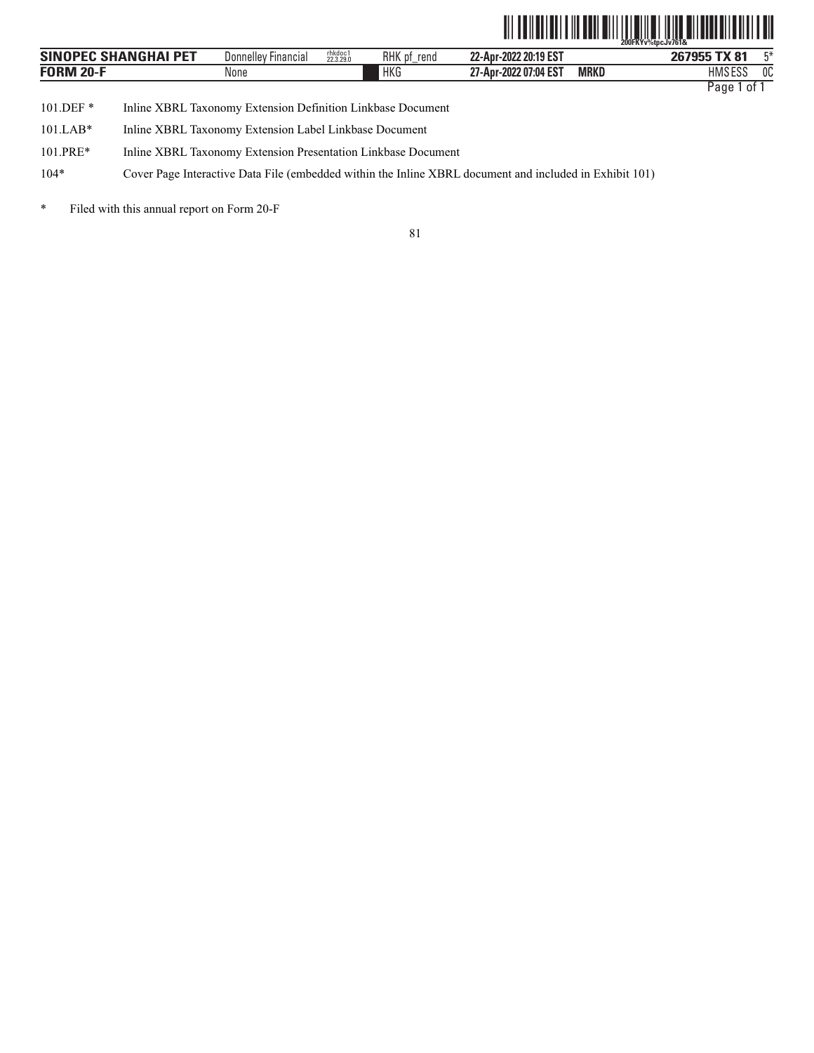| | |
|---|---|
| 101.DEF * | Inline XBRL Taxonomy Extension Definition Linkbase Document |
| 101.LAB* | Inline XBRL Taxonomy Extension Label Linkbase Document |
| 101.PRE* | Inline XBRL Taxonomy Extension Presentation Linkbase Document |
| 104* | Cover Page Interactive Data File (embedded within the Inline XBRL document and included in Exhibit 101) |

* Filed with this annual report on Form 20-F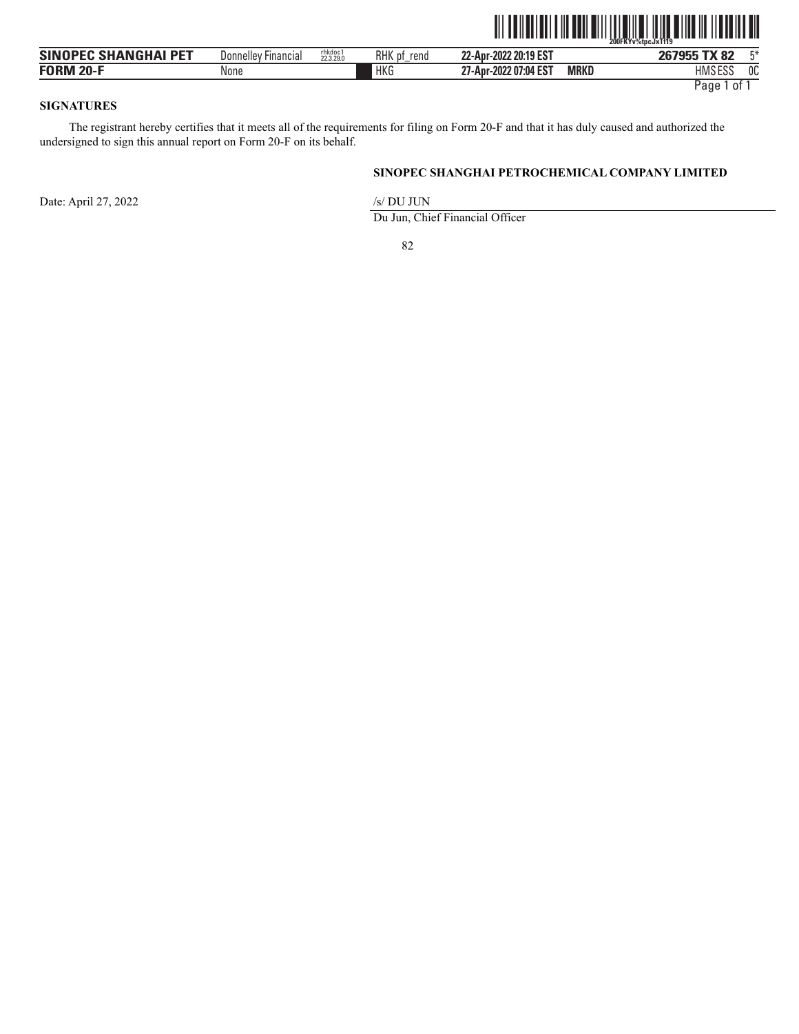## SIGNATURES

The registrant hereby certifies that it meets all of the requirements for filing on Form 20-F and that it has duly caused and authorized the undersigned to sign this annual report on Form 20-F on its behalf.

**SINOPEC SHANGHAI PETROCHEMICAL COMPANY LIMITED**

Date: April 27, 2022

/s/ DU JUN

Du Jun, Chief Financial Officer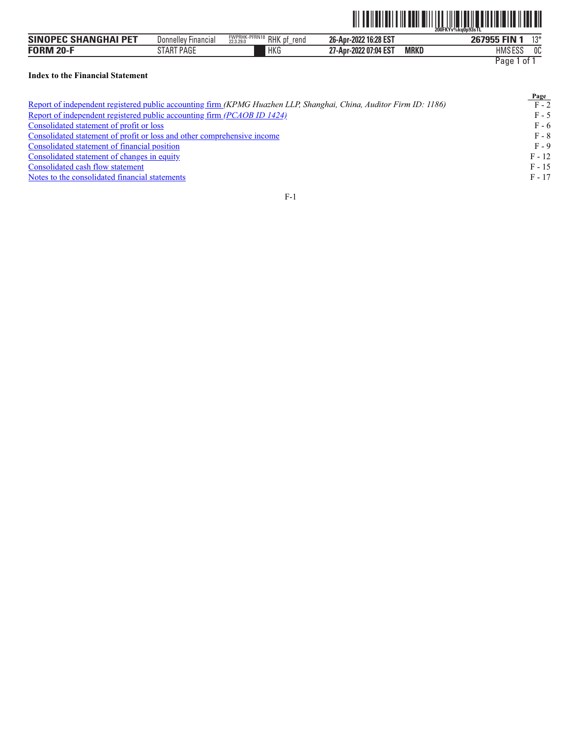**Index to the Financial Statement**

| | Page |
|---|---|
| Report of independent registered public accounting firm *(KPMG Huazhen LLP, Shanghai, China, Auditor Firm ID: 1186)* | F - 2 |
| Report of independent registered public accounting firm *(PCAOB ID 1424)* | F - 5 |
| Consolidated statement of profit or loss | F - 6 |
| Consolidated statement of profit or loss and other comprehensive income | F - 8 |
| Consolidated statement of financial position | F - 9 |
| Consolidated statement of changes in equity | F - 12 |
| Consolidated cash flow statement | F - 15 |
| Notes to the consolidated financial statements | F - 17 |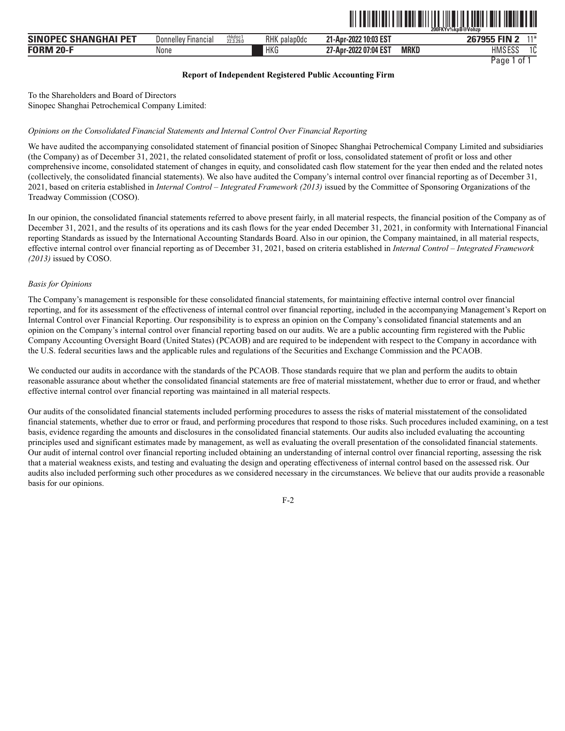**Report of Independent Registered Public Accounting Firm**

To the Shareholders and Board of Directors
Sinopec Shanghai Petrochemical Company Limited:

*Opinions on the Consolidated Financial Statements and Internal Control Over Financial Reporting*

We have audited the accompanying consolidated statement of financial position of Sinopec Shanghai Petrochemical Company Limited and subsidiaries (the Company) as of December 31, 2021, the related consolidated statement of profit or loss, consolidated statement of profit or loss and other comprehensive income, consolidated statement of changes in equity, and consolidated cash flow statement for the year then ended and the related notes (collectively, the consolidated financial statements). We also have audited the Company's internal control over financial reporting as of December 31, 2021, based on criteria established in *Internal Control – Integrated Framework (2013)* issued by the Committee of Sponsoring Organizations of the Treadway Commission (COSO).

In our opinion, the consolidated financial statements referred to above present fairly, in all material respects, the financial position of the Company as of December 31, 2021, and the results of its operations and its cash flows for the year ended December 31, 2021, in conformity with International Financial reporting Standards as issued by the International Accounting Standards Board. Also in our opinion, the Company maintained, in all material respects, effective internal control over financial reporting as of December 31, 2021, based on criteria established in *Internal Control – Integrated Framework (2013)* issued by COSO.

*Basis for Opinions*

The Company's management is responsible for these consolidated financial statements, for maintaining effective internal control over financial reporting, and for its assessment of the effectiveness of internal control over financial reporting, included in the accompanying Management's Report on Internal Control over Financial Reporting. Our responsibility is to express an opinion on the Company's consolidated financial statements and an opinion on the Company's internal control over financial reporting based on our audits. We are a public accounting firm registered with the Public Company Accounting Oversight Board (United States) (PCAOB) and are required to be independent with respect to the Company in accordance with the U.S. federal securities laws and the applicable rules and regulations of the Securities and Exchange Commission and the PCAOB.

We conducted our audits in accordance with the standards of the PCAOB. Those standards require that we plan and perform the audits to obtain reasonable assurance about whether the consolidated financial statements are free of material misstatement, whether due to error or fraud, and whether effective internal control over financial reporting was maintained in all material respects.

Our audits of the consolidated financial statements included performing procedures to assess the risks of material misstatement of the consolidated financial statements, whether due to error or fraud, and performing procedures that respond to those risks. Such procedures included examining, on a test basis, evidence regarding the amounts and disclosures in the consolidated financial statements. Our audits also included evaluating the accounting principles used and significant estimates made by management, as well as evaluating the overall presentation of the consolidated financial statements. Our audit of internal control over financial reporting included obtaining an understanding of internal control over financial reporting, assessing the risk that a material weakness exists, and testing and evaluating the design and operating effectiveness of internal control based on the assessed risk. Our audits also included performing such other procedures as we considered necessary in the circumstances. We believe that our audits provide a reasonable basis for our opinions.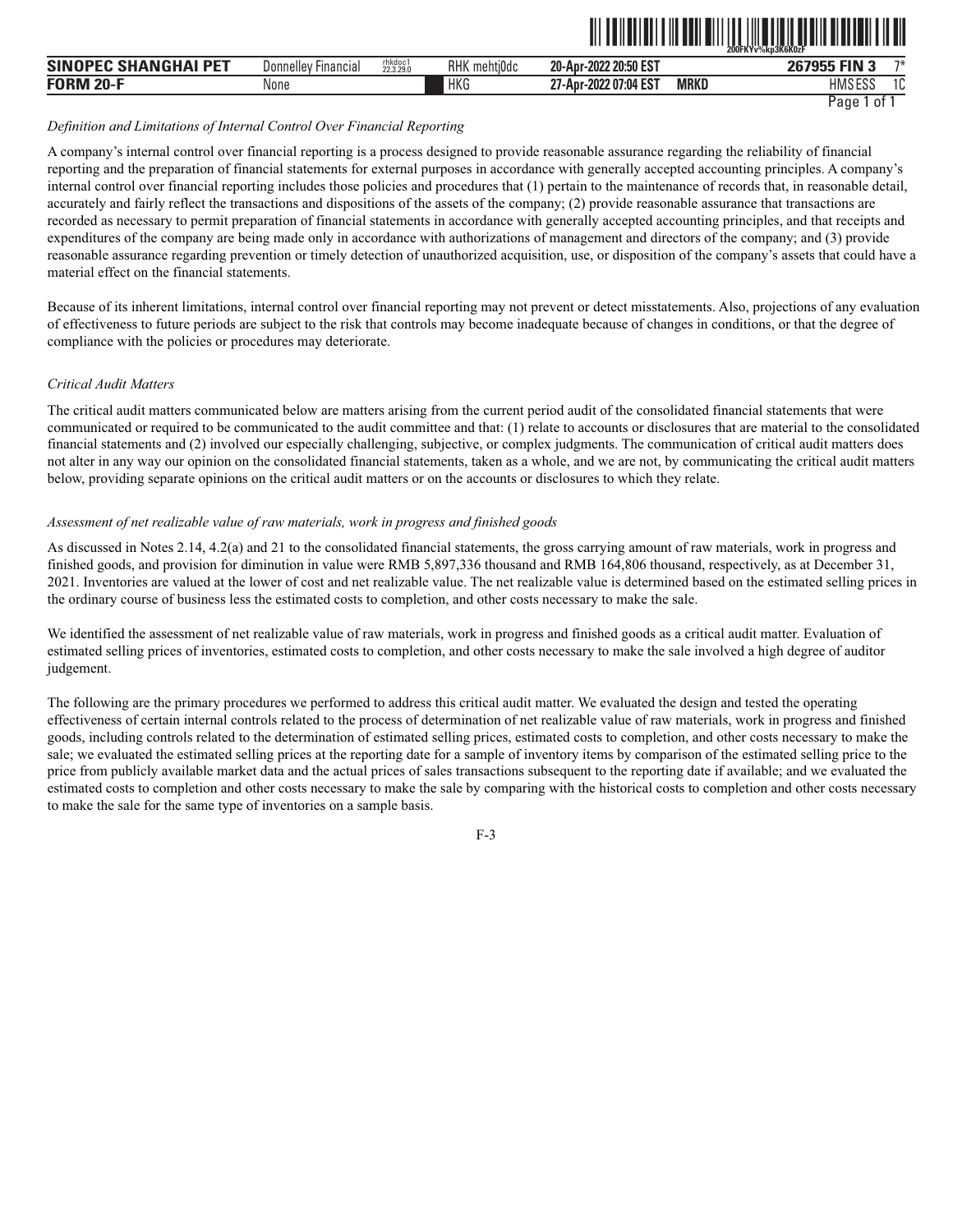*Definition and Limitations of Internal Control Over Financial Reporting*

A company's internal control over financial reporting is a process designed to provide reasonable assurance regarding the reliability of financial reporting and the preparation of financial statements for external purposes in accordance with generally accepted accounting principles. A company's internal control over financial reporting includes those policies and procedures that (1) pertain to the maintenance of records that, in reasonable detail, accurately and fairly reflect the transactions and dispositions of the assets of the company; (2) provide reasonable assurance that transactions are recorded as necessary to permit preparation of financial statements in accordance with generally accepted accounting principles, and that receipts and expenditures of the company are being made only in accordance with authorizations of management and directors of the company; and (3) provide reasonable assurance regarding prevention or timely detection of unauthorized acquisition, use, or disposition of the company's assets that could have a material effect on the financial statements.

Because of its inherent limitations, internal control over financial reporting may not prevent or detect misstatements. Also, projections of any evaluation of effectiveness to future periods are subject to the risk that controls may become inadequate because of changes in conditions, or that the degree of compliance with the policies or procedures may deteriorate.

*Critical Audit Matters*

The critical audit matters communicated below are matters arising from the current period audit of the consolidated financial statements that were communicated or required to be communicated to the audit committee and that: (1) relate to accounts or disclosures that are material to the consolidated financial statements and (2) involved our especially challenging, subjective, or complex judgments. The communication of critical audit matters does not alter in any way our opinion on the consolidated financial statements, taken as a whole, and we are not, by communicating the critical audit matters below, providing separate opinions on the critical audit matters or on the accounts or disclosures to which they relate.

*Assessment of net realizable value of raw materials, work in progress and finished goods*

As discussed in Notes 2.14, 4.2(a) and 21 to the consolidated financial statements, the gross carrying amount of raw materials, work in progress and finished goods, and provision for diminution in value were RMB 5,897,336 thousand and RMB 164,806 thousand, respectively, as at December 31, 2021. Inventories are valued at the lower of cost and net realizable value. The net realizable value is determined based on the estimated selling prices in the ordinary course of business less the estimated costs to completion, and other costs necessary to make the sale.

We identified the assessment of net realizable value of raw materials, work in progress and finished goods as a critical audit matter. Evaluation of estimated selling prices of inventories, estimated costs to completion, and other costs necessary to make the sale involved a high degree of auditor judgement.

The following are the primary procedures we performed to address this critical audit matter. We evaluated the design and tested the operating effectiveness of certain internal controls related to the process of determination of net realizable value of raw materials, work in progress and finished goods, including controls related to the determination of estimated selling prices, estimated costs to completion, and other costs necessary to make the sale; we evaluated the estimated selling prices at the reporting date for a sample of inventory items by comparison of the estimated selling price to the price from publicly available market data and the actual prices of sales transactions subsequent to the reporting date if available; and we evaluated the estimated costs to completion and other costs necessary to make the sale by comparing with the historical costs to completion and other costs necessary to make the sale for the same type of inventories on a sample basis.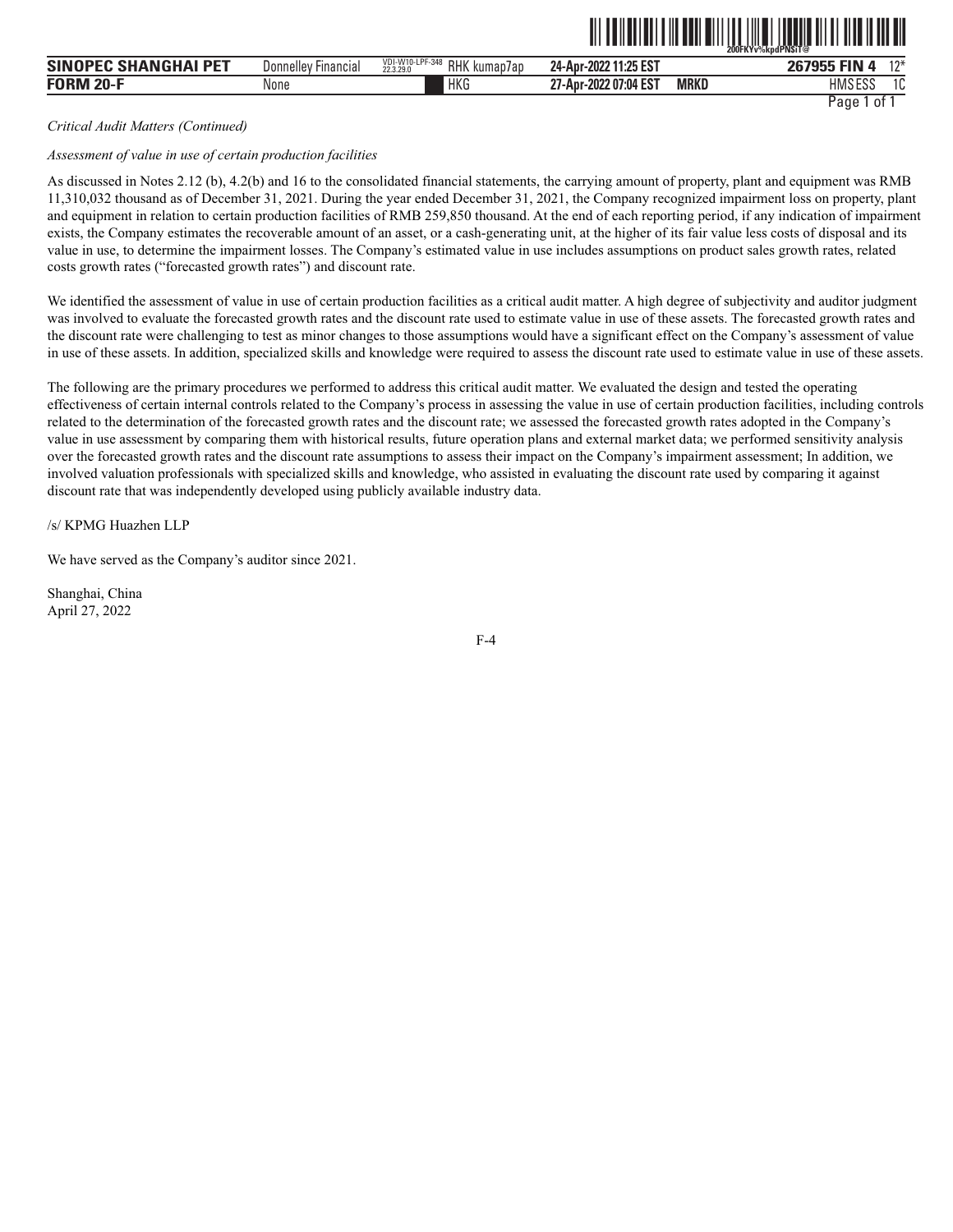*Critical Audit Matters (Continued)*

*Assessment of value in use of certain production facilities*

As discussed in Notes 2.12 (b), 4.2(b) and 16 to the consolidated financial statements, the carrying amount of property, plant and equipment was RMB 11,310,032 thousand as of December 31, 2021. During the year ended December 31, 2021, the Company recognized impairment loss on property, plant and equipment in relation to certain production facilities of RMB 259,850 thousand. At the end of each reporting period, if any indication of impairment exists, the Company estimates the recoverable amount of an asset, or a cash-generating unit, at the higher of its fair value less costs of disposal and its value in use, to determine the impairment losses. The Company's estimated value in use includes assumptions on product sales growth rates, related costs growth rates ("forecasted growth rates") and discount rate.

We identified the assessment of value in use of certain production facilities as a critical audit matter. A high degree of subjectivity and auditor judgment was involved to evaluate the forecasted growth rates and the discount rate used to estimate value in use of these assets. The forecasted growth rates and the discount rate were challenging to test as minor changes to those assumptions would have a significant effect on the Company's assessment of value in use of these assets. In addition, specialized skills and knowledge were required to assess the discount rate used to estimate value in use of these assets.

The following are the primary procedures we performed to address this critical audit matter. We evaluated the design and tested the operating effectiveness of certain internal controls related to the Company's process in assessing the value in use of certain production facilities, including controls related to the determination of the forecasted growth rates and the discount rate; we assessed the forecasted growth rates adopted in the Company's value in use assessment by comparing them with historical results, future operation plans and external market data; we performed sensitivity analysis over the forecasted growth rates and the discount rate assumptions to assess their impact on the Company's impairment assessment; In addition, we involved valuation professionals with specialized skills and knowledge, who assisted in evaluating the discount rate used by comparing it against discount rate that was independently developed using publicly available industry data.

/s/ KPMG Huazhen LLP

We have served as the Company's auditor since 2021.

Shanghai, China
April 27, 2022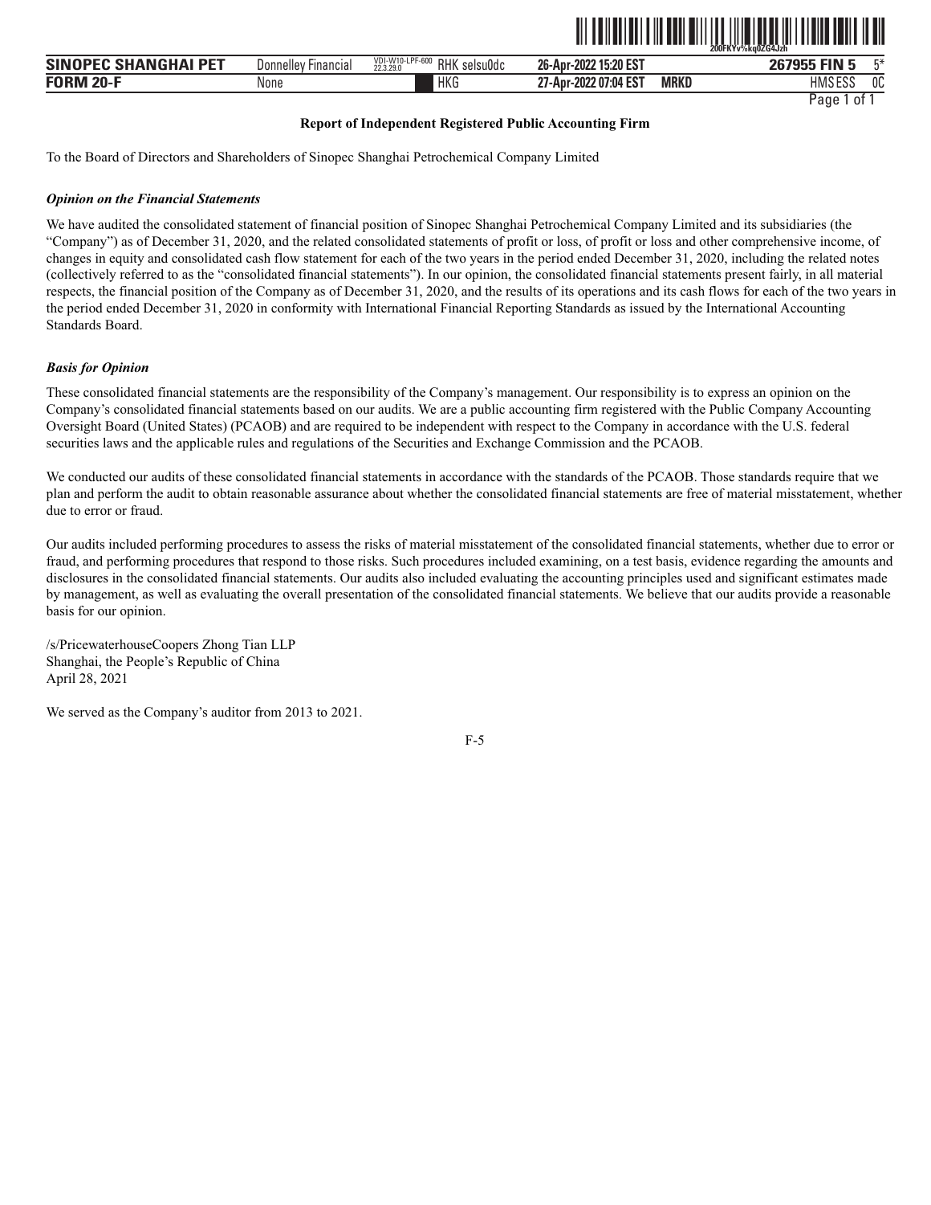### Report of Independent Registered Public Accounting Firm

To the Board of Directors and Shareholders of Sinopec Shanghai Petrochemical Company Limited

***Opinion on the Financial Statements***

We have audited the consolidated statement of financial position of Sinopec Shanghai Petrochemical Company Limited and its subsidiaries (the "Company") as of December 31, 2020, and the related consolidated statements of profit or loss, of profit or loss and other comprehensive income, of changes in equity and consolidated cash flow statement for each of the two years in the period ended December 31, 2020, including the related notes (collectively referred to as the "consolidated financial statements"). In our opinion, the consolidated financial statements present fairly, in all material respects, the financial position of the Company as of December 31, 2020, and the results of its operations and its cash flows for each of the two years in the period ended December 31, 2020 in conformity with International Financial Reporting Standards as issued by the International Accounting Standards Board.

***Basis for Opinion***

These consolidated financial statements are the responsibility of the Company's management. Our responsibility is to express an opinion on the Company's consolidated financial statements based on our audits. We are a public accounting firm registered with the Public Company Accounting Oversight Board (United States) (PCAOB) and are required to be independent with respect to the Company in accordance with the U.S. federal securities laws and the applicable rules and regulations of the Securities and Exchange Commission and the PCAOB.

We conducted our audits of these consolidated financial statements in accordance with the standards of the PCAOB. Those standards require that we plan and perform the audit to obtain reasonable assurance about whether the consolidated financial statements are free of material misstatement, whether due to error or fraud.

Our audits included performing procedures to assess the risks of material misstatement of the consolidated financial statements, whether due to error or fraud, and performing procedures that respond to those risks. Such procedures included examining, on a test basis, evidence regarding the amounts and disclosures in the consolidated financial statements. Our audits also included evaluating the accounting principles used and significant estimates made by management, as well as evaluating the overall presentation of the consolidated financial statements. We believe that our audits provide a reasonable basis for our opinion.

/s/PricewaterhouseCoopers Zhong Tian LLP
Shanghai, the People's Republic of China
April 28, 2021

We served as the Company's auditor from 2013 to 2021.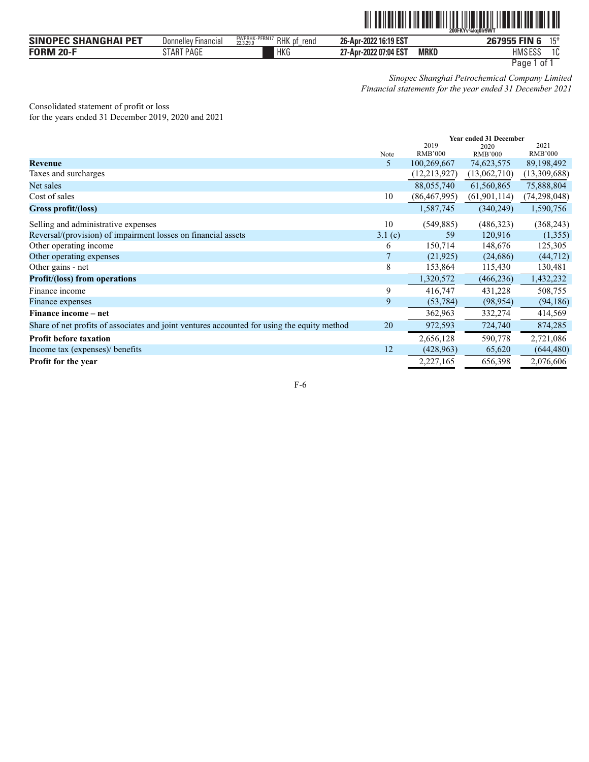*Sinopec Shanghai Petrochemical Company Limited*
*Financial statements for the year ended 31 December 2021*

Consolidated statement of profit or loss
for the years ended 31 December 2019, 2020 and 2021

| | | Year ended 31 December | | |
|---|---|---|---|---|
| | Note | 2019 RMB'000 | 2020 RMB'000 | 2021 RMB'000 |
| **Revenue** | 5 | 100,269,667 | 74,623,575 | 89,198,492 |
| Taxes and surcharges | | (12,213,927) | (13,062,710) | (13,309,688) |
| Net sales | | 88,055,740 | 61,560,865 | 75,888,804 |
| Cost of sales | 10 | (86,467,995) | (61,901,114) | (74,298,048) |
| **Gross profit/(loss)** | | 1,587,745 | (340,249) | 1,590,756 |
| Selling and administrative expenses | 10 | (549,885) | (486,323) | (368,243) |
| Reversal/(provision) of impairment losses on financial assets | 3.1 (c) | 59 | 120,916 | (1,355) |
| Other operating income | 6 | 150,714 | 148,676 | 125,305 |
| Other operating expenses | 7 | (21,925) | (24,686) | (44,712) |
| Other gains - net | 8 | 153,864 | 115,430 | 130,481 |
| **Profit/(loss) from operations** | | 1,320,572 | (466,236) | 1,432,232 |
| Finance income | 9 | 416,747 | 431,228 | 508,755 |
| Finance expenses | 9 | (53,784) | (98,954) | (94,186) |
| **Finance income – net** | | 362,963 | 332,274 | 414,569 |
| Share of net profits of associates and joint ventures accounted for using the equity method | 20 | 972,593 | 724,740 | 874,285 |
| **Profit before taxation** | | 2,656,128 | 590,778 | 2,721,086 |
| Income tax (expenses)/ benefits | 12 | (428,963) | 65,620 | (644,480) |
| **Profit for the year** | | 2,227,165 | 656,398 | 2,076,606 |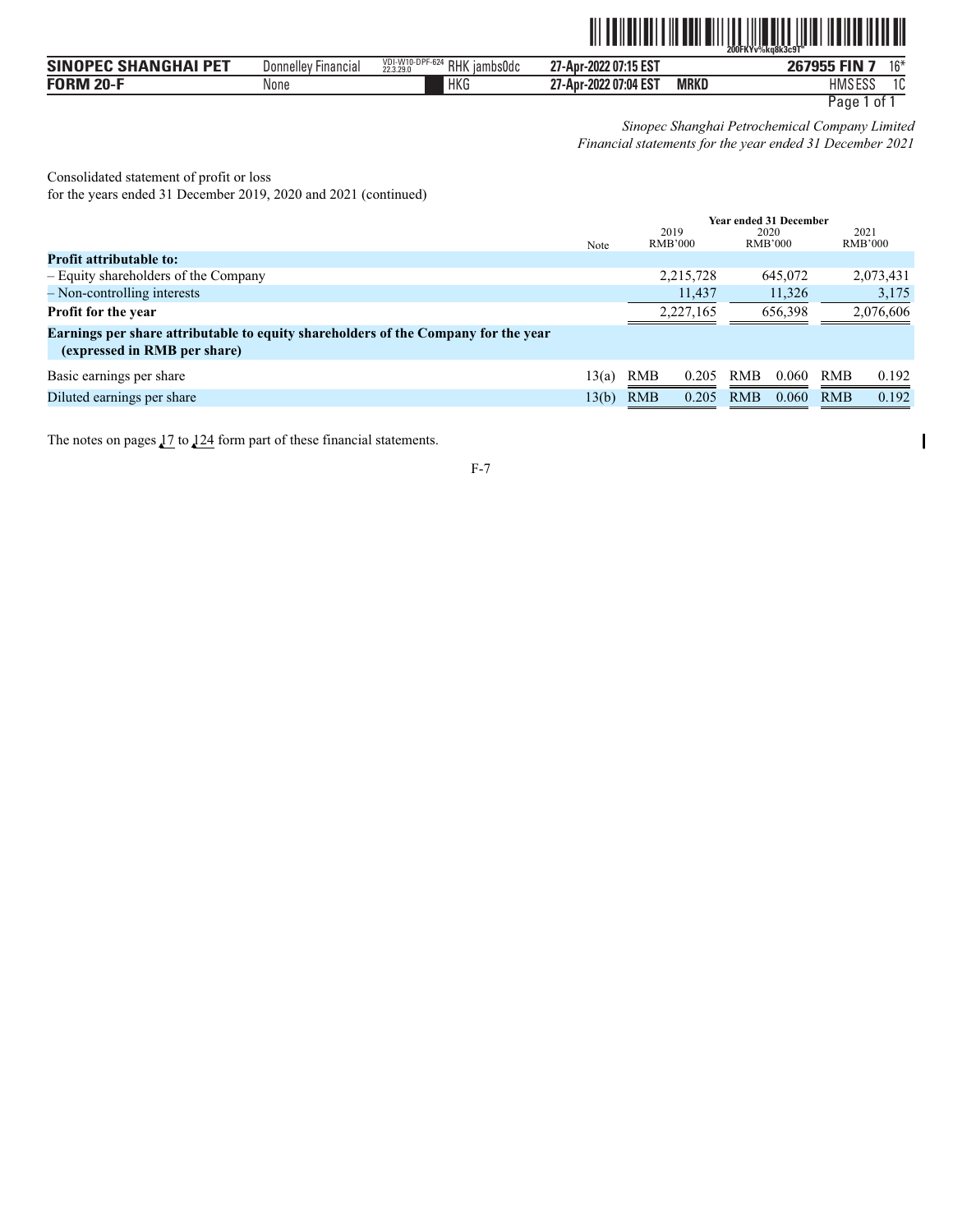*Sinopec Shanghai Petrochemical Company Limited*
*Financial statements for the year ended 31 December 2021*

Consolidated statement of profit or loss
for the years ended 31 December 2019, 2020 and 2021 (continued)

| | Note | 2019 RMB'000 | 2020 RMB'000 | 2021 RMB'000 |
|---|---|---|---|---|
| | | **Year ended 31 December** | | |
| **Profit attributable to:** | | | | |
| – Equity shareholders of the Company | | 2,215,728 | 645,072 | 2,073,431 |
| – Non-controlling interests | | 11,437 | 11,326 | 3,175 |
| **Profit for the year** | | 2,227,165 | 656,398 | 2,076,606 |
| **Earnings per share attributable to equity shareholders of the Company for the year (expressed in RMB per share)** | | | | |
| Basic earnings per share | 13(a) | RMB 0.205 | RMB 0.060 | RMB 0.192 |
| Diluted earnings per share | 13(b) | RMB 0.205 | RMB 0.060 | RMB 0.192 |

The notes on pages 17 to 124 form part of these financial statements.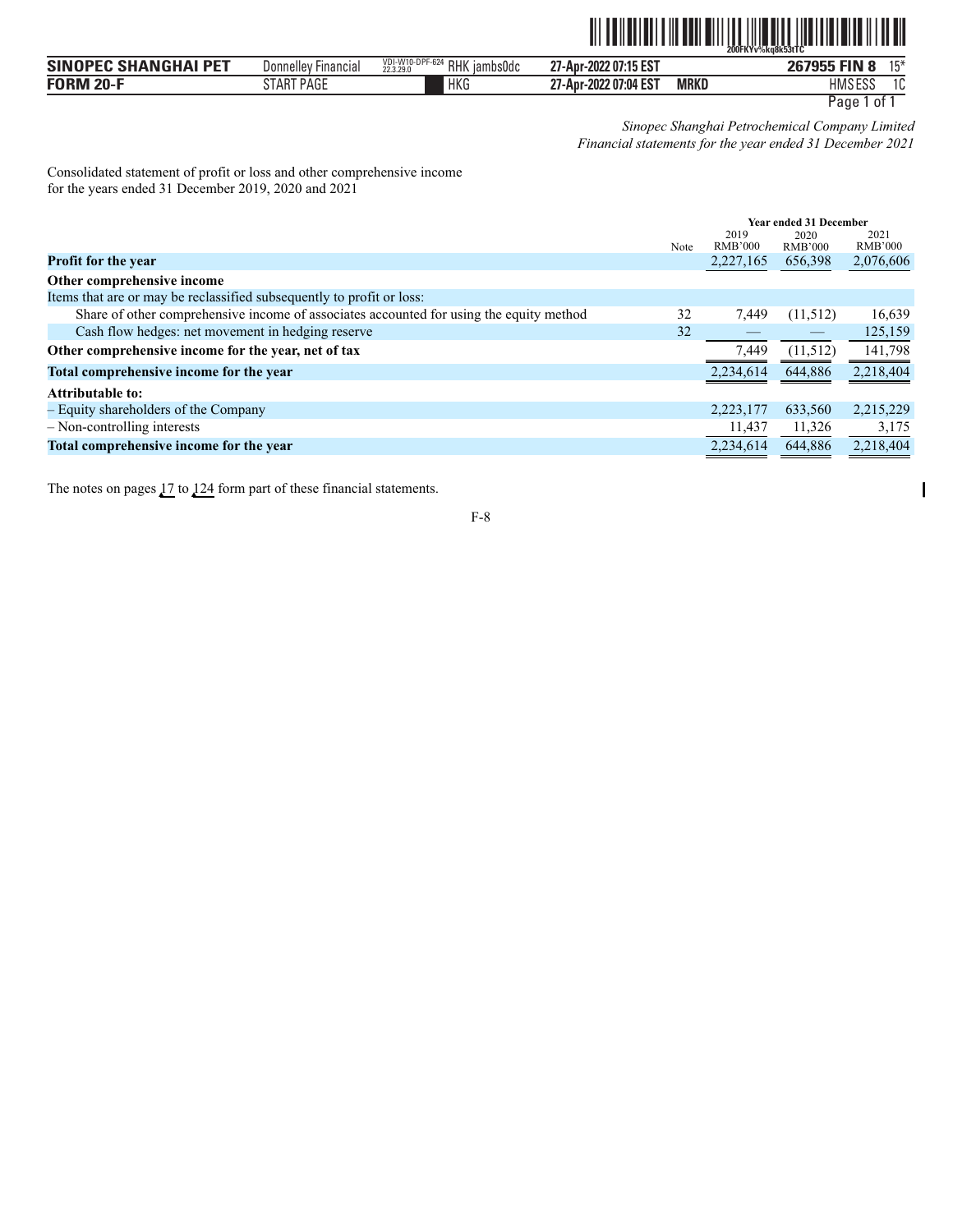*Sinopec Shanghai Petrochemical Company Limited*
*Financial statements for the year ended 31 December 2021*

Consolidated statement of profit or loss and other comprehensive income
for the years ended 31 December 2019, 2020 and 2021

| | Note | Year ended 31 December 2019 RMB'000 | 2020 RMB'000 | 2021 RMB'000 |
|---|---|---|---|---|
| **Profit for the year** | | 2,227,165 | 656,398 | 2,076,606 |
| **Other comprehensive income** | | | | |
| Items that are or may be reclassified subsequently to profit or loss: | | | | |
| Share of other comprehensive income of associates accounted for using the equity method | 32 | 7,449 | (11,512) | 16,639 |
| Cash flow hedges: net movement in hedging reserve | 32 | — | — | 125,159 |
| **Other comprehensive income for the year, net of tax** | | 7,449 | (11,512) | 141,798 |
| **Total comprehensive income for the year** | | 2,234,614 | 644,886 | 2,218,404 |
| **Attributable to:** | | | | |
| – Equity shareholders of the Company | | 2,223,177 | 633,560 | 2,215,229 |
| – Non-controlling interests | | 11,437 | 11,326 | 3,175 |
| **Total comprehensive income for the year** | | 2,234,614 | 644,886 | 2,218,404 |

The notes on pages 17 to 124 form part of these financial statements.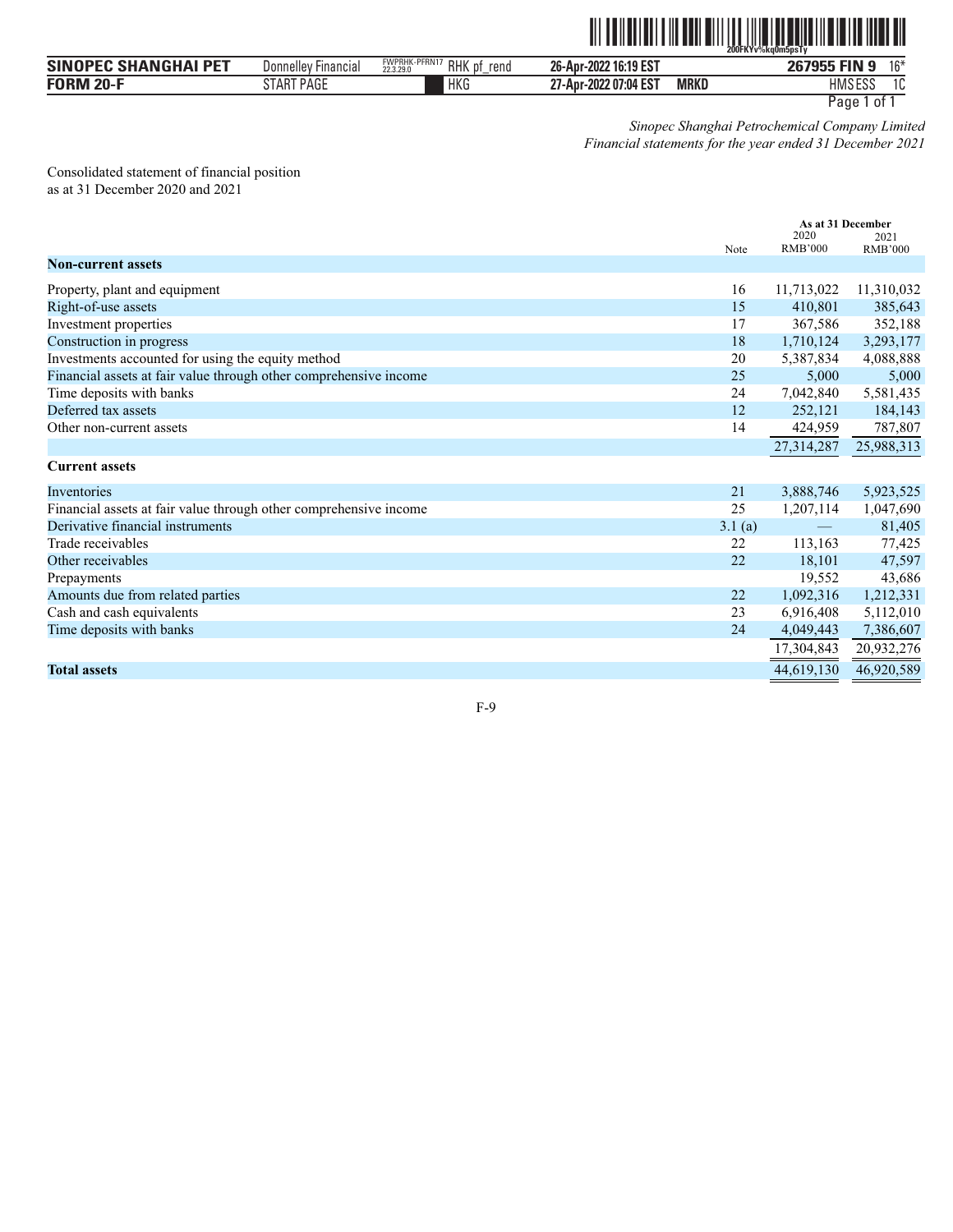*Sinopec Shanghai Petrochemical Company Limited*
*Financial statements for the year ended 31 December 2021*

Consolidated statement of financial position
as at 31 December 2020 and 2021

| | Note | As at 31 December 2020 RMB'000 | As at 31 December 2021 RMB'000 |
|---|---|---|---|
| **Non-current assets** | | | |
| Property, plant and equipment | 16 | 11,713,022 | 11,310,032 |
| Right-of-use assets | 15 | 410,801 | 385,643 |
| Investment properties | 17 | 367,586 | 352,188 |
| Construction in progress | 18 | 1,710,124 | 3,293,177 |
| Investments accounted for using the equity method | 20 | 5,387,834 | 4,088,888 |
| Financial assets at fair value through other comprehensive income | 25 | 5,000 | 5,000 |
| Time deposits with banks | 24 | 7,042,840 | 5,581,435 |
| Deferred tax assets | 12 | 252,121 | 184,143 |
| Other non-current assets | 14 | 424,959 | 787,807 |
| | | 27,314,287 | 25,988,313 |
| **Current assets** | | | |
| Inventories | 21 | 3,888,746 | 5,923,525 |
| Financial assets at fair value through other comprehensive income | 25 | 1,207,114 | 1,047,690 |
| Derivative financial instruments | 3.1 (a) | — | 81,405 |
| Trade receivables | 22 | 113,163 | 77,425 |
| Other receivables | 22 | 18,101 | 47,597 |
| Prepayments | | 19,552 | 43,686 |
| Amounts due from related parties | 22 | 1,092,316 | 1,212,331 |
| Cash and cash equivalents | 23 | 6,916,408 | 5,112,010 |
| Time deposits with banks | 24 | 4,049,443 | 7,386,607 |
| | | 17,304,843 | 20,932,276 |
| **Total assets** | | 44,619,130 | 46,920,589 |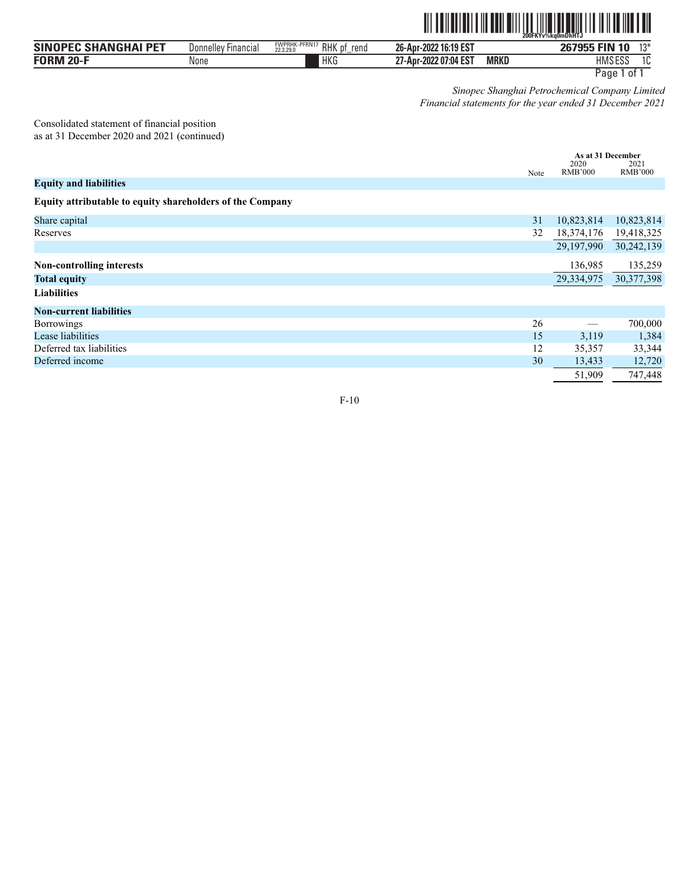*Sinopec Shanghai Petrochemical Company Limited*
*Financial statements for the year ended 31 December 2021*

Consolidated statement of financial position
as at 31 December 2020 and 2021 (continued)

| | Note | As at 31 December 2020 RMB'000 | As at 31 December 2021 RMB'000 |
|---|---|---|---|
| **Equity and liabilities** | | | |
| **Equity attributable to equity shareholders of the Company** | | | |
| Share capital | 31 | 10,823,814 | 10,823,814 |
| Reserves | 32 | 18,374,176 | 19,418,325 |
| | | 29,197,990 | 30,242,139 |
| **Non-controlling interests** | | 136,985 | 135,259 |
| **Total equity** | | 29,334,975 | 30,377,398 |
| **Liabilities** | | | |
| **Non-current liabilities** | | | |
| Borrowings | 26 | — | 700,000 |
| Lease liabilities | 15 | 3,119 | 1,384 |
| Deferred tax liabilities | 12 | 35,357 | 33,344 |
| Deferred income | 30 | 13,433 | 12,720 |
| | | 51,909 | 747,448 |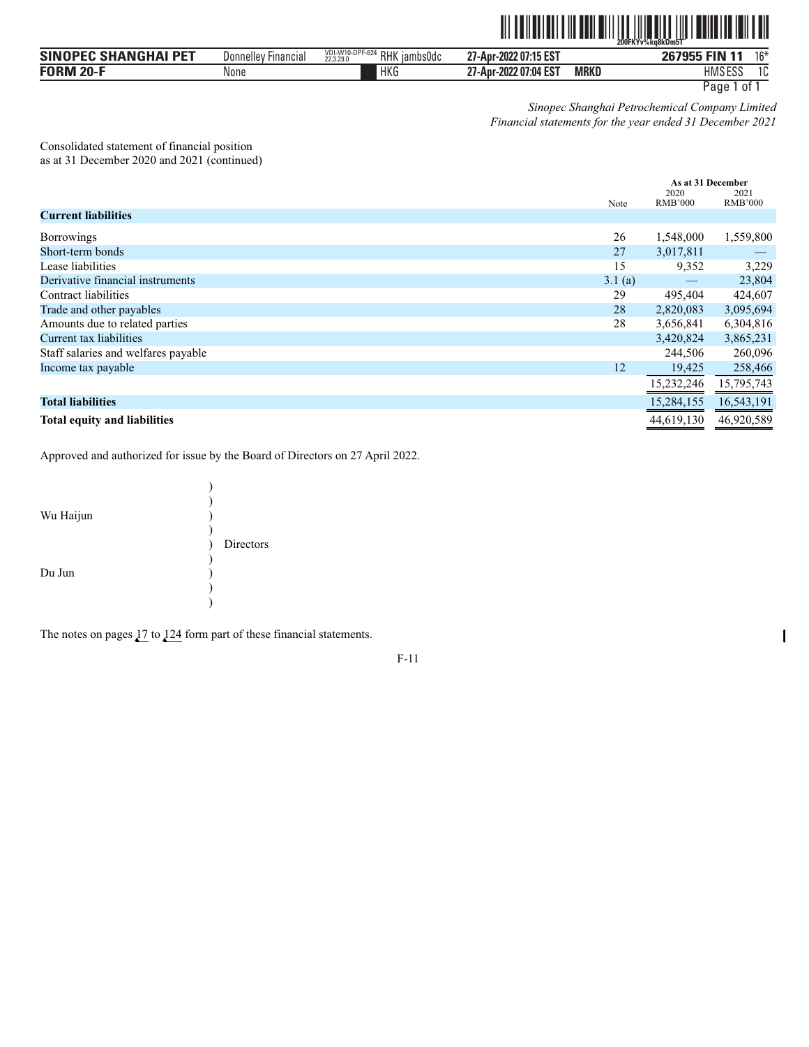*Sinopec Shanghai Petrochemical Company Limited*
*Financial statements for the year ended 31 December 2021*

Consolidated statement of financial position
as at 31 December 2020 and 2021 (continued)

| | Note | As at 31 December 2020 RMB'000 | As at 31 December 2021 RMB'000 |
|---|---|---|---|
| **Current liabilities** | | | |
| Borrowings | 26 | 1,548,000 | 1,559,800 |
| Short-term bonds | 27 | 3,017,811 | — |
| Lease liabilities | 15 | 9,352 | 3,229 |
| Derivative financial instruments | 3.1 (a) | — | 23,804 |
| Contract liabilities | 29 | 495,404 | 424,607 |
| Trade and other payables | 28 | 2,820,083 | 3,095,694 |
| Amounts due to related parties | 28 | 3,656,841 | 6,304,816 |
| Current tax liabilities | | 3,420,824 | 3,865,231 |
| Staff salaries and welfares payable | | 244,506 | 260,096 |
| Income tax payable | 12 | 19,425 | 258,466 |
| | | 15,232,246 | 15,795,743 |
| **Total liabilities** | | 15,284,155 | 16,543,191 |
| **Total equity and liabilities** | | 44,619,130 | 46,920,589 |

Approved and authorized for issue by the Board of Directors on 27 April 2022.

Wu Haijun )
) Directors
Du Jun )

The notes on pages 17 to 124 form part of these financial statements.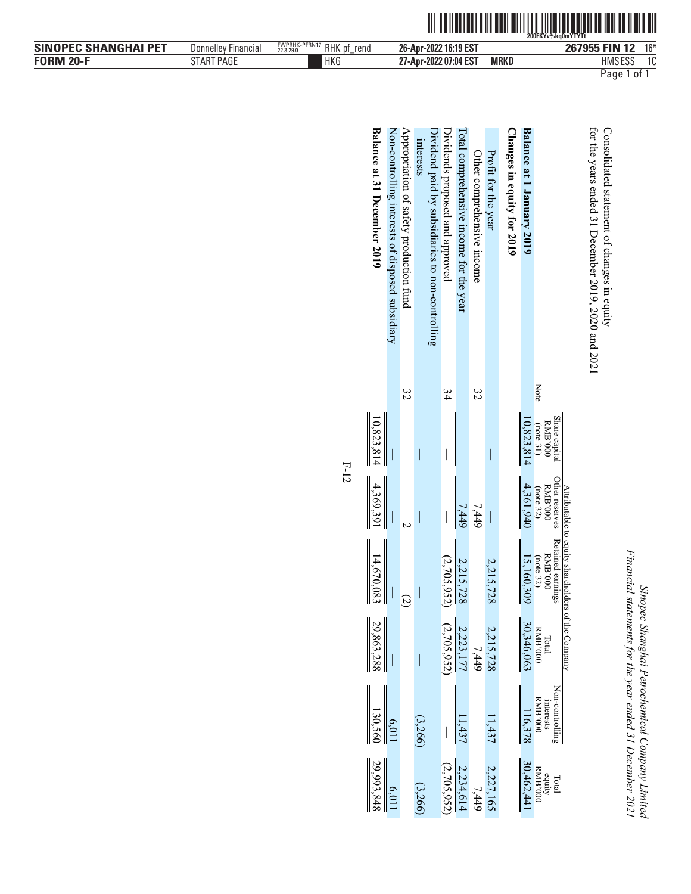*Sinopec Shanghai Petrochemical Company Limited*
*Financial statements for the year ended 31 December 2021*

Consolidated statement of changes in equity
for the years ended 31 December 2019, 2020 and 2021

| | Note | Attributable to equity shareholders of the Company | | | | Non-controlling interests RMB'000 | Total equity RMB'000 |
|---|---|---|---|---|---|---|---|
| | | Share capital RMB'000 (note 31) | Other reserves RMB'000 (note 32) | Retained earnings RMB'000 (note 32) | Total RMB'000 | | |
| **Balance at 1 January 2019** | | 10,823,814 | 4,361,940 | 15,160,309 | 30,346,063 | 116,378 | 30,462,441 |
| **Changes in equity for 2019** | | | | | | | |
| Profit for the year | | — | — | 2,215,728 | 2,215,728 | 11,437 | 2,227,165 |
| Other comprehensive income | 32 | — | 7,449 | — | 7,449 | — | 7,449 |
| Total comprehensive income for the year | | — | 7,449 | 2,215,728 | 2,223,177 | 11,437 | 2,234,614 |
| Dividends proposed and approved | 34 | — | — | (2,705,952) | (2,705,952) | — | (2,705,952) |
| Dividend paid by subsidiaries to non-controlling interests | | — | — | — | — | (3,266) | (3,266) |
| Appropriation of safety production fund | 32 | — | 2 | (2) | — | — | — |
| Non-controlling interests of disposed subsidiary | | — | — | — | — | 6,011 | 6,011 |
| **Balance at 31 December 2019** | | 10,823,814 | 4,369,391 | 14,670,083 | 29,863,288 | 130,560 | 29,993,848 |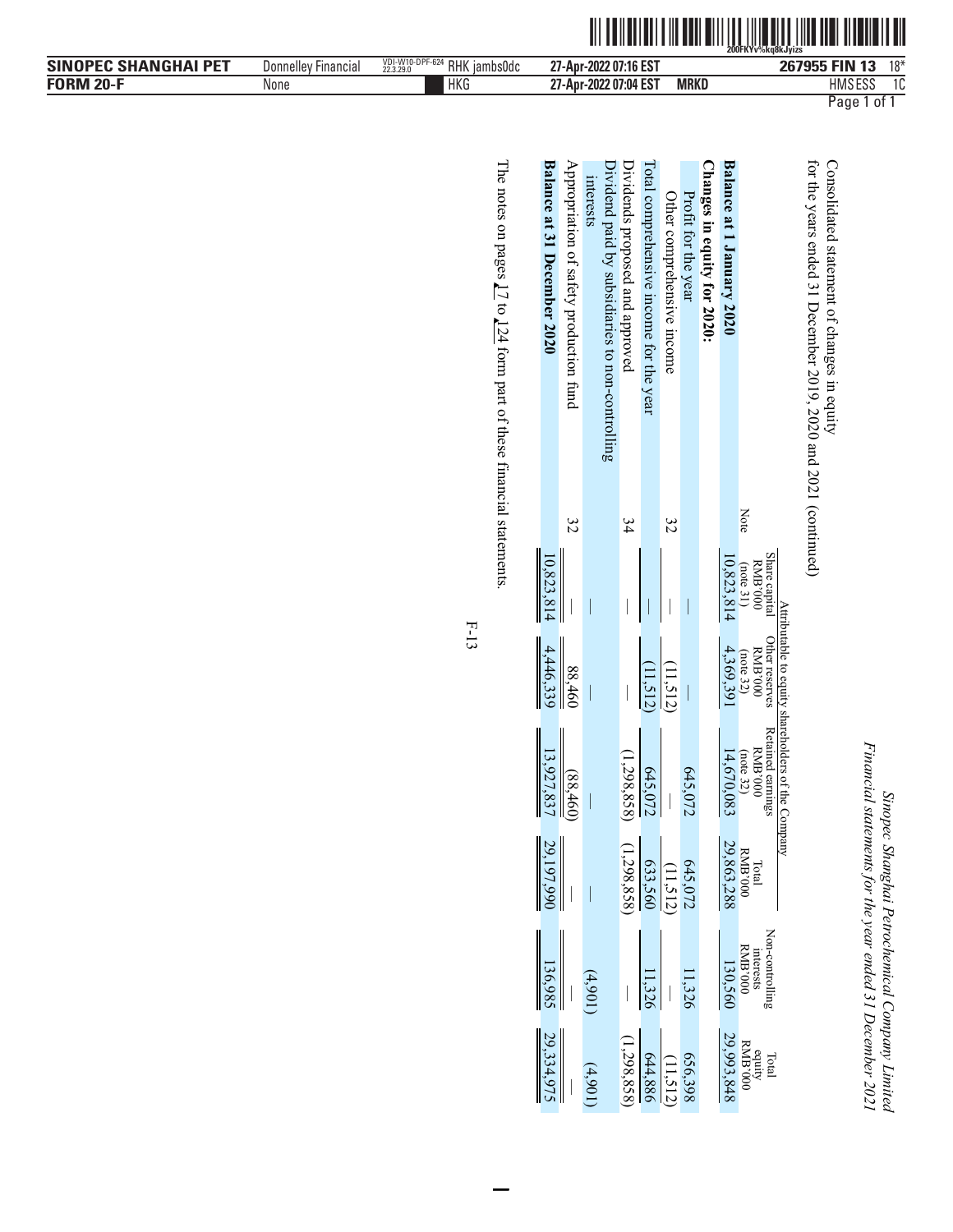*Sinopec Shanghai Petrochemical Company Limited*
*Financial statements for the year ended 31 December 2021*

Consolidated statement of changes in equity
for the years ended 31 December 2019, 2020 and 2021 (continued)

| | Note | Attributable to equity shareholders of the Company | | | | | |
|---|---|---|---|---|---|---|---|
| | | Share capital RMB'000 (note 31) | Other reserves RMB'000 (note 32) | Retained earnings RMB'000 (note 32) | Total RMB'000 | Non-controlling interests RMB'000 | Total equity RMB'000 |
| **Balance at 1 January 2020** | | 10,823,814 | 4,369,391 | 14,670,083 | 29,863,288 | 130,560 | 29,993,848 |
| **Changes in equity for 2020:** | | | | | | | |
| Profit for the year | | — | — | 645,072 | 645,072 | 11,326 | 656,398 |
| Other comprehensive income | 32 | — | (11,512) | — | (11,512) | — | (11,512) |
| Total comprehensive income for the year | | — | (11,512) | 645,072 | 633,560 | 11,326 | 644,886 |
| Dividends proposed and approved | 34 | — | — | (1,298,858) | (1,298,858) | — | (1,298,858) |
| Dividend paid by subsidiaries to non-controlling interests | | — | — | — | — | (4,901) | (4,901) |
| Appropriation of safety production fund | 32 | — | 88,460 | (88,460) | — | — | — |
| **Balance at 31 December 2020** | | 10,823,814 | 4,446,339 | 13,927,837 | 29,197,990 | 136,985 | 29,334,975 |

The notes on pages 17 to 124 form part of these financial statements.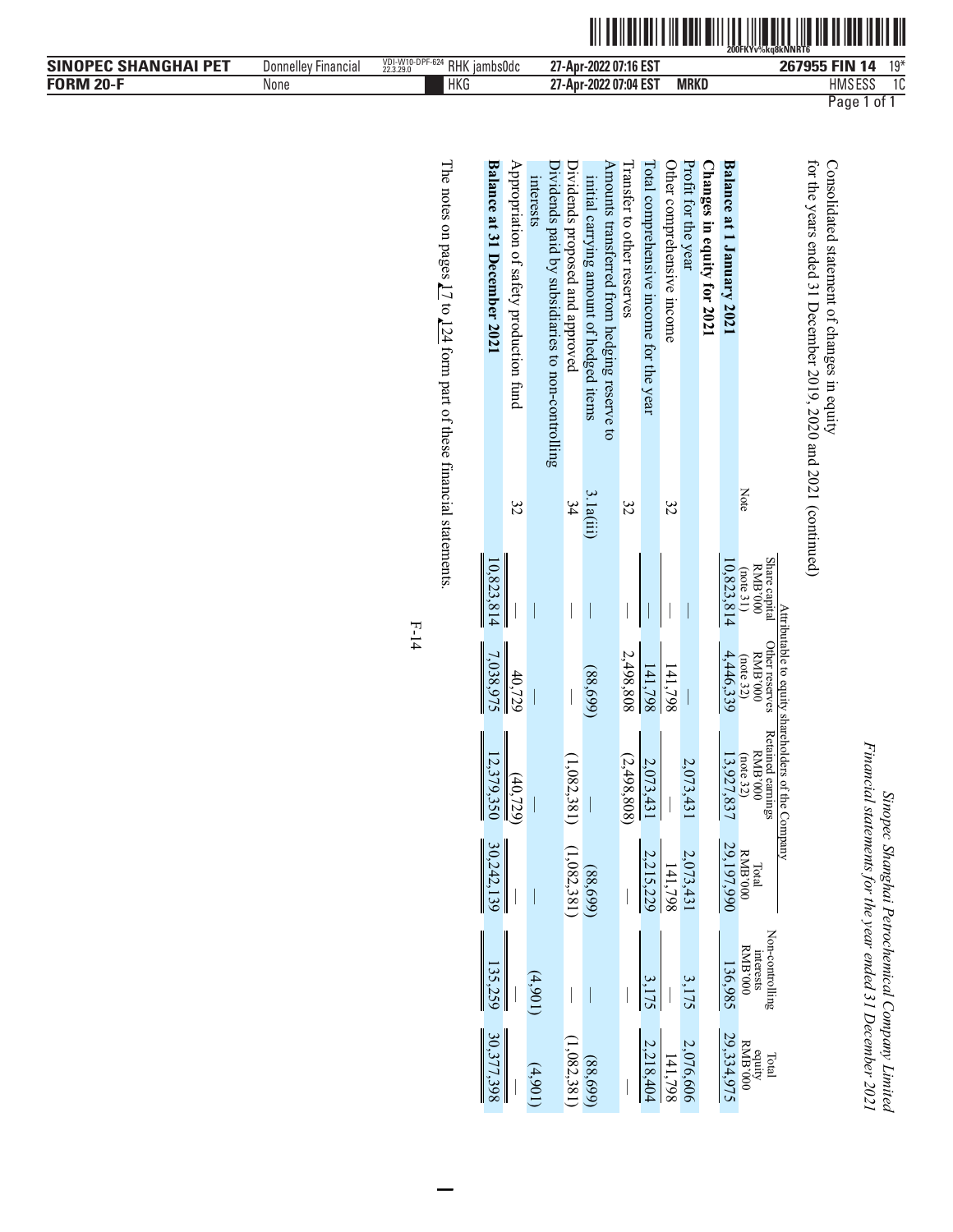*Sinopec Shanghai Petrochemical Company Limited*
*Financial statements for the year ended 31 December 2021*

Consolidated statement of changes in equity
for the years ended 31 December 2019, 2020 and 2021 (continued)

| | Note | Attributable to equity shareholders of the Company | | | | Non-controlling interests RMB'000 | Total equity RMB'000 |
|---|---|---|---|---|---|---|---|
| | | Share capital RMB'000 (note 31) | Other reserves RMB'000 (note 32) | Retained earnings RMB'000 (note 32) | Total RMB'000 | | |
| **Balance at 1 January 2021** | | 10,823,814 | 4,446,339 | 13,927,837 | 29,197,990 | 136,985 | 29,334,975 |
| **Changes in equity for 2021** | | | | | | | |
| Profit for the year | | — | — | 2,073,431 | 2,073,431 | 3,175 | 2,076,606 |
| Other comprehensive income | 32 | — | 141,798 | — | 141,798 | — | 141,798 |
| Total comprehensive income for the year | | — | 141,798 | 2,073,431 | 2,215,229 | 3,175 | 2,218,404 |
| Transfer to other reserves | 32 | — | 2,498,808 | (2,498,808) | — | — | — |
| Amounts transferred from hedging reserve to initial carrying amount of hedged items | 3.1a(iii) | — | (88,699) | — | (88,699) | — | (88,699) |
| Dividends proposed and approved | 34 | — | — | (1,082,381) | (1,082,381) | — | (1,082,381) |
| Dividends paid by subsidiaries to non-controlling interests | | — | — | — | — | (4,901) | (4,901) |
| Appropriation of safety production fund | 32 | — | 40,729 | (40,729) | — | — | — |
| **Balance at 31 December 2021** | | 10,823,814 | 7,038,975 | 12,379,350 | 30,242,139 | 135,259 | 30,377,398 |

The notes on pages 17 to 124 form part of these financial statements.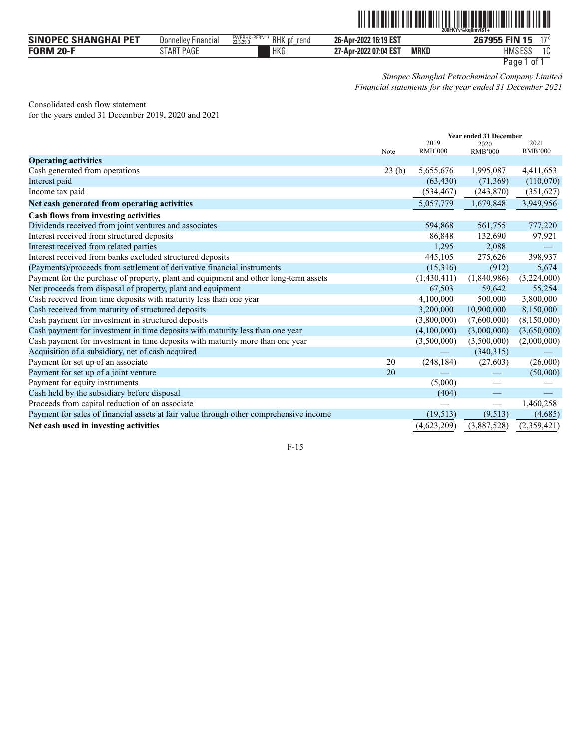*Sinopec Shanghai Petrochemical Company Limited*
*Financial statements for the year ended 31 December 2021*

Consolidated cash flow statement
for the years ended 31 December 2019, 2020 and 2021

| | Note | Year ended 31 December 2019 RMB'000 | 2020 RMB'000 | 2021 RMB'000 |
|---|---|---|---|---|
| **Operating activities** | | | | |
| Cash generated from operations | 23 (b) | 5,655,676 | 1,995,087 | 4,411,653 |
| Interest paid | | (63,430) | (71,369) | (110,070) |
| Income tax paid | | (534,467) | (243,870) | (351,627) |
| **Net cash generated from operating activities** | | 5,057,779 | 1,679,848 | 3,949,956 |
| **Cash flows from investing activities** | | | | |
| Dividends received from joint ventures and associates | | 594,868 | 561,755 | 777,220 |
| Interest received from structured deposits | | 86,848 | 132,690 | 97,921 |
| Interest received from related parties | | 1,295 | 2,088 | — |
| Interest received from banks excluded structured deposits | | 445,105 | 275,626 | 398,937 |
| (Payments)/proceeds from settlement of derivative financial instruments | | (15,316) | (912) | 5,674 |
| Payment for the purchase of property, plant and equipment and other long-term assets | | (1,430,411) | (1,840,986) | (3,224,000) |
| Net proceeds from disposal of property, plant and equipment | | 67,503 | 59,642 | 55,254 |
| Cash received from time deposits with maturity less than one year | | 4,100,000 | 500,000 | 3,800,000 |
| Cash received from maturity of structured deposits | | 3,200,000 | 10,900,000 | 8,150,000 |
| Cash payment for investment in structured deposits | | (3,800,000) | (7,600,000) | (8,150,000) |
| Cash payment for investment in time deposits with maturity less than one year | | (4,100,000) | (3,000,000) | (3,650,000) |
| Cash payment for investment in time deposits with maturity more than one year | | (3,500,000) | (3,500,000) | (2,000,000) |
| Acquisition of a subsidiary, net of cash acquired | | — | (340,315) | — |
| Payment for set up of an associate | 20 | (248,184) | (27,603) | (26,000) |
| Payment for set up of a joint venture | 20 | — | — | (50,000) |
| Payment for equity instruments | | (5,000) | — | — |
| Cash held by the subsidiary before disposal | | (404) | — | — |
| Proceeds from capital reduction of an associate | | — | — | 1,460,258 |
| Payment for sales of financial assets at fair value through other comprehensive income | | (19,513) | (9,513) | (4,685) |
| **Net cash used in investing activities** | | (4,623,209) | (3,887,528) | (2,359,421) |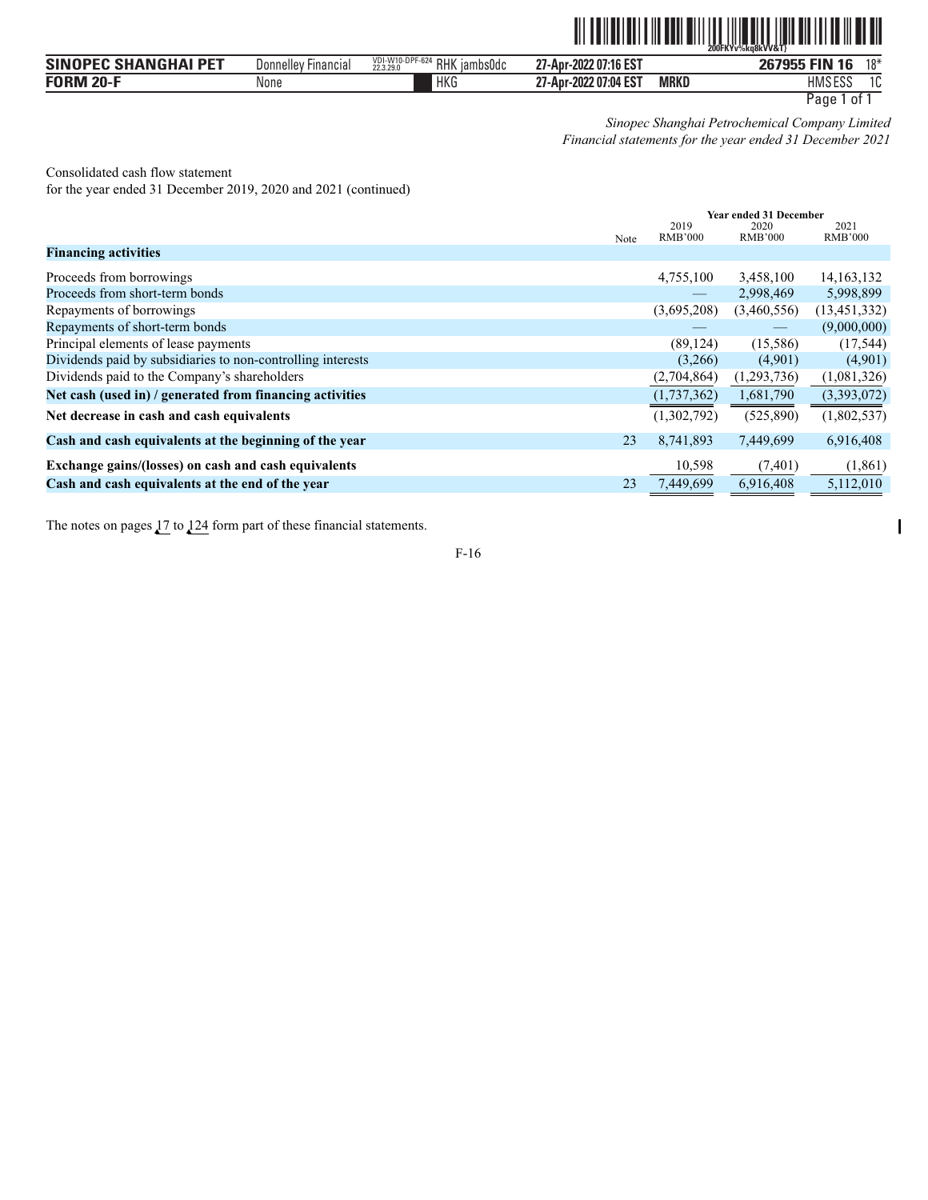*Sinopec Shanghai Petrochemical Company Limited*
*Financial statements for the year ended 31 December 2021*

Consolidated cash flow statement
for the year ended 31 December 2019, 2020 and 2021 (continued)

| | Note | 2019 RMB'000 | 2020 RMB'000 | 2021 RMB'000 |
|---|---|---|---|---|
| | | **Year ended 31 December** | | |
| **Financing activities** | | | | |
| Proceeds from borrowings | | 4,755,100 | 3,458,100 | 14,163,132 |
| Proceeds from short-term bonds | | — | 2,998,469 | 5,998,899 |
| Repayments of borrowings | | (3,695,208) | (3,460,556) | (13,451,332) |
| Repayments of short-term bonds | | — | — | (9,000,000) |
| Principal elements of lease payments | | (89,124) | (15,586) | (17,544) |
| Dividends paid by subsidiaries to non-controlling interests | | (3,266) | (4,901) | (4,901) |
| Dividends paid to the Company's shareholders | | (2,704,864) | (1,293,736) | (1,081,326) |
| **Net cash (used in) / generated from financing activities** | | (1,737,362) | 1,681,790 | (3,393,072) |
| **Net decrease in cash and cash equivalents** | | (1,302,792) | (525,890) | (1,802,537) |
| **Cash and cash equivalents at the beginning of the year** | 23 | 8,741,893 | 7,449,699 | 6,916,408 |
| **Exchange gains/(losses) on cash and cash equivalents** | | 10,598 | (7,401) | (1,861) |
| **Cash and cash equivalents at the end of the year** | 23 | 7,449,699 | 6,916,408 | 5,112,010 |

The notes on pages 17 to 124 form part of these financial statements.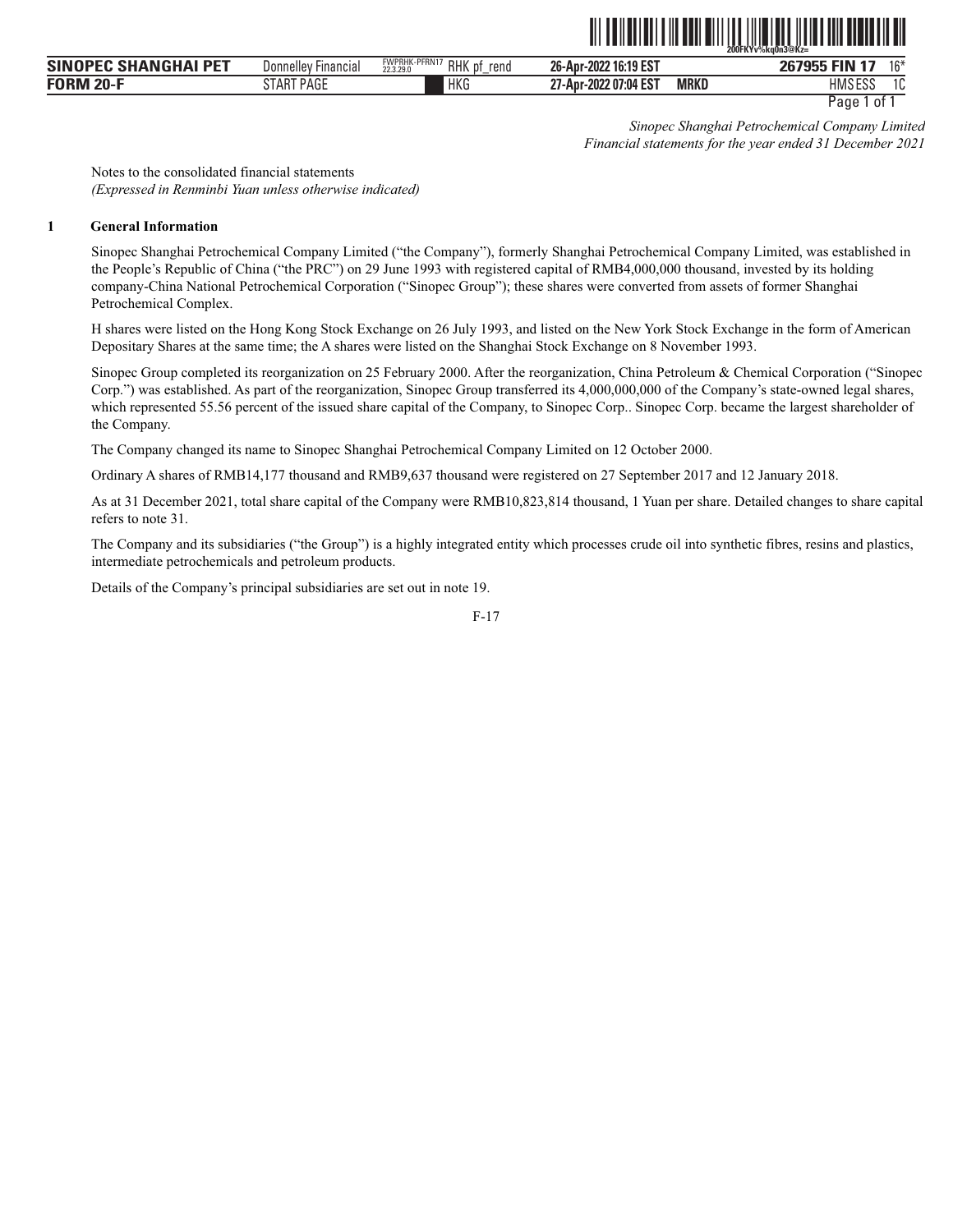*Sinopec Shanghai Petrochemical Company Limited*
*Financial statements for the year ended 31 December 2021*

Notes to the consolidated financial statements
*(Expressed in Renminbi Yuan unless otherwise indicated)*

## 1 General Information

Sinopec Shanghai Petrochemical Company Limited ("the Company"), formerly Shanghai Petrochemical Company Limited, was established in the People's Republic of China ("the PRC") on 29 June 1993 with registered capital of RMB4,000,000 thousand, invested by its holding company-China National Petrochemical Corporation ("Sinopec Group"); these shares were converted from assets of former Shanghai Petrochemical Complex.

H shares were listed on the Hong Kong Stock Exchange on 26 July 1993, and listed on the New York Stock Exchange in the form of American Depositary Shares at the same time; the A shares were listed on the Shanghai Stock Exchange on 8 November 1993.

Sinopec Group completed its reorganization on 25 February 2000. After the reorganization, China Petroleum & Chemical Corporation ("Sinopec Corp.") was established. As part of the reorganization, Sinopec Group transferred its 4,000,000,000 of the Company's state-owned legal shares, which represented 55.56 percent of the issued share capital of the Company, to Sinopec Corp.. Sinopec Corp. became the largest shareholder of the Company.

The Company changed its name to Sinopec Shanghai Petrochemical Company Limited on 12 October 2000.

Ordinary A shares of RMB14,177 thousand and RMB9,637 thousand were registered on 27 September 2017 and 12 January 2018.

As at 31 December 2021, total share capital of the Company were RMB10,823,814 thousand, 1 Yuan per share. Detailed changes to share capital refers to note 31.

The Company and its subsidiaries ("the Group") is a highly integrated entity which processes crude oil into synthetic fibres, resins and plastics, intermediate petrochemicals and petroleum products.

Details of the Company's principal subsidiaries are set out in note 19.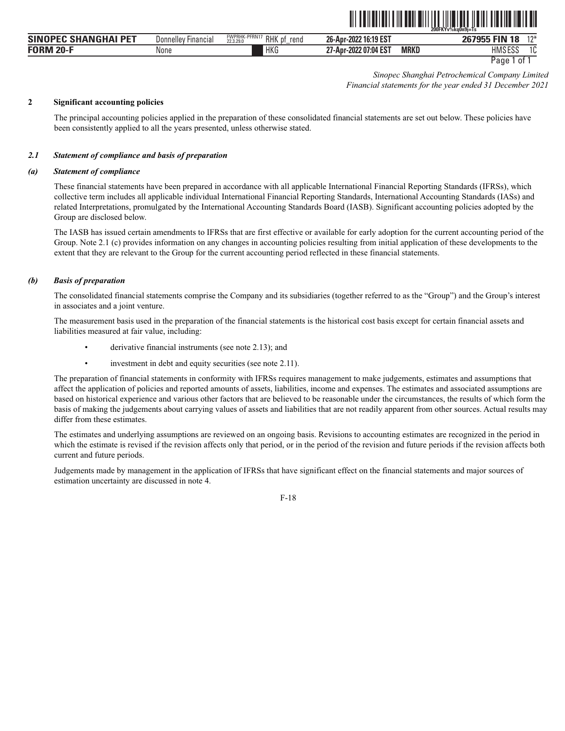*Sinopec Shanghai Petrochemical Company Limited*
*Financial statements for the year ended 31 December 2021*

## 2 Significant accounting policies

The principal accounting policies applied in the preparation of these consolidated financial statements are set out below. These policies have been consistently applied to all the years presented, unless otherwise stated.

### *2.1 Statement of compliance and basis of preparation*

#### *(a) Statement of compliance*

These financial statements have been prepared in accordance with all applicable International Financial Reporting Standards (IFRSs), which collective term includes all applicable individual International Financial Reporting Standards, International Accounting Standards (IASs) and related Interpretations, promulgated by the International Accounting Standards Board (IASB). Significant accounting policies adopted by the Group are disclosed below.

The IASB has issued certain amendments to IFRSs that are first effective or available for early adoption for the current accounting period of the Group. Note 2.1 (c) provides information on any changes in accounting policies resulting from initial application of these developments to the extent that they are relevant to the Group for the current accounting period reflected in these financial statements.

#### *(b) Basis of preparation*

The consolidated financial statements comprise the Company and its subsidiaries (together referred to as the "Group") and the Group's interest in associates and a joint venture.

The measurement basis used in the preparation of the financial statements is the historical cost basis except for certain financial assets and liabilities measured at fair value, including:

- derivative financial instruments (see note 2.13); and
- investment in debt and equity securities (see note 2.11).

The preparation of financial statements in conformity with IFRSs requires management to make judgements, estimates and assumptions that affect the application of policies and reported amounts of assets, liabilities, income and expenses. The estimates and associated assumptions are based on historical experience and various other factors that are believed to be reasonable under the circumstances, the results of which form the basis of making the judgements about carrying values of assets and liabilities that are not readily apparent from other sources. Actual results may differ from these estimates.

The estimates and underlying assumptions are reviewed on an ongoing basis. Revisions to accounting estimates are recognized in the period in which the estimate is revised if the revision affects only that period, or in the period of the revision and future periods if the revision affects both current and future periods.

Judgements made by management in the application of IFRSs that have significant effect on the financial statements and major sources of estimation uncertainty are discussed in note 4.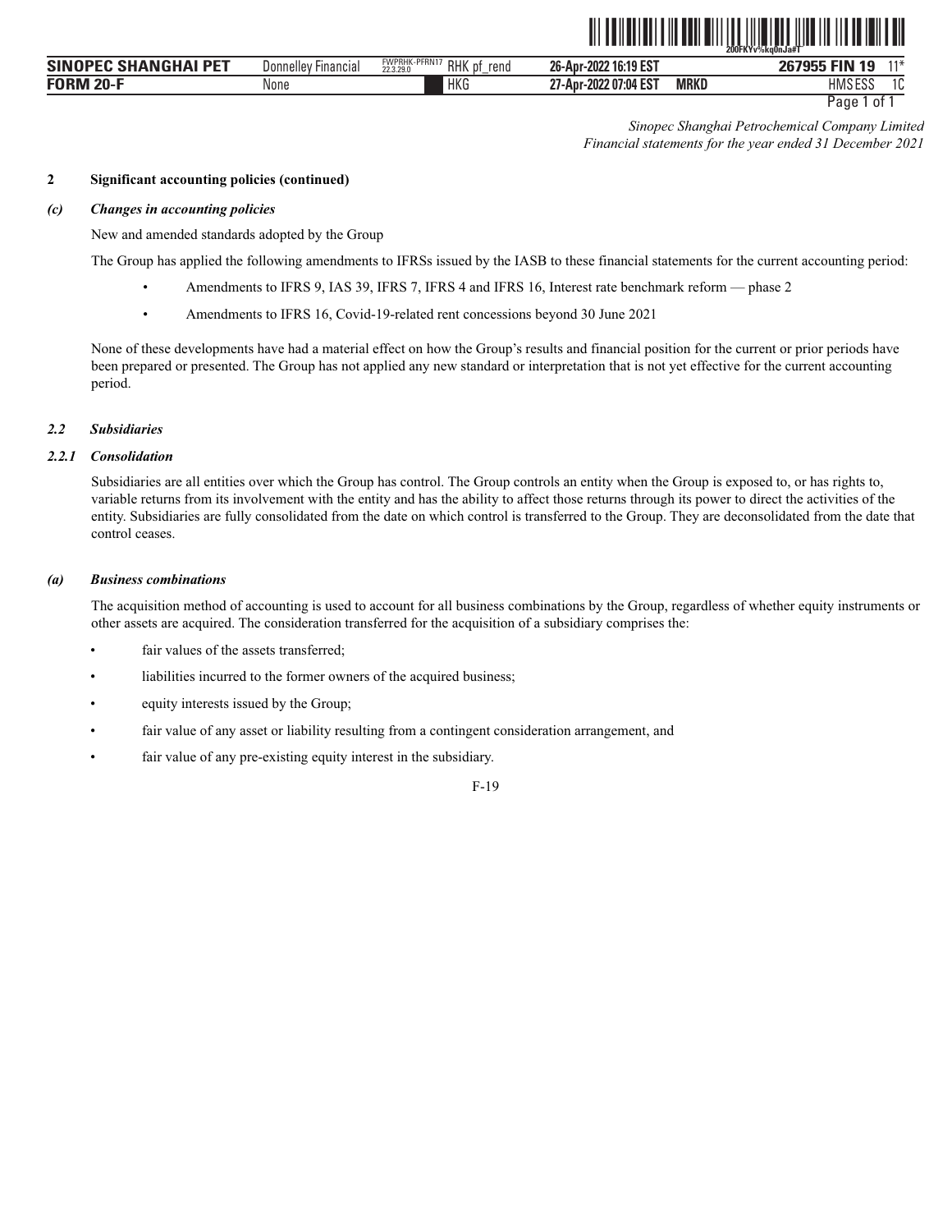*Sinopec Shanghai Petrochemical Company Limited*
*Financial statements for the year ended 31 December 2021*

## 2 Significant accounting policies (continued)

### *(c) Changes in accounting policies*

New and amended standards adopted by the Group

The Group has applied the following amendments to IFRSs issued by the IASB to these financial statements for the current accounting period:

- Amendments to IFRS 9, IAS 39, IFRS 7, IFRS 4 and IFRS 16, Interest rate benchmark reform — phase 2
- Amendments to IFRS 16, Covid-19-related rent concessions beyond 30 June 2021

None of these developments have had a material effect on how the Group's results and financial position for the current or prior periods have been prepared or presented. The Group has not applied any new standard or interpretation that is not yet effective for the current accounting period.

### *2.2 Subsidiaries*

#### *2.2.1 Consolidation*

Subsidiaries are all entities over which the Group has control. The Group controls an entity when the Group is exposed to, or has rights to, variable returns from its involvement with the entity and has the ability to affect those returns through its power to direct the activities of the entity. Subsidiaries are fully consolidated from the date on which control is transferred to the Group. They are deconsolidated from the date that control ceases.

#### *(a) Business combinations*

The acquisition method of accounting is used to account for all business combinations by the Group, regardless of whether equity instruments or other assets are acquired. The consideration transferred for the acquisition of a subsidiary comprises the:

- fair values of the assets transferred;
- liabilities incurred to the former owners of the acquired business;
- equity interests issued by the Group;
- fair value of any asset or liability resulting from a contingent consideration arrangement, and
- fair value of any pre-existing equity interest in the subsidiary.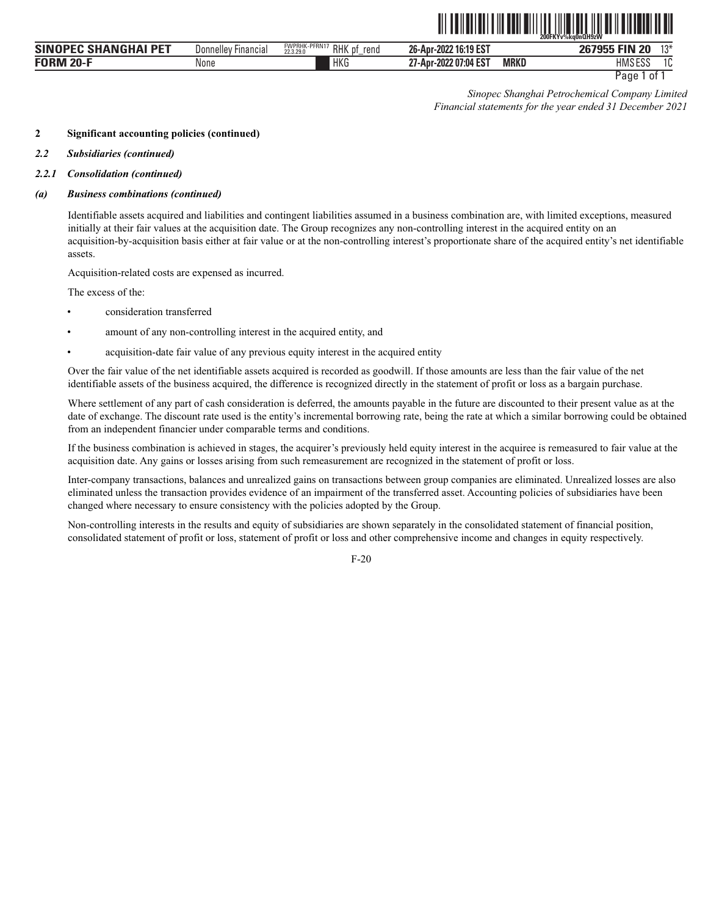*Sinopec Shanghai Petrochemical Company Limited*
*Financial statements for the year ended 31 December 2021*

**2 Significant accounting policies (continued)**

***2.2 Subsidiaries (continued)***

***2.2.1 Consolidation (continued)***

***(a) Business combinations (continued)***

Identifiable assets acquired and liabilities and contingent liabilities assumed in a business combination are, with limited exceptions, measured initially at their fair values at the acquisition date. The Group recognizes any non-controlling interest in the acquired entity on an acquisition-by-acquisition basis either at fair value or at the non-controlling interest's proportionate share of the acquired entity's net identifiable assets.

Acquisition-related costs are expensed as incurred.

The excess of the:

- consideration transferred
- amount of any non-controlling interest in the acquired entity, and
- acquisition-date fair value of any previous equity interest in the acquired entity

Over the fair value of the net identifiable assets acquired is recorded as goodwill. If those amounts are less than the fair value of the net identifiable assets of the business acquired, the difference is recognized directly in the statement of profit or loss as a bargain purchase.

Where settlement of any part of cash consideration is deferred, the amounts payable in the future are discounted to their present value as at the date of exchange. The discount rate used is the entity's incremental borrowing rate, being the rate at which a similar borrowing could be obtained from an independent financier under comparable terms and conditions.

If the business combination is achieved in stages, the acquirer's previously held equity interest in the acquiree is remeasured to fair value at the acquisition date. Any gains or losses arising from such remeasurement are recognized in the statement of profit or loss.

Inter-company transactions, balances and unrealized gains on transactions between group companies are eliminated. Unrealized losses are also eliminated unless the transaction provides evidence of an impairment of the transferred asset. Accounting policies of subsidiaries have been changed where necessary to ensure consistency with the policies adopted by the Group.

Non-controlling interests in the results and equity of subsidiaries are shown separately in the consolidated statement of financial position, consolidated statement of profit or loss, statement of profit or loss and other comprehensive income and changes in equity respectively.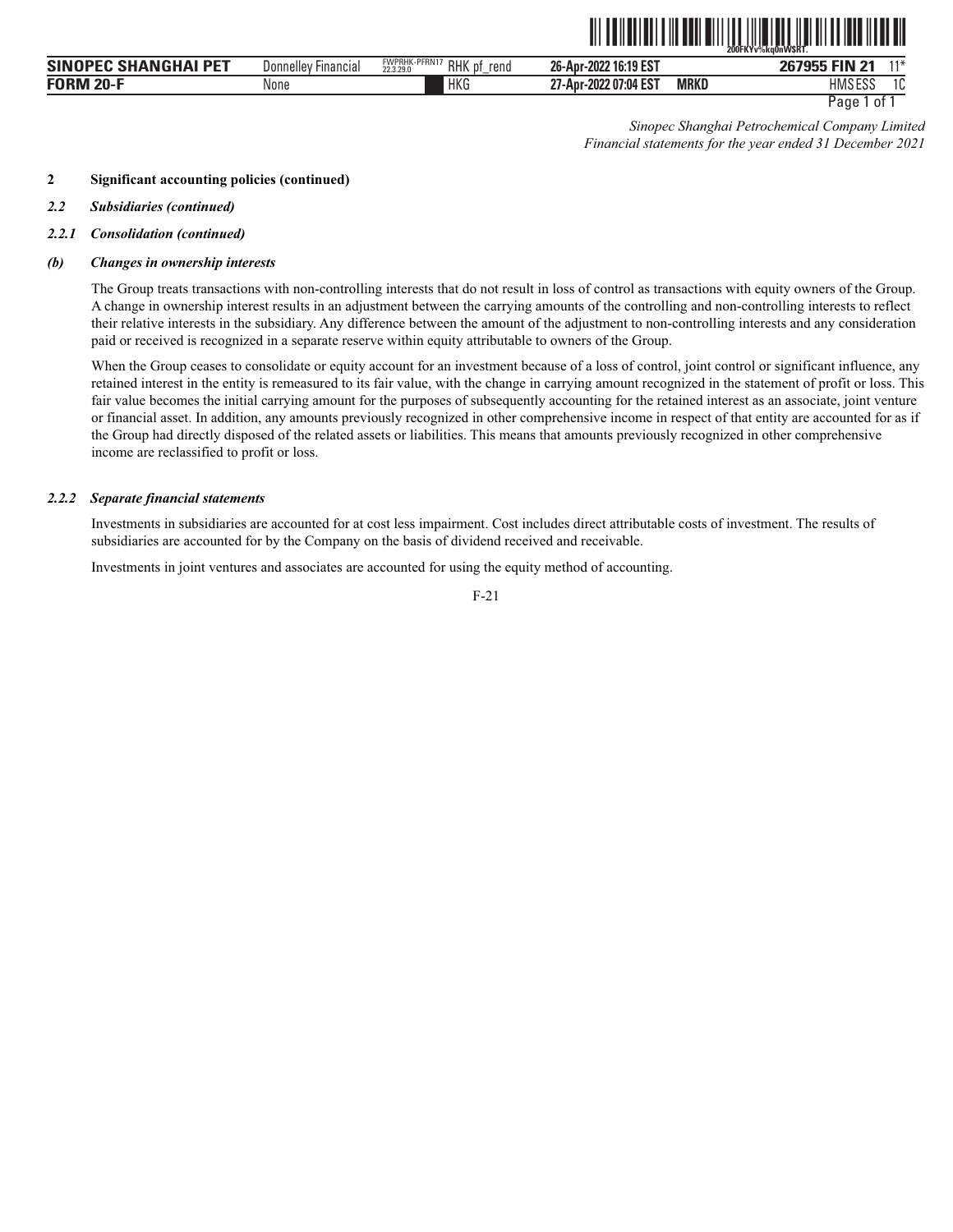## 2 Significant accounting policies (continued)

### *2.2 Subsidiaries (continued)*

#### *2.2.1 Consolidation (continued)*

##### *(b) Changes in ownership interests*

The Group treats transactions with non-controlling interests that do not result in loss of control as transactions with equity owners of the Group. A change in ownership interest results in an adjustment between the carrying amounts of the controlling and non-controlling interests to reflect their relative interests in the subsidiary. Any difference between the amount of the adjustment to non-controlling interests and any consideration paid or received is recognized in a separate reserve within equity attributable to owners of the Group.

When the Group ceases to consolidate or equity account for an investment because of a loss of control, joint control or significant influence, any retained interest in the entity is remeasured to its fair value, with the change in carrying amount recognized in the statement of profit or loss. This fair value becomes the initial carrying amount for the purposes of subsequently accounting for the retained interest as an associate, joint venture or financial asset. In addition, any amounts previously recognized in other comprehensive income in respect of that entity are accounted for as if the Group had directly disposed of the related assets or liabilities. This means that amounts previously recognized in other comprehensive income are reclassified to profit or loss.

#### *2.2.2 Separate financial statements*

Investments in subsidiaries are accounted for at cost less impairment. Cost includes direct attributable costs of investment. The results of subsidiaries are accounted for by the Company on the basis of dividend received and receivable.

Investments in joint ventures and associates are accounted for using the equity method of accounting.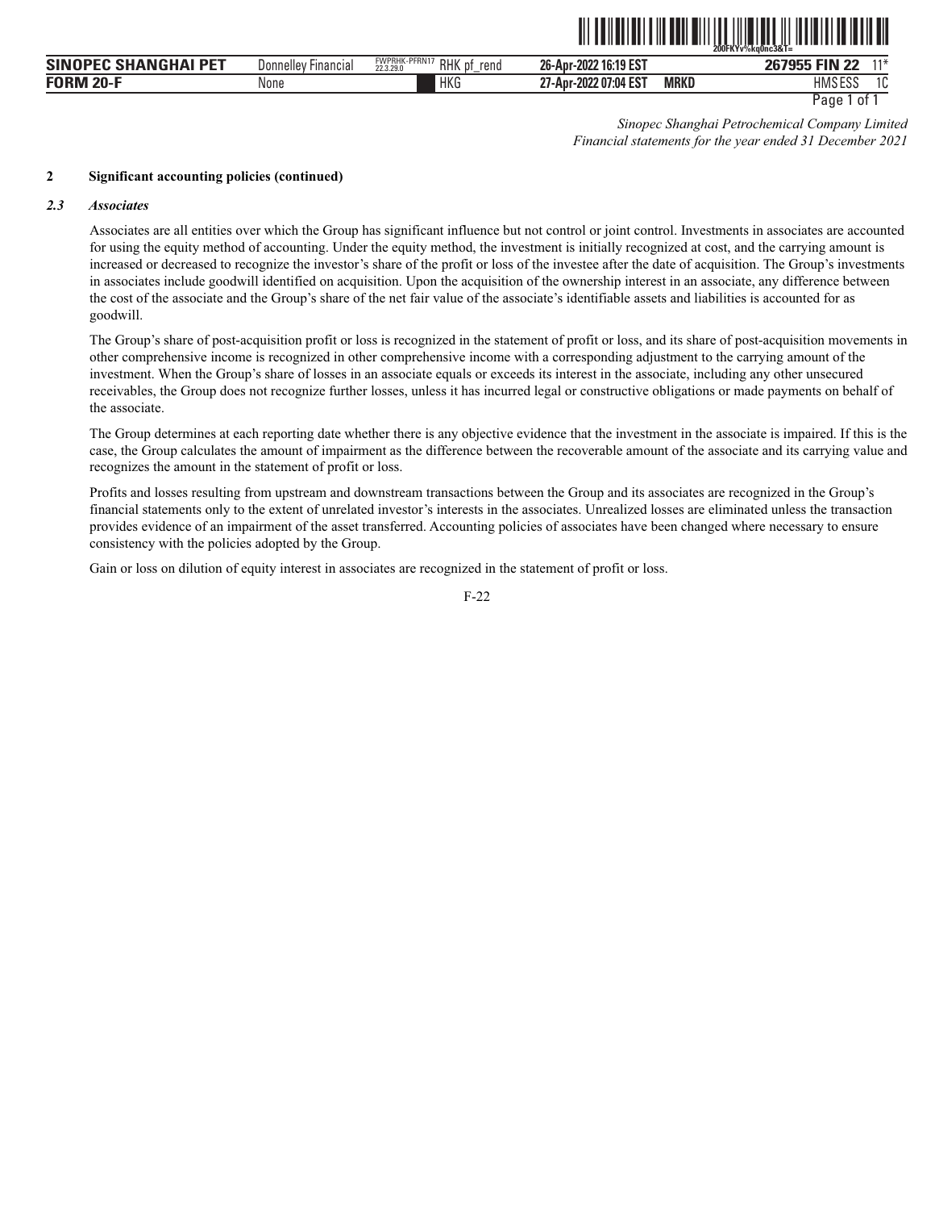Sinopec Shanghai Petrochemical Company Limited
*Financial statements for the year ended 31 December 2021*

## 2 Significant accounting policies (continued)

### *2.3 Associates*

Associates are all entities over which the Group has significant influence but not control or joint control. Investments in associates are accounted for using the equity method of accounting. Under the equity method, the investment is initially recognized at cost, and the carrying amount is increased or decreased to recognize the investor's share of the profit or loss of the investee after the date of acquisition. The Group's investments in associates include goodwill identified on acquisition. Upon the acquisition of the ownership interest in an associate, any difference between the cost of the associate and the Group's share of the net fair value of the associate's identifiable assets and liabilities is accounted for as goodwill.

The Group's share of post-acquisition profit or loss is recognized in the statement of profit or loss, and its share of post-acquisition movements in other comprehensive income is recognized in other comprehensive income with a corresponding adjustment to the carrying amount of the investment. When the Group's share of losses in an associate equals or exceeds its interest in the associate, including any other unsecured receivables, the Group does not recognize further losses, unless it has incurred legal or constructive obligations or made payments on behalf of the associate.

The Group determines at each reporting date whether there is any objective evidence that the investment in the associate is impaired. If this is the case, the Group calculates the amount of impairment as the difference between the recoverable amount of the associate and its carrying value and recognizes the amount in the statement of profit or loss.

Profits and losses resulting from upstream and downstream transactions between the Group and its associates are recognized in the Group's financial statements only to the extent of unrelated investor's interests in the associates. Unrealized losses are eliminated unless the transaction provides evidence of an impairment of the asset transferred. Accounting policies of associates have been changed where necessary to ensure consistency with the policies adopted by the Group.

Gain or loss on dilution of equity interest in associates are recognized in the statement of profit or loss.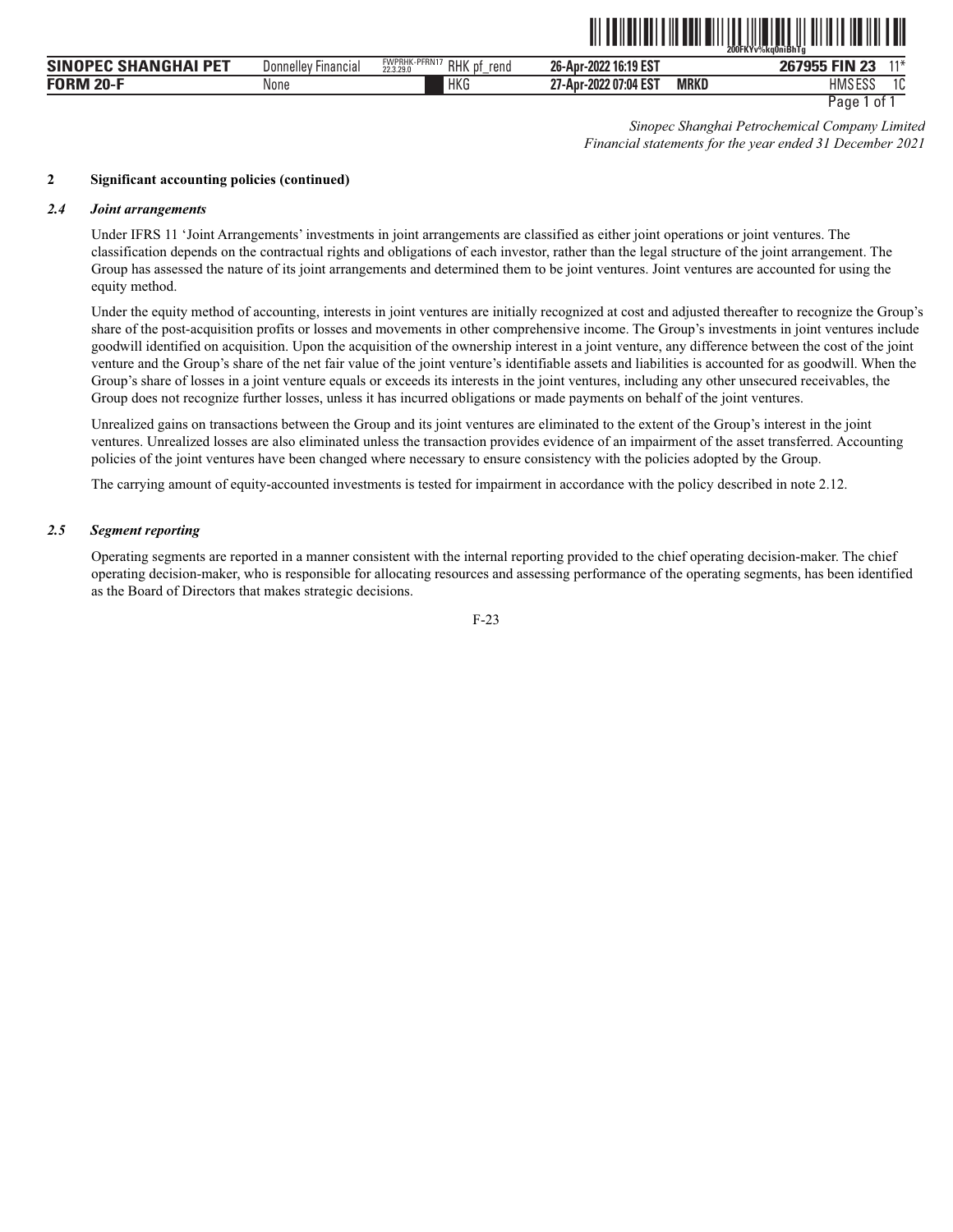*Sinopec Shanghai Petrochemical Company Limited*
*Financial statements for the year ended 31 December 2021*

## 2 Significant accounting policies (continued)

### *2.4 Joint arrangements*

Under IFRS 11 'Joint Arrangements' investments in joint arrangements are classified as either joint operations or joint ventures. The classification depends on the contractual rights and obligations of each investor, rather than the legal structure of the joint arrangement. The Group has assessed the nature of its joint arrangements and determined them to be joint ventures. Joint ventures are accounted for using the equity method.

Under the equity method of accounting, interests in joint ventures are initially recognized at cost and adjusted thereafter to recognize the Group's share of the post-acquisition profits or losses and movements in other comprehensive income. The Group's investments in joint ventures include goodwill identified on acquisition. Upon the acquisition of the ownership interest in a joint venture, any difference between the cost of the joint venture and the Group's share of the net fair value of the joint venture's identifiable assets and liabilities is accounted for as goodwill. When the Group's share of losses in a joint venture equals or exceeds its interests in the joint ventures, including any other unsecured receivables, the Group does not recognize further losses, unless it has incurred obligations or made payments on behalf of the joint ventures.

Unrealized gains on transactions between the Group and its joint ventures are eliminated to the extent of the Group's interest in the joint ventures. Unrealized losses are also eliminated unless the transaction provides evidence of an impairment of the asset transferred. Accounting policies of the joint ventures have been changed where necessary to ensure consistency with the policies adopted by the Group.

The carrying amount of equity-accounted investments is tested for impairment in accordance with the policy described in note 2.12.

### *2.5 Segment reporting*

Operating segments are reported in a manner consistent with the internal reporting provided to the chief operating decision-maker. The chief operating decision-maker, who is responsible for allocating resources and assessing performance of the operating segments, has been identified as the Board of Directors that makes strategic decisions.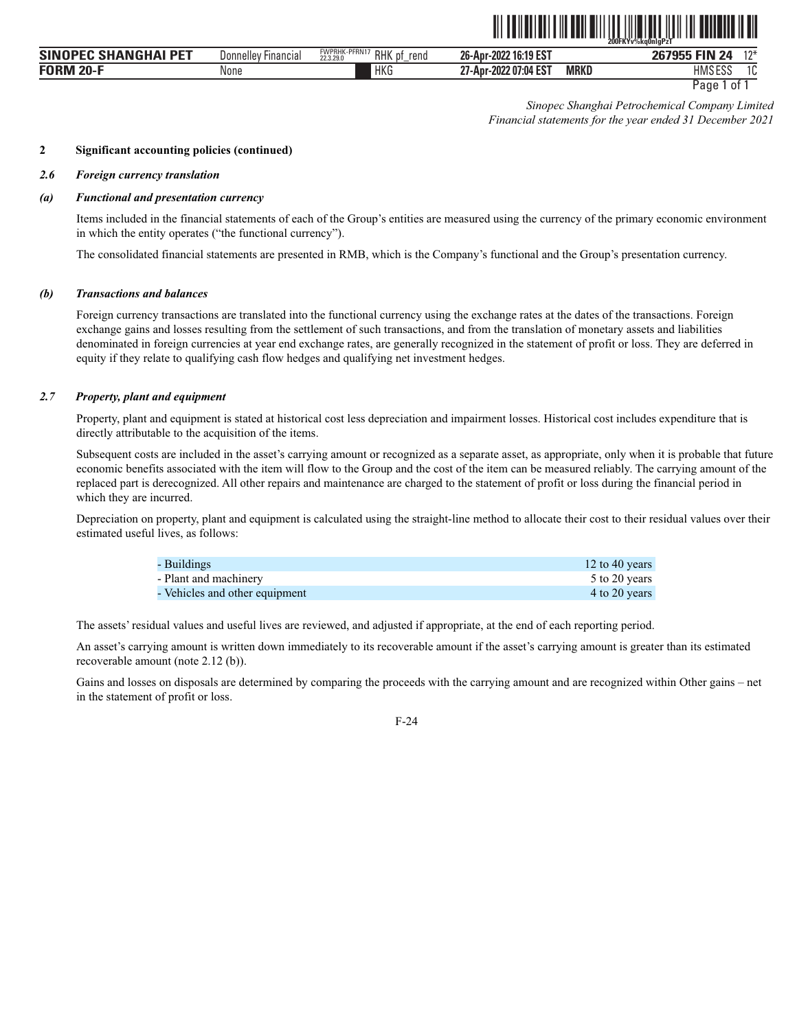*Sinopec Shanghai Petrochemical Company Limited*
*Financial statements for the year ended 31 December 2021*

**2 Significant accounting policies (continued)**

***2.6 Foreign currency translation***

***(a) Functional and presentation currency***

Items included in the financial statements of each of the Group's entities are measured using the currency of the primary economic environment in which the entity operates ("the functional currency").

The consolidated financial statements are presented in RMB, which is the Company's functional and the Group's presentation currency.

***(b) Transactions and balances***

Foreign currency transactions are translated into the functional currency using the exchange rates at the dates of the transactions. Foreign exchange gains and losses resulting from the settlement of such transactions, and from the translation of monetary assets and liabilities denominated in foreign currencies at year end exchange rates, are generally recognized in the statement of profit or loss. They are deferred in equity if they relate to qualifying cash flow hedges and qualifying net investment hedges.

***2.7 Property, plant and equipment***

Property, plant and equipment is stated at historical cost less depreciation and impairment losses. Historical cost includes expenditure that is directly attributable to the acquisition of the items.

Subsequent costs are included in the asset's carrying amount or recognized as a separate asset, as appropriate, only when it is probable that future economic benefits associated with the item will flow to the Group and the cost of the item can be measured reliably. The carrying amount of the replaced part is derecognized. All other repairs and maintenance are charged to the statement of profit or loss during the financial period in which they are incurred.

Depreciation on property, plant and equipment is calculated using the straight-line method to allocate their cost to their residual values over their estimated useful lives, as follows:

| | |
|---|---|
| - Buildings | 12 to 40 years |
| - Plant and machinery | 5 to 20 years |
| - Vehicles and other equipment | 4 to 20 years |

The assets' residual values and useful lives are reviewed, and adjusted if appropriate, at the end of each reporting period.

An asset's carrying amount is written down immediately to its recoverable amount if the asset's carrying amount is greater than its estimated recoverable amount (note 2.12 (b)).

Gains and losses on disposals are determined by comparing the proceeds with the carrying amount and are recognized within Other gains – net in the statement of profit or loss.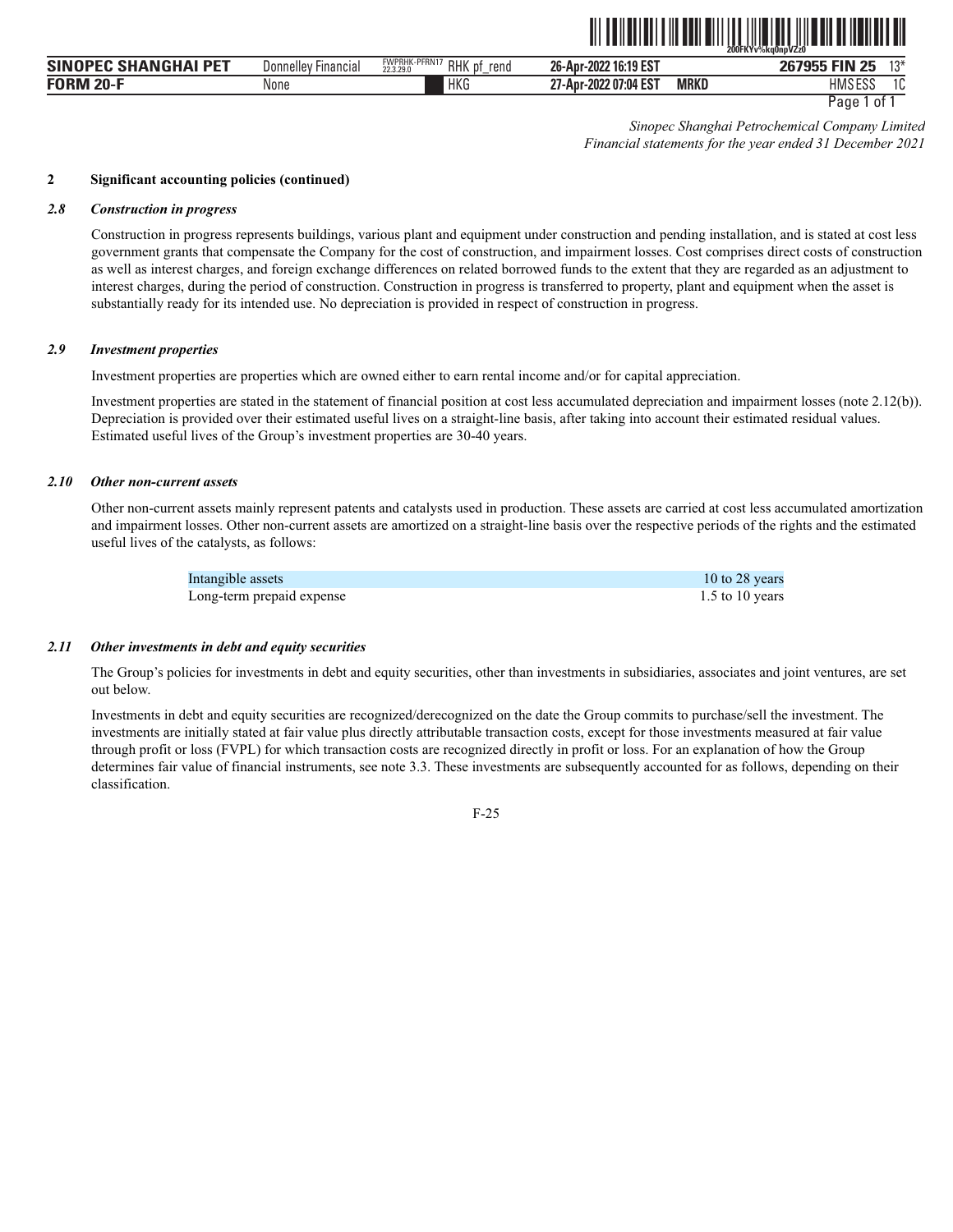Sinopec Shanghai Petrochemical Company Limited
Financial statements for the year ended 31 December 2021

## 2 Significant accounting policies (continued)

### *2.8 Construction in progress*

Construction in progress represents buildings, various plant and equipment under construction and pending installation, and is stated at cost less government grants that compensate the Company for the cost of construction, and impairment losses. Cost comprises direct costs of construction as well as interest charges, and foreign exchange differences on related borrowed funds to the extent that they are regarded as an adjustment to interest charges, during the period of construction. Construction in progress is transferred to property, plant and equipment when the asset is substantially ready for its intended use. No depreciation is provided in respect of construction in progress.

### *2.9 Investment properties*

Investment properties are properties which are owned either to earn rental income and/or for capital appreciation.

Investment properties are stated in the statement of financial position at cost less accumulated depreciation and impairment losses (note 2.12(b)). Depreciation is provided over their estimated useful lives on a straight-line basis, after taking into account their estimated residual values. Estimated useful lives of the Group's investment properties are 30-40 years.

### *2.10 Other non-current assets*

Other non-current assets mainly represent patents and catalysts used in production. These assets are carried at cost less accumulated amortization and impairment losses. Other non-current assets are amortized on a straight-line basis over the respective periods of the rights and the estimated useful lives of the catalysts, as follows:

| | |
|---|---|
| Intangible assets | 10 to 28 years |
| Long-term prepaid expense | 1.5 to 10 years |

### *2.11 Other investments in debt and equity securities*

The Group's policies for investments in debt and equity securities, other than investments in subsidiaries, associates and joint ventures, are set out below.

Investments in debt and equity securities are recognized/derecognized on the date the Group commits to purchase/sell the investment. The investments are initially stated at fair value plus directly attributable transaction costs, except for those investments measured at fair value through profit or loss (FVPL) for which transaction costs are recognized directly in profit or loss. For an explanation of how the Group determines fair value of financial instruments, see note 3.3. These investments are subsequently accounted for as follows, depending on their classification.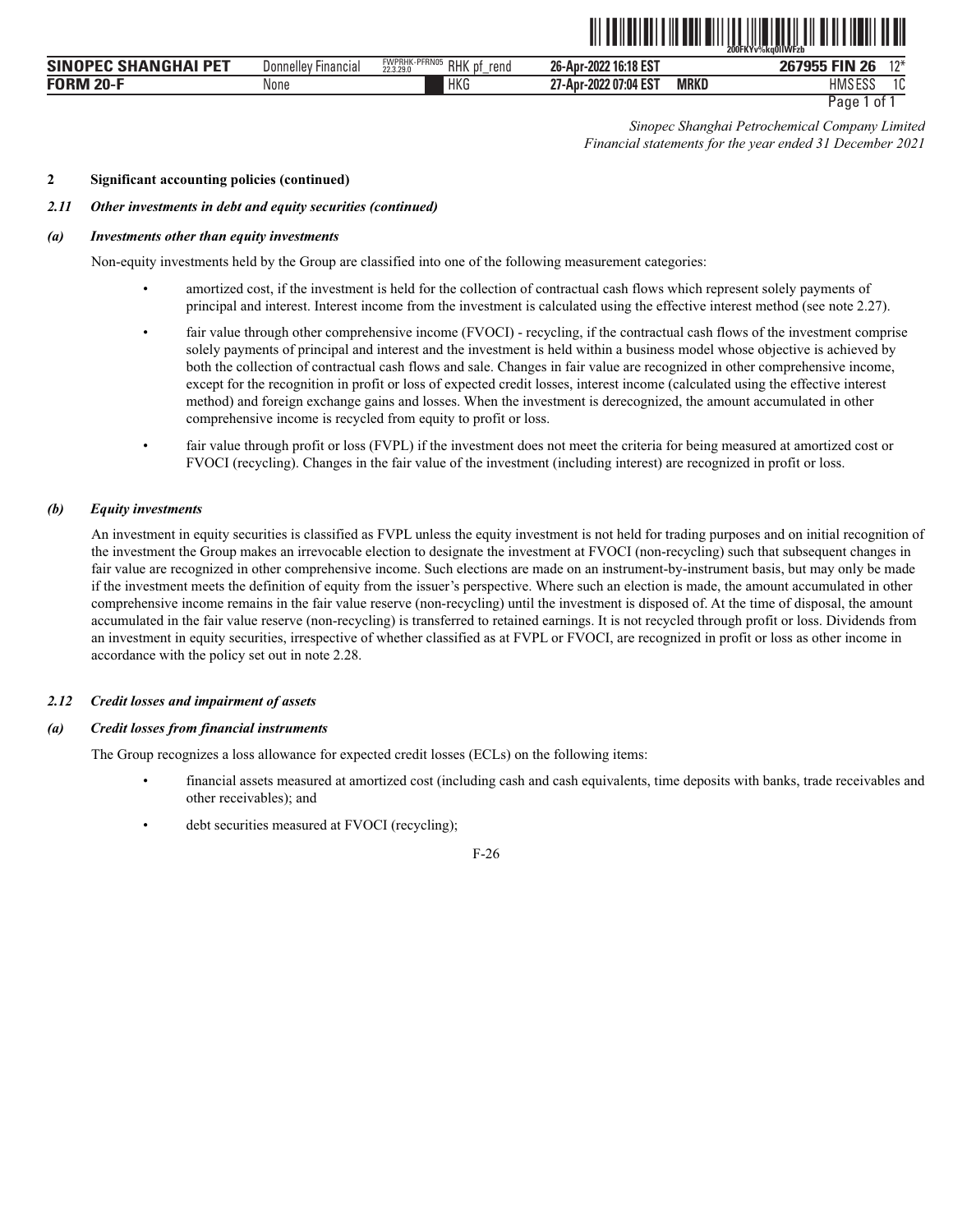## 2 Significant accounting policies (continued)

### *2.11 Other investments in debt and equity securities (continued)*

#### *(a) Investments other than equity investments*

Non-equity investments held by the Group are classified into one of the following measurement categories:

- amortized cost, if the investment is held for the collection of contractual cash flows which represent solely payments of principal and interest. Interest income from the investment is calculated using the effective interest method (see note 2.27).
- fair value through other comprehensive income (FVOCI) - recycling, if the contractual cash flows of the investment comprise solely payments of principal and interest and the investment is held within a business model whose objective is achieved by both the collection of contractual cash flows and sale. Changes in fair value are recognized in other comprehensive income, except for the recognition in profit or loss of expected credit losses, interest income (calculated using the effective interest method) and foreign exchange gains and losses. When the investment is derecognized, the amount accumulated in other comprehensive income is recycled from equity to profit or loss.
- fair value through profit or loss (FVPL) if the investment does not meet the criteria for being measured at amortized cost or FVOCI (recycling). Changes in the fair value of the investment (including interest) are recognized in profit or loss.

#### *(b) Equity investments*

An investment in equity securities is classified as FVPL unless the equity investment is not held for trading purposes and on initial recognition of the investment the Group makes an irrevocable election to designate the investment at FVOCI (non-recycling) such that subsequent changes in fair value are recognized in other comprehensive income. Such elections are made on an instrument-by-instrument basis, but may only be made if the investment meets the definition of equity from the issuer's perspective. Where such an election is made, the amount accumulated in other comprehensive income remains in the fair value reserve (non-recycling) until the investment is disposed of. At the time of disposal, the amount accumulated in the fair value reserve (non-recycling) is transferred to retained earnings. It is not recycled through profit or loss. Dividends from an investment in equity securities, irrespective of whether classified as at FVPL or FVOCI, are recognized in profit or loss as other income in accordance with the policy set out in note 2.28.

### *2.12 Credit losses and impairment of assets*

#### *(a) Credit losses from financial instruments*

The Group recognizes a loss allowance for expected credit losses (ECLs) on the following items:

- financial assets measured at amortized cost (including cash and cash equivalents, time deposits with banks, trade receivables and other receivables); and
- debt securities measured at FVOCI (recycling);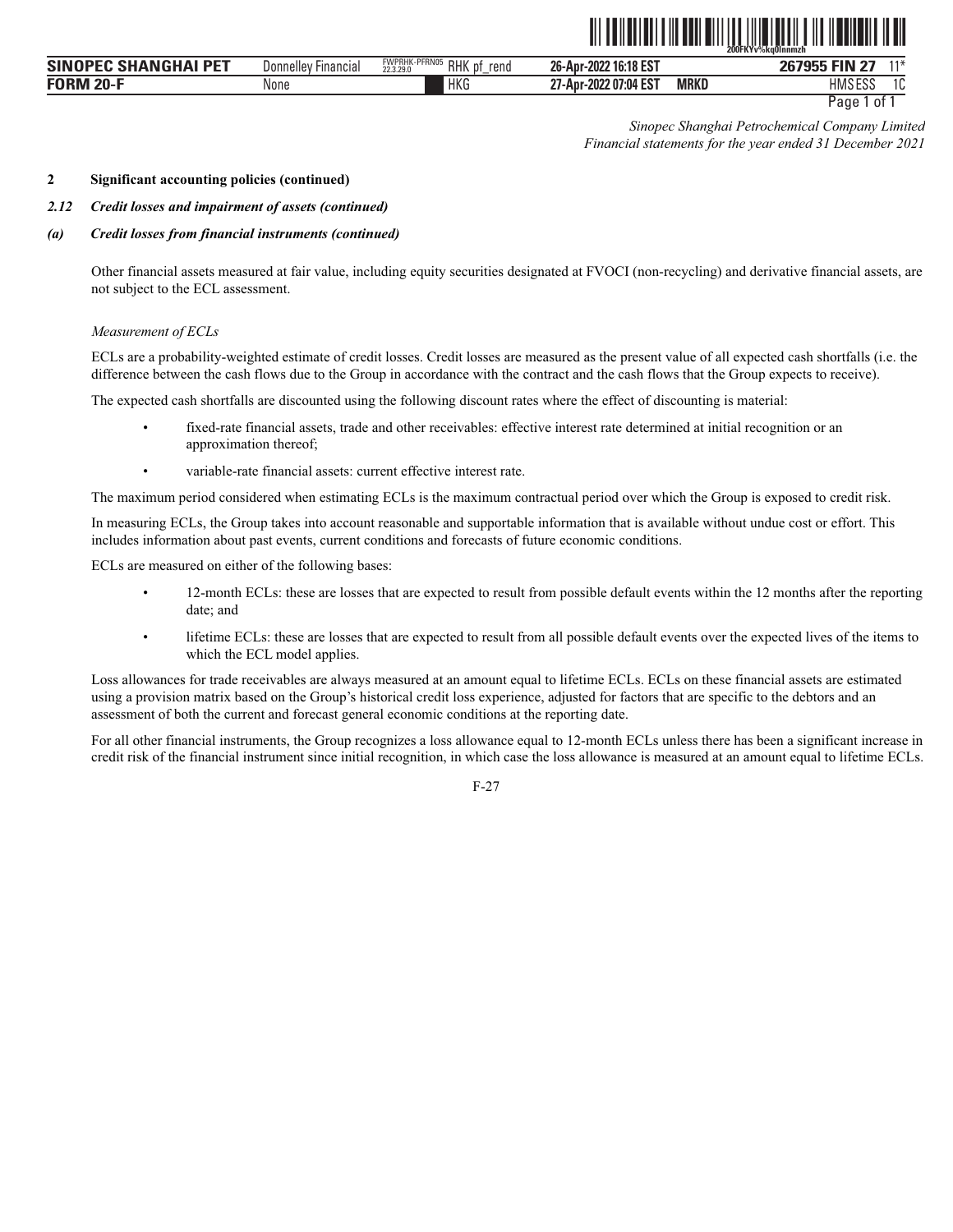## 2 Significant accounting policies (continued)

### *2.12 Credit losses and impairment of assets (continued)*

#### *(a) Credit losses from financial instruments (continued)*

Other financial assets measured at fair value, including equity securities designated at FVOCI (non-recycling) and derivative financial assets, are not subject to the ECL assessment.

*Measurement of ECLs*

ECLs are a probability-weighted estimate of credit losses. Credit losses are measured as the present value of all expected cash shortfalls (i.e. the difference between the cash flows due to the Group in accordance with the contract and the cash flows that the Group expects to receive).

The expected cash shortfalls are discounted using the following discount rates where the effect of discounting is material:

- fixed-rate financial assets, trade and other receivables: effective interest rate determined at initial recognition or an approximation thereof;
- variable-rate financial assets: current effective interest rate.

The maximum period considered when estimating ECLs is the maximum contractual period over which the Group is exposed to credit risk.

In measuring ECLs, the Group takes into account reasonable and supportable information that is available without undue cost or effort. This includes information about past events, current conditions and forecasts of future economic conditions.

ECLs are measured on either of the following bases:

- 12-month ECLs: these are losses that are expected to result from possible default events within the 12 months after the reporting date; and
- lifetime ECLs: these are losses that are expected to result from all possible default events over the expected lives of the items to which the ECL model applies.

Loss allowances for trade receivables are always measured at an amount equal to lifetime ECLs. ECLs on these financial assets are estimated using a provision matrix based on the Group's historical credit loss experience, adjusted for factors that are specific to the debtors and an assessment of both the current and forecast general economic conditions at the reporting date.

For all other financial instruments, the Group recognizes a loss allowance equal to 12-month ECLs unless there has been a significant increase in credit risk of the financial instrument since initial recognition, in which case the loss allowance is measured at an amount equal to lifetime ECLs.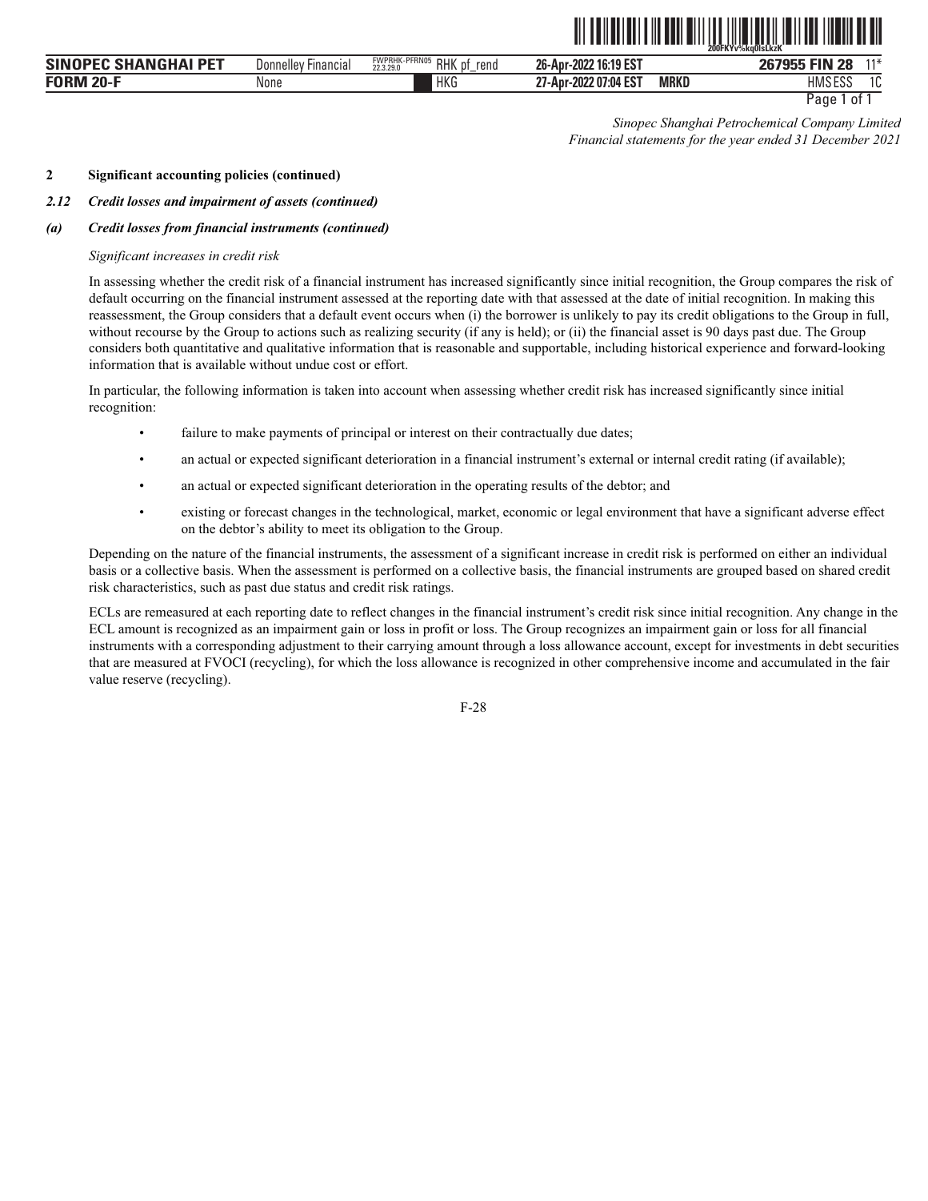*Sinopec Shanghai Petrochemical Company Limited*
*Financial statements for the year ended 31 December 2021*

**2 Significant accounting policies (continued)**

***2.12 Credit losses and impairment of assets (continued)***

***(a) Credit losses from financial instruments (continued)***

*Significant increases in credit risk*

In assessing whether the credit risk of a financial instrument has increased significantly since initial recognition, the Group compares the risk of default occurring on the financial instrument assessed at the reporting date with that assessed at the date of initial recognition. In making this reassessment, the Group considers that a default event occurs when (i) the borrower is unlikely to pay its credit obligations to the Group in full, without recourse by the Group to actions such as realizing security (if any is held); or (ii) the financial asset is 90 days past due. The Group considers both quantitative and qualitative information that is reasonable and supportable, including historical experience and forward-looking information that is available without undue cost or effort.

In particular, the following information is taken into account when assessing whether credit risk has increased significantly since initial recognition:

- failure to make payments of principal or interest on their contractually due dates;
- an actual or expected significant deterioration in a financial instrument's external or internal credit rating (if available);
- an actual or expected significant deterioration in the operating results of the debtor; and
- existing or forecast changes in the technological, market, economic or legal environment that have a significant adverse effect on the debtor's ability to meet its obligation to the Group.

Depending on the nature of the financial instruments, the assessment of a significant increase in credit risk is performed on either an individual basis or a collective basis. When the assessment is performed on a collective basis, the financial instruments are grouped based on shared credit risk characteristics, such as past due status and credit risk ratings.

ECLs are remeasured at each reporting date to reflect changes in the financial instrument's credit risk since initial recognition. Any change in the ECL amount is recognized as an impairment gain or loss in profit or loss. The Group recognizes an impairment gain or loss for all financial instruments with a corresponding adjustment to their carrying amount through a loss allowance account, except for investments in debt securities that are measured at FVOCI (recycling), for which the loss allowance is recognized in other comprehensive income and accumulated in the fair value reserve (recycling).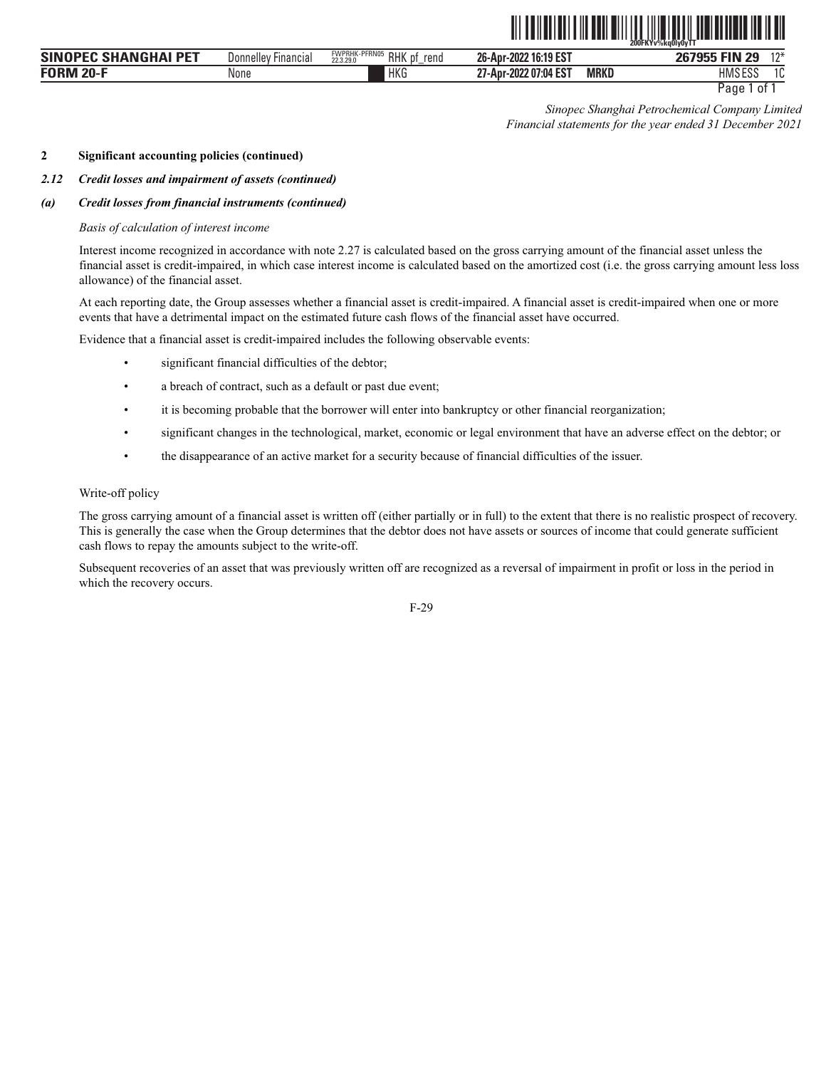*Sinopec Shanghai Petrochemical Company Limited*
*Financial statements for the year ended 31 December 2021*

**2 Significant accounting policies (continued)**

***2.12 Credit losses and impairment of assets (continued)***

***(a) Credit losses from financial instruments (continued)***

*Basis of calculation of interest income*

Interest income recognized in accordance with note 2.27 is calculated based on the gross carrying amount of the financial asset unless the financial asset is credit-impaired, in which case interest income is calculated based on the amortized cost (i.e. the gross carrying amount less loss allowance) of the financial asset.

At each reporting date, the Group assesses whether a financial asset is credit-impaired. A financial asset is credit-impaired when one or more events that have a detrimental impact on the estimated future cash flows of the financial asset have occurred.

Evidence that a financial asset is credit-impaired includes the following observable events:

- significant financial difficulties of the debtor;
- a breach of contract, such as a default or past due event;
- it is becoming probable that the borrower will enter into bankruptcy or other financial reorganization;
- significant changes in the technological, market, economic or legal environment that have an adverse effect on the debtor; or
- the disappearance of an active market for a security because of financial difficulties of the issuer.

Write-off policy

The gross carrying amount of a financial asset is written off (either partially or in full) to the extent that there is no realistic prospect of recovery. This is generally the case when the Group determines that the debtor does not have assets or sources of income that could generate sufficient cash flows to repay the amounts subject to the write-off.

Subsequent recoveries of an asset that was previously written off are recognized as a reversal of impairment in profit or loss in the period in which the recovery occurs.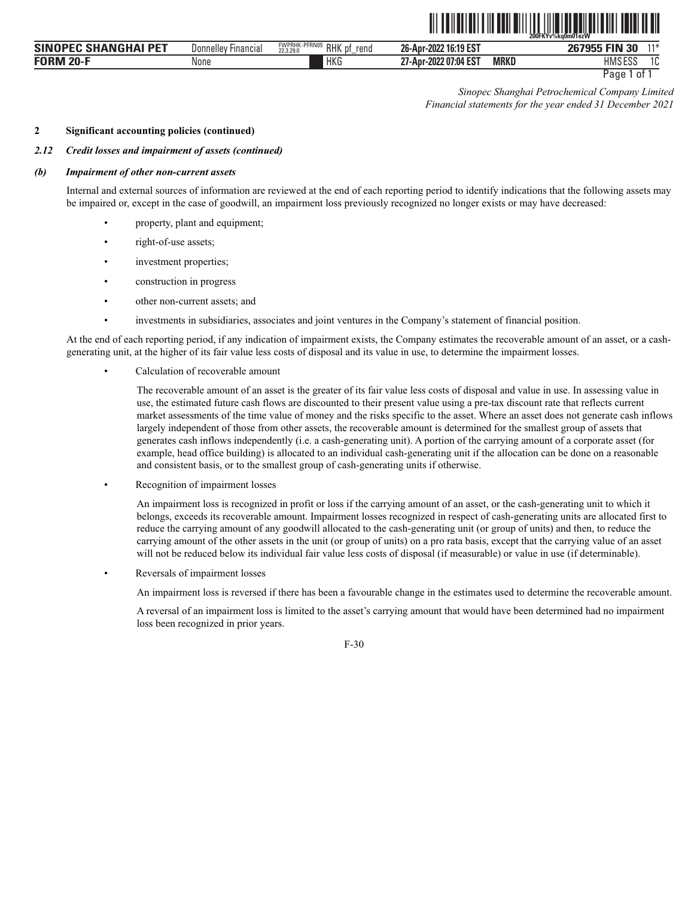*Sinopec Shanghai Petrochemical Company Limited*
*Financial statements for the year ended 31 December 2021*

## 2 Significant accounting policies (continued)

### *2.12 Credit losses and impairment of assets (continued)*

#### *(b) Impairment of other non-current assets*

Internal and external sources of information are reviewed at the end of each reporting period to identify indications that the following assets may be impaired or, except in the case of goodwill, an impairment loss previously recognized no longer exists or may have decreased:

- property, plant and equipment;
- right-of-use assets;
- investment properties;
- construction in progress
- other non-current assets; and
- investments in subsidiaries, associates and joint ventures in the Company's statement of financial position.

At the end of each reporting period, if any indication of impairment exists, the Company estimates the recoverable amount of an asset, or a cash-generating unit, at the higher of its fair value less costs of disposal and its value in use, to determine the impairment losses.

- Calculation of recoverable amount

  The recoverable amount of an asset is the greater of its fair value less costs of disposal and value in use. In assessing value in use, the estimated future cash flows are discounted to their present value using a pre-tax discount rate that reflects current market assessments of the time value of money and the risks specific to the asset. Where an asset does not generate cash inflows largely independent of those from other assets, the recoverable amount is determined for the smallest group of assets that generates cash inflows independently (i.e. a cash-generating unit). A portion of the carrying amount of a corporate asset (for example, head office building) is allocated to an individual cash-generating unit if the allocation can be done on a reasonable and consistent basis, or to the smallest group of cash-generating units if otherwise.

- Recognition of impairment losses

  An impairment loss is recognized in profit or loss if the carrying amount of an asset, or the cash-generating unit to which it belongs, exceeds its recoverable amount. Impairment losses recognized in respect of cash-generating units are allocated first to reduce the carrying amount of any goodwill allocated to the cash-generating unit (or group of units) and then, to reduce the carrying amount of the other assets in the unit (or group of units) on a pro rata basis, except that the carrying value of an asset will not be reduced below its individual fair value less costs of disposal (if measurable) or value in use (if determinable).

- Reversals of impairment losses

  An impairment loss is reversed if there has been a favourable change in the estimates used to determine the recoverable amount.

  A reversal of an impairment loss is limited to the asset's carrying amount that would have been determined had no impairment loss been recognized in prior years.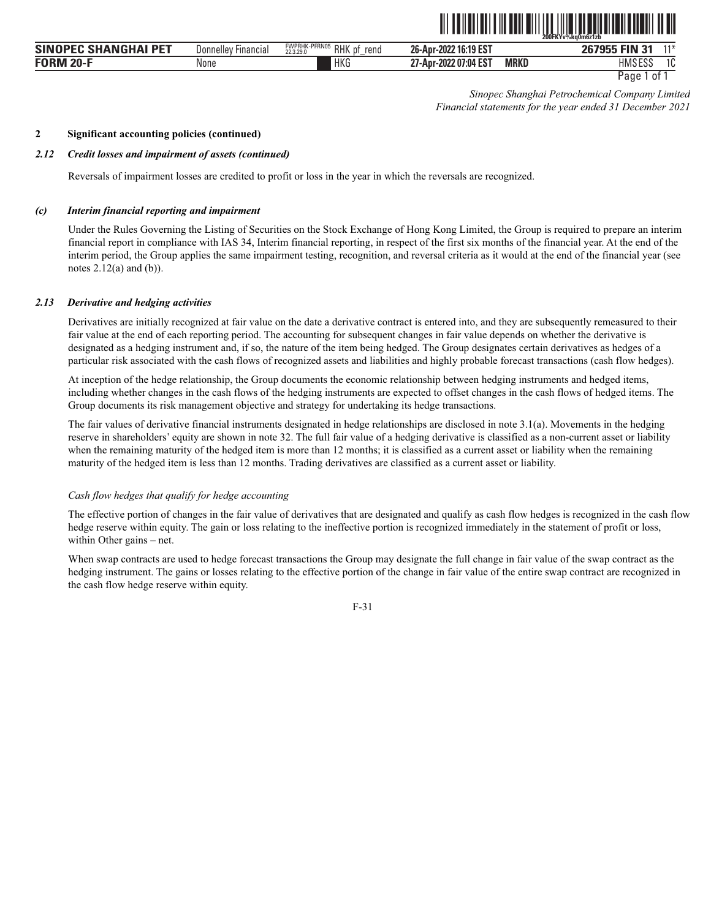Sinopec Shanghai Petrochemical Company Limited
*Financial statements for the year ended 31 December 2021*

**2 Significant accounting policies (continued)**

***2.12 Credit losses and impairment of assets (continued)***

Reversals of impairment losses are credited to profit or loss in the year in which the reversals are recognized.

***(c) Interim financial reporting and impairment***

Under the Rules Governing the Listing of Securities on the Stock Exchange of Hong Kong Limited, the Group is required to prepare an interim financial report in compliance with IAS 34, Interim financial reporting, in respect of the first six months of the financial year. At the end of the interim period, the Group applies the same impairment testing, recognition, and reversal criteria as it would at the end of the financial year (see notes 2.12(a) and (b)).

***2.13 Derivative and hedging activities***

Derivatives are initially recognized at fair value on the date a derivative contract is entered into, and they are subsequently remeasured to their fair value at the end of each reporting period. The accounting for subsequent changes in fair value depends on whether the derivative is designated as a hedging instrument and, if so, the nature of the item being hedged. The Group designates certain derivatives as hedges of a particular risk associated with the cash flows of recognized assets and liabilities and highly probable forecast transactions (cash flow hedges).

At inception of the hedge relationship, the Group documents the economic relationship between hedging instruments and hedged items, including whether changes in the cash flows of the hedging instruments are expected to offset changes in the cash flows of hedged items. The Group documents its risk management objective and strategy for undertaking its hedge transactions.

The fair values of derivative financial instruments designated in hedge relationships are disclosed in note 3.1(a). Movements in the hedging reserve in shareholders' equity are shown in note 32. The full fair value of a hedging derivative is classified as a non-current asset or liability when the remaining maturity of the hedged item is more than 12 months; it is classified as a current asset or liability when the remaining maturity of the hedged item is less than 12 months. Trading derivatives are classified as a current asset or liability.

*Cash flow hedges that qualify for hedge accounting*

The effective portion of changes in the fair value of derivatives that are designated and qualify as cash flow hedges is recognized in the cash flow hedge reserve within equity. The gain or loss relating to the ineffective portion is recognized immediately in the statement of profit or loss, within Other gains – net.

When swap contracts are used to hedge forecast transactions the Group may designate the full change in fair value of the swap contract as the hedging instrument. The gains or losses relating to the effective portion of the change in fair value of the entire swap contract are recognized in the cash flow hedge reserve within equity.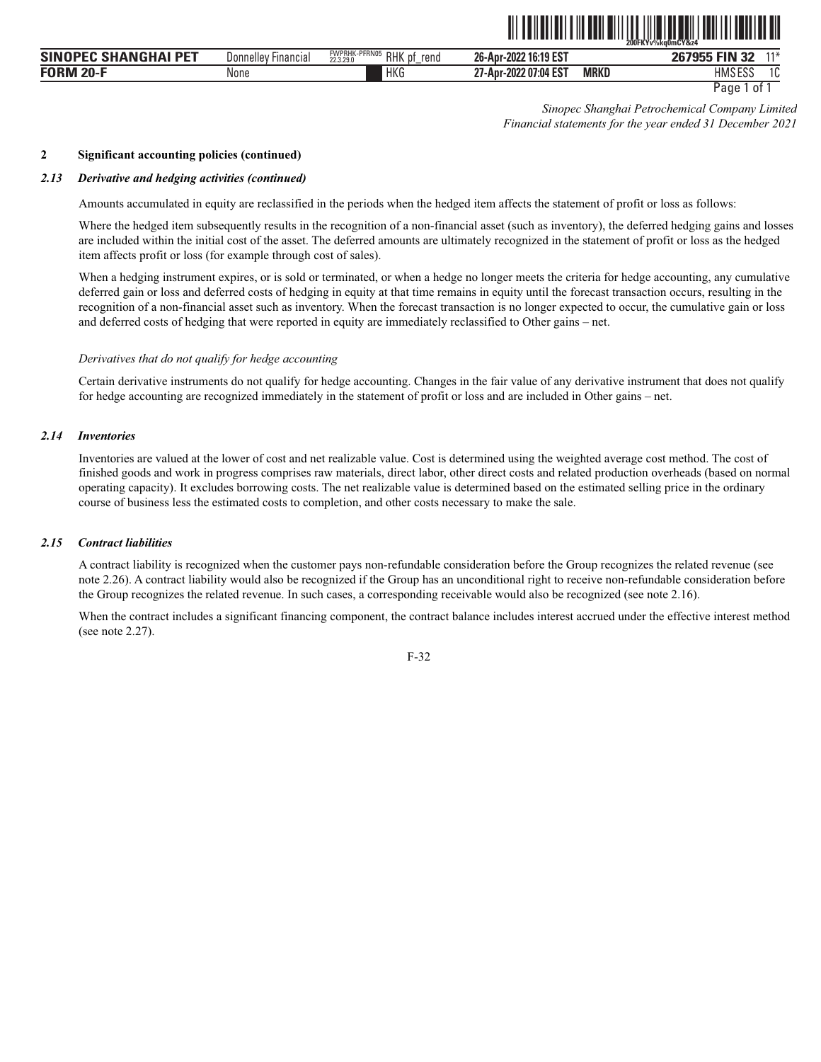*Sinopec Shanghai Petrochemical Company Limited*
*Financial statements for the year ended 31 December 2021*

**2 Significant accounting policies (continued)**

***2.13 Derivative and hedging activities (continued)***

Amounts accumulated in equity are reclassified in the periods when the hedged item affects the statement of profit or loss as follows:

Where the hedged item subsequently results in the recognition of a non-financial asset (such as inventory), the deferred hedging gains and losses are included within the initial cost of the asset. The deferred amounts are ultimately recognized in the statement of profit or loss as the hedged item affects profit or loss (for example through cost of sales).

When a hedging instrument expires, or is sold or terminated, or when a hedge no longer meets the criteria for hedge accounting, any cumulative deferred gain or loss and deferred costs of hedging in equity at that time remains in equity until the forecast transaction occurs, resulting in the recognition of a non-financial asset such as inventory. When the forecast transaction is no longer expected to occur, the cumulative gain or loss and deferred costs of hedging that were reported in equity are immediately reclassified to Other gains – net.

*Derivatives that do not qualify for hedge accounting*

Certain derivative instruments do not qualify for hedge accounting. Changes in the fair value of any derivative instrument that does not qualify for hedge accounting are recognized immediately in the statement of profit or loss and are included in Other gains – net.

***2.14 Inventories***

Inventories are valued at the lower of cost and net realizable value. Cost is determined using the weighted average cost method. The cost of finished goods and work in progress comprises raw materials, direct labor, other direct costs and related production overheads (based on normal operating capacity). It excludes borrowing costs. The net realizable value is determined based on the estimated selling price in the ordinary course of business less the estimated costs to completion, and other costs necessary to make the sale.

***2.15 Contract liabilities***

A contract liability is recognized when the customer pays non-refundable consideration before the Group recognizes the related revenue (see note 2.26). A contract liability would also be recognized if the Group has an unconditional right to receive non-refundable consideration before the Group recognizes the related revenue. In such cases, a corresponding receivable would also be recognized (see note 2.16).

When the contract includes a significant financing component, the contract balance includes interest accrued under the effective interest method (see note 2.27).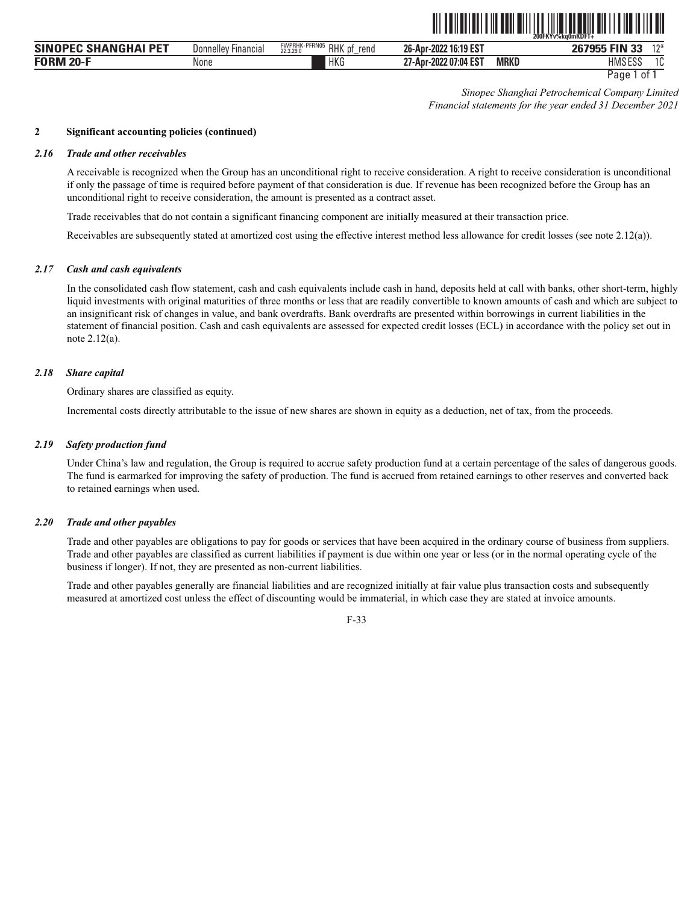*Sinopec Shanghai Petrochemical Company Limited*
*Financial statements for the year ended 31 December 2021*

## 2 Significant accounting policies (continued)

### *2.16 Trade and other receivables*

A receivable is recognized when the Group has an unconditional right to receive consideration. A right to receive consideration is unconditional if only the passage of time is required before payment of that consideration is due. If revenue has been recognized before the Group has an unconditional right to receive consideration, the amount is presented as a contract asset.

Trade receivables that do not contain a significant financing component are initially measured at their transaction price.

Receivables are subsequently stated at amortized cost using the effective interest method less allowance for credit losses (see note 2.12(a)).

### *2.17 Cash and cash equivalents*

In the consolidated cash flow statement, cash and cash equivalents include cash in hand, deposits held at call with banks, other short-term, highly liquid investments with original maturities of three months or less that are readily convertible to known amounts of cash and which are subject to an insignificant risk of changes in value, and bank overdrafts. Bank overdrafts are presented within borrowings in current liabilities in the statement of financial position. Cash and cash equivalents are assessed for expected credit losses (ECL) in accordance with the policy set out in note 2.12(a).

### *2.18 Share capital*

Ordinary shares are classified as equity.

Incremental costs directly attributable to the issue of new shares are shown in equity as a deduction, net of tax, from the proceeds.

### *2.19 Safety production fund*

Under China's law and regulation, the Group is required to accrue safety production fund at a certain percentage of the sales of dangerous goods. The fund is earmarked for improving the safety of production. The fund is accrued from retained earnings to other reserves and converted back to retained earnings when used.

### *2.20 Trade and other payables*

Trade and other payables are obligations to pay for goods or services that have been acquired in the ordinary course of business from suppliers. Trade and other payables are classified as current liabilities if payment is due within one year or less (or in the normal operating cycle of the business if longer). If not, they are presented as non-current liabilities.

Trade and other payables generally are financial liabilities and are recognized initially at fair value plus transaction costs and subsequently measured at amortized cost unless the effect of discounting would be immaterial, in which case they are stated at invoice amounts.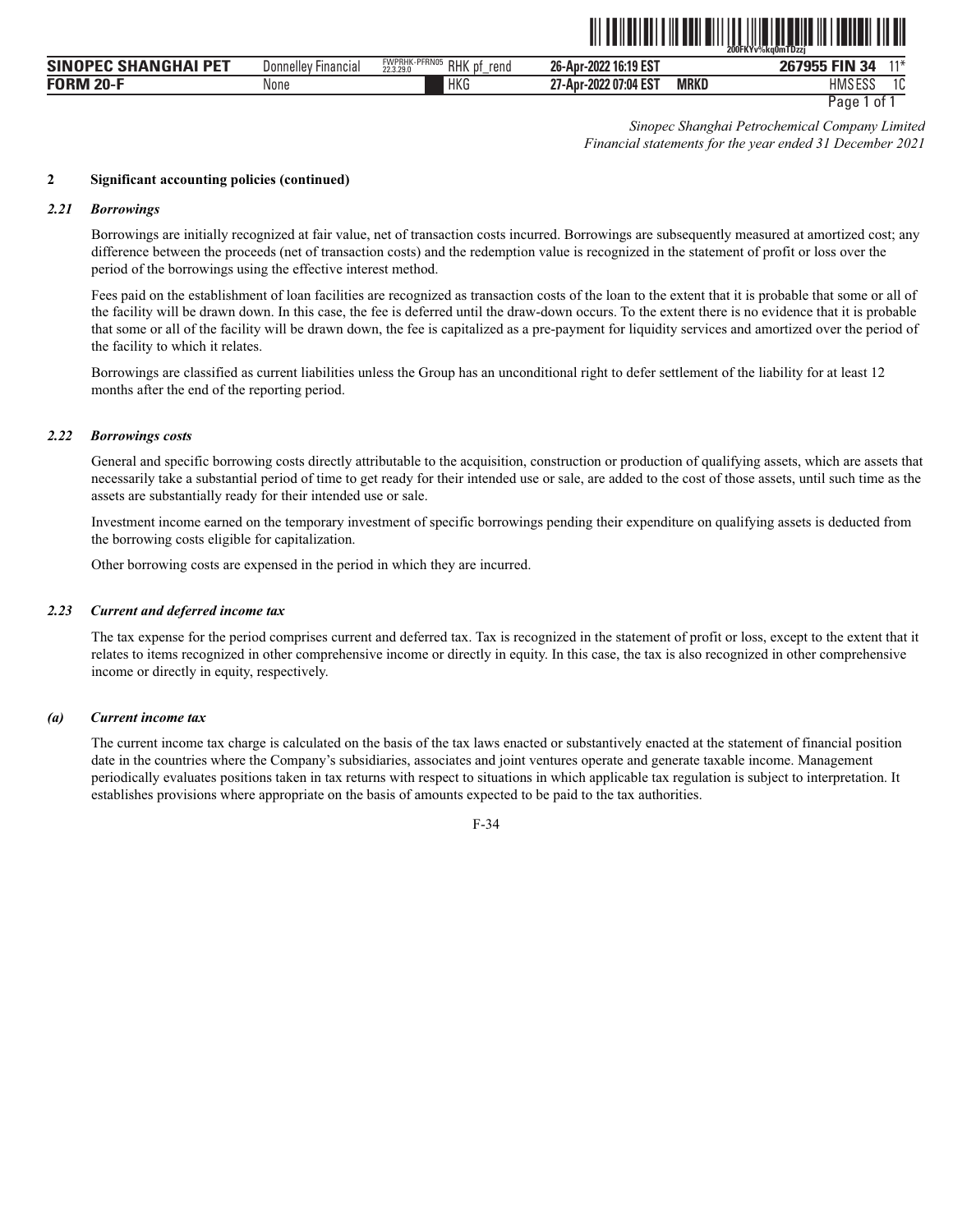*Sinopec Shanghai Petrochemical Company Limited*
*Financial statements for the year ended 31 December 2021*

**2 Significant accounting policies (continued)**

***2.21 Borrowings***

Borrowings are initially recognized at fair value, net of transaction costs incurred. Borrowings are subsequently measured at amortized cost; any difference between the proceeds (net of transaction costs) and the redemption value is recognized in the statement of profit or loss over the period of the borrowings using the effective interest method.

Fees paid on the establishment of loan facilities are recognized as transaction costs of the loan to the extent that it is probable that some or all of the facility will be drawn down. In this case, the fee is deferred until the draw-down occurs. To the extent there is no evidence that it is probable that some or all of the facility will be drawn down, the fee is capitalized as a pre-payment for liquidity services and amortized over the period of the facility to which it relates.

Borrowings are classified as current liabilities unless the Group has an unconditional right to defer settlement of the liability for at least 12 months after the end of the reporting period.

***2.22 Borrowings costs***

General and specific borrowing costs directly attributable to the acquisition, construction or production of qualifying assets, which are assets that necessarily take a substantial period of time to get ready for their intended use or sale, are added to the cost of those assets, until such time as the assets are substantially ready for their intended use or sale.

Investment income earned on the temporary investment of specific borrowings pending their expenditure on qualifying assets is deducted from the borrowing costs eligible for capitalization.

Other borrowing costs are expensed in the period in which they are incurred.

***2.23 Current and deferred income tax***

The tax expense for the period comprises current and deferred tax. Tax is recognized in the statement of profit or loss, except to the extent that it relates to items recognized in other comprehensive income or directly in equity. In this case, the tax is also recognized in other comprehensive income or directly in equity, respectively.

***(a) Current income tax***

The current income tax charge is calculated on the basis of the tax laws enacted or substantively enacted at the statement of financial position date in the countries where the Company's subsidiaries, associates and joint ventures operate and generate taxable income. Management periodically evaluates positions taken in tax returns with respect to situations in which applicable tax regulation is subject to interpretation. It establishes provisions where appropriate on the basis of amounts expected to be paid to the tax authorities.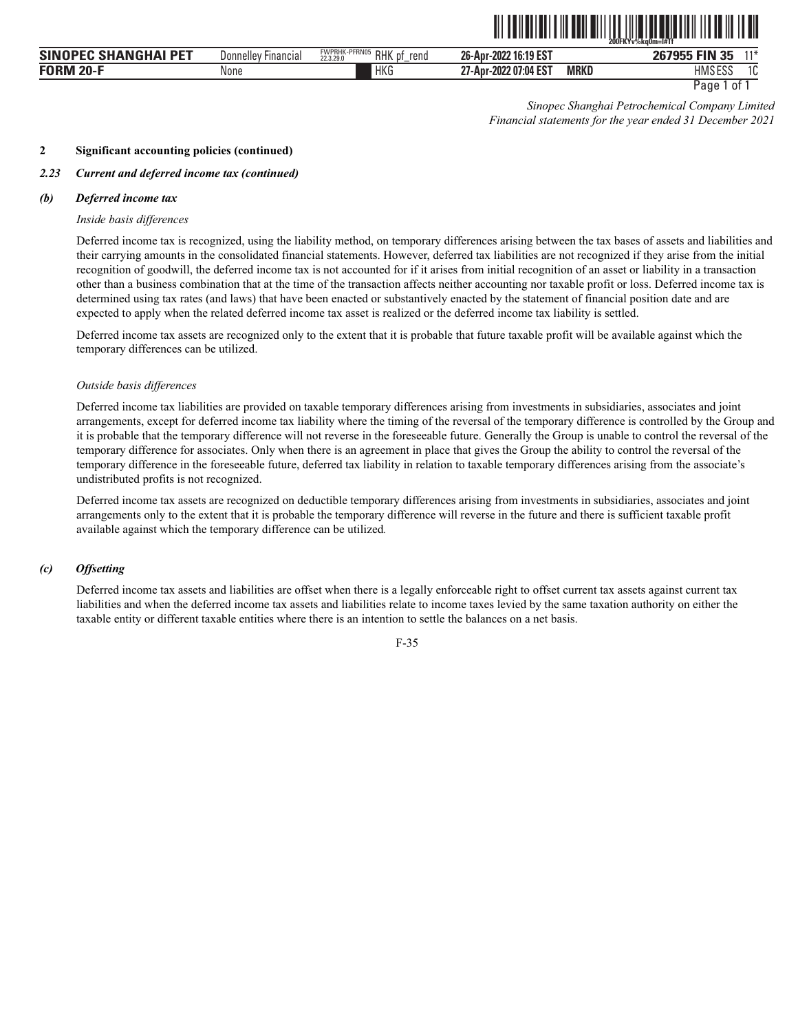*Sinopec Shanghai Petrochemical Company Limited*
*Financial statements for the year ended 31 December 2021*

**2 Significant accounting policies (continued)**

***2.23 Current and deferred income tax (continued)***

***(b) Deferred income tax***

*Inside basis differences*

Deferred income tax is recognized, using the liability method, on temporary differences arising between the tax bases of assets and liabilities and their carrying amounts in the consolidated financial statements. However, deferred tax liabilities are not recognized if they arise from the initial recognition of goodwill, the deferred income tax is not accounted for if it arises from initial recognition of an asset or liability in a transaction other than a business combination that at the time of the transaction affects neither accounting nor taxable profit or loss. Deferred income tax is determined using tax rates (and laws) that have been enacted or substantively enacted by the statement of financial position date and are expected to apply when the related deferred income tax asset is realized or the deferred income tax liability is settled.

Deferred income tax assets are recognized only to the extent that it is probable that future taxable profit will be available against which the temporary differences can be utilized.

*Outside basis differences*

Deferred income tax liabilities are provided on taxable temporary differences arising from investments in subsidiaries, associates and joint arrangements, except for deferred income tax liability where the timing of the reversal of the temporary difference is controlled by the Group and it is probable that the temporary difference will not reverse in the foreseeable future. Generally the Group is unable to control the reversal of the temporary difference for associates. Only when there is an agreement in place that gives the Group the ability to control the reversal of the temporary difference in the foreseeable future, deferred tax liability in relation to taxable temporary differences arising from the associate's undistributed profits is not recognized.

Deferred income tax assets are recognized on deductible temporary differences arising from investments in subsidiaries, associates and joint arrangements only to the extent that it is probable the temporary difference will reverse in the future and there is sufficient taxable profit available against which the temporary difference can be utilized.

***(c) Offsetting***

Deferred income tax assets and liabilities are offset when there is a legally enforceable right to offset current tax assets against current tax liabilities and when the deferred income tax assets and liabilities relate to income taxes levied by the same taxation authority on either the taxable entity or different taxable entities where there is an intention to settle the balances on a net basis.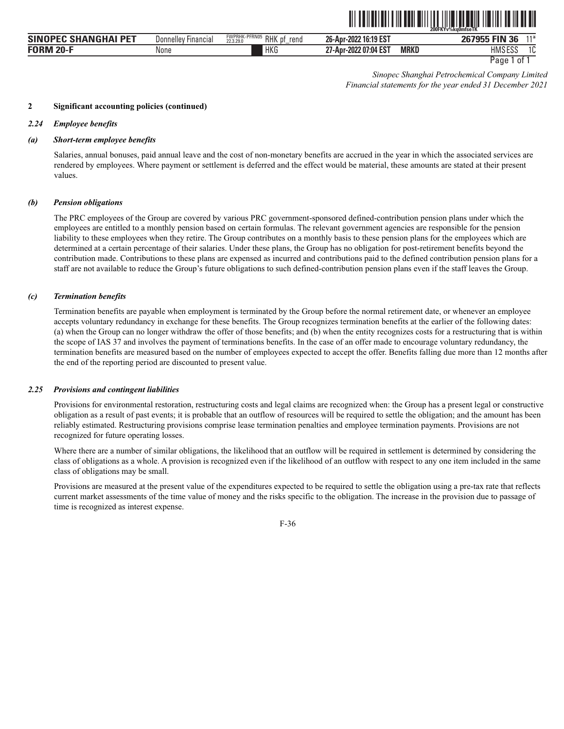*Sinopec Shanghai Petrochemical Company Limited*
*Financial statements for the year ended 31 December 2021*

**2 Significant accounting policies (continued)**

***2.24 Employee benefits***

***(a) Short-term employee benefits***

Salaries, annual bonuses, paid annual leave and the cost of non-monetary benefits are accrued in the year in which the associated services are rendered by employees. Where payment or settlement is deferred and the effect would be material, these amounts are stated at their present values.

***(b) Pension obligations***

The PRC employees of the Group are covered by various PRC government-sponsored defined-contribution pension plans under which the employees are entitled to a monthly pension based on certain formulas. The relevant government agencies are responsible for the pension liability to these employees when they retire. The Group contributes on a monthly basis to these pension plans for the employees which are determined at a certain percentage of their salaries. Under these plans, the Group has no obligation for post-retirement benefits beyond the contribution made. Contributions to these plans are expensed as incurred and contributions paid to the defined contribution pension plans for a staff are not available to reduce the Group's future obligations to such defined-contribution pension plans even if the staff leaves the Group.

***(c) Termination benefits***

Termination benefits are payable when employment is terminated by the Group before the normal retirement date, or whenever an employee accepts voluntary redundancy in exchange for these benefits. The Group recognizes termination benefits at the earlier of the following dates: (a) when the Group can no longer withdraw the offer of those benefits; and (b) when the entity recognizes costs for a restructuring that is within the scope of IAS 37 and involves the payment of terminations benefits. In the case of an offer made to encourage voluntary redundancy, the termination benefits are measured based on the number of employees expected to accept the offer. Benefits falling due more than 12 months after the end of the reporting period are discounted to present value.

***2.25 Provisions and contingent liabilities***

Provisions for environmental restoration, restructuring costs and legal claims are recognized when: the Group has a present legal or constructive obligation as a result of past events; it is probable that an outflow of resources will be required to settle the obligation; and the amount has been reliably estimated. Restructuring provisions comprise lease termination penalties and employee termination payments. Provisions are not recognized for future operating losses.

Where there are a number of similar obligations, the likelihood that an outflow will be required in settlement is determined by considering the class of obligations as a whole. A provision is recognized even if the likelihood of an outflow with respect to any one item included in the same class of obligations may be small.

Provisions are measured at the present value of the expenditures expected to be required to settle the obligation using a pre-tax rate that reflects current market assessments of the time value of money and the risks specific to the obligation. The increase in the provision due to passage of time is recognized as interest expense.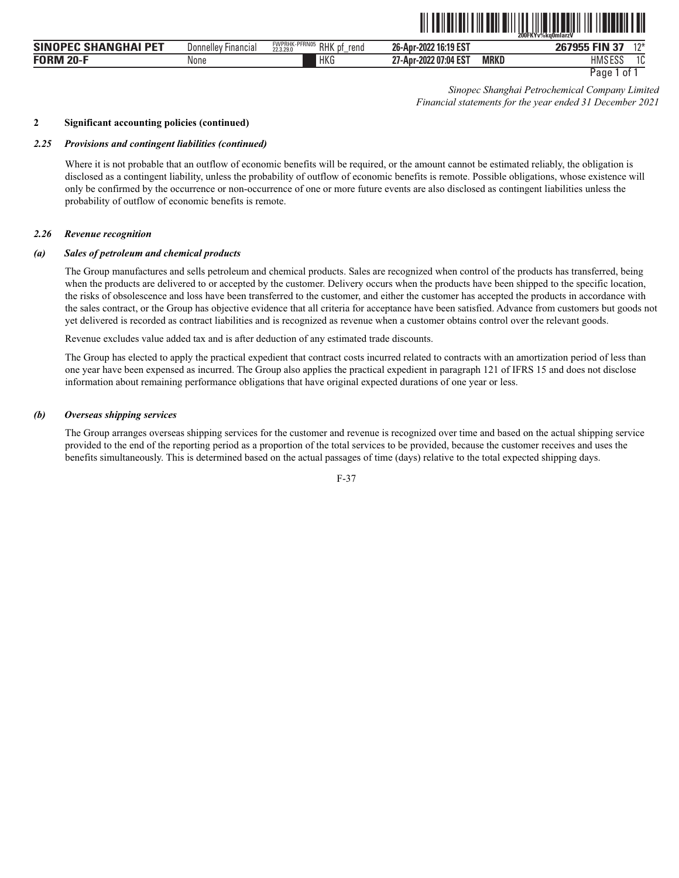## 2 Significant accounting policies (continued)

### *2.25 Provisions and contingent liabilities (continued)*

Where it is not probable that an outflow of economic benefits will be required, or the amount cannot be estimated reliably, the obligation is disclosed as a contingent liability, unless the probability of outflow of economic benefits is remote. Possible obligations, whose existence will only be confirmed by the occurrence or non-occurrence of one or more future events are also disclosed as contingent liabilities unless the probability of outflow of economic benefits is remote.

### *2.26 Revenue recognition*

#### *(a) Sales of petroleum and chemical products*

The Group manufactures and sells petroleum and chemical products. Sales are recognized when control of the products has transferred, being when the products are delivered to or accepted by the customer. Delivery occurs when the products have been shipped to the specific location, the risks of obsolescence and loss have been transferred to the customer, and either the customer has accepted the products in accordance with the sales contract, or the Group has objective evidence that all criteria for acceptance have been satisfied. Advance from customers but goods not yet delivered is recorded as contract liabilities and is recognized as revenue when a customer obtains control over the relevant goods.

Revenue excludes value added tax and is after deduction of any estimated trade discounts.

The Group has elected to apply the practical expedient that contract costs incurred related to contracts with an amortization period of less than one year have been expensed as incurred. The Group also applies the practical expedient in paragraph 121 of IFRS 15 and does not disclose information about remaining performance obligations that have original expected durations of one year or less.

#### *(b) Overseas shipping services*

The Group arranges overseas shipping services for the customer and revenue is recognized over time and based on the actual shipping service provided to the end of the reporting period as a proportion of the total services to be provided, because the customer receives and uses the benefits simultaneously. This is determined based on the actual passages of time (days) relative to the total expected shipping days.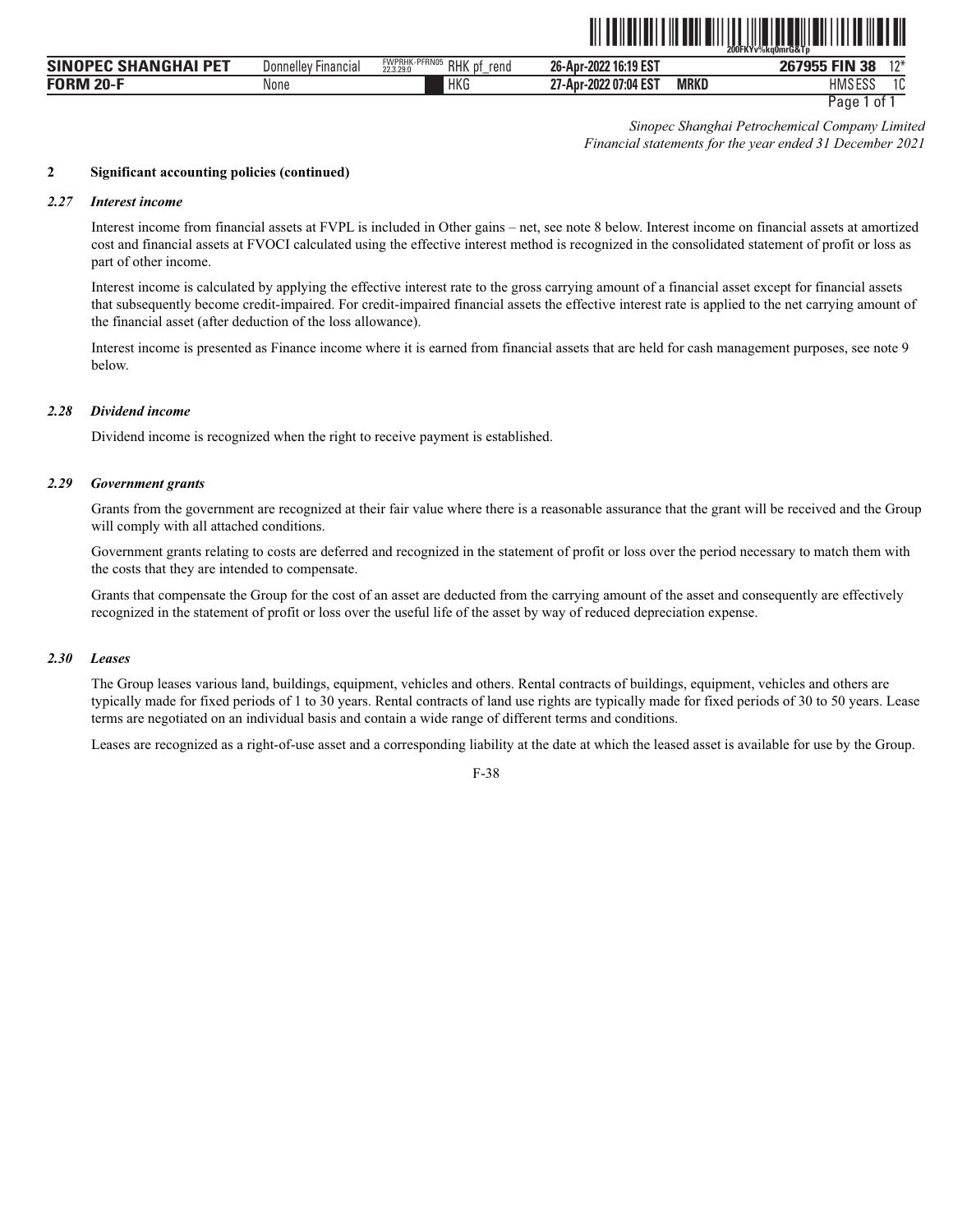*Sinopec Shanghai Petrochemical Company Limited*
*Financial statements for the year ended 31 December 2021*

## 2 Significant accounting policies (continued)

### *2.27 Interest income*

Interest income from financial assets at FVPL is included in Other gains – net, see note 8 below. Interest income on financial assets at amortized cost and financial assets at FVOCI calculated using the effective interest method is recognized in the consolidated statement of profit or loss as part of other income.

Interest income is calculated by applying the effective interest rate to the gross carrying amount of a financial asset except for financial assets that subsequently become credit-impaired. For credit-impaired financial assets the effective interest rate is applied to the net carrying amount of the financial asset (after deduction of the loss allowance).

Interest income is presented as Finance income where it is earned from financial assets that are held for cash management purposes, see note 9 below.

### *2.28 Dividend income*

Dividend income is recognized when the right to receive payment is established.

### *2.29 Government grants*

Grants from the government are recognized at their fair value where there is a reasonable assurance that the grant will be received and the Group will comply with all attached conditions.

Government grants relating to costs are deferred and recognized in the statement of profit or loss over the period necessary to match them with the costs that they are intended to compensate.

Grants that compensate the Group for the cost of an asset are deducted from the carrying amount of the asset and consequently are effectively recognized in the statement of profit or loss over the useful life of the asset by way of reduced depreciation expense.

### *2.30 Leases*

The Group leases various land, buildings, equipment, vehicles and others. Rental contracts of buildings, equipment, vehicles and others are typically made for fixed periods of 1 to 30 years. Rental contracts of land use rights are typically made for fixed periods of 30 to 50 years. Lease terms are negotiated on an individual basis and contain a wide range of different terms and conditions.

Leases are recognized as a right-of-use asset and a corresponding liability at the date at which the leased asset is available for use by the Group.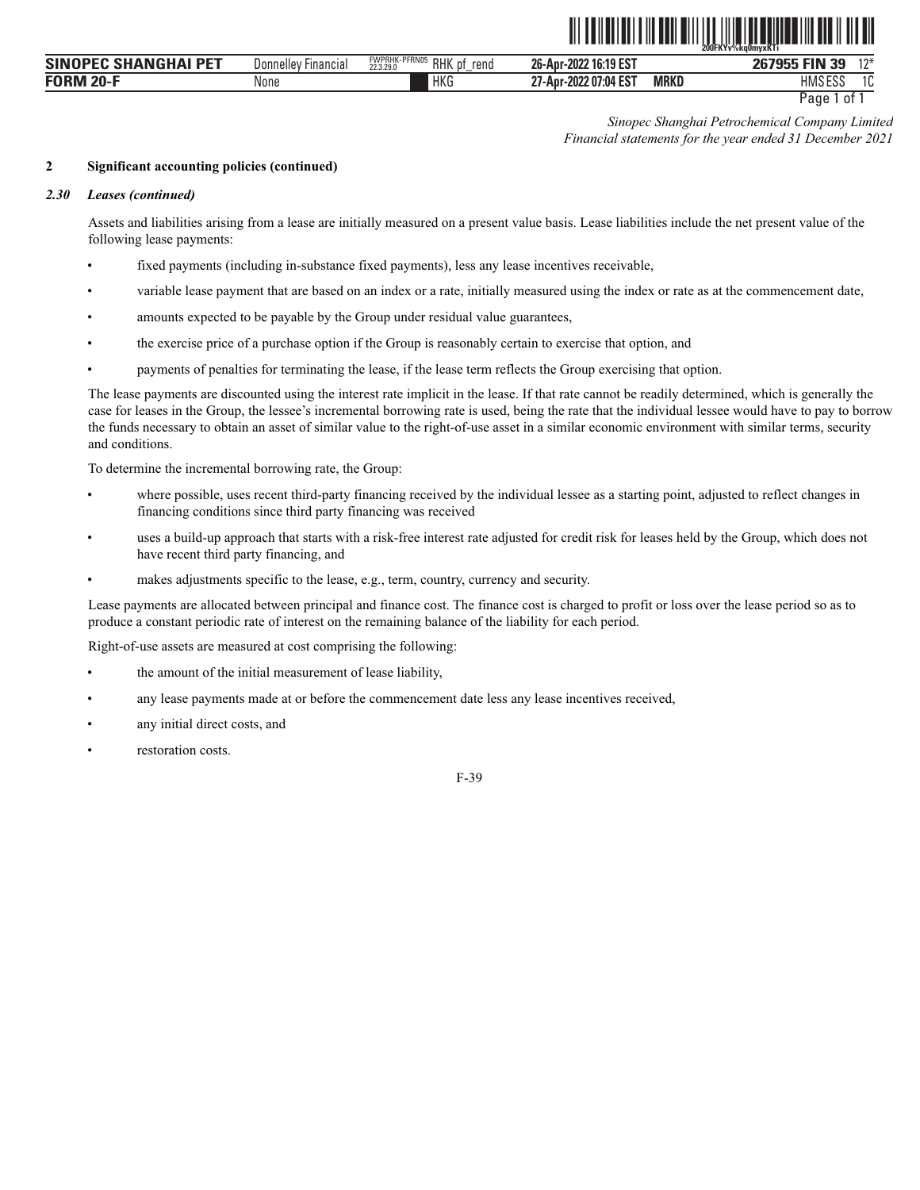## 2 Significant accounting policies (continued)

### *2.30 Leases (continued)*

Assets and liabilities arising from a lease are initially measured on a present value basis. Lease liabilities include the net present value of the following lease payments:

- fixed payments (including in-substance fixed payments), less any lease incentives receivable,
- variable lease payment that are based on an index or a rate, initially measured using the index or rate as at the commencement date,
- amounts expected to be payable by the Group under residual value guarantees,
- the exercise price of a purchase option if the Group is reasonably certain to exercise that option, and
- payments of penalties for terminating the lease, if the lease term reflects the Group exercising that option.

The lease payments are discounted using the interest rate implicit in the lease. If that rate cannot be readily determined, which is generally the case for leases in the Group, the lessee's incremental borrowing rate is used, being the rate that the individual lessee would have to pay to borrow the funds necessary to obtain an asset of similar value to the right-of-use asset in a similar economic environment with similar terms, security and conditions.

To determine the incremental borrowing rate, the Group:

- where possible, uses recent third-party financing received by the individual lessee as a starting point, adjusted to reflect changes in financing conditions since third party financing was received
- uses a build-up approach that starts with a risk-free interest rate adjusted for credit risk for leases held by the Group, which does not have recent third party financing, and
- makes adjustments specific to the lease, e.g., term, country, currency and security.

Lease payments are allocated between principal and finance cost. The finance cost is charged to profit or loss over the lease period so as to produce a constant periodic rate of interest on the remaining balance of the liability for each period.

Right-of-use assets are measured at cost comprising the following:

- the amount of the initial measurement of lease liability,
- any lease payments made at or before the commencement date less any lease incentives received,
- any initial direct costs, and
- restoration costs.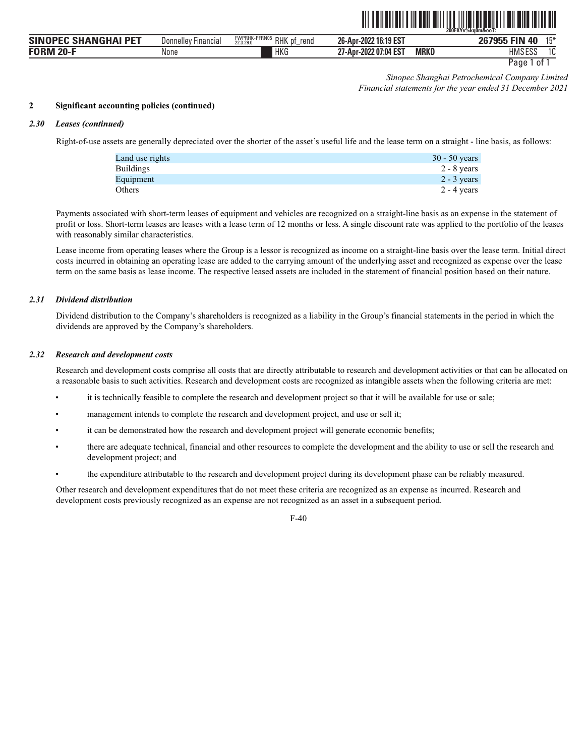Sinopec Shanghai Petrochemical Company Limited
*Financial statements for the year ended 31 December 2021*

## 2 Significant accounting policies (continued)

### *2.30 Leases (continued)*

Right-of-use assets are generally depreciated over the shorter of the asset's useful life and the lease term on a straight - line basis, as follows:

| | |
|---|---|
| Land use rights | 30 - 50 years |
| Buildings | 2 - 8 years |
| Equipment | 2 - 3 years |
| Others | 2 - 4 years |

Payments associated with short-term leases of equipment and vehicles are recognized on a straight-line basis as an expense in the statement of profit or loss. Short-term leases are leases with a lease term of 12 months or less. A single discount rate was applied to the portfolio of the leases with reasonably similar characteristics.

Lease income from operating leases where the Group is a lessor is recognized as income on a straight-line basis over the lease term. Initial direct costs incurred in obtaining an operating lease are added to the carrying amount of the underlying asset and recognized as expense over the lease term on the same basis as lease income. The respective leased assets are included in the statement of financial position based on their nature.

### *2.31 Dividend distribution*

Dividend distribution to the Company's shareholders is recognized as a liability in the Group's financial statements in the period in which the dividends are approved by the Company's shareholders.

### *2.32 Research and development costs*

Research and development costs comprise all costs that are directly attributable to research and development activities or that can be allocated on a reasonable basis to such activities. Research and development costs are recognized as intangible assets when the following criteria are met:

- it is technically feasible to complete the research and development project so that it will be available for use or sale;
- management intends to complete the research and development project, and use or sell it;
- it can be demonstrated how the research and development project will generate economic benefits;
- there are adequate technical, financial and other resources to complete the development and the ability to use or sell the research and development project; and
- the expenditure attributable to the research and development project during its development phase can be reliably measured.

Other research and development expenditures that do not meet these criteria are recognized as an expense as incurred. Research and development costs previously recognized as an expense are not recognized as an asset in a subsequent period.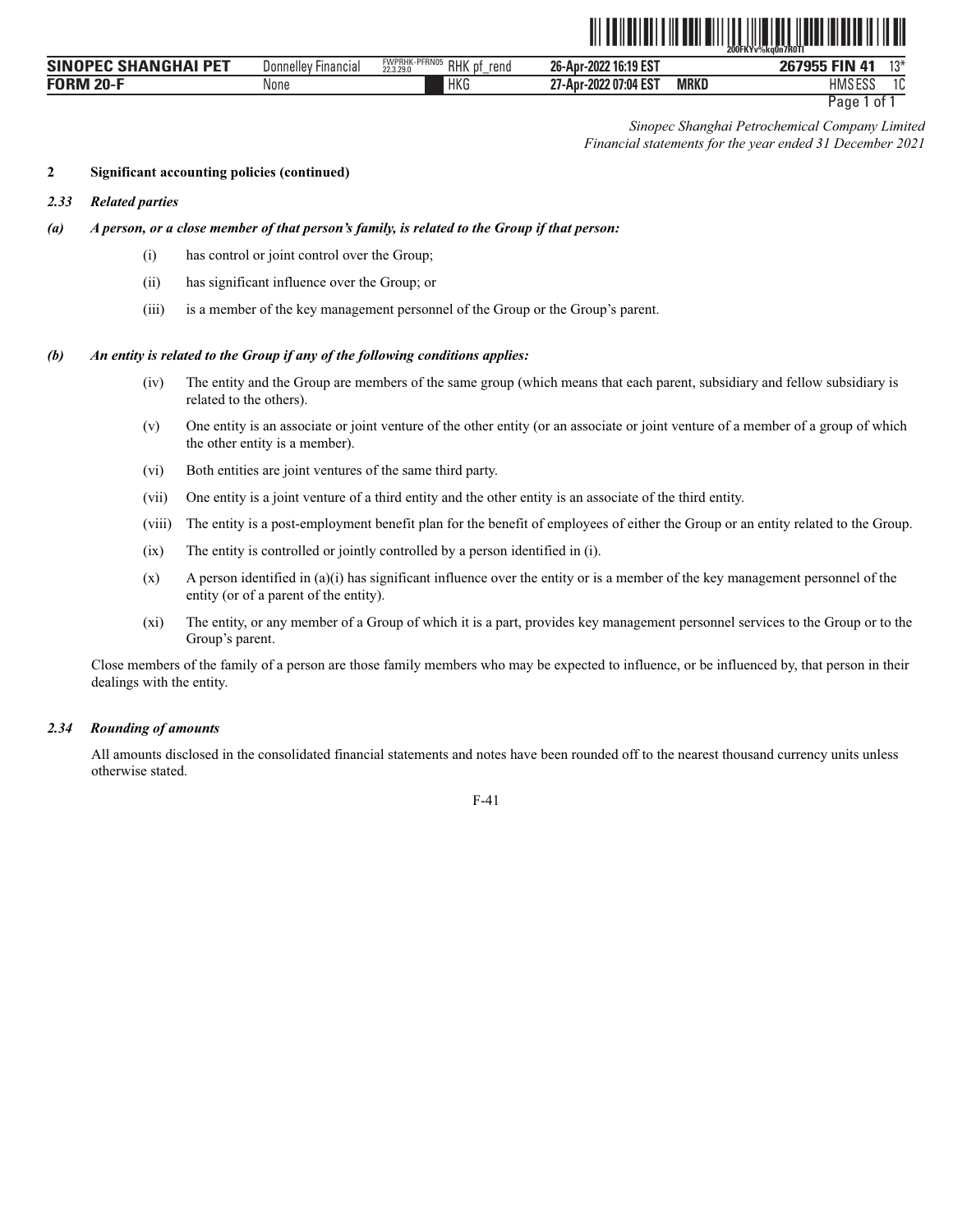*Sinopec Shanghai Petrochemical Company Limited*
*Financial statements for the year ended 31 December 2021*

**2 Significant accounting policies (continued)**

***2.33 Related parties***

***(a) A person, or a close member of that person's family, is related to the Group if that person:***

(i) has control or joint control over the Group;

(ii) has significant influence over the Group; or

(iii) is a member of the key management personnel of the Group or the Group's parent.

***(b) An entity is related to the Group if any of the following conditions applies:***

(iv) The entity and the Group are members of the same group (which means that each parent, subsidiary and fellow subsidiary is related to the others).

(v) One entity is an associate or joint venture of the other entity (or an associate or joint venture of a member of a group of which the other entity is a member).

(vi) Both entities are joint ventures of the same third party.

(vii) One entity is a joint venture of a third entity and the other entity is an associate of the third entity.

(viii) The entity is a post-employment benefit plan for the benefit of employees of either the Group or an entity related to the Group.

(ix) The entity is controlled or jointly controlled by a person identified in (i).

(x) A person identified in (a)(i) has significant influence over the entity or is a member of the key management personnel of the entity (or of a parent of the entity).

(xi) The entity, or any member of a Group of which it is a part, provides key management personnel services to the Group or to the Group's parent.

Close members of the family of a person are those family members who may be expected to influence, or be influenced by, that person in their dealings with the entity.

***2.34 Rounding of amounts***

All amounts disclosed in the consolidated financial statements and notes have been rounded off to the nearest thousand currency units unless otherwise stated.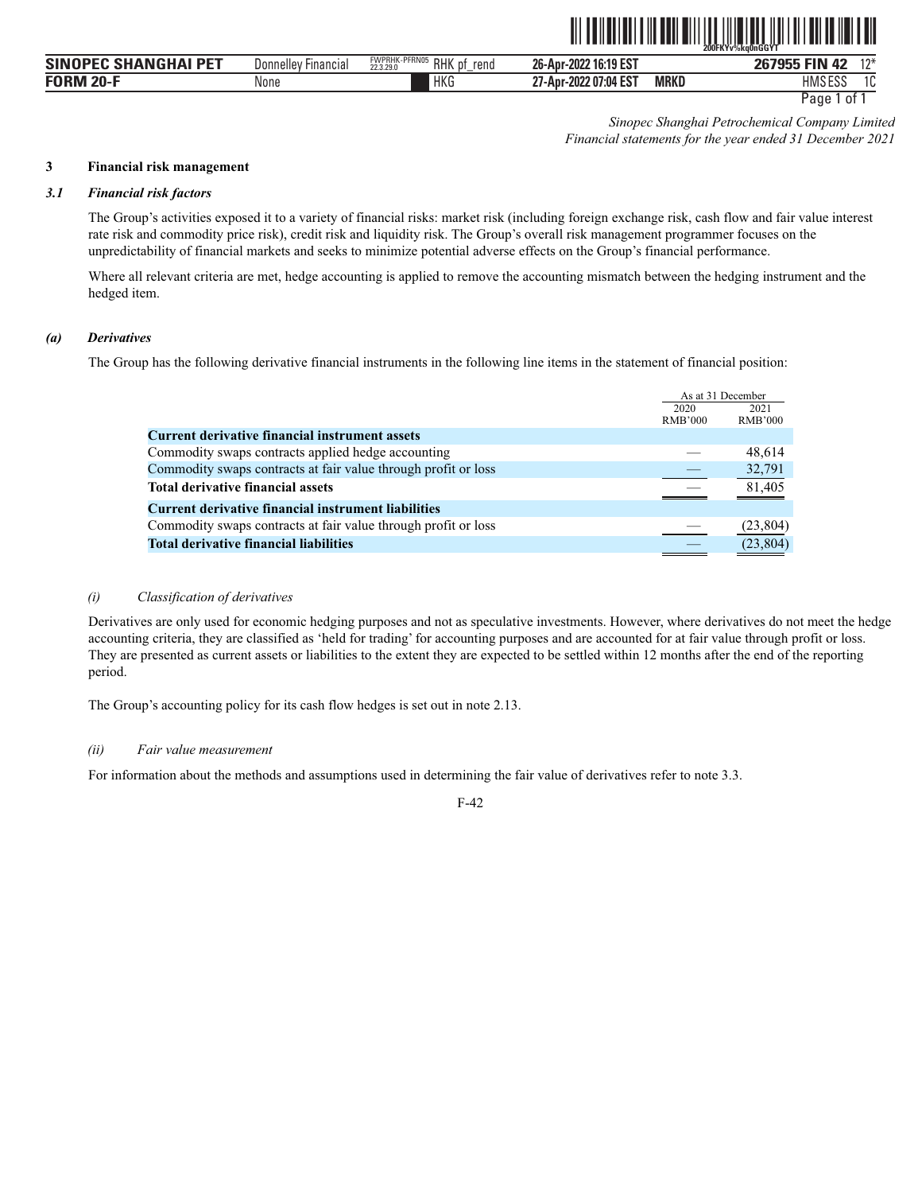*Sinopec Shanghai Petrochemical Company Limited*
*Financial statements for the year ended 31 December 2021*

## 3 Financial risk management

### *3.1 Financial risk factors*

The Group's activities exposed it to a variety of financial risks: market risk (including foreign exchange risk, cash flow and fair value interest rate risk and commodity price risk), credit risk and liquidity risk. The Group's overall risk management programmer focuses on the unpredictability of financial markets and seeks to minimize potential adverse effects on the Group's financial performance.

Where all relevant criteria are met, hedge accounting is applied to remove the accounting mismatch between the hedging instrument and the hedged item.

### *(a) Derivatives*

The Group has the following derivative financial instruments in the following line items in the statement of financial position:

| | As at 31 December | |
|---|---|---|
| | 2020 RMB'000 | 2021 RMB'000 |
| **Current derivative financial instrument assets** | | |
| Commodity swaps contracts applied hedge accounting | — | 48,614 |
| Commodity swaps contracts at fair value through profit or loss | — | 32,791 |
| **Total derivative financial assets** | — | 81,405 |
| **Current derivative financial instrument liabilities** | | |
| Commodity swaps contracts at fair value through profit or loss | — | (23,804) |
| **Total derivative financial liabilities** | — | (23,804) |

*(i) Classification of derivatives*

Derivatives are only used for economic hedging purposes and not as speculative investments. However, where derivatives do not meet the hedge accounting criteria, they are classified as 'held for trading' for accounting purposes and are accounted for at fair value through profit or loss. They are presented as current assets or liabilities to the extent they are expected to be settled within 12 months after the end of the reporting period.

The Group's accounting policy for its cash flow hedges is set out in note 2.13.

*(ii) Fair value measurement*

For information about the methods and assumptions used in determining the fair value of derivatives refer to note 3.3.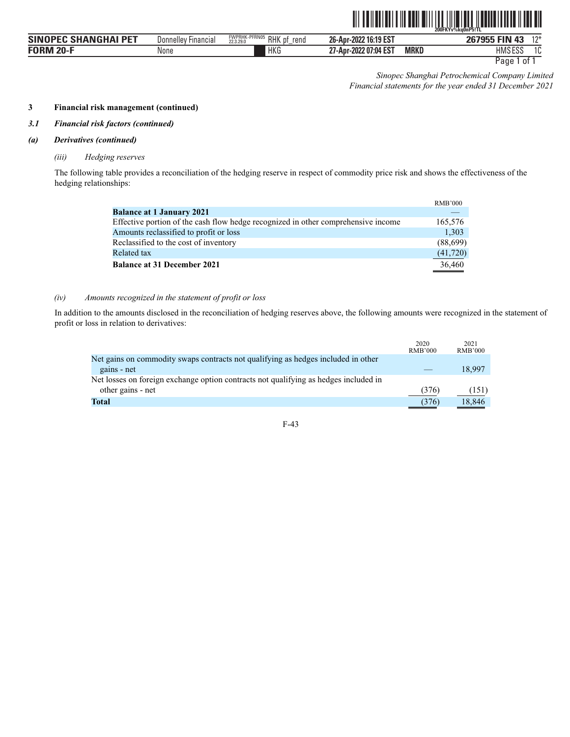*Sinopec Shanghai Petrochemical Company Limited*
*Financial statements for the year ended 31 December 2021*

**3 Financial risk management (continued)**

***3.1 Financial risk factors (continued)***

***(a) Derivatives (continued)***

*(iii) Hedging reserves*

The following table provides a reconciliation of the hedging reserve in respect of commodity price risk and shows the effectiveness of the hedging relationships:

| | RMB'000 |
|---|---|
| **Balance at 1 January 2021** | — |
| Effective portion of the cash flow hedge recognized in other comprehensive income | 165,576 |
| Amounts reclassified to profit or loss | 1,303 |
| Reclassified to the cost of inventory | (88,699) |
| Related tax | (41,720) |
| **Balance at 31 December 2021** | 36,460 |

*(iv) Amounts recognized in the statement of profit or loss*

In addition to the amounts disclosed in the reconciliation of hedging reserves above, the following amounts were recognized in the statement of profit or loss in relation to derivatives:

| | 2020 RMB'000 | 2021 RMB'000 |
|---|---|---|
| Net gains on commodity swaps contracts not qualifying as hedges included in other gains - net | — | 18,997 |
| Net losses on foreign exchange option contracts not qualifying as hedges included in other gains - net | (376) | (151) |
| **Total** | (376) | 18,846 |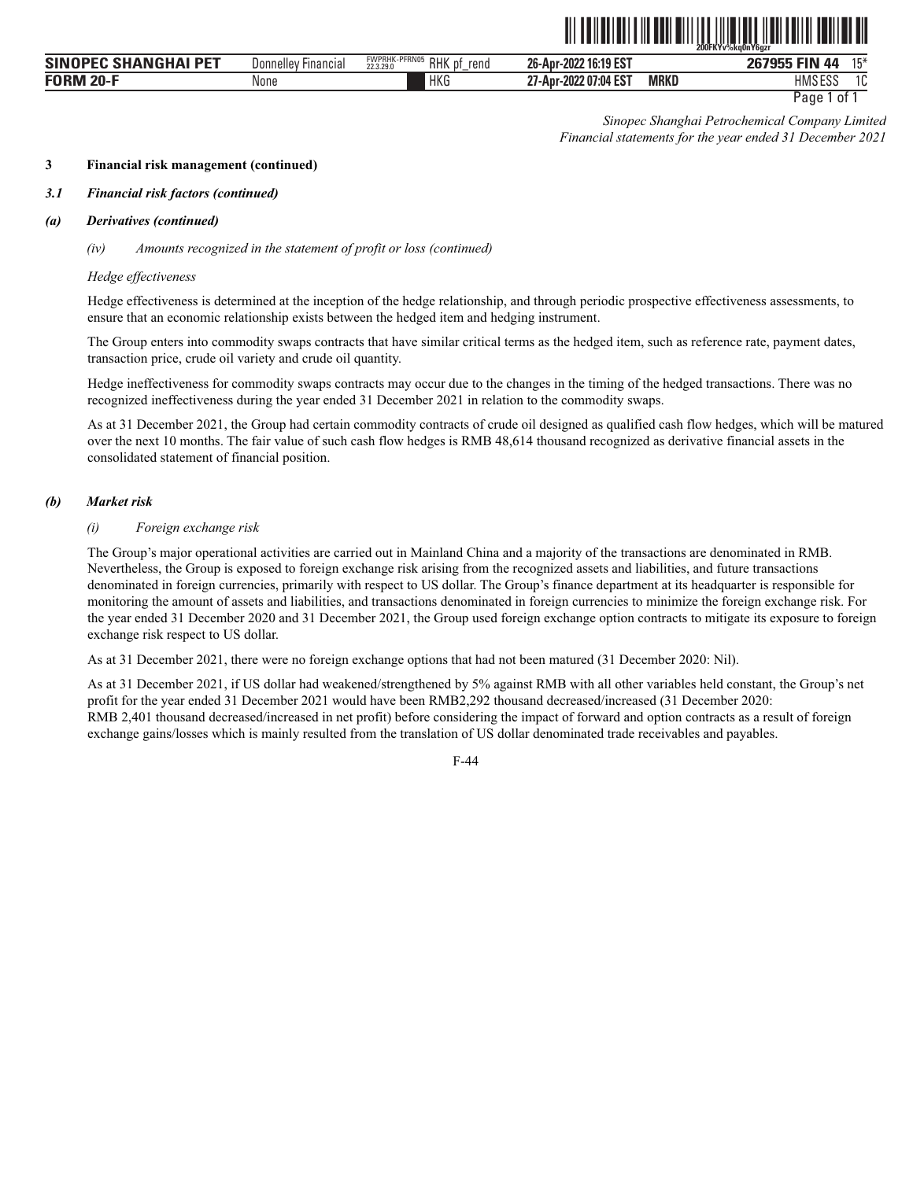*Sinopec Shanghai Petrochemical Company Limited*
*Financial statements for the year ended 31 December 2021*

**3 Financial risk management (continued)**

***3.1 Financial risk factors (continued)***

***(a) Derivatives (continued)***

*(iv) Amounts recognized in the statement of profit or loss (continued)*

*Hedge effectiveness*

Hedge effectiveness is determined at the inception of the hedge relationship, and through periodic prospective effectiveness assessments, to ensure that an economic relationship exists between the hedged item and hedging instrument.

The Group enters into commodity swaps contracts that have similar critical terms as the hedged item, such as reference rate, payment dates, transaction price, crude oil variety and crude oil quantity.

Hedge ineffectiveness for commodity swaps contracts may occur due to the changes in the timing of the hedged transactions. There was no recognized ineffectiveness during the year ended 31 December 2021 in relation to the commodity swaps.

As at 31 December 2021, the Group had certain commodity contracts of crude oil designed as qualified cash flow hedges, which will be matured over the next 10 months. The fair value of such cash flow hedges is RMB 48,614 thousand recognized as derivative financial assets in the consolidated statement of financial position.

***(b) Market risk***

*(i) Foreign exchange risk*

The Group's major operational activities are carried out in Mainland China and a majority of the transactions are denominated in RMB. Nevertheless, the Group is exposed to foreign exchange risk arising from the recognized assets and liabilities, and future transactions denominated in foreign currencies, primarily with respect to US dollar. The Group's finance department at its headquarter is responsible for monitoring the amount of assets and liabilities, and transactions denominated in foreign currencies to minimize the foreign exchange risk. For the year ended 31 December 2020 and 31 December 2021, the Group used foreign exchange option contracts to mitigate its exposure to foreign exchange risk respect to US dollar.

As at 31 December 2021, there were no foreign exchange options that had not been matured (31 December 2020: Nil).

As at 31 December 2021, if US dollar had weakened/strengthened by 5% against RMB with all other variables held constant, the Group's net profit for the year ended 31 December 2021 would have been RMB2,292 thousand decreased/increased (31 December 2020: RMB 2,401 thousand decreased/increased in net profit) before considering the impact of forward and option contracts as a result of foreign exchange gains/losses which is mainly resulted from the translation of US dollar denominated trade receivables and payables.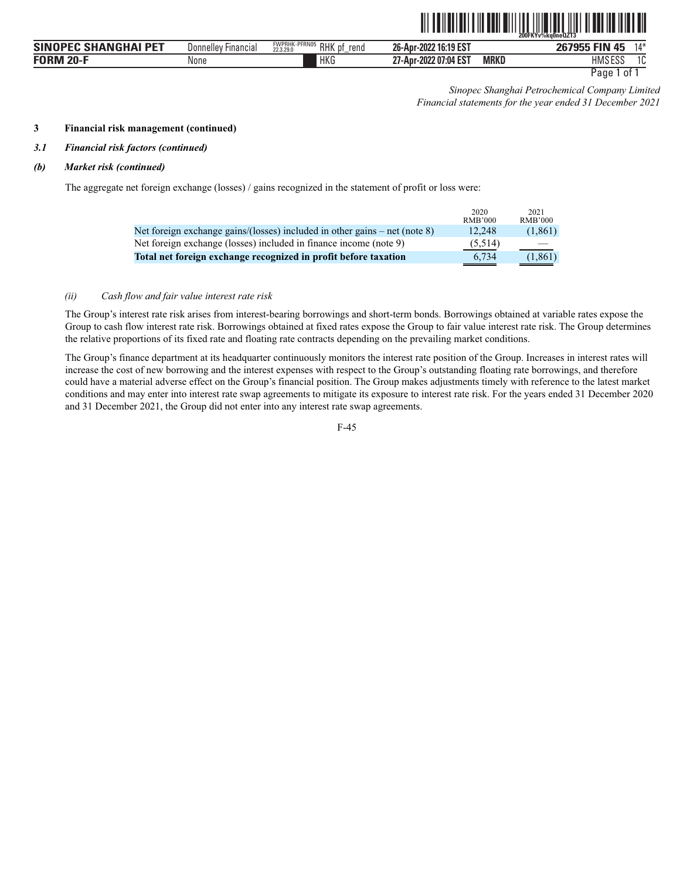*Sinopec Shanghai Petrochemical Company Limited*
*Financial statements for the year ended 31 December 2021*

**3 Financial risk management (continued)**

***3.1 Financial risk factors (continued)***

***(b) Market risk (continued)***

The aggregate net foreign exchange (losses) / gains recognized in the statement of profit or loss were:

| | 2020 RMB'000 | 2021 RMB'000 |
|---|---|---|
| Net foreign exchange gains/(losses) included in other gains – net (note 8) | 12,248 | (1,861) |
| Net foreign exchange (losses) included in finance income (note 9) | (5,514) | — |
| **Total net foreign exchange recognized in profit before taxation** | 6,734 | (1,861) |

*(ii) Cash flow and fair value interest rate risk*

The Group's interest rate risk arises from interest-bearing borrowings and short-term bonds. Borrowings obtained at variable rates expose the Group to cash flow interest rate risk. Borrowings obtained at fixed rates expose the Group to fair value interest rate risk. The Group determines the relative proportions of its fixed rate and floating rate contracts depending on the prevailing market conditions.

The Group's finance department at its headquarter continuously monitors the interest rate position of the Group. Increases in interest rates will increase the cost of new borrowing and the interest expenses with respect to the Group's outstanding floating rate borrowings, and therefore could have a material adverse effect on the Group's financial position. The Group makes adjustments timely with reference to the latest market conditions and may enter into interest rate swap agreements to mitigate its exposure to interest rate risk. For the years ended 31 December 2020 and 31 December 2021, the Group did not enter into any interest rate swap agreements.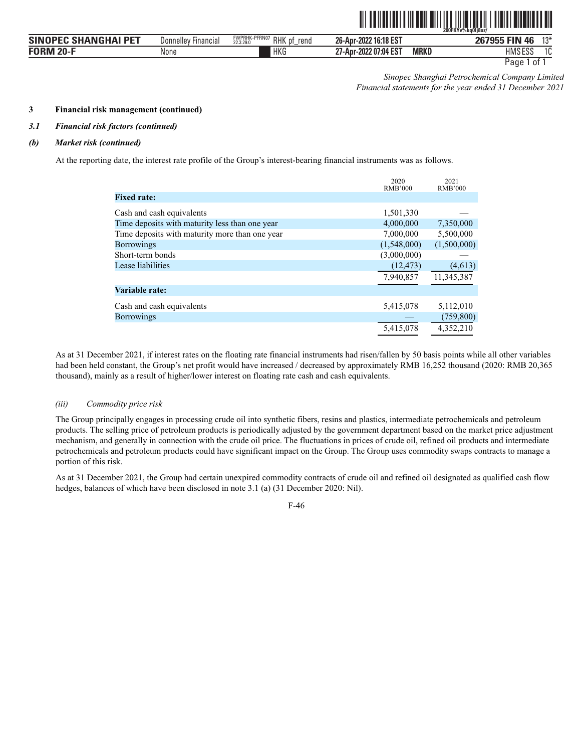*Sinopec Shanghai Petrochemical Company Limited*
*Financial statements for the year ended 31 December 2021*

**3 Financial risk management (continued)**

***3.1 Financial risk factors (continued)***

***(b) Market risk (continued)***

At the reporting date, the interest rate profile of the Group's interest-bearing financial instruments was as follows.

| | 2020 RMB'000 | 2021 RMB'000 |
|---|---|---|
| **Fixed rate:** | | |
| Cash and cash equivalents | 1,501,330 | — |
| Time deposits with maturity less than one year | 4,000,000 | 7,350,000 |
| Time deposits with maturity more than one year | 7,000,000 | 5,500,000 |
| Borrowings | (1,548,000) | (1,500,000) |
| Short-term bonds | (3,000,000) | — |
| Lease liabilities | (12,473) | (4,613) |
| | 7,940,857 | 11,345,387 |
| **Variable rate:** | | |
| Cash and cash equivalents | 5,415,078 | 5,112,010 |
| Borrowings | — | (759,800) |
| | 5,415,078 | 4,352,210 |

As at 31 December 2021, if interest rates on the floating rate financial instruments had risen/fallen by 50 basis points while all other variables had been held constant, the Group's net profit would have increased / decreased by approximately RMB 16,252 thousand (2020: RMB 20,365 thousand), mainly as a result of higher/lower interest on floating rate cash and cash equivalents.

*(iii) Commodity price risk*

The Group principally engages in processing crude oil into synthetic fibers, resins and plastics, intermediate petrochemicals and petroleum products. The selling price of petroleum products is periodically adjusted by the government department based on the market price adjustment mechanism, and generally in connection with the crude oil price. The fluctuations in prices of crude oil, refined oil products and intermediate petrochemicals and petroleum products could have significant impact on the Group. The Group uses commodity swaps contracts to manage a portion of this risk.

As at 31 December 2021, the Group had certain unexpired commodity contracts of crude oil and refined oil designated as qualified cash flow hedges, balances of which have been disclosed in note 3.1 (a) (31 December 2020: Nil).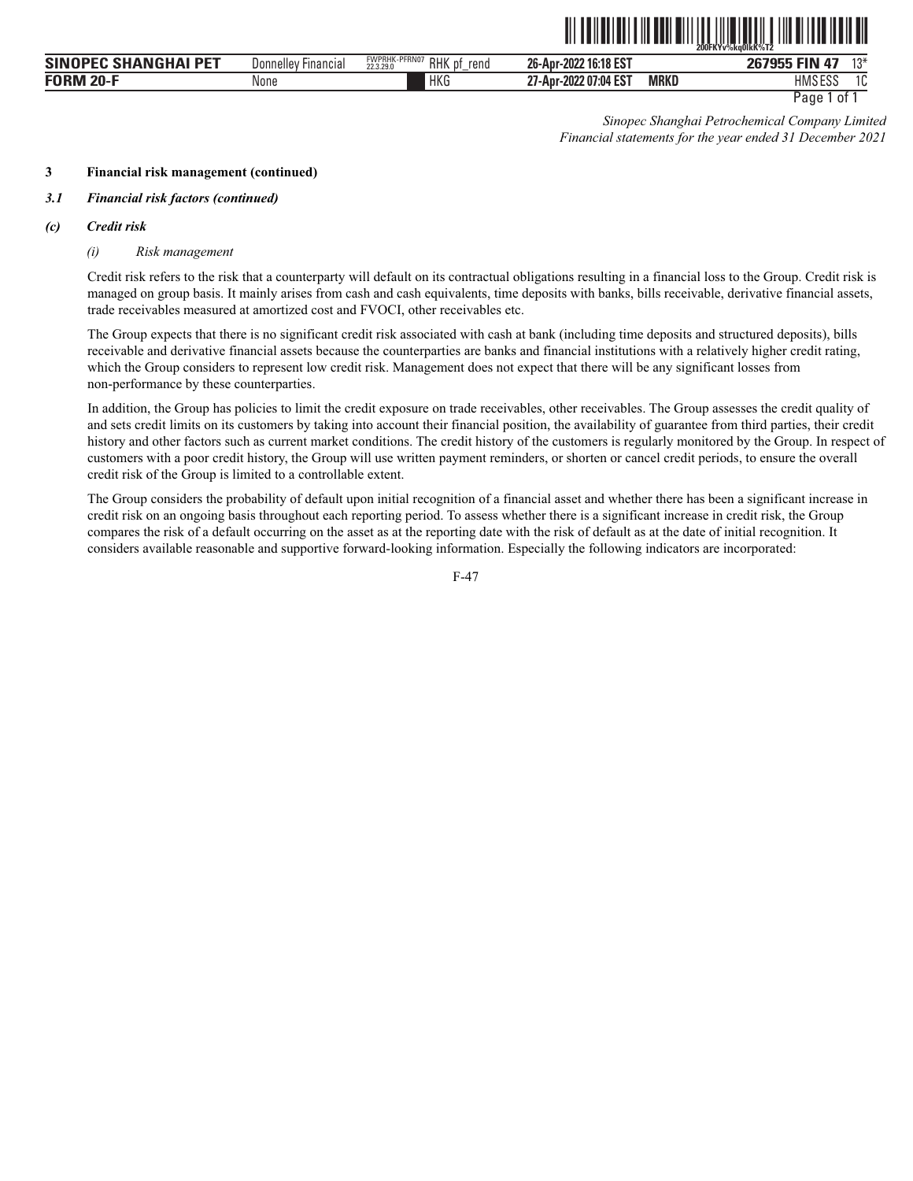*Sinopec Shanghai Petrochemical Company Limited*
*Financial statements for the year ended 31 December 2021*

**3 Financial risk management (continued)**

***3.1 Financial risk factors (continued)***

***(c) Credit risk***

*(i) Risk management*

Credit risk refers to the risk that a counterparty will default on its contractual obligations resulting in a financial loss to the Group. Credit risk is managed on group basis. It mainly arises from cash and cash equivalents, time deposits with banks, bills receivable, derivative financial assets, trade receivables measured at amortized cost and FVOCI, other receivables etc.

The Group expects that there is no significant credit risk associated with cash at bank (including time deposits and structured deposits), bills receivable and derivative financial assets because the counterparties are banks and financial institutions with a relatively higher credit rating, which the Group considers to represent low credit risk. Management does not expect that there will be any significant losses from non-performance by these counterparties.

In addition, the Group has policies to limit the credit exposure on trade receivables, other receivables. The Group assesses the credit quality of and sets credit limits on its customers by taking into account their financial position, the availability of guarantee from third parties, their credit history and other factors such as current market conditions. The credit history of the customers is regularly monitored by the Group. In respect of customers with a poor credit history, the Group will use written payment reminders, or shorten or cancel credit periods, to ensure the overall credit risk of the Group is limited to a controllable extent.

The Group considers the probability of default upon initial recognition of a financial asset and whether there has been a significant increase in credit risk on an ongoing basis throughout each reporting period. To assess whether there is a significant increase in credit risk, the Group compares the risk of a default occurring on the asset as at the reporting date with the risk of default as at the date of initial recognition. It considers available reasonable and supportive forward-looking information. Especially the following indicators are incorporated: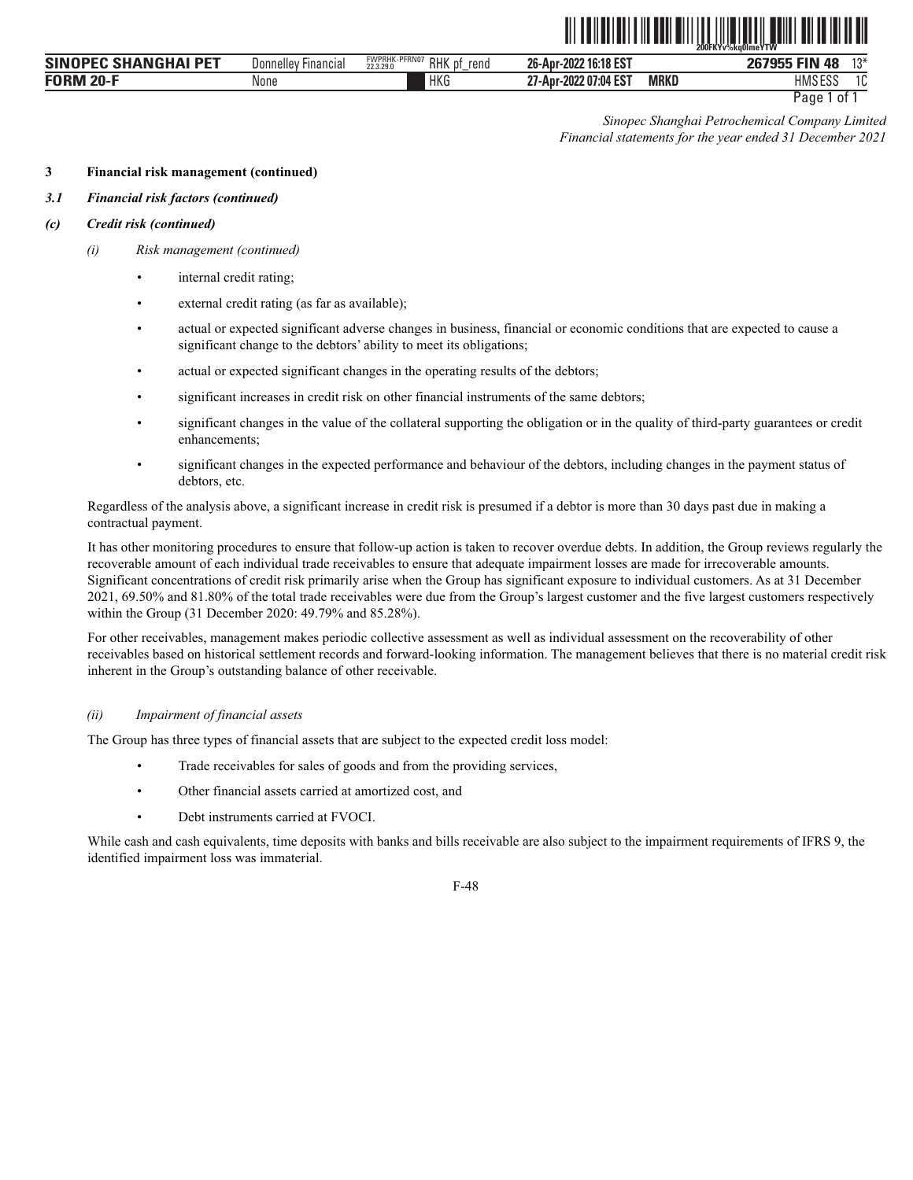*Sinopec Shanghai Petrochemical Company Limited*
*Financial statements for the year ended 31 December 2021*

**3 Financial risk management (continued)**

***3.1 Financial risk factors (continued)***

***(c) Credit risk (continued)***

*(i) Risk management (continued)*

- internal credit rating;
- external credit rating (as far as available);
- actual or expected significant adverse changes in business, financial or economic conditions that are expected to cause a significant change to the debtors' ability to meet its obligations;
- actual or expected significant changes in the operating results of the debtors;
- significant increases in credit risk on other financial instruments of the same debtors;
- significant changes in the value of the collateral supporting the obligation or in the quality of third-party guarantees or credit enhancements;
- significant changes in the expected performance and behaviour of the debtors, including changes in the payment status of debtors, etc.

Regardless of the analysis above, a significant increase in credit risk is presumed if a debtor is more than 30 days past due in making a contractual payment.

It has other monitoring procedures to ensure that follow-up action is taken to recover overdue debts. In addition, the Group reviews regularly the recoverable amount of each individual trade receivables to ensure that adequate impairment losses are made for irrecoverable amounts. Significant concentrations of credit risk primarily arise when the Group has significant exposure to individual customers. As at 31 December 2021, 69.50% and 81.80% of the total trade receivables were due from the Group's largest customer and the five largest customers respectively within the Group (31 December 2020: 49.79% and 85.28%).

For other receivables, management makes periodic collective assessment as well as individual assessment on the recoverability of other receivables based on historical settlement records and forward-looking information. The management believes that there is no material credit risk inherent in the Group's outstanding balance of other receivable.

*(ii) Impairment of financial assets*

The Group has three types of financial assets that are subject to the expected credit loss model:

- Trade receivables for sales of goods and from the providing services,
- Other financial assets carried at amortized cost, and
- Debt instruments carried at FVOCI.

While cash and cash equivalents, time deposits with banks and bills receivable are also subject to the impairment requirements of IFRS 9, the identified impairment loss was immaterial.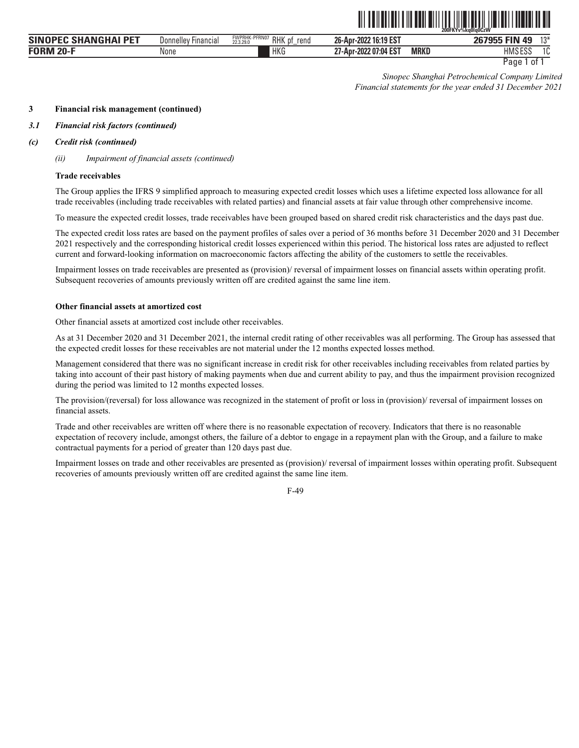### 3 Financial risk management (continued)

### *3.1 Financial risk factors (continued)*

### *(c) Credit risk (continued)*

*(ii) Impairment of financial assets (continued)*

**Trade receivables**

The Group applies the IFRS 9 simplified approach to measuring expected credit losses which uses a lifetime expected loss allowance for all trade receivables (including trade receivables with related parties) and financial assets at fair value through other comprehensive income.

To measure the expected credit losses, trade receivables have been grouped based on shared credit risk characteristics and the days past due.

The expected credit loss rates are based on the payment profiles of sales over a period of 36 months before 31 December 2020 and 31 December 2021 respectively and the corresponding historical credit losses experienced within this period. The historical loss rates are adjusted to reflect current and forward-looking information on macroeconomic factors affecting the ability of the customers to settle the receivables.

Impairment losses on trade receivables are presented as (provision)/ reversal of impairment losses on financial assets within operating profit. Subsequent recoveries of amounts previously written off are credited against the same line item.

**Other financial assets at amortized cost**

Other financial assets at amortized cost include other receivables.

As at 31 December 2020 and 31 December 2021, the internal credit rating of other receivables was all performing. The Group has assessed that the expected credit losses for these receivables are not material under the 12 months expected losses method.

Management considered that there was no significant increase in credit risk for other receivables including receivables from related parties by taking into account of their past history of making payments when due and current ability to pay, and thus the impairment provision recognized during the period was limited to 12 months expected losses.

The provision/(reversal) for loss allowance was recognized in the statement of profit or loss in (provision)/ reversal of impairment losses on financial assets.

Trade and other receivables are written off where there is no reasonable expectation of recovery. Indicators that there is no reasonable expectation of recovery include, amongst others, the failure of a debtor to engage in a repayment plan with the Group, and a failure to make contractual payments for a period of greater than 120 days past due.

Impairment losses on trade and other receivables are presented as (provision)/ reversal of impairment losses within operating profit. Subsequent recoveries of amounts previously written off are credited against the same line item.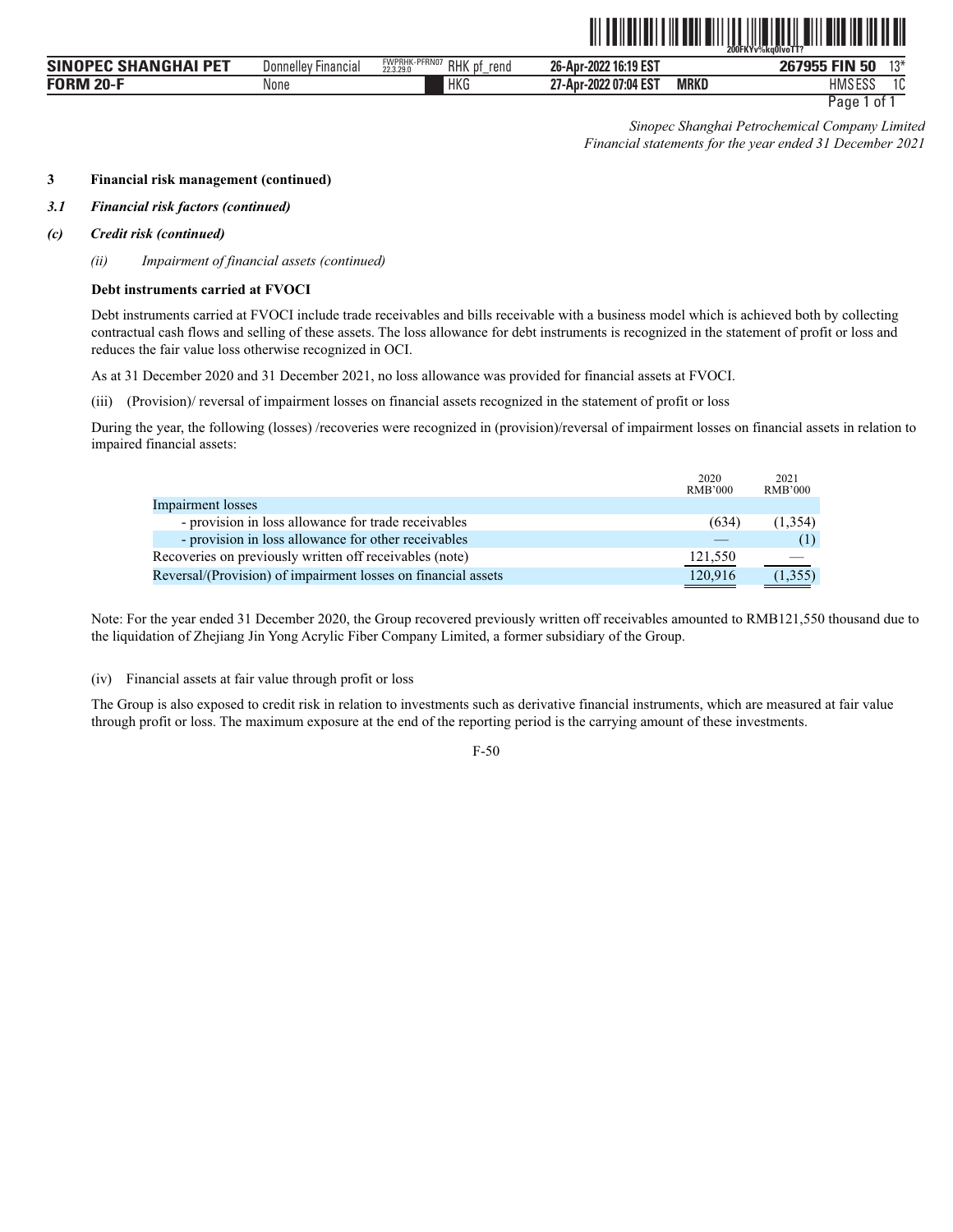*Sinopec Shanghai Petrochemical Company Limited*
*Financial statements for the year ended 31 December 2021*

**3 Financial risk management (continued)**

***3.1 Financial risk factors (continued)***

***(c) Credit risk (continued)***

*(ii) Impairment of financial assets (continued)*

**Debt instruments carried at FVOCI**

Debt instruments carried at FVOCI include trade receivables and bills receivable with a business model which is achieved both by collecting contractual cash flows and selling of these assets. The loss allowance for debt instruments is recognized in the statement of profit or loss and reduces the fair value loss otherwise recognized in OCI.

As at 31 December 2020 and 31 December 2021, no loss allowance was provided for financial assets at FVOCI.

(iii) (Provision)/ reversal of impairment losses on financial assets recognized in the statement of profit or loss

During the year, the following (losses) /recoveries were recognized in (provision)/reversal of impairment losses on financial assets in relation to impaired financial assets:

| | 2020 RMB'000 | 2021 RMB'000 |
|---|---|---|
| Impairment losses | | |
| - provision in loss allowance for trade receivables | (634) | (1,354) |
| - provision in loss allowance for other receivables | — | (1) |
| Recoveries on previously written off receivables (note) | 121,550 | — |
| Reversal/(Provision) of impairment losses on financial assets | 120,916 | (1,355) |

Note: For the year ended 31 December 2020, the Group recovered previously written off receivables amounted to RMB121,550 thousand due to the liquidation of Zhejiang Jin Yong Acrylic Fiber Company Limited, a former subsidiary of the Group.

(iv) Financial assets at fair value through profit or loss

The Group is also exposed to credit risk in relation to investments such as derivative financial instruments, which are measured at fair value through profit or loss. The maximum exposure at the end of the reporting period is the carrying amount of these investments.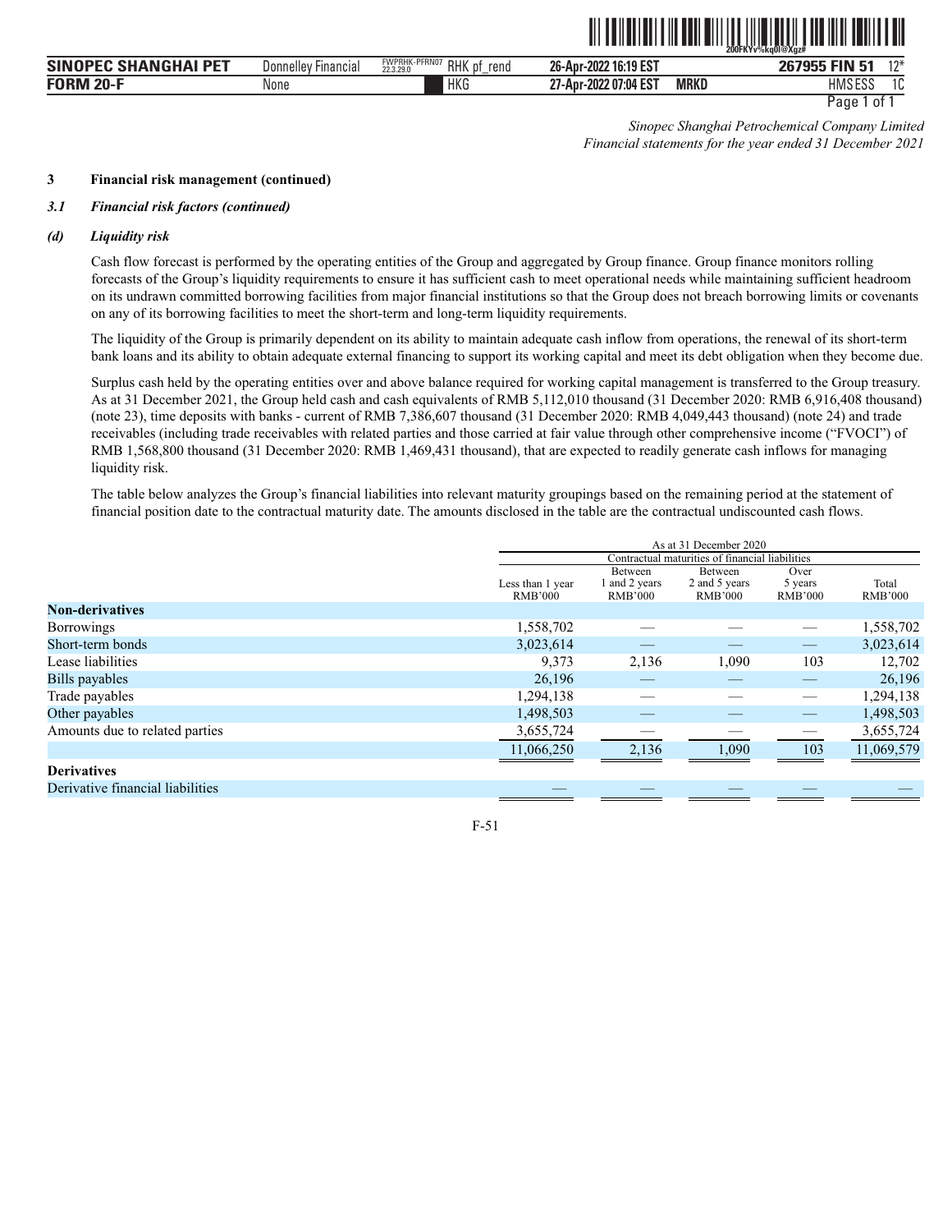*Sinopec Shanghai Petrochemical Company Limited*
*Financial statements for the year ended 31 December 2021*

**3 Financial risk management (continued)**

***3.1 Financial risk factors (continued)***

***(d) Liquidity risk***

Cash flow forecast is performed by the operating entities of the Group and aggregated by Group finance. Group finance monitors rolling forecasts of the Group's liquidity requirements to ensure it has sufficient cash to meet operational needs while maintaining sufficient headroom on its undrawn committed borrowing facilities from major financial institutions so that the Group does not breach borrowing limits or covenants on any of its borrowing facilities to meet the short-term and long-term liquidity requirements.

The liquidity of the Group is primarily dependent on its ability to maintain adequate cash inflow from operations, the renewal of its short-term bank loans and its ability to obtain adequate external financing to support its working capital and meet its debt obligation when they become due.

Surplus cash held by the operating entities over and above balance required for working capital management is transferred to the Group treasury. As at 31 December 2021, the Group held cash and cash equivalents of RMB 5,112,010 thousand (31 December 2020: RMB 6,916,408 thousand) (note 23), time deposits with banks - current of RMB 7,386,607 thousand (31 December 2020: RMB 4,049,443 thousand) (note 24) and trade receivables (including trade receivables with related parties and those carried at fair value through other comprehensive income ("FVOCI") of RMB 1,568,800 thousand (31 December 2020: RMB 1,469,431 thousand), that are expected to readily generate cash inflows for managing liquidity risk.

The table below analyzes the Group's financial liabilities into relevant maturity groupings based on the remaining period at the statement of financial position date to the contractual maturity date. The amounts disclosed in the table are the contractual undiscounted cash flows.

| | As at 31 December 2020 | | | | |
|---|---|---|---|---|---|
| | Contractual maturities of financial liabilities | | | | |
| | Less than 1 year RMB'000 | Between 1 and 2 years RMB'000 | Between 2 and 5 years RMB'000 | Over 5 years RMB'000 | Total RMB'000 |
| **Non-derivatives** | | | | | |
| Borrowings | 1,558,702 | — | — | — | 1,558,702 |
| Short-term bonds | 3,023,614 | — | — | — | 3,023,614 |
| Lease liabilities | 9,373 | 2,136 | 1,090 | 103 | 12,702 |
| Bills payables | 26,196 | — | — | — | 26,196 |
| Trade payables | 1,294,138 | — | — | — | 1,294,138 |
| Other payables | 1,498,503 | — | — | — | 1,498,503 |
| Amounts due to related parties | 3,655,724 | — | — | — | 3,655,724 |
| | 11,066,250 | 2,136 | 1,090 | 103 | 11,069,579 |
| **Derivatives** | | | | | |
| Derivative financial liabilities | — | — | — | — | — |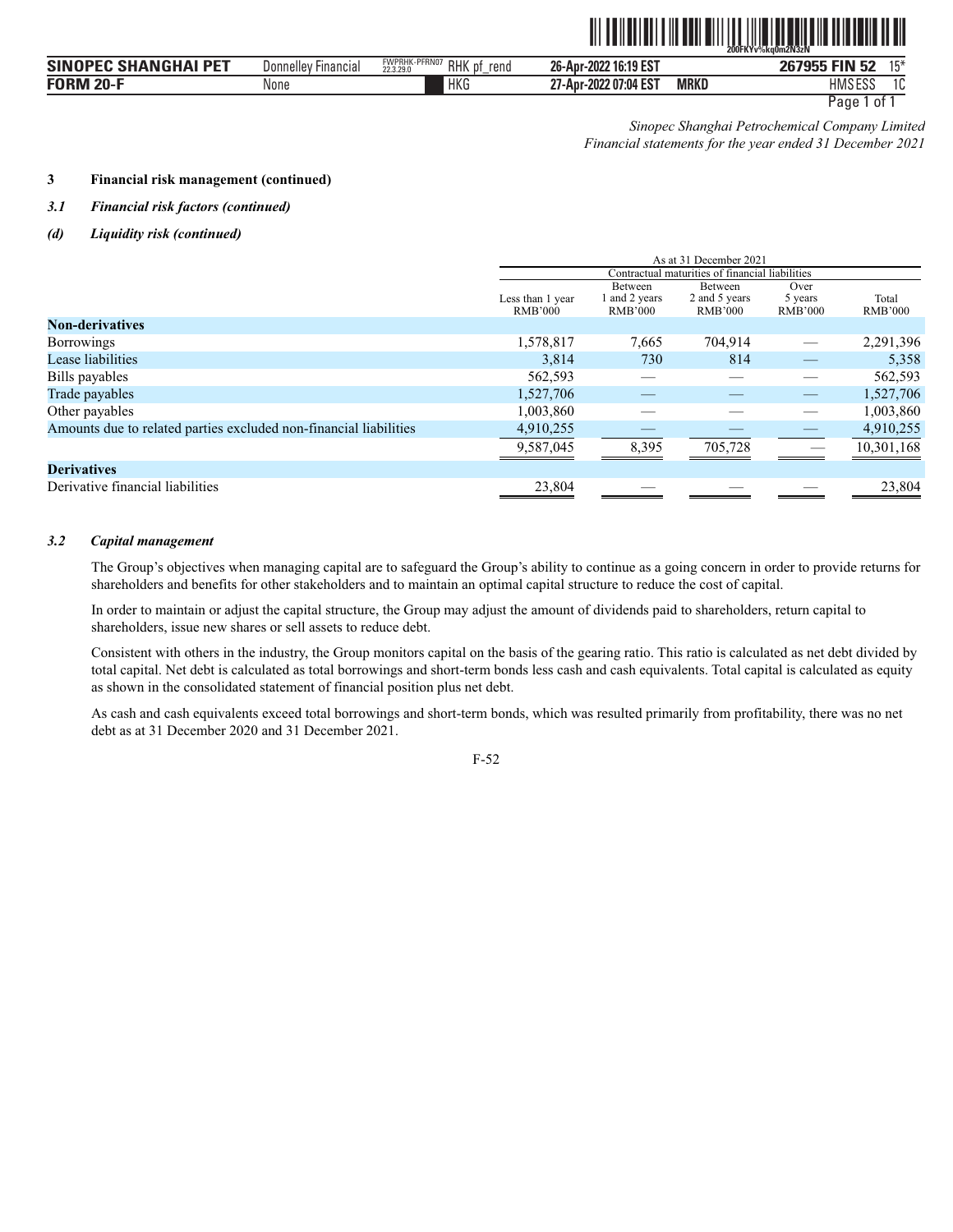*Sinopec Shanghai Petrochemical Company Limited*
*Financial statements for the year ended 31 December 2021*

**3 Financial risk management (continued)**

***3.1 Financial risk factors (continued)***

***(d) Liquidity risk (continued)***

| | As at 31 December 2021 | | | | |
|---|---|---|---|---|---|
| | Contractual maturities of financial liabilities | | | | |
| | Less than 1 year RMB'000 | Between 1 and 2 years RMB'000 | Between 2 and 5 years RMB'000 | Over 5 years RMB'000 | Total RMB'000 |
| **Non-derivatives** | | | | | |
| Borrowings | 1,578,817 | 7,665 | 704,914 | — | 2,291,396 |
| Lease liabilities | 3,814 | 730 | 814 | — | 5,358 |
| Bills payables | 562,593 | — | — | — | 562,593 |
| Trade payables | 1,527,706 | — | — | — | 1,527,706 |
| Other payables | 1,003,860 | — | — | — | 1,003,860 |
| Amounts due to related parties excluded non-financial liabilities | 4,910,255 | — | — | — | 4,910,255 |
| | 9,587,045 | 8,395 | 705,728 | — | 10,301,168 |
| **Derivatives** | | | | | |
| Derivative financial liabilities | 23,804 | — | — | — | 23,804 |

***3.2 Capital management***

The Group's objectives when managing capital are to safeguard the Group's ability to continue as a going concern in order to provide returns for shareholders and benefits for other stakeholders and to maintain an optimal capital structure to reduce the cost of capital.

In order to maintain or adjust the capital structure, the Group may adjust the amount of dividends paid to shareholders, return capital to shareholders, issue new shares or sell assets to reduce debt.

Consistent with others in the industry, the Group monitors capital on the basis of the gearing ratio. This ratio is calculated as net debt divided by total capital. Net debt is calculated as total borrowings and short-term bonds less cash and cash equivalents. Total capital is calculated as equity as shown in the consolidated statement of financial position plus net debt.

As cash and cash equivalents exceed total borrowings and short-term bonds, which was resulted primarily from profitability, there was no net debt as at 31 December 2020 and 31 December 2021.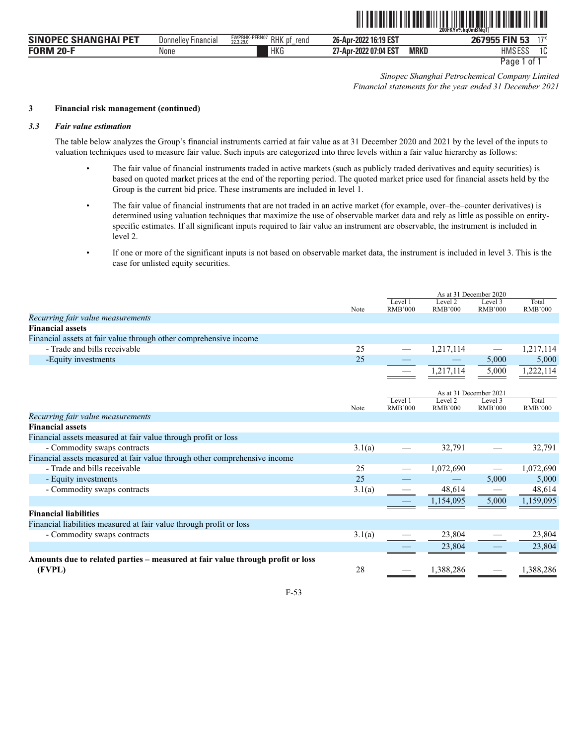*Sinopec Shanghai Petrochemical Company Limited*
*Financial statements for the year ended 31 December 2021*

### 3 Financial risk management (continued)

#### *3.3 Fair value estimation*

The table below analyzes the Group's financial instruments carried at fair value as at 31 December 2020 and 2021 by the level of the inputs to valuation techniques used to measure fair value. Such inputs are categorized into three levels within a fair value hierarchy as follows:

- The fair value of financial instruments traded in active markets (such as publicly traded derivatives and equity securities) is based on quoted market prices at the end of the reporting period. The quoted market price used for financial assets held by the Group is the current bid price. These instruments are included in level 1.
- The fair value of financial instruments that are not traded in an active market (for example, over–the–counter derivatives) is determined using valuation techniques that maximize the use of observable market data and rely as little as possible on entity-specific estimates. If all significant inputs required to fair value an instrument are observable, the instrument is included in level 2.
- If one or more of the significant inputs is not based on observable market data, the instrument is included in level 3. This is the case for unlisted equity securities.

| | | As at 31 December 2020 | | | |
|---|---|---|---|---|---|
| | Note | Level 1 RMB'000 | Level 2 RMB'000 | Level 3 RMB'000 | Total RMB'000 |
| *Recurring fair value measurements* | | | | | |
| **Financial assets** | | | | | |
| Financial assets at fair value through other comprehensive income | | | | | |
| - Trade and bills receivable | 25 | — | 1,217,114 | — | 1,217,114 |
| -Equity investments | 25 | — | — | 5,000 | 5,000 |
| | | — | 1,217,114 | 5,000 | 1,222,114 |

| | | As at 31 December 2021 | | | |
|---|---|---|---|---|---|
| | Note | Level 1 RMB'000 | Level 2 RMB'000 | Level 3 RMB'000 | Total RMB'000 |
| *Recurring fair value measurements* | | | | | |
| **Financial assets** | | | | | |
| Financial assets measured at fair value through profit or loss | | | | | |
| - Commodity swaps contracts | 3.1(a) | — | 32,791 | — | 32,791 |
| Financial assets measured at fair value through other comprehensive income | | | | | |
| - Trade and bills receivable | 25 | — | 1,072,690 | — | 1,072,690 |
| - Equity investments | 25 | — | — | 5,000 | 5,000 |
| - Commodity swaps contracts | 3.1(a) | — | 48,614 | — | 48,614 |
| | | — | 1,154,095 | 5,000 | 1,159,095 |
| **Financial liabilities** | | | | | |
| Financial liabilities measured at fair value through profit or loss | | | | | |
| - Commodity swaps contracts | 3.1(a) | — | 23,804 | — | 23,804 |
| | | — | 23,804 | — | 23,804 |
| **Amounts due to related parties – measured at fair value through profit or loss (FVPL)** | 28 | — | 1,388,286 | — | 1,388,286 |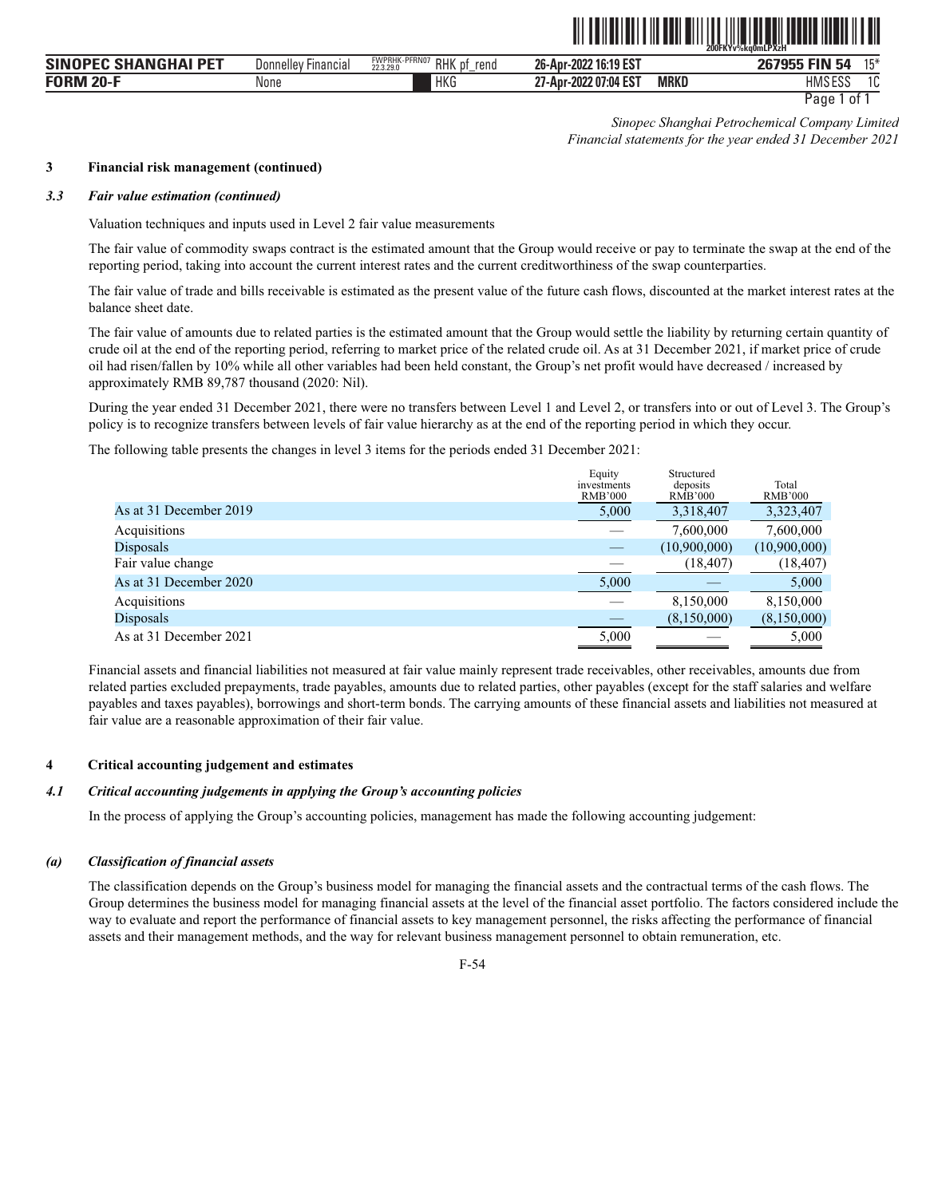## 3 Financial risk management (continued)

### *3.3 Fair value estimation (continued)*

Valuation techniques and inputs used in Level 2 fair value measurements

The fair value of commodity swaps contract is the estimated amount that the Group would receive or pay to terminate the swap at the end of the reporting period, taking into account the current interest rates and the current creditworthiness of the swap counterparties.

The fair value of trade and bills receivable is estimated as the present value of the future cash flows, discounted at the market interest rates at the balance sheet date.

The fair value of amounts due to related parties is the estimated amount that the Group would settle the liability by returning certain quantity of crude oil at the end of the reporting period, referring to market price of the related crude oil. As at 31 December 2021, if market price of crude oil had risen/fallen by 10% while all other variables had been held constant, the Group's net profit would have decreased / increased by approximately RMB 89,787 thousand (2020: Nil).

During the year ended 31 December 2021, there were no transfers between Level 1 and Level 2, or transfers into or out of Level 3. The Group's policy is to recognize transfers between levels of fair value hierarchy as at the end of the reporting period in which they occur.

The following table presents the changes in level 3 items for the periods ended 31 December 2021:

| | Equity investments RMB'000 | Structured deposits RMB'000 | Total RMB'000 |
|---|---|---|---|
| As at 31 December 2019 | 5,000 | 3,318,407 | 3,323,407 |
| Acquisitions | — | 7,600,000 | 7,600,000 |
| Disposals | — | (10,900,000) | (10,900,000) |
| Fair value change | — | (18,407) | (18,407) |
| As at 31 December 2020 | 5,000 | — | 5,000 |
| Acquisitions | — | 8,150,000 | 8,150,000 |
| Disposals | — | (8,150,000) | (8,150,000) |
| As at 31 December 2021 | 5,000 | — | 5,000 |

Financial assets and financial liabilities not measured at fair value mainly represent trade receivables, other receivables, amounts due from related parties excluded prepayments, trade payables, amounts due to related parties, other payables (except for the staff salaries and welfare payables and taxes payables), borrowings and short-term bonds. The carrying amounts of these financial assets and liabilities not measured at fair value are a reasonable approximation of their fair value.

## 4 Critical accounting judgement and estimates

### *4.1 Critical accounting judgements in applying the Group's accounting policies*

In the process of applying the Group's accounting policies, management has made the following accounting judgement:

#### *(a) Classification of financial assets*

The classification depends on the Group's business model for managing the financial assets and the contractual terms of the cash flows. The Group determines the business model for managing financial assets at the level of the financial asset portfolio. The factors considered include the way to evaluate and report the performance of financial assets to key management personnel, the risks affecting the performance of financial assets and their management methods, and the way for relevant business management personnel to obtain remuneration, etc.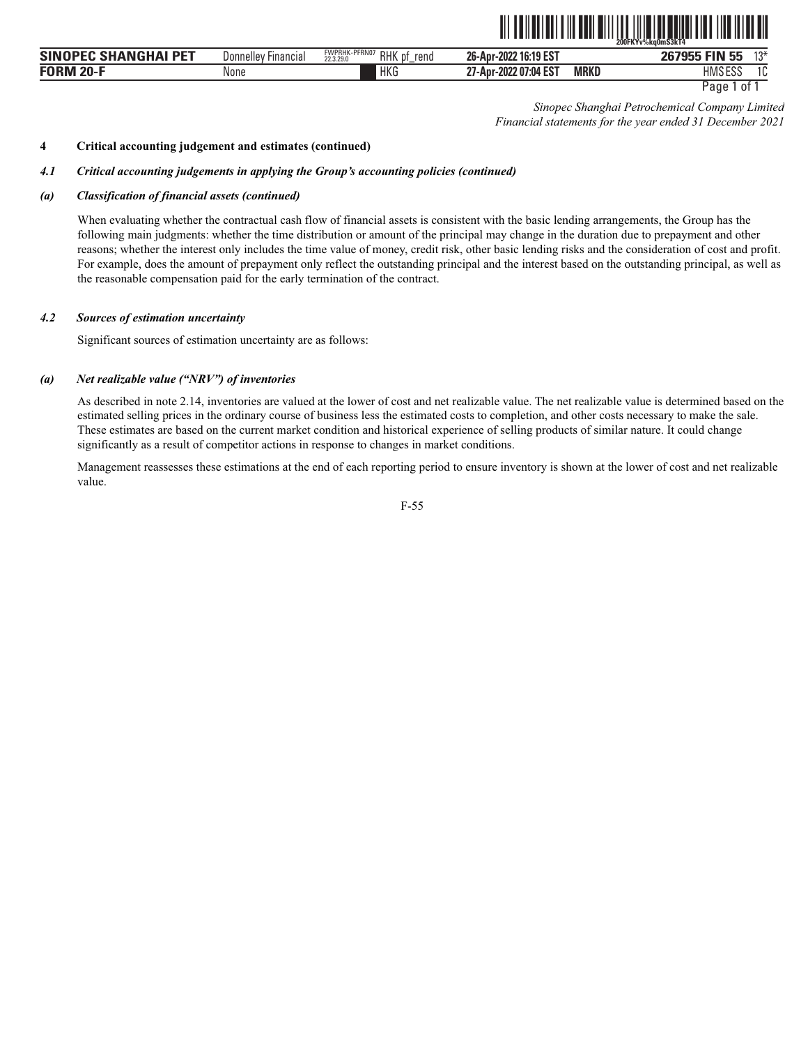*Sinopec Shanghai Petrochemical Company Limited*
*Financial statements for the year ended 31 December 2021*

**4 Critical accounting judgement and estimates (continued)**

***4.1 Critical accounting judgements in applying the Group's accounting policies (continued)***

***(a) Classification of financial assets (continued)***

When evaluating whether the contractual cash flow of financial assets is consistent with the basic lending arrangements, the Group has the following main judgments: whether the time distribution or amount of the principal may change in the duration due to prepayment and other reasons; whether the interest only includes the time value of money, credit risk, other basic lending risks and the consideration of cost and profit. For example, does the amount of prepayment only reflect the outstanding principal and the interest based on the outstanding principal, as well as the reasonable compensation paid for the early termination of the contract.

***4.2 Sources of estimation uncertainty***

Significant sources of estimation uncertainty are as follows:

***(a) Net realizable value ("NRV") of inventories***

As described in note 2.14, inventories are valued at the lower of cost and net realizable value. The net realizable value is determined based on the estimated selling prices in the ordinary course of business less the estimated costs to completion, and other costs necessary to make the sale. These estimates are based on the current market condition and historical experience of selling products of similar nature. It could change significantly as a result of competitor actions in response to changes in market conditions.

Management reassesses these estimations at the end of each reporting period to ensure inventory is shown at the lower of cost and net realizable value.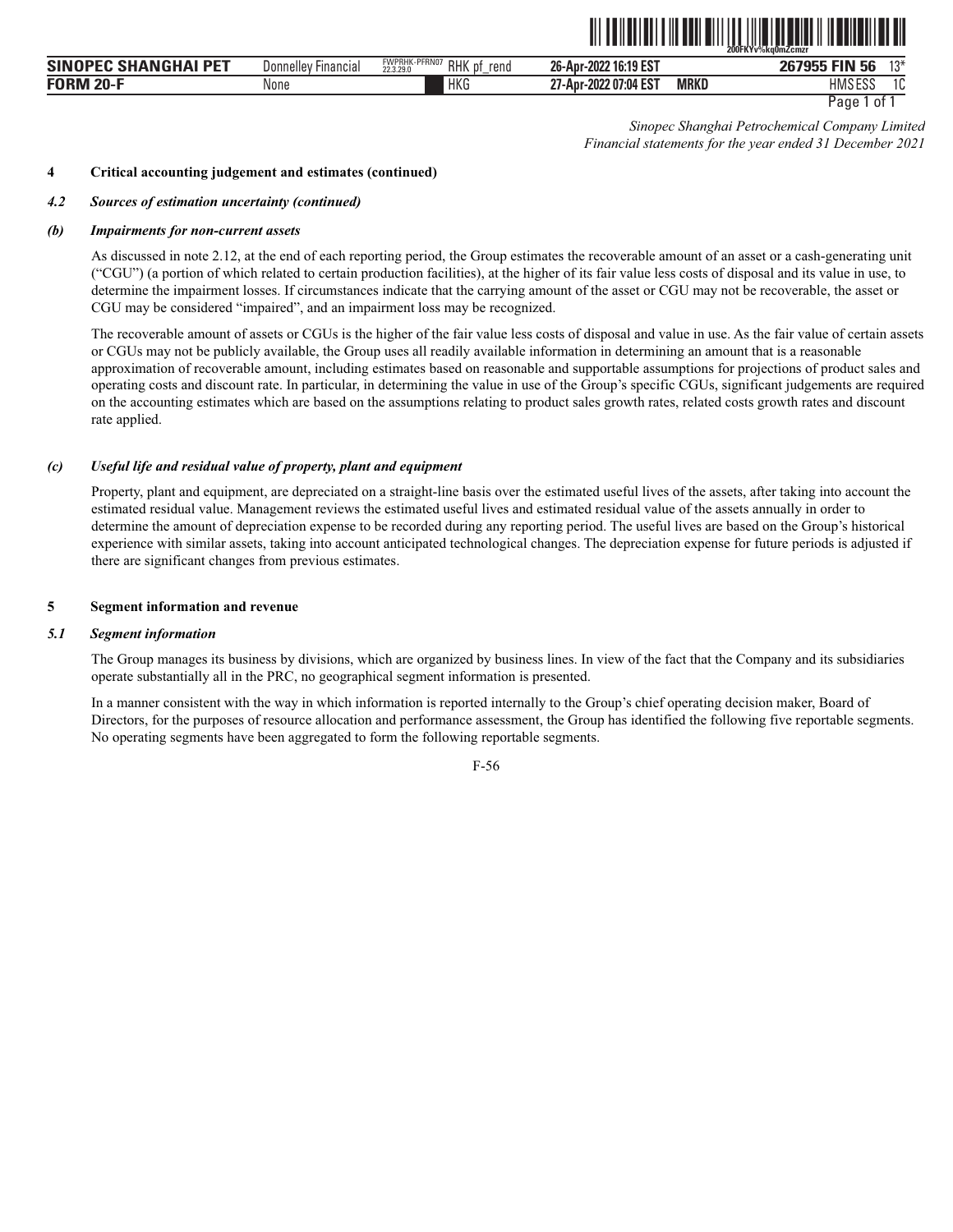Sinopec Shanghai Petrochemical Company Limited
*Financial statements for the year ended 31 December 2021*

## 4 Critical accounting judgement and estimates (continued)

### *4.2 Sources of estimation uncertainty (continued)*

#### *(b) Impairments for non-current assets*

As discussed in note 2.12, at the end of each reporting period, the Group estimates the recoverable amount of an asset or a cash-generating unit ("CGU") (a portion of which related to certain production facilities), at the higher of its fair value less costs of disposal and its value in use, to determine the impairment losses. If circumstances indicate that the carrying amount of the asset or CGU may not be recoverable, the asset or CGU may be considered "impaired", and an impairment loss may be recognized.

The recoverable amount of assets or CGUs is the higher of the fair value less costs of disposal and value in use. As the fair value of certain assets or CGUs may not be publicly available, the Group uses all readily available information in determining an amount that is a reasonable approximation of recoverable amount, including estimates based on reasonable and supportable assumptions for projections of product sales and operating costs and discount rate. In particular, in determining the value in use of the Group's specific CGUs, significant judgements are required on the accounting estimates which are based on the assumptions relating to product sales growth rates, related costs growth rates and discount rate applied.

#### *(c) Useful life and residual value of property, plant and equipment*

Property, plant and equipment, are depreciated on a straight-line basis over the estimated useful lives of the assets, after taking into account the estimated residual value. Management reviews the estimated useful lives and estimated residual value of the assets annually in order to determine the amount of depreciation expense to be recorded during any reporting period. The useful lives are based on the Group's historical experience with similar assets, taking into account anticipated technological changes. The depreciation expense for future periods is adjusted if there are significant changes from previous estimates.

## 5 Segment information and revenue

### *5.1 Segment information*

The Group manages its business by divisions, which are organized by business lines. In view of the fact that the Company and its subsidiaries operate substantially all in the PRC, no geographical segment information is presented.

In a manner consistent with the way in which information is reported internally to the Group's chief operating decision maker, Board of Directors, for the purposes of resource allocation and performance assessment, the Group has identified the following five reportable segments. No operating segments have been aggregated to form the following reportable segments.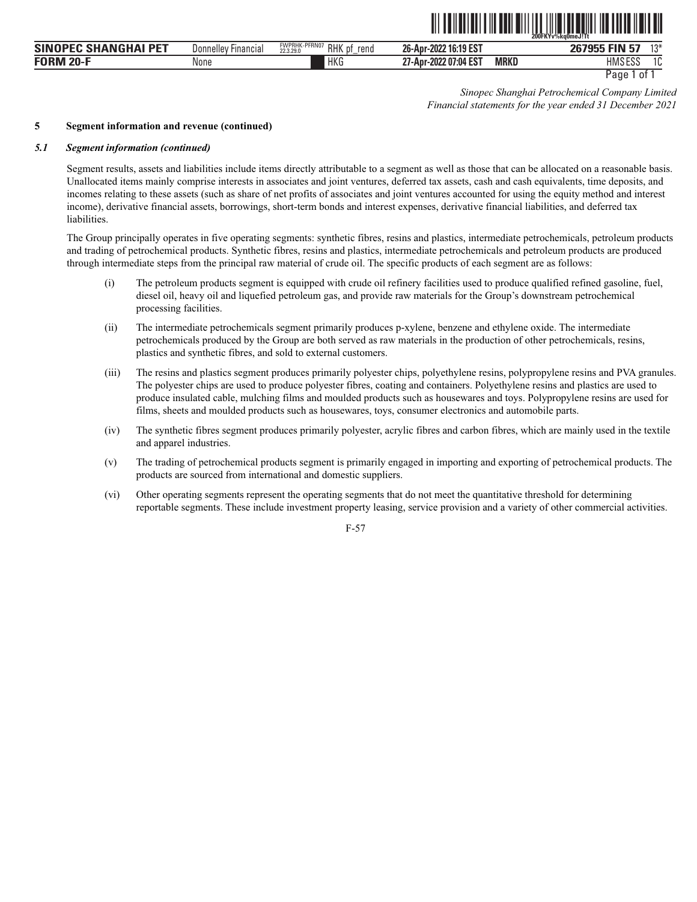## 5 Segment information and revenue (continued)

### *5.1 Segment information (continued)*

Segment results, assets and liabilities include items directly attributable to a segment as well as those that can be allocated on a reasonable basis. Unallocated items mainly comprise interests in associates and joint ventures, deferred tax assets, cash and cash equivalents, time deposits, and incomes relating to these assets (such as share of net profits of associates and joint ventures accounted for using the equity method and interest income), derivative financial assets, borrowings, short-term bonds and interest expenses, derivative financial liabilities, and deferred tax liabilities.

The Group principally operates in five operating segments: synthetic fibres, resins and plastics, intermediate petrochemicals, petroleum products and trading of petrochemical products. Synthetic fibres, resins and plastics, intermediate petrochemicals and petroleum products are produced through intermediate steps from the principal raw material of crude oil. The specific products of each segment are as follows:

(i) The petroleum products segment is equipped with crude oil refinery facilities used to produce qualified refined gasoline, fuel, diesel oil, heavy oil and liquefied petroleum gas, and provide raw materials for the Group's downstream petrochemical processing facilities.

(ii) The intermediate petrochemicals segment primarily produces p-xylene, benzene and ethylene oxide. The intermediate petrochemicals produced by the Group are both served as raw materials in the production of other petrochemicals, resins, plastics and synthetic fibres, and sold to external customers.

(iii) The resins and plastics segment produces primarily polyester chips, polyethylene resins, polypropylene resins and PVA granules. The polyester chips are used to produce polyester fibres, coating and containers. Polyethylene resins and plastics are used to produce insulated cable, mulching films and moulded products such as housewares and toys. Polypropylene resins are used for films, sheets and moulded products such as housewares, toys, consumer electronics and automobile parts.

(iv) The synthetic fibres segment produces primarily polyester, acrylic fibres and carbon fibres, which are mainly used in the textile and apparel industries.

(v) The trading of petrochemical products segment is primarily engaged in importing and exporting of petrochemical products. The products are sourced from international and domestic suppliers.

(vi) Other operating segments represent the operating segments that do not meet the quantitative threshold for determining reportable segments. These include investment property leasing, service provision and a variety of other commercial activities.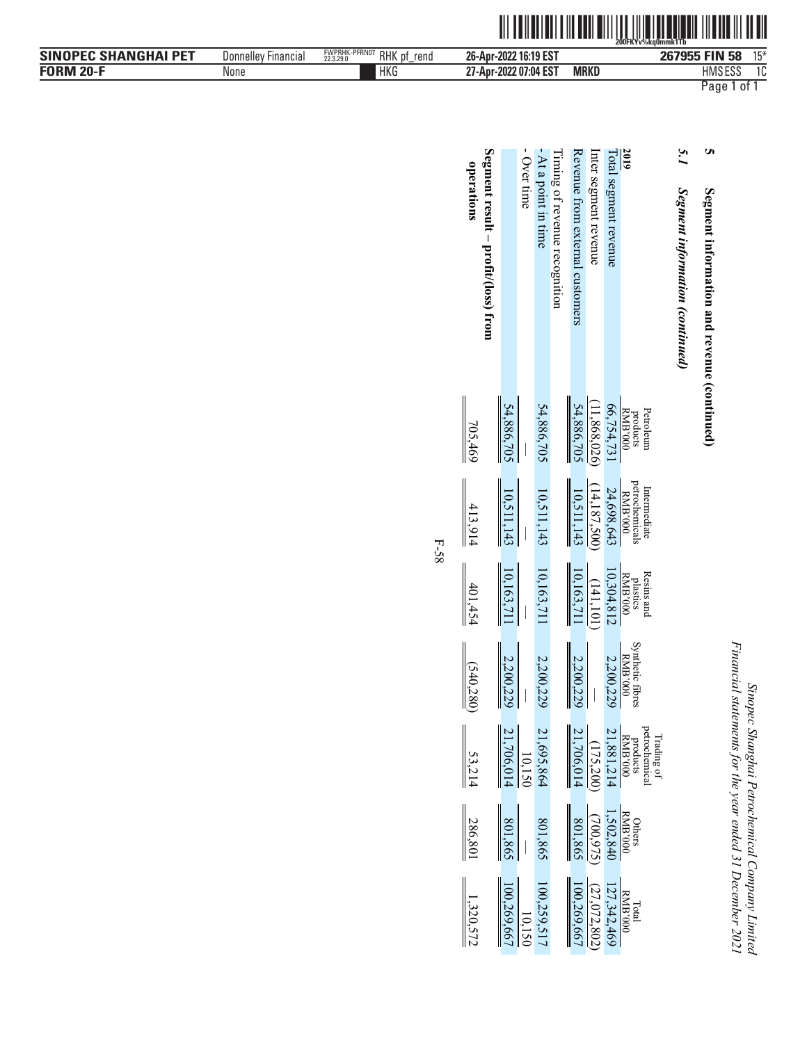## 5 Segment information and revenue (continued)

### *5.1 Segment information (continued)*

| 2019 | Petroleum products RMB'000 | Intermediate petrochemicals RMB'000 | Resins and plastics RMB'000 | Synthetic fibres RMB'000 | Trading of petrochemical products RMB'000 | Others RMB'000 | Total RMB'000 |
|---|---|---|---|---|---|---|---|
| Total segment revenue | 66,754,731 | 24,698,643 | 10,304,812 | 2,200,229 | 21,881,214 | 1,502,840 | 127,342,469 |
| Inter segment revenue | (11,868,026) | (14,187,500) | (141,101) | — | (175,200) | (700,975) | (27,072,802) |
| Revenue from external customers | 54,886,705 | 10,511,143 | 10,163,711 | 2,200,229 | 21,706,014 | 801,865 | 100,269,667 |
| Timing of revenue recognition | | | | | | | |
| - At a point in time | 54,886,705 | 10,511,143 | 10,163,711 | 2,200,229 | 21,695,864 | 801,865 | 100,259,517 |
| - Over time | — | — | — | — | 10,150 | — | 10,150 |
| | 54,886,705 | 10,511,143 | 10,163,711 | 2,200,229 | 21,706,014 | 801,865 | 100,269,667 |
| **Segment result – profit/(loss) from operations** | 705,469 | 413,914 | 401,454 | (540,280) | 53,214 | 286,801 | 1,320,572 |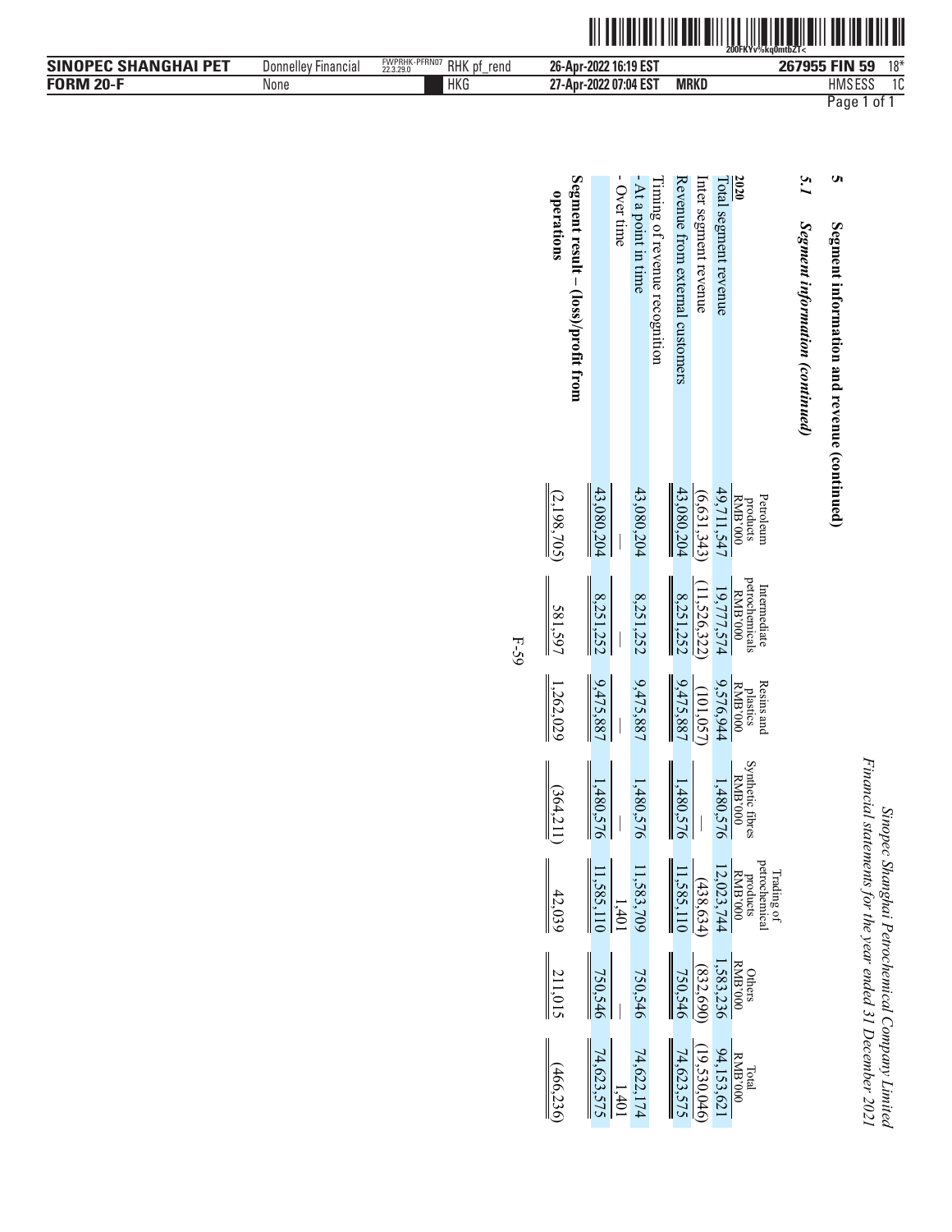Sinopec Shanghai Petrochemical Company Limited
Financial statements for the year ended 31 December 2021

## 5 Segment information and revenue (continued)

### *5.1 Segment information (continued)*

| 2020 | Petroleum products RMB'000 | Intermediate petrochemicals RMB'000 | Resins and plastics RMB'000 | Synthetic fibres RMB'000 | Trading of petrochemical products RMB'000 | Others RMB'000 | Total RMB'000 |
|---|---|---|---|---|---|---|---|
| Total segment revenue | 49,711,547 | 19,777,574 | 9,576,944 | 1,480,576 | 12,023,744 | 1,583,236 | 94,153,621 |
| Inter segment revenue | (6,631,343) | (11,526,322) | (101,057) | — | (438,634) | (832,690) | (19,530,046) |
| Revenue from external customers | 43,080,204 | 8,251,252 | 9,475,887 | 1,480,576 | 11,585,110 | 750,546 | 74,623,575 |
| Timing of revenue recognition | | | | | | | |
| - At a point in time | 43,080,204 | 8,251,252 | 9,475,887 | 1,480,576 | 11,583,709 | 750,546 | 74,622,174 |
| - Over time | — | — | — | — | 1,401 | — | 1,401 |
| | 43,080,204 | 8,251,252 | 9,475,887 | 1,480,576 | 11,585,110 | 750,546 | 74,623,575 |
| **Segment result – (loss)/profit from operations** | (2,198,705) | 581,597 | 1,262,029 | (364,211) | 42,039 | 211,015 | (466,236) |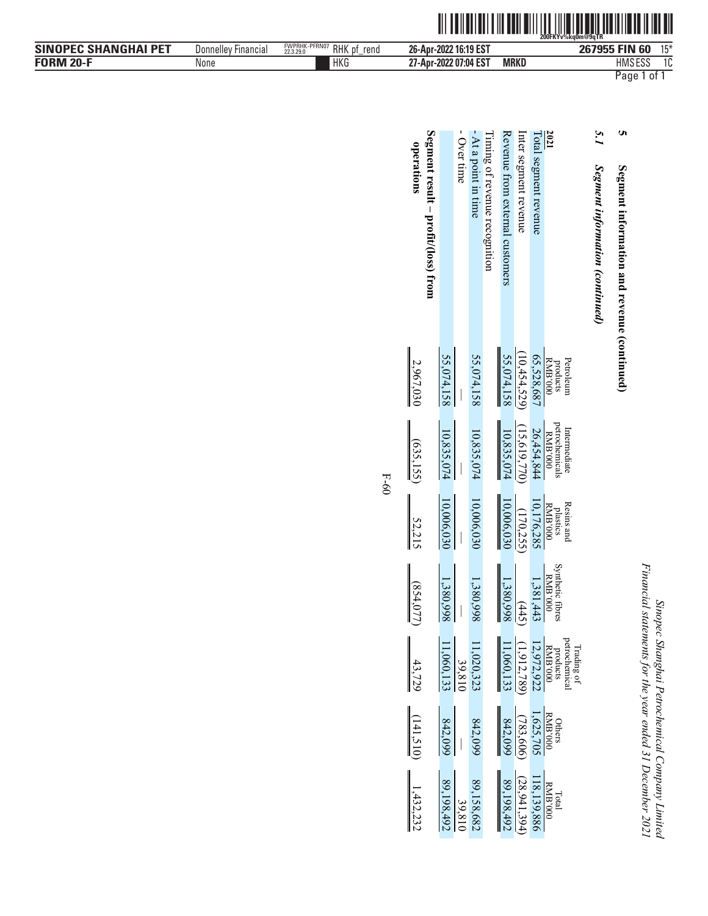## 5 Segment information and revenue (continued)

### *5.1 Segment information (continued)*

| 2021 | Petroleum products RMB'000 | Intermediate petrochemicals RMB'000 | Resins and plastics RMB'000 | Synthetic fibres RMB'000 | Trading of petrochemical products RMB'000 | Others RMB'000 | Total RMB'000 |
|---|---|---|---|---|---|---|---|
| Total segment revenue | 65,528,687 | 26,454,844 | 10,176,285 | 1,381,443 | 12,972,922 | 1,625,705 | 118,139,886 |
| Inter segment revenue | (10,454,529) | (15,619,770) | (170,255) | (445) | (1,912,789) | (783,606) | (28,941,394) |
| Revenue from external customers | 55,074,158 | 10,835,074 | 10,006,030 | 1,380,998 | 11,060,133 | 842,099 | 89,198,492 |
| Timing of revenue recognition | | | | | | | |
| - At a point in time | 55,074,158 | 10,835,074 | 10,006,030 | 1,380,998 | 11,020,323 | 842,099 | 89,158,682 |
| - Over time | — | — | — | — | 39,810 | — | 39,810 |
| | 55,074,158 | 10,835,074 | 10,006,030 | 1,380,998 | 11,060,133 | 842,099 | 89,198,492 |
| **Segment result – profit/(loss) from operations** | 2,967,030 | (635,155) | 52,215 | (854,077) | 43,729 | (141,510) | 1,432,232 |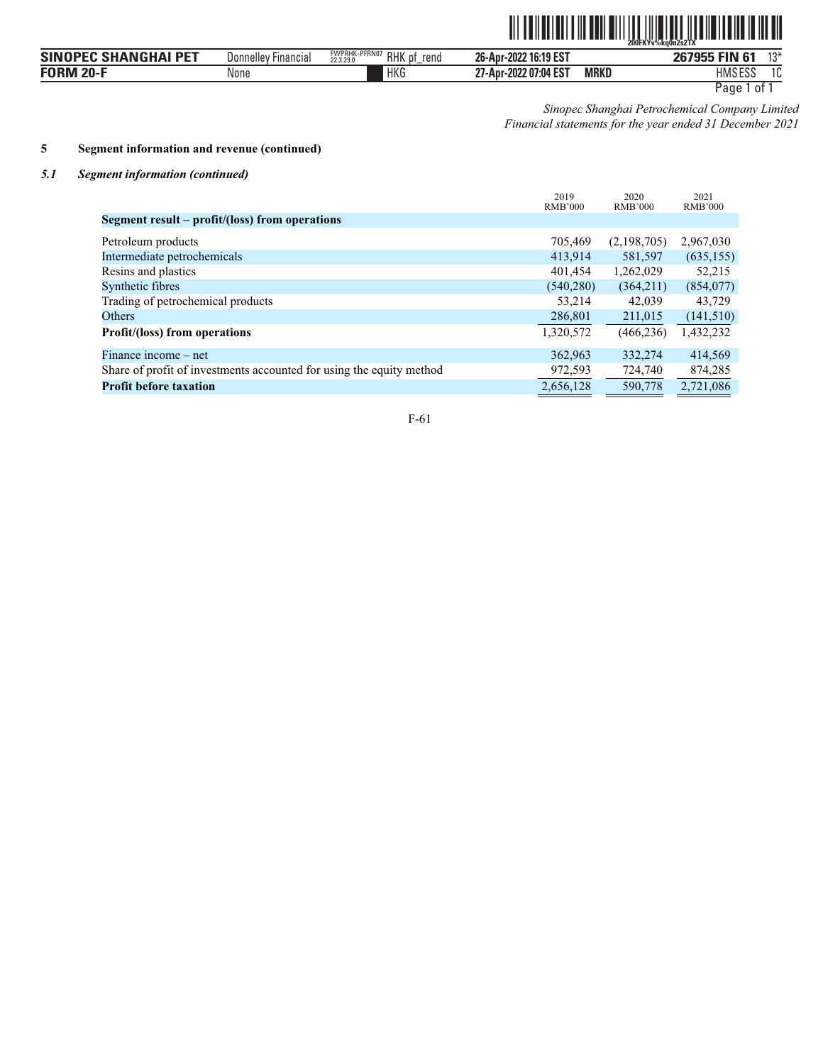*Sinopec Shanghai Petrochemical Company Limited*
*Financial statements for the year ended 31 December 2021*

## 5 Segment information and revenue (continued)

### *5.1 Segment information (continued)*

| | 2019 RMB'000 | 2020 RMB'000 | 2021 RMB'000 |
|---|---|---|---|
| **Segment result – profit/(loss) from operations** | | | |
| Petroleum products | 705,469 | (2,198,705) | 2,967,030 |
| Intermediate petrochemicals | 413,914 | 581,597 | (635,155) |
| Resins and plastics | 401,454 | 1,262,029 | 52,215 |
| Synthetic fibres | (540,280) | (364,211) | (854,077) |
| Trading of petrochemical products | 53,214 | 42,039 | 43,729 |
| Others | 286,801 | 211,015 | (141,510) |
| **Profit/(loss) from operations** | 1,320,572 | (466,236) | 1,432,232 |
| Finance income – net | 362,963 | 332,274 | 414,569 |
| Share of profit of investments accounted for using the equity method | 972,593 | 724,740 | 874,285 |
| **Profit before taxation** | 2,656,128 | 590,778 | 2,721,086 |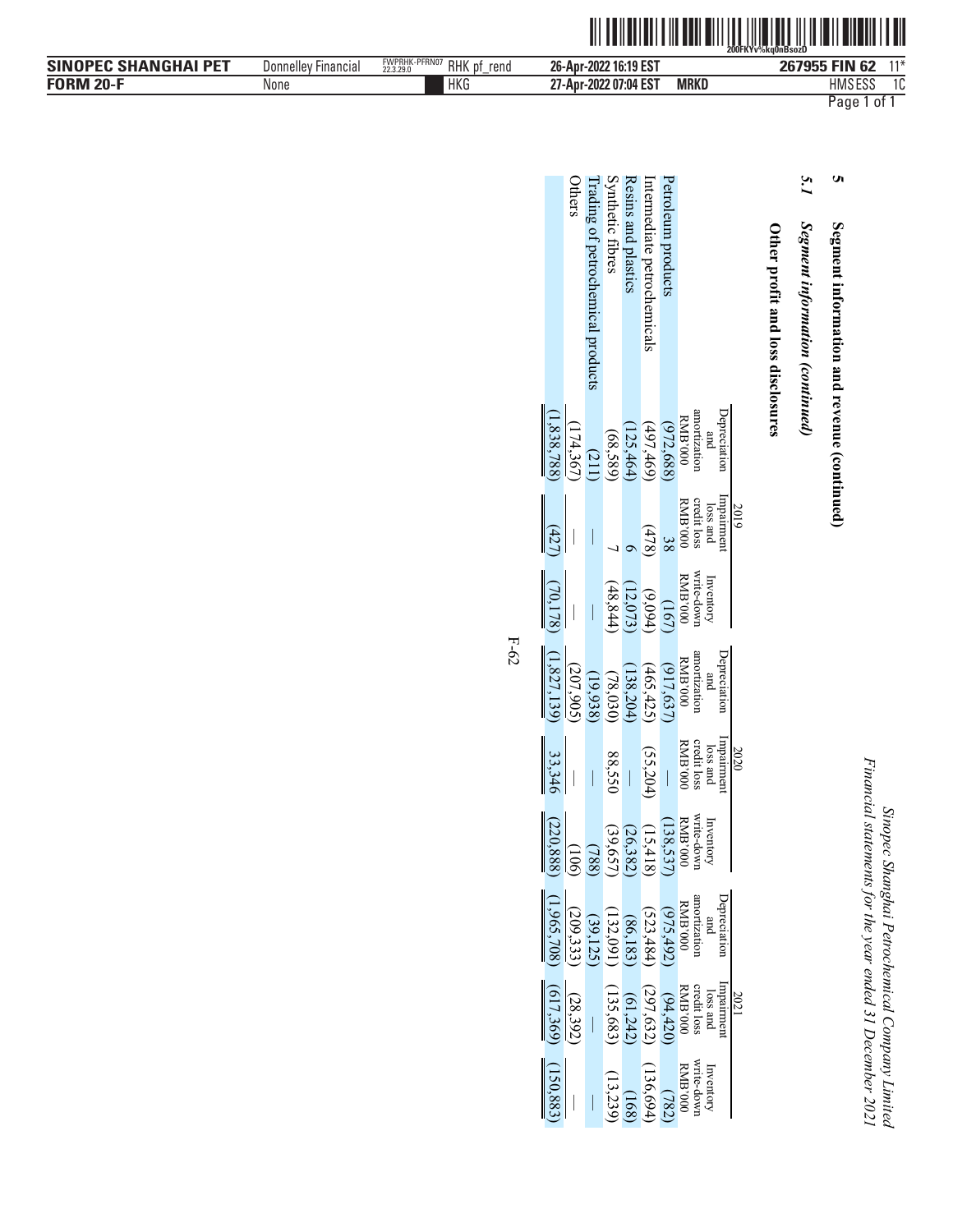## 5 Segment information and revenue (continued)

### 5.1 *Segment information (continued)*

**Other profit and loss disclosures**

| | 2019 | | | 2020 | | | 2021 | | |
|---|---|---|---|---|---|---|---|---|---|
| | Depreciation and amortization RMB'000 | Impairment loss and credit loss RMB'000 | Inventory write-down RMB'000 | Depreciation and amortization RMB'000 | Impairment loss and credit loss RMB'000 | Inventory write-down RMB'000 | Depreciation and amortization RMB'000 | Impairment loss and credit loss RMB'000 | Inventory write-down RMB'000 |
| Petroleum products | (972,688) | 38 | (167) | (917,637) | — | (138,537) | (975,492) | (94,420) | (782) |
| Intermediate petrochemicals | (497,469) | (478) | (9,094) | (465,425) | (55,204) | (15,418) | (523,484) | (297,632) | (136,694) |
| Resins and plastics | (125,464) | 6 | (12,073) | (138,204) | — | (26,382) | (86,183) | (61,242) | (168) |
| Synthetic fibres | (68,589) | 7 | (48,844) | (78,030) | 88,550 | (39,657) | (132,091) | (135,683) | (13,239) |
| Trading of petrochemical products | (211) | — | — | (19,938) | — | (788) | (39,125) | — | — |
| Others | (174,367) | — | — | (207,905) | — | (106) | (209,333) | (28,392) | — |
| | (1,838,788) | (427) | (70,178) | (1,827,139) | 33,346 | (220,888) | (1,965,708) | (617,369) | (150,883) |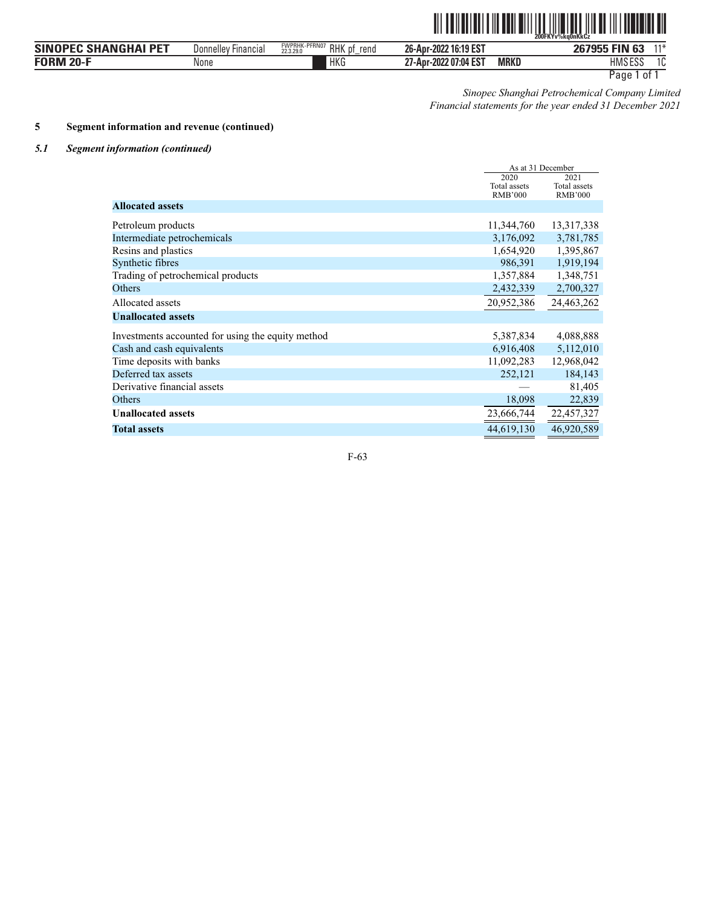*Sinopec Shanghai Petrochemical Company Limited*
*Financial statements for the year ended 31 December 2021*

**5 Segment information and revenue (continued)**

***5.1 Segment information (continued)***

| | As at 31 December | |
|---|---|---|
| | 2020 Total assets RMB'000 | 2021 Total assets RMB'000 |
| **Allocated assets** | | |
| Petroleum products | 11,344,760 | 13,317,338 |
| Intermediate petrochemicals | 3,176,092 | 3,781,785 |
| Resins and plastics | 1,654,920 | 1,395,867 |
| Synthetic fibres | 986,391 | 1,919,194 |
| Trading of petrochemical products | 1,357,884 | 1,348,751 |
| Others | 2,432,339 | 2,700,327 |
| Allocated assets | 20,952,386 | 24,463,262 |
| **Unallocated assets** | | |
| Investments accounted for using the equity method | 5,387,834 | 4,088,888 |
| Cash and cash equivalents | 6,916,408 | 5,112,010 |
| Time deposits with banks | 11,092,283 | 12,968,042 |
| Deferred tax assets | 252,121 | 184,143 |
| Derivative financial assets | — | 81,405 |
| Others | 18,098 | 22,839 |
| **Unallocated assets** | 23,666,744 | 22,457,327 |
| **Total assets** | 44,619,130 | 46,920,589 |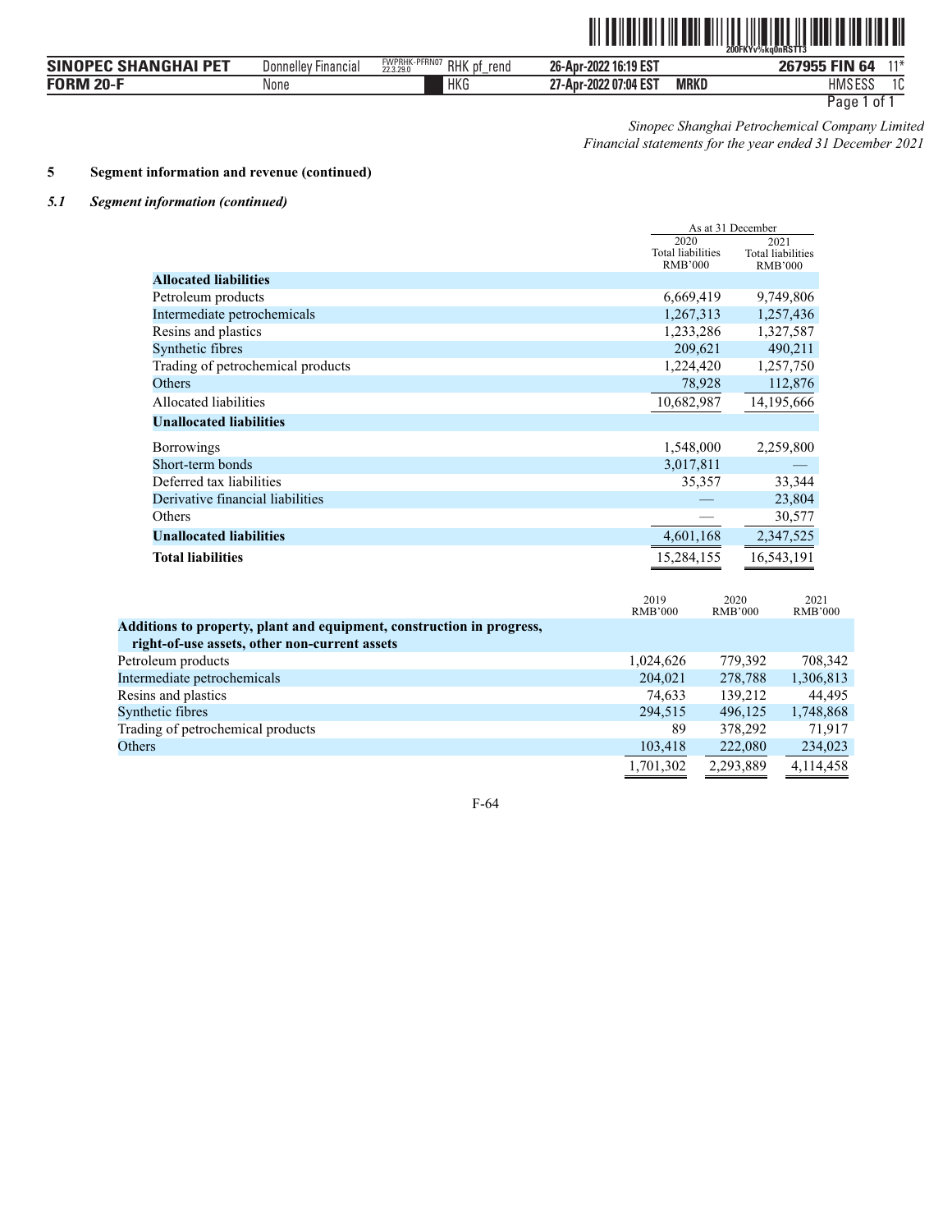*Sinopec Shanghai Petrochemical Company Limited*
*Financial statements for the year ended 31 December 2021*

**5 Segment information and revenue (continued)**

***5.1 Segment information (continued)***

| | As at 31 December | |
|---|---|---|
| | 2020 Total liabilities RMB'000 | 2021 Total liabilities RMB'000 |
| **Allocated liabilities** | | |
| Petroleum products | 6,669,419 | 9,749,806 |
| Intermediate petrochemicals | 1,267,313 | 1,257,436 |
| Resins and plastics | 1,233,286 | 1,327,587 |
| Synthetic fibres | 209,621 | 490,211 |
| Trading of petrochemical products | 1,224,420 | 1,257,750 |
| Others | 78,928 | 112,876 |
| Allocated liabilities | 10,682,987 | 14,195,666 |
| **Unallocated liabilities** | | |
| Borrowings | 1,548,000 | 2,259,800 |
| Short-term bonds | 3,017,811 | — |
| Deferred tax liabilities | 35,357 | 33,344 |
| Derivative financial liabilities | — | 23,804 |
| Others | — | 30,577 |
| **Unallocated liabilities** | 4,601,168 | 2,347,525 |
| **Total liabilities** | 15,284,155 | 16,543,191 |

| | 2019 RMB'000 | 2020 RMB'000 | 2021 RMB'000 |
|---|---|---|---|
| **Additions to property, plant and equipment, construction in progress, right-of-use assets, other non-current assets** | | | |
| Petroleum products | 1,024,626 | 779,392 | 708,342 |
| Intermediate petrochemicals | 204,021 | 278,788 | 1,306,813 |
| Resins and plastics | 74,633 | 139,212 | 44,495 |
| Synthetic fibres | 294,515 | 496,125 | 1,748,868 |
| Trading of petrochemical products | 89 | 378,292 | 71,917 |
| Others | 103,418 | 222,080 | 234,023 |
| | 1,701,302 | 2,293,889 | 4,114,458 |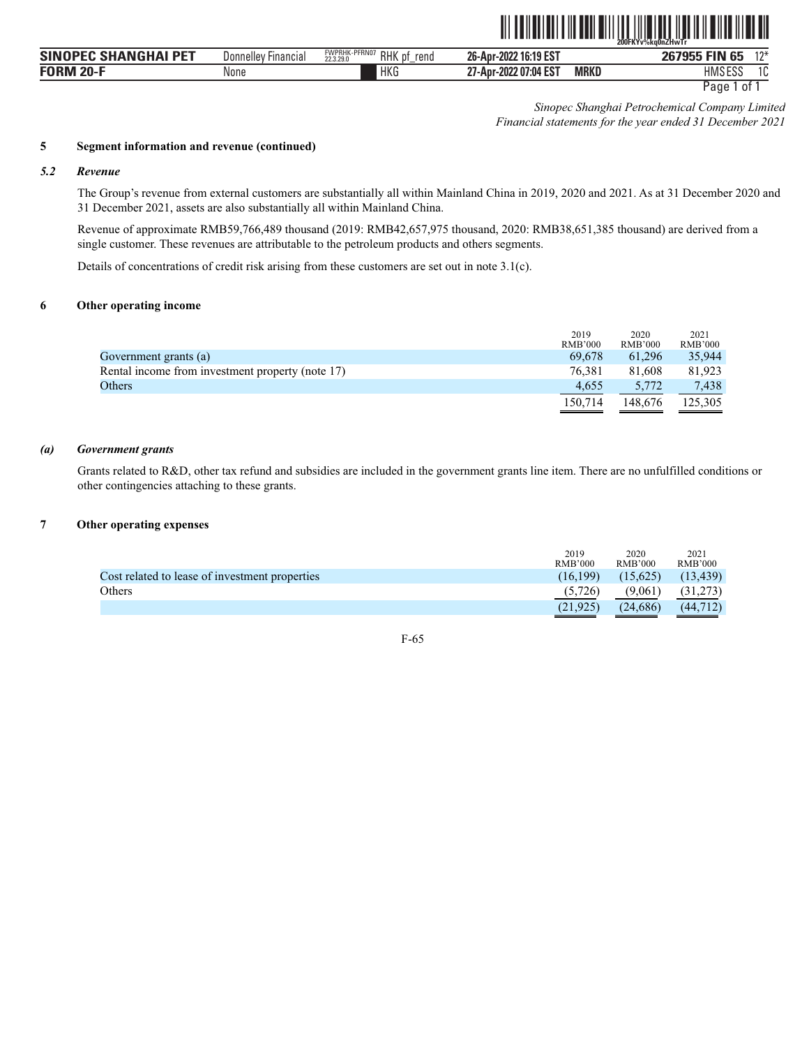*Sinopec Shanghai Petrochemical Company Limited*
*Financial statements for the year ended 31 December 2021*

**5 Segment information and revenue (continued)**

***5.2 Revenue***

The Group's revenue from external customers are substantially all within Mainland China in 2019, 2020 and 2021. As at 31 December 2020 and 31 December 2021, assets are also substantially all within Mainland China.

Revenue of approximate RMB59,766,489 thousand (2019: RMB42,657,975 thousand, 2020: RMB38,651,385 thousand) are derived from a single customer. These revenues are attributable to the petroleum products and others segments.

Details of concentrations of credit risk arising from these customers are set out in note 3.1(c).

**6 Other operating income**

| | 2019 RMB'000 | 2020 RMB'000 | 2021 RMB'000 |
|---|---|---|---|
| Government grants (a) | 69,678 | 61,296 | 35,944 |
| Rental income from investment property (note 17) | 76,381 | 81,608 | 81,923 |
| Others | 4,655 | 5,772 | 7,438 |
| | 150,714 | 148,676 | 125,305 |

***(a) Government grants***

Grants related to R&D, other tax refund and subsidies are included in the government grants line item. There are no unfulfilled conditions or other contingencies attaching to these grants.

**7 Other operating expenses**

| | 2019 RMB'000 | 2020 RMB'000 | 2021 RMB'000 |
|---|---|---|---|
| Cost related to lease of investment properties | (16,199) | (15,625) | (13,439) |
| Others | (5,726) | (9,061) | (31,273) |
| | (21,925) | (24,686) | (44,712) |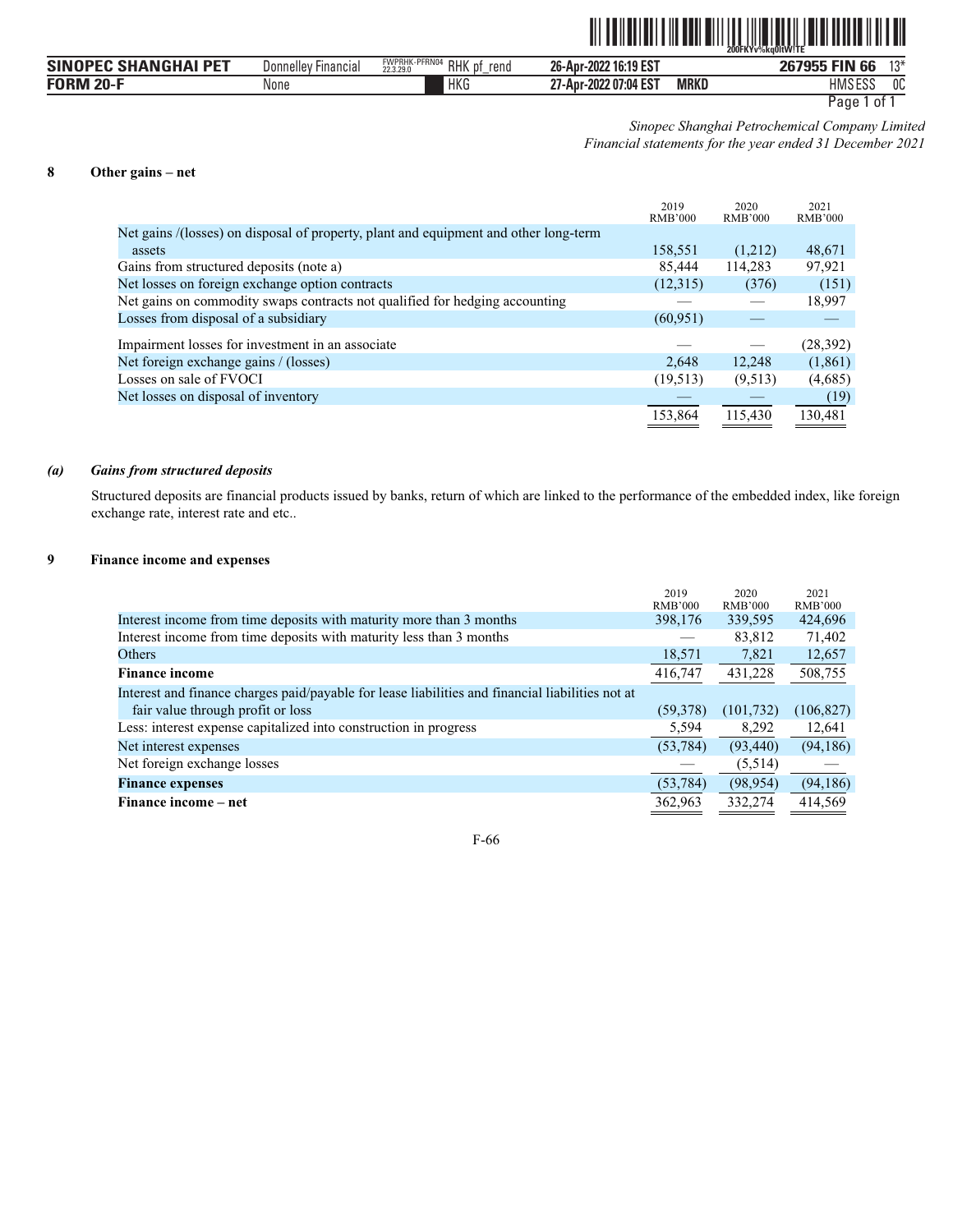*Sinopec Shanghai Petrochemical Company Limited*
*Financial statements for the year ended 31 December 2021*

## 8 Other gains – net

| | 2019 RMB'000 | 2020 RMB'000 | 2021 RMB'000 |
|---|---|---|---|
| Net gains /(losses) on disposal of property, plant and equipment and other long-term assets | 158,551 | (1,212) | 48,671 |
| Gains from structured deposits (note a) | 85,444 | 114,283 | 97,921 |
| Net losses on foreign exchange option contracts | (12,315) | (376) | (151) |
| Net gains on commodity swaps contracts not qualified for hedging accounting | — | — | 18,997 |
| Losses from disposal of a subsidiary | (60,951) | — | — |
| Impairment losses for investment in an associate | — | — | (28,392) |
| Net foreign exchange gains / (losses) | 2,648 | 12,248 | (1,861) |
| Losses on sale of FVOCI | (19,513) | (9,513) | (4,685) |
| Net losses on disposal of inventory | — | — | (19) |
| | 153,864 | 115,430 | 130,481 |

### *(a) Gains from structured deposits*

Structured deposits are financial products issued by banks, return of which are linked to the performance of the embedded index, like foreign exchange rate, interest rate and etc..

## 9 Finance income and expenses

| | 2019 RMB'000 | 2020 RMB'000 | 2021 RMB'000 |
|---|---|---|---|
| Interest income from time deposits with maturity more than 3 months | 398,176 | 339,595 | 424,696 |
| Interest income from time deposits with maturity less than 3 months | — | 83,812 | 71,402 |
| Others | 18,571 | 7,821 | 12,657 |
| **Finance income** | 416,747 | 431,228 | 508,755 |
| Interest and finance charges paid/payable for lease liabilities and financial liabilities not at fair value through profit or loss | (59,378) | (101,732) | (106,827) |
| Less: interest expense capitalized into construction in progress | 5,594 | 8,292 | 12,641 |
| Net interest expenses | (53,784) | (93,440) | (94,186) |
| Net foreign exchange losses | — | (5,514) | — |
| **Finance expenses** | (53,784) | (98,954) | (94,186) |
| **Finance income – net** | 362,963 | 332,274 | 414,569 |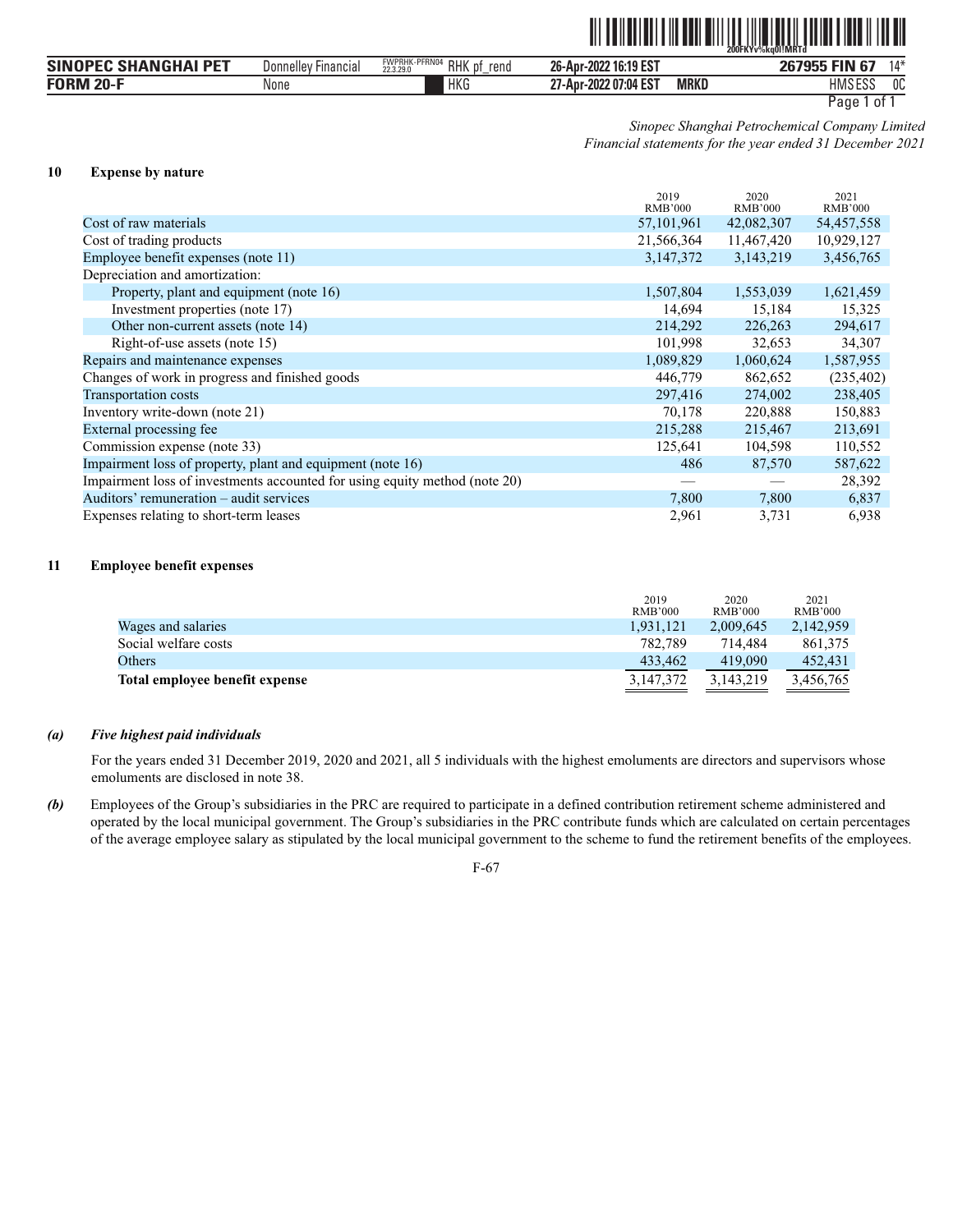*Sinopec Shanghai Petrochemical Company Limited*
*Financial statements for the year ended 31 December 2021*

## 10 Expense by nature

| | 2019 RMB'000 | 2020 RMB'000 | 2021 RMB'000 |
|---|---|---|---|
| Cost of raw materials | 57,101,961 | 42,082,307 | 54,457,558 |
| Cost of trading products | 21,566,364 | 11,467,420 | 10,929,127 |
| Employee benefit expenses (note 11) | 3,147,372 | 3,143,219 | 3,456,765 |
| Depreciation and amortization: | | | |
| Property, plant and equipment (note 16) | 1,507,804 | 1,553,039 | 1,621,459 |
| Investment properties (note 17) | 14,694 | 15,184 | 15,325 |
| Other non-current assets (note 14) | 214,292 | 226,263 | 294,617 |
| Right-of-use assets (note 15) | 101,998 | 32,653 | 34,307 |
| Repairs and maintenance expenses | 1,089,829 | 1,060,624 | 1,587,955 |
| Changes of work in progress and finished goods | 446,779 | 862,652 | (235,402) |
| Transportation costs | 297,416 | 274,002 | 238,405 |
| Inventory write-down (note 21) | 70,178 | 220,888 | 150,883 |
| External processing fee | 215,288 | 215,467 | 213,691 |
| Commission expense (note 33) | 125,641 | 104,598 | 110,552 |
| Impairment loss of property, plant and equipment (note 16) | 486 | 87,570 | 587,622 |
| Impairment loss of investments accounted for using equity method (note 20) | — | — | 28,392 |
| Auditors' remuneration – audit services | 7,800 | 7,800 | 6,837 |
| Expenses relating to short-term leases | 2,961 | 3,731 | 6,938 |

## 11 Employee benefit expenses

| | 2019 RMB'000 | 2020 RMB'000 | 2021 RMB'000 |
|---|---|---|---|
| Wages and salaries | 1,931,121 | 2,009,645 | 2,142,959 |
| Social welfare costs | 782,789 | 714,484 | 861,375 |
| Others | 433,462 | 419,090 | 452,431 |
| **Total employee benefit expense** | 3,147,372 | 3,143,219 | 3,456,765 |

***(a) Five highest paid individuals***

For the years ended 31 December 2019, 2020 and 2021, all 5 individuals with the highest emoluments are directors and supervisors whose emoluments are disclosed in note 38.

***(b)*** Employees of the Group's subsidiaries in the PRC are required to participate in a defined contribution retirement scheme administered and operated by the local municipal government. The Group's subsidiaries in the PRC contribute funds which are calculated on certain percentages of the average employee salary as stipulated by the local municipal government to the scheme to fund the retirement benefits of the employees.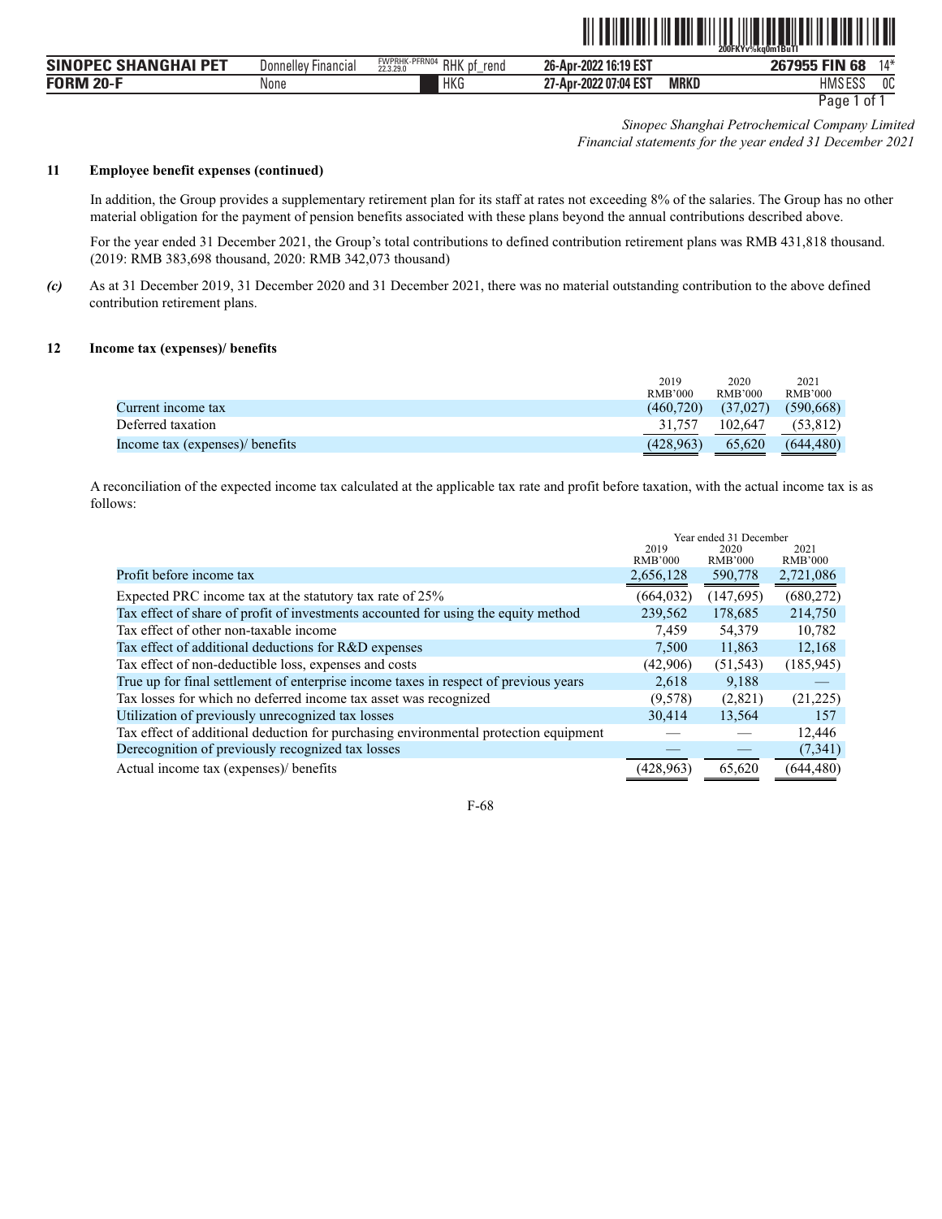Sinopec Shanghai Petrochemical Company Limited
*Financial statements for the year ended 31 December 2021*

**11 Employee benefit expenses (continued)**

In addition, the Group provides a supplementary retirement plan for its staff at rates not exceeding 8% of the salaries. The Group has no other material obligation for the payment of pension benefits associated with these plans beyond the annual contributions described above.

For the year ended 31 December 2021, the Group's total contributions to defined contribution retirement plans was RMB 431,818 thousand. (2019: RMB 383,698 thousand, 2020: RMB 342,073 thousand)

*(c)* As at 31 December 2019, 31 December 2020 and 31 December 2021, there was no material outstanding contribution to the above defined contribution retirement plans.

**12 Income tax (expenses)/ benefits**

| | 2019 RMB'000 | 2020 RMB'000 | 2021 RMB'000 |
|---|---|---|---|
| Current income tax | (460,720) | (37,027) | (590,668) |
| Deferred taxation | 31,757 | 102,647 | (53,812) |
| Income tax (expenses)/ benefits | (428,963) | 65,620 | (644,480) |

A reconciliation of the expected income tax calculated at the applicable tax rate and profit before taxation, with the actual income tax is as follows:

| | Year ended 31 December | | |
|---|---|---|---|
| | 2019 RMB'000 | 2020 RMB'000 | 2021 RMB'000 |
| Profit before income tax | 2,656,128 | 590,778 | 2,721,086 |
| Expected PRC income tax at the statutory tax rate of 25% | (664,032) | (147,695) | (680,272) |
| Tax effect of share of profit of investments accounted for using the equity method | 239,562 | 178,685 | 214,750 |
| Tax effect of other non-taxable income | 7,459 | 54,379 | 10,782 |
| Tax effect of additional deductions for R&D expenses | 7,500 | 11,863 | 12,168 |
| Tax effect of non-deductible loss, expenses and costs | (42,906) | (51,543) | (185,945) |
| True up for final settlement of enterprise income taxes in respect of previous years | 2,618 | 9,188 | — |
| Tax losses for which no deferred income tax asset was recognized | (9,578) | (2,821) | (21,225) |
| Utilization of previously unrecognized tax losses | 30,414 | 13,564 | 157 |
| Tax effect of additional deduction for purchasing environmental protection equipment | — | — | 12,446 |
| Derecognition of previously recognized tax losses | — | — | (7,341) |
| Actual income tax (expenses)/ benefits | (428,963) | 65,620 | (644,480) |

F-68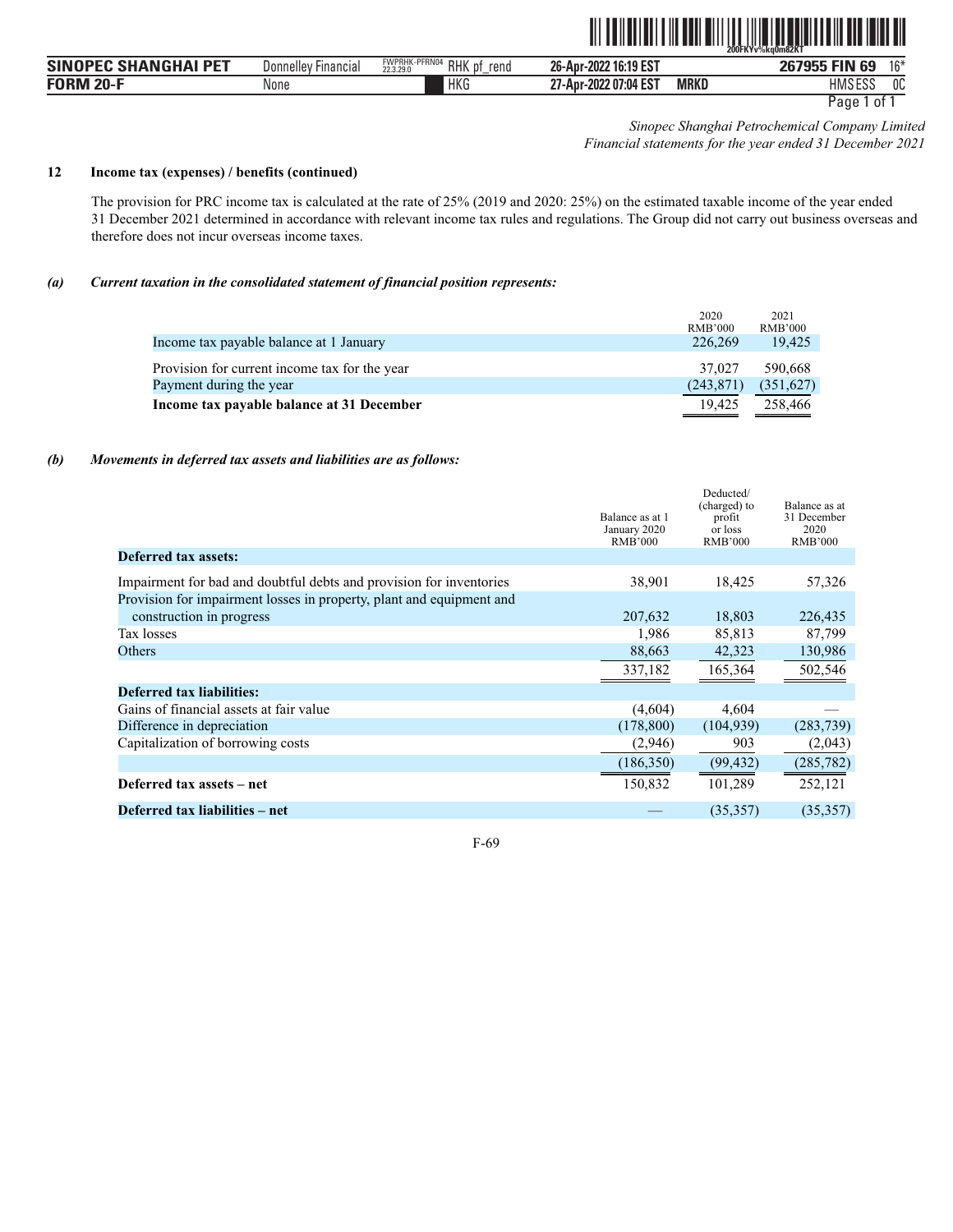*Sinopec Shanghai Petrochemical Company Limited*
*Financial statements for the year ended 31 December 2021*

**12 Income tax (expenses) / benefits (continued)**

The provision for PRC income tax is calculated at the rate of 25% (2019 and 2020: 25%) on the estimated taxable income of the year ended 31 December 2021 determined in accordance with relevant income tax rules and regulations. The Group did not carry out business overseas and therefore does not incur overseas income taxes.

***(a) Current taxation in the consolidated statement of financial position represents:***

| | 2020 RMB'000 | 2021 RMB'000 |
|---|---|---|
| Income tax payable balance at 1 January | 226,269 | 19,425 |
| Provision for current income tax for the year | 37,027 | 590,668 |
| Payment during the year | (243,871) | (351,627) |
| **Income tax payable balance at 31 December** | 19,425 | 258,466 |

***(b) Movements in deferred tax assets and liabilities are as follows:***

| | Balance as at 1 January 2020 RMB'000 | Deducted/ (charged) to profit or loss RMB'000 | Balance as at 31 December 2020 RMB'000 |
|---|---|---|---|
| **Deferred tax assets:** | | | |
| Impairment for bad and doubtful debts and provision for inventories | 38,901 | 18,425 | 57,326 |
| Provision for impairment losses in property, plant and equipment and construction in progress | 207,632 | 18,803 | 226,435 |
| Tax losses | 1,986 | 85,813 | 87,799 |
| Others | 88,663 | 42,323 | 130,986 |
| | 337,182 | 165,364 | 502,546 |
| **Deferred tax liabilities:** | | | |
| Gains of financial assets at fair value | (4,604) | 4,604 | — |
| Difference in depreciation | (178,800) | (104,939) | (283,739) |
| Capitalization of borrowing costs | (2,946) | 903 | (2,043) |
| | (186,350) | (99,432) | (285,782) |
| **Deferred tax assets – net** | 150,832 | 101,289 | 252,121 |
| **Deferred tax liabilities – net** | — | (35,357) | (35,357) |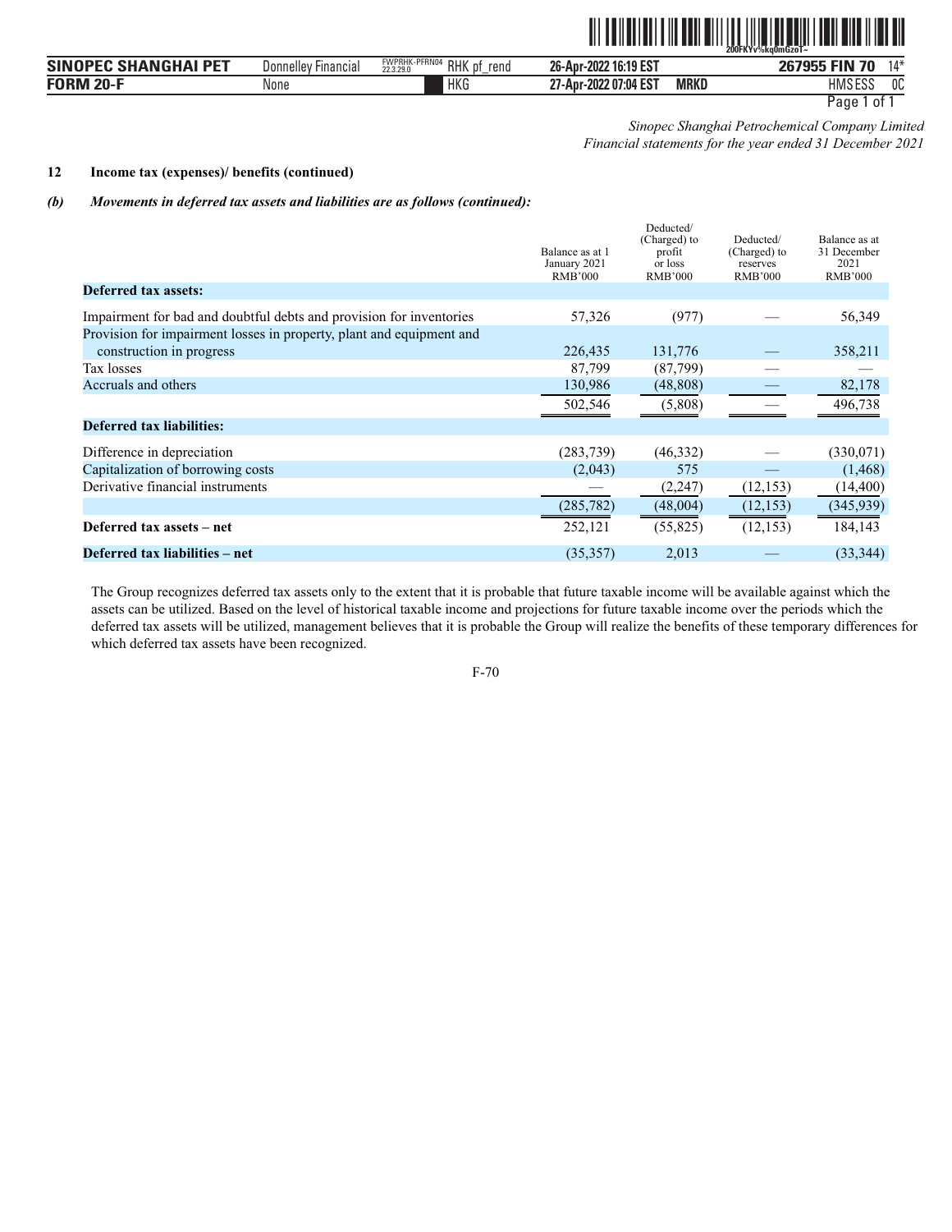*Sinopec Shanghai Petrochemical Company Limited*
*Financial statements for the year ended 31 December 2021*

**12 Income tax (expenses)/ benefits (continued)**

***(b) Movements in deferred tax assets and liabilities are as follows (continued):***

| | Balance as at 1 January 2021 RMB'000 | Deducted/ (Charged) to profit or loss RMB'000 | Deducted/ (Charged) to reserves RMB'000 | Balance as at 31 December 2021 RMB'000 |
|---|---|---|---|---|
| **Deferred tax assets:** | | | | |
| Impairment for bad and doubtful debts and provision for inventories | 57,326 | (977) | — | 56,349 |
| Provision for impairment losses in property, plant and equipment and construction in progress | 226,435 | 131,776 | — | 358,211 |
| Tax losses | 87,799 | (87,799) | — | — |
| Accruals and others | 130,986 | (48,808) | — | 82,178 |
| | 502,546 | (5,808) | — | 496,738 |
| **Deferred tax liabilities:** | | | | |
| Difference in depreciation | (283,739) | (46,332) | — | (330,071) |
| Capitalization of borrowing costs | (2,043) | 575 | — | (1,468) |
| Derivative financial instruments | — | (2,247) | (12,153) | (14,400) |
| | (285,782) | (48,004) | (12,153) | (345,939) |
| **Deferred tax assets – net** | 252,121 | (55,825) | (12,153) | 184,143 |
| **Deferred tax liabilities – net** | (35,357) | 2,013 | — | (33,344) |

The Group recognizes deferred tax assets only to the extent that it is probable that future taxable income will be available against which the assets can be utilized. Based on the level of historical taxable income and projections for future taxable income over the periods which the deferred tax assets will be utilized, management believes that it is probable the Group will realize the benefits of these temporary differences for which deferred tax assets have been recognized.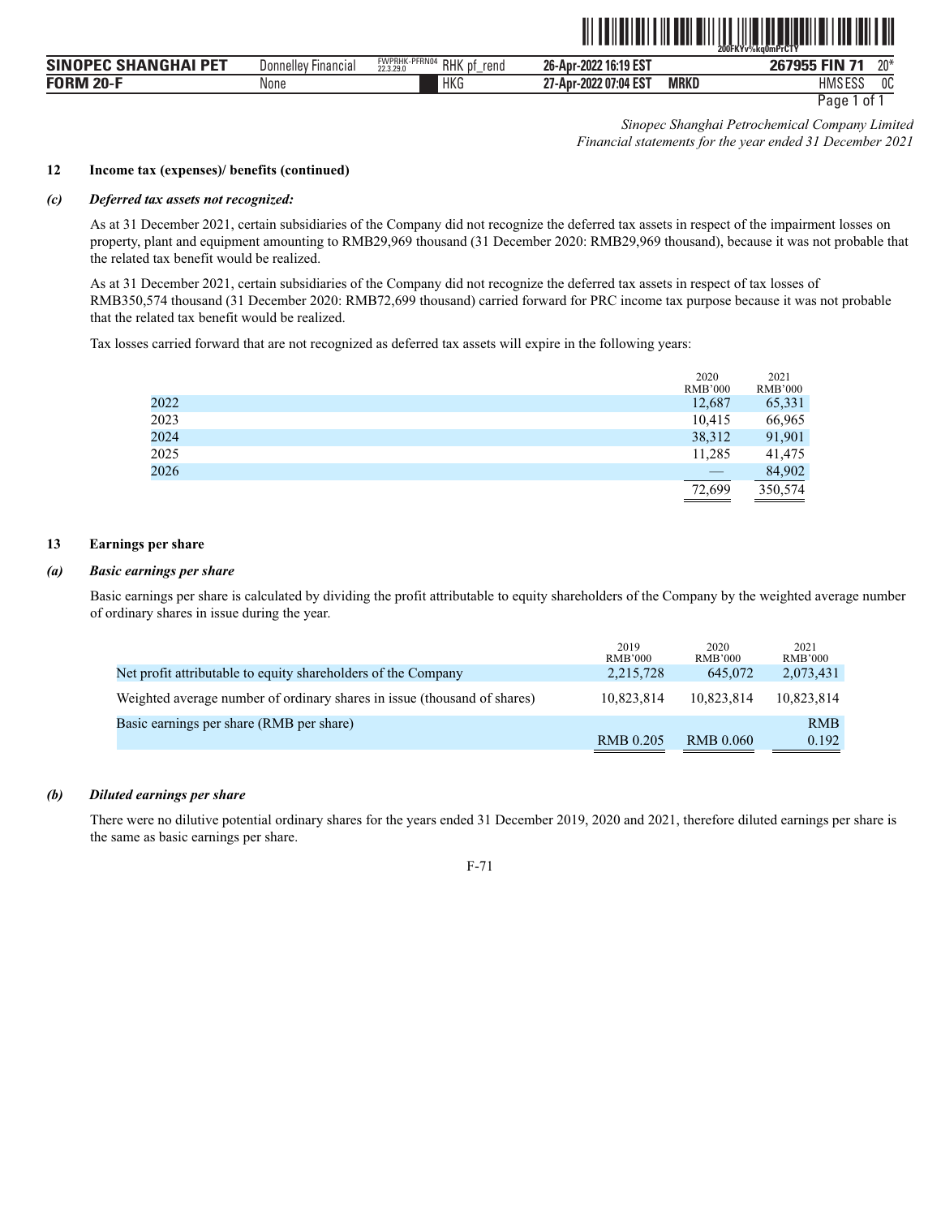*Sinopec Shanghai Petrochemical Company Limited*
*Financial statements for the year ended 31 December 2021*

**12 Income tax (expenses)/ benefits (continued)**

***(c) Deferred tax assets not recognized:***

As at 31 December 2021, certain subsidiaries of the Company did not recognize the deferred tax assets in respect of the impairment losses on property, plant and equipment amounting to RMB29,969 thousand (31 December 2020: RMB29,969 thousand), because it was not probable that the related tax benefit would be realized.

As at 31 December 2021, certain subsidiaries of the Company did not recognize the deferred tax assets in respect of tax losses of RMB350,574 thousand (31 December 2020: RMB72,699 thousand) carried forward for PRC income tax purpose because it was not probable that the related tax benefit would be realized.

Tax losses carried forward that are not recognized as deferred tax assets will expire in the following years:

| | 2020 RMB'000 | 2021 RMB'000 |
|---|---|---|
| 2022 | 12,687 | 65,331 |
| 2023 | 10,415 | 66,965 |
| 2024 | 38,312 | 91,901 |
| 2025 | 11,285 | 41,475 |
| 2026 | — | 84,902 |
| | 72,699 | 350,574 |

**13 Earnings per share**

***(a) Basic earnings per share***

Basic earnings per share is calculated by dividing the profit attributable to equity shareholders of the Company by the weighted average number of ordinary shares in issue during the year.

| | 2019 RMB'000 | 2020 RMB'000 | 2021 RMB'000 |
|---|---|---|---|
| Net profit attributable to equity shareholders of the Company | 2,215,728 | 645,072 | 2,073,431 |
| Weighted average number of ordinary shares in issue (thousand of shares) | 10,823,814 | 10,823,814 | 10,823,814 |
| Basic earnings per share (RMB per share) | RMB 0.205 | RMB 0.060 | RMB 0.192 |

***(b) Diluted earnings per share***

There were no dilutive potential ordinary shares for the years ended 31 December 2019, 2020 and 2021, therefore diluted earnings per share is the same as basic earnings per share.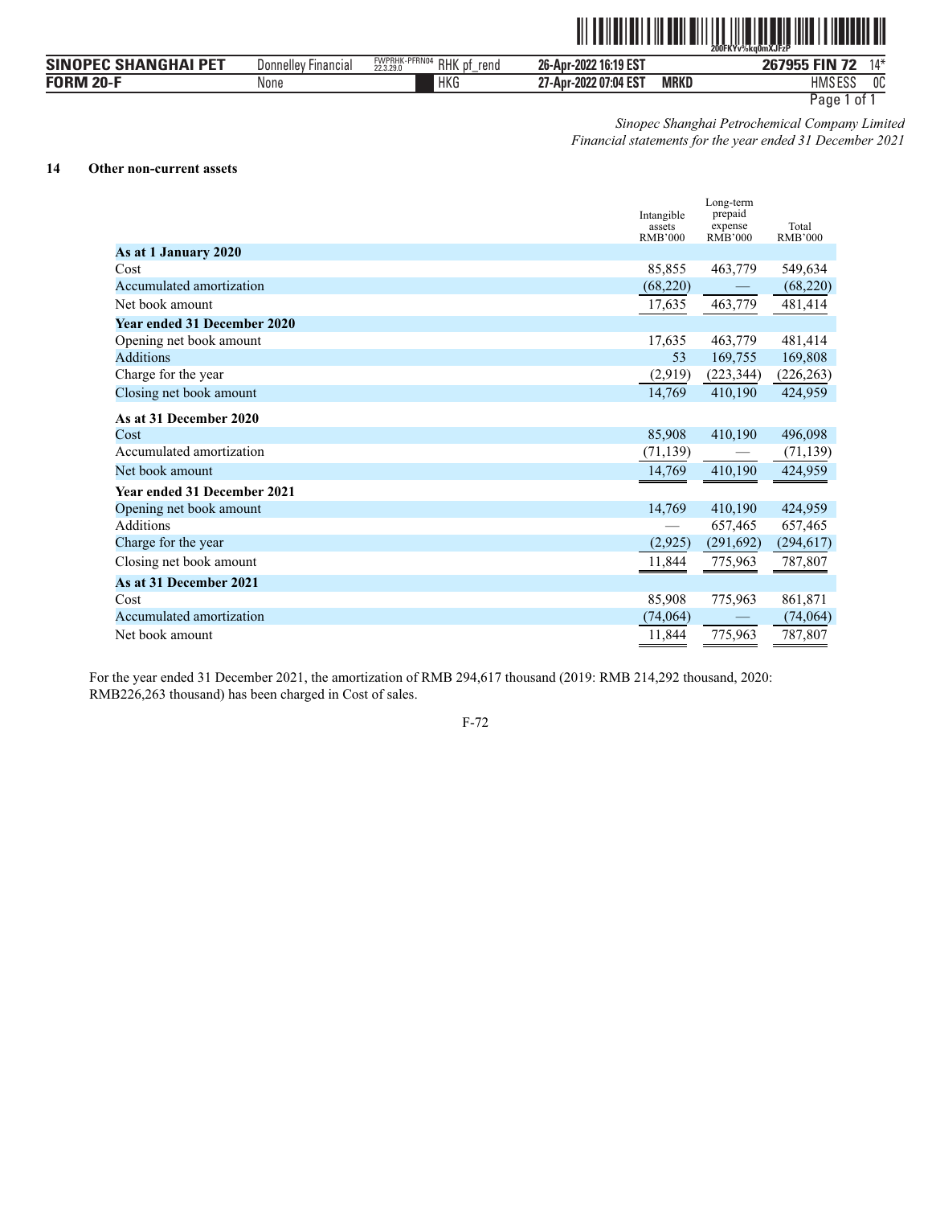*Sinopec Shanghai Petrochemical Company Limited*
*Financial statements for the year ended 31 December 2021*

## 14 Other non-current assets

| | Intangible assets RMB'000 | Long-term prepaid expense RMB'000 | Total RMB'000 |
|---|---|---|---|
| **As at 1 January 2020** | | | |
| Cost | 85,855 | 463,779 | 549,634 |
| Accumulated amortization | (68,220) | — | (68,220) |
| Net book amount | 17,635 | 463,779 | 481,414 |
| **Year ended 31 December 2020** | | | |
| Opening net book amount | 17,635 | 463,779 | 481,414 |
| Additions | 53 | 169,755 | 169,808 |
| Charge for the year | (2,919) | (223,344) | (226,263) |
| Closing net book amount | 14,769 | 410,190 | 424,959 |
| **As at 31 December 2020** | | | |
| Cost | 85,908 | 410,190 | 496,098 |
| Accumulated amortization | (71,139) | — | (71,139) |
| Net book amount | 14,769 | 410,190 | 424,959 |
| **Year ended 31 December 2021** | | | |
| Opening net book amount | 14,769 | 410,190 | 424,959 |
| Additions | — | 657,465 | 657,465 |
| Charge for the year | (2,925) | (291,692) | (294,617) |
| Closing net book amount | 11,844 | 775,963 | 787,807 |
| **As at 31 December 2021** | | | |
| Cost | 85,908 | 775,963 | 861,871 |
| Accumulated amortization | (74,064) | — | (74,064) |
| Net book amount | 11,844 | 775,963 | 787,807 |

For the year ended 31 December 2021, the amortization of RMB 294,617 thousand (2019: RMB 214,292 thousand, 2020: RMB226,263 thousand) has been charged in Cost of sales.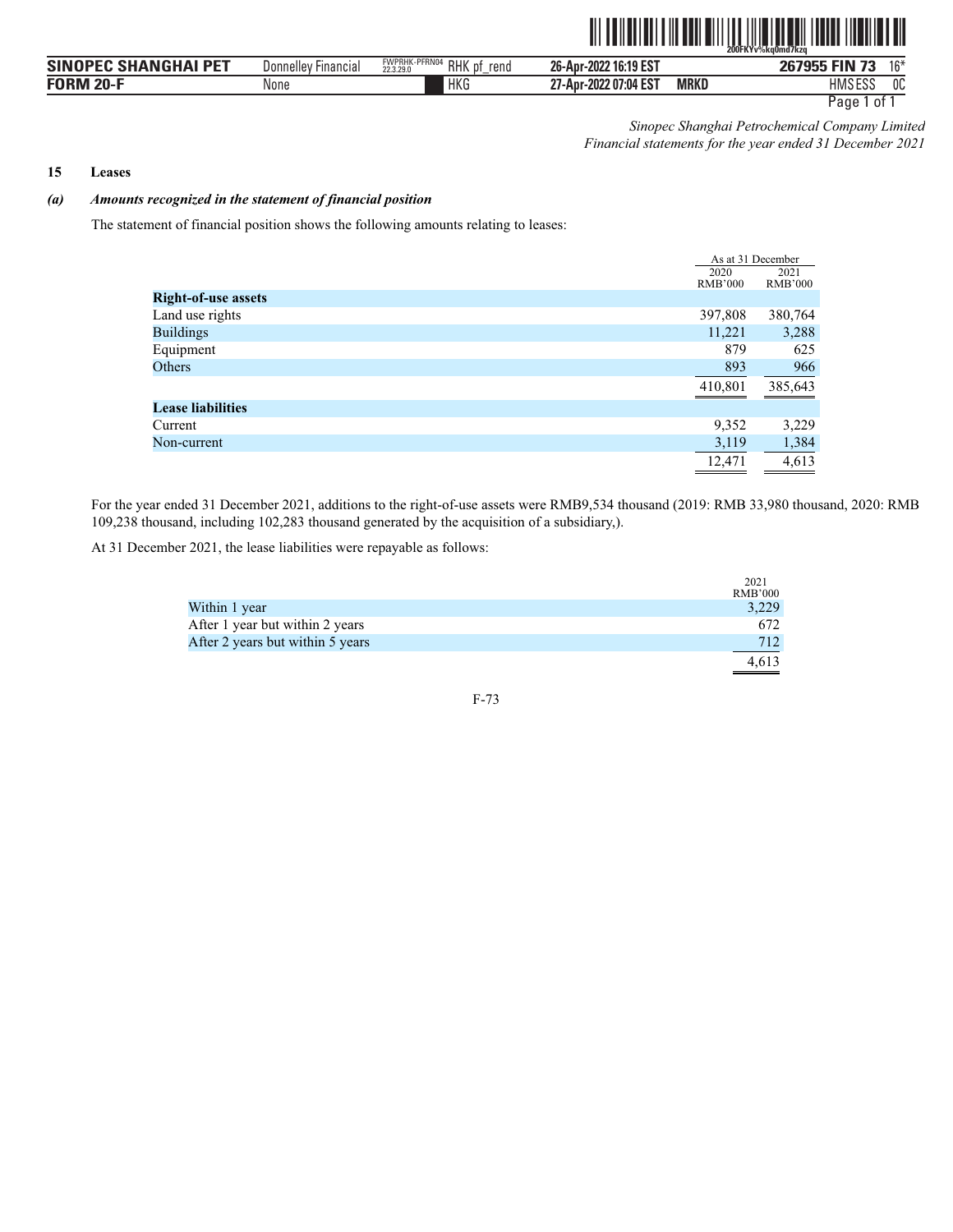*Sinopec Shanghai Petrochemical Company Limited*
*Financial statements for the year ended 31 December 2021*

## 15 Leases

### *(a) Amounts recognized in the statement of financial position*

The statement of financial position shows the following amounts relating to leases:

| | As at 31 December | |
|---|---|---|
| | 2020 RMB'000 | 2021 RMB'000 |
| **Right-of-use assets** | | |
| Land use rights | 397,808 | 380,764 |
| Buildings | 11,221 | 3,288 |
| Equipment | 879 | 625 |
| Others | 893 | 966 |
| | 410,801 | 385,643 |
| **Lease liabilities** | | |
| Current | 9,352 | 3,229 |
| Non-current | 3,119 | 1,384 |
| | 12,471 | 4,613 |

For the year ended 31 December 2021, additions to the right-of-use assets were RMB9,534 thousand (2019: RMB 33,980 thousand, 2020: RMB 109,238 thousand, including 102,283 thousand generated by the acquisition of a subsidiary,).

At 31 December 2021, the lease liabilities were repayable as follows:

| | 2021 RMB'000 |
|---|---|
| Within 1 year | 3,229 |
| After 1 year but within 2 years | 672 |
| After 2 years but within 5 years | 712 |
| | 4,613 |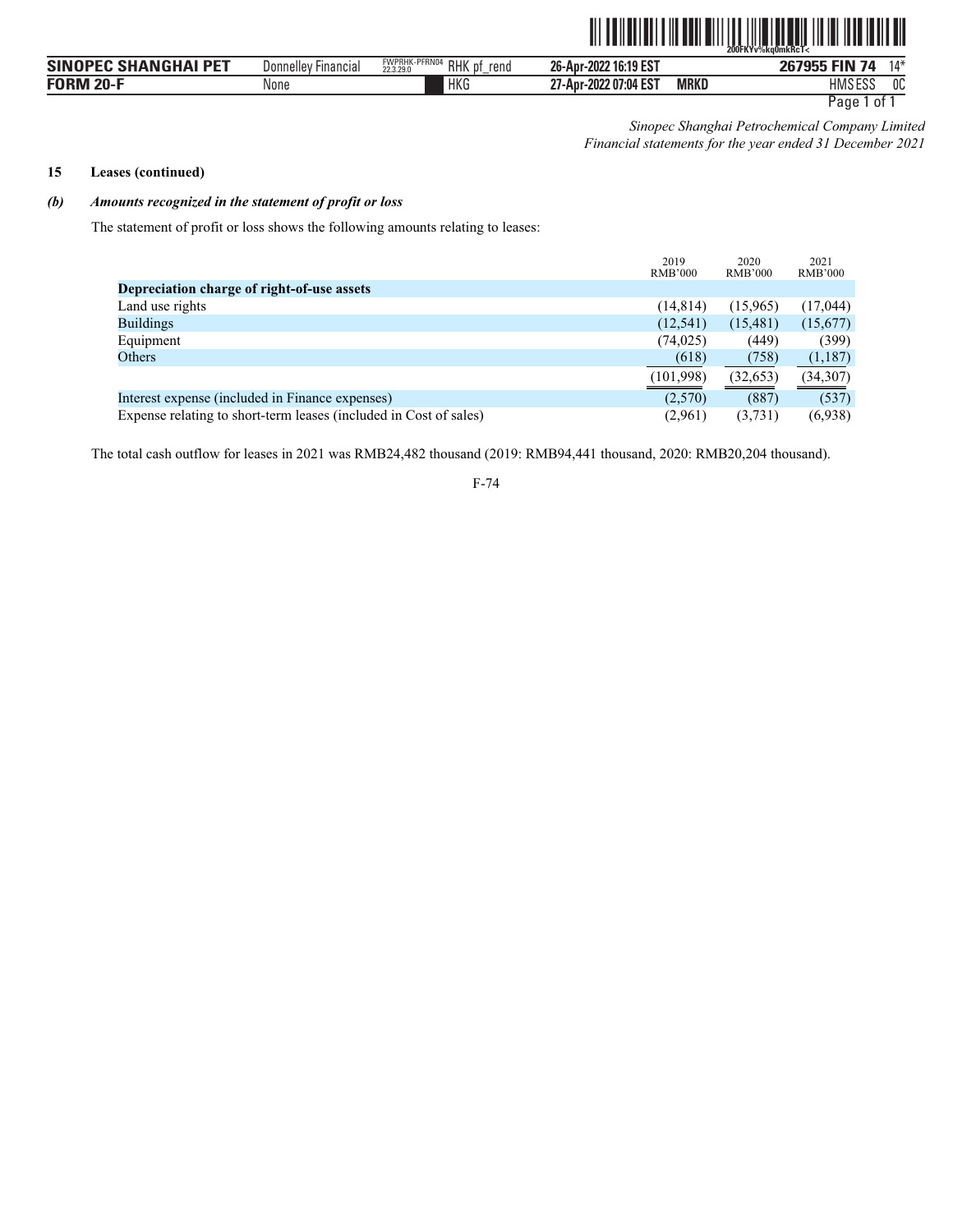*Sinopec Shanghai Petrochemical Company Limited*
*Financial statements for the year ended 31 December 2021*

**15 Leases (continued)**

***(b) Amounts recognized in the statement of profit or loss***

The statement of profit or loss shows the following amounts relating to leases:

| | 2019 RMB'000 | 2020 RMB'000 | 2021 RMB'000 |
|---|---|---|---|
| **Depreciation charge of right-of-use assets** | | | |
| Land use rights | (14,814) | (15,965) | (17,044) |
| Buildings | (12,541) | (15,481) | (15,677) |
| Equipment | (74,025) | (449) | (399) |
| Others | (618) | (758) | (1,187) |
| | (101,998) | (32,653) | (34,307) |
| Interest expense (included in Finance expenses) | (2,570) | (887) | (537) |
| Expense relating to short-term leases (included in Cost of sales) | (2,961) | (3,731) | (6,938) |

The total cash outflow for leases in 2021 was RMB24,482 thousand (2019: RMB94,441 thousand, 2020: RMB20,204 thousand).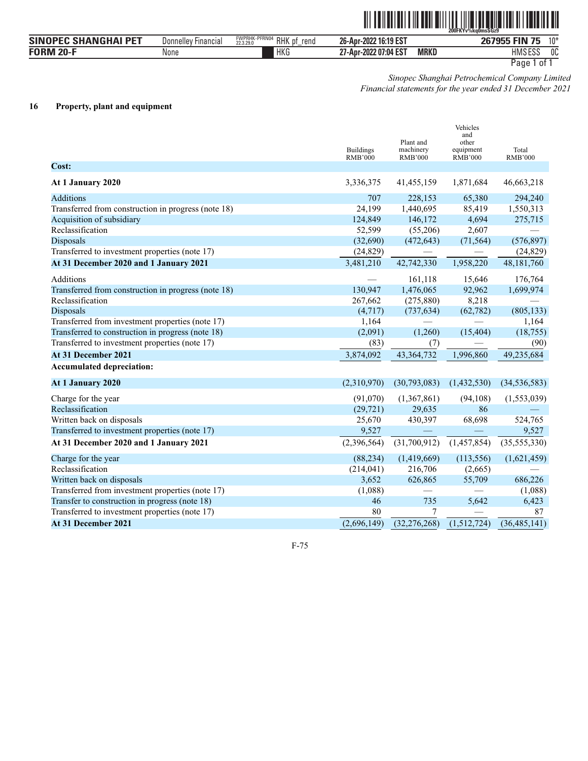*Sinopec Shanghai Petrochemical Company Limited*
*Financial statements for the year ended 31 December 2021*

## 16 Property, plant and equipment

| | Buildings RMB'000 | Plant and machinery RMB'000 | Vehicles and other equipment RMB'000 | Total RMB'000 |
|---|---|---|---|---|
| **Cost:** | | | | |
| **At 1 January 2020** | 3,336,375 | 41,455,159 | 1,871,684 | 46,663,218 |
| Additions | 707 | 228,153 | 65,380 | 294,240 |
| Transferred from construction in progress (note 18) | 24,199 | 1,440,695 | 85,419 | 1,550,313 |
| Acquisition of subsidiary | 124,849 | 146,172 | 4,694 | 275,715 |
| Reclassification | 52,599 | (55,206) | 2,607 | — |
| Disposals | (32,690) | (472,643) | (71,564) | (576,897) |
| Transferred to investment properties (note 17) | (24,829) | — | — | (24,829) |
| **At 31 December 2020 and 1 January 2021** | 3,481,210 | 42,742,330 | 1,958,220 | 48,181,760 |
| Additions | — | 161,118 | 15,646 | 176,764 |
| Transferred from construction in progress (note 18) | 130,947 | 1,476,065 | 92,962 | 1,699,974 |
| Reclassification | 267,662 | (275,880) | 8,218 | — |
| Disposals | (4,717) | (737,634) | (62,782) | (805,133) |
| Transferred from investment properties (note 17) | 1,164 | — | — | 1,164 |
| Transferred to construction in progress (note 18) | (2,091) | (1,260) | (15,404) | (18,755) |
| Transferred to investment properties (note 17) | (83) | (7) | — | (90) |
| **At 31 December 2021** | 3,874,092 | 43,364,732 | 1,996,860 | 49,235,684 |
| **Accumulated depreciation:** | | | | |
| **At 1 January 2020** | (2,310,970) | (30,793,083) | (1,432,530) | (34,536,583) |
| Charge for the year | (91,070) | (1,367,861) | (94,108) | (1,553,039) |
| Reclassification | (29,721) | 29,635 | 86 | — |
| Written back on disposals | 25,670 | 430,397 | 68,698 | 524,765 |
| Transferred to investment properties (note 17) | 9,527 | — | — | 9,527 |
| **At 31 December 2020 and 1 January 2021** | (2,396,564) | (31,700,912) | (1,457,854) | (35,555,330) |
| Charge for the year | (88,234) | (1,419,669) | (113,556) | (1,621,459) |
| Reclassification | (214,041) | 216,706 | (2,665) | — |
| Written back on disposals | 3,652 | 626,865 | 55,709 | 686,226 |
| Transferred from investment properties (note 17) | (1,088) | — | — | (1,088) |
| Transfer to construction in progress (note 18) | 46 | 735 | 5,642 | 6,423 |
| Transferred to investment properties (note 17) | 80 | 7 | — | 87 |
| **At 31 December 2021** | (2,696,149) | (32,276,268) | (1,512,724) | (36,485,141) |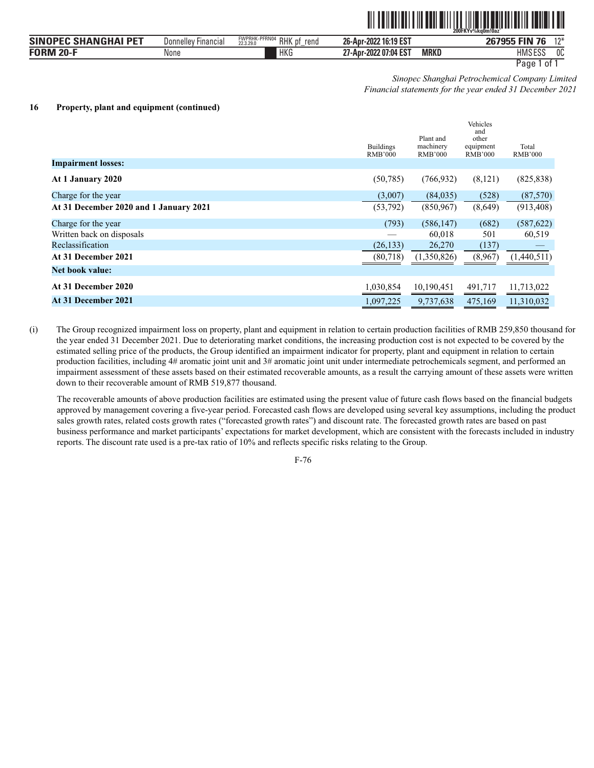*Sinopec Shanghai Petrochemical Company Limited*
*Financial statements for the year ended 31 December 2021*

**16 Property, plant and equipment (continued)**

| | Buildings RMB'000 | Plant and machinery RMB'000 | Vehicles and other equipment RMB'000 | Total RMB'000 |
|---|---|---|---|---|
| **Impairment losses:** | | | | |
| **At 1 January 2020** | (50,785) | (766,932) | (8,121) | (825,838) |
| Charge for the year | (3,007) | (84,035) | (528) | (87,570) |
| **At 31 December 2020 and 1 January 2021** | (53,792) | (850,967) | (8,649) | (913,408) |
| Charge for the year | (793) | (586,147) | (682) | (587,622) |
| Written back on disposals | — | 60,018 | 501 | 60,519 |
| Reclassification | (26,133) | 26,270 | (137) | — |
| **At 31 December 2021** | (80,718) | (1,350,826) | (8,967) | (1,440,511) |
| **Net book value:** | | | | |
| **At 31 December 2020** | 1,030,854 | 10,190,451 | 491,717 | 11,713,022 |
| **At 31 December 2021** | 1,097,225 | 9,737,638 | 475,169 | 11,310,032 |

(i) The Group recognized impairment loss on property, plant and equipment in relation to certain production facilities of RMB 259,850 thousand for the year ended 31 December 2021. Due to deteriorating market conditions, the increasing production cost is not expected to be covered by the estimated selling price of the products, the Group identified an impairment indicator for property, plant and equipment in relation to certain production facilities, including 4# aromatic joint unit and 3# aromatic joint unit under intermediate petrochemicals segment, and performed an impairment assessment of these assets based on their estimated recoverable amounts, as a result the carrying amount of these assets were written down to their recoverable amount of RMB 519,877 thousand.

The recoverable amounts of above production facilities are estimated using the present value of future cash flows based on the financial budgets approved by management covering a five-year period. Forecasted cash flows are developed using several key assumptions, including the product sales growth rates, related costs growth rates ("forecasted growth rates") and discount rate. The forecasted growth rates are based on past business performance and market participants' expectations for market development, which are consistent with the forecasts included in industry reports. The discount rate used is a pre-tax ratio of 10% and reflects specific risks relating to the Group.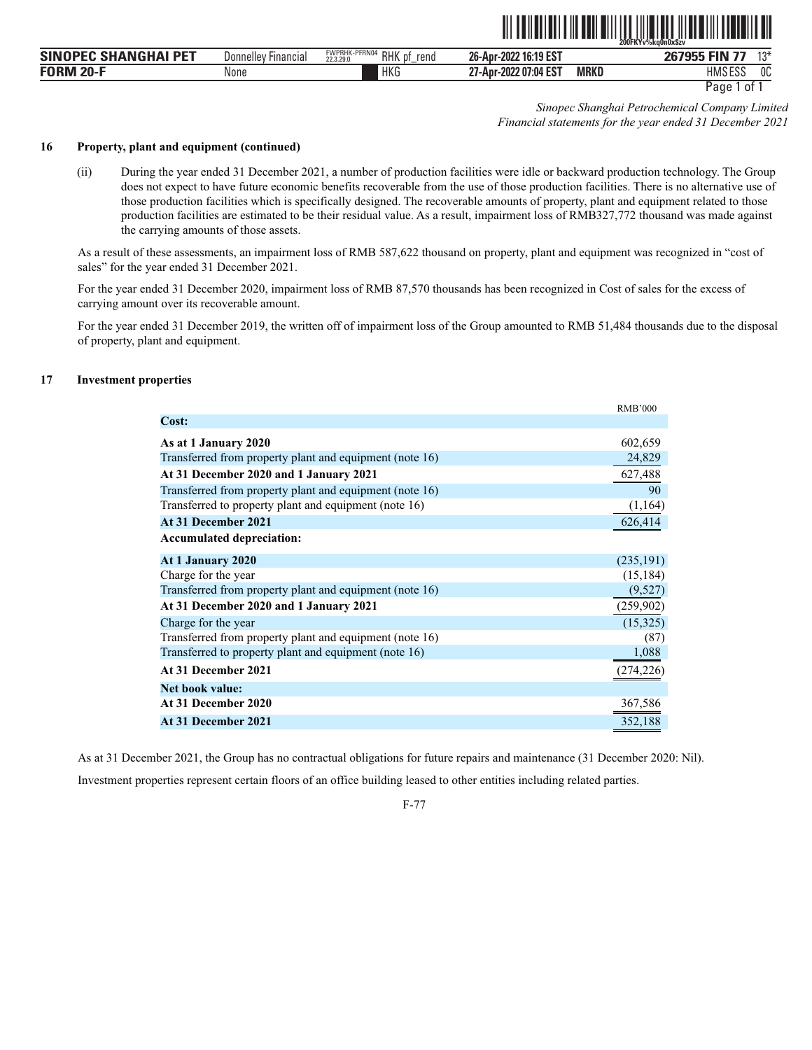*Sinopec Shanghai Petrochemical Company Limited*
*Financial statements for the year ended 31 December 2021*

## 16 Property, plant and equipment (continued)

(ii) During the year ended 31 December 2021, a number of production facilities were idle or backward production technology. The Group does not expect to have future economic benefits recoverable from the use of those production facilities. There is no alternative use of those production facilities which is specifically designed. The recoverable amounts of property, plant and equipment related to those production facilities are estimated to be their residual value. As a result, impairment loss of RMB327,772 thousand was made against the carrying amounts of those assets.

As a result of these assessments, an impairment loss of RMB 587,622 thousand on property, plant and equipment was recognized in "cost of sales" for the year ended 31 December 2021.

For the year ended 31 December 2020, impairment loss of RMB 87,570 thousands has been recognized in Cost of sales for the excess of carrying amount over its recoverable amount.

For the year ended 31 December 2019, the written off of impairment loss of the Group amounted to RMB 51,484 thousands due to the disposal of property, plant and equipment.

## 17 Investment properties

| | RMB'000 |
|---|---|
| **Cost:** | |
| **As at 1 January 2020** | 602,659 |
| Transferred from property plant and equipment (note 16) | 24,829 |
| **At 31 December 2020 and 1 January 2021** | 627,488 |
| Transferred from property plant and equipment (note 16) | 90 |
| Transferred to property plant and equipment (note 16) | (1,164) |
| **At 31 December 2021** | 626,414 |
| **Accumulated depreciation:** | |
| **At 1 January 2020** | (235,191) |
| Charge for the year | (15,184) |
| Transferred from property plant and equipment (note 16) | (9,527) |
| **At 31 December 2020 and 1 January 2021** | (259,902) |
| Charge for the year | (15,325) |
| Transferred from property plant and equipment (note 16) | (87) |
| Transferred to property plant and equipment (note 16) | 1,088 |
| **At 31 December 2021** | (274,226) |
| **Net book value:** | |
| **At 31 December 2020** | 367,586 |
| **At 31 December 2021** | 352,188 |

As at 31 December 2021, the Group has no contractual obligations for future repairs and maintenance (31 December 2020: Nil).

Investment properties represent certain floors of an office building leased to other entities including related parties.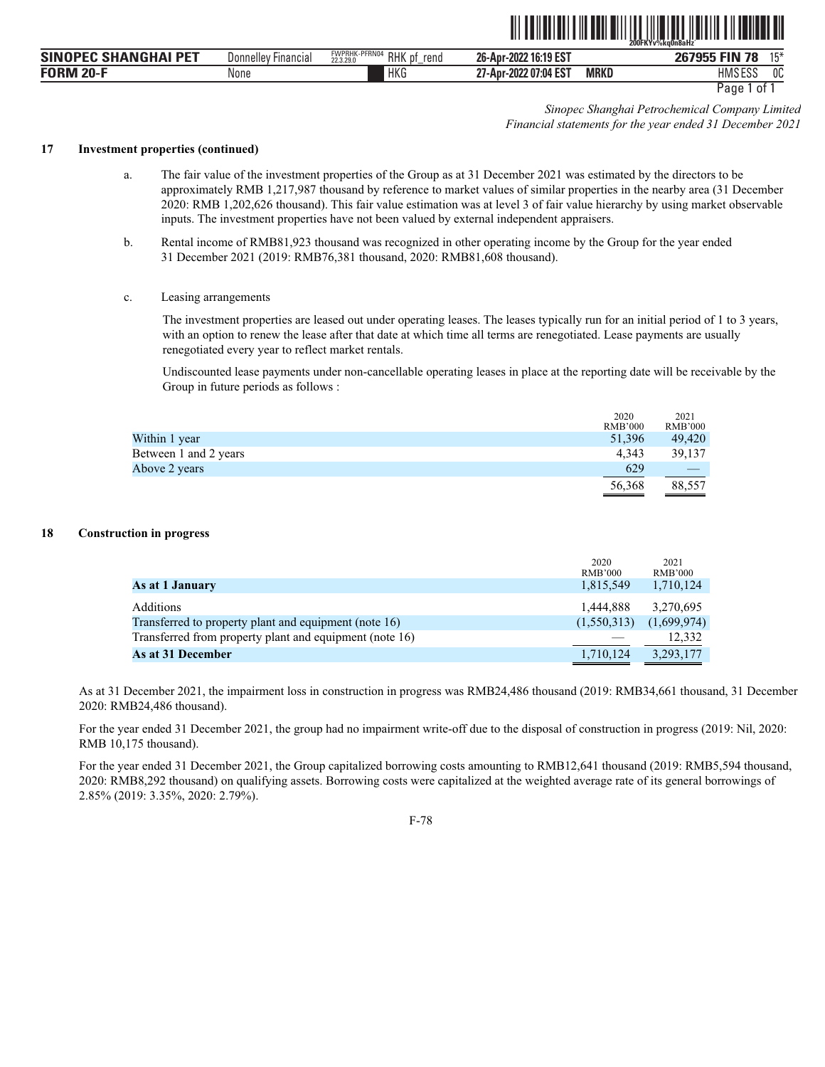*Sinopec Shanghai Petrochemical Company Limited*
*Financial statements for the year ended 31 December 2021*

**17 Investment properties (continued)**

a. The fair value of the investment properties of the Group as at 31 December 2021 was estimated by the directors to be approximately RMB 1,217,987 thousand by reference to market values of similar properties in the nearby area (31 December 2020: RMB 1,202,626 thousand). This fair value estimation was at level 3 of fair value hierarchy by using market observable inputs. The investment properties have not been valued by external independent appraisers.

b. Rental income of RMB81,923 thousand was recognized in other operating income by the Group for the year ended 31 December 2021 (2019: RMB76,381 thousand, 2020: RMB81,608 thousand).

c. Leasing arrangements

The investment properties are leased out under operating leases. The leases typically run for an initial period of 1 to 3 years, with an option to renew the lease after that date at which time all terms are renegotiated. Lease payments are usually renegotiated every year to reflect market rentals.

Undiscounted lease payments under non-cancellable operating leases in place at the reporting date will be receivable by the Group in future periods as follows :

| | 2020 RMB'000 | 2021 RMB'000 |
|---|---|---|
| Within 1 year | 51,396 | 49,420 |
| Between 1 and 2 years | 4,343 | 39,137 |
| Above 2 years | 629 | — |
| | 56,368 | 88,557 |

**18 Construction in progress**

| | 2020 RMB'000 | 2021 RMB'000 |
|---|---|---|
| **As at 1 January** | 1,815,549 | 1,710,124 |
| Additions | 1,444,888 | 3,270,695 |
| Transferred to property plant and equipment (note 16) | (1,550,313) | (1,699,974) |
| Transferred from property plant and equipment (note 16) | — | 12,332 |
| **As at 31 December** | 1,710,124 | 3,293,177 |

As at 31 December 2021, the impairment loss in construction in progress was RMB24,486 thousand (2019: RMB34,661 thousand, 31 December 2020: RMB24,486 thousand).

For the year ended 31 December 2021, the group had no impairment write-off due to the disposal of construction in progress (2019: Nil, 2020: RMB 10,175 thousand).

For the year ended 31 December 2021, the Group capitalized borrowing costs amounting to RMB12,641 thousand (2019: RMB5,594 thousand, 2020: RMB8,292 thousand) on qualifying assets. Borrowing costs were capitalized at the weighted average rate of its general borrowings of 2.85% (2019: 3.35%, 2020: 2.79%).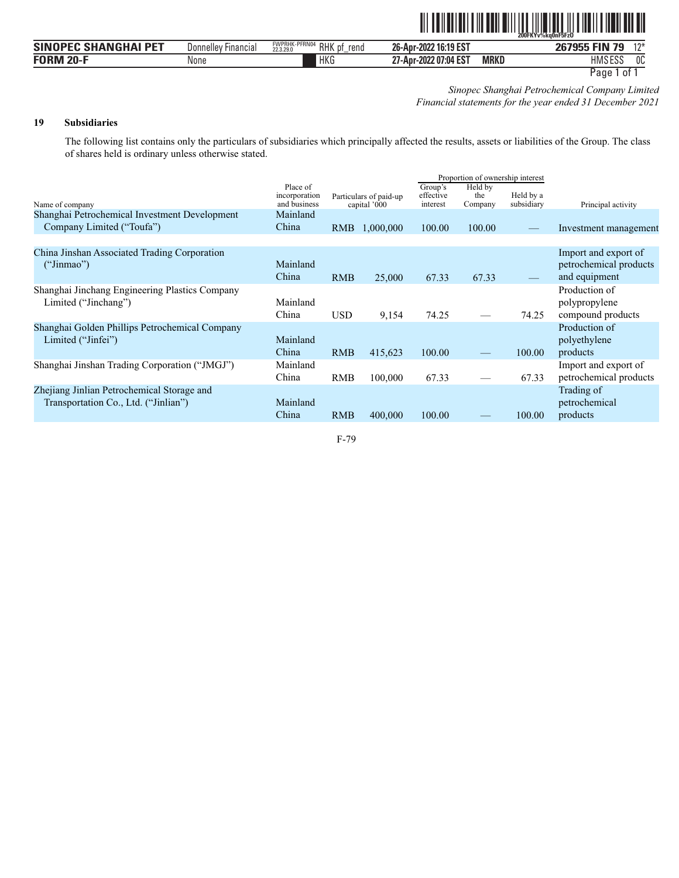*Sinopec Shanghai Petrochemical Company Limited*
*Financial statements for the year ended 31 December 2021*

## 19 Subsidiaries

The following list contains only the particulars of subsidiaries which principally affected the results, assets or liabilities of the Group. The class of shares held is ordinary unless otherwise stated.

| Name of company | Place of incorporation and business | Particulars of paid-up capital '000 | | Proportion of ownership interest | | | Principal activity |
|---|---|---|---|---|---|---|---|
| | | | | Group's effective interest | Held by the Company | Held by a subsidiary | |
| Shanghai Petrochemical Investment Development Company Limited ("Toufa") | Mainland China | RMB | 1,000,000 | 100.00 | 100.00 | — | Investment management |
| China Jinshan Associated Trading Corporation ("Jinmao") | Mainland China | RMB | 25,000 | 67.33 | 67.33 | — | Import and export of petrochemical products and equipment |
| Shanghai Jinchang Engineering Plastics Company Limited ("Jinchang") | Mainland China | USD | 9,154 | 74.25 | — | 74.25 | Production of polypropylene compound products |
| Shanghai Golden Phillips Petrochemical Company Limited ("Jinfei") | Mainland China | RMB | 415,623 | 100.00 | — | 100.00 | Production of polyethylene products |
| Shanghai Jinshan Trading Corporation ("JMGJ") | Mainland China | RMB | 100,000 | 67.33 | — | 67.33 | Import and export of petrochemical products |
| Zhejiang Jinlian Petrochemical Storage and Transportation Co., Ltd. ("Jinlian") | Mainland China | RMB | 400,000 | 100.00 | — | 100.00 | Trading of petrochemical products |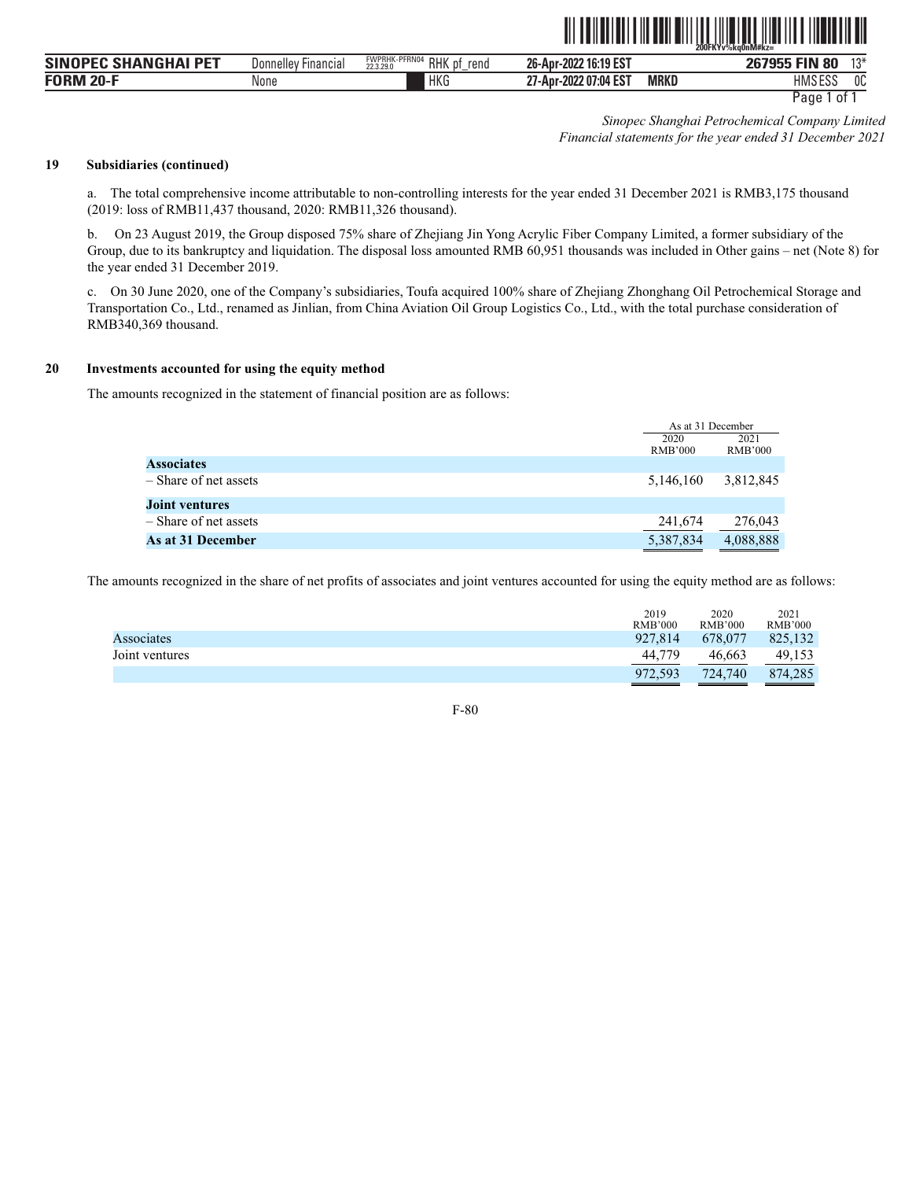## 19 Subsidiaries (continued)

a. The total comprehensive income attributable to non-controlling interests for the year ended 31 December 2021 is RMB3,175 thousand (2019: loss of RMB11,437 thousand, 2020: RMB11,326 thousand).

b. On 23 August 2019, the Group disposed 75% share of Zhejiang Jin Yong Acrylic Fiber Company Limited, a former subsidiary of the Group, due to its bankruptcy and liquidation. The disposal loss amounted RMB 60,951 thousands was included in Other gains – net (Note 8) for the year ended 31 December 2019.

c. On 30 June 2020, one of the Company's subsidiaries, Toufa acquired 100% share of Zhejiang Zhonghang Oil Petrochemical Storage and Transportation Co., Ltd., renamed as Jinlian, from China Aviation Oil Group Logistics Co., Ltd., with the total purchase consideration of RMB340,369 thousand.

## 20 Investments accounted for using the equity method

The amounts recognized in the statement of financial position are as follows:

| | As at 31 December | |
|---|---|---|
| | 2020 RMB'000 | 2021 RMB'000 |
| **Associates** | | |
| – Share of net assets | 5,146,160 | 3,812,845 |
| **Joint ventures** | | |
| – Share of net assets | 241,674 | 276,043 |
| **As at 31 December** | 5,387,834 | 4,088,888 |

The amounts recognized in the share of net profits of associates and joint ventures accounted for using the equity method are as follows:

| | 2019 RMB'000 | 2020 RMB'000 | 2021 RMB'000 |
|---|---|---|---|
| Associates | 927,814 | 678,077 | 825,132 |
| Joint ventures | 44,779 | 46,663 | 49,153 |
| | 972,593 | 724,740 | 874,285 |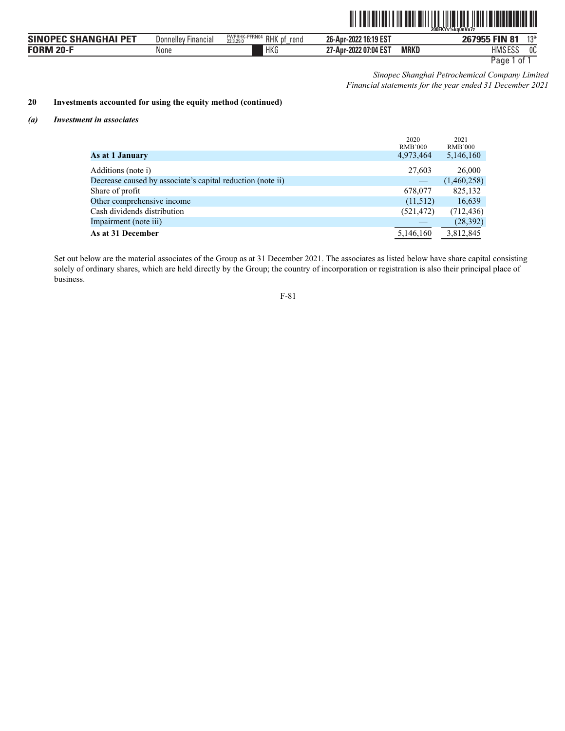*Sinopec Shanghai Petrochemical Company Limited*
*Financial statements for the year ended 31 December 2021*

## 20 Investments accounted for using the equity method (continued)

### *(a) Investment in associates*

| | 2020 RMB'000 | 2021 RMB'000 |
|---|---|---|
| **As at 1 January** | 4,973,464 | 5,146,160 |
| Additions (note i) | 27,603 | 26,000 |
| Decrease caused by associate's capital reduction (note ii) | — | (1,460,258) |
| Share of profit | 678,077 | 825,132 |
| Other comprehensive income | (11,512) | 16,639 |
| Cash dividends distribution | (521,472) | (712,436) |
| Impairment (note iii) | — | (28,392) |
| **As at 31 December** | 5,146,160 | 3,812,845 |

Set out below are the material associates of the Group as at 31 December 2021. The associates as listed below have share capital consisting solely of ordinary shares, which are held directly by the Group; the country of incorporation or registration is also their principal place of business.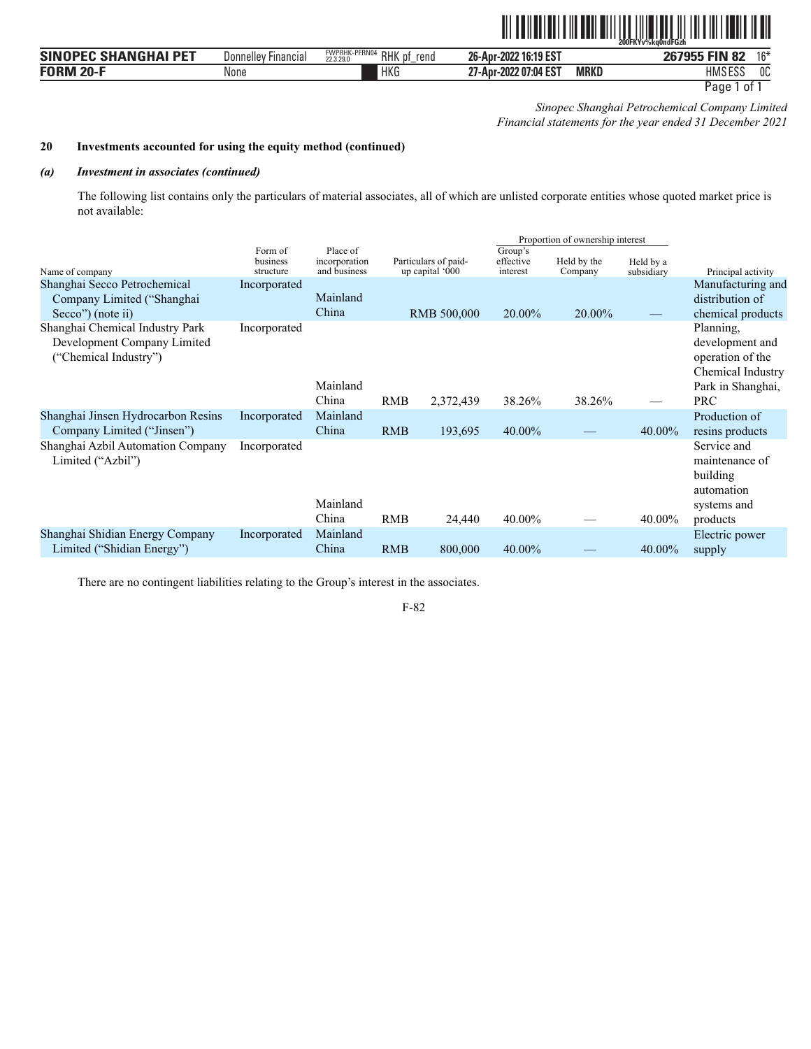*Sinopec Shanghai Petrochemical Company Limited*
*Financial statements for the year ended 31 December 2021*

**20 Investments accounted for using the equity method (continued)**

***(a) Investment in associates (continued)***

The following list contains only the particulars of material associates, all of which are unlisted corporate entities whose quoted market price is not available:

| | | | | Proportion of ownership interest | | | |
|---|---|---|---|---|---|---|---|
| Name of company | Form of business structure | Place of incorporation and business | Particulars of paid-up capital '000 | Group's effective interest | Held by the Company | Held by a subsidiary | Principal activity |
| Shanghai Secco Petrochemical Company Limited ("Shanghai Secco") (note ii) | Incorporated | Mainland China | RMB 500,000 | 20.00% | 20.00% | — | Manufacturing and distribution of chemical products |
| Shanghai Chemical Industry Park Development Company Limited ("Chemical Industry") | Incorporated | Mainland China | RMB 2,372,439 | 38.26% | 38.26% | — | Planning, development and operation of the Chemical Industry Park in Shanghai, PRC |
| Shanghai Jinsen Hydrocarbon Resins Company Limited ("Jinsen") | Incorporated | Mainland China | RMB 193,695 | 40.00% | — | 40.00% | Production of resins products |
| Shanghai Azbil Automation Company Limited ("Azbil") | Incorporated | Mainland China | RMB 24,440 | 40.00% | — | 40.00% | Service and maintenance of building automation systems and products |
| Shanghai Shidian Energy Company Limited ("Shidian Energy") | Incorporated | Mainland China | RMB 800,000 | 40.00% | — | 40.00% | Electric power supply |

There are no contingent liabilities relating to the Group's interest in the associates.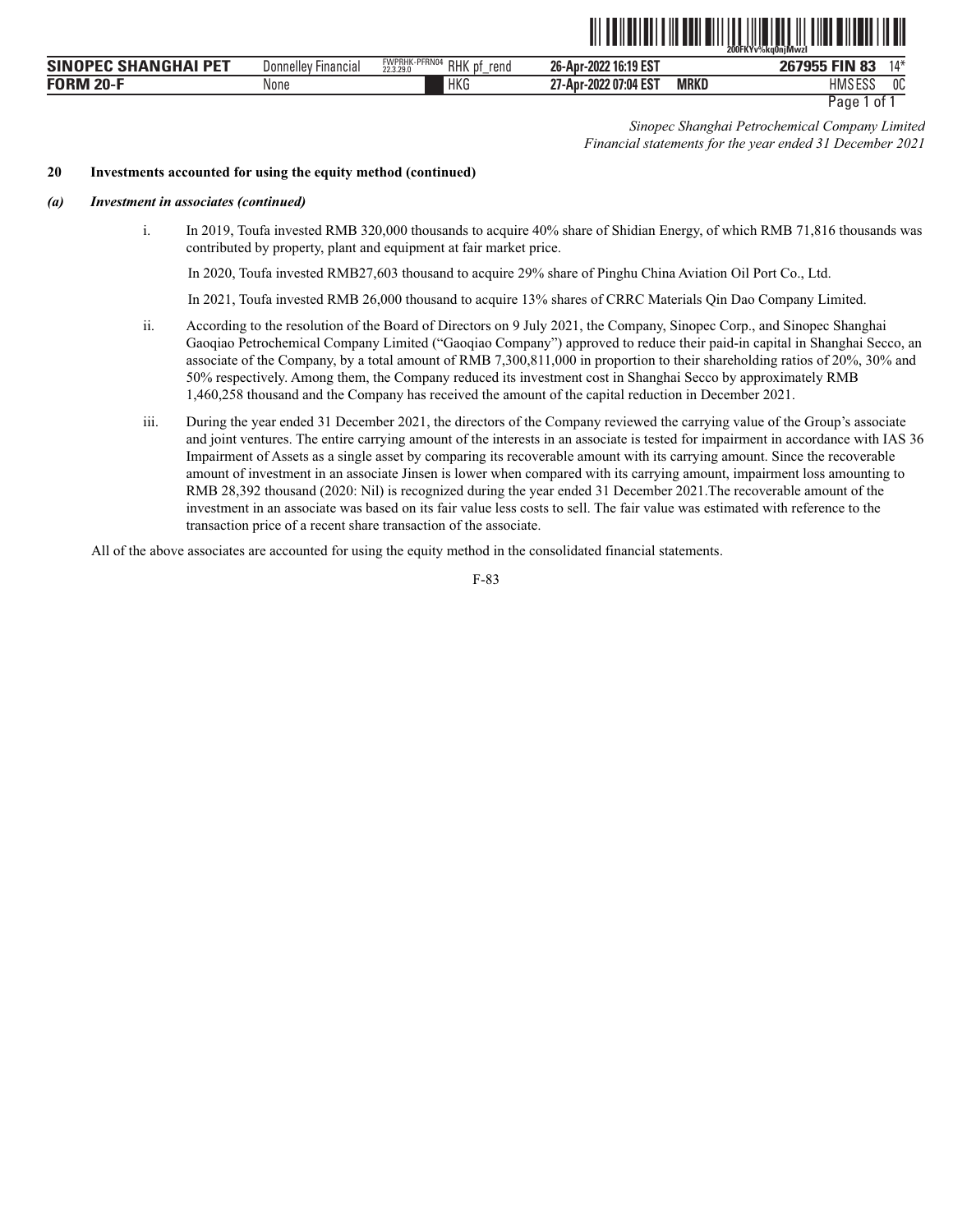*Sinopec Shanghai Petrochemical Company Limited*
*Financial statements for the year ended 31 December 2021*

**20 Investments accounted for using the equity method (continued)**

***(a) Investment in associates (continued)***

i. In 2019, Toufa invested RMB 320,000 thousands to acquire 40% share of Shidian Energy, of which RMB 71,816 thousands was contributed by property, plant and equipment at fair market price.

In 2020, Toufa invested RMB27,603 thousand to acquire 29% share of Pinghu China Aviation Oil Port Co., Ltd.

In 2021, Toufa invested RMB 26,000 thousand to acquire 13% shares of CRRC Materials Qin Dao Company Limited.

ii. According to the resolution of the Board of Directors on 9 July 2021, the Company, Sinopec Corp., and Sinopec Shanghai Gaoqiao Petrochemical Company Limited ("Gaoqiao Company") approved to reduce their paid-in capital in Shanghai Secco, an associate of the Company, by a total amount of RMB 7,300,811,000 in proportion to their shareholding ratios of 20%, 30% and 50% respectively. Among them, the Company reduced its investment cost in Shanghai Secco by approximately RMB 1,460,258 thousand and the Company has received the amount of the capital reduction in December 2021.

iii. During the year ended 31 December 2021, the directors of the Company reviewed the carrying value of the Group's associate and joint ventures. The entire carrying amount of the interests in an associate is tested for impairment in accordance with IAS 36 Impairment of Assets as a single asset by comparing its recoverable amount with its carrying amount. Since the recoverable amount of investment in an associate Jinsen is lower when compared with its carrying amount, impairment loss amounting to RMB 28,392 thousand (2020: Nil) is recognized during the year ended 31 December 2021.The recoverable amount of the investment in an associate was based on its fair value less costs to sell. The fair value was estimated with reference to the transaction price of a recent share transaction of the associate.

All of the above associates are accounted for using the equity method in the consolidated financial statements.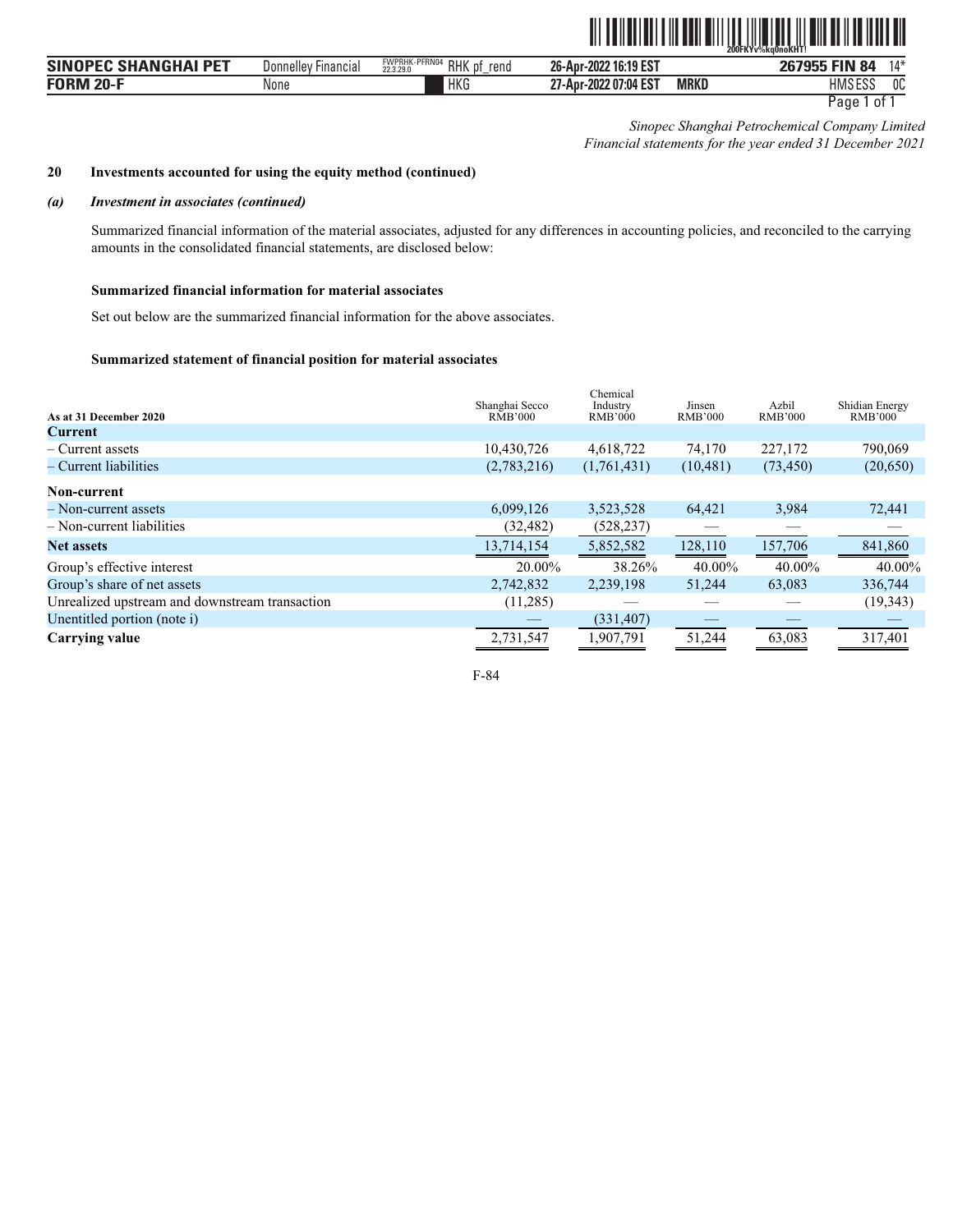*Sinopec Shanghai Petrochemical Company Limited*
*Financial statements for the year ended 31 December 2021*

**20 Investments accounted for using the equity method (continued)**

***(a) Investment in associates (continued)***

Summarized financial information of the material associates, adjusted for any differences in accounting policies, and reconciled to the carrying amounts in the consolidated financial statements, are disclosed below:

**Summarized financial information for material associates**

Set out below are the summarized financial information for the above associates.

**Summarized statement of financial position for material associates**

| As at 31 December 2020 | Shanghai Secco RMB'000 | Chemical Industry RMB'000 | Jinsen RMB'000 | Azbil RMB'000 | Shidian Energy RMB'000 |
|---|---|---|---|---|---|
| **Current** | | | | | |
| – Current assets | 10,430,726 | 4,618,722 | 74,170 | 227,172 | 790,069 |
| – Current liabilities | (2,783,216) | (1,761,431) | (10,481) | (73,450) | (20,650) |
| **Non-current** | | | | | |
| – Non-current assets | 6,099,126 | 3,523,528 | 64,421 | 3,984 | 72,441 |
| – Non-current liabilities | (32,482) | (528,237) | — | — | — |
| **Net assets** | 13,714,154 | 5,852,582 | 128,110 | 157,706 | 841,860 |
| Group's effective interest | 20.00% | 38.26% | 40.00% | 40.00% | 40.00% |
| Group's share of net assets | 2,742,832 | 2,239,198 | 51,244 | 63,083 | 336,744 |
| Unrealized upstream and downstream transaction | (11,285) | — | — | — | (19,343) |
| Unentitled portion (note i) | — | (331,407) | — | — | — |
| **Carrying value** | 2,731,547 | 1,907,791 | 51,244 | 63,083 | 317,401 |

F-84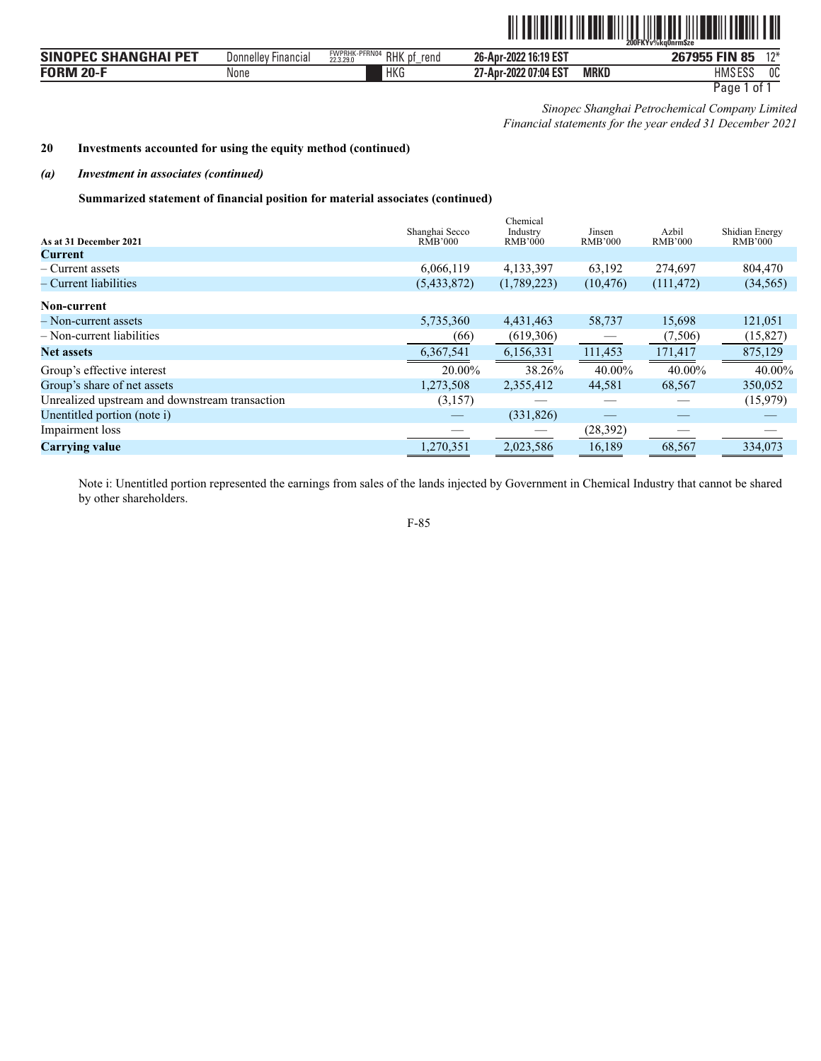*Sinopec Shanghai Petrochemical Company Limited*
*Financial statements for the year ended 31 December 2021*

**20 Investments accounted for using the equity method (continued)**

***(a) Investment in associates (continued)***

**Summarized statement of financial position for material associates (continued)**

| As at 31 December 2021 | Shanghai Secco RMB'000 | Chemical Industry RMB'000 | Jinsen RMB'000 | Azbil RMB'000 | Shidian Energy RMB'000 |
|---|---|---|---|---|---|
| **Current** | | | | | |
| – Current assets | 6,066,119 | 4,133,397 | 63,192 | 274,697 | 804,470 |
| – Current liabilities | (5,433,872) | (1,789,223) | (10,476) | (111,472) | (34,565) |
| **Non-current** | | | | | |
| – Non-current assets | 5,735,360 | 4,431,463 | 58,737 | 15,698 | 121,051 |
| – Non-current liabilities | (66) | (619,306) | — | (7,506) | (15,827) |
| **Net assets** | 6,367,541 | 6,156,331 | 111,453 | 171,417 | 875,129 |
| Group's effective interest | 20.00% | 38.26% | 40.00% | 40.00% | 40.00% |
| Group's share of net assets | 1,273,508 | 2,355,412 | 44,581 | 68,567 | 350,052 |
| Unrealized upstream and downstream transaction | (3,157) | — | — | — | (15,979) |
| Unentitled portion (note i) | — | (331,826) | — | — | — |
| Impairment loss | — | — | (28,392) | — | — |
| **Carrying value** | 1,270,351 | 2,023,586 | 16,189 | 68,567 | 334,073 |

Note i: Unentitled portion represented the earnings from sales of the lands injected by Government in Chemical Industry that cannot be shared by other shareholders.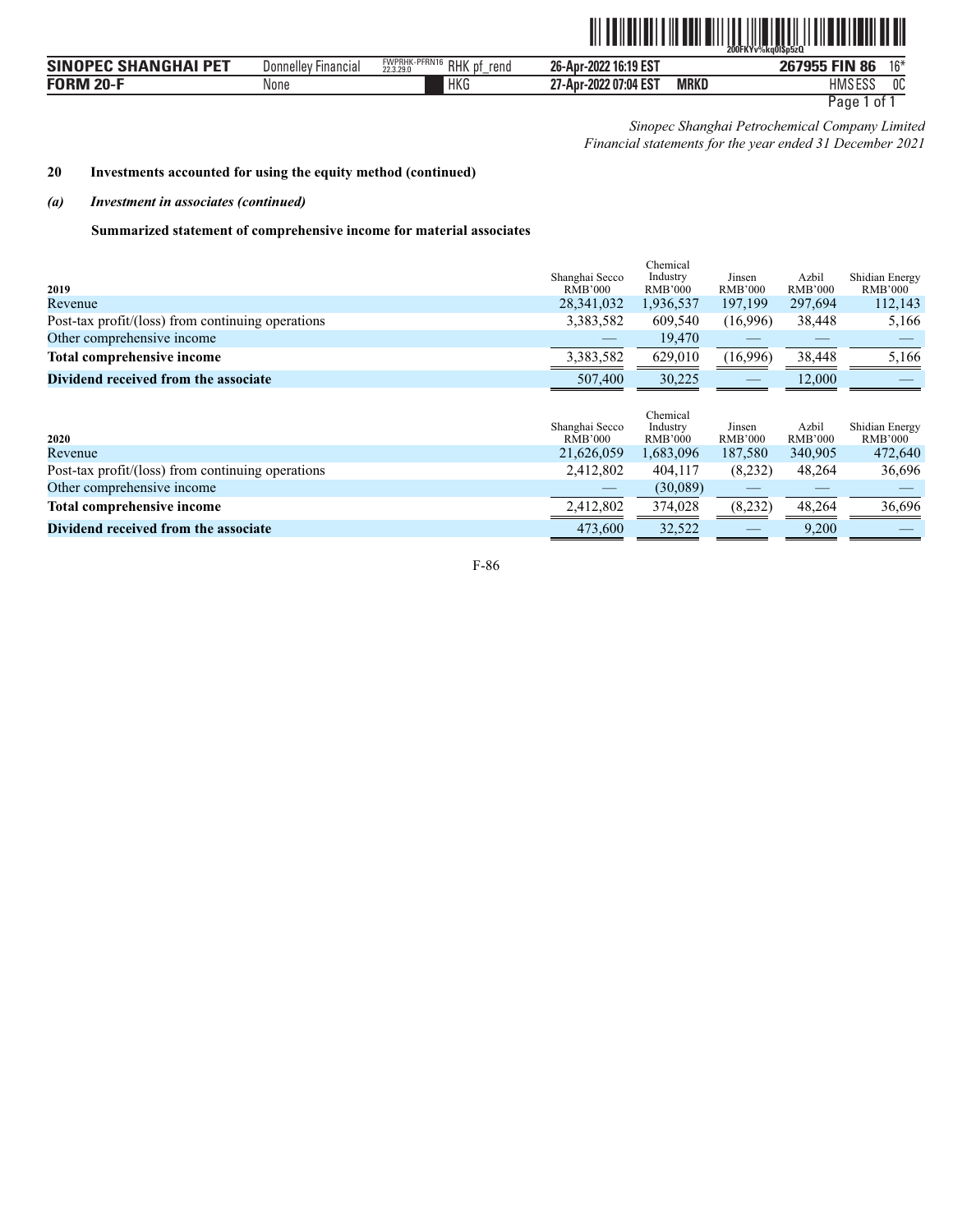*Sinopec Shanghai Petrochemical Company Limited*
*Financial statements for the year ended 31 December 2021*

## 20 Investments accounted for using the equity method (continued)

### *(a) Investment in associates (continued)*

**Summarized statement of comprehensive income for material associates**

| 2019 | Shanghai Secco RMB'000 | Chemical Industry RMB'000 | Jinsen RMB'000 | Azbil RMB'000 | Shidian Energy RMB'000 |
|---|---|---|---|---|---|
| Revenue | 28,341,032 | 1,936,537 | 197,199 | 297,694 | 112,143 |
| Post-tax profit/(loss) from continuing operations | 3,383,582 | 609,540 | (16,996) | 38,448 | 5,166 |
| Other comprehensive income | — | 19,470 | — | — | — |
| **Total comprehensive income** | 3,383,582 | 629,010 | (16,996) | 38,448 | 5,166 |
| **Dividend received from the associate** | 507,400 | 30,225 | — | 12,000 | — |

| 2020 | Shanghai Secco RMB'000 | Chemical Industry RMB'000 | Jinsen RMB'000 | Azbil RMB'000 | Shidian Energy RMB'000 |
|---|---|---|---|---|---|
| Revenue | 21,626,059 | 1,683,096 | 187,580 | 340,905 | 472,640 |
| Post-tax profit/(loss) from continuing operations | 2,412,802 | 404,117 | (8,232) | 48,264 | 36,696 |
| Other comprehensive income | — | (30,089) | — | — | — |
| **Total comprehensive income** | 2,412,802 | 374,028 | (8,232) | 48,264 | 36,696 |
| **Dividend received from the associate** | 473,600 | 32,522 | — | 9,200 | — |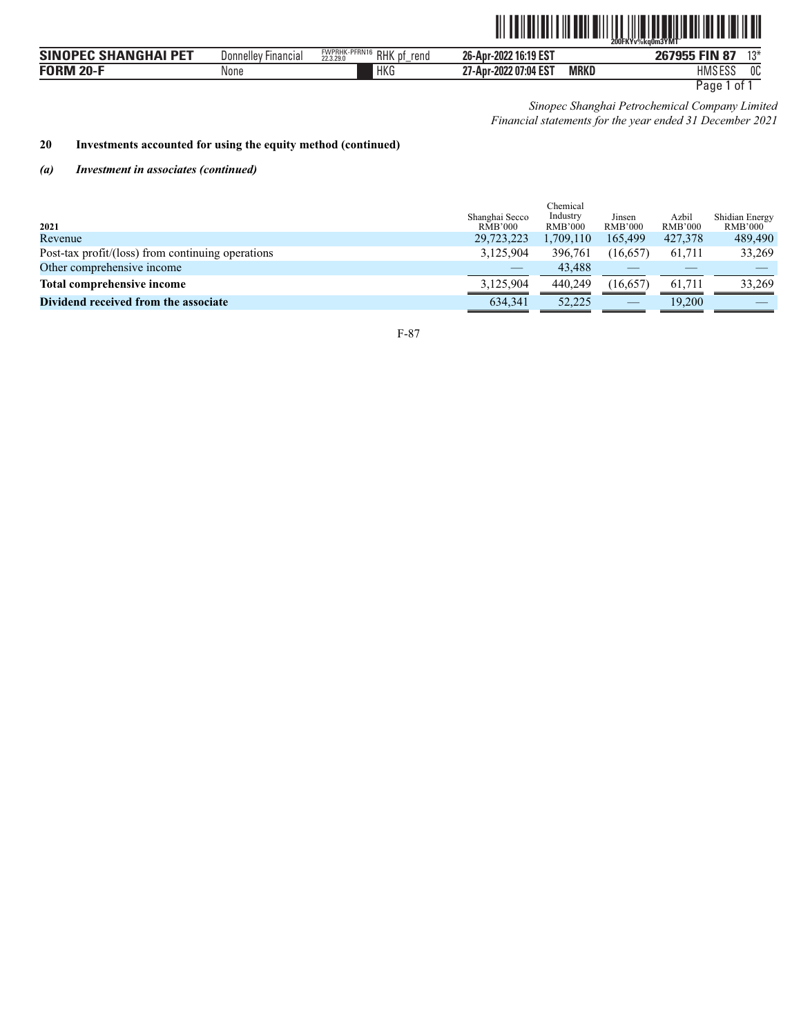Sinopec Shanghai Petrochemical Company Limited
*Financial statements for the year ended 31 December 2021*

**20 Investments accounted for using the equity method (continued)**

***(a) Investment in associates (continued)***

| 2021 | Shanghai Secco RMB'000 | Chemical Industry RMB'000 | Jinsen RMB'000 | Azbil RMB'000 | Shidian Energy RMB'000 |
|---|---|---|---|---|---|
| Revenue | 29,723,223 | 1,709,110 | 165,499 | 427,378 | 489,490 |
| Post-tax profit/(loss) from continuing operations | 3,125,904 | 396,761 | (16,657) | 61,711 | 33,269 |
| Other comprehensive income | — | 43,488 | — | — | — |
| **Total comprehensive income** | 3,125,904 | 440,249 | (16,657) | 61,711 | 33,269 |
| **Dividend received from the associate** | 634,341 | 52,225 | — | 19,200 | — |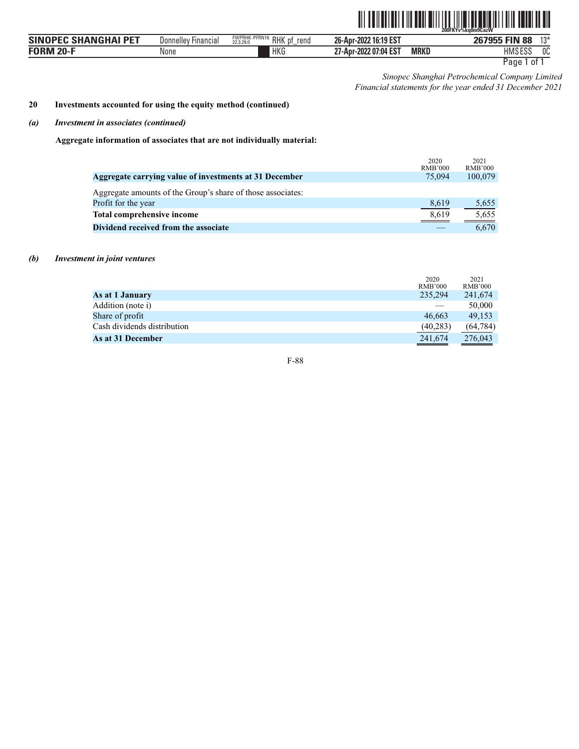*Sinopec Shanghai Petrochemical Company Limited*
*Financial statements for the year ended 31 December 2021*

**20 Investments accounted for using the equity method (continued)**

***(a) Investment in associates (continued)***

**Aggregate information of associates that are not individually material:**

| | 2020 RMB'000 | 2021 RMB'000 |
|---|---|---|
| **Aggregate carrying value of investments at 31 December** | 75,094 | 100,079 |
| Aggregate amounts of the Group's share of those associates: | | |
| Profit for the year | 8,619 | 5,655 |
| **Total comprehensive income** | 8,619 | 5,655 |
| **Dividend received from the associate** | — | 6,670 |

***(b) Investment in joint ventures***

| | 2020 RMB'000 | 2021 RMB'000 |
|---|---|---|
| **As at 1 January** | 235,294 | 241,674 |
| Addition (note i) | — | 50,000 |
| Share of profit | 46,663 | 49,153 |
| Cash dividends distribution | (40,283) | (64,784) |
| **As at 31 December** | 241,674 | 276,043 |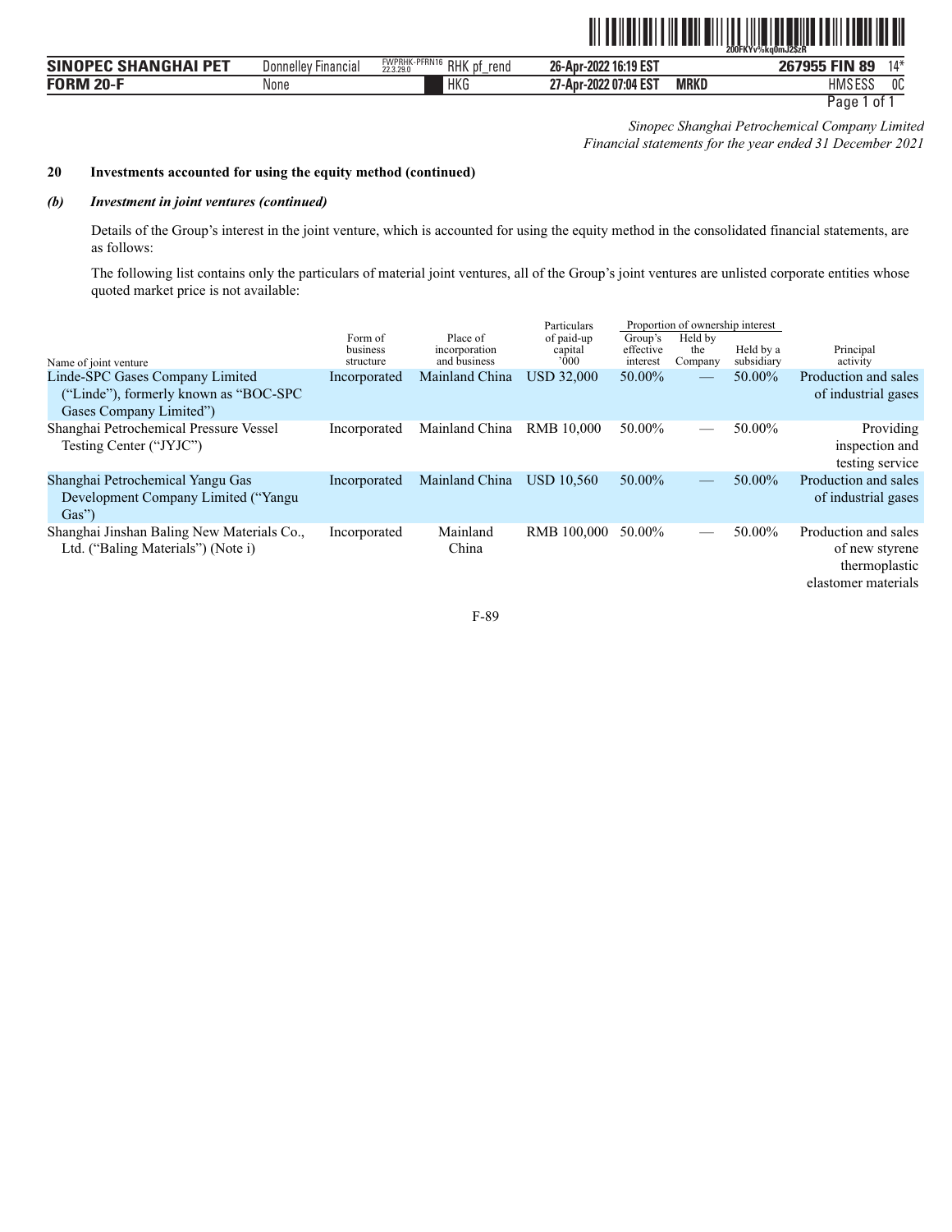*Sinopec Shanghai Petrochemical Company Limited*
*Financial statements for the year ended 31 December 2021*

**20 Investments accounted for using the equity method (continued)**

***(b) Investment in joint ventures (continued)***

Details of the Group's interest in the joint venture, which is accounted for using the equity method in the consolidated financial statements, are as follows:

The following list contains only the particulars of material joint ventures, all of the Group's joint ventures are unlisted corporate entities whose quoted market price is not available:

| Name of joint venture | Form of business structure | Place of incorporation and business | Particulars of paid-up capital '000 | Proportion of ownership interest | | | Principal activity |
|---|---|---|---|---|---|---|---|
| | | | | Group's effective interest | Held by the Company | Held by a subsidiary | |
| Linde-SPC Gases Company Limited ("Linde"), formerly known as "BOC-SPC Gases Company Limited") | Incorporated | Mainland China | USD 32,000 | 50.00% | — | 50.00% | Production and sales of industrial gases |
| Shanghai Petrochemical Pressure Vessel Testing Center ("JYJC") | Incorporated | Mainland China | RMB 10,000 | 50.00% | — | 50.00% | Providing inspection and testing service |
| Shanghai Petrochemical Yangu Gas Development Company Limited ("Yangu Gas") | Incorporated | Mainland China | USD 10,560 | 50.00% | — | 50.00% | Production and sales of industrial gases |
| Shanghai Jinshan Baling New Materials Co., Ltd. ("Baling Materials") (Note i) | Incorporated | Mainland China | RMB 100,000 | 50.00% | — | 50.00% | Production and sales of new styrene thermoplastic elastomer materials |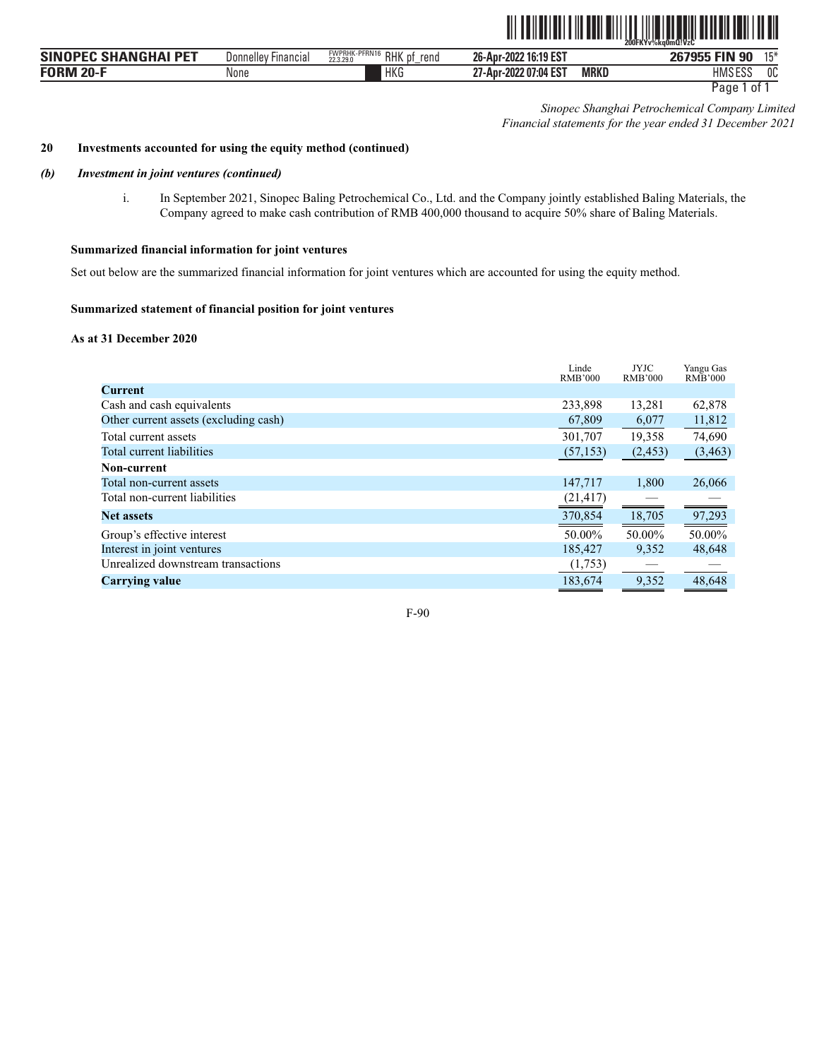Sinopec Shanghai Petrochemical Company Limited
Financial statements for the year ended 31 December 2021

**20 Investments accounted for using the equity method (continued)**

***(b) Investment in joint ventures (continued)***

i. In September 2021, Sinopec Baling Petrochemical Co., Ltd. and the Company jointly established Baling Materials, the Company agreed to make cash contribution of RMB 400,000 thousand to acquire 50% share of Baling Materials.

**Summarized financial information for joint ventures**

Set out below are the summarized financial information for joint ventures which are accounted for using the equity method.

**Summarized statement of financial position for joint ventures**

**As at 31 December 2020**

| | Linde RMB'000 | JYJC RMB'000 | Yangu Gas RMB'000 |
|---|---|---|---|
| **Current** | | | |
| Cash and cash equivalents | 233,898 | 13,281 | 62,878 |
| Other current assets (excluding cash) | 67,809 | 6,077 | 11,812 |
| Total current assets | 301,707 | 19,358 | 74,690 |
| Total current liabilities | (57,153) | (2,453) | (3,463) |
| **Non-current** | | | |
| Total non-current assets | 147,717 | 1,800 | 26,066 |
| Total non-current liabilities | (21,417) | — | — |
| **Net assets** | 370,854 | 18,705 | 97,293 |
| Group's effective interest | 50.00% | 50.00% | 50.00% |
| Interest in joint ventures | 185,427 | 9,352 | 48,648 |
| Unrealized downstream transactions | (1,753) | — | — |
| **Carrying value** | 183,674 | 9,352 | 48,648 |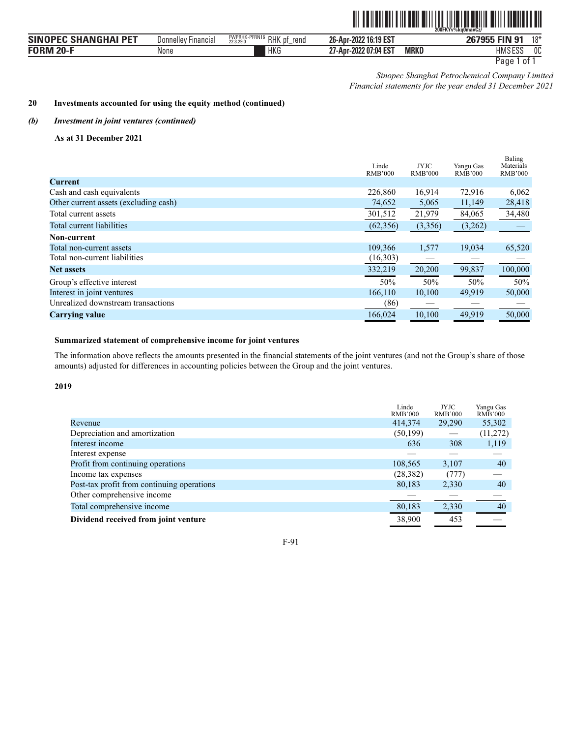*Sinopec Shanghai Petrochemical Company Limited*
*Financial statements for the year ended 31 December 2021*

**20 Investments accounted for using the equity method (continued)**

***(b) Investment in joint ventures (continued)***

**As at 31 December 2021**

| | Linde RMB'000 | JYJC RMB'000 | Yangu Gas RMB'000 | Baling Materials RMB'000 |
|---|---|---|---|---|
| **Current** | | | | |
| Cash and cash equivalents | 226,860 | 16,914 | 72,916 | 6,062 |
| Other current assets (excluding cash) | 74,652 | 5,065 | 11,149 | 28,418 |
| Total current assets | 301,512 | 21,979 | 84,065 | 34,480 |
| Total current liabilities | (62,356) | (3,356) | (3,262) | — |
| **Non-current** | | | | |
| Total non-current assets | 109,366 | 1,577 | 19,034 | 65,520 |
| Total non-current liabilities | (16,303) | — | — | — |
| **Net assets** | 332,219 | 20,200 | 99,837 | 100,000 |
| Group's effective interest | 50% | 50% | 50% | 50% |
| Interest in joint ventures | 166,110 | 10,100 | 49,919 | 50,000 |
| Unrealized downstream transactions | (86) | — | — | — |
| **Carrying value** | 166,024 | 10,100 | 49,919 | 50,000 |

**Summarized statement of comprehensive income for joint ventures**

The information above reflects the amounts presented in the financial statements of the joint ventures (and not the Group's share of those amounts) adjusted for differences in accounting policies between the Group and the joint ventures.

**2019**

| | Linde RMB'000 | JYJC RMB'000 | Yangu Gas RMB'000 |
|---|---|---|---|
| Revenue | 414,374 | 29,290 | 55,302 |
| Depreciation and amortization | (50,199) | — | (11,272) |
| Interest income | 636 | 308 | 1,119 |
| Interest expense | — | — | — |
| Profit from continuing operations | 108,565 | 3,107 | 40 |
| Income tax expenses | (28,382) | (777) | — |
| Post-tax profit from continuing operations | 80,183 | 2,330 | 40 |
| Other comprehensive income | — | — | — |
| Total comprehensive income | 80,183 | 2,330 | 40 |
| **Dividend received from joint venture** | 38,900 | 453 | — |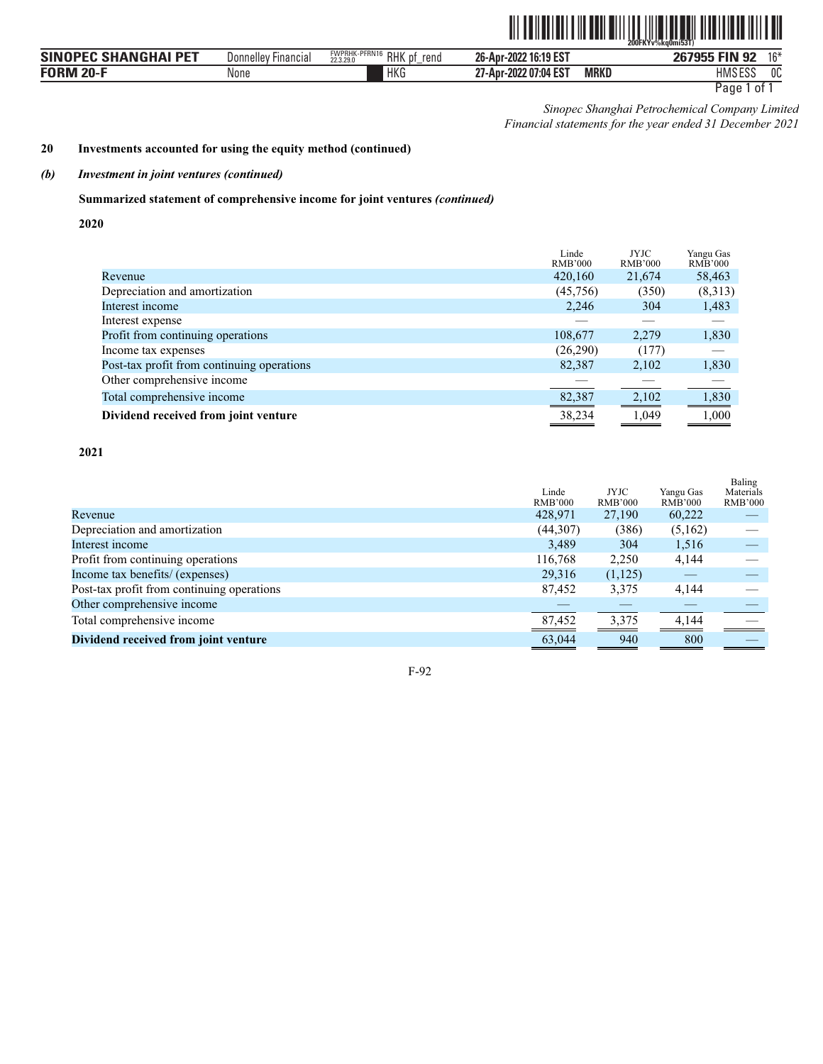*Sinopec Shanghai Petrochemical Company Limited*
*Financial statements for the year ended 31 December 2021*

**20 Investments accounted for using the equity method (continued)**

***(b) Investment in joint ventures (continued)***

**Summarized statement of comprehensive income for joint ventures *(continued)***

**2020**

| | Linde RMB'000 | JYJC RMB'000 | Yangu Gas RMB'000 |
|---|---|---|---|
| Revenue | 420,160 | 21,674 | 58,463 |
| Depreciation and amortization | (45,756) | (350) | (8,313) |
| Interest income | 2,246 | 304 | 1,483 |
| Interest expense | — | — | — |
| Profit from continuing operations | 108,677 | 2,279 | 1,830 |
| Income tax expenses | (26,290) | (177) | — |
| Post-tax profit from continuing operations | 82,387 | 2,102 | 1,830 |
| Other comprehensive income | — | — | — |
| Total comprehensive income | 82,387 | 2,102 | 1,830 |
| **Dividend received from joint venture** | 38,234 | 1,049 | 1,000 |

**2021**

| | Linde RMB'000 | JYJC RMB'000 | Yangu Gas RMB'000 | Baling Materials RMB'000 |
|---|---|---|---|---|
| Revenue | 428,971 | 27,190 | 60,222 | — |
| Depreciation and amortization | (44,307) | (386) | (5,162) | — |
| Interest income | 3,489 | 304 | 1,516 | — |
| Profit from continuing operations | 116,768 | 2,250 | 4,144 | — |
| Income tax benefits/ (expenses) | 29,316 | (1,125) | — | — |
| Post-tax profit from continuing operations | 87,452 | 3,375 | 4,144 | — |
| Other comprehensive income | — | — | — | — |
| Total comprehensive income | 87,452 | 3,375 | 4,144 | — |
| **Dividend received from joint venture** | 63,044 | 940 | 800 | — |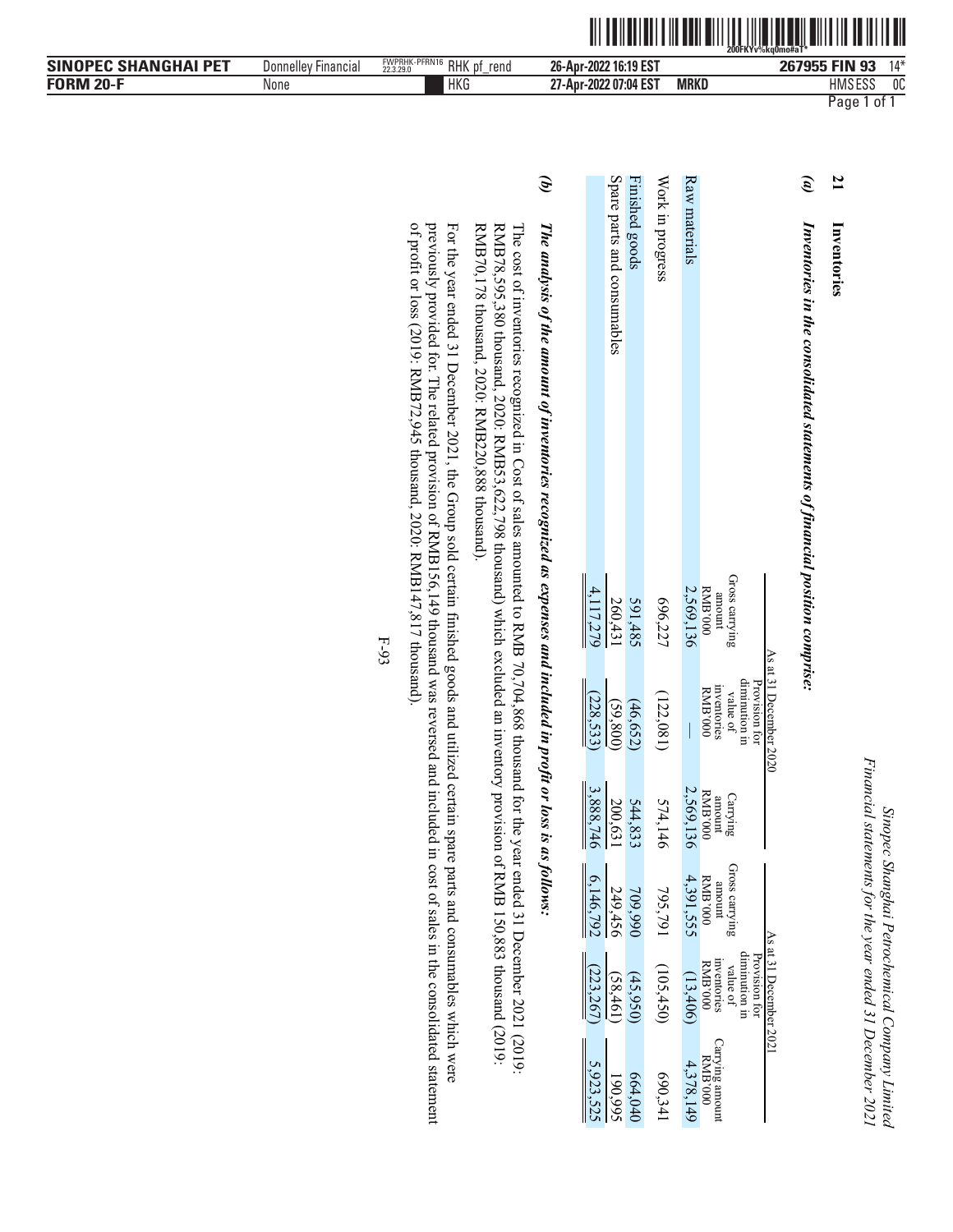## 21 Inventories

### (a) *Inventories in the consolidated statements of financial position comprise:*

| | As at 31 December 2020 | | | As at 31 December 2021 | | |
|---|---|---|---|---|---|---|
| | Gross carrying amount RMB'000 | Provision for diminution in value of inventories RMB'000 | Carrying amount RMB'000 | Gross carrying amount RMB'000 | Provision for diminution in value of inventories RMB'000 | Carrying amount RMB'000 |
| Raw materials | 2,569,136 | — | 2,569,136 | 4,391,555 | (13,406) | 4,378,149 |
| Work in progress | 696,227 | (122,081) | 574,146 | 795,791 | (105,450) | 690,341 |
| Finished goods | 591,485 | (46,652) | 544,833 | 709,990 | (45,950) | 664,040 |
| Spare parts and consumables | 260,431 | (59,800) | 200,631 | 249,456 | (58,461) | 190,995 |
| | 4,117,279 | (228,533) | 3,888,746 | 6,146,792 | (223,267) | 5,923,525 |

### (b) *The analysis of the amount of inventories recognized as expenses and included in profit or loss is as follows:*

The cost of inventories recognized in Cost of sales amounted to RMB 70,704,868 thousand for the year ended 31 December 2021 (2019: RMB78,595,380 thousand, 2020: RMB53,622,798 thousand) which excluded an inventory provision of RMB 150,883 thousand (2019: RMB70,178 thousand, 2020: RMB220,888 thousand).

For the year ended 31 December 2021, the Group sold certain finished goods and utilized certain spare parts and consumables which were previously provided for. The related provision of RMB156,149 thousand was reversed and included in cost of sales in the consolidated statement of profit or loss (2019: RMB72,945 thousand, 2020: RMB147,817 thousand).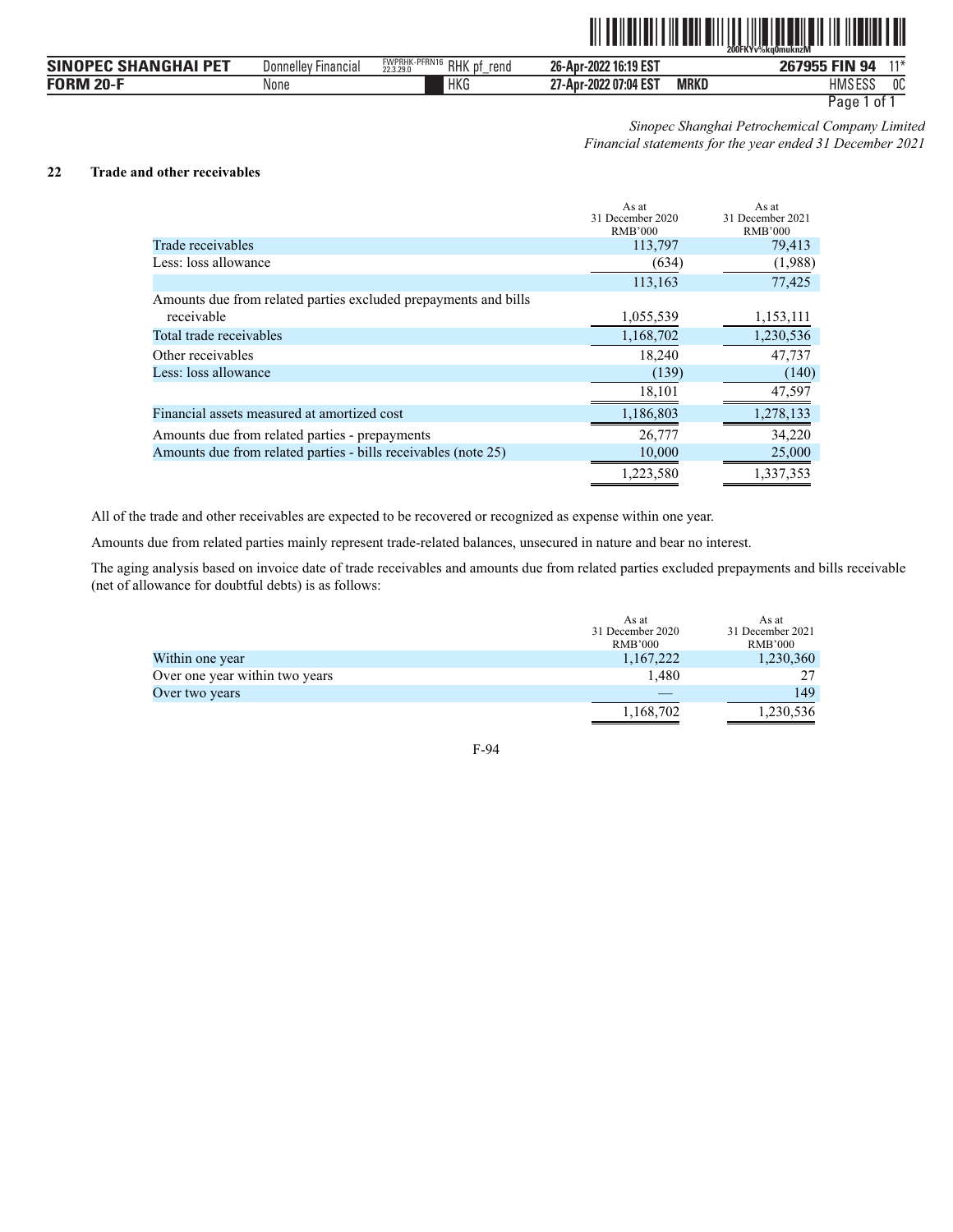*Sinopec Shanghai Petrochemical Company Limited*
*Financial statements for the year ended 31 December 2021*

## 22 Trade and other receivables

| | As at 31 December 2020 RMB'000 | As at 31 December 2021 RMB'000 |
|---|---|---|
| Trade receivables | 113,797 | 79,413 |
| Less: loss allowance | (634) | (1,988) |
| | 113,163 | 77,425 |
| Amounts due from related parties excluded prepayments and bills receivable | 1,055,539 | 1,153,111 |
| Total trade receivables | 1,168,702 | 1,230,536 |
| Other receivables | 18,240 | 47,737 |
| Less: loss allowance | (139) | (140) |
| | 18,101 | 47,597 |
| Financial assets measured at amortized cost | 1,186,803 | 1,278,133 |
| Amounts due from related parties - prepayments | 26,777 | 34,220 |
| Amounts due from related parties - bills receivables (note 25) | 10,000 | 25,000 |
| | 1,223,580 | 1,337,353 |

All of the trade and other receivables are expected to be recovered or recognized as expense within one year.

Amounts due from related parties mainly represent trade-related balances, unsecured in nature and bear no interest.

The aging analysis based on invoice date of trade receivables and amounts due from related parties excluded prepayments and bills receivable (net of allowance for doubtful debts) is as follows:

| | As at 31 December 2020 RMB'000 | As at 31 December 2021 RMB'000 |
|---|---|---|
| Within one year | 1,167,222 | 1,230,360 |
| Over one year within two years | 1,480 | 27 |
| Over two years | — | 149 |
| | 1,168,702 | 1,230,536 |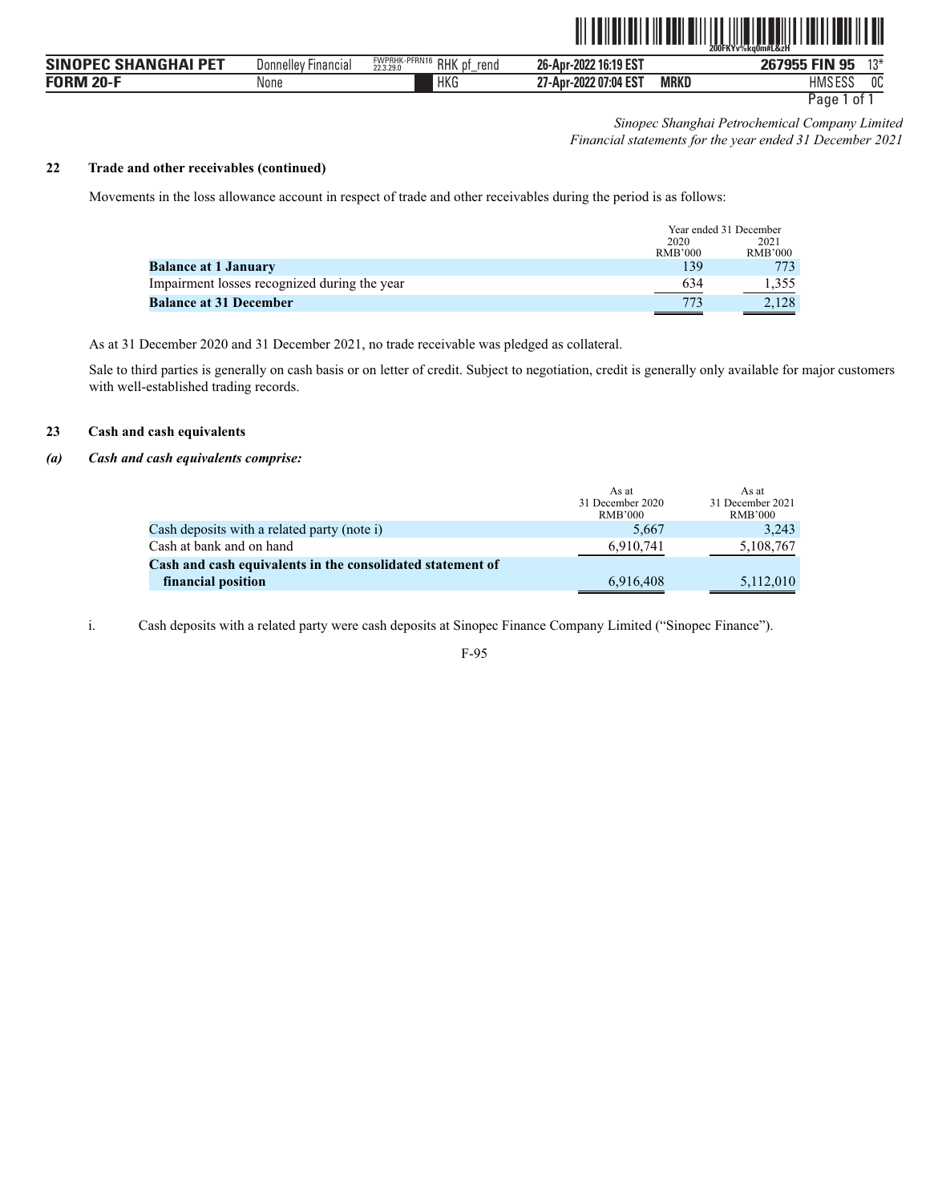*Sinopec Shanghai Petrochemical Company Limited*
*Financial statements for the year ended 31 December 2021*

## 22 Trade and other receivables (continued)

Movements in the loss allowance account in respect of trade and other receivables during the period is as follows:

| | Year ended 31 December | |
|---|---|---|
| | 2020 | 2021 |
| | RMB'000 | RMB'000 |
| **Balance at 1 January** | 139 | 773 |
| Impairment losses recognized during the year | 634 | 1,355 |
| **Balance at 31 December** | 773 | 2,128 |

As at 31 December 2020 and 31 December 2021, no trade receivable was pledged as collateral.

Sale to third parties is generally on cash basis or on letter of credit. Subject to negotiation, credit is generally only available for major customers with well-established trading records.

## 23 Cash and cash equivalents

### *(a) Cash and cash equivalents comprise:*

| | As at 31 December 2020 RMB'000 | As at 31 December 2021 RMB'000 |
|---|---|---|
| Cash deposits with a related party (note i) | 5,667 | 3,243 |
| Cash at bank and on hand | 6,910,741 | 5,108,767 |
| **Cash and cash equivalents in the consolidated statement of financial position** | 6,916,408 | 5,112,010 |

i. Cash deposits with a related party were cash deposits at Sinopec Finance Company Limited ("Sinopec Finance").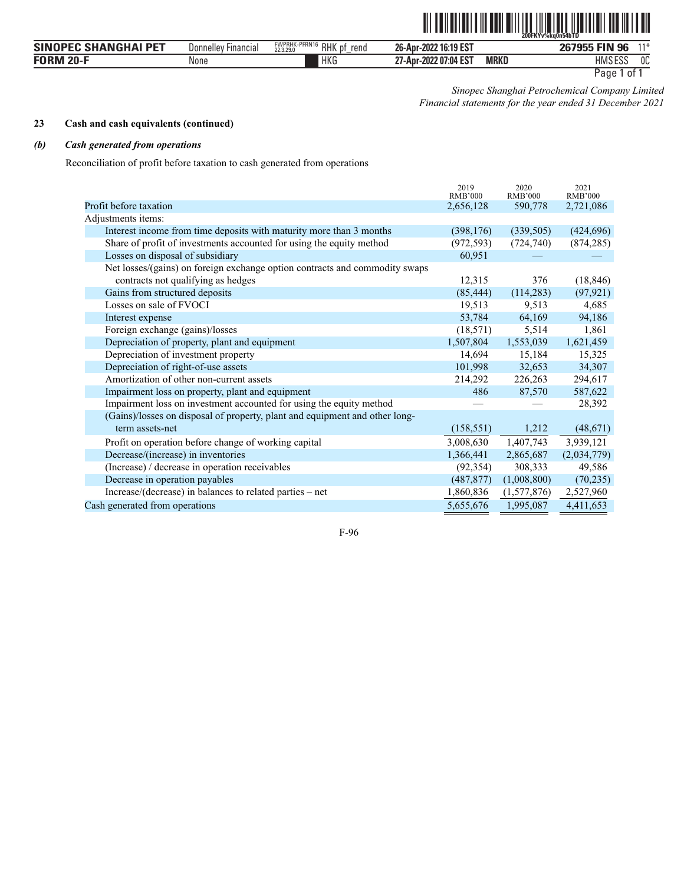*Sinopec Shanghai Petrochemical Company Limited*
*Financial statements for the year ended 31 December 2021*

**23 Cash and cash equivalents (continued)**

***(b) Cash generated from operations***

Reconciliation of profit before taxation to cash generated from operations

| | 2019 RMB'000 | 2020 RMB'000 | 2021 RMB'000 |
|---|---|---|---|
| Profit before taxation | 2,656,128 | 590,778 | 2,721,086 |
| Adjustments items: | | | |
| Interest income from time deposits with maturity more than 3 months | (398,176) | (339,505) | (424,696) |
| Share of profit of investments accounted for using the equity method | (972,593) | (724,740) | (874,285) |
| Losses on disposal of subsidiary | 60,951 | — | — |
| Net losses/(gains) on foreign exchange option contracts and commodity swaps contracts not qualifying as hedges | 12,315 | 376 | (18,846) |
| Gains from structured deposits | (85,444) | (114,283) | (97,921) |
| Losses on sale of FVOCI | 19,513 | 9,513 | 4,685 |
| Interest expense | 53,784 | 64,169 | 94,186 |
| Foreign exchange (gains)/losses | (18,571) | 5,514 | 1,861 |
| Depreciation of property, plant and equipment | 1,507,804 | 1,553,039 | 1,621,459 |
| Depreciation of investment property | 14,694 | 15,184 | 15,325 |
| Depreciation of right-of-use assets | 101,998 | 32,653 | 34,307 |
| Amortization of other non-current assets | 214,292 | 226,263 | 294,617 |
| Impairment loss on property, plant and equipment | 486 | 87,570 | 587,622 |
| Impairment loss on investment accounted for using the equity method | — | — | 28,392 |
| (Gains)/losses on disposal of property, plant and equipment and other long-term assets-net | (158,551) | 1,212 | (48,671) |
| Profit on operation before change of working capital | 3,008,630 | 1,407,743 | 3,939,121 |
| Decrease/(increase) in inventories | 1,366,441 | 2,865,687 | (2,034,779) |
| (Increase) / decrease in operation receivables | (92,354) | 308,333 | 49,586 |
| Decrease in operation payables | (487,877) | (1,008,800) | (70,235) |
| Increase/(decrease) in balances to related parties – net | 1,860,836 | (1,577,876) | 2,527,960 |
| Cash generated from operations | 5,655,676 | 1,995,087 | 4,411,653 |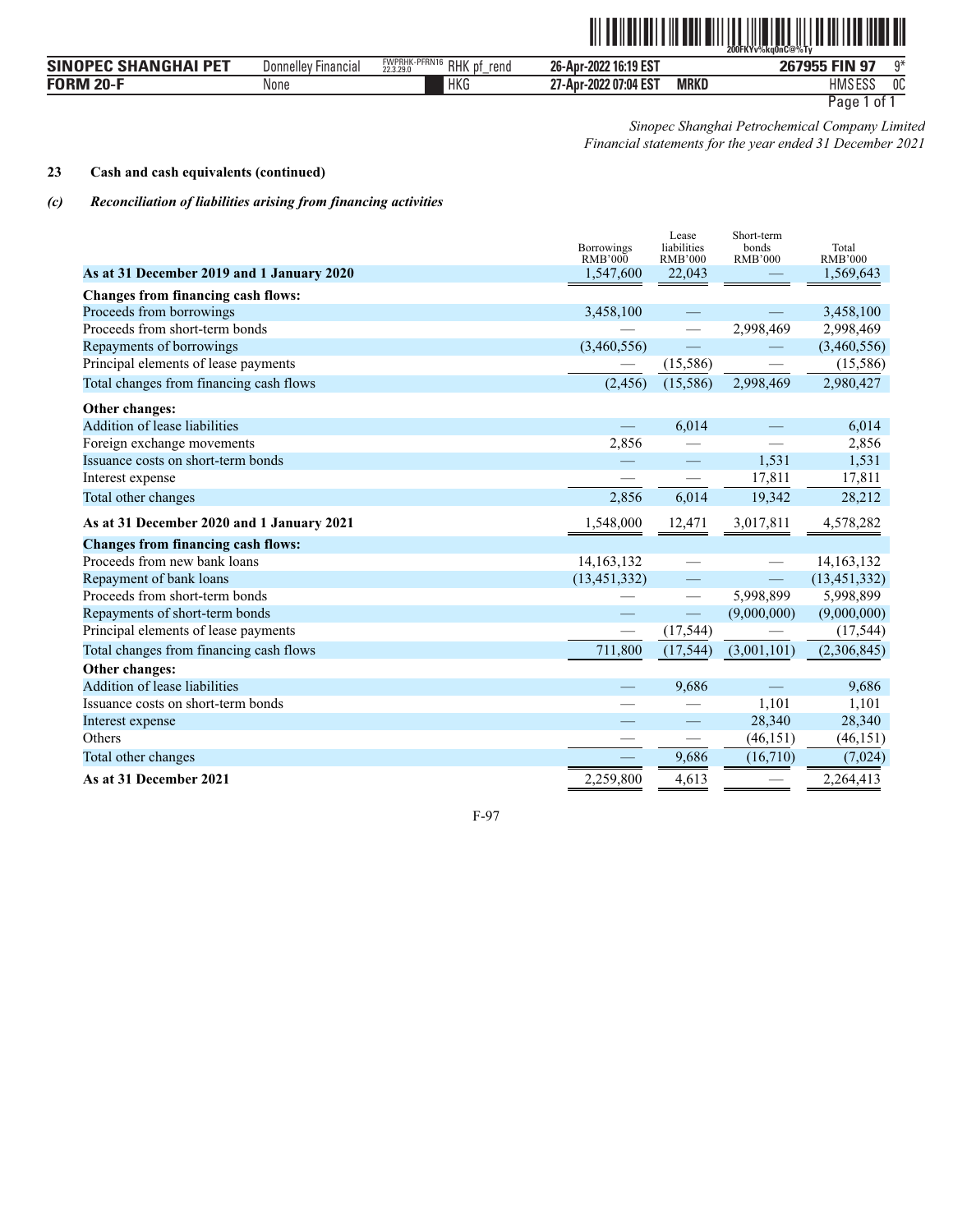*Sinopec Shanghai Petrochemical Company Limited*
*Financial statements for the year ended 31 December 2021*

**23 Cash and cash equivalents (continued)**

***(c) Reconciliation of liabilities arising from financing activities***

| | Borrowings RMB'000 | Lease liabilities RMB'000 | Short-term bonds RMB'000 | Total RMB'000 |
|---|---|---|---|---|
| **As at 31 December 2019 and 1 January 2020** | 1,547,600 | 22,043 | — | 1,569,643 |
| **Changes from financing cash flows:** | | | | |
| Proceeds from borrowings | 3,458,100 | — | — | 3,458,100 |
| Proceeds from short-term bonds | — | — | 2,998,469 | 2,998,469 |
| Repayments of borrowings | (3,460,556) | — | — | (3,460,556) |
| Principal elements of lease payments | — | (15,586) | — | (15,586) |
| Total changes from financing cash flows | (2,456) | (15,586) | 2,998,469 | 2,980,427 |
| **Other changes:** | | | | |
| Addition of lease liabilities | — | 6,014 | — | 6,014 |
| Foreign exchange movements | 2,856 | — | — | 2,856 |
| Issuance costs on short-term bonds | — | — | 1,531 | 1,531 |
| Interest expense | — | — | 17,811 | 17,811 |
| Total other changes | 2,856 | 6,014 | 19,342 | 28,212 |
| **As at 31 December 2020 and 1 January 2021** | 1,548,000 | 12,471 | 3,017,811 | 4,578,282 |
| **Changes from financing cash flows:** | | | | |
| Proceeds from new bank loans | 14,163,132 | — | — | 14,163,132 |
| Repayment of bank loans | (13,451,332) | — | — | (13,451,332) |
| Proceeds from short-term bonds | — | — | 5,998,899 | 5,998,899 |
| Repayments of short-term bonds | — | — | (9,000,000) | (9,000,000) |
| Principal elements of lease payments | — | (17,544) | — | (17,544) |
| Total changes from financing cash flows | 711,800 | (17,544) | (3,001,101) | (2,306,845) |
| **Other changes:** | | | | |
| Addition of lease liabilities | — | 9,686 | — | 9,686 |
| Issuance costs on short-term bonds | — | — | 1,101 | 1,101 |
| Interest expense | — | — | 28,340 | 28,340 |
| Others | — | — | (46,151) | (46,151) |
| Total other changes | — | 9,686 | (16,710) | (7,024) |
| **As at 31 December 2021** | 2,259,800 | 4,613 | — | 2,264,413 |

F-97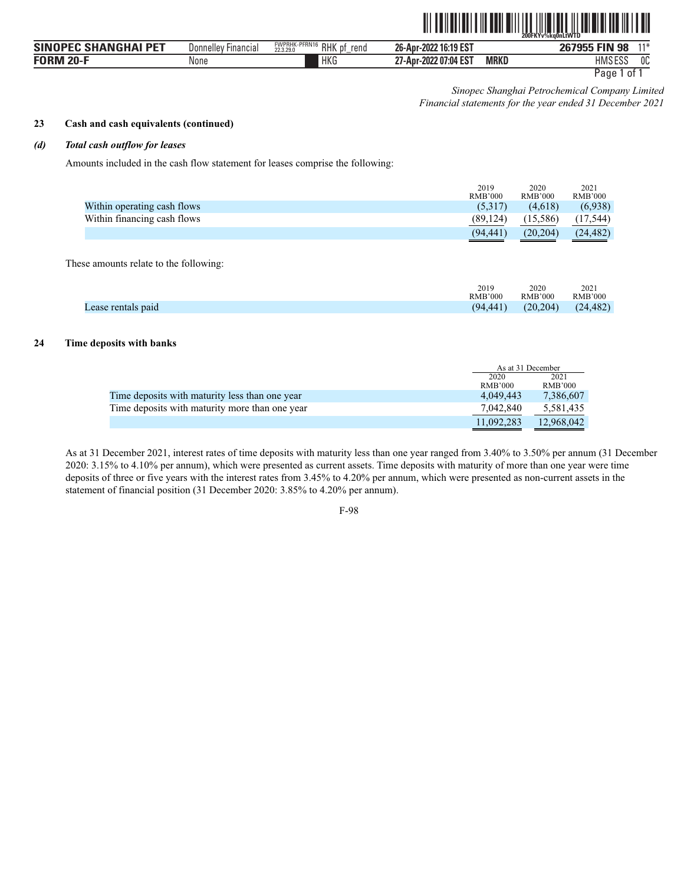*Sinopec Shanghai Petrochemical Company Limited*
*Financial statements for the year ended 31 December 2021*

### 23 Cash and cash equivalents (continued)

#### *(d) Total cash outflow for leases*

Amounts included in the cash flow statement for leases comprise the following:

| | 2019 RMB'000 | 2020 RMB'000 | 2021 RMB'000 |
|---|---|---|---|
| Within operating cash flows | (5,317) | (4,618) | (6,938) |
| Within financing cash flows | (89,124) | (15,586) | (17,544) |
| | (94,441) | (20,204) | (24,482) |

These amounts relate to the following:

| | 2019 RMB'000 | 2020 RMB'000 | 2021 RMB'000 |
|---|---|---|---|
| Lease rentals paid | (94,441) | (20,204) | (24,482) |

### 24 Time deposits with banks

| | As at 31 December | |
|---|---|---|
| | 2020 RMB'000 | 2021 RMB'000 |
| Time deposits with maturity less than one year | 4,049,443 | 7,386,607 |
| Time deposits with maturity more than one year | 7,042,840 | 5,581,435 |
| | 11,092,283 | 12,968,042 |

As at 31 December 2021, interest rates of time deposits with maturity less than one year ranged from 3.40% to 3.50% per annum (31 December 2020: 3.15% to 4.10% per annum), which were presented as current assets. Time deposits with maturity of more than one year were time deposits of three or five years with the interest rates from 3.45% to 4.20% per annum, which were presented as non-current assets in the statement of financial position (31 December 2020: 3.85% to 4.20% per annum).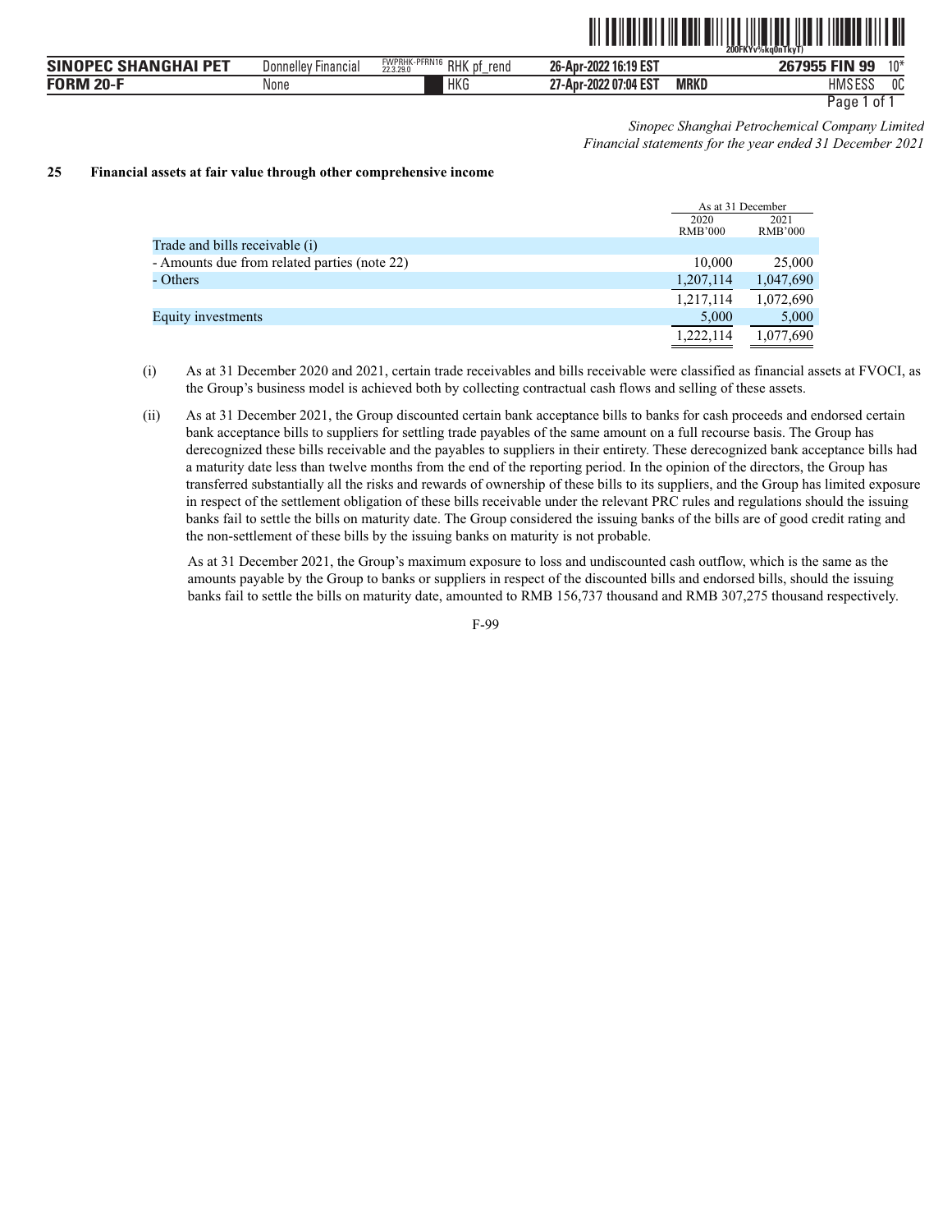*Sinopec Shanghai Petrochemical Company Limited*
*Financial statements for the year ended 31 December 2021*

## 25 Financial assets at fair value through other comprehensive income

| | As at 31 December | |
|---|---|---|
| | 2020 RMB'000 | 2021 RMB'000 |
| Trade and bills receivable (i) | | |
| - Amounts due from related parties (note 22) | 10,000 | 25,000 |
| - Others | 1,207,114 | 1,047,690 |
| | 1,217,114 | 1,072,690 |
| Equity investments | 5,000 | 5,000 |
| | 1,222,114 | 1,077,690 |

(i) As at 31 December 2020 and 2021, certain trade receivables and bills receivable were classified as financial assets at FVOCI, as the Group's business model is achieved both by collecting contractual cash flows and selling of these assets.

(ii) As at 31 December 2021, the Group discounted certain bank acceptance bills to banks for cash proceeds and endorsed certain bank acceptance bills to suppliers for settling trade payables of the same amount on a full recourse basis. The Group has derecognized these bills receivable and the payables to suppliers in their entirety. These derecognized bank acceptance bills had a maturity date less than twelve months from the end of the reporting period. In the opinion of the directors, the Group has transferred substantially all the risks and rewards of ownership of these bills to its suppliers, and the Group has limited exposure in respect of the settlement obligation of these bills receivable under the relevant PRC rules and regulations should the issuing banks fail to settle the bills on maturity date. The Group considered the issuing banks of the bills are of good credit rating and the non-settlement of these bills by the issuing banks on maturity is not probable.

As at 31 December 2021, the Group's maximum exposure to loss and undiscounted cash outflow, which is the same as the amounts payable by the Group to banks or suppliers in respect of the discounted bills and endorsed bills, should the issuing banks fail to settle the bills on maturity date, amounted to RMB 156,737 thousand and RMB 307,275 thousand respectively.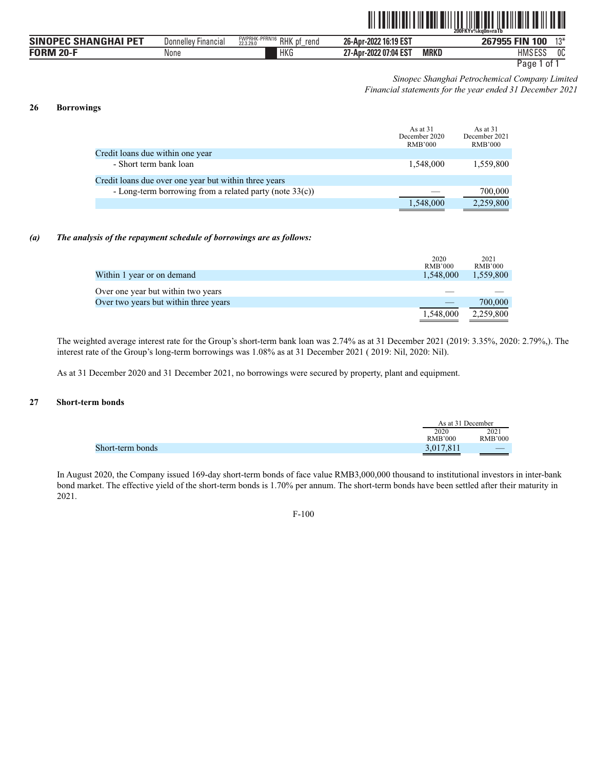*Sinopec Shanghai Petrochemical Company Limited*
*Financial statements for the year ended 31 December 2021*

## 26 Borrowings

| | As at 31 December 2020 RMB'000 | As at 31 December 2021 RMB'000 |
|---|---|---|
| Credit loans due within one year | | |
| - Short term bank loan | 1,548,000 | 1,559,800 |
| Credit loans due over one year but within three years | | |
| - Long-term borrowing from a related party (note 33(c)) | — | 700,000 |
| | 1,548,000 | 2,259,800 |

### (a) *The analysis of the repayment schedule of borrowings are as follows:*

| | 2020 RMB'000 | 2021 RMB'000 |
|---|---|---|
| Within 1 year or on demand | 1,548,000 | 1,559,800 |
| Over one year but within two years | — | — |
| Over two years but within three years | — | 700,000 |
| | 1,548,000 | 2,259,800 |

The weighted average interest rate for the Group's short-term bank loan was 2.74% as at 31 December 2021 (2019: 3.35%, 2020: 2.79%,). The interest rate of the Group's long-term borrowings was 1.08% as at 31 December 2021 ( 2019: Nil, 2020: Nil).

As at 31 December 2020 and 31 December 2021, no borrowings were secured by property, plant and equipment.

## 27 Short-term bonds

| | As at 31 December | |
|---|---|---|
| | 2020 RMB'000 | 2021 RMB'000 |
| Short-term bonds | 3,017,811 | — |

In August 2020, the Company issued 169-day short-term bonds of face value RMB3,000,000 thousand to institutional investors in inter-bank bond market. The effective yield of the short-term bonds is 1.70% per annum. The short-term bonds have been settled after their maturity in 2021.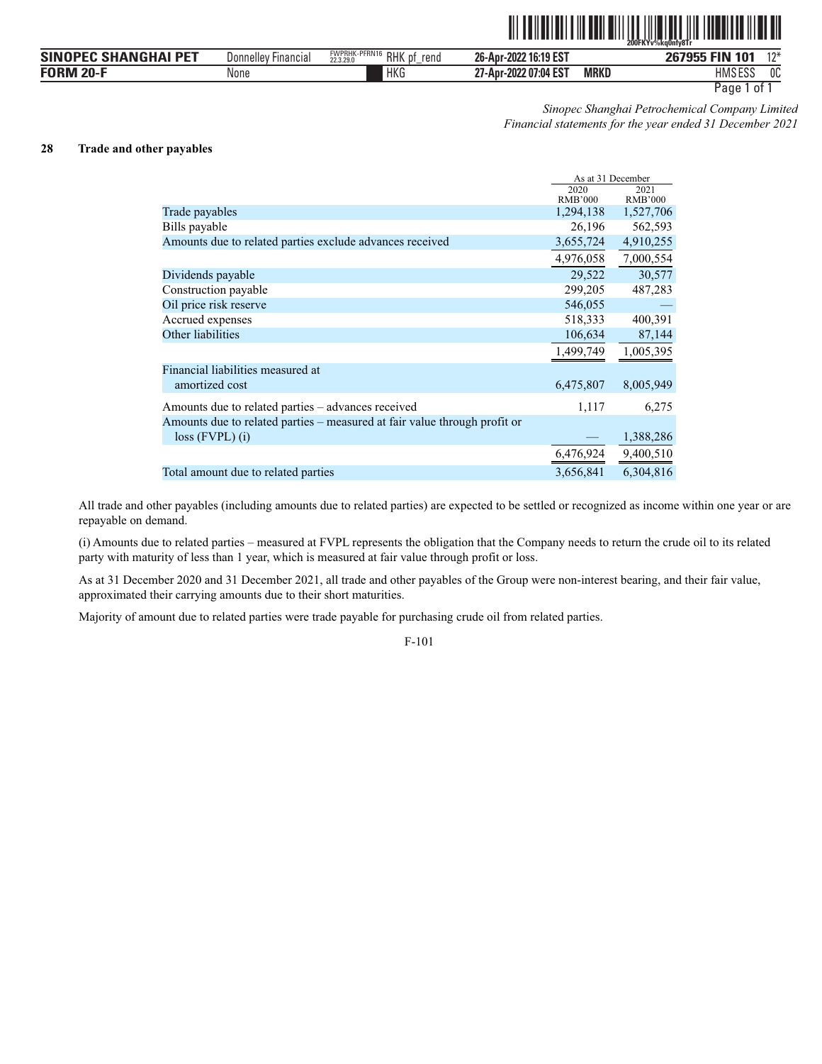*Sinopec Shanghai Petrochemical Company Limited*
*Financial statements for the year ended 31 December 2021*

## 28 Trade and other payables

| | As at 31 December | |
|---|---|---|
| | 2020 RMB'000 | 2021 RMB'000 |
| Trade payables | 1,294,138 | 1,527,706 |
| Bills payable | 26,196 | 562,593 |
| Amounts due to related parties exclude advances received | 3,655,724 | 4,910,255 |
| | 4,976,058 | 7,000,554 |
| Dividends payable | 29,522 | 30,577 |
| Construction payable | 299,205 | 487,283 |
| Oil price risk reserve | 546,055 | — |
| Accrued expenses | 518,333 | 400,391 |
| Other liabilities | 106,634 | 87,144 |
| | 1,499,749 | 1,005,395 |
| Financial liabilities measured at amortized cost | 6,475,807 | 8,005,949 |
| Amounts due to related parties – advances received | 1,117 | 6,275 |
| Amounts due to related parties – measured at fair value through profit or loss (FVPL) (i) | — | 1,388,286 |
| | 6,476,924 | 9,400,510 |
| Total amount due to related parties | 3,656,841 | 6,304,816 |

All trade and other payables (including amounts due to related parties) are expected to be settled or recognized as income within one year or are repayable on demand.

(i) Amounts due to related parties – measured at FVPL represents the obligation that the Company needs to return the crude oil to its related party with maturity of less than 1 year, which is measured at fair value through profit or loss.

As at 31 December 2020 and 31 December 2021, all trade and other payables of the Group were non-interest bearing, and their fair value, approximated their carrying amounts due to their short maturities.

Majority of amount due to related parties were trade payable for purchasing crude oil from related parties.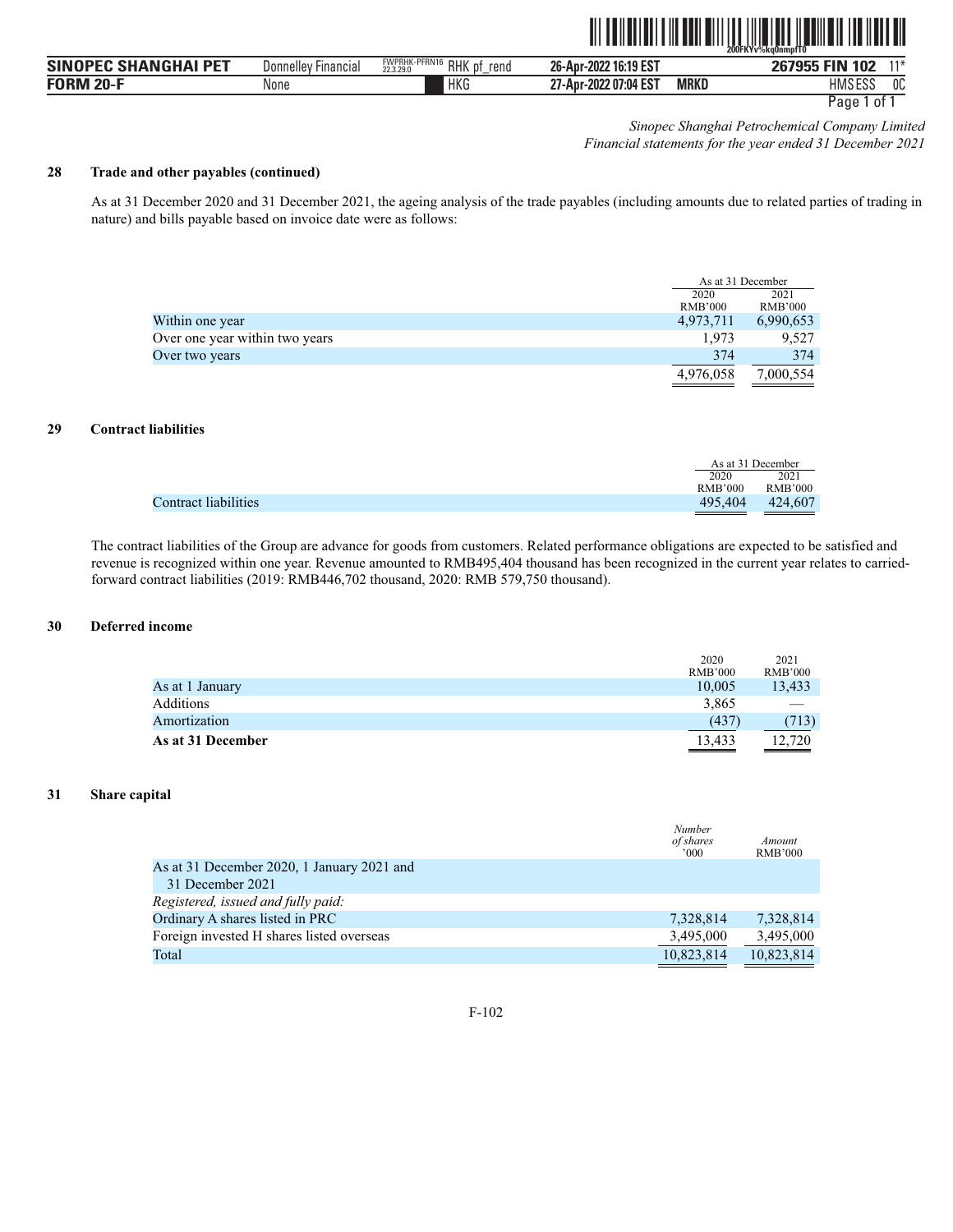*Sinopec Shanghai Petrochemical Company Limited*
*Financial statements for the year ended 31 December 2021*

## 28 Trade and other payables (continued)

As at 31 December 2020 and 31 December 2021, the ageing analysis of the trade payables (including amounts due to related parties of trading in nature) and bills payable based on invoice date were as follows:

| | As at 31 December | |
|---|---|---|
| | 2020 RMB'000 | 2021 RMB'000 |
| Within one year | 4,973,711 | 6,990,653 |
| Over one year within two years | 1,973 | 9,527 |
| Over two years | 374 | 374 |
| | 4,976,058 | 7,000,554 |

## 29 Contract liabilities

| | As at 31 December | |
|---|---|---|
| | 2020 RMB'000 | 2021 RMB'000 |
| Contract liabilities | 495,404 | 424,607 |

The contract liabilities of the Group are advance for goods from customers. Related performance obligations are expected to be satisfied and revenue is recognized within one year. Revenue amounted to RMB495,404 thousand has been recognized in the current year relates to carried-forward contract liabilities (2019: RMB446,702 thousand, 2020: RMB 579,750 thousand).

## 30 Deferred income

| | 2020 RMB'000 | 2021 RMB'000 |
|---|---|---|
| As at 1 January | 10,005 | 13,433 |
| Additions | 3,865 | — |
| Amortization | (437) | (713) |
| **As at 31 December** | 13,433 | 12,720 |

## 31 Share capital

| | *Number of shares* '000 | *Amount* RMB'000 |
|---|---|---|
| As at 31 December 2020, 1 January 2021 and 31 December 2021 | | |
| *Registered, issued and fully paid:* | | |
| Ordinary A shares listed in PRC | 7,328,814 | 7,328,814 |
| Foreign invested H shares listed overseas | 3,495,000 | 3,495,000 |
| Total | 10,823,814 | 10,823,814 |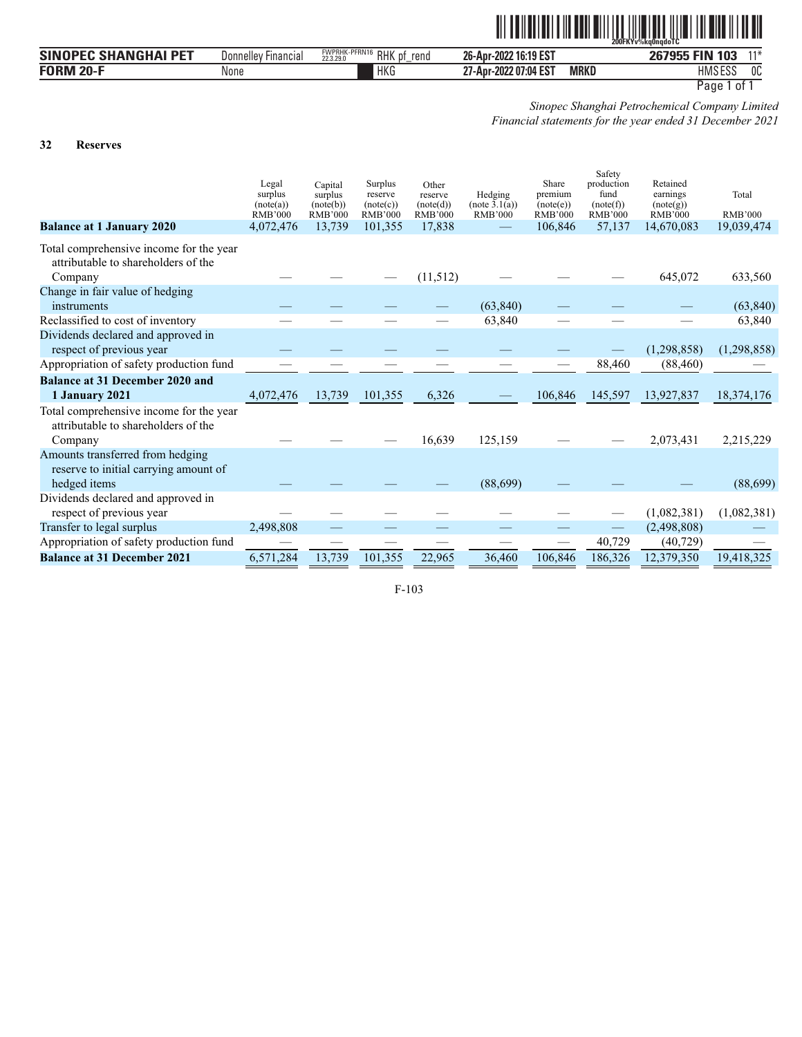*Sinopec Shanghai Petrochemical Company Limited*
*Financial statements for the year ended 31 December 2021*

**32 Reserves**

| | Legal surplus (note(a)) RMB'000 | Capital surplus (note(b)) RMB'000 | Surplus reserve (note(c)) RMB'000 | Other reserve (note(d)) RMB'000 | Hedging (note 3.1(a)) RMB'000 | Share premium (note(e)) RMB'000 | Safety production fund (note(f)) RMB'000 | Retained earnings (note(g)) RMB'000 | Total RMB'000 |
|---|---|---|---|---|---|---|---|---|---|
| **Balance at 1 January 2020** | 4,072,476 | 13,739 | 101,355 | 17,838 | — | 106,846 | 57,137 | 14,670,083 | 19,039,474 |
| Total comprehensive income for the year attributable to shareholders of the Company | — | — | — | (11,512) | — | — | — | 645,072 | 633,560 |
| Change in fair value of hedging instruments | — | — | — | — | (63,840) | — | — | — | (63,840) |
| Reclassified to cost of inventory | — | — | — | — | 63,840 | — | — | — | 63,840 |
| Dividends declared and approved in respect of previous year | — | — | — | — | — | — | — | (1,298,858) | (1,298,858) |
| Appropriation of safety production fund | — | — | — | — | — | — | 88,460 | (88,460) | — |
| **Balance at 31 December 2020 and 1 January 2021** | 4,072,476 | 13,739 | 101,355 | 6,326 | — | 106,846 | 145,597 | 13,927,837 | 18,374,176 |
| Total comprehensive income for the year attributable to shareholders of the Company | — | — | — | 16,639 | 125,159 | — | — | 2,073,431 | 2,215,229 |
| Amounts transferred from hedging reserve to initial carrying amount of hedged items | — | — | — | — | (88,699) | — | — | — | (88,699) |
| Dividends declared and approved in respect of previous year | — | — | — | — | — | — | — | (1,082,381) | (1,082,381) |
| Transfer to legal surplus | 2,498,808 | — | — | — | — | — | — | (2,498,808) | — |
| Appropriation of safety production fund | — | — | — | — | — | — | 40,729 | (40,729) | — |
| **Balance at 31 December 2021** | 6,571,284 | 13,739 | 101,355 | 22,965 | 36,460 | 106,846 | 186,326 | 12,379,350 | 19,418,325 |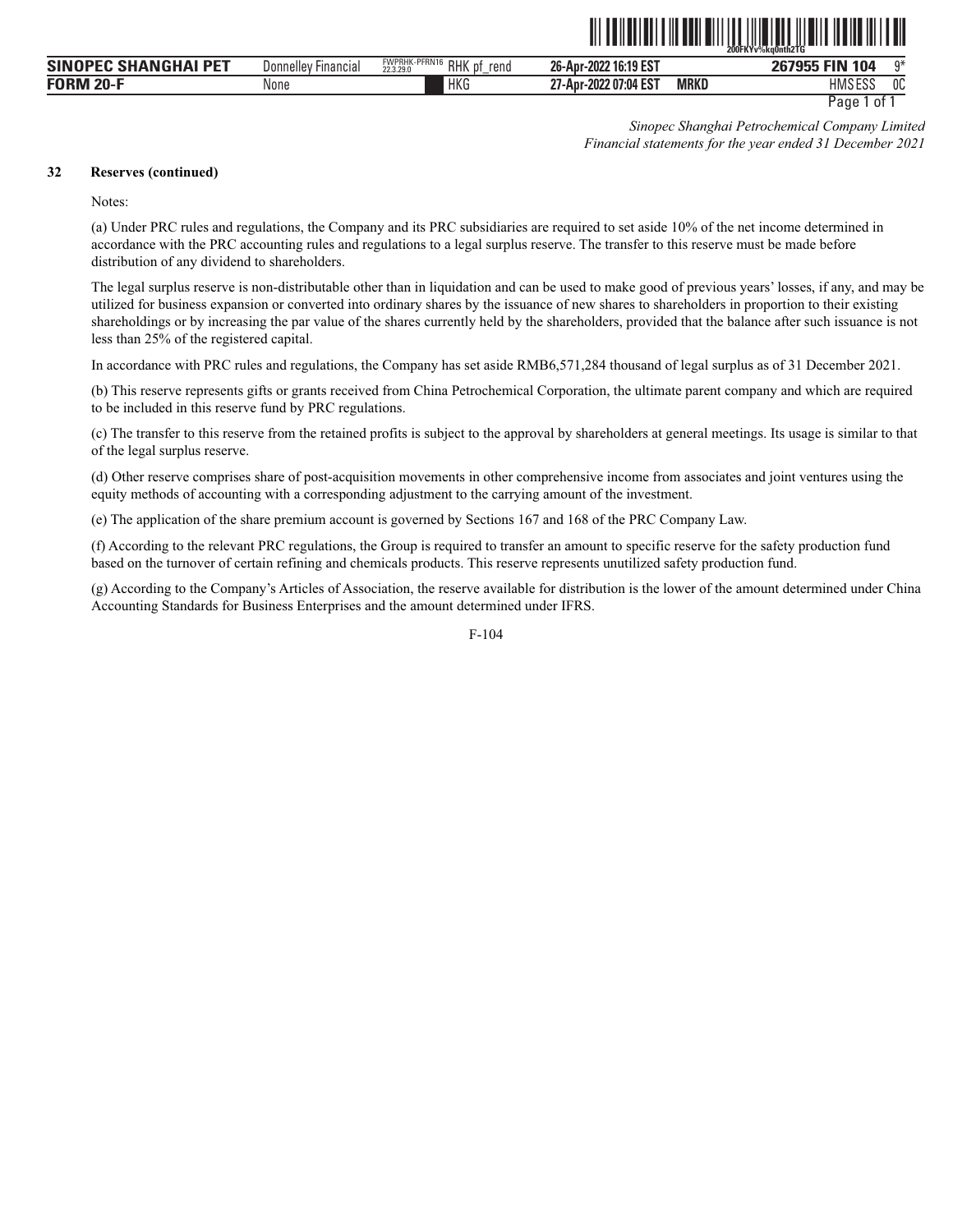*Sinopec Shanghai Petrochemical Company Limited*
*Financial statements for the year ended 31 December 2021*

## 32 Reserves (continued)

Notes:

(a) Under PRC rules and regulations, the Company and its PRC subsidiaries are required to set aside 10% of the net income determined in accordance with the PRC accounting rules and regulations to a legal surplus reserve. The transfer to this reserve must be made before distribution of any dividend to shareholders.

The legal surplus reserve is non-distributable other than in liquidation and can be used to make good of previous years' losses, if any, and may be utilized for business expansion or converted into ordinary shares by the issuance of new shares to shareholders in proportion to their existing shareholdings or by increasing the par value of the shares currently held by the shareholders, provided that the balance after such issuance is not less than 25% of the registered capital.

In accordance with PRC rules and regulations, the Company has set aside RMB6,571,284 thousand of legal surplus as of 31 December 2021.

(b) This reserve represents gifts or grants received from China Petrochemical Corporation, the ultimate parent company and which are required to be included in this reserve fund by PRC regulations.

(c) The transfer to this reserve from the retained profits is subject to the approval by shareholders at general meetings. Its usage is similar to that of the legal surplus reserve.

(d) Other reserve comprises share of post-acquisition movements in other comprehensive income from associates and joint ventures using the equity methods of accounting with a corresponding adjustment to the carrying amount of the investment.

(e) The application of the share premium account is governed by Sections 167 and 168 of the PRC Company Law.

(f) According to the relevant PRC regulations, the Group is required to transfer an amount to specific reserve for the safety production fund based on the turnover of certain refining and chemicals products. This reserve represents unutilized safety production fund.

(g) According to the Company's Articles of Association, the reserve available for distribution is the lower of the amount determined under China Accounting Standards for Business Enterprises and the amount determined under IFRS.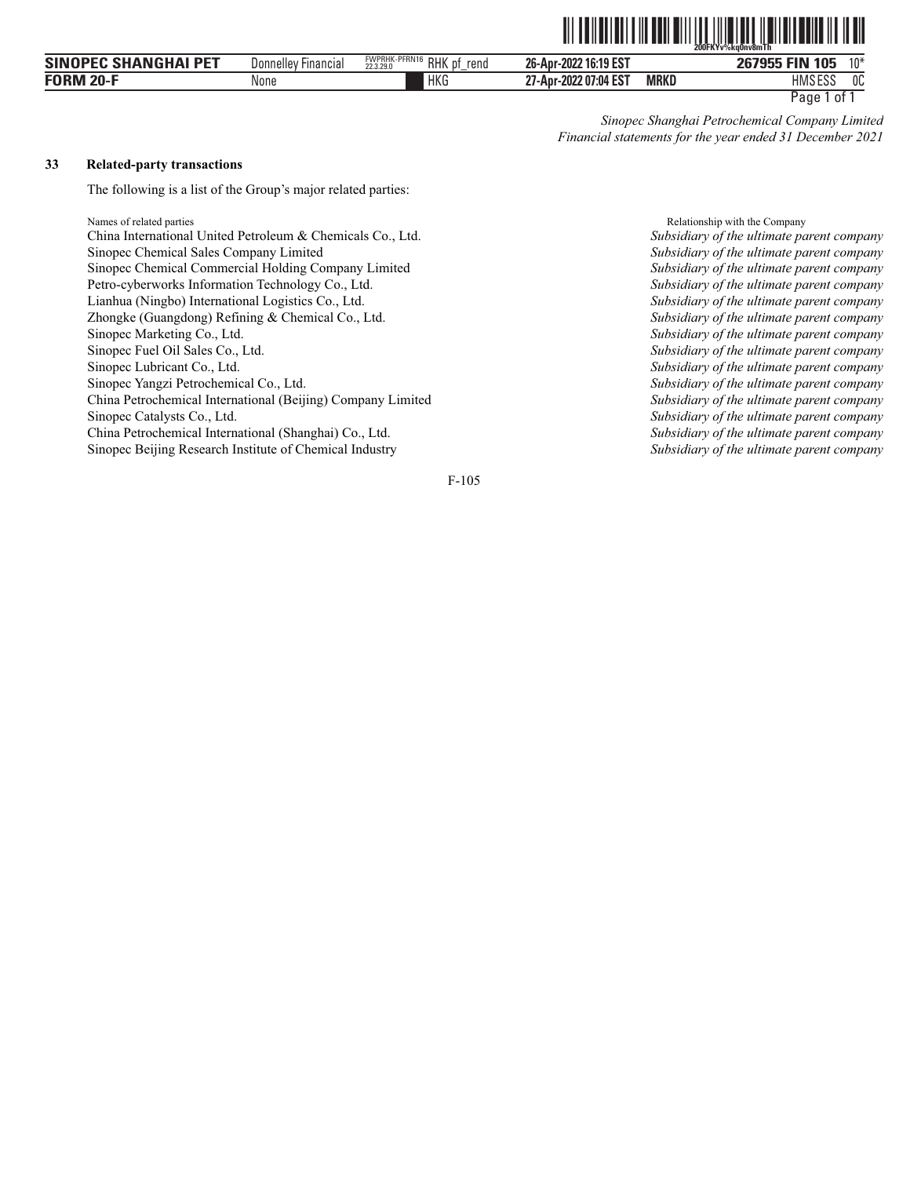*Sinopec Shanghai Petrochemical Company Limited*
*Financial statements for the year ended 31 December 2021*

## 33 Related-party transactions

The following is a list of the Group's major related parties:

| Names of related parties | Relationship with the Company |
|---|---|
| China International United Petroleum & Chemicals Co., Ltd. | *Subsidiary of the ultimate parent company* |
| Sinopec Chemical Sales Company Limited | *Subsidiary of the ultimate parent company* |
| Sinopec Chemical Commercial Holding Company Limited | *Subsidiary of the ultimate parent company* |
| Petro-cyberworks Information Technology Co., Ltd. | *Subsidiary of the ultimate parent company* |
| Lianhua (Ningbo) International Logistics Co., Ltd. | *Subsidiary of the ultimate parent company* |
| Zhongke (Guangdong) Refining & Chemical Co., Ltd. | *Subsidiary of the ultimate parent company* |
| Sinopec Marketing Co., Ltd. | *Subsidiary of the ultimate parent company* |
| Sinopec Fuel Oil Sales Co., Ltd. | *Subsidiary of the ultimate parent company* |
| Sinopec Lubricant Co., Ltd. | *Subsidiary of the ultimate parent company* |
| Sinopec Yangzi Petrochemical Co., Ltd. | *Subsidiary of the ultimate parent company* |
| China Petrochemical International (Beijing) Company Limited | *Subsidiary of the ultimate parent company* |
| Sinopec Catalysts Co., Ltd. | *Subsidiary of the ultimate parent company* |
| China Petrochemical International (Shanghai) Co., Ltd. | *Subsidiary of the ultimate parent company* |
| Sinopec Beijing Research Institute of Chemical Industry | *Subsidiary of the ultimate parent company* |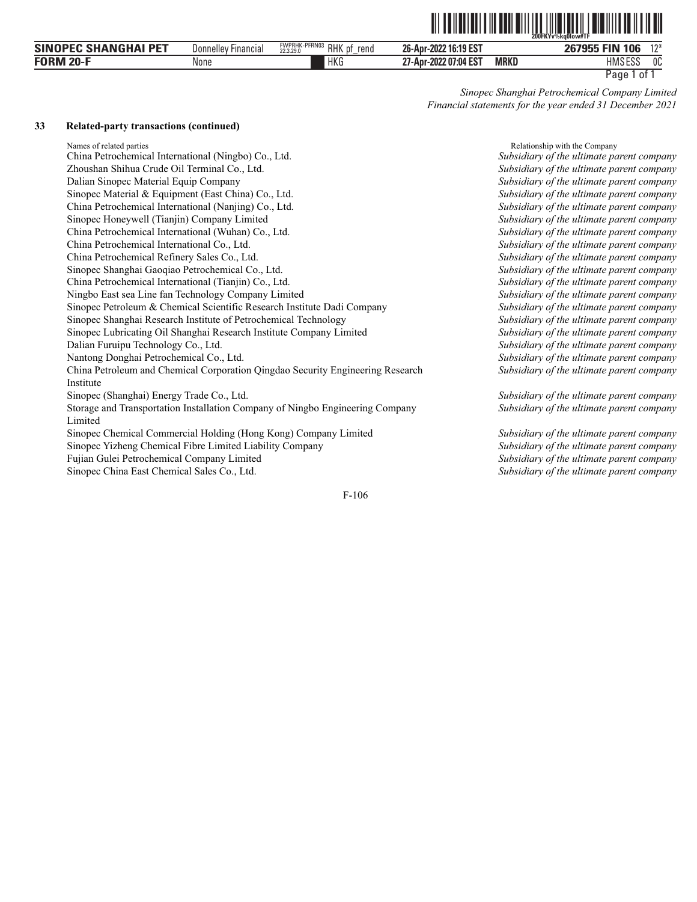*Sinopec Shanghai Petrochemical Company Limited*
*Financial statements for the year ended 31 December 2021*

## 33 Related-party transactions (continued)

| Names of related parties | Relationship with the Company |
|---|---|
| China Petrochemical International (Ningbo) Co., Ltd. | *Subsidiary of the ultimate parent company* |
| Zhoushan Shihua Crude Oil Terminal Co., Ltd. | *Subsidiary of the ultimate parent company* |
| Dalian Sinopec Material Equip Company | *Subsidiary of the ultimate parent company* |
| Sinopec Material & Equipment (East China) Co., Ltd. | *Subsidiary of the ultimate parent company* |
| China Petrochemical International (Nanjing) Co., Ltd. | *Subsidiary of the ultimate parent company* |
| Sinopec Honeywell (Tianjin) Company Limited | *Subsidiary of the ultimate parent company* |
| China Petrochemical International (Wuhan) Co., Ltd. | *Subsidiary of the ultimate parent company* |
| China Petrochemical International Co., Ltd. | *Subsidiary of the ultimate parent company* |
| China Petrochemical Refinery Sales Co., Ltd. | *Subsidiary of the ultimate parent company* |
| Sinopec Shanghai Gaoqiao Petrochemical Co., Ltd. | *Subsidiary of the ultimate parent company* |
| China Petrochemical International (Tianjin) Co., Ltd. | *Subsidiary of the ultimate parent company* |
| Ningbo East sea Line fan Technology Company Limited | *Subsidiary of the ultimate parent company* |
| Sinopec Petroleum & Chemical Scientific Research Institute Dadi Company | *Subsidiary of the ultimate parent company* |
| Sinopec Shanghai Research Institute of Petrochemical Technology | *Subsidiary of the ultimate parent company* |
| Sinopec Lubricating Oil Shanghai Research Institute Company Limited | *Subsidiary of the ultimate parent company* |
| Dalian Furuipu Technology Co., Ltd. | *Subsidiary of the ultimate parent company* |
| Nantong Donghai Petrochemical Co., Ltd. | *Subsidiary of the ultimate parent company* |
| China Petroleum and Chemical Corporation Qingdao Security Engineering Research Institute | *Subsidiary of the ultimate parent company* |
| Sinopec (Shanghai) Energy Trade Co., Ltd. | *Subsidiary of the ultimate parent company* |
| Storage and Transportation Installation Company of Ningbo Engineering Company Limited | *Subsidiary of the ultimate parent company* |
| Sinopec Chemical Commercial Holding (Hong Kong) Company Limited | *Subsidiary of the ultimate parent company* |
| Sinopec Yizheng Chemical Fibre Limited Liability Company | *Subsidiary of the ultimate parent company* |
| Fujian Gulei Petrochemical Company Limited | *Subsidiary of the ultimate parent company* |
| Sinopec China East Chemical Sales Co., Ltd. | *Subsidiary of the ultimate parent company* |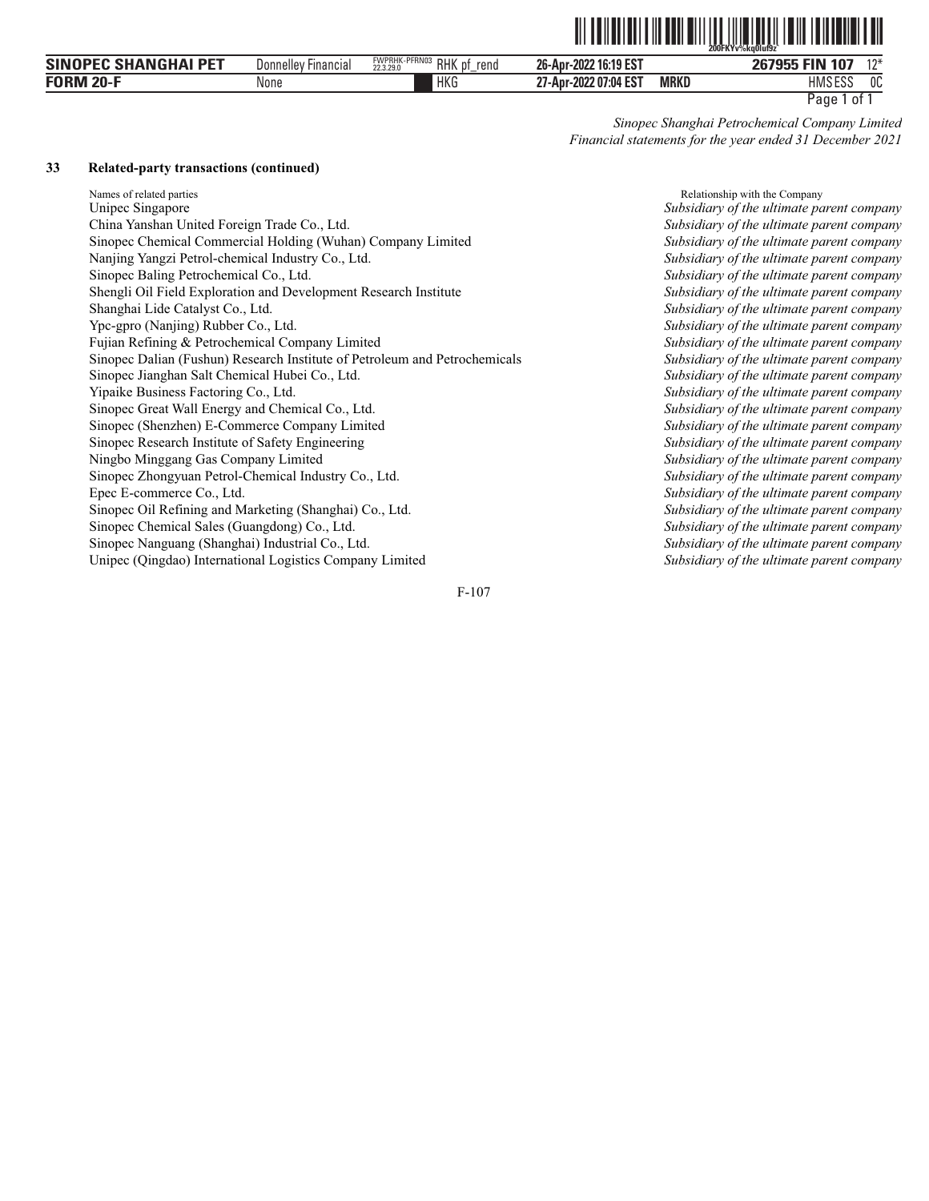*Sinopec Shanghai Petrochemical Company Limited*
*Financial statements for the year ended 31 December 2021*

### 33 Related-party transactions (continued)

| Names of related parties | Relationship with the Company |
| --- | --- |
| Unipec Singapore | *Subsidiary of the ultimate parent company* |
| China Yanshan United Foreign Trade Co., Ltd. | *Subsidiary of the ultimate parent company* |
| Sinopec Chemical Commercial Holding (Wuhan) Company Limited | *Subsidiary of the ultimate parent company* |
| Nanjing Yangzi Petrol-chemical Industry Co., Ltd. | *Subsidiary of the ultimate parent company* |
| Sinopec Baling Petrochemical Co., Ltd. | *Subsidiary of the ultimate parent company* |
| Shengli Oil Field Exploration and Development Research Institute | *Subsidiary of the ultimate parent company* |
| Shanghai Lide Catalyst Co., Ltd. | *Subsidiary of the ultimate parent company* |
| Ypc-gpro (Nanjing) Rubber Co., Ltd. | *Subsidiary of the ultimate parent company* |
| Fujian Refining & Petrochemical Company Limited | *Subsidiary of the ultimate parent company* |
| Sinopec Dalian (Fushun) Research Institute of Petroleum and Petrochemicals | *Subsidiary of the ultimate parent company* |
| Sinopec Jianghan Salt Chemical Hubei Co., Ltd. | *Subsidiary of the ultimate parent company* |
| Yipaike Business Factoring Co., Ltd. | *Subsidiary of the ultimate parent company* |
| Sinopec Great Wall Energy and Chemical Co., Ltd. | *Subsidiary of the ultimate parent company* |
| Sinopec (Shenzhen) E-Commerce Company Limited | *Subsidiary of the ultimate parent company* |
| Sinopec Research Institute of Safety Engineering | *Subsidiary of the ultimate parent company* |
| Ningbo Minggang Gas Company Limited | *Subsidiary of the ultimate parent company* |
| Sinopec Zhongyuan Petrol-Chemical Industry Co., Ltd. | *Subsidiary of the ultimate parent company* |
| Epec E-commerce Co., Ltd. | *Subsidiary of the ultimate parent company* |
| Sinopec Oil Refining and Marketing (Shanghai) Co., Ltd. | *Subsidiary of the ultimate parent company* |
| Sinopec Chemical Sales (Guangdong) Co., Ltd. | *Subsidiary of the ultimate parent company* |
| Sinopec Nanguang (Shanghai) Industrial Co., Ltd. | *Subsidiary of the ultimate parent company* |
| Unipec (Qingdao) International Logistics Company Limited | *Subsidiary of the ultimate parent company* |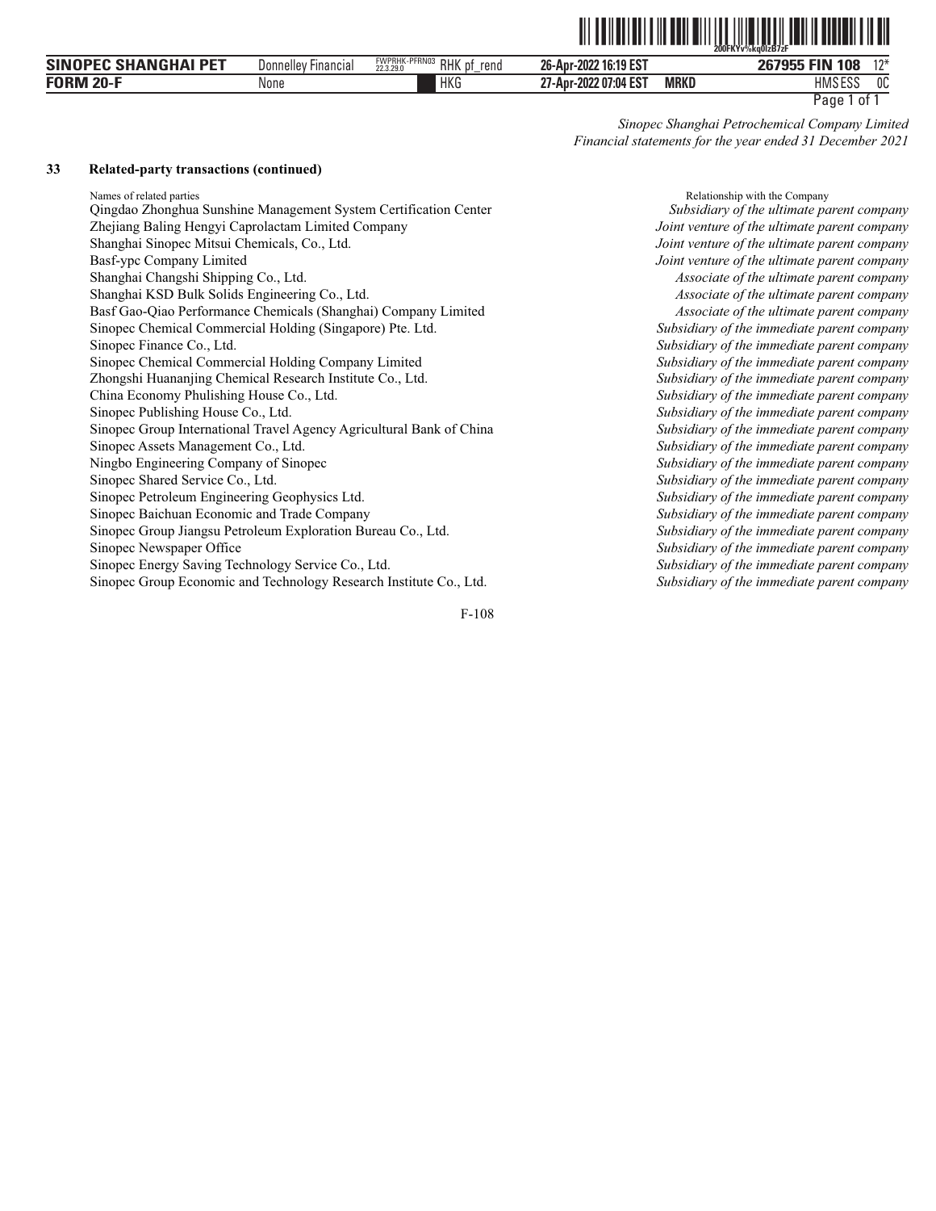*Sinopec Shanghai Petrochemical Company Limited*
*Financial statements for the year ended 31 December 2021*

## 33 Related-party transactions (continued)

| Names of related parties | Relationship with the Company |
|---|---|
| Qingdao Zhonghua Sunshine Management System Certification Center | *Subsidiary of the ultimate parent company* |
| Zhejiang Baling Hengyi Caprolactam Limited Company | *Joint venture of the ultimate parent company* |
| Shanghai Sinopec Mitsui Chemicals, Co., Ltd. | *Joint venture of the ultimate parent company* |
| Basf-ypc Company Limited | *Joint venture of the ultimate parent company* |
| Shanghai Changshi Shipping Co., Ltd. | *Associate of the ultimate parent company* |
| Shanghai KSD Bulk Solids Engineering Co., Ltd. | *Associate of the ultimate parent company* |
| Basf Gao-Qiao Performance Chemicals (Shanghai) Company Limited | *Associate of the ultimate parent company* |
| Sinopec Chemical Commercial Holding (Singapore) Pte. Ltd. | *Subsidiary of the immediate parent company* |
| Sinopec Finance Co., Ltd. | *Subsidiary of the immediate parent company* |
| Sinopec Chemical Commercial Holding Company Limited | *Subsidiary of the immediate parent company* |
| Zhongshi Huananjing Chemical Research Institute Co., Ltd. | *Subsidiary of the immediate parent company* |
| China Economy Phulishing House Co., Ltd. | *Subsidiary of the immediate parent company* |
| Sinopec Publishing House Co., Ltd. | *Subsidiary of the immediate parent company* |
| Sinopec Group International Travel Agency Agricultural Bank of China | *Subsidiary of the immediate parent company* |
| Sinopec Assets Management Co., Ltd. | *Subsidiary of the immediate parent company* |
| Ningbo Engineering Company of Sinopec | *Subsidiary of the immediate parent company* |
| Sinopec Shared Service Co., Ltd. | *Subsidiary of the immediate parent company* |
| Sinopec Petroleum Engineering Geophysics Ltd. | *Subsidiary of the immediate parent company* |
| Sinopec Baichuan Economic and Trade Company | *Subsidiary of the immediate parent company* |
| Sinopec Group Jiangsu Petroleum Exploration Bureau Co., Ltd. | *Subsidiary of the immediate parent company* |
| Sinopec Newspaper Office | *Subsidiary of the immediate parent company* |
| Sinopec Energy Saving Technology Service Co., Ltd. | *Subsidiary of the immediate parent company* |
| Sinopec Group Economic and Technology Research Institute Co., Ltd. | *Subsidiary of the immediate parent company* |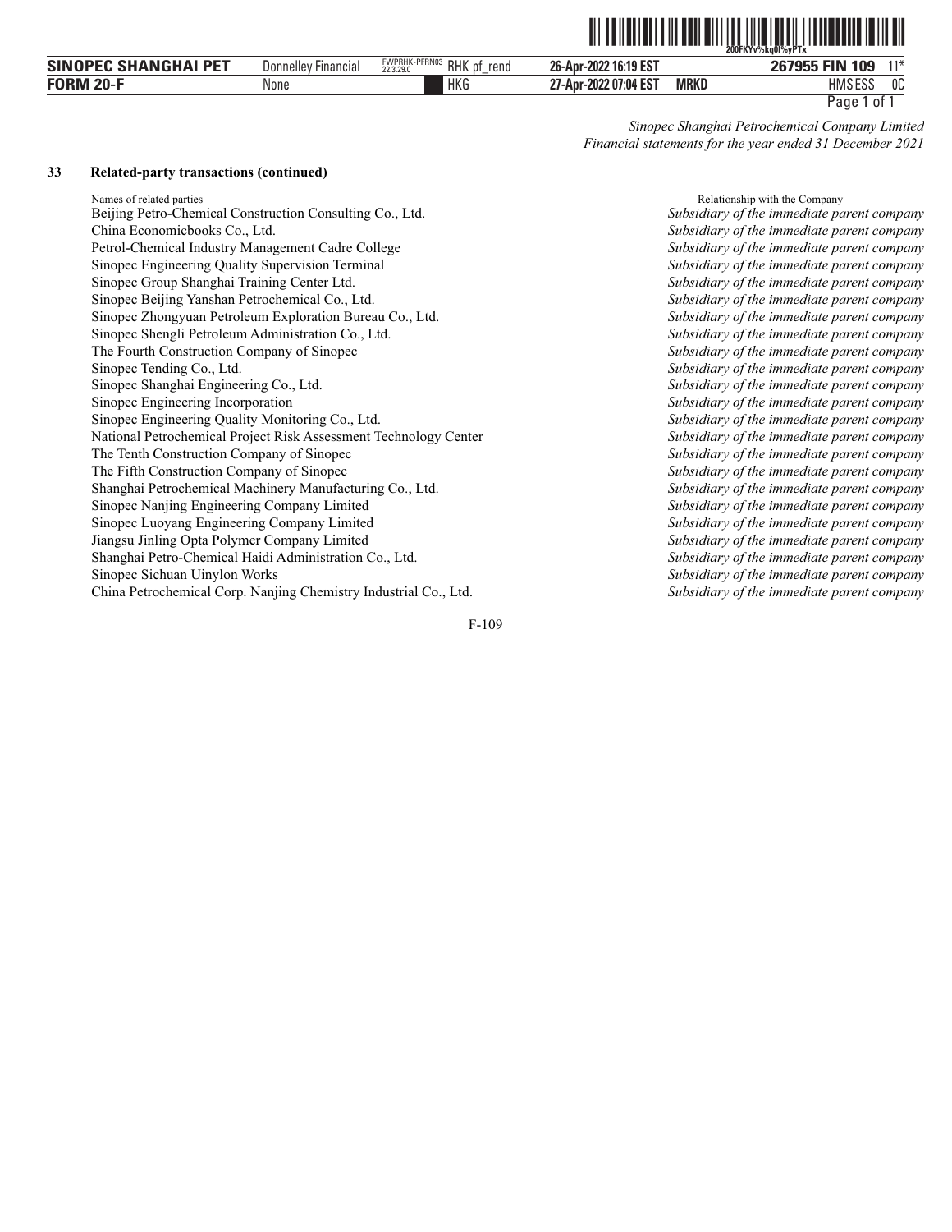## 33 Related-party transactions (continued)

| Names of related parties | Relationship with the Company |
|---|---|
| Beijing Petro-Chemical Construction Consulting Co., Ltd. | *Subsidiary of the immediate parent company* |
| China Economicbooks Co., Ltd. | *Subsidiary of the immediate parent company* |
| Petrol-Chemical Industry Management Cadre College | *Subsidiary of the immediate parent company* |
| Sinopec Engineering Quality Supervision Terminal | *Subsidiary of the immediate parent company* |
| Sinopec Group Shanghai Training Center Ltd. | *Subsidiary of the immediate parent company* |
| Sinopec Beijing Yanshan Petrochemical Co., Ltd. | *Subsidiary of the immediate parent company* |
| Sinopec Zhongyuan Petroleum Exploration Bureau Co., Ltd. | *Subsidiary of the immediate parent company* |
| Sinopec Shengli Petroleum Administration Co., Ltd. | *Subsidiary of the immediate parent company* |
| The Fourth Construction Company of Sinopec | *Subsidiary of the immediate parent company* |
| Sinopec Tending Co., Ltd. | *Subsidiary of the immediate parent company* |
| Sinopec Shanghai Engineering Co., Ltd. | *Subsidiary of the immediate parent company* |
| Sinopec Engineering Incorporation | *Subsidiary of the immediate parent company* |
| Sinopec Engineering Quality Monitoring Co., Ltd. | *Subsidiary of the immediate parent company* |
| National Petrochemical Project Risk Assessment Technology Center | *Subsidiary of the immediate parent company* |
| The Tenth Construction Company of Sinopec | *Subsidiary of the immediate parent company* |
| The Fifth Construction Company of Sinopec | *Subsidiary of the immediate parent company* |
| Shanghai Petrochemical Machinery Manufacturing Co., Ltd. | *Subsidiary of the immediate parent company* |
| Sinopec Nanjing Engineering Company Limited | *Subsidiary of the immediate parent company* |
| Sinopec Luoyang Engineering Company Limited | *Subsidiary of the immediate parent company* |
| Jiangsu Jinling Opta Polymer Company Limited | *Subsidiary of the immediate parent company* |
| Shanghai Petro-Chemical Haidi Administration Co., Ltd. | *Subsidiary of the immediate parent company* |
| Sinopec Sichuan Uinylon Works | *Subsidiary of the immediate parent company* |
| China Petrochemical Corp. Nanjing Chemistry Industrial Co., Ltd. | *Subsidiary of the immediate parent company* |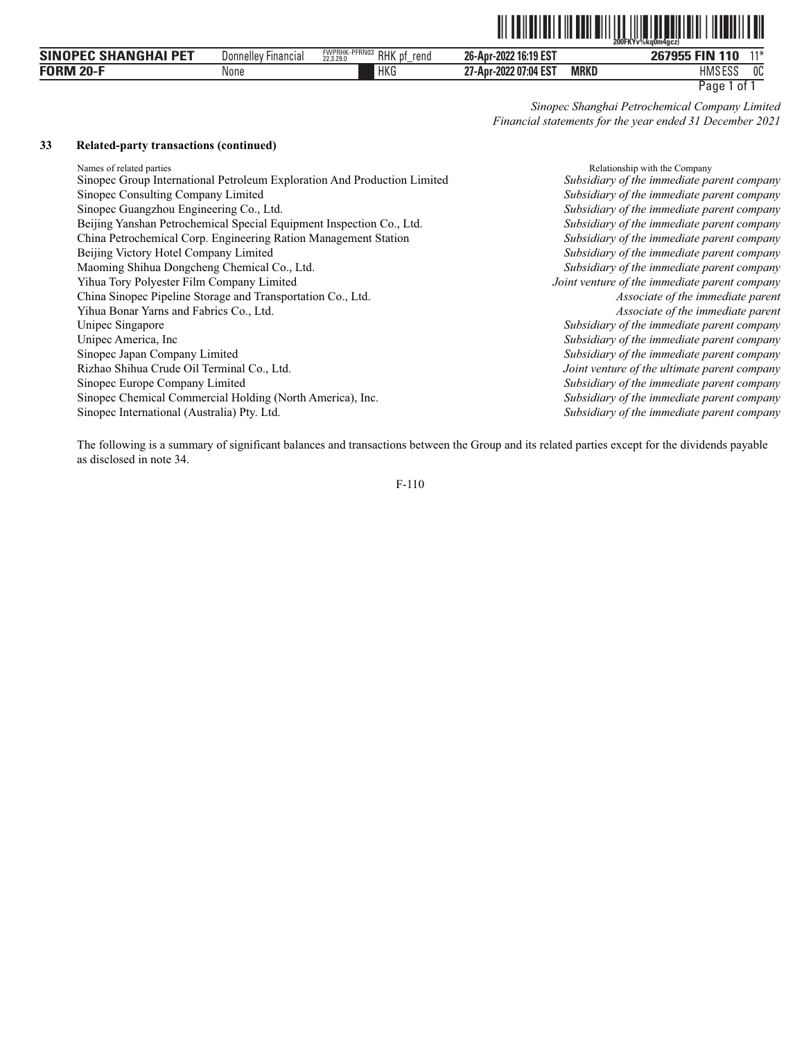*Sinopec Shanghai Petrochemical Company Limited*
*Financial statements for the year ended 31 December 2021*

## 33 Related-party transactions (continued)

| Names of related parties | Relationship with the Company |
|---|---|
| Sinopec Group International Petroleum Exploration And Production Limited | *Subsidiary of the immediate parent company* |
| Sinopec Consulting Company Limited | *Subsidiary of the immediate parent company* |
| Sinopec Guangzhou Engineering Co., Ltd. | *Subsidiary of the immediate parent company* |
| Beijing Yanshan Petrochemical Special Equipment Inspection Co., Ltd. | *Subsidiary of the immediate parent company* |
| China Petrochemical Corp. Engineering Ration Management Station | *Subsidiary of the immediate parent company* |
| Beijing Victory Hotel Company Limited | *Subsidiary of the immediate parent company* |
| Maoming Shihua Dongcheng Chemical Co., Ltd. | *Subsidiary of the immediate parent company* |
| Yihua Tory Polyester Film Company Limited | *Joint venture of the immediate parent company* |
| China Sinopec Pipeline Storage and Transportation Co., Ltd. | *Associate of the immediate parent* |
| Yihua Bonar Yarns and Fabrics Co., Ltd. | *Associate of the immediate parent* |
| Unipec Singapore | *Subsidiary of the immediate parent company* |
| Unipec America, Inc | *Subsidiary of the immediate parent company* |
| Sinopec Japan Company Limited | *Subsidiary of the immediate parent company* |
| Rizhao Shihua Crude Oil Terminal Co., Ltd. | *Joint venture of the ultimate parent company* |
| Sinopec Europe Company Limited | *Subsidiary of the immediate parent company* |
| Sinopec Chemical Commercial Holding (North America), Inc. | *Subsidiary of the immediate parent company* |
| Sinopec International (Australia) Pty. Ltd. | *Subsidiary of the immediate parent company* |

The following is a summary of significant balances and transactions between the Group and its related parties except for the dividends payable as disclosed in note 34.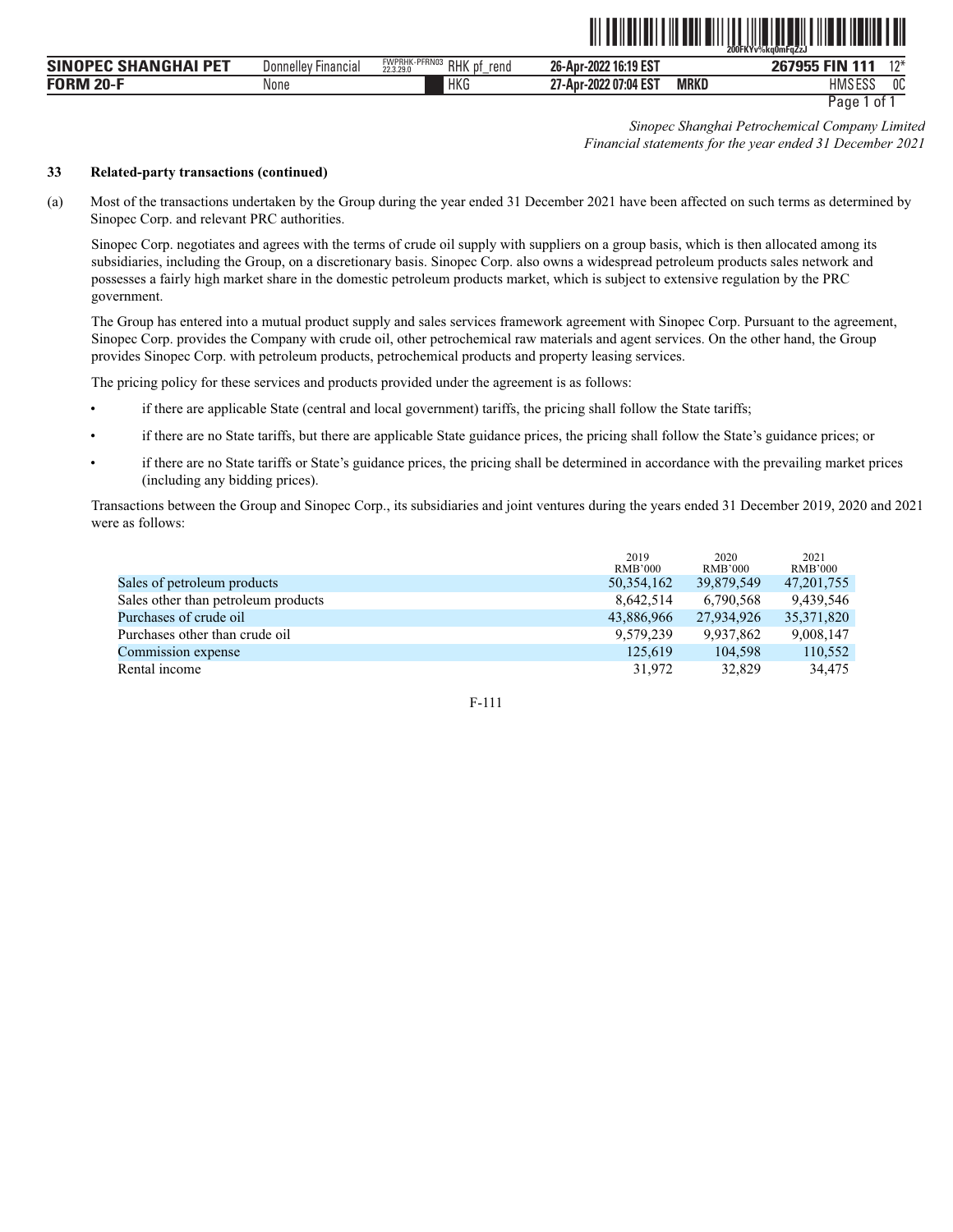## 33 Related-party transactions (continued)

(a) Most of the transactions undertaken by the Group during the year ended 31 December 2021 have been affected on such terms as determined by Sinopec Corp. and relevant PRC authorities.

Sinopec Corp. negotiates and agrees with the terms of crude oil supply with suppliers on a group basis, which is then allocated among its subsidiaries, including the Group, on a discretionary basis. Sinopec Corp. also owns a widespread petroleum products sales network and possesses a fairly high market share in the domestic petroleum products market, which is subject to extensive regulation by the PRC government.

The Group has entered into a mutual product supply and sales services framework agreement with Sinopec Corp. Pursuant to the agreement, Sinopec Corp. provides the Company with crude oil, other petrochemical raw materials and agent services. On the other hand, the Group provides Sinopec Corp. with petroleum products, petrochemical products and property leasing services.

The pricing policy for these services and products provided under the agreement is as follows:

- if there are applicable State (central and local government) tariffs, the pricing shall follow the State tariffs;
- if there are no State tariffs, but there are applicable State guidance prices, the pricing shall follow the State's guidance prices; or
- if there are no State tariffs or State's guidance prices, the pricing shall be determined in accordance with the prevailing market prices (including any bidding prices).

Transactions between the Group and Sinopec Corp., its subsidiaries and joint ventures during the years ended 31 December 2019, 2020 and 2021 were as follows:

| | 2019<br>RMB'000 | 2020<br>RMB'000 | 2021<br>RMB'000 |
|---|---|---|---|
| Sales of petroleum products | 50,354,162 | 39,879,549 | 47,201,755 |
| Sales other than petroleum products | 8,642,514 | 6,790,568 | 9,439,546 |
| Purchases of crude oil | 43,886,966 | 27,934,926 | 35,371,820 |
| Purchases other than crude oil | 9,579,239 | 9,937,862 | 9,008,147 |
| Commission expense | 125,619 | 104,598 | 110,552 |
| Rental income | 31,972 | 32,829 | 34,475 |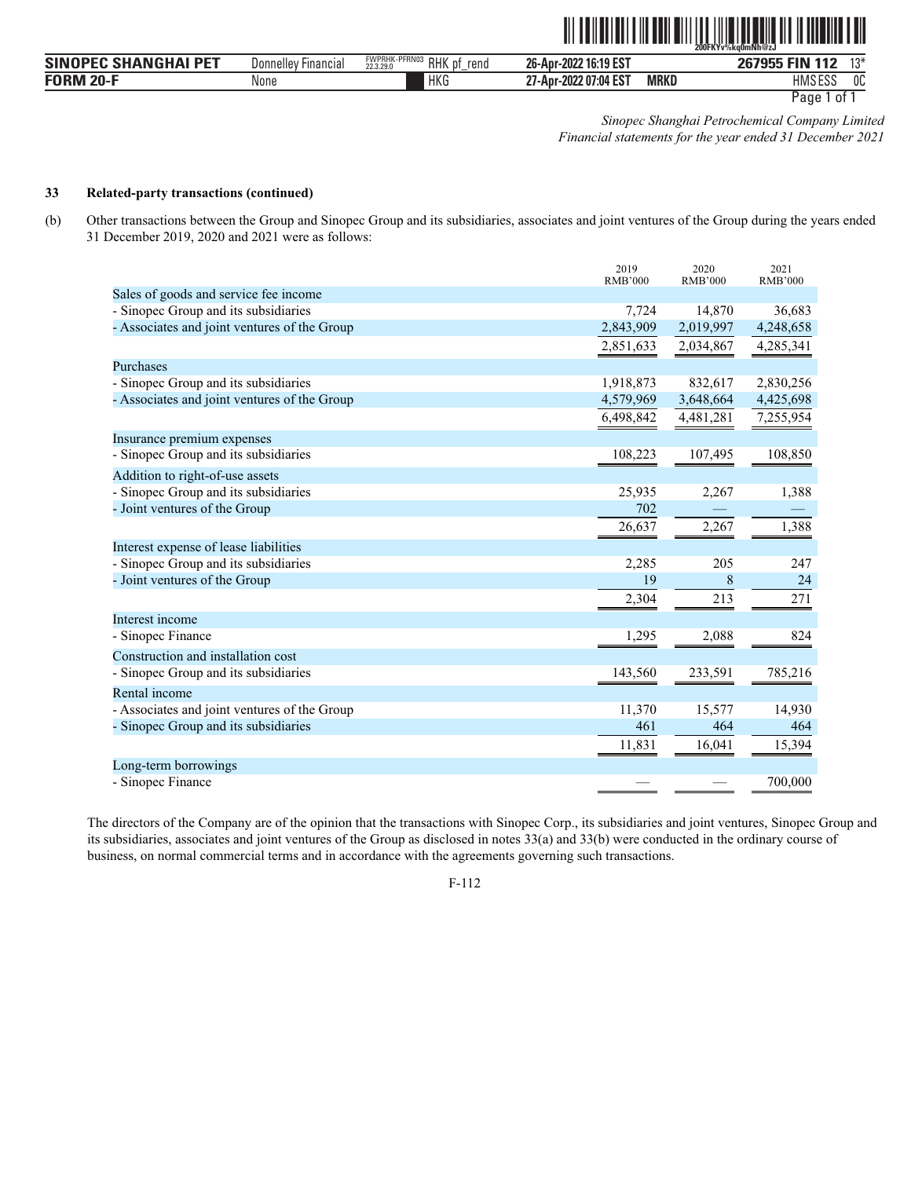*Sinopec Shanghai Petrochemical Company Limited*
*Financial statements for the year ended 31 December 2021*

**33 Related-party transactions (continued)**

(b) Other transactions between the Group and Sinopec Group and its subsidiaries, associates and joint ventures of the Group during the years ended 31 December 2019, 2020 and 2021 were as follows:

| | 2019 RMB'000 | 2020 RMB'000 | 2021 RMB'000 |
|---|---|---|---|
| Sales of goods and service fee income | | | |
| - Sinopec Group and its subsidiaries | 7,724 | 14,870 | 36,683 |
| - Associates and joint ventures of the Group | 2,843,909 | 2,019,997 | 4,248,658 |
| | 2,851,633 | 2,034,867 | 4,285,341 |
| Purchases | | | |
| - Sinopec Group and its subsidiaries | 1,918,873 | 832,617 | 2,830,256 |
| - Associates and joint ventures of the Group | 4,579,969 | 3,648,664 | 4,425,698 |
| | 6,498,842 | 4,481,281 | 7,255,954 |
| Insurance premium expenses | | | |
| - Sinopec Group and its subsidiaries | 108,223 | 107,495 | 108,850 |
| Addition to right-of-use assets | | | |
| - Sinopec Group and its subsidiaries | 25,935 | 2,267 | 1,388 |
| - Joint ventures of the Group | 702 | — | — |
| | 26,637 | 2,267 | 1,388 |
| Interest expense of lease liabilities | | | |
| - Sinopec Group and its subsidiaries | 2,285 | 205 | 247 |
| - Joint ventures of the Group | 19 | 8 | 24 |
| | 2,304 | 213 | 271 |
| Interest income | | | |
| - Sinopec Finance | 1,295 | 2,088 | 824 |
| Construction and installation cost | | | |
| - Sinopec Group and its subsidiaries | 143,560 | 233,591 | 785,216 |
| Rental income | | | |
| - Associates and joint ventures of the Group | 11,370 | 15,577 | 14,930 |
| - Sinopec Group and its subsidiaries | 461 | 464 | 464 |
| | 11,831 | 16,041 | 15,394 |
| Long-term borrowings | | | |
| - Sinopec Finance | — | — | 700,000 |

The directors of the Company are of the opinion that the transactions with Sinopec Corp., its subsidiaries and joint ventures, Sinopec Group and its subsidiaries, associates and joint ventures of the Group as disclosed in notes 33(a) and 33(b) were conducted in the ordinary course of business, on normal commercial terms and in accordance with the agreements governing such transactions.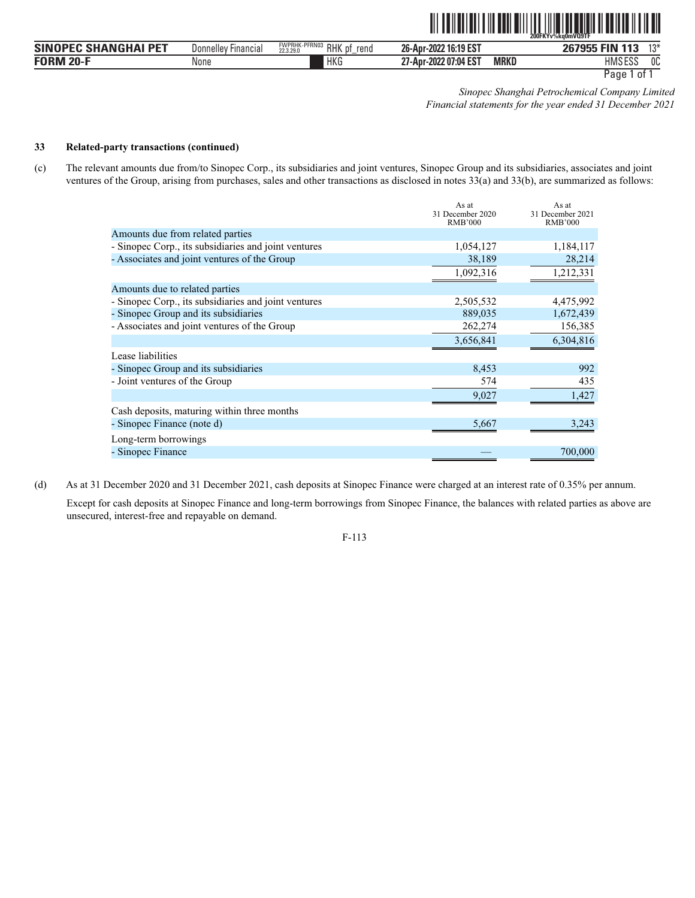*Sinopec Shanghai Petrochemical Company Limited*
*Financial statements for the year ended 31 December 2021*

**33 Related-party transactions (continued)**

(c) The relevant amounts due from/to Sinopec Corp., its subsidiaries and joint ventures, Sinopec Group and its subsidiaries, associates and joint ventures of the Group, arising from purchases, sales and other transactions as disclosed in notes 33(a) and 33(b), are summarized as follows:

| | As at 31 December 2020 RMB'000 | As at 31 December 2021 RMB'000 |
|---|---|---|
| Amounts due from related parties | | |
| - Sinopec Corp., its subsidiaries and joint ventures | 1,054,127 | 1,184,117 |
| - Associates and joint ventures of the Group | 38,189 | 28,214 |
| | 1,092,316 | 1,212,331 |
| Amounts due to related parties | | |
| - Sinopec Corp., its subsidiaries and joint ventures | 2,505,532 | 4,475,992 |
| - Sinopec Group and its subsidiaries | 889,035 | 1,672,439 |
| - Associates and joint ventures of the Group | 262,274 | 156,385 |
| | 3,656,841 | 6,304,816 |
| Lease liabilities | | |
| - Sinopec Group and its subsidiaries | 8,453 | 992 |
| - Joint ventures of the Group | 574 | 435 |
| | 9,027 | 1,427 |
| Cash deposits, maturing within three months | | |
| - Sinopec Finance (note d) | 5,667 | 3,243 |
| Long-term borrowings | | |
| - Sinopec Finance | — | 700,000 |

(d) As at 31 December 2020 and 31 December 2021, cash deposits at Sinopec Finance were charged at an interest rate of 0.35% per annum.

Except for cash deposits at Sinopec Finance and long-term borrowings from Sinopec Finance, the balances with related parties as above are unsecured, interest-free and repayable on demand.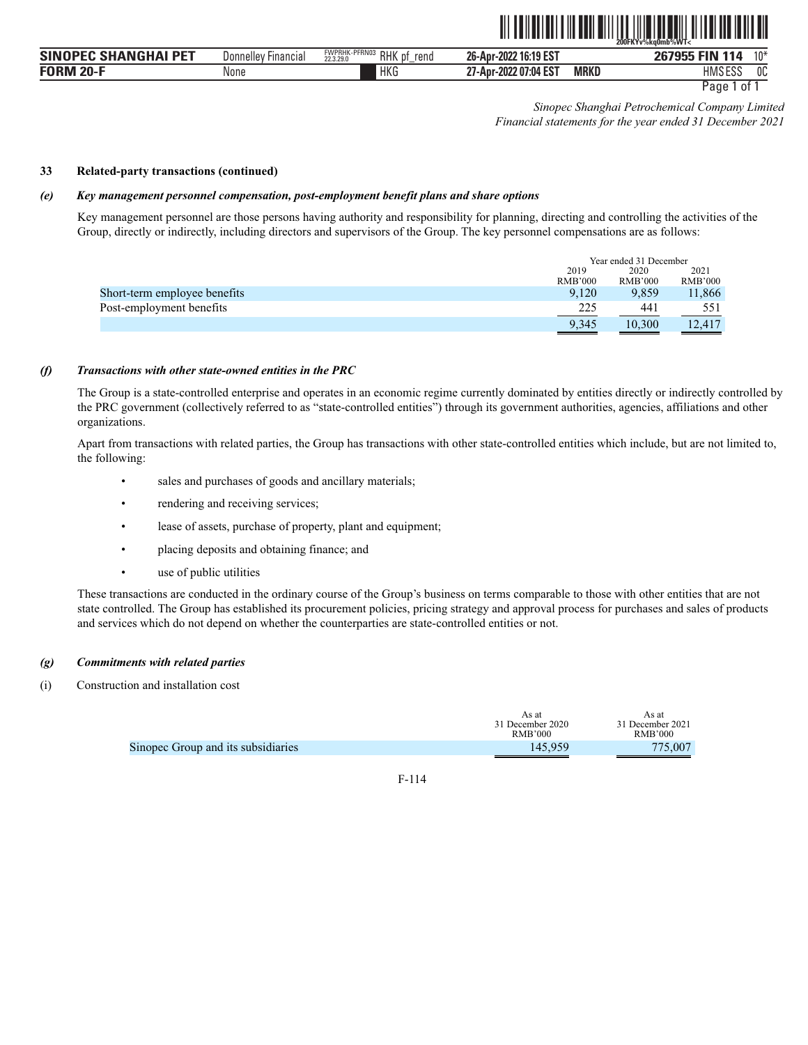*Sinopec Shanghai Petrochemical Company Limited*
*Financial statements for the year ended 31 December 2021*

**33 Related-party transactions (continued)**

***(e) Key management personnel compensation, post-employment benefit plans and share options***

Key management personnel are those persons having authority and responsibility for planning, directing and controlling the activities of the Group, directly or indirectly, including directors and supervisors of the Group. The key personnel compensations are as follows:

| | Year ended 31 December | | |
|---|---|---|---|
| | 2019 RMB'000 | 2020 RMB'000 | 2021 RMB'000 |
| Short-term employee benefits | 9,120 | 9,859 | 11,866 |
| Post-employment benefits | 225 | 441 | 551 |
| | 9,345 | 10,300 | 12,417 |

***(f) Transactions with other state-owned entities in the PRC***

The Group is a state-controlled enterprise and operates in an economic regime currently dominated by entities directly or indirectly controlled by the PRC government (collectively referred to as "state-controlled entities") through its government authorities, agencies, affiliations and other organizations.

Apart from transactions with related parties, the Group has transactions with other state-controlled entities which include, but are not limited to, the following:

- sales and purchases of goods and ancillary materials;
- rendering and receiving services;
- lease of assets, purchase of property, plant and equipment;
- placing deposits and obtaining finance; and
- use of public utilities

These transactions are conducted in the ordinary course of the Group's business on terms comparable to those with other entities that are not state controlled. The Group has established its procurement policies, pricing strategy and approval process for purchases and sales of products and services which do not depend on whether the counterparties are state-controlled entities or not.

***(g) Commitments with related parties***

(i) Construction and installation cost

| | As at 31 December 2020 RMB'000 | As at 31 December 2021 RMB'000 |
|---|---|---|
| Sinopec Group and its subsidiaries | 145,959 | 775,007 |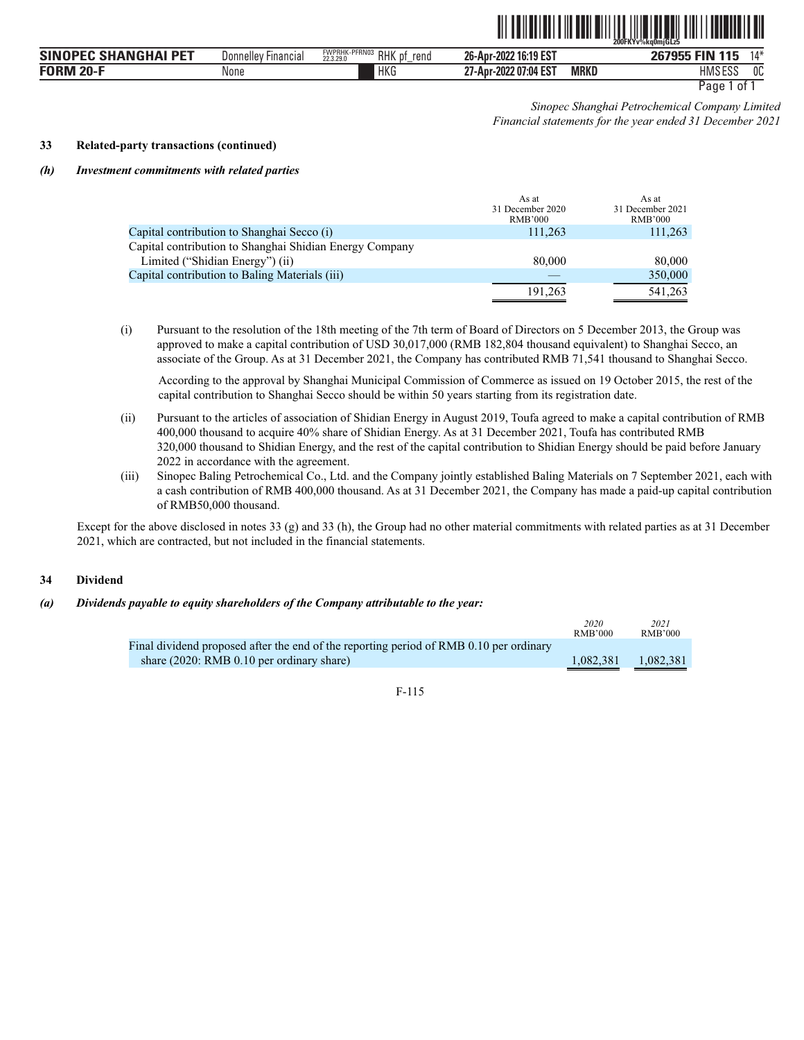*Sinopec Shanghai Petrochemical Company Limited*
*Financial statements for the year ended 31 December 2021*

**33 Related-party transactions (continued)**

***(h) Investment commitments with related parties***

| | As at 31 December 2020 RMB'000 | As at 31 December 2021 RMB'000 |
|---|---|---|
| Capital contribution to Shanghai Secco (i) | 111,263 | 111,263 |
| Capital contribution to Shanghai Shidian Energy Company Limited ("Shidian Energy") (ii) | 80,000 | 80,000 |
| Capital contribution to Baling Materials (iii) | — | 350,000 |
| | 191,263 | 541,263 |

(i) Pursuant to the resolution of the 18th meeting of the 7th term of Board of Directors on 5 December 2013, the Group was approved to make a capital contribution of USD 30,017,000 (RMB 182,804 thousand equivalent) to Shanghai Secco, an associate of the Group. As at 31 December 2021, the Company has contributed RMB 71,541 thousand to Shanghai Secco.

According to the approval by Shanghai Municipal Commission of Commerce as issued on 19 October 2015, the rest of the capital contribution to Shanghai Secco should be within 50 years starting from its registration date.

(ii) Pursuant to the articles of association of Shidian Energy in August 2019, Toufa agreed to make a capital contribution of RMB 400,000 thousand to acquire 40% share of Shidian Energy. As at 31 December 2021, Toufa has contributed RMB 320,000 thousand to Shidian Energy, and the rest of the capital contribution to Shidian Energy should be paid before January 2022 in accordance with the agreement.

(iii) Sinopec Baling Petrochemical Co., Ltd. and the Company jointly established Baling Materials on 7 September 2021, each with a cash contribution of RMB 400,000 thousand. As at 31 December 2021, the Company has made a paid-up capital contribution of RMB50,000 thousand.

Except for the above disclosed in notes 33 (g) and 33 (h), the Group had no other material commitments with related parties as at 31 December 2021, which are contracted, but not included in the financial statements.

**34 Dividend**

***(a) Dividends payable to equity shareholders of the Company attributable to the year:***

| | *2020* RMB'000 | *2021* RMB'000 |
|---|---|---|
| Final dividend proposed after the end of the reporting period of RMB 0.10 per ordinary share (2020: RMB 0.10 per ordinary share) | 1,082,381 | 1,082,381 |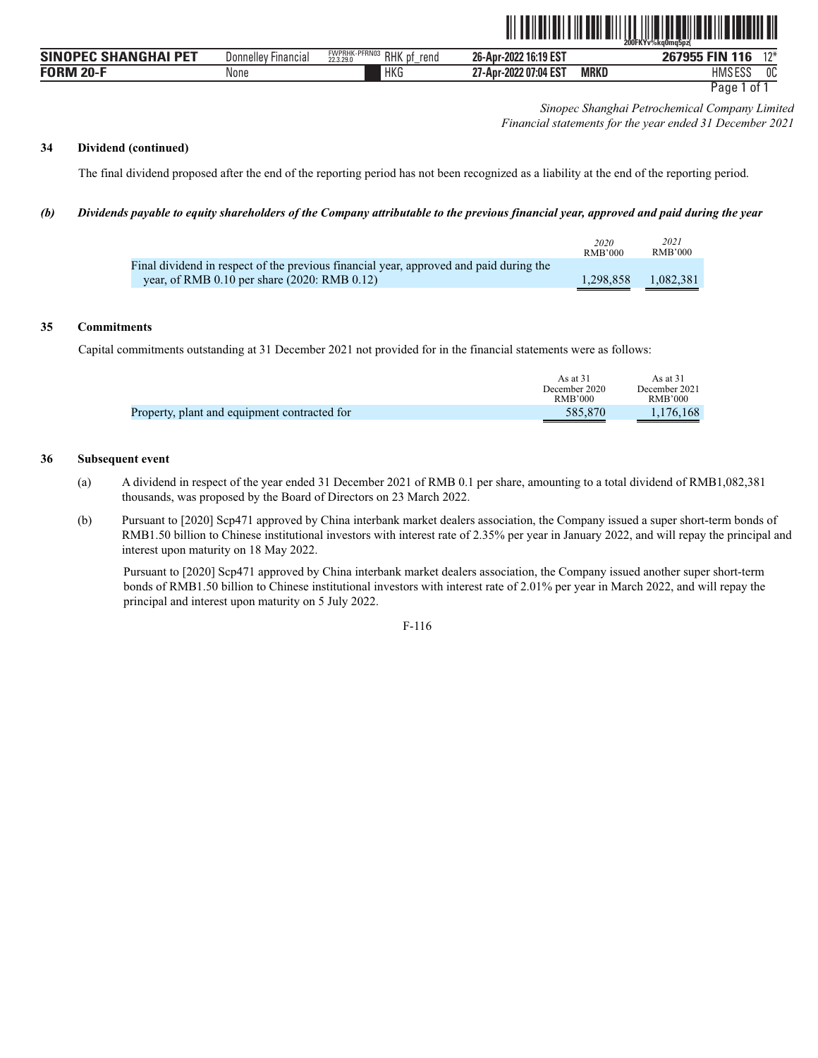## 34 Dividend (continued)

The final dividend proposed after the end of the reporting period has not been recognized as a liability at the end of the reporting period.

***(b) Dividends payable to equity shareholders of the Company attributable to the previous financial year, approved and paid during the year***

| | *2020* RMB'000 | *2021* RMB'000 |
|---|---|---|
| Final dividend in respect of the previous financial year, approved and paid during the year, of RMB 0.10 per share (2020: RMB 0.12) | 1,298,858 | 1,082,381 |

## 35 Commitments

Capital commitments outstanding at 31 December 2021 not provided for in the financial statements were as follows:

| | As at 31 December 2020 RMB'000 | As at 31 December 2021 RMB'000 |
|---|---|---|
| Property, plant and equipment contracted for | 585,870 | 1,176,168 |

## 36 Subsequent event

(a) A dividend in respect of the year ended 31 December 2021 of RMB 0.1 per share, amounting to a total dividend of RMB1,082,381 thousands, was proposed by the Board of Directors on 23 March 2022.

(b) Pursuant to [2020] Scp471 approved by China interbank market dealers association, the Company issued a super short-term bonds of RMB1.50 billion to Chinese institutional investors with interest rate of 2.35% per year in January 2022, and will repay the principal and interest upon maturity on 18 May 2022.

Pursuant to [2020] Scp471 approved by China interbank market dealers association, the Company issued another super short-term bonds of RMB1.50 billion to Chinese institutional investors with interest rate of 2.01% per year in March 2022, and will repay the principal and interest upon maturity on 5 July 2022.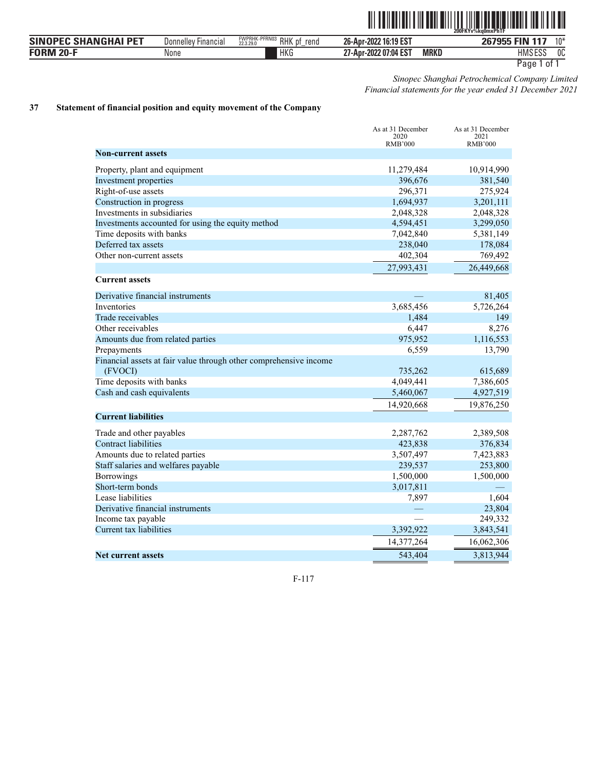*Sinopec Shanghai Petrochemical Company Limited*
*Financial statements for the year ended 31 December 2021*

## 37 Statement of financial position and equity movement of the Company

| | As at 31 December 2020 RMB'000 | As at 31 December 2021 RMB'000 |
|---|---|---|
| **Non-current assets** | | |
| Property, plant and equipment | 11,279,484 | 10,914,990 |
| Investment properties | 396,676 | 381,540 |
| Right-of-use assets | 296,371 | 275,924 |
| Construction in progress | 1,694,937 | 3,201,111 |
| Investments in subsidiaries | 2,048,328 | 2,048,328 |
| Investments accounted for using the equity method | 4,594,451 | 3,299,050 |
| Time deposits with banks | 7,042,840 | 5,381,149 |
| Deferred tax assets | 238,040 | 178,084 |
| Other non-current assets | 402,304 | 769,492 |
| | 27,993,431 | 26,449,668 |
| **Current assets** | | |
| Derivative financial instruments | — | 81,405 |
| Inventories | 3,685,456 | 5,726,264 |
| Trade receivables | 1,484 | 149 |
| Other receivables | 6,447 | 8,276 |
| Amounts due from related parties | 975,952 | 1,116,553 |
| Prepayments | 6,559 | 13,790 |
| Financial assets at fair value through other comprehensive income (FVOCI) | 735,262 | 615,689 |
| Time deposits with banks | 4,049,441 | 7,386,605 |
| Cash and cash equivalents | 5,460,067 | 4,927,519 |
| | 14,920,668 | 19,876,250 |
| **Current liabilities** | | |
| Trade and other payables | 2,287,762 | 2,389,508 |
| Contract liabilities | 423,838 | 376,834 |
| Amounts due to related parties | 3,507,497 | 7,423,883 |
| Staff salaries and welfares payable | 239,537 | 253,800 |
| Borrowings | 1,500,000 | 1,500,000 |
| Short-term bonds | 3,017,811 | — |
| Lease liabilities | 7,897 | 1,604 |
| Derivative financial instruments | — | 23,804 |
| Income tax payable | — | 249,332 |
| Current tax liabilities | 3,392,922 | 3,843,541 |
| | 14,377,264 | 16,062,306 |
| **Net current assets** | 543,404 | 3,813,944 |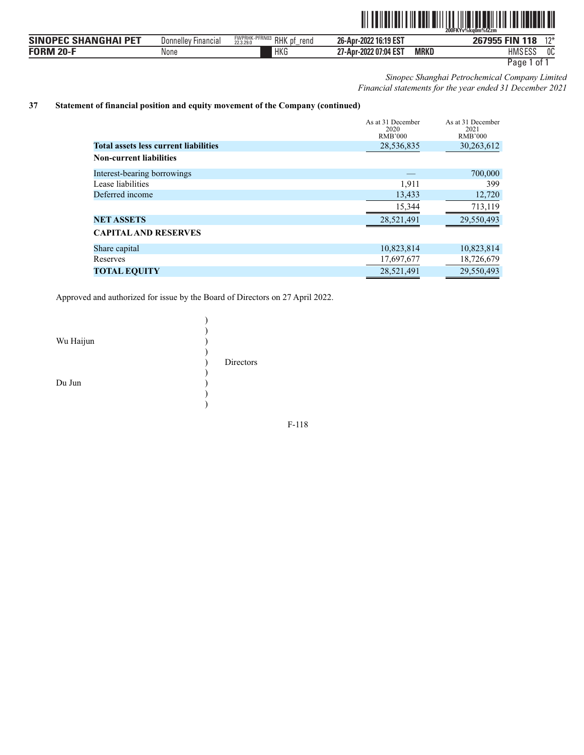*Sinopec Shanghai Petrochemical Company Limited*
*Financial statements for the year ended 31 December 2021*

## 37 Statement of financial position and equity movement of the Company (continued)

| | As at 31 December 2020 RMB'000 | As at 31 December 2021 RMB'000 |
|---|---|---|
| **Total assets less current liabilities** | 28,536,835 | 30,263,612 |
| **Non-current liabilities** | | |
| Interest-bearing borrowings | — | 700,000 |
| Lease liabilities | 1,911 | 399 |
| Deferred income | 13,433 | 12,720 |
| | 15,344 | 713,119 |
| **NET ASSETS** | 28,521,491 | 29,550,493 |
| **CAPITAL AND RESERVES** | | |
| Share capital | 10,823,814 | 10,823,814 |
| Reserves | 17,697,677 | 18,726,679 |
| **TOTAL EQUITY** | 28,521,491 | 29,550,493 |

Approved and authorized for issue by the Board of Directors on 27 April 2022.

Wu Haijun )
) Directors
Du Jun )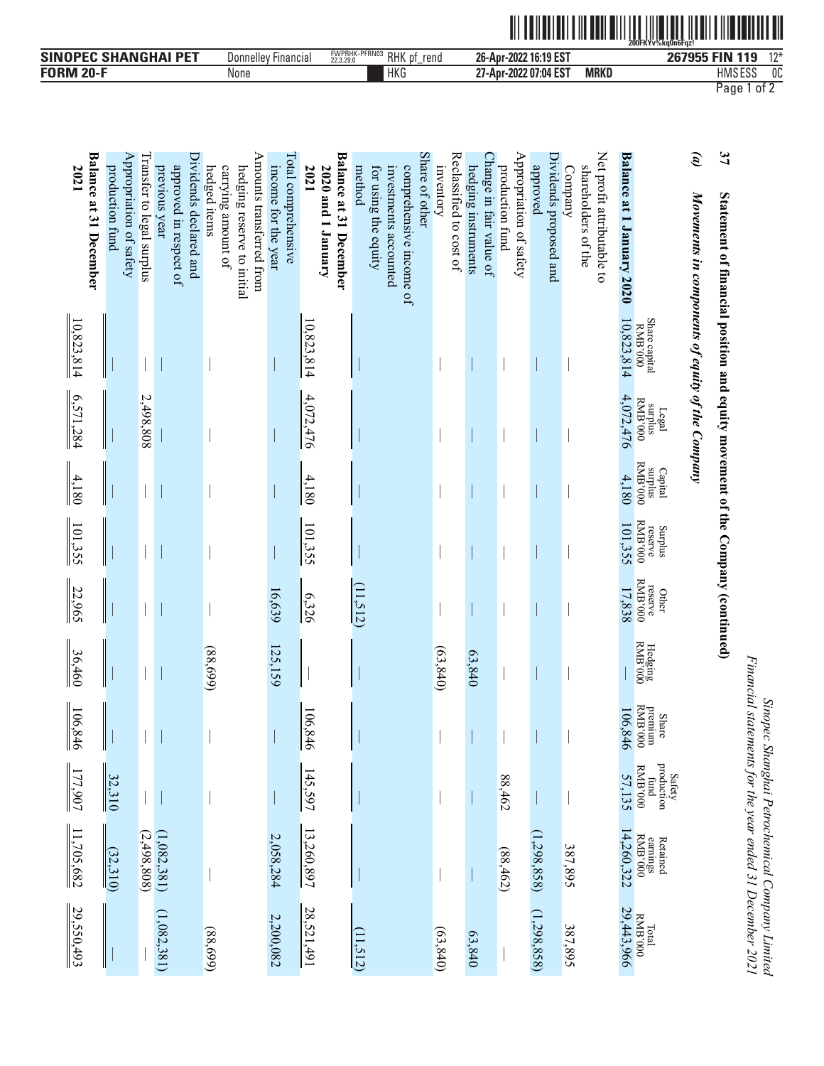## 37 Statement of financial position and equity movement of the Company (continued)

### *(a) Movements in components of equity of the Company*

| | Share capital RMB'000 | Legal surplus RMB'000 | Capital surplus RMB'000 | Surplus reserve RMB'000 | Other reserve RMB'000 | Hedging RMB'000 | Share premium RMB'000 | Safety production fund RMB'000 | Retained earnings RMB'000 | Total RMB'000 |
|---|---|---|---|---|---|---|---|---|---|---|
| **Balance at 1 January 2020** | 10,823,814 | 4,072,476 | 4,180 | 101,355 | 17,838 | — | 106,846 | 57,135 | 14,260,322 | 29,443,966 |
| Net profit attributable to shareholders of the Company | — | — | — | — | — | — | — | — | 387,895 | 387,895 |
| Dividends proposed and approved | — | — | — | — | — | — | — | — | (1,298,858) | (1,298,858) |
| Appropriation of safety production fund | — | — | — | — | — | — | — | 88,462 | (88,462) | — |
| Change in fair value of hedging instruments | — | — | — | — | — | 63,840 | — | — | — | 63,840 |
| Reclassified to cost of inventory | — | — | — | — | — | (63,840) | — | — | — | (63,840) |
| Share of other comprehensive income of investments accounted for using the equity method | — | — | — | — | (11,512) | — | — | — | — | (11,512) |
| **Balance at 31 December 2020 and 1 January 2021** | 10,823,814 | 4,072,476 | 4,180 | 101,355 | 6,326 | — | 106,846 | 145,597 | 13,260,897 | 28,521,491 |
| Total comprehensive income for the year | — | — | — | — | 16,639 | 125,159 | — | — | 2,058,284 | 2,200,082 |
| Amounts transferred from hedging reserve to initial carrying amount of hedged items | — | — | — | — | — | (88,699) | — | — | — | (88,699) |
| Dividends declared and approved in respect of previous year | — | — | — | — | — | — | — | — | (1,082,381) | (1,082,381) |
| Transfer to legal surplus | — | 2,498,808 | — | — | — | — | — | — | (2,498,808) | — |
| Appropriation of safety production fund | — | — | — | — | — | — | — | 32,310 | (32,310) | — |
| **Balance at 31 December 2021** | 10,823,814 | 6,571,284 | 4,180 | 101,355 | 22,965 | 36,460 | 106,846 | 177,907 | 11,705,682 | 29,550,493 |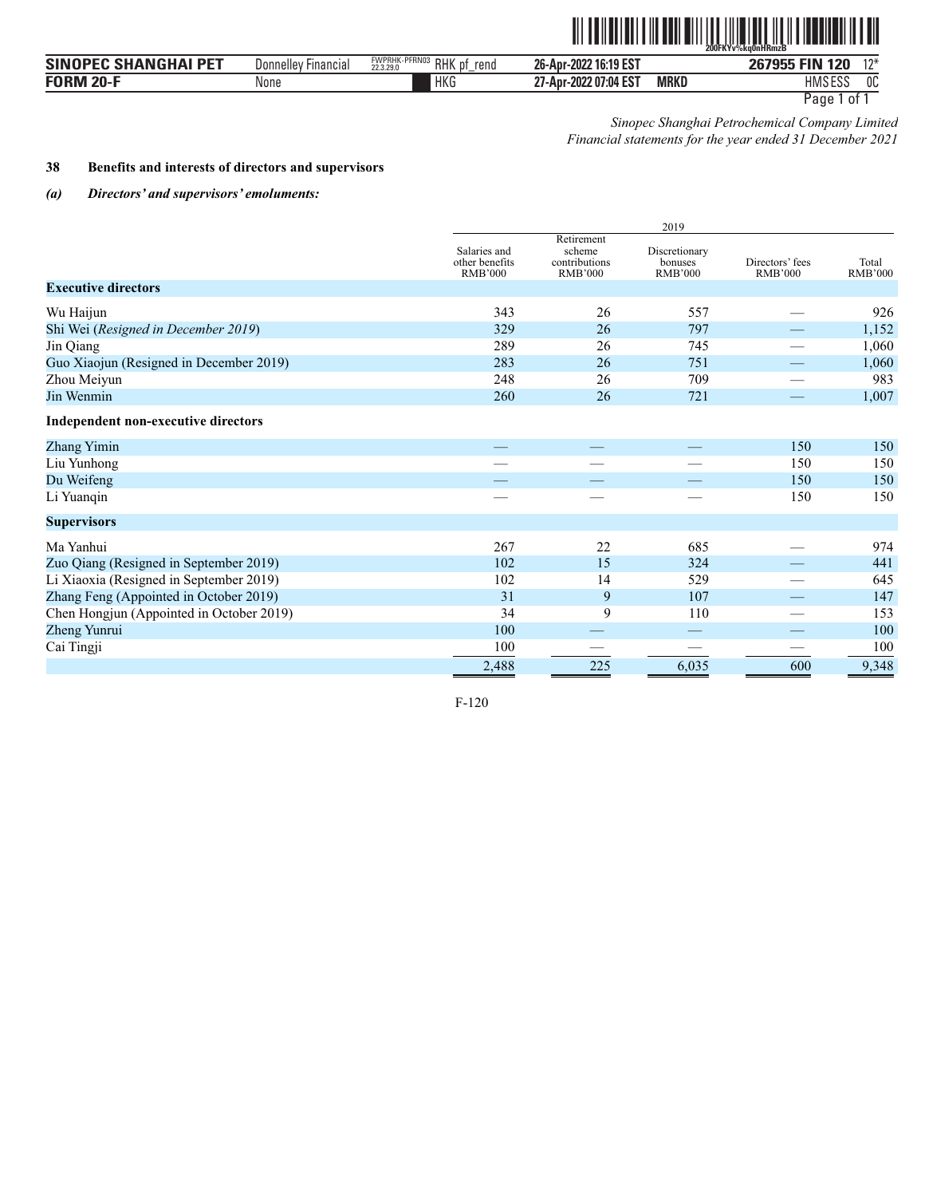*Sinopec Shanghai Petrochemical Company Limited*
*Financial statements for the year ended 31 December 2021*

**38 Benefits and interests of directors and supervisors**

***(a) Directors' and supervisors' emoluments:***

| | 2019 | | | | |
|---|---|---|---|---|---|
| | Salaries and other benefits RMB'000 | Retirement scheme contributions RMB'000 | Discretionary bonuses RMB'000 | Directors' fees RMB'000 | Total RMB'000 |
| **Executive directors** | | | | | |
| Wu Haijun | 343 | 26 | 557 | — | 926 |
| Shi Wei (*Resigned in December 2019*) | 329 | 26 | 797 | — | 1,152 |
| Jin Qiang | 289 | 26 | 745 | — | 1,060 |
| Guo Xiaojun (Resigned in December 2019) | 283 | 26 | 751 | — | 1,060 |
| Zhou Meiyun | 248 | 26 | 709 | — | 983 |
| Jin Wenmin | 260 | 26 | 721 | — | 1,007 |
| **Independent non-executive directors** | | | | | |
| Zhang Yimin | — | — | — | 150 | 150 |
| Liu Yunhong | — | — | — | 150 | 150 |
| Du Weifeng | — | — | — | 150 | 150 |
| Li Yuanqin | — | — | — | 150 | 150 |
| **Supervisors** | | | | | |
| Ma Yanhui | 267 | 22 | 685 | — | 974 |
| Zuo Qiang (Resigned in September 2019) | 102 | 15 | 324 | — | 441 |
| Li Xiaoxia (Resigned in September 2019) | 102 | 14 | 529 | — | 645 |
| Zhang Feng (Appointed in October 2019) | 31 | 9 | 107 | — | 147 |
| Chen Hongjun (Appointed in October 2019) | 34 | 9 | 110 | — | 153 |
| Zheng Yunrui | 100 | — | — | — | 100 |
| Cai Tingji | 100 | — | — | — | 100 |
| | 2,488 | 225 | 6,035 | 600 | 9,348 |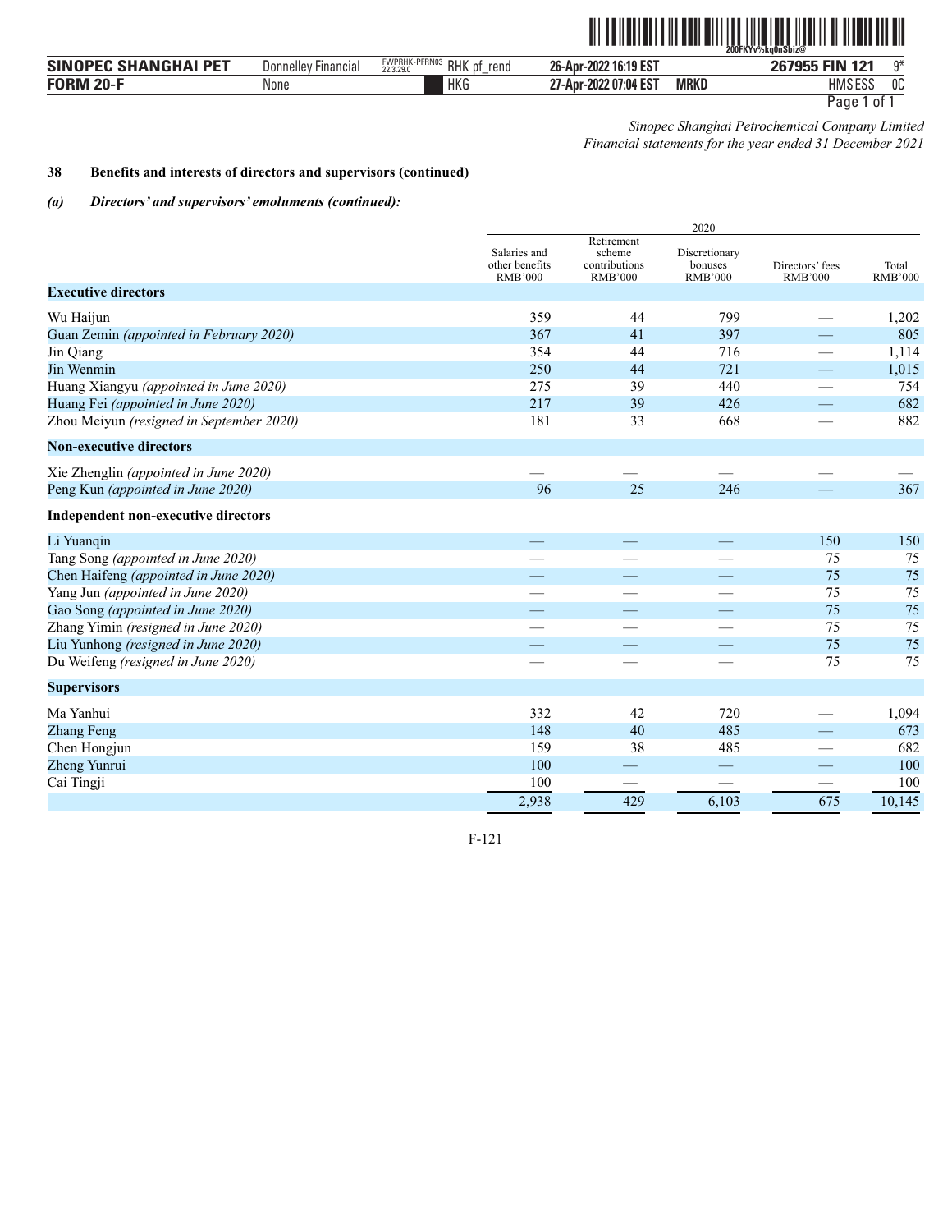*Sinopec Shanghai Petrochemical Company Limited*
*Financial statements for the year ended 31 December 2021*

**38 Benefits and interests of directors and supervisors (continued)**

***(a) Directors' and supervisors' emoluments (continued):***

| | 2020 | | | | |
|---|---|---|---|---|---|
| | Salaries and other benefits RMB'000 | Retirement scheme contributions RMB'000 | Discretionary bonuses RMB'000 | Directors' fees RMB'000 | Total RMB'000 |
| **Executive directors** | | | | | |
| Wu Haijun | 359 | 44 | 799 | — | 1,202 |
| Guan Zemin *(appointed in February 2020)* | 367 | 41 | 397 | — | 805 |
| Jin Qiang | 354 | 44 | 716 | — | 1,114 |
| Jin Wenmin | 250 | 44 | 721 | — | 1,015 |
| Huang Xiangyu *(appointed in June 2020)* | 275 | 39 | 440 | — | 754 |
| Huang Fei *(appointed in June 2020)* | 217 | 39 | 426 | — | 682 |
| Zhou Meiyun *(resigned in September 2020)* | 181 | 33 | 668 | — | 882 |
| **Non-executive directors** | | | | | |
| Xie Zhenglin *(appointed in June 2020)* | — | — | — | — | — |
| Peng Kun *(appointed in June 2020)* | 96 | 25 | 246 | — | 367 |
| **Independent non-executive directors** | | | | | |
| Li Yuanqin | — | — | — | 150 | 150 |
| Tang Song *(appointed in June 2020)* | — | — | — | 75 | 75 |
| Chen Haifeng *(appointed in June 2020)* | — | — | — | 75 | 75 |
| Yang Jun *(appointed in June 2020)* | — | — | — | 75 | 75 |
| Gao Song *(appointed in June 2020)* | — | — | — | 75 | 75 |
| Zhang Yimin *(resigned in June 2020)* | — | — | — | 75 | 75 |
| Liu Yunhong *(resigned in June 2020)* | — | — | — | 75 | 75 |
| Du Weifeng *(resigned in June 2020)* | — | — | — | 75 | 75 |
| **Supervisors** | | | | | |
| Ma Yanhui | 332 | 42 | 720 | — | 1,094 |
| Zhang Feng | 148 | 40 | 485 | — | 673 |
| Chen Hongjun | 159 | 38 | 485 | — | 682 |
| Zheng Yunrui | 100 | — | — | — | 100 |
| Cai Tingji | 100 | — | — | — | 100 |
| | 2,938 | 429 | 6,103 | 675 | 10,145 |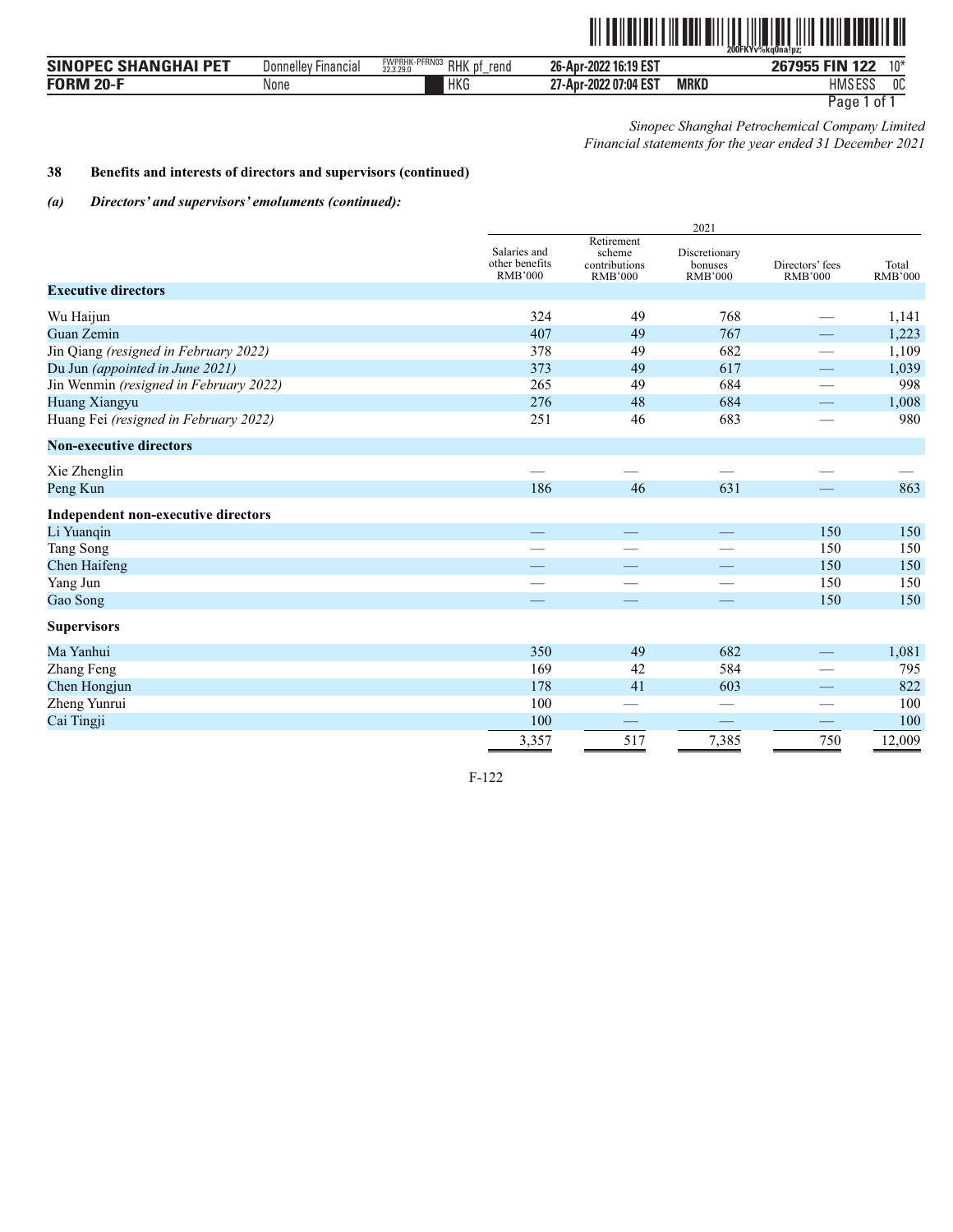*Sinopec Shanghai Petrochemical Company Limited*
*Financial statements for the year ended 31 December 2021*

**38 Benefits and interests of directors and supervisors (continued)**

***(a) Directors' and supervisors' emoluments (continued):***

| | 2021 | | | | |
|---|---|---|---|---|---|
| | Salaries and other benefits RMB'000 | Retirement scheme contributions RMB'000 | Discretionary bonuses RMB'000 | Directors' fees RMB'000 | Total RMB'000 |
| **Executive directors** | | | | | |
| Wu Haijun | 324 | 49 | 768 | — | 1,141 |
| Guan Zemin | 407 | 49 | 767 | — | 1,223 |
| Jin Qiang *(resigned in February 2022)* | 378 | 49 | 682 | — | 1,109 |
| Du Jun *(appointed in June 2021)* | 373 | 49 | 617 | — | 1,039 |
| Jin Wenmin *(resigned in February 2022)* | 265 | 49 | 684 | — | 998 |
| Huang Xiangyu | 276 | 48 | 684 | — | 1,008 |
| Huang Fei *(resigned in February 2022)* | 251 | 46 | 683 | — | 980 |
| **Non-executive directors** | | | | | |
| Xie Zhenglin | — | — | — | — | — |
| Peng Kun | 186 | 46 | 631 | — | 863 |
| **Independent non-executive directors** | | | | | |
| Li Yuanqin | — | — | — | 150 | 150 |
| Tang Song | — | — | — | 150 | 150 |
| Chen Haifeng | — | — | — | 150 | 150 |
| Yang Jun | — | — | — | 150 | 150 |
| Gao Song | — | — | — | 150 | 150 |
| **Supervisors** | | | | | |
| Ma Yanhui | 350 | 49 | 682 | — | 1,081 |
| Zhang Feng | 169 | 42 | 584 | — | 795 |
| Chen Hongjun | 178 | 41 | 603 | — | 822 |
| Zheng Yunrui | 100 | — | — | — | 100 |
| Cai Tingji | 100 | — | — | — | 100 |
| | 3,357 | 517 | 7,385 | 750 | 12,009 |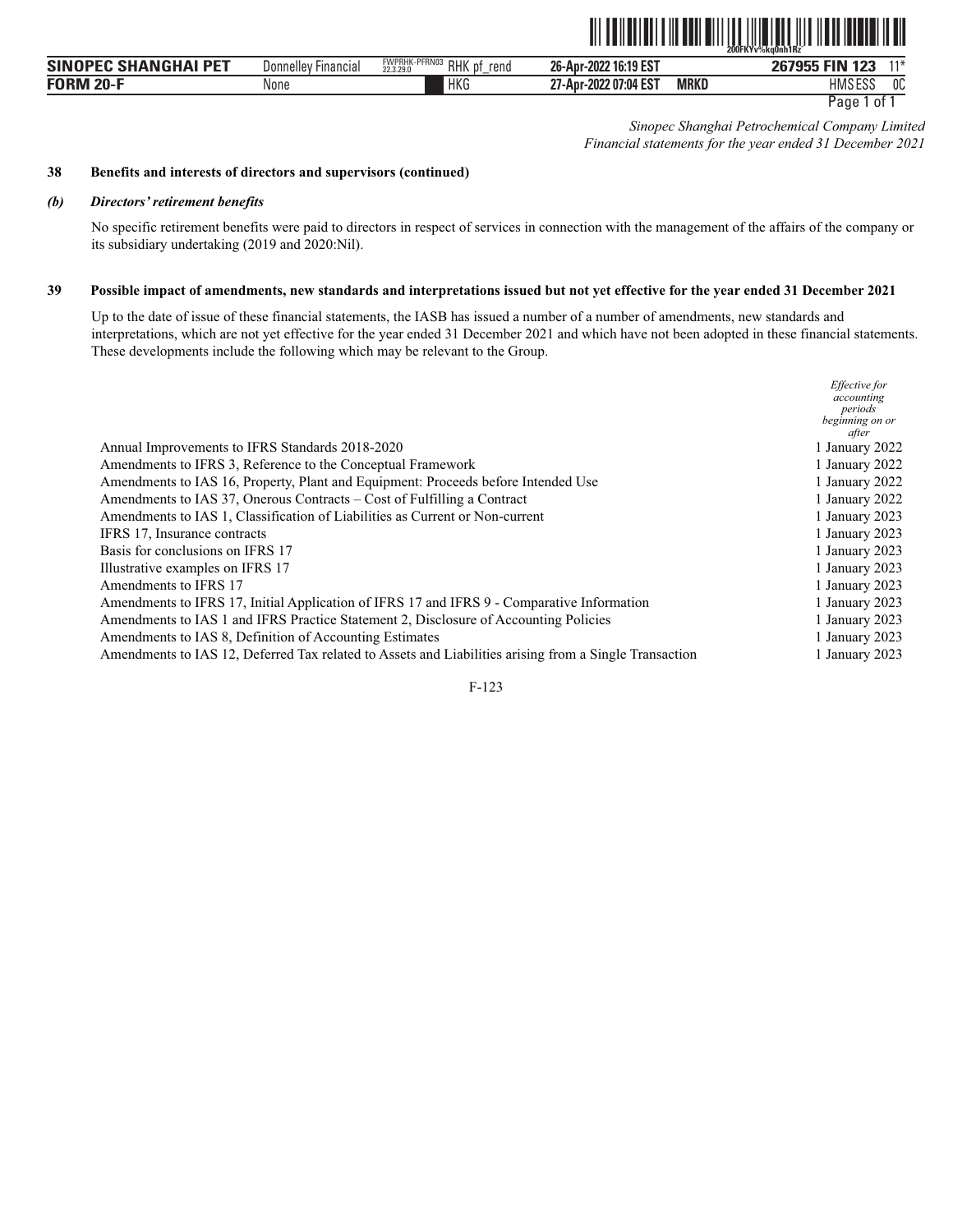*Sinopec Shanghai Petrochemical Company Limited*
*Financial statements for the year ended 31 December 2021*

## 38 Benefits and interests of directors and supervisors (continued)

### *(b) Directors' retirement benefits*

No specific retirement benefits were paid to directors in respect of services in connection with the management of the affairs of the company or its subsidiary undertaking (2019 and 2020:Nil).

## 39 Possible impact of amendments, new standards and interpretations issued but not yet effective for the year ended 31 December 2021

Up to the date of issue of these financial statements, the IASB has issued a number of a number of amendments, new standards and interpretations, which are not yet effective for the year ended 31 December 2021 and which have not been adopted in these financial statements. These developments include the following which may be relevant to the Group.

| | *Effective for accounting periods beginning on or after* |
|---|---|
| Annual Improvements to IFRS Standards 2018-2020 | 1 January 2022 |
| Amendments to IFRS 3, Reference to the Conceptual Framework | 1 January 2022 |
| Amendments to IAS 16, Property, Plant and Equipment: Proceeds before Intended Use | 1 January 2022 |
| Amendments to IAS 37, Onerous Contracts – Cost of Fulfilling a Contract | 1 January 2022 |
| Amendments to IAS 1, Classification of Liabilities as Current or Non-current | 1 January 2023 |
| IFRS 17, Insurance contracts | 1 January 2023 |
| Basis for conclusions on IFRS 17 | 1 January 2023 |
| Illustrative examples on IFRS 17 | 1 January 2023 |
| Amendments to IFRS 17 | 1 January 2023 |
| Amendments to IFRS 17, Initial Application of IFRS 17 and IFRS 9 - Comparative Information | 1 January 2023 |
| Amendments to IAS 1 and IFRS Practice Statement 2, Disclosure of Accounting Policies | 1 January 2023 |
| Amendments to IAS 8, Definition of Accounting Estimates | 1 January 2023 |
| Amendments to IAS 12, Deferred Tax related to Assets and Liabilities arising from a Single Transaction | 1 January 2023 |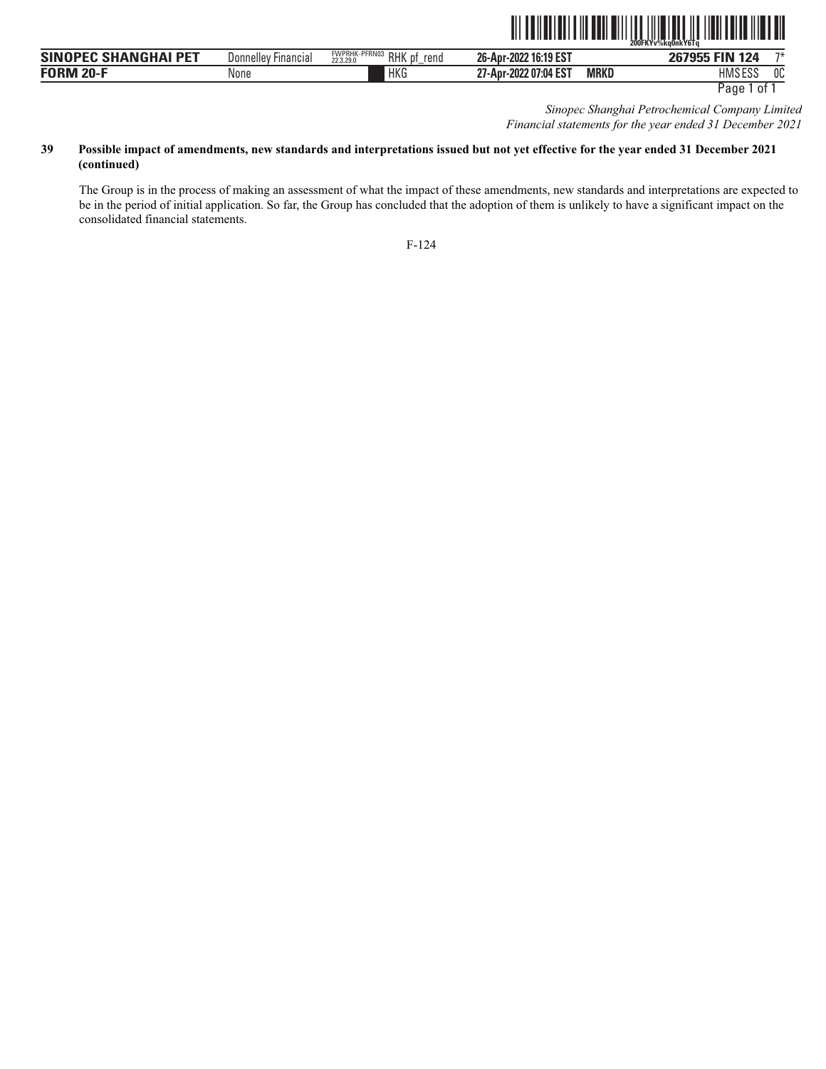## 39 Possible impact of amendments, new standards and interpretations issued but not yet effective for the year ended 31 December 2021 (continued)

The Group is in the process of making an assessment of what the impact of these amendments, new standards and interpretations are expected to be in the period of initial application. So far, the Group has concluded that the adoption of them is unlikely to have a significant impact on the consolidated financial statements.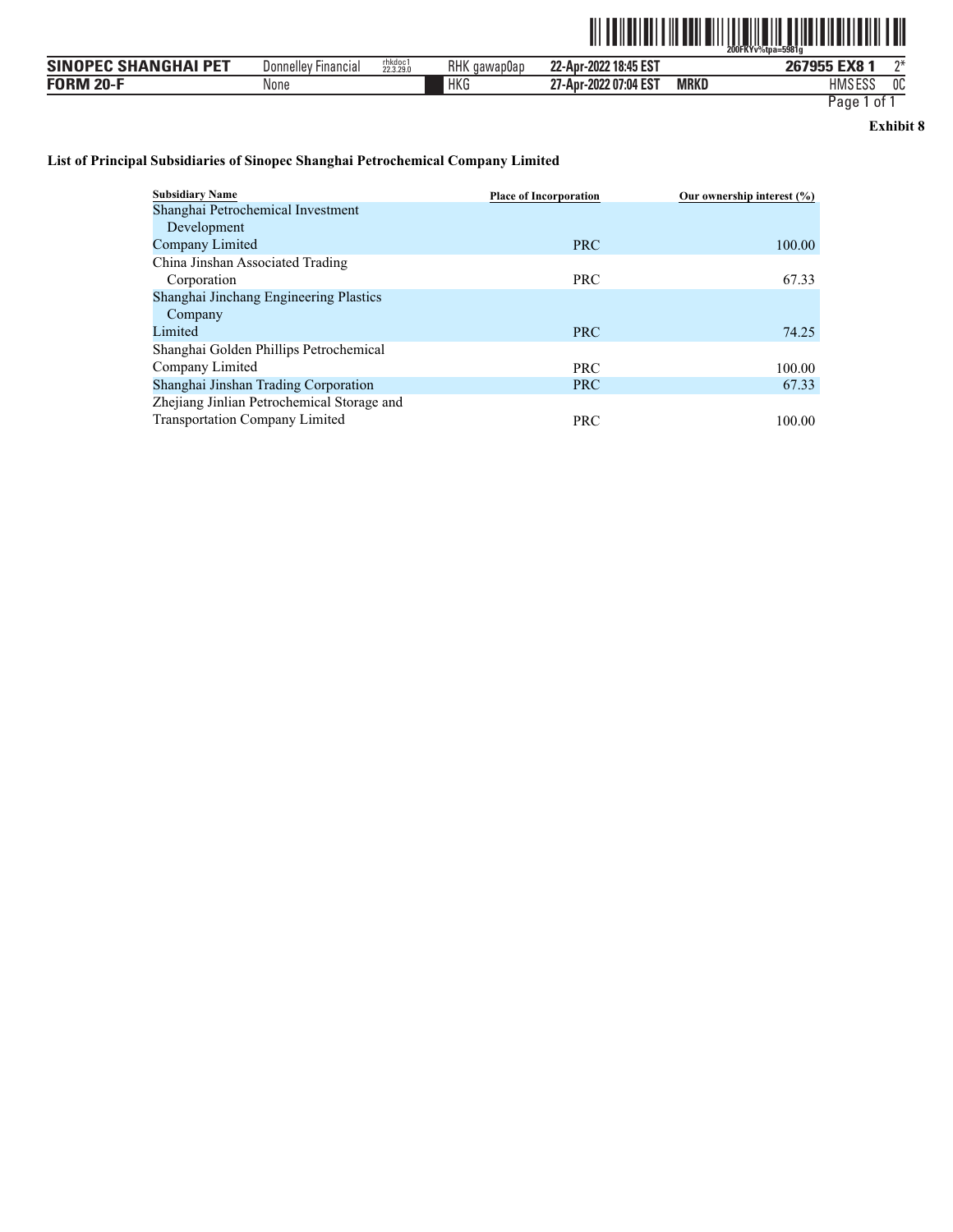**Exhibit 8**

**List of Principal Subsidiaries of Sinopec Shanghai Petrochemical Company Limited**

| Subsidiary Name | Place of Incorporation | Our ownership interest (%) |
|---|---|---|
| Shanghai Petrochemical Investment Development Company Limited | PRC | 100.00 |
| China Jinshan Associated Trading Corporation | PRC | 67.33 |
| Shanghai Jinchang Engineering Plastics Company Limited | PRC | 74.25 |
| Shanghai Golden Phillips Petrochemical Company Limited | PRC | 100.00 |
| Shanghai Jinshan Trading Corporation | PRC | 67.33 |
| Zhejiang Jinlian Petrochemical Storage and Transportation Company Limited | PRC | 100.00 |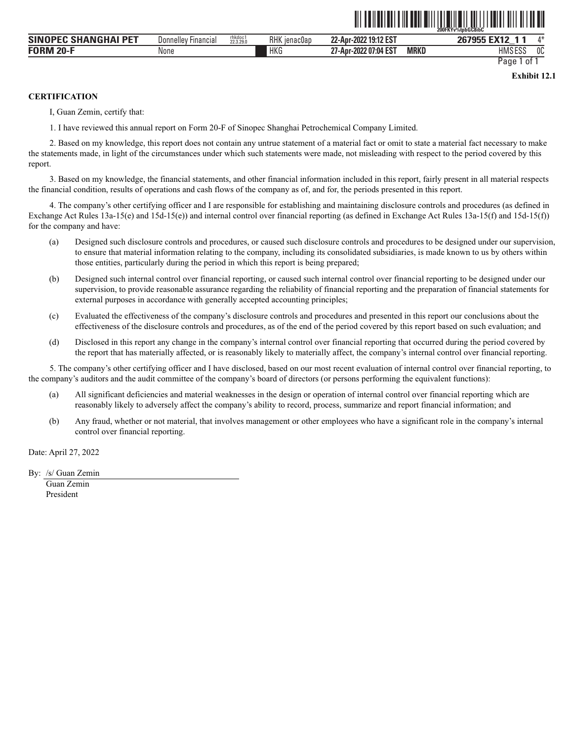Exhibit 12.1

**CERTIFICATION**

I, Guan Zemin, certify that:

1. I have reviewed this annual report on Form 20-F of Sinopec Shanghai Petrochemical Company Limited.

2. Based on my knowledge, this report does not contain any untrue statement of a material fact or omit to state a material fact necessary to make the statements made, in light of the circumstances under which such statements were made, not misleading with respect to the period covered by this report.

3. Based on my knowledge, the financial statements, and other financial information included in this report, fairly present in all material respects the financial condition, results of operations and cash flows of the company as of, and for, the periods presented in this report.

4. The company's other certifying officer and I are responsible for establishing and maintaining disclosure controls and procedures (as defined in Exchange Act Rules 13a-15(e) and 15d-15(e)) and internal control over financial reporting (as defined in Exchange Act Rules 13a-15(f) and 15d-15(f)) for the company and have:

(a) Designed such disclosure controls and procedures, or caused such disclosure controls and procedures to be designed under our supervision, to ensure that material information relating to the company, including its consolidated subsidiaries, is made known to us by others within those entities, particularly during the period in which this report is being prepared;

(b) Designed such internal control over financial reporting, or caused such internal control over financial reporting to be designed under our supervision, to provide reasonable assurance regarding the reliability of financial reporting and the preparation of financial statements for external purposes in accordance with generally accepted accounting principles;

(c) Evaluated the effectiveness of the company's disclosure controls and procedures and presented in this report our conclusions about the effectiveness of the disclosure controls and procedures, as of the end of the period covered by this report based on such evaluation; and

(d) Disclosed in this report any change in the company's internal control over financial reporting that occurred during the period covered by the report that has materially affected, or is reasonably likely to materially affect, the company's internal control over financial reporting.

5. The company's other certifying officer and I have disclosed, based on our most recent evaluation of internal control over financial reporting, to the company's auditors and the audit committee of the company's board of directors (or persons performing the equivalent functions):

(a) All significant deficiencies and material weaknesses in the design or operation of internal control over financial reporting which are reasonably likely to adversely affect the company's ability to record, process, summarize and report financial information; and

(b) Any fraud, whether or not material, that involves management or other employees who have a significant role in the company's internal control over financial reporting.

Date: April 27, 2022

By: /s/ Guan Zemin
Guan Zemin
President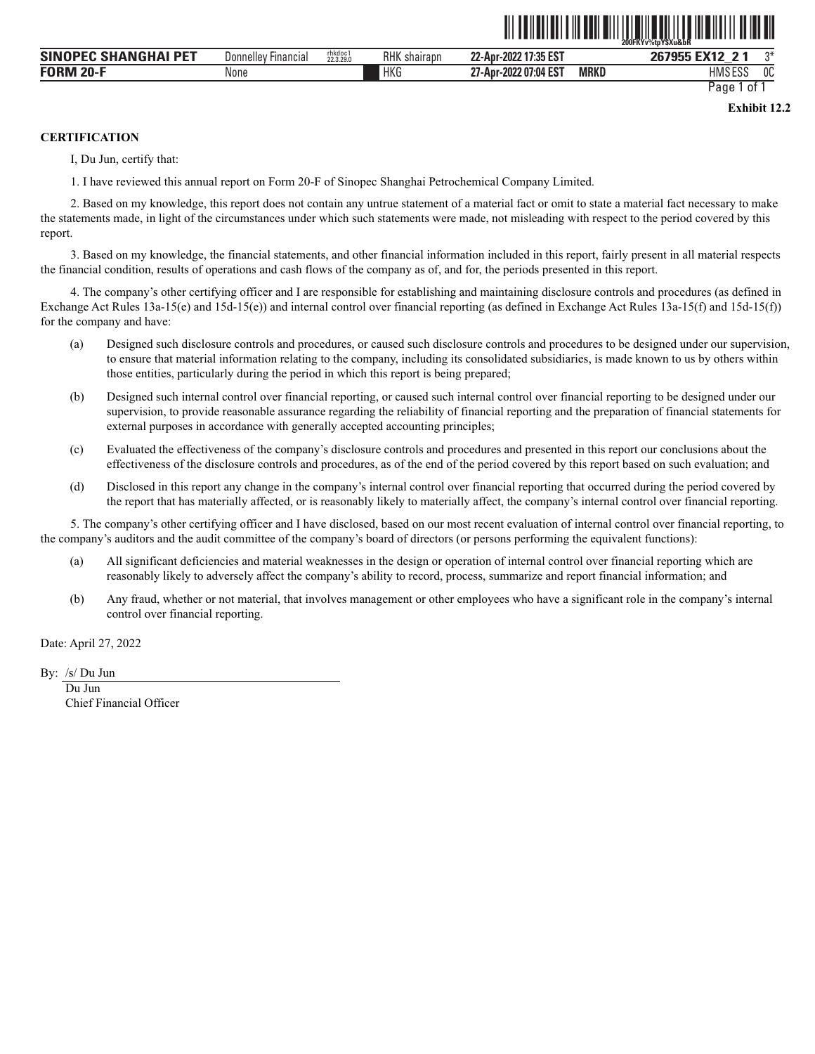**Exhibit 12.2**

**CERTIFICATION**

I, Du Jun, certify that:

1. I have reviewed this annual report on Form 20-F of Sinopec Shanghai Petrochemical Company Limited.

2. Based on my knowledge, this report does not contain any untrue statement of a material fact or omit to state a material fact necessary to make the statements made, in light of the circumstances under which such statements were made, not misleading with respect to the period covered by this report.

3. Based on my knowledge, the financial statements, and other financial information included in this report, fairly present in all material respects the financial condition, results of operations and cash flows of the company as of, and for, the periods presented in this report.

4. The company's other certifying officer and I are responsible for establishing and maintaining disclosure controls and procedures (as defined in Exchange Act Rules 13a-15(e) and 15d-15(e)) and internal control over financial reporting (as defined in Exchange Act Rules 13a-15(f) and 15d-15(f)) for the company and have:

(a) Designed such disclosure controls and procedures, or caused such disclosure controls and procedures to be designed under our supervision, to ensure that material information relating to the company, including its consolidated subsidiaries, is made known to us by others within those entities, particularly during the period in which this report is being prepared;

(b) Designed such internal control over financial reporting, or caused such internal control over financial reporting to be designed under our supervision, to provide reasonable assurance regarding the reliability of financial reporting and the preparation of financial statements for external purposes in accordance with generally accepted accounting principles;

(c) Evaluated the effectiveness of the company's disclosure controls and procedures and presented in this report our conclusions about the effectiveness of the disclosure controls and procedures, as of the end of the period covered by this report based on such evaluation; and

(d) Disclosed in this report any change in the company's internal control over financial reporting that occurred during the period covered by the report that has materially affected, or is reasonably likely to materially affect, the company's internal control over financial reporting.

5. The company's other certifying officer and I have disclosed, based on our most recent evaluation of internal control over financial reporting, to the company's auditors and the audit committee of the company's board of directors (or persons performing the equivalent functions):

(a) All significant deficiencies and material weaknesses in the design or operation of internal control over financial reporting which are reasonably likely to adversely affect the company's ability to record, process, summarize and report financial information; and

(b) Any fraud, whether or not material, that involves management or other employees who have a significant role in the company's internal control over financial reporting.

Date: April 27, 2022

By: /s/ Du Jun

Du Jun
Chief Financial Officer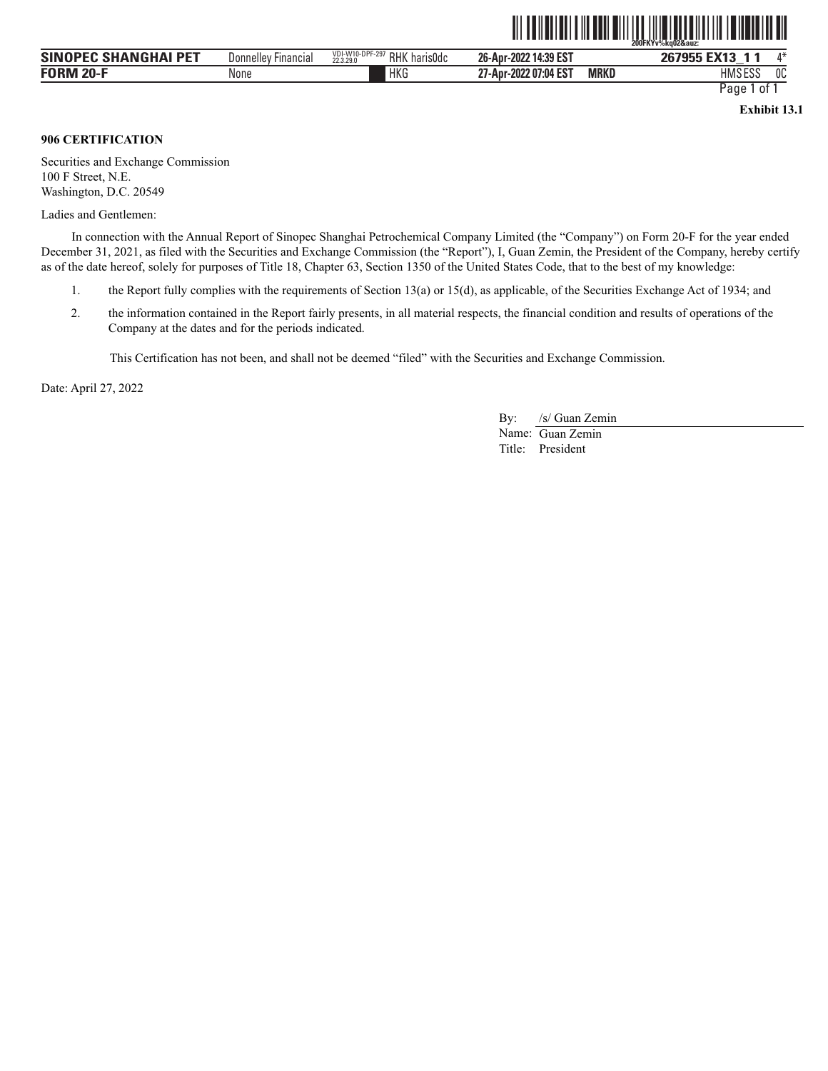**Exhibit 13.1**

**906 CERTIFICATION**

Securities and Exchange Commission
100 F Street, N.E.
Washington, D.C. 20549

Ladies and Gentlemen:

In connection with the Annual Report of Sinopec Shanghai Petrochemical Company Limited (the "Company") on Form 20-F for the year ended December 31, 2021, as filed with the Securities and Exchange Commission (the "Report"), I, Guan Zemin, the President of the Company, hereby certify as of the date hereof, solely for purposes of Title 18, Chapter 63, Section 1350 of the United States Code, that to the best of my knowledge:

1. the Report fully complies with the requirements of Section 13(a) or 15(d), as applicable, of the Securities Exchange Act of 1934; and
2. the information contained in the Report fairly presents, in all material respects, the financial condition and results of operations of the Company at the dates and for the periods indicated.

This Certification has not been, and shall not be deemed "filed" with the Securities and Exchange Commission.

Date: April 27, 2022

By: /s/ Guan Zemin
Name: Guan Zemin
Title: President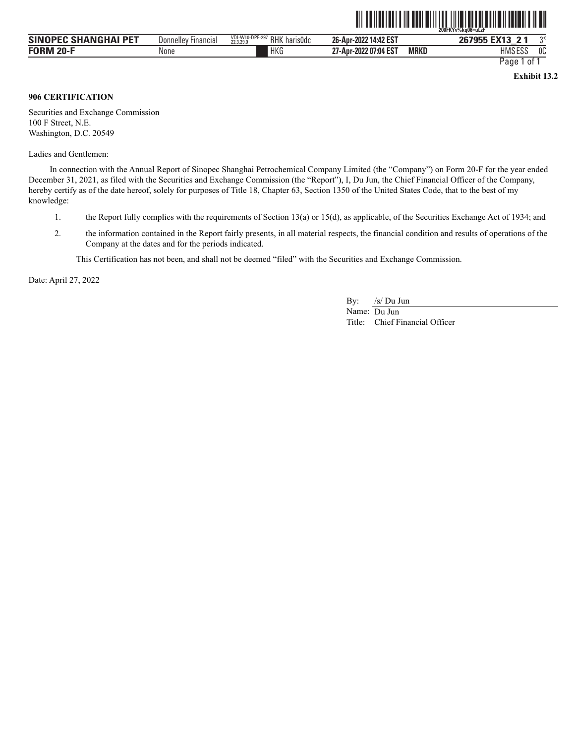**Exhibit 13.2**

**906 CERTIFICATION**

Securities and Exchange Commission
100 F Street, N.E.
Washington, D.C. 20549

Ladies and Gentlemen:

In connection with the Annual Report of Sinopec Shanghai Petrochemical Company Limited (the "Company") on Form 20-F for the year ended December 31, 2021, as filed with the Securities and Exchange Commission (the "Report"), I, Du Jun, the Chief Financial Officer of the Company, hereby certify as of the date hereof, solely for purposes of Title 18, Chapter 63, Section 1350 of the United States Code, that to the best of my knowledge:

1. the Report fully complies with the requirements of Section 13(a) or 15(d), as applicable, of the Securities Exchange Act of 1934; and
2. the information contained in the Report fairly presents, in all material respects, the financial condition and results of operations of the Company at the dates and for the periods indicated.

This Certification has not been, and shall not be deemed "filed" with the Securities and Exchange Commission.

Date: April 27, 2022

By: /s/ Du Jun
Name: Du Jun
Title: Chief Financial Officer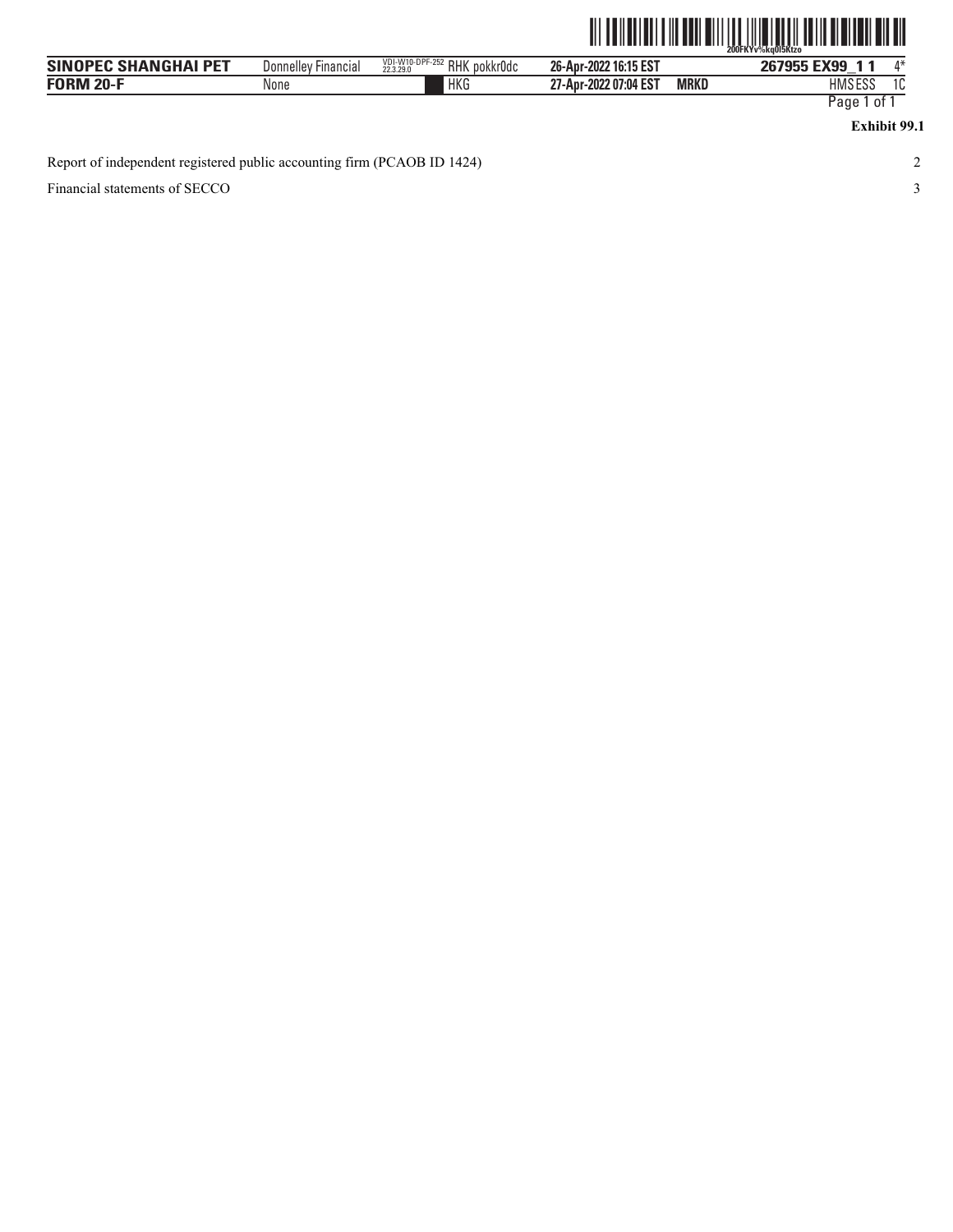**Exhibit 99.1**

| | |
|---|---|
| Report of independent registered public accounting firm (PCAOB ID 1424) | 2 |
| Financial statements of SECCO | 3 |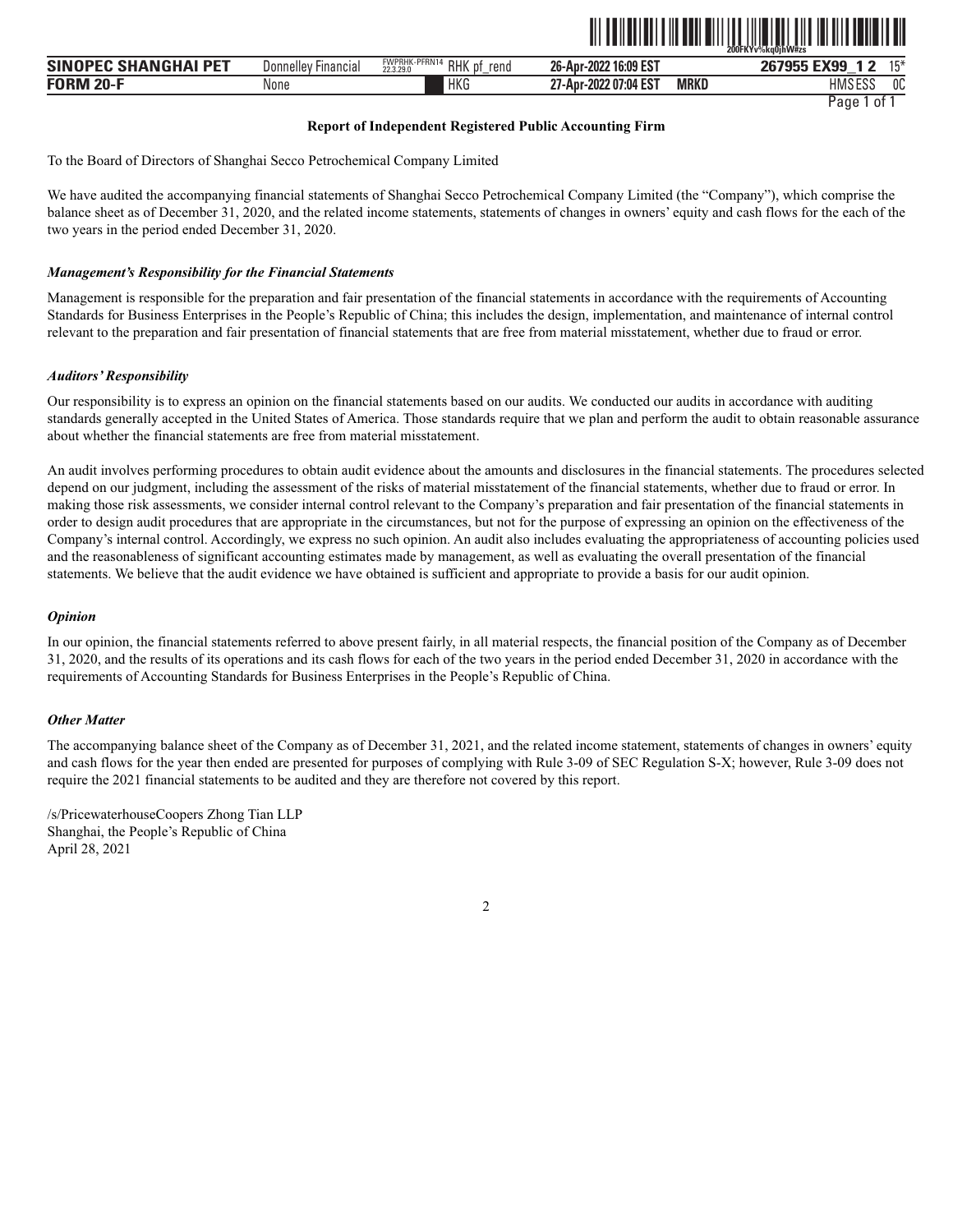## Report of Independent Registered Public Accounting Firm

To the Board of Directors of Shanghai Secco Petrochemical Company Limited

We have audited the accompanying financial statements of Shanghai Secco Petrochemical Company Limited (the "Company"), which comprise the balance sheet as of December 31, 2020, and the related income statements, statements of changes in owners' equity and cash flows for the each of the two years in the period ended December 31, 2020.

### *Management's Responsibility for the Financial Statements*

Management is responsible for the preparation and fair presentation of the financial statements in accordance with the requirements of Accounting Standards for Business Enterprises in the People's Republic of China; this includes the design, implementation, and maintenance of internal control relevant to the preparation and fair presentation of financial statements that are free from material misstatement, whether due to fraud or error.

### *Auditors' Responsibility*

Our responsibility is to express an opinion on the financial statements based on our audits. We conducted our audits in accordance with auditing standards generally accepted in the United States of America. Those standards require that we plan and perform the audit to obtain reasonable assurance about whether the financial statements are free from material misstatement.

An audit involves performing procedures to obtain audit evidence about the amounts and disclosures in the financial statements. The procedures selected depend on our judgment, including the assessment of the risks of material misstatement of the financial statements, whether due to fraud or error. In making those risk assessments, we consider internal control relevant to the Company's preparation and fair presentation of the financial statements in order to design audit procedures that are appropriate in the circumstances, but not for the purpose of expressing an opinion on the effectiveness of the Company's internal control. Accordingly, we express no such opinion. An audit also includes evaluating the appropriateness of accounting policies used and the reasonableness of significant accounting estimates made by management, as well as evaluating the overall presentation of the financial statements. We believe that the audit evidence we have obtained is sufficient and appropriate to provide a basis for our audit opinion.

### *Opinion*

In our opinion, the financial statements referred to above present fairly, in all material respects, the financial position of the Company as of December 31, 2020, and the results of its operations and its cash flows for each of the two years in the period ended December 31, 2020 in accordance with the requirements of Accounting Standards for Business Enterprises in the People's Republic of China.

### *Other Matter*

The accompanying balance sheet of the Company as of December 31, 2021, and the related income statement, statements of changes in owners' equity and cash flows for the year then ended are presented for purposes of complying with Rule 3-09 of SEC Regulation S-X; however, Rule 3-09 does not require the 2021 financial statements to be audited and they are therefore not covered by this report.

/s/PricewaterhouseCoopers Zhong Tian LLP
Shanghai, the People's Republic of China
April 28, 2021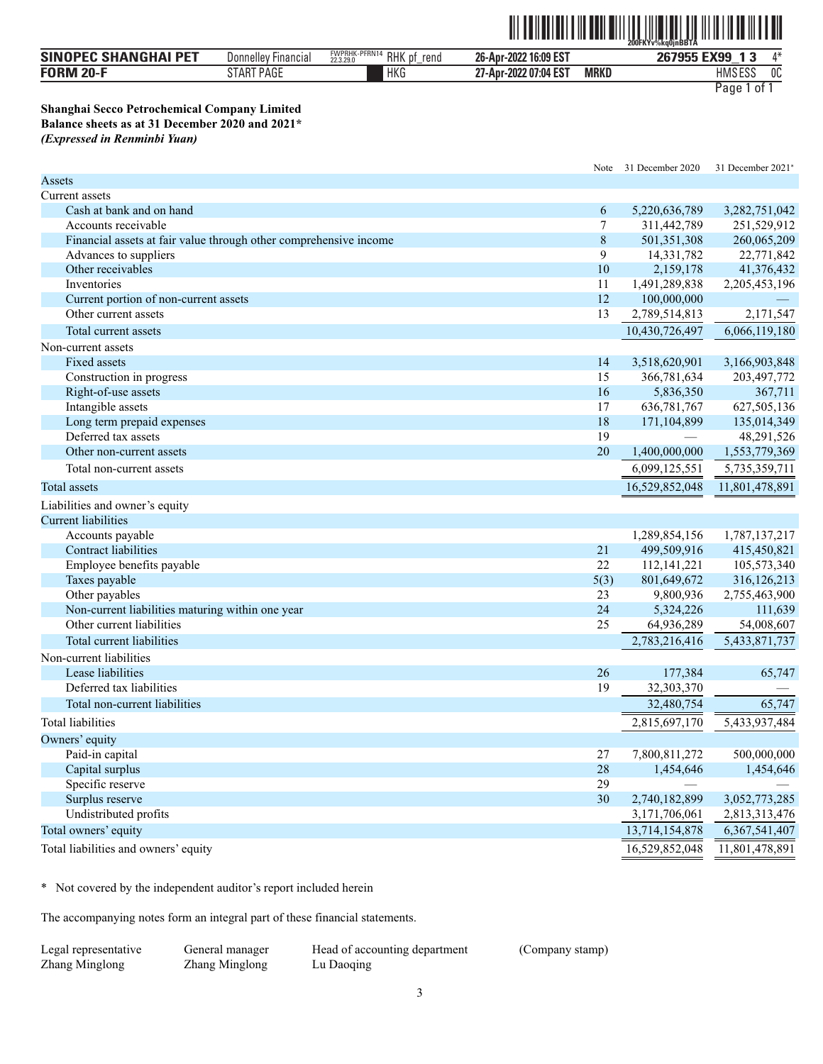**Shanghai Secco Petrochemical Company Limited**
**Balance sheets as at 31 December 2020 and 2021***
***(Expressed in Renminbi Yuan)***

| | Note | 31 December 2020 | 31 December 2021* |
|---|---|---|---|
| Assets | | | |
| Current assets | | | |
| Cash at bank and on hand | 6 | 5,220,636,789 | 3,282,751,042 |
| Accounts receivable | 7 | 311,442,789 | 251,529,912 |
| Financial assets at fair value through other comprehensive income | 8 | 501,351,308 | 260,065,209 |
| Advances to suppliers | 9 | 14,331,782 | 22,771,842 |
| Other receivables | 10 | 2,159,178 | 41,376,432 |
| Inventories | 11 | 1,491,289,838 | 2,205,453,196 |
| Current portion of non-current assets | 12 | 100,000,000 | — |
| Other current assets | 13 | 2,789,514,813 | 2,171,547 |
| Total current assets | | 10,430,726,497 | 6,066,119,180 |
| Non-current assets | | | |
| Fixed assets | 14 | 3,518,620,901 | 3,166,903,848 |
| Construction in progress | 15 | 366,781,634 | 203,497,772 |
| Right-of-use assets | 16 | 5,836,350 | 367,711 |
| Intangible assets | 17 | 636,781,767 | 627,505,136 |
| Long term prepaid expenses | 18 | 171,104,899 | 135,014,349 |
| Deferred tax assets | 19 | — | 48,291,526 |
| Other non-current assets | 20 | 1,400,000,000 | 1,553,779,369 |
| Total non-current assets | | 6,099,125,551 | 5,735,359,711 |
| Total assets | | 16,529,852,048 | 11,801,478,891 |
| Liabilities and owner's equity | | | |
| Current liabilities | | | |
| Accounts payable | | 1,289,854,156 | 1,787,137,217 |
| Contract liabilities | 21 | 499,509,916 | 415,450,821 |
| Employee benefits payable | 22 | 112,141,221 | 105,573,340 |
| Taxes payable | 5(3) | 801,649,672 | 316,126,213 |
| Other payables | 23 | 9,800,936 | 2,755,463,900 |
| Non-current liabilities maturing within one year | 24 | 5,324,226 | 111,639 |
| Other current liabilities | 25 | 64,936,289 | 54,008,607 |
| Total current liabilities | | 2,783,216,416 | 5,433,871,737 |
| Non-current liabilities | | | |
| Lease liabilities | 26 | 177,384 | 65,747 |
| Deferred tax liabilities | 19 | 32,303,370 | — |
| Total non-current liabilities | | 32,480,754 | 65,747 |
| Total liabilities | | 2,815,697,170 | 5,433,937,484 |
| Owners' equity | | | |
| Paid-in capital | 27 | 7,800,811,272 | 500,000,000 |
| Capital surplus | 28 | 1,454,646 | 1,454,646 |
| Specific reserve | 29 | — | — |
| Surplus reserve | 30 | 2,740,182,899 | 3,052,773,285 |
| Undistributed profits | | 3,171,706,061 | 2,813,313,476 |
| Total owners' equity | | 13,714,154,878 | 6,367,541,407 |
| Total liabilities and owners' equity | | 16,529,852,048 | 11,801,478,891 |

\* Not covered by the independent auditor's report included herein

The accompanying notes form an integral part of these financial statements.

| Legal representative | General manager | Head of accounting department | (Company stamp) |
|---|---|---|---|
| Zhang Minglong | Zhang Minglong | Lu Daoqing | |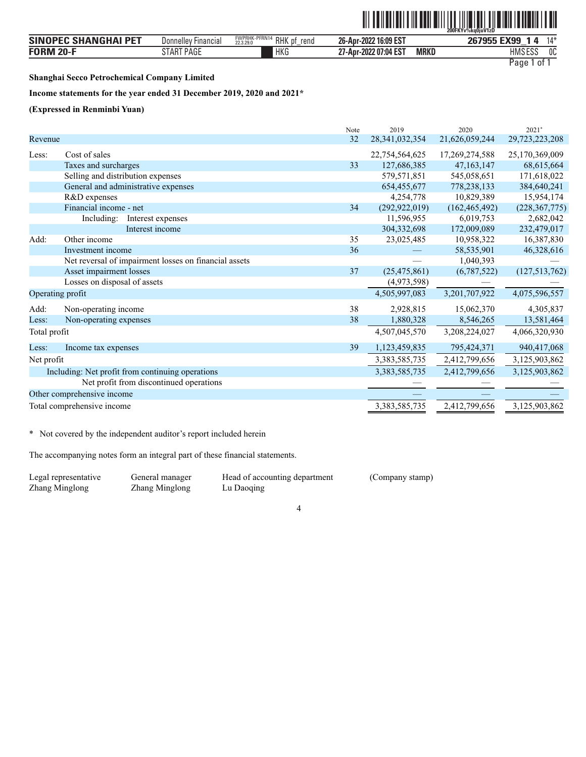**Shanghai Secco Petrochemical Company Limited**

**Income statements for the year ended 31 December 2019, 2020 and 2021***

**(Expressed in Renminbi Yuan)**

| | Note | 2019 | 2020 | 2021* |
|---|---|---|---|---|
| Revenue | 32 | 28,341,032,354 | 21,626,059,244 | 29,723,223,208 |
| Less: Cost of sales | | 22,754,564,625 | 17,269,274,588 | 25,170,369,009 |
| Taxes and surcharges | 33 | 127,686,385 | 47,163,147 | 68,615,664 |
| Selling and distribution expenses | | 579,571,851 | 545,058,651 | 171,618,022 |
| General and administrative expenses | | 654,455,677 | 778,238,133 | 384,640,241 |
| R&D expenses | | 4,254,778 | 10,829,389 | 15,954,174 |
| Financial income - net | 34 | (292,922,019) | (162,465,492) | (228,367,775) |
| Including: Interest expenses | | 11,596,955 | 6,019,753 | 2,682,042 |
| Interest income | | 304,332,698 | 172,009,089 | 232,479,017 |
| Add: Other income | 35 | 23,025,485 | 10,958,322 | 16,387,830 |
| Investment income | 36 | — | 58,535,901 | 46,328,616 |
| Net reversal of impairment losses on financial assets | | — | 1,040,393 | — |
| Asset impairment losses | 37 | (25,475,861) | (6,787,522) | (127,513,762) |
| Losses on disposal of assets | | (4,973,598) | — | — |
| Operating profit | | 4,505,997,083 | 3,201,707,922 | 4,075,596,557 |
| Add: Non-operating income | 38 | 2,928,815 | 15,062,370 | 4,305,837 |
| Less: Non-operating expenses | 38 | 1,880,328 | 8,546,265 | 13,581,464 |
| Total profit | | 4,507,045,570 | 3,208,224,027 | 4,066,320,930 |
| Less: Income tax expenses | 39 | 1,123,459,835 | 795,424,371 | 940,417,068 |
| Net profit | | 3,383,585,735 | 2,412,799,656 | 3,125,903,862 |
| Including: Net profit from continuing operations | | 3,383,585,735 | 2,412,799,656 | 3,125,903,862 |
| Net profit from discontinued operations | | — | — | — |
| Other comprehensive income | | — | — | — |
| Total comprehensive income | | 3,383,585,735 | 2,412,799,656 | 3,125,903,862 |

\* Not covered by the independent auditor's report included herein

The accompanying notes form an integral part of these financial statements.

| Legal representative | General manager | Head of accounting department | (Company stamp) |
|---|---|---|---|
| Zhang Minglong | Zhang Minglong | Lu Daoqing | |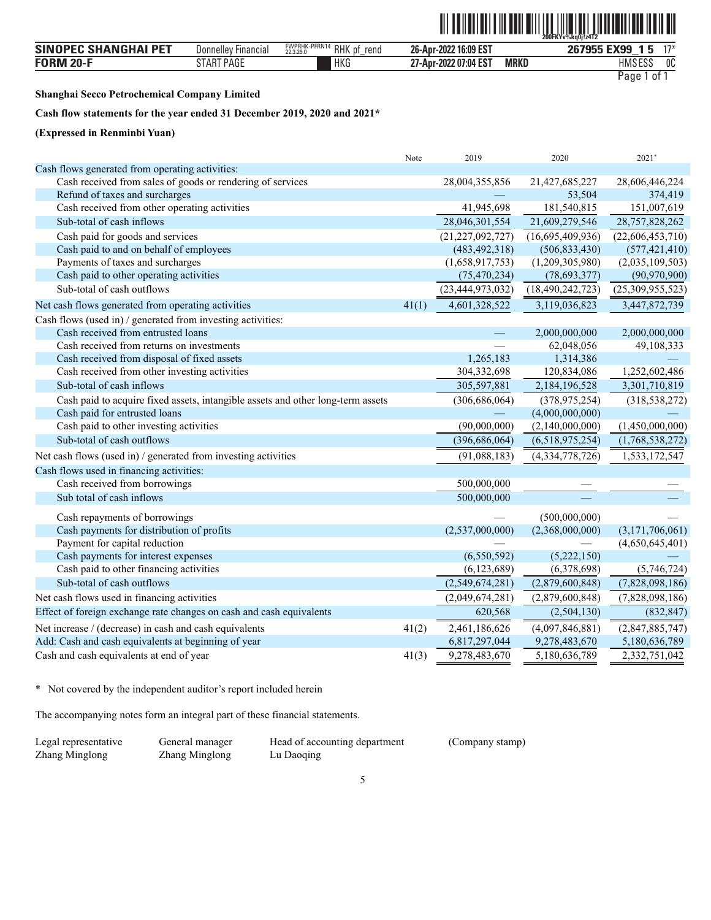**Shanghai Secco Petrochemical Company Limited**

**Cash flow statements for the year ended 31 December 2019, 2020 and 2021***

**(Expressed in Renminbi Yuan)**

| | Note | 2019 | 2020 | 2021* |
|---|---|---|---|---|
| Cash flows generated from operating activities: | | | | |
| Cash received from sales of goods or rendering of services | | 28,004,355,856 | 21,427,685,227 | 28,606,446,224 |
| Refund of taxes and surcharges | | — | 53,504 | 374,419 |
| Cash received from other operating activities | | 41,945,698 | 181,540,815 | 151,007,619 |
| Sub-total of cash inflows | | 28,046,301,554 | 21,609,279,546 | 28,757,828,262 |
| Cash paid for goods and services | | (21,227,092,727) | (16,695,409,936) | (22,606,453,710) |
| Cash paid to and on behalf of employees | | (483,492,318) | (506,833,430) | (577,421,410) |
| Payments of taxes and surcharges | | (1,658,917,753) | (1,209,305,980) | (2,035,109,503) |
| Cash paid to other operating activities | | (75,470,234) | (78,693,377) | (90,970,900) |
| Sub-total of cash outflows | | (23,444,973,032) | (18,490,242,723) | (25,309,955,523) |
| Net cash flows generated from operating activities | 41(1) | 4,601,328,522 | 3,119,036,823 | 3,447,872,739 |
| Cash flows (used in) / generated from investing activities: | | | | |
| Cash received from entrusted loans | | — | 2,000,000,000 | 2,000,000,000 |
| Cash received from returns on investments | | — | 62,048,056 | 49,108,333 |
| Cash received from disposal of fixed assets | | 1,265,183 | 1,314,386 | — |
| Cash received from other investing activities | | 304,332,698 | 120,834,086 | 1,252,602,486 |
| Sub-total of cash inflows | | 305,597,881 | 2,184,196,528 | 3,301,710,819 |
| Cash paid to acquire fixed assets, intangible assets and other long-term assets | | (306,686,064) | (378,975,254) | (318,538,272) |
| Cash paid for entrusted loans | | — | (4,000,000,000) | — |
| Cash paid to other investing activities | | (90,000,000) | (2,140,000,000) | (1,450,000,000) |
| Sub-total of cash outflows | | (396,686,064) | (6,518,975,254) | (1,768,538,272) |
| Net cash flows (used in) / generated from investing activities | | (91,088,183) | (4,334,778,726) | 1,533,172,547 |
| Cash flows used in financing activities: | | | | |
| Cash received from borrowings | | 500,000,000 | — | — |
| Sub total of cash inflows | | 500,000,000 | — | — |
| Cash repayments of borrowings | | — | (500,000,000) | — |
| Cash payments for distribution of profits | | (2,537,000,000) | (2,368,000,000) | (3,171,706,061) |
| Payment for capital reduction | | — | — | (4,650,645,401) |
| Cash payments for interest expenses | | (6,550,592) | (5,222,150) | — |
| Cash paid to other financing activities | | (6,123,689) | (6,378,698) | (5,746,724) |
| Sub-total of cash outflows | | (2,549,674,281) | (2,879,600,848) | (7,828,098,186) |
| Net cash flows used in financing activities | | (2,049,674,281) | (2,879,600,848) | (7,828,098,186) |
| Effect of foreign exchange rate changes on cash and cash equivalents | | 620,568 | (2,504,130) | (832,847) |
| Net increase / (decrease) in cash and cash equivalents | 41(2) | 2,461,186,626 | (4,097,846,881) | (2,847,885,747) |
| Add: Cash and cash equivalents at beginning of year | | 6,817,297,044 | 9,278,483,670 | 5,180,636,789 |
| Cash and cash equivalents at end of year | 41(3) | 9,278,483,670 | 5,180,636,789 | 2,332,751,042 |

\* Not covered by the independent auditor's report included herein

The accompanying notes form an integral part of these financial statements.

| Legal representative | General manager | Head of accounting department | (Company stamp) |
|---|---|---|---|
| Zhang Minglong | Zhang Minglong | Lu Daoqing | |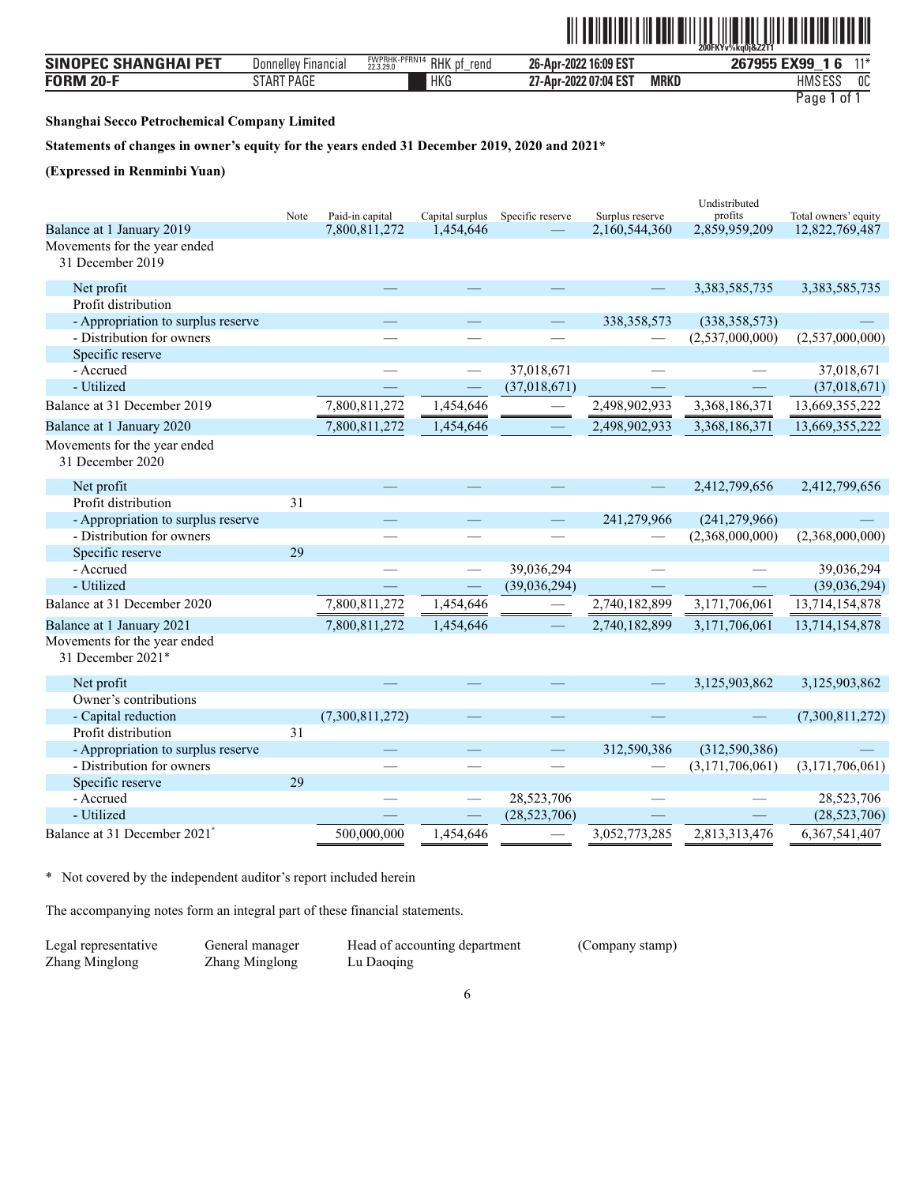**Shanghai Secco Petrochemical Company Limited**

**Statements of changes in owner's equity for the years ended 31 December 2019, 2020 and 2021***

**(Expressed in Renminbi Yuan)**

| | Note | Paid-in capital | Capital surplus | Specific reserve | Surplus reserve | Undistributed profits | Total owners' equity |
|---|---|---|---|---|---|---|---|
| Balance at 1 January 2019 | | 7,800,811,272 | 1,454,646 | — | 2,160,544,360 | 2,859,959,209 | 12,822,769,487 |
| Movements for the year ended 31 December 2019 | | | | | | | |
| Net profit | | — | — | — | — | 3,383,585,735 | 3,383,585,735 |
| Profit distribution | | | | | | | |
| - Appropriation to surplus reserve | | — | — | — | 338,358,573 | (338,358,573) | — |
| - Distribution for owners | | — | — | — | — | (2,537,000,000) | (2,537,000,000) |
| Specific reserve | | | | | | | |
| - Accrued | | — | — | 37,018,671 | — | — | 37,018,671 |
| - Utilized | | — | — | (37,018,671) | — | — | (37,018,671) |
| Balance at 31 December 2019 | | 7,800,811,272 | 1,454,646 | — | 2,498,902,933 | 3,368,186,371 | 13,669,355,222 |
| Balance at 1 January 2020 | | 7,800,811,272 | 1,454,646 | — | 2,498,902,933 | 3,368,186,371 | 13,669,355,222 |
| Movements for the year ended 31 December 2020 | | | | | | | |
| Net profit | | — | — | — | — | 2,412,799,656 | 2,412,799,656 |
| Profit distribution | 31 | | | | | | |
| - Appropriation to surplus reserve | | — | — | — | 241,279,966 | (241,279,966) | — |
| - Distribution for owners | | — | — | — | — | (2,368,000,000) | (2,368,000,000) |
| Specific reserve | 29 | | | | | | |
| - Accrued | | — | — | 39,036,294 | — | — | 39,036,294 |
| - Utilized | | — | — | (39,036,294) | — | — | (39,036,294) |
| Balance at 31 December 2020 | | 7,800,811,272 | 1,454,646 | — | 2,740,182,899 | 3,171,706,061 | 13,714,154,878 |
| Balance at 1 January 2021 | | 7,800,811,272 | 1,454,646 | — | 2,740,182,899 | 3,171,706,061 | 13,714,154,878 |
| Movements for the year ended 31 December 2021* | | | | | | | |
| Net profit | | — | — | — | — | 3,125,903,862 | 3,125,903,862 |
| Owner's contributions | | | | | | | |
| - Capital reduction | | (7,300,811,272) | — | — | — | — | (7,300,811,272) |
| Profit distribution | 31 | | | | | | |
| - Appropriation to surplus reserve | | — | — | — | 312,590,386 | (312,590,386) | — |
| - Distribution for owners | | — | — | — | — | (3,171,706,061) | (3,171,706,061) |
| Specific reserve | 29 | | | | | | |
| - Accrued | | — | — | 28,523,706 | — | — | 28,523,706 |
| - Utilized | | — | — | (28,523,706) | — | — | (28,523,706) |
| Balance at 31 December 2021* | | 500,000,000 | 1,454,646 | — | 3,052,773,285 | 2,813,313,476 | 6,367,541,407 |

\* Not covered by the independent auditor's report included herein

The accompanying notes form an integral part of these financial statements.

| Legal representative | General manager | Head of accounting department | (Company stamp) |
|---|---|---|---|
| Zhang Minglong | Zhang Minglong | Lu Daoqing | |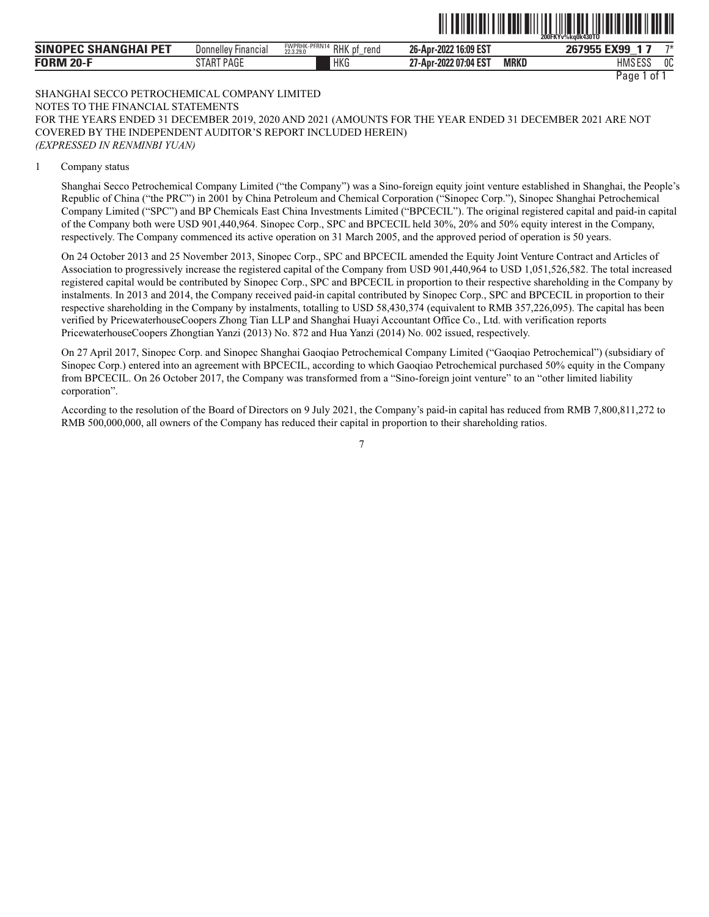SHANGHAI SECCO PETROCHEMICAL COMPANY LIMITED
NOTES TO THE FINANCIAL STATEMENTS
FOR THE YEARS ENDED 31 DECEMBER 2019, 2020 AND 2021 (AMOUNTS FOR THE YEAR ENDED 31 DECEMBER 2021 ARE NOT COVERED BY THE INDEPENDENT AUDITOR'S REPORT INCLUDED HEREIN)
*(EXPRESSED IN RENMINBI YUAN)*

1 Company status

Shanghai Secco Petrochemical Company Limited ("the Company") was a Sino-foreign equity joint venture established in Shanghai, the People's Republic of China ("the PRC") in 2001 by China Petroleum and Chemical Corporation ("Sinopec Corp."), Sinopec Shanghai Petrochemical Company Limited ("SPC") and BP Chemicals East China Investments Limited ("BPCECIL"). The original registered capital and paid-in capital of the Company both were USD 901,440,964. Sinopec Corp., SPC and BPCECIL held 30%, 20% and 50% equity interest in the Company, respectively. The Company commenced its active operation on 31 March 2005, and the approved period of operation is 50 years.

On 24 October 2013 and 25 November 2013, Sinopec Corp., SPC and BPCECIL amended the Equity Joint Venture Contract and Articles of Association to progressively increase the registered capital of the Company from USD 901,440,964 to USD 1,051,526,582. The total increased registered capital would be contributed by Sinopec Corp., SPC and BPCECIL in proportion to their respective shareholding in the Company by instalments. In 2013 and 2014, the Company received paid-in capital contributed by Sinopec Corp., SPC and BPCECIL in proportion to their respective shareholding in the Company by instalments, totalling to USD 58,430,374 (equivalent to RMB 357,226,095). The capital has been verified by PricewaterhouseCoopers Zhong Tian LLP and Shanghai Huayi Accountant Office Co., Ltd. with verification reports PricewaterhouseCoopers Zhongtian Yanzi (2013) No. 872 and Hua Yanzi (2014) No. 002 issued, respectively.

On 27 April 2017, Sinopec Corp. and Sinopec Shanghai Gaoqiao Petrochemical Company Limited ("Gaoqiao Petrochemical") (subsidiary of Sinopec Corp.) entered into an agreement with BPCECIL, according to which Gaoqiao Petrochemical purchased 50% equity in the Company from BPCECIL. On 26 October 2017, the Company was transformed from a "Sino-foreign joint venture" to an "other limited liability corporation".

According to the resolution of the Board of Directors on 9 July 2021, the Company's paid-in capital has reduced from RMB 7,800,811,272 to RMB 500,000,000, all owners of the Company has reduced their capital in proportion to their shareholding ratios.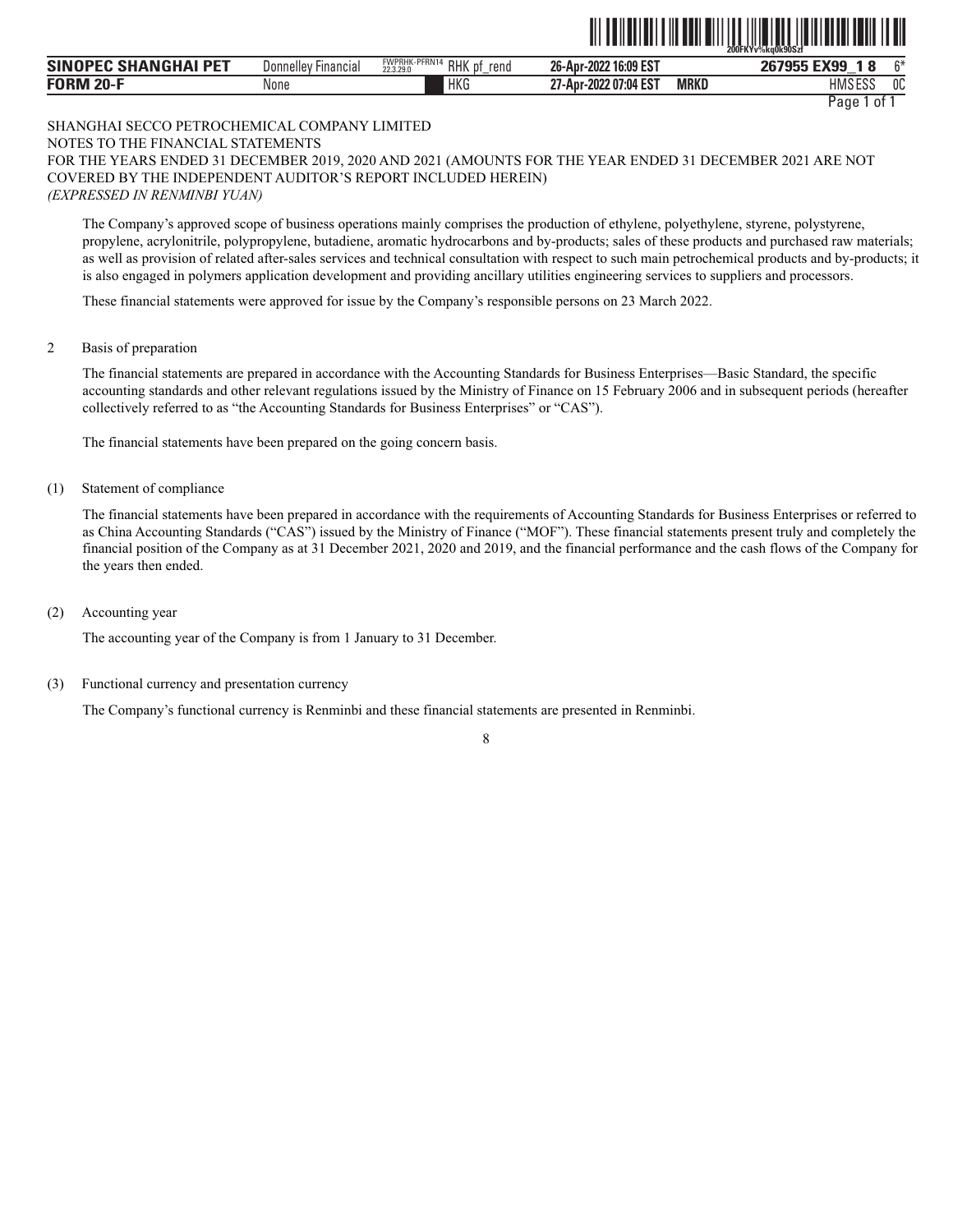SHANGHAI SECCO PETROCHEMICAL COMPANY LIMITED
NOTES TO THE FINANCIAL STATEMENTS
FOR THE YEARS ENDED 31 DECEMBER 2019, 2020 AND 2021 (AMOUNTS FOR THE YEAR ENDED 31 DECEMBER 2021 ARE NOT COVERED BY THE INDEPENDENT AUDITOR'S REPORT INCLUDED HEREIN)
*(EXPRESSED IN RENMINBI YUAN)*

The Company's approved scope of business operations mainly comprises the production of ethylene, polyethylene, styrene, polystyrene, propylene, acrylonitrile, polypropylene, butadiene, aromatic hydrocarbons and by-products; sales of these products and purchased raw materials; as well as provision of related after-sales services and technical consultation with respect to such main petrochemical products and by-products; it is also engaged in polymers application development and providing ancillary utilities engineering services to suppliers and processors.

These financial statements were approved for issue by the Company's responsible persons on 23 March 2022.

2 Basis of preparation

The financial statements are prepared in accordance with the Accounting Standards for Business Enterprises—Basic Standard, the specific accounting standards and other relevant regulations issued by the Ministry of Finance on 15 February 2006 and in subsequent periods (hereafter collectively referred to as "the Accounting Standards for Business Enterprises" or "CAS").

The financial statements have been prepared on the going concern basis.

(1) Statement of compliance

The financial statements have been prepared in accordance with the requirements of Accounting Standards for Business Enterprises or referred to as China Accounting Standards ("CAS") issued by the Ministry of Finance ("MOF"). These financial statements present truly and completely the financial position of the Company as at 31 December 2021, 2020 and 2019, and the financial performance and the cash flows of the Company for the years then ended.

(2) Accounting year

The accounting year of the Company is from 1 January to 31 December.

(3) Functional currency and presentation currency

The Company's functional currency is Renminbi and these financial statements are presented in Renminbi.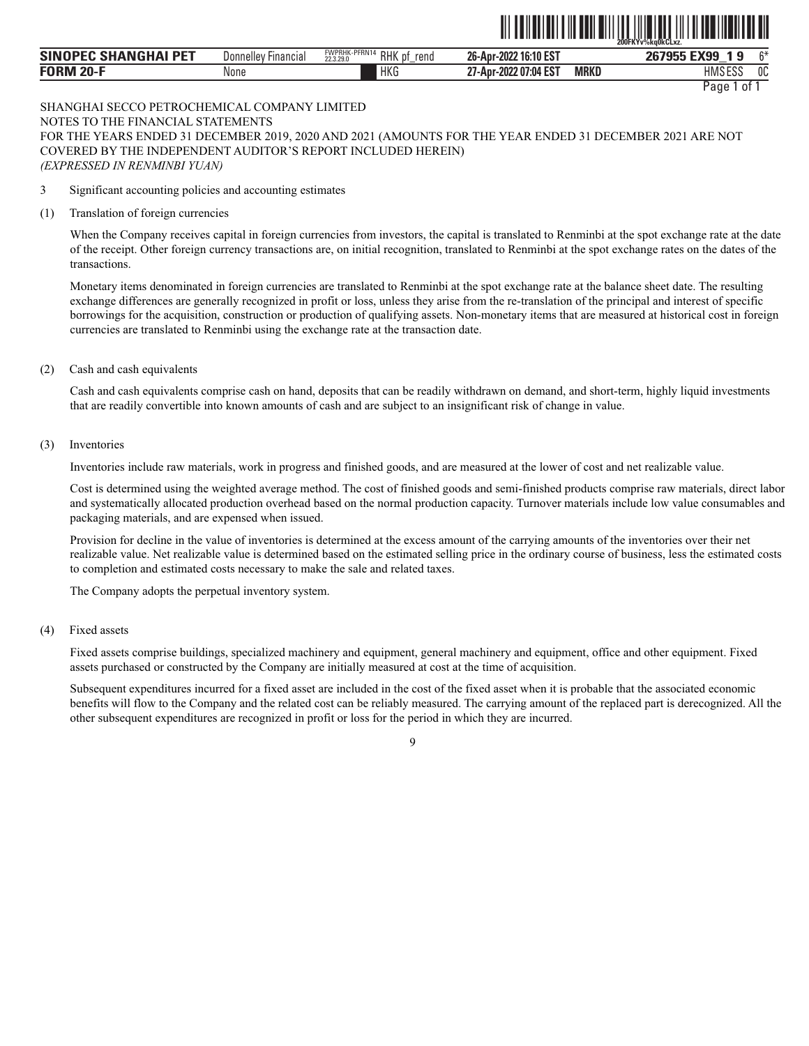SHANGHAI SECCO PETROCHEMICAL COMPANY LIMITED
NOTES TO THE FINANCIAL STATEMENTS
FOR THE YEARS ENDED 31 DECEMBER 2019, 2020 AND 2021 (AMOUNTS FOR THE YEAR ENDED 31 DECEMBER 2021 ARE NOT COVERED BY THE INDEPENDENT AUDITOR'S REPORT INCLUDED HEREIN)
*(EXPRESSED IN RENMINBI YUAN)*

3 Significant accounting policies and accounting estimates

(1) Translation of foreign currencies

When the Company receives capital in foreign currencies from investors, the capital is translated to Renminbi at the spot exchange rate at the date of the receipt. Other foreign currency transactions are, on initial recognition, translated to Renminbi at the spot exchange rates on the dates of the transactions.

Monetary items denominated in foreign currencies are translated to Renminbi at the spot exchange rate at the balance sheet date. The resulting exchange differences are generally recognized in profit or loss, unless they arise from the re-translation of the principal and interest of specific borrowings for the acquisition, construction or production of qualifying assets. Non-monetary items that are measured at historical cost in foreign currencies are translated to Renminbi using the exchange rate at the transaction date.

(2) Cash and cash equivalents

Cash and cash equivalents comprise cash on hand, deposits that can be readily withdrawn on demand, and short-term, highly liquid investments that are readily convertible into known amounts of cash and are subject to an insignificant risk of change in value.

(3) Inventories

Inventories include raw materials, work in progress and finished goods, and are measured at the lower of cost and net realizable value.

Cost is determined using the weighted average method. The cost of finished goods and semi-finished products comprise raw materials, direct labor and systematically allocated production overhead based on the normal production capacity. Turnover materials include low value consumables and packaging materials, and are expensed when issued.

Provision for decline in the value of inventories is determined at the excess amount of the carrying amounts of the inventories over their net realizable value. Net realizable value is determined based on the estimated selling price in the ordinary course of business, less the estimated costs to completion and estimated costs necessary to make the sale and related taxes.

The Company adopts the perpetual inventory system.

(4) Fixed assets

Fixed assets comprise buildings, specialized machinery and equipment, general machinery and equipment, office and other equipment. Fixed assets purchased or constructed by the Company are initially measured at cost at the time of acquisition.

Subsequent expenditures incurred for a fixed asset are included in the cost of the fixed asset when it is probable that the associated economic benefits will flow to the Company and the related cost can be reliably measured. The carrying amount of the replaced part is derecognized. All the other subsequent expenditures are recognized in profit or loss for the period in which they are incurred.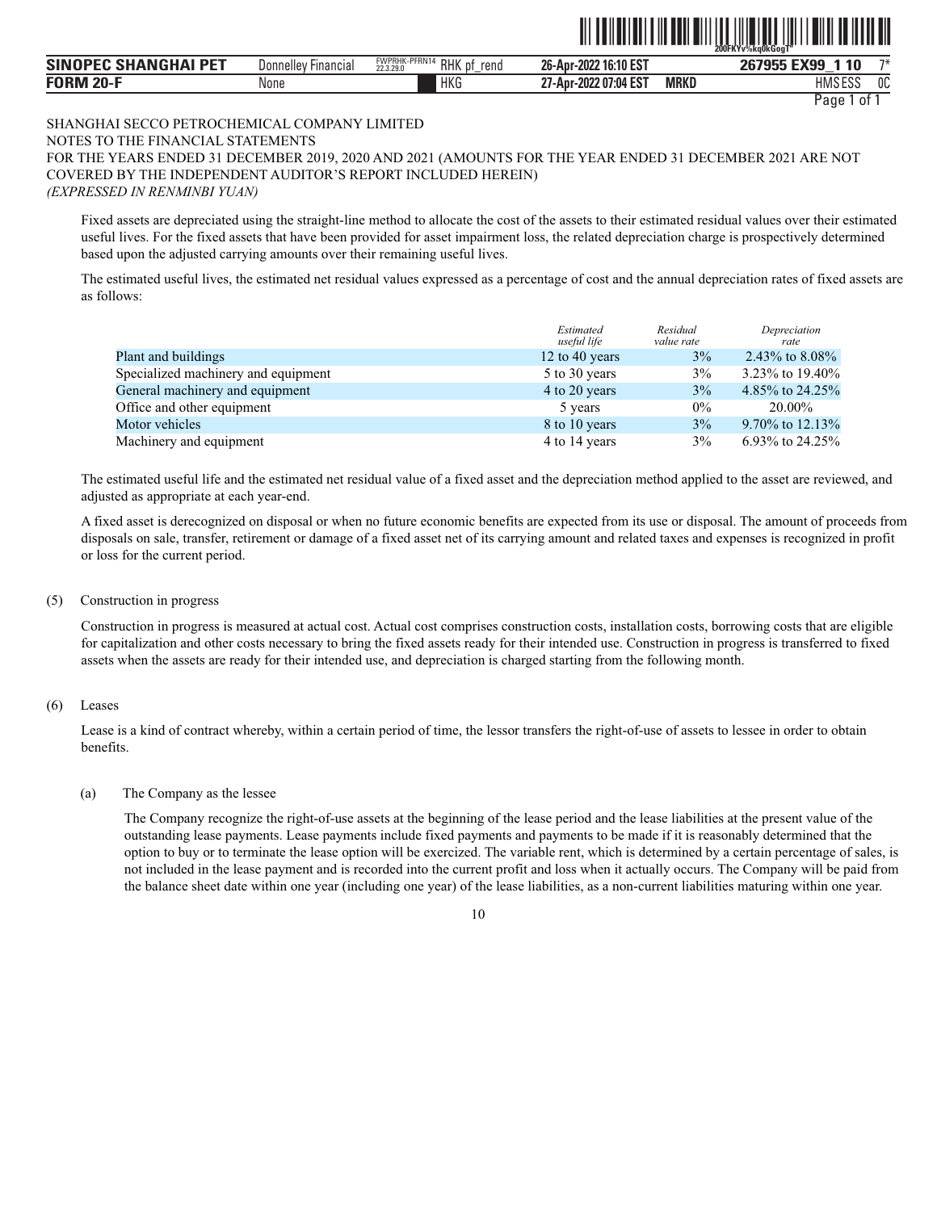SHANGHAI SECCO PETROCHEMICAL COMPANY LIMITED
NOTES TO THE FINANCIAL STATEMENTS
FOR THE YEARS ENDED 31 DECEMBER 2019, 2020 AND 2021 (AMOUNTS FOR THE YEAR ENDED 31 DECEMBER 2021 ARE NOT COVERED BY THE INDEPENDENT AUDITOR'S REPORT INCLUDED HEREIN)
*(EXPRESSED IN RENMINBI YUAN)*

Fixed assets are depreciated using the straight-line method to allocate the cost of the assets to their estimated residual values over their estimated useful lives. For the fixed assets that have been provided for asset impairment loss, the related depreciation charge is prospectively determined based upon the adjusted carrying amounts over their remaining useful lives.

The estimated useful lives, the estimated net residual values expressed as a percentage of cost and the annual depreciation rates of fixed assets are as follows:

| | *Estimated useful life* | *Residual value rate* | *Depreciation rate* |
|---|---|---|---|
| Plant and buildings | 12 to 40 years | 3% | 2.43% to 8.08% |
| Specialized machinery and equipment | 5 to 30 years | 3% | 3.23% to 19.40% |
| General machinery and equipment | 4 to 20 years | 3% | 4.85% to 24.25% |
| Office and other equipment | 5 years | 0% | 20.00% |
| Motor vehicles | 8 to 10 years | 3% | 9.70% to 12.13% |
| Machinery and equipment | 4 to 14 years | 3% | 6.93% to 24.25% |

The estimated useful life and the estimated net residual value of a fixed asset and the depreciation method applied to the asset are reviewed, and adjusted as appropriate at each year-end.

A fixed asset is derecognized on disposal or when no future economic benefits are expected from its use or disposal. The amount of proceeds from disposals on sale, transfer, retirement or damage of a fixed asset net of its carrying amount and related taxes and expenses is recognized in profit or loss for the current period.

(5) Construction in progress

Construction in progress is measured at actual cost. Actual cost comprises construction costs, installation costs, borrowing costs that are eligible for capitalization and other costs necessary to bring the fixed assets ready for their intended use. Construction in progress is transferred to fixed assets when the assets are ready for their intended use, and depreciation is charged starting from the following month.

(6) Leases

Lease is a kind of contract whereby, within a certain period of time, the lessor transfers the right-of-use of assets to lessee in order to obtain benefits.

(a) The Company as the lessee

The Company recognize the right-of-use assets at the beginning of the lease period and the lease liabilities at the present value of the outstanding lease payments. Lease payments include fixed payments and payments to be made if it is reasonably determined that the option to buy or to terminate the lease option will be exercized. The variable rent, which is determined by a certain percentage of sales, is not included in the lease payment and is recorded into the current profit and loss when it actually occurs. The Company will be paid from the balance sheet date within one year (including one year) of the lease liabilities, as a non-current liabilities maturing within one year.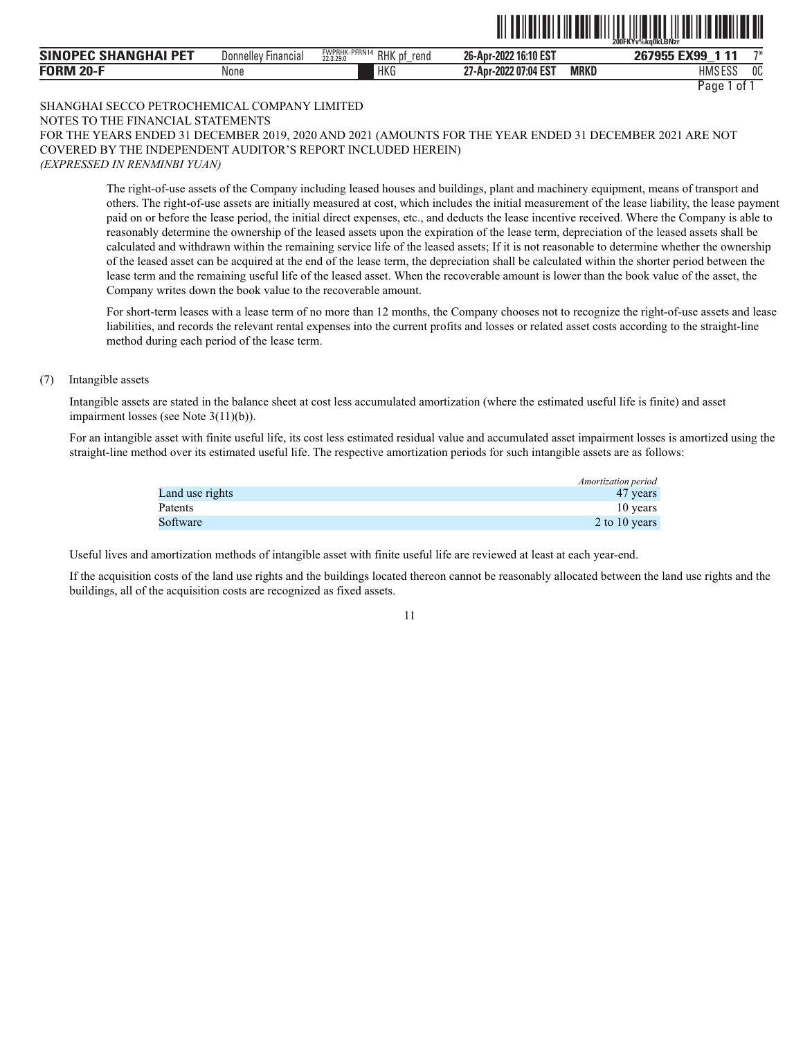SHANGHAI SECCO PETROCHEMICAL COMPANY LIMITED
NOTES TO THE FINANCIAL STATEMENTS
FOR THE YEARS ENDED 31 DECEMBER 2019, 2020 AND 2021 (AMOUNTS FOR THE YEAR ENDED 31 DECEMBER 2021 ARE NOT COVERED BY THE INDEPENDENT AUDITOR'S REPORT INCLUDED HEREIN)
*(EXPRESSED IN RENMINBI YUAN)*

The right-of-use assets of the Company including leased houses and buildings, plant and machinery equipment, means of transport and others. The right-of-use assets are initially measured at cost, which includes the initial measurement of the lease liability, the lease payment paid on or before the lease period, the initial direct expenses, etc., and deducts the lease incentive received. Where the Company is able to reasonably determine the ownership of the leased assets upon the expiration of the lease term, depreciation of the leased assets shall be calculated and withdrawn within the remaining service life of the leased assets; If it is not reasonable to determine whether the ownership of the leased asset can be acquired at the end of the lease term, the depreciation shall be calculated within the shorter period between the lease term and the remaining useful life of the leased asset. When the recoverable amount is lower than the book value of the asset, the Company writes down the book value to the recoverable amount.

For short-term leases with a lease term of no more than 12 months, the Company chooses not to recognize the right-of-use assets and lease liabilities, and records the relevant rental expenses into the current profits and losses or related asset costs according to the straight-line method during each period of the lease term.

(7) Intangible assets

Intangible assets are stated in the balance sheet at cost less accumulated amortization (where the estimated useful life is finite) and asset impairment losses (see Note 3(11)(b)).

For an intangible asset with finite useful life, its cost less estimated residual value and accumulated asset impairment losses is amortized using the straight-line method over its estimated useful life. The respective amortization periods for such intangible assets are as follows:

| | *Amortization period* |
|---|---|
| Land use rights | 47 years |
| Patents | 10 years |
| Software | 2 to 10 years |

Useful lives and amortization methods of intangible asset with finite useful life are reviewed at least at each year-end.

If the acquisition costs of the land use rights and the buildings located thereon cannot be reasonably allocated between the land use rights and the buildings, all of the acquisition costs are recognized as fixed assets.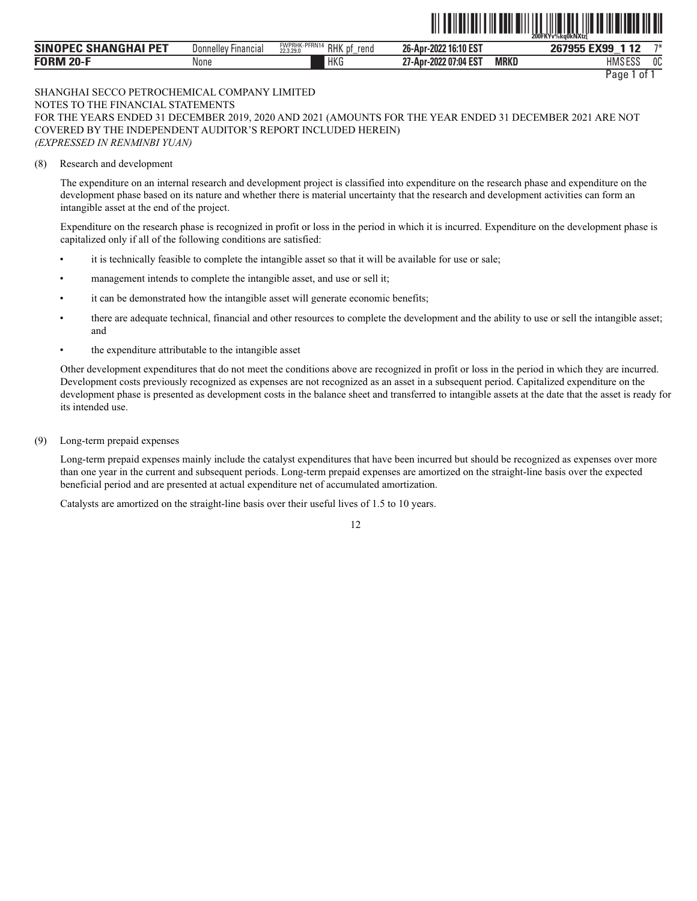SHANGHAI SECCO PETROCHEMICAL COMPANY LIMITED
NOTES TO THE FINANCIAL STATEMENTS
FOR THE YEARS ENDED 31 DECEMBER 2019, 2020 AND 2021 (AMOUNTS FOR THE YEAR ENDED 31 DECEMBER 2021 ARE NOT COVERED BY THE INDEPENDENT AUDITOR'S REPORT INCLUDED HEREIN)
*(EXPRESSED IN RENMINBI YUAN)*

(8) Research and development

The expenditure on an internal research and development project is classified into expenditure on the research phase and expenditure on the development phase based on its nature and whether there is material uncertainty that the research and development activities can form an intangible asset at the end of the project.

Expenditure on the research phase is recognized in profit or loss in the period in which it is incurred. Expenditure on the development phase is capitalized only if all of the following conditions are satisfied:

- it is technically feasible to complete the intangible asset so that it will be available for use or sale;
- management intends to complete the intangible asset, and use or sell it;
- it can be demonstrated how the intangible asset will generate economic benefits;
- there are adequate technical, financial and other resources to complete the development and the ability to use or sell the intangible asset; and
- the expenditure attributable to the intangible asset

Other development expenditures that do not meet the conditions above are recognized in profit or loss in the period in which they are incurred. Development costs previously recognized as expenses are not recognized as an asset in a subsequent period. Capitalized expenditure on the development phase is presented as development costs in the balance sheet and transferred to intangible assets at the date that the asset is ready for its intended use.

(9) Long-term prepaid expenses

Long-term prepaid expenses mainly include the catalyst expenditures that have been incurred but should be recognized as expenses over more than one year in the current and subsequent periods. Long-term prepaid expenses are amortized on the straight-line basis over the expected beneficial period and are presented at actual expenditure net of accumulated amortization.

Catalysts are amortized on the straight-line basis over their useful lives of 1.5 to 10 years.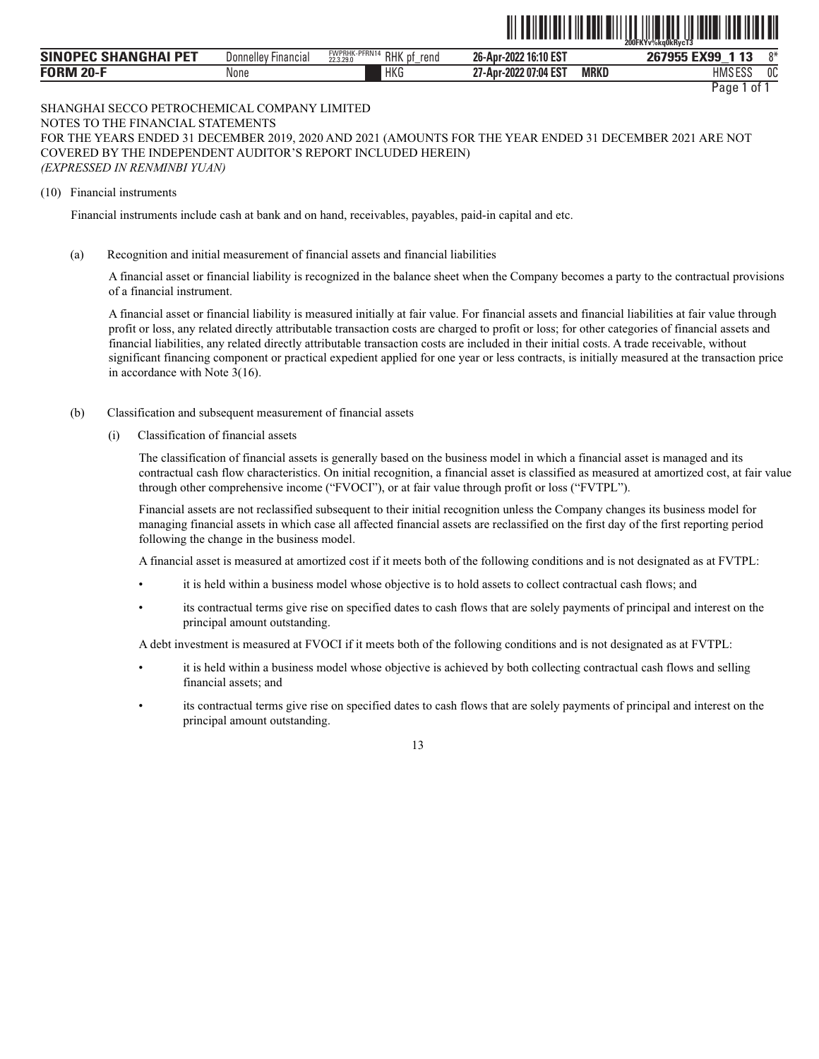SHANGHAI SECCO PETROCHEMICAL COMPANY LIMITED
NOTES TO THE FINANCIAL STATEMENTS
FOR THE YEARS ENDED 31 DECEMBER 2019, 2020 AND 2021 (AMOUNTS FOR THE YEAR ENDED 31 DECEMBER 2021 ARE NOT COVERED BY THE INDEPENDENT AUDITOR'S REPORT INCLUDED HEREIN)
*(EXPRESSED IN RENMINBI YUAN)*

(10) Financial instruments

Financial instruments include cash at bank and on hand, receivables, payables, paid-in capital and etc.

(a) Recognition and initial measurement of financial assets and financial liabilities

A financial asset or financial liability is recognized in the balance sheet when the Company becomes a party to the contractual provisions of a financial instrument.

A financial asset or financial liability is measured initially at fair value. For financial assets and financial liabilities at fair value through profit or loss, any related directly attributable transaction costs are charged to profit or loss; for other categories of financial assets and financial liabilities, any related directly attributable transaction costs are included in their initial costs. A trade receivable, without significant financing component or practical expedient applied for one year or less contracts, is initially measured at the transaction price in accordance with Note 3(16).

(b) Classification and subsequent measurement of financial assets

(i) Classification of financial assets

The classification of financial assets is generally based on the business model in which a financial asset is managed and its contractual cash flow characteristics. On initial recognition, a financial asset is classified as measured at amortized cost, at fair value through other comprehensive income ("FVOCI"), or at fair value through profit or loss ("FVTPL").

Financial assets are not reclassified subsequent to their initial recognition unless the Company changes its business model for managing financial assets in which case all affected financial assets are reclassified on the first day of the first reporting period following the change in the business model.

A financial asset is measured at amortized cost if it meets both of the following conditions and is not designated as at FVTPL:

- it is held within a business model whose objective is to hold assets to collect contractual cash flows; and
- its contractual terms give rise on specified dates to cash flows that are solely payments of principal and interest on the principal amount outstanding.

A debt investment is measured at FVOCI if it meets both of the following conditions and is not designated as at FVTPL:

- it is held within a business model whose objective is achieved by both collecting contractual cash flows and selling financial assets; and
- its contractual terms give rise on specified dates to cash flows that are solely payments of principal and interest on the principal amount outstanding.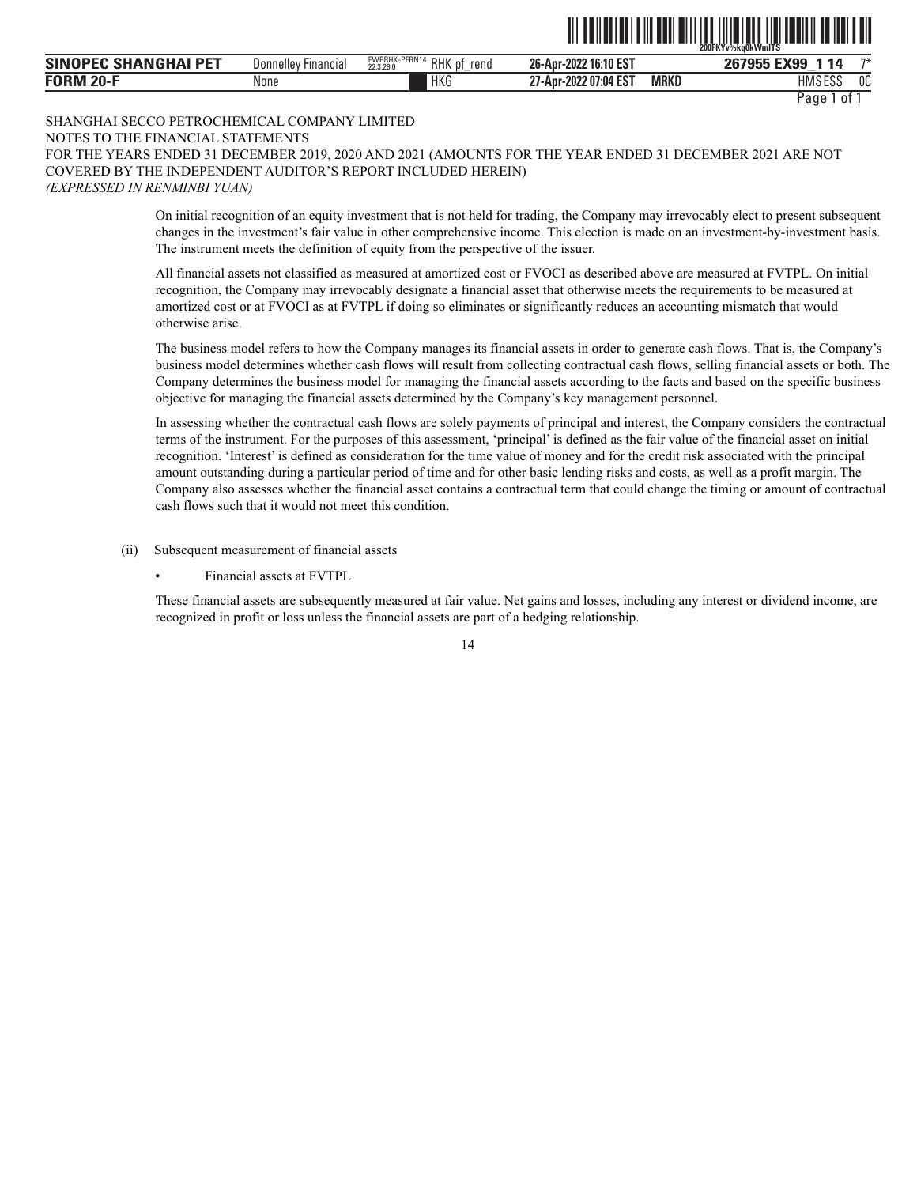SHANGHAI SECCO PETROCHEMICAL COMPANY LIMITED
NOTES TO THE FINANCIAL STATEMENTS
FOR THE YEARS ENDED 31 DECEMBER 2019, 2020 AND 2021 (AMOUNTS FOR THE YEAR ENDED 31 DECEMBER 2021 ARE NOT COVERED BY THE INDEPENDENT AUDITOR'S REPORT INCLUDED HEREIN)
*(EXPRESSED IN RENMINBI YUAN)*

On initial recognition of an equity investment that is not held for trading, the Company may irrevocably elect to present subsequent changes in the investment's fair value in other comprehensive income. This election is made on an investment-by-investment basis. The instrument meets the definition of equity from the perspective of the issuer.

All financial assets not classified as measured at amortized cost or FVOCI as described above are measured at FVTPL. On initial recognition, the Company may irrevocably designate a financial asset that otherwise meets the requirements to be measured at amortized cost or at FVOCI as at FVTPL if doing so eliminates or significantly reduces an accounting mismatch that would otherwise arise.

The business model refers to how the Company manages its financial assets in order to generate cash flows. That is, the Company's business model determines whether cash flows will result from collecting contractual cash flows, selling financial assets or both. The Company determines the business model for managing the financial assets according to the facts and based on the specific business objective for managing the financial assets determined by the Company's key management personnel.

In assessing whether the contractual cash flows are solely payments of principal and interest, the Company considers the contractual terms of the instrument. For the purposes of this assessment, 'principal' is defined as the fair value of the financial asset on initial recognition. 'Interest' is defined as consideration for the time value of money and for the credit risk associated with the principal amount outstanding during a particular period of time and for other basic lending risks and costs, as well as a profit margin. The Company also assesses whether the financial asset contains a contractual term that could change the timing or amount of contractual cash flows such that it would not meet this condition.

(ii) Subsequent measurement of financial assets

- Financial assets at FVTPL

These financial assets are subsequently measured at fair value. Net gains and losses, including any interest or dividend income, are recognized in profit or loss unless the financial assets are part of a hedging relationship.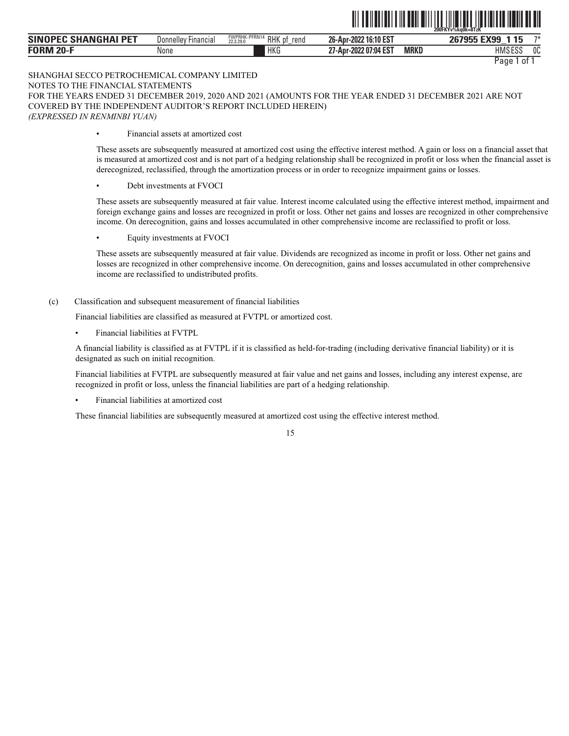SHANGHAI SECCO PETROCHEMICAL COMPANY LIMITED
NOTES TO THE FINANCIAL STATEMENTS
FOR THE YEARS ENDED 31 DECEMBER 2019, 2020 AND 2021 (AMOUNTS FOR THE YEAR ENDED 31 DECEMBER 2021 ARE NOT COVERED BY THE INDEPENDENT AUDITOR'S REPORT INCLUDED HEREIN)
*(EXPRESSED IN RENMINBI YUAN)*

- Financial assets at amortized cost

These assets are subsequently measured at amortized cost using the effective interest method. A gain or loss on a financial asset that is measured at amortized cost and is not part of a hedging relationship shall be recognized in profit or loss when the financial asset is derecognized, reclassified, through the amortization process or in order to recognize impairment gains or losses.

- Debt investments at FVOCI

These assets are subsequently measured at fair value. Interest income calculated using the effective interest method, impairment and foreign exchange gains and losses are recognized in profit or loss. Other net gains and losses are recognized in other comprehensive income. On derecognition, gains and losses accumulated in other comprehensive income are reclassified to profit or loss.

- Equity investments at FVOCI

These assets are subsequently measured at fair value. Dividends are recognized as income in profit or loss. Other net gains and losses are recognized in other comprehensive income. On derecognition, gains and losses accumulated in other comprehensive income are reclassified to undistributed profits.

(c) Classification and subsequent measurement of financial liabilities

Financial liabilities are classified as measured at FVTPL or amortized cost.

- Financial liabilities at FVTPL

A financial liability is classified as at FVTPL if it is classified as held-for-trading (including derivative financial liability) or it is designated as such on initial recognition.

Financial liabilities at FVTPL are subsequently measured at fair value and net gains and losses, including any interest expense, are recognized in profit or loss, unless the financial liabilities are part of a hedging relationship.

- Financial liabilities at amortized cost

These financial liabilities are subsequently measured at amortized cost using the effective interest method.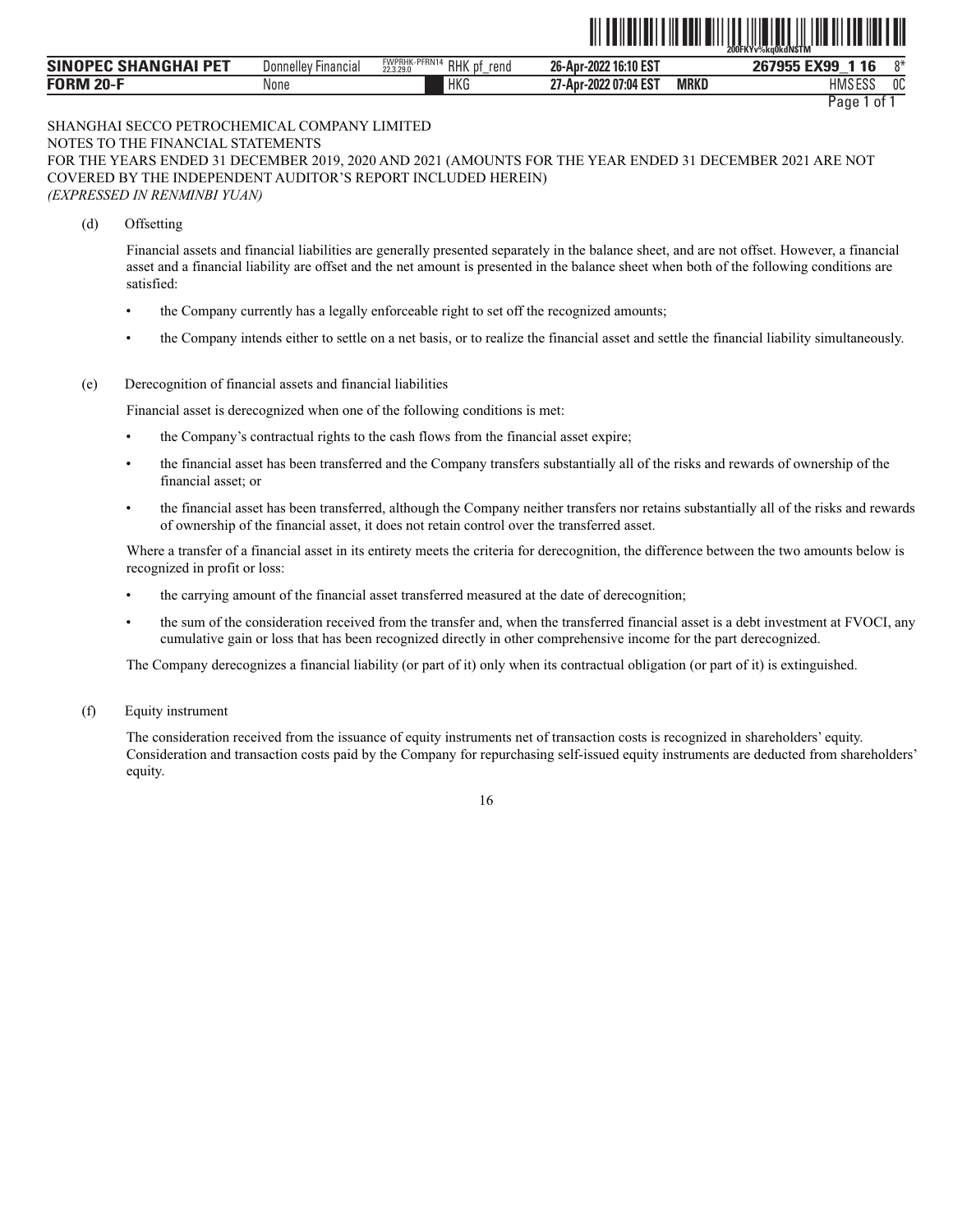SHANGHAI SECCO PETROCHEMICAL COMPANY LIMITED
NOTES TO THE FINANCIAL STATEMENTS
FOR THE YEARS ENDED 31 DECEMBER 2019, 2020 AND 2021 (AMOUNTS FOR THE YEAR ENDED 31 DECEMBER 2021 ARE NOT COVERED BY THE INDEPENDENT AUDITOR'S REPORT INCLUDED HEREIN)
*(EXPRESSED IN RENMINBI YUAN)*

(d) Offsetting

Financial assets and financial liabilities are generally presented separately in the balance sheet, and are not offset. However, a financial asset and a financial liability are offset and the net amount is presented in the balance sheet when both of the following conditions are satisfied:

- the Company currently has a legally enforceable right to set off the recognized amounts;
- the Company intends either to settle on a net basis, or to realize the financial asset and settle the financial liability simultaneously.

(e) Derecognition of financial assets and financial liabilities

Financial asset is derecognized when one of the following conditions is met:

- the Company's contractual rights to the cash flows from the financial asset expire;
- the financial asset has been transferred and the Company transfers substantially all of the risks and rewards of ownership of the financial asset; or
- the financial asset has been transferred, although the Company neither transfers nor retains substantially all of the risks and rewards of ownership of the financial asset, it does not retain control over the transferred asset.

Where a transfer of a financial asset in its entirety meets the criteria for derecognition, the difference between the two amounts below is recognized in profit or loss:

- the carrying amount of the financial asset transferred measured at the date of derecognition;
- the sum of the consideration received from the transfer and, when the transferred financial asset is a debt investment at FVOCI, any cumulative gain or loss that has been recognized directly in other comprehensive income for the part derecognized.

The Company derecognizes a financial liability (or part of it) only when its contractual obligation (or part of it) is extinguished.

(f) Equity instrument

The consideration received from the issuance of equity instruments net of transaction costs is recognized in shareholders' equity. Consideration and transaction costs paid by the Company for repurchasing self-issued equity instruments are deducted from shareholders' equity.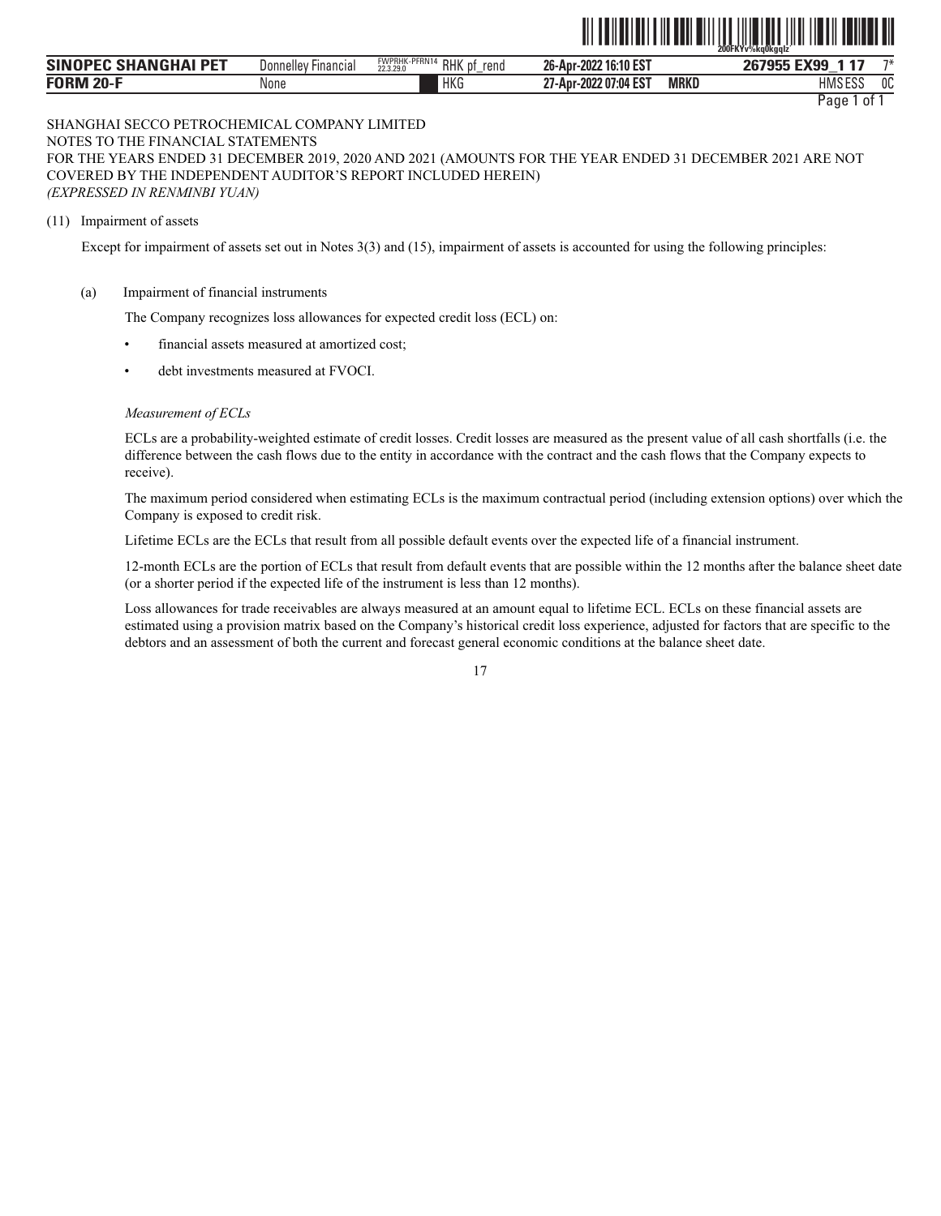SHANGHAI SECCO PETROCHEMICAL COMPANY LIMITED
NOTES TO THE FINANCIAL STATEMENTS
FOR THE YEARS ENDED 31 DECEMBER 2019, 2020 AND 2021 (AMOUNTS FOR THE YEAR ENDED 31 DECEMBER 2021 ARE NOT COVERED BY THE INDEPENDENT AUDITOR'S REPORT INCLUDED HEREIN)
*(EXPRESSED IN RENMINBI YUAN)*

(11) Impairment of assets

Except for impairment of assets set out in Notes 3(3) and (15), impairment of assets is accounted for using the following principles:

(a) Impairment of financial instruments

The Company recognizes loss allowances for expected credit loss (ECL) on:

- financial assets measured at amortized cost;
- debt investments measured at FVOCI.

*Measurement of ECLs*

ECLs are a probability-weighted estimate of credit losses. Credit losses are measured as the present value of all cash shortfalls (i.e. the difference between the cash flows due to the entity in accordance with the contract and the cash flows that the Company expects to receive).

The maximum period considered when estimating ECLs is the maximum contractual period (including extension options) over which the Company is exposed to credit risk.

Lifetime ECLs are the ECLs that result from all possible default events over the expected life of a financial instrument.

12-month ECLs are the portion of ECLs that result from default events that are possible within the 12 months after the balance sheet date (or a shorter period if the expected life of the instrument is less than 12 months).

Loss allowances for trade receivables are always measured at an amount equal to lifetime ECL. ECLs on these financial assets are estimated using a provision matrix based on the Company's historical credit loss experience, adjusted for factors that are specific to the debtors and an assessment of both the current and forecast general economic conditions at the balance sheet date.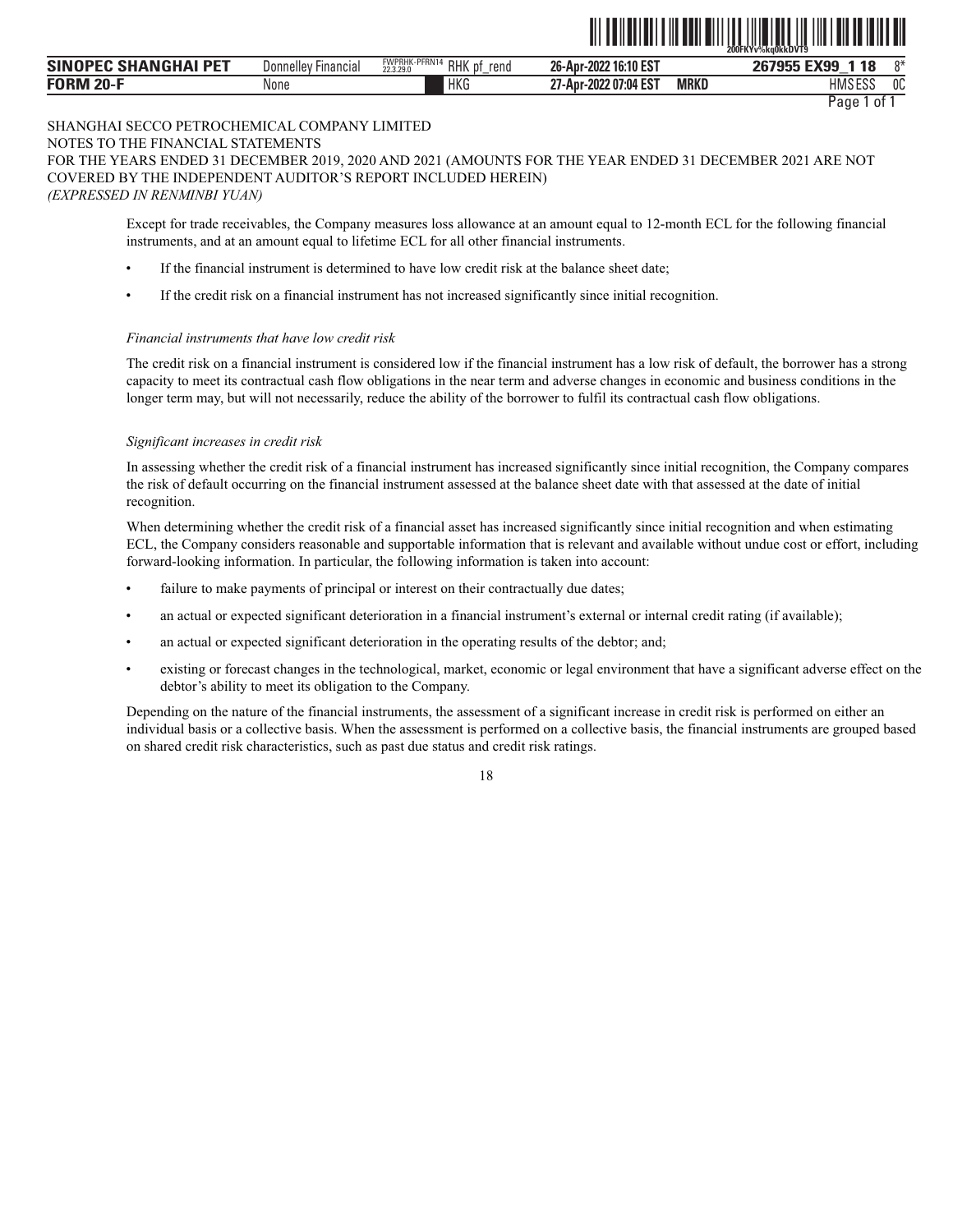SHANGHAI SECCO PETROCHEMICAL COMPANY LIMITED
NOTES TO THE FINANCIAL STATEMENTS
FOR THE YEARS ENDED 31 DECEMBER 2019, 2020 AND 2021 (AMOUNTS FOR THE YEAR ENDED 31 DECEMBER 2021 ARE NOT COVERED BY THE INDEPENDENT AUDITOR'S REPORT INCLUDED HEREIN)
*(EXPRESSED IN RENMINBI YUAN)*

Except for trade receivables, the Company measures loss allowance at an amount equal to 12-month ECL for the following financial instruments, and at an amount equal to lifetime ECL for all other financial instruments.

- If the financial instrument is determined to have low credit risk at the balance sheet date;
- If the credit risk on a financial instrument has not increased significantly since initial recognition.

*Financial instruments that have low credit risk*

The credit risk on a financial instrument is considered low if the financial instrument has a low risk of default, the borrower has a strong capacity to meet its contractual cash flow obligations in the near term and adverse changes in economic and business conditions in the longer term may, but will not necessarily, reduce the ability of the borrower to fulfil its contractual cash flow obligations.

*Significant increases in credit risk*

In assessing whether the credit risk of a financial instrument has increased significantly since initial recognition, the Company compares the risk of default occurring on the financial instrument assessed at the balance sheet date with that assessed at the date of initial recognition.

When determining whether the credit risk of a financial asset has increased significantly since initial recognition and when estimating ECL, the Company considers reasonable and supportable information that is relevant and available without undue cost or effort, including forward-looking information. In particular, the following information is taken into account:

- failure to make payments of principal or interest on their contractually due dates;
- an actual or expected significant deterioration in a financial instrument's external or internal credit rating (if available);
- an actual or expected significant deterioration in the operating results of the debtor; and;
- existing or forecast changes in the technological, market, economic or legal environment that have a significant adverse effect on the debtor's ability to meet its obligation to the Company.

Depending on the nature of the financial instruments, the assessment of a significant increase in credit risk is performed on either an individual basis or a collective basis. When the assessment is performed on a collective basis, the financial instruments are grouped based on shared credit risk characteristics, such as past due status and credit risk ratings.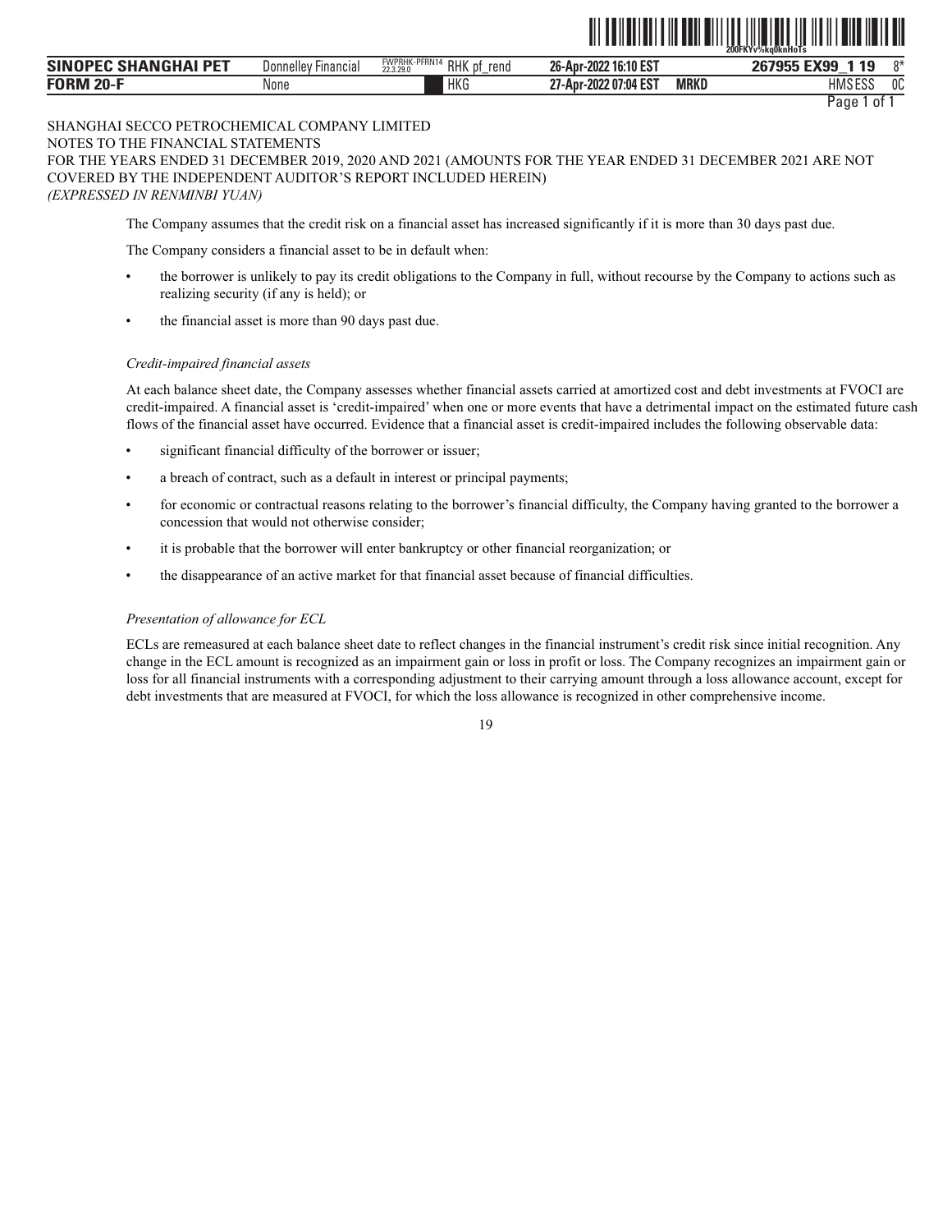SHANGHAI SECCO PETROCHEMICAL COMPANY LIMITED
NOTES TO THE FINANCIAL STATEMENTS
FOR THE YEARS ENDED 31 DECEMBER 2019, 2020 AND 2021 (AMOUNTS FOR THE YEAR ENDED 31 DECEMBER 2021 ARE NOT COVERED BY THE INDEPENDENT AUDITOR'S REPORT INCLUDED HEREIN)
*(EXPRESSED IN RENMINBI YUAN)*

The Company assumes that the credit risk on a financial asset has increased significantly if it is more than 30 days past due.

The Company considers a financial asset to be in default when:

- the borrower is unlikely to pay its credit obligations to the Company in full, without recourse by the Company to actions such as realizing security (if any is held); or
- the financial asset is more than 90 days past due.

*Credit-impaired financial assets*

At each balance sheet date, the Company assesses whether financial assets carried at amortized cost and debt investments at FVOCI are credit-impaired. A financial asset is 'credit-impaired' when one or more events that have a detrimental impact on the estimated future cash flows of the financial asset have occurred. Evidence that a financial asset is credit-impaired includes the following observable data:

- significant financial difficulty of the borrower or issuer;
- a breach of contract, such as a default in interest or principal payments;
- for economic or contractual reasons relating to the borrower's financial difficulty, the Company having granted to the borrower a concession that would not otherwise consider;
- it is probable that the borrower will enter bankruptcy or other financial reorganization; or
- the disappearance of an active market for that financial asset because of financial difficulties.

*Presentation of allowance for ECL*

ECLs are remeasured at each balance sheet date to reflect changes in the financial instrument's credit risk since initial recognition. Any change in the ECL amount is recognized as an impairment gain or loss in profit or loss. The Company recognizes an impairment gain or loss for all financial instruments with a corresponding adjustment to their carrying amount through a loss allowance account, except for debt investments that are measured at FVOCI, for which the loss allowance is recognized in other comprehensive income.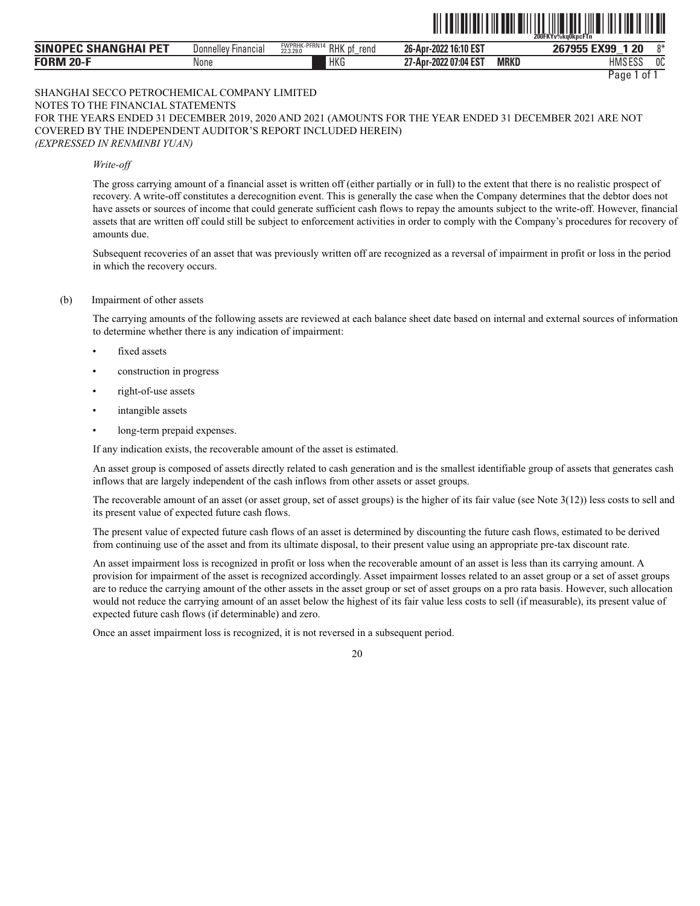SHANGHAI SECCO PETROCHEMICAL COMPANY LIMITED
NOTES TO THE FINANCIAL STATEMENTS
FOR THE YEARS ENDED 31 DECEMBER 2019, 2020 AND 2021 (AMOUNTS FOR THE YEAR ENDED 31 DECEMBER 2021 ARE NOT COVERED BY THE INDEPENDENT AUDITOR'S REPORT INCLUDED HEREIN)
*(EXPRESSED IN RENMINBI YUAN)*

*Write-off*

The gross carrying amount of a financial asset is written off (either partially or in full) to the extent that there is no realistic prospect of recovery. A write-off constitutes a derecognition event. This is generally the case when the Company determines that the debtor does not have assets or sources of income that could generate sufficient cash flows to repay the amounts subject to the write-off. However, financial assets that are written off could still be subject to enforcement activities in order to comply with the Company's procedures for recovery of amounts due.

Subsequent recoveries of an asset that was previously written off are recognized as a reversal of impairment in profit or loss in the period in which the recovery occurs.

(b) Impairment of other assets

The carrying amounts of the following assets are reviewed at each balance sheet date based on internal and external sources of information to determine whether there is any indication of impairment:

- fixed assets
- construction in progress
- right-of-use assets
- intangible assets
- long-term prepaid expenses.

If any indication exists, the recoverable amount of the asset is estimated.

An asset group is composed of assets directly related to cash generation and is the smallest identifiable group of assets that generates cash inflows that are largely independent of the cash inflows from other assets or asset groups.

The recoverable amount of an asset (or asset group, set of asset groups) is the higher of its fair value (see Note 3(12)) less costs to sell and its present value of expected future cash flows.

The present value of expected future cash flows of an asset is determined by discounting the future cash flows, estimated to be derived from continuing use of the asset and from its ultimate disposal, to their present value using an appropriate pre-tax discount rate.

An asset impairment loss is recognized in profit or loss when the recoverable amount of an asset is less than its carrying amount. A provision for impairment of the asset is recognized accordingly. Asset impairment losses related to an asset group or a set of asset groups are to reduce the carrying amount of the other assets in the asset group or set of asset groups on a pro rata basis. However, such allocation would not reduce the carrying amount of an asset below the highest of its fair value less costs to sell (if measurable), its present value of expected future cash flows (if determinable) and zero.

Once an asset impairment loss is recognized, it is not reversed in a subsequent period.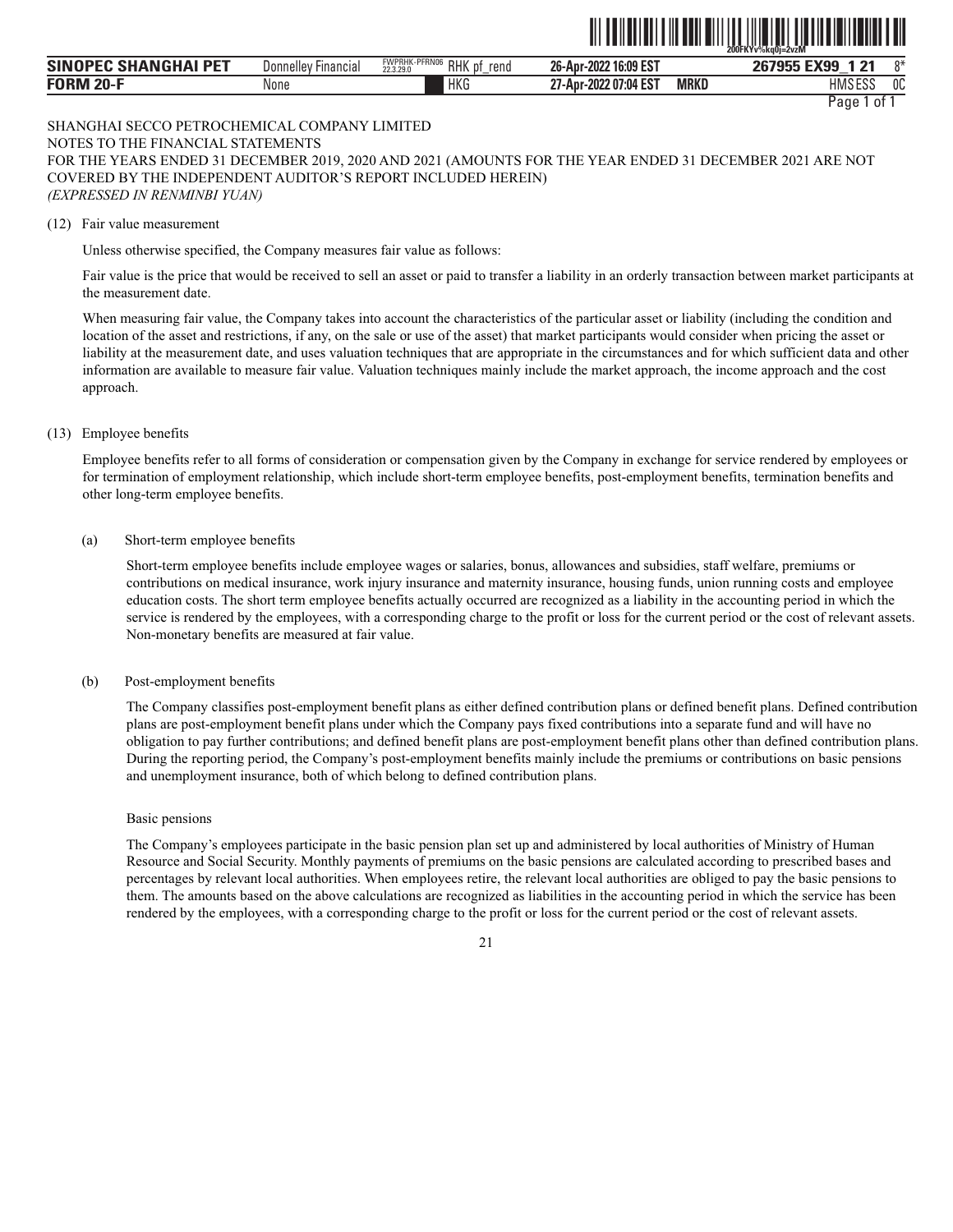SHANGHAI SECCO PETROCHEMICAL COMPANY LIMITED
NOTES TO THE FINANCIAL STATEMENTS
FOR THE YEARS ENDED 31 DECEMBER 2019, 2020 AND 2021 (AMOUNTS FOR THE YEAR ENDED 31 DECEMBER 2021 ARE NOT COVERED BY THE INDEPENDENT AUDITOR'S REPORT INCLUDED HEREIN)
*(EXPRESSED IN RENMINBI YUAN)*

(12) Fair value measurement

Unless otherwise specified, the Company measures fair value as follows:

Fair value is the price that would be received to sell an asset or paid to transfer a liability in an orderly transaction between market participants at the measurement date.

When measuring fair value, the Company takes into account the characteristics of the particular asset or liability (including the condition and location of the asset and restrictions, if any, on the sale or use of the asset) that market participants would consider when pricing the asset or liability at the measurement date, and uses valuation techniques that are appropriate in the circumstances and for which sufficient data and other information are available to measure fair value. Valuation techniques mainly include the market approach, the income approach and the cost approach.

(13) Employee benefits

Employee benefits refer to all forms of consideration or compensation given by the Company in exchange for service rendered by employees or for termination of employment relationship, which include short-term employee benefits, post-employment benefits, termination benefits and other long-term employee benefits.

(a) Short-term employee benefits

Short-term employee benefits include employee wages or salaries, bonus, allowances and subsidies, staff welfare, premiums or contributions on medical insurance, work injury insurance and maternity insurance, housing funds, union running costs and employee education costs. The short term employee benefits actually occurred are recognized as a liability in the accounting period in which the service is rendered by the employees, with a corresponding charge to the profit or loss for the current period or the cost of relevant assets. Non-monetary benefits are measured at fair value.

(b) Post-employment benefits

The Company classifies post-employment benefit plans as either defined contribution plans or defined benefit plans. Defined contribution plans are post-employment benefit plans under which the Company pays fixed contributions into a separate fund and will have no obligation to pay further contributions; and defined benefit plans are post-employment benefit plans other than defined contribution plans. During the reporting period, the Company's post-employment benefits mainly include the premiums or contributions on basic pensions and unemployment insurance, both of which belong to defined contribution plans.

Basic pensions

The Company's employees participate in the basic pension plan set up and administered by local authorities of Ministry of Human Resource and Social Security. Monthly payments of premiums on the basic pensions are calculated according to prescribed bases and percentages by relevant local authorities. When employees retire, the relevant local authorities are obliged to pay the basic pensions to them. The amounts based on the above calculations are recognized as liabilities in the accounting period in which the service has been rendered by the employees, with a corresponding charge to the profit or loss for the current period or the cost of relevant assets.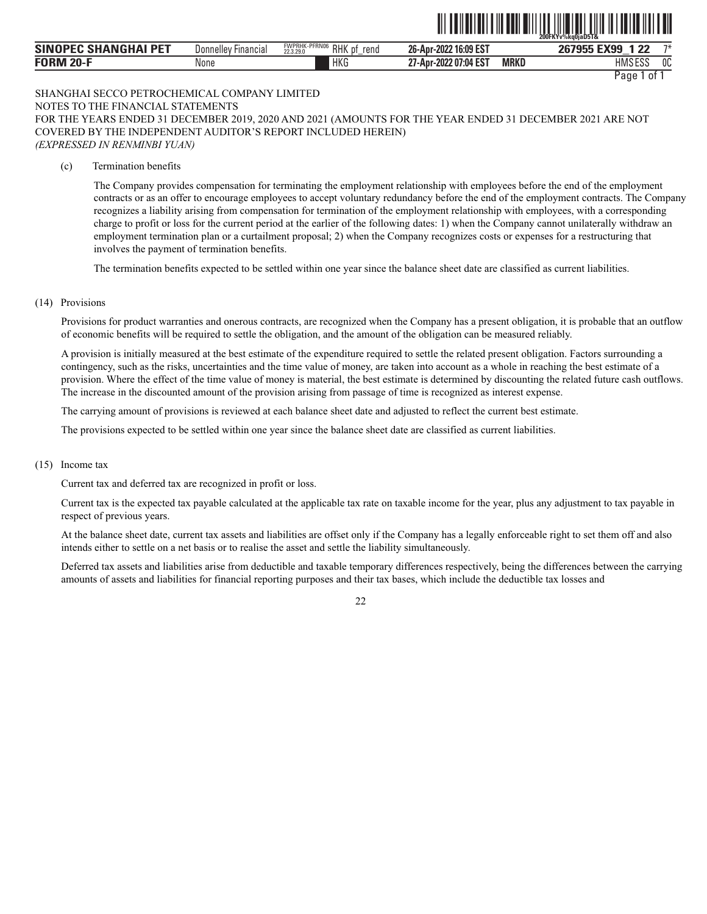SHANGHAI SECCO PETROCHEMICAL COMPANY LIMITED
NOTES TO THE FINANCIAL STATEMENTS
FOR THE YEARS ENDED 31 DECEMBER 2019, 2020 AND 2021 (AMOUNTS FOR THE YEAR ENDED 31 DECEMBER 2021 ARE NOT COVERED BY THE INDEPENDENT AUDITOR'S REPORT INCLUDED HEREIN)
*(EXPRESSED IN RENMINBI YUAN)*

(c) Termination benefits

The Company provides compensation for terminating the employment relationship with employees before the end of the employment contracts or as an offer to encourage employees to accept voluntary redundancy before the end of the employment contracts. The Company recognizes a liability arising from compensation for termination of the employment relationship with employees, with a corresponding charge to profit or loss for the current period at the earlier of the following dates: 1) when the Company cannot unilaterally withdraw an employment termination plan or a curtailment proposal; 2) when the Company recognizes costs or expenses for a restructuring that involves the payment of termination benefits.

The termination benefits expected to be settled within one year since the balance sheet date are classified as current liabilities.

(14) Provisions

Provisions for product warranties and onerous contracts, are recognized when the Company has a present obligation, it is probable that an outflow of economic benefits will be required to settle the obligation, and the amount of the obligation can be measured reliably.

A provision is initially measured at the best estimate of the expenditure required to settle the related present obligation. Factors surrounding a contingency, such as the risks, uncertainties and the time value of money, are taken into account as a whole in reaching the best estimate of a provision. Where the effect of the time value of money is material, the best estimate is determined by discounting the related future cash outflows. The increase in the discounted amount of the provision arising from passage of time is recognized as interest expense.

The carrying amount of provisions is reviewed at each balance sheet date and adjusted to reflect the current best estimate.

The provisions expected to be settled within one year since the balance sheet date are classified as current liabilities.

(15) Income tax

Current tax and deferred tax are recognized in profit or loss.

Current tax is the expected tax payable calculated at the applicable tax rate on taxable income for the year, plus any adjustment to tax payable in respect of previous years.

At the balance sheet date, current tax assets and liabilities are offset only if the Company has a legally enforceable right to set them off and also intends either to settle on a net basis or to realise the asset and settle the liability simultaneously.

Deferred tax assets and liabilities arise from deductible and taxable temporary differences respectively, being the differences between the carrying amounts of assets and liabilities for financial reporting purposes and their tax bases, which include the deductible tax losses and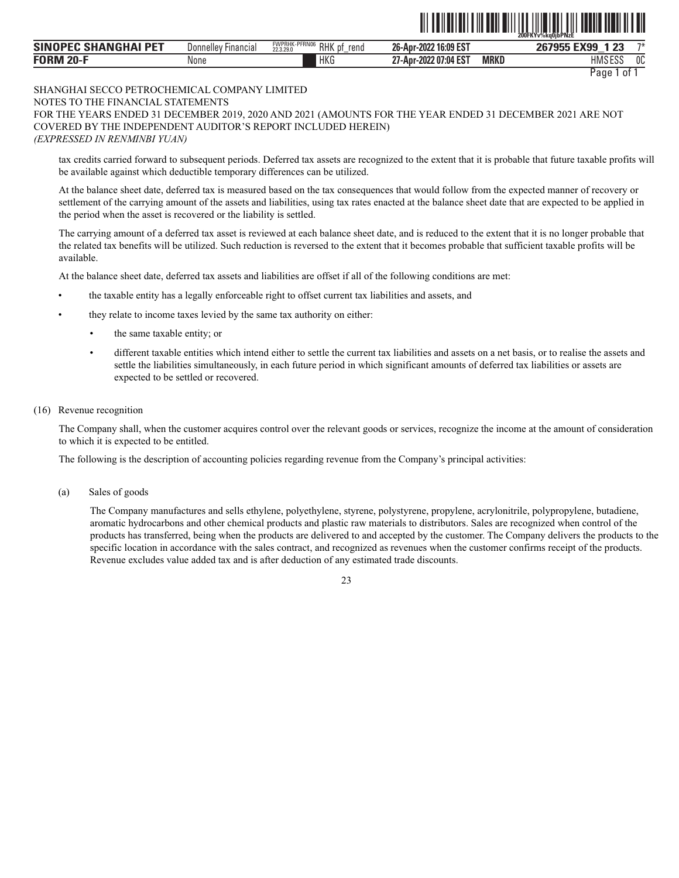SHANGHAI SECCO PETROCHEMICAL COMPANY LIMITED
NOTES TO THE FINANCIAL STATEMENTS
FOR THE YEARS ENDED 31 DECEMBER 2019, 2020 AND 2021 (AMOUNTS FOR THE YEAR ENDED 31 DECEMBER 2021 ARE NOT COVERED BY THE INDEPENDENT AUDITOR'S REPORT INCLUDED HEREIN)
*(EXPRESSED IN RENMINBI YUAN)*

tax credits carried forward to subsequent periods. Deferred tax assets are recognized to the extent that it is probable that future taxable profits will be available against which deductible temporary differences can be utilized.

At the balance sheet date, deferred tax is measured based on the tax consequences that would follow from the expected manner of recovery or settlement of the carrying amount of the assets and liabilities, using tax rates enacted at the balance sheet date that are expected to be applied in the period when the asset is recovered or the liability is settled.

The carrying amount of a deferred tax asset is reviewed at each balance sheet date, and is reduced to the extent that it is no longer probable that the related tax benefits will be utilized. Such reduction is reversed to the extent that it becomes probable that sufficient taxable profits will be available.

At the balance sheet date, deferred tax assets and liabilities are offset if all of the following conditions are met:

- the taxable entity has a legally enforceable right to offset current tax liabilities and assets, and
- they relate to income taxes levied by the same tax authority on either:
  - the same taxable entity; or
  - different taxable entities which intend either to settle the current tax liabilities and assets on a net basis, or to realise the assets and settle the liabilities simultaneously, in each future period in which significant amounts of deferred tax liabilities or assets are expected to be settled or recovered.

(16) Revenue recognition

The Company shall, when the customer acquires control over the relevant goods or services, recognize the income at the amount of consideration to which it is expected to be entitled.

The following is the description of accounting policies regarding revenue from the Company's principal activities:

(a) Sales of goods

The Company manufactures and sells ethylene, polyethylene, styrene, polystyrene, propylene, acrylonitrile, polypropylene, butadiene, aromatic hydrocarbons and other chemical products and plastic raw materials to distributors. Sales are recognized when control of the products has transferred, being when the products are delivered to and accepted by the customer. The Company delivers the products to the specific location in accordance with the sales contract, and recognized as revenues when the customer confirms receipt of the products. Revenue excludes value added tax and is after deduction of any estimated trade discounts.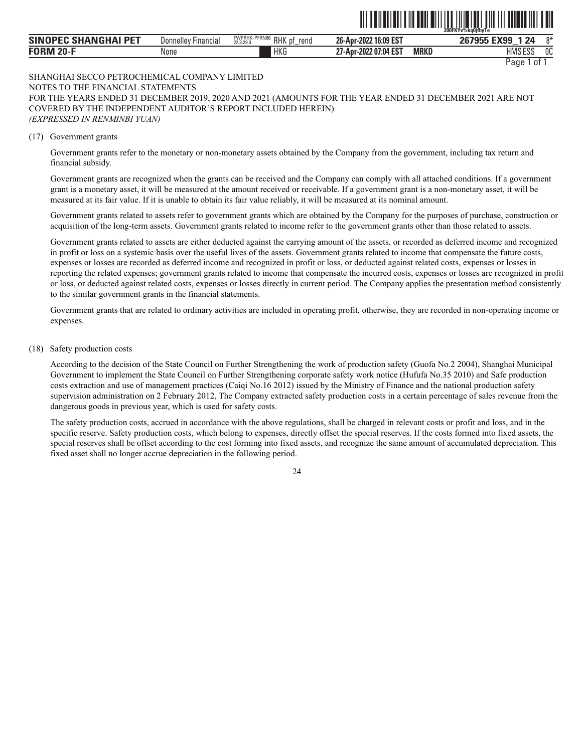SHANGHAI SECCO PETROCHEMICAL COMPANY LIMITED
NOTES TO THE FINANCIAL STATEMENTS
FOR THE YEARS ENDED 31 DECEMBER 2019, 2020 AND 2021 (AMOUNTS FOR THE YEAR ENDED 31 DECEMBER 2021 ARE NOT COVERED BY THE INDEPENDENT AUDITOR'S REPORT INCLUDED HEREIN)
*(EXPRESSED IN RENMINBI YUAN)*

(17) Government grants

Government grants refer to the monetary or non-monetary assets obtained by the Company from the government, including tax return and financial subsidy.

Government grants are recognized when the grants can be received and the Company can comply with all attached conditions. If a government grant is a monetary asset, it will be measured at the amount received or receivable. If a government grant is a non-monetary asset, it will be measured at its fair value. If it is unable to obtain its fair value reliably, it will be measured at its nominal amount.

Government grants related to assets refer to government grants which are obtained by the Company for the purposes of purchase, construction or acquisition of the long-term assets. Government grants related to income refer to the government grants other than those related to assets.

Government grants related to assets are either deducted against the carrying amount of the assets, or recorded as deferred income and recognized in profit or loss on a systemic basis over the useful lives of the assets. Government grants related to income that compensate the future costs, expenses or losses are recorded as deferred income and recognized in profit or loss, or deducted against related costs, expenses or losses in reporting the related expenses; government grants related to income that compensate the incurred costs, expenses or losses are recognized in profit or loss, or deducted against related costs, expenses or losses directly in current period. The Company applies the presentation method consistently to the similar government grants in the financial statements.

Government grants that are related to ordinary activities are included in operating profit, otherwise, they are recorded in non-operating income or expenses.

(18) Safety production costs

According to the decision of the State Council on Further Strengthening the work of production safety (Guofa No.2 2004), Shanghai Municipal Government to implement the State Council on Further Strengthening corporate safety work notice (Hufufa No.35 2010) and Safe production costs extraction and use of management practices (Caiqi No.16 2012) issued by the Ministry of Finance and the national production safety supervision administration on 2 February 2012, The Company extracted safety production costs in a certain percentage of sales revenue from the dangerous goods in previous year, which is used for safety costs.

The safety production costs, accrued in accordance with the above regulations, shall be charged in relevant costs or profit and loss, and in the specific reserve. Safety production costs, which belong to expenses, directly offset the special reserves. If the costs formed into fixed assets, the special reserves shall be offset according to the cost forming into fixed assets, and recognize the same amount of accumulated depreciation. This fixed asset shall no longer accrue depreciation in the following period.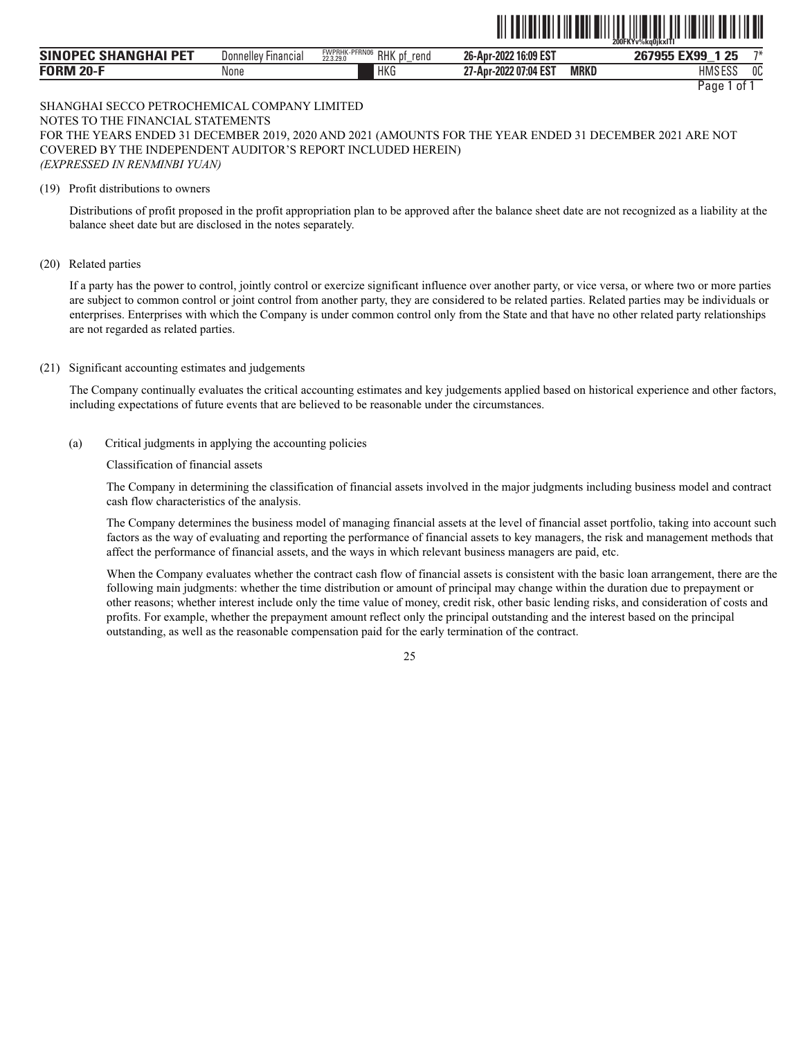SHANGHAI SECCO PETROCHEMICAL COMPANY LIMITED
NOTES TO THE FINANCIAL STATEMENTS
FOR THE YEARS ENDED 31 DECEMBER 2019, 2020 AND 2021 (AMOUNTS FOR THE YEAR ENDED 31 DECEMBER 2021 ARE NOT COVERED BY THE INDEPENDENT AUDITOR'S REPORT INCLUDED HEREIN)
*(EXPRESSED IN RENMINBI YUAN)*

(19) Profit distributions to owners

Distributions of profit proposed in the profit appropriation plan to be approved after the balance sheet date are not recognized as a liability at the balance sheet date but are disclosed in the notes separately.

(20) Related parties

If a party has the power to control, jointly control or exercize significant influence over another party, or vice versa, or where two or more parties are subject to common control or joint control from another party, they are considered to be related parties. Related parties may be individuals or enterprises. Enterprises with which the Company is under common control only from the State and that have no other related party relationships are not regarded as related parties.

(21) Significant accounting estimates and judgements

The Company continually evaluates the critical accounting estimates and key judgements applied based on historical experience and other factors, including expectations of future events that are believed to be reasonable under the circumstances.

(a) Critical judgments in applying the accounting policies

Classification of financial assets

The Company in determining the classification of financial assets involved in the major judgments including business model and contract cash flow characteristics of the analysis.

The Company determines the business model of managing financial assets at the level of financial asset portfolio, taking into account such factors as the way of evaluating and reporting the performance of financial assets to key managers, the risk and management methods that affect the performance of financial assets, and the ways in which relevant business managers are paid, etc.

When the Company evaluates whether the contract cash flow of financial assets is consistent with the basic loan arrangement, there are the following main judgments: whether the time distribution or amount of principal may change within the duration due to prepayment or other reasons; whether interest include only the time value of money, credit risk, other basic lending risks, and consideration of costs and profits. For example, whether the prepayment amount reflect only the principal outstanding and the interest based on the principal outstanding, as well as the reasonable compensation paid for the early termination of the contract.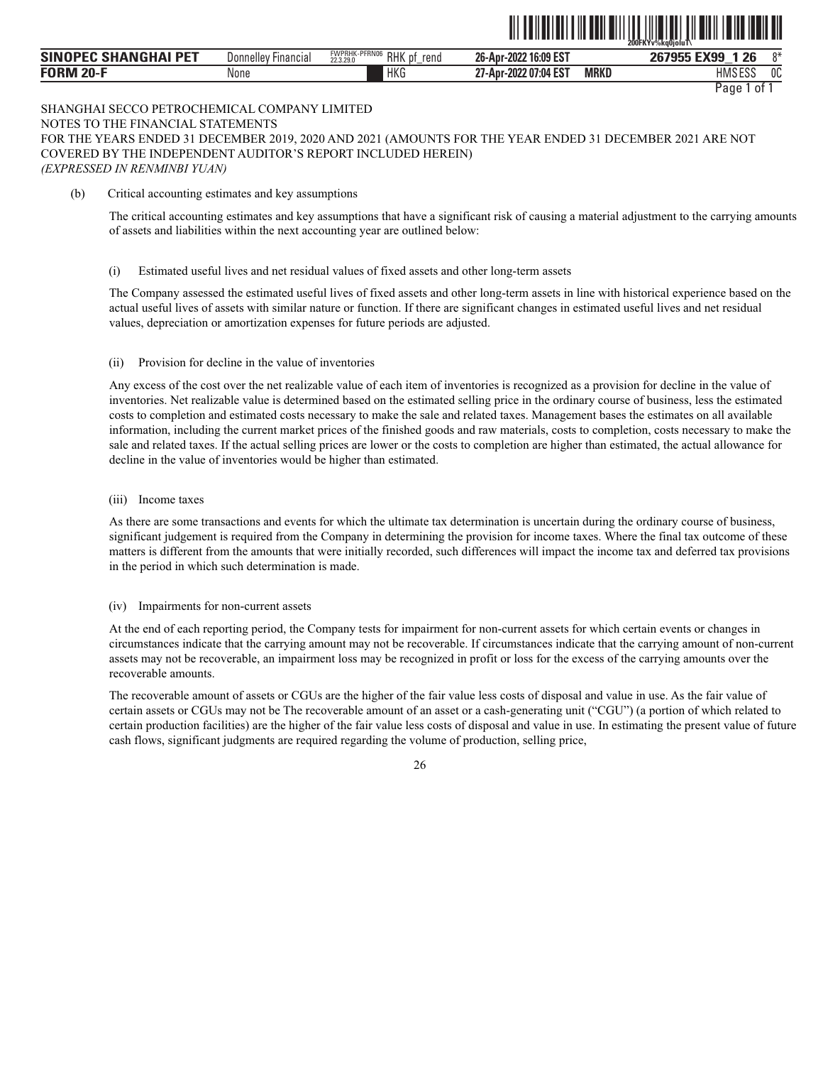SHANGHAI SECCO PETROCHEMICAL COMPANY LIMITED
NOTES TO THE FINANCIAL STATEMENTS
FOR THE YEARS ENDED 31 DECEMBER 2019, 2020 AND 2021 (AMOUNTS FOR THE YEAR ENDED 31 DECEMBER 2021 ARE NOT COVERED BY THE INDEPENDENT AUDITOR'S REPORT INCLUDED HEREIN)
*(EXPRESSED IN RENMINBI YUAN)*

(b) Critical accounting estimates and key assumptions

The critical accounting estimates and key assumptions that have a significant risk of causing a material adjustment to the carrying amounts of assets and liabilities within the next accounting year are outlined below:

(i) Estimated useful lives and net residual values of fixed assets and other long-term assets

The Company assessed the estimated useful lives of fixed assets and other long-term assets in line with historical experience based on the actual useful lives of assets with similar nature or function. If there are significant changes in estimated useful lives and net residual values, depreciation or amortization expenses for future periods are adjusted.

(ii) Provision for decline in the value of inventories

Any excess of the cost over the net realizable value of each item of inventories is recognized as a provision for decline in the value of inventories. Net realizable value is determined based on the estimated selling price in the ordinary course of business, less the estimated costs to completion and estimated costs necessary to make the sale and related taxes. Management bases the estimates on all available information, including the current market prices of the finished goods and raw materials, costs to completion, costs necessary to make the sale and related taxes. If the actual selling prices are lower or the costs to completion are higher than estimated, the actual allowance for decline in the value of inventories would be higher than estimated.

(iii) Income taxes

As there are some transactions and events for which the ultimate tax determination is uncertain during the ordinary course of business, significant judgement is required from the Company in determining the provision for income taxes. Where the final tax outcome of these matters is different from the amounts that were initially recorded, such differences will impact the income tax and deferred tax provisions in the period in which such determination is made.

(iv) Impairments for non-current assets

At the end of each reporting period, the Company tests for impairment for non-current assets for which certain events or changes in circumstances indicate that the carrying amount may not be recoverable. If circumstances indicate that the carrying amount of non-current assets may not be recoverable, an impairment loss may be recognized in profit or loss for the excess of the carrying amounts over the recoverable amounts.

The recoverable amount of assets or CGUs are the higher of the fair value less costs of disposal and value in use. As the fair value of certain assets or CGUs may not be The recoverable amount of an asset or a cash-generating unit ("CGU") (a portion of which related to certain production facilities) are the higher of the fair value less costs of disposal and value in use. In estimating the present value of future cash flows, significant judgments are required regarding the volume of production, selling price,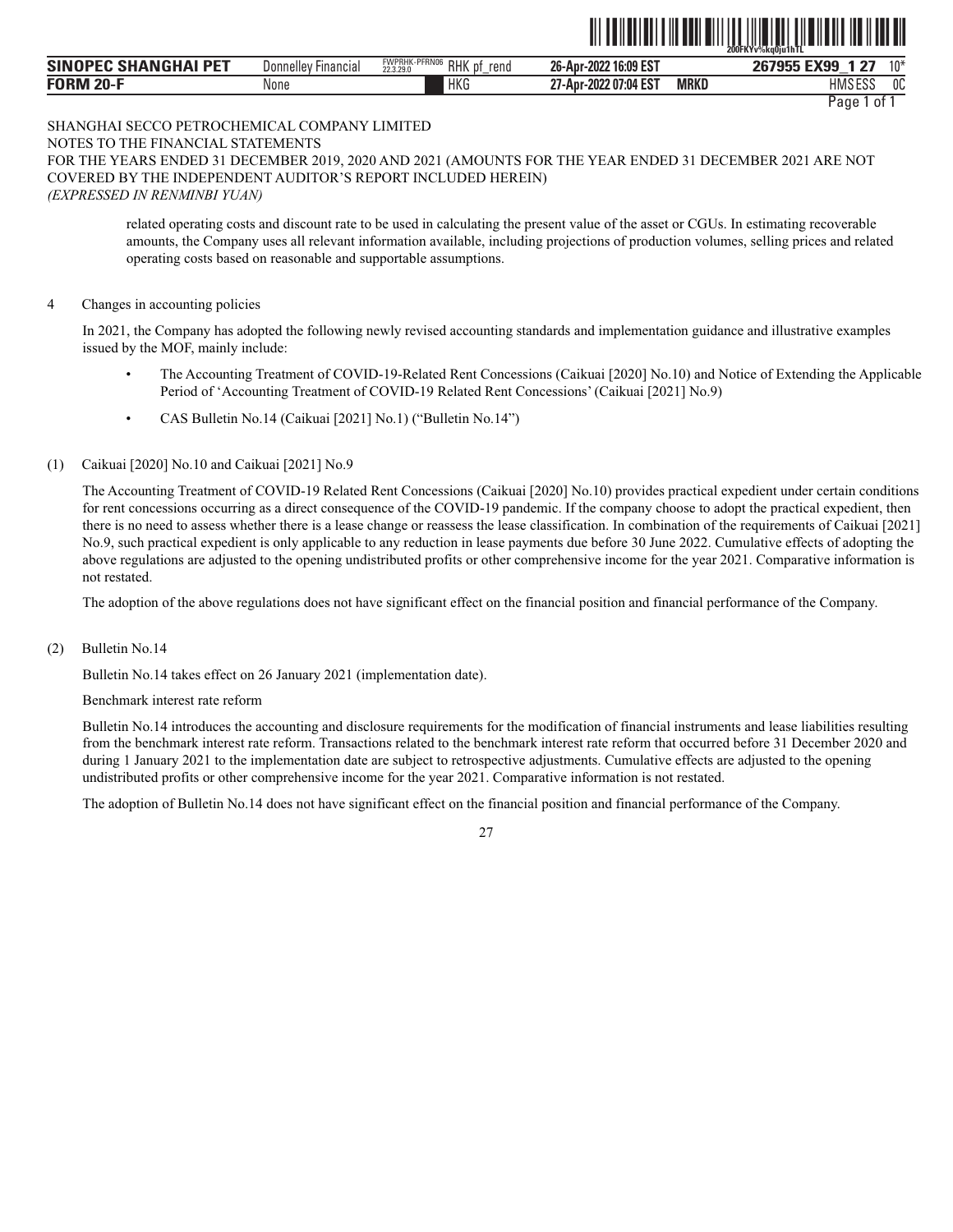SHANGHAI SECCO PETROCHEMICAL COMPANY LIMITED
NOTES TO THE FINANCIAL STATEMENTS
FOR THE YEARS ENDED 31 DECEMBER 2019, 2020 AND 2021 (AMOUNTS FOR THE YEAR ENDED 31 DECEMBER 2021 ARE NOT COVERED BY THE INDEPENDENT AUDITOR'S REPORT INCLUDED HEREIN)
*(EXPRESSED IN RENMINBI YUAN)*

related operating costs and discount rate to be used in calculating the present value of the asset or CGUs. In estimating recoverable amounts, the Company uses all relevant information available, including projections of production volumes, selling prices and related operating costs based on reasonable and supportable assumptions.

4 Changes in accounting policies

In 2021, the Company has adopted the following newly revised accounting standards and implementation guidance and illustrative examples issued by the MOF, mainly include:

- The Accounting Treatment of COVID-19-Related Rent Concessions (Caikuai [2020] No.10) and Notice of Extending the Applicable Period of 'Accounting Treatment of COVID-19 Related Rent Concessions' (Caikuai [2021] No.9)
- CAS Bulletin No.14 (Caikuai [2021] No.1) ("Bulletin No.14")

(1) Caikuai [2020] No.10 and Caikuai [2021] No.9

The Accounting Treatment of COVID-19 Related Rent Concessions (Caikuai [2020] No.10) provides practical expedient under certain conditions for rent concessions occurring as a direct consequence of the COVID-19 pandemic. If the company choose to adopt the practical expedient, then there is no need to assess whether there is a lease change or reassess the lease classification. In combination of the requirements of Caikuai [2021] No.9, such practical expedient is only applicable to any reduction in lease payments due before 30 June 2022. Cumulative effects of adopting the above regulations are adjusted to the opening undistributed profits or other comprehensive income for the year 2021. Comparative information is not restated.

The adoption of the above regulations does not have significant effect on the financial position and financial performance of the Company.

(2) Bulletin No.14

Bulletin No.14 takes effect on 26 January 2021 (implementation date).

Benchmark interest rate reform

Bulletin No.14 introduces the accounting and disclosure requirements for the modification of financial instruments and lease liabilities resulting from the benchmark interest rate reform. Transactions related to the benchmark interest rate reform that occurred before 31 December 2020 and during 1 January 2021 to the implementation date are subject to retrospective adjustments. Cumulative effects are adjusted to the opening undistributed profits or other comprehensive income for the year 2021. Comparative information is not restated.

The adoption of Bulletin No.14 does not have significant effect on the financial position and financial performance of the Company.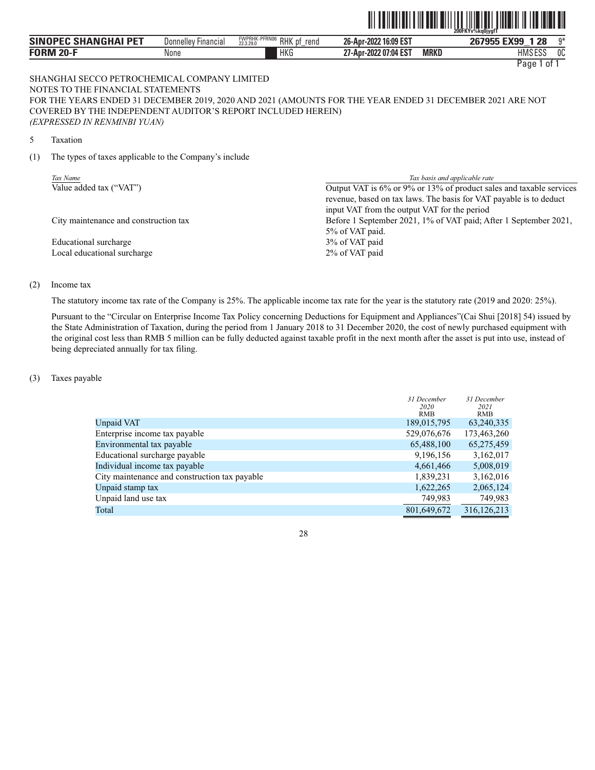SHANGHAI SECCO PETROCHEMICAL COMPANY LIMITED
NOTES TO THE FINANCIAL STATEMENTS
FOR THE YEARS ENDED 31 DECEMBER 2019, 2020 AND 2021 (AMOUNTS FOR THE YEAR ENDED 31 DECEMBER 2021 ARE NOT COVERED BY THE INDEPENDENT AUDITOR'S REPORT INCLUDED HEREIN)
*(EXPRESSED IN RENMINBI YUAN)*

5 Taxation

(1) The types of taxes applicable to the Company's include

| *Tax Name* | *Tax basis and applicable rate* |
|---|---|
| Value added tax ("VAT") | Output VAT is 6% or 9% or 13% of product sales and taxable services revenue, based on tax laws. The basis for VAT payable is to deduct input VAT from the output VAT for the period |
| City maintenance and construction tax | Before 1 September 2021, 1% of VAT paid; After 1 September 2021, 5% of VAT paid. |
| Educational surcharge | 3% of VAT paid |
| Local educational surcharge | 2% of VAT paid |

(2) Income tax

The statutory income tax rate of the Company is 25%. The applicable income tax rate for the year is the statutory rate (2019 and 2020: 25%).

Pursuant to the "Circular on Enterprise Income Tax Policy concerning Deductions for Equipment and Appliances"(Cai Shui [2018] 54) issued by the State Administration of Taxation, during the period from 1 January 2018 to 31 December 2020, the cost of newly purchased equipment with the original cost less than RMB 5 million can be fully deducted against taxable profit in the next month after the asset is put into use, instead of being depreciated annually for tax filing.

(3) Taxes payable

| | *31 December 2020* RMB | *31 December 2021* RMB |
|---|---|---|
| Unpaid VAT | 189,015,795 | 63,240,335 |
| Enterprise income tax payable | 529,076,676 | 173,463,260 |
| Environmental tax payable | 65,488,100 | 65,275,459 |
| Educational surcharge payable | 9,196,156 | 3,162,017 |
| Individual income tax payable | 4,661,466 | 5,008,019 |
| City maintenance and construction tax payable | 1,839,231 | 3,162,016 |
| Unpaid stamp tax | 1,622,265 | 2,065,124 |
| Unpaid land use tax | 749,983 | 749,983 |
| Total | 801,649,672 | 316,126,213 |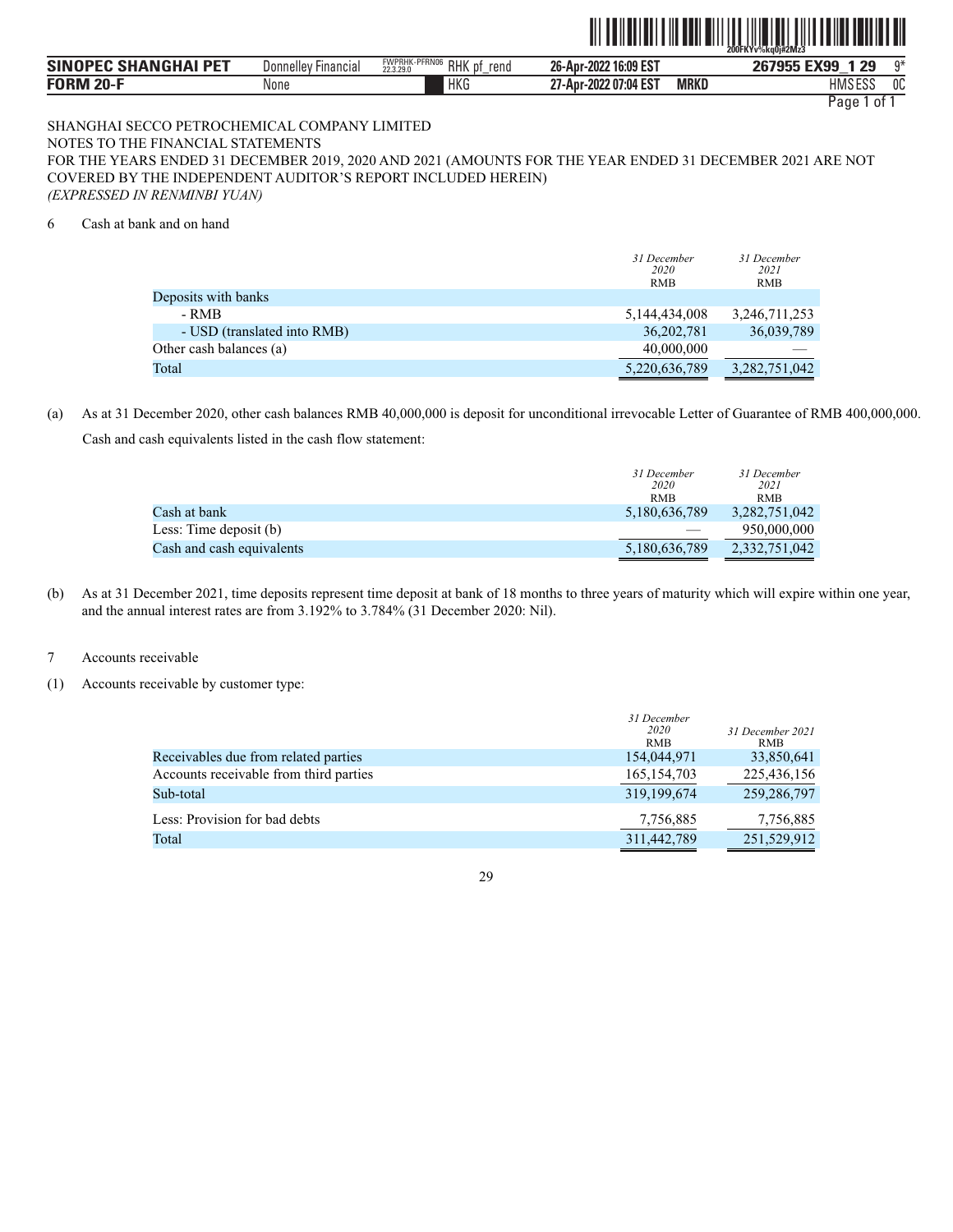SHANGHAI SECCO PETROCHEMICAL COMPANY LIMITED
NOTES TO THE FINANCIAL STATEMENTS
FOR THE YEARS ENDED 31 DECEMBER 2019, 2020 AND 2021 (AMOUNTS FOR THE YEAR ENDED 31 DECEMBER 2021 ARE NOT COVERED BY THE INDEPENDENT AUDITOR'S REPORT INCLUDED HEREIN)
*(EXPRESSED IN RENMINBI YUAN)*

6 Cash at bank and on hand

| | *31 December 2020* RMB | *31 December 2021* RMB |
|---|---|---|
| Deposits with banks | | |
| - RMB | 5,144,434,008 | 3,246,711,253 |
| - USD (translated into RMB) | 36,202,781 | 36,039,789 |
| Other cash balances (a) | 40,000,000 | — |
| Total | 5,220,636,789 | 3,282,751,042 |

(a) As at 31 December 2020, other cash balances RMB 40,000,000 is deposit for unconditional irrevocable Letter of Guarantee of RMB 400,000,000.

Cash and cash equivalents listed in the cash flow statement:

| | *31 December 2020* RMB | *31 December 2021* RMB |
|---|---|---|
| Cash at bank | 5,180,636,789 | 3,282,751,042 |
| Less: Time deposit (b) | — | 950,000,000 |
| Cash and cash equivalents | 5,180,636,789 | 2,332,751,042 |

(b) As at 31 December 2021, time deposits represent time deposit at bank of 18 months to three years of maturity which will expire within one year, and the annual interest rates are from 3.192% to 3.784% (31 December 2020: Nil).

7 Accounts receivable

(1) Accounts receivable by customer type:

| | *31 December 2020* RMB | *31 December 2021* RMB |
|---|---|---|
| Receivables due from related parties | 154,044,971 | 33,850,641 |
| Accounts receivable from third parties | 165,154,703 | 225,436,156 |
| Sub-total | 319,199,674 | 259,286,797 |
| Less: Provision for bad debts | 7,756,885 | 7,756,885 |
| Total | 311,442,789 | 251,529,912 |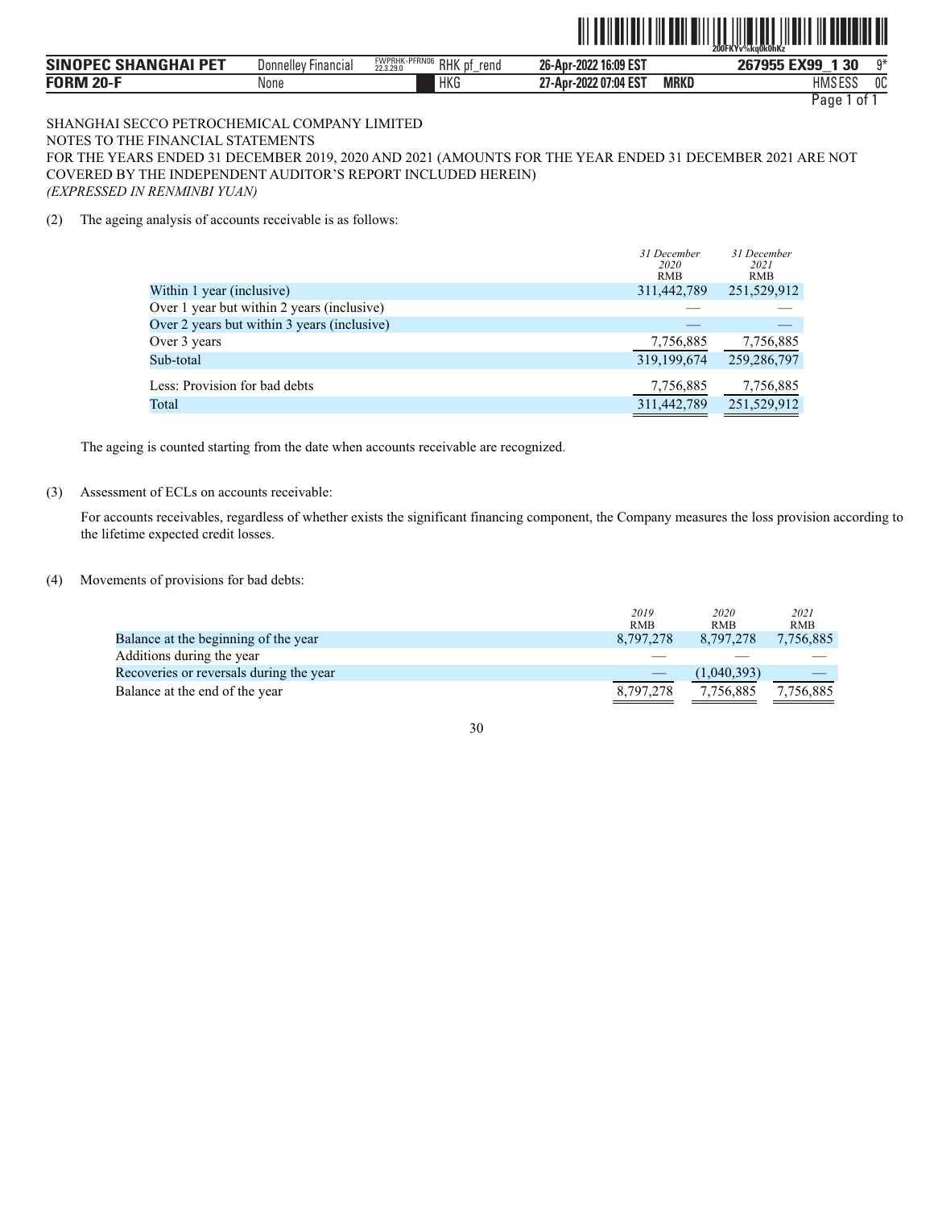SHANGHAI SECCO PETROCHEMICAL COMPANY LIMITED
NOTES TO THE FINANCIAL STATEMENTS
FOR THE YEARS ENDED 31 DECEMBER 2019, 2020 AND 2021 (AMOUNTS FOR THE YEAR ENDED 31 DECEMBER 2021 ARE NOT COVERED BY THE INDEPENDENT AUDITOR'S REPORT INCLUDED HEREIN)
*(EXPRESSED IN RENMINBI YUAN)*

(2) The ageing analysis of accounts receivable is as follows:

| | *31 December 2020* RMB | *31 December 2021* RMB |
|---|---|---|
| Within 1 year (inclusive) | 311,442,789 | 251,529,912 |
| Over 1 year but within 2 years (inclusive) | — | — |
| Over 2 years but within 3 years (inclusive) | — | — |
| Over 3 years | 7,756,885 | 7,756,885 |
| Sub-total | 319,199,674 | 259,286,797 |
| Less: Provision for bad debts | 7,756,885 | 7,756,885 |
| Total | 311,442,789 | 251,529,912 |

The ageing is counted starting from the date when accounts receivable are recognized.

(3) Assessment of ECLs on accounts receivable:

For accounts receivables, regardless of whether exists the significant financing component, the Company measures the loss provision according to the lifetime expected credit losses.

(4) Movements of provisions for bad debts:

| | *2019* RMB | *2020* RMB | *2021* RMB |
|---|---|---|---|
| Balance at the beginning of the year | 8,797,278 | 8,797,278 | 7,756,885 |
| Additions during the year | — | — | — |
| Recoveries or reversals during the year | — | (1,040,393) | — |
| Balance at the end of the year | 8,797,278 | 7,756,885 | 7,756,885 |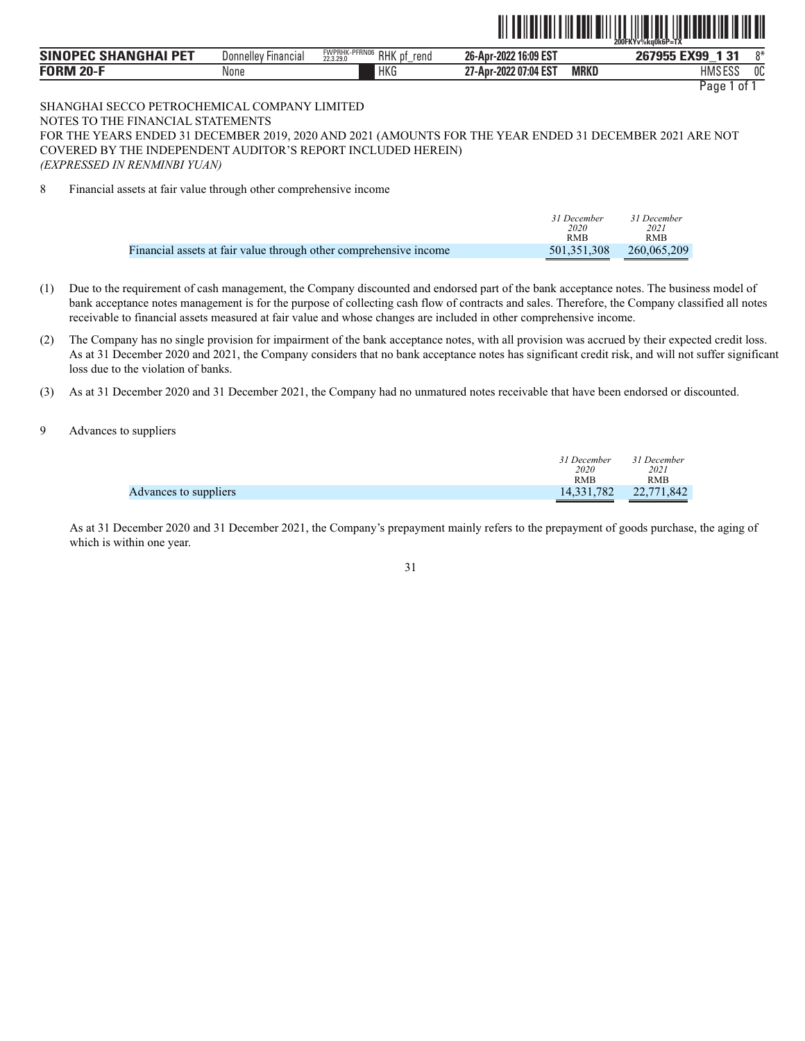SHANGHAI SECCO PETROCHEMICAL COMPANY LIMITED
NOTES TO THE FINANCIAL STATEMENTS
FOR THE YEARS ENDED 31 DECEMBER 2019, 2020 AND 2021 (AMOUNTS FOR THE YEAR ENDED 31 DECEMBER 2021 ARE NOT COVERED BY THE INDEPENDENT AUDITOR'S REPORT INCLUDED HEREIN)
*(EXPRESSED IN RENMINBI YUAN)*

8 Financial assets at fair value through other comprehensive income

| | *31 December 2020* RMB | *31 December 2021* RMB |
|---|---|---|
| Financial assets at fair value through other comprehensive income | 501,351,308 | 260,065,209 |

(1) Due to the requirement of cash management, the Company discounted and endorsed part of the bank acceptance notes. The business model of bank acceptance notes management is for the purpose of collecting cash flow of contracts and sales. Therefore, the Company classified all notes receivable to financial assets measured at fair value and whose changes are included in other comprehensive income.

(2) The Company has no single provision for impairment of the bank acceptance notes, with all provision was accrued by their expected credit loss. As at 31 December 2020 and 2021, the Company considers that no bank acceptance notes has significant credit risk, and will not suffer significant loss due to the violation of banks.

(3) As at 31 December 2020 and 31 December 2021, the Company had no unmatured notes receivable that have been endorsed or discounted.

9 Advances to suppliers

| | *31 December 2020* RMB | *31 December 2021* RMB |
|---|---|---|
| Advances to suppliers | 14,331,782 | 22,771,842 |

As at 31 December 2020 and 31 December 2021, the Company's prepayment mainly refers to the prepayment of goods purchase, the aging of which is within one year.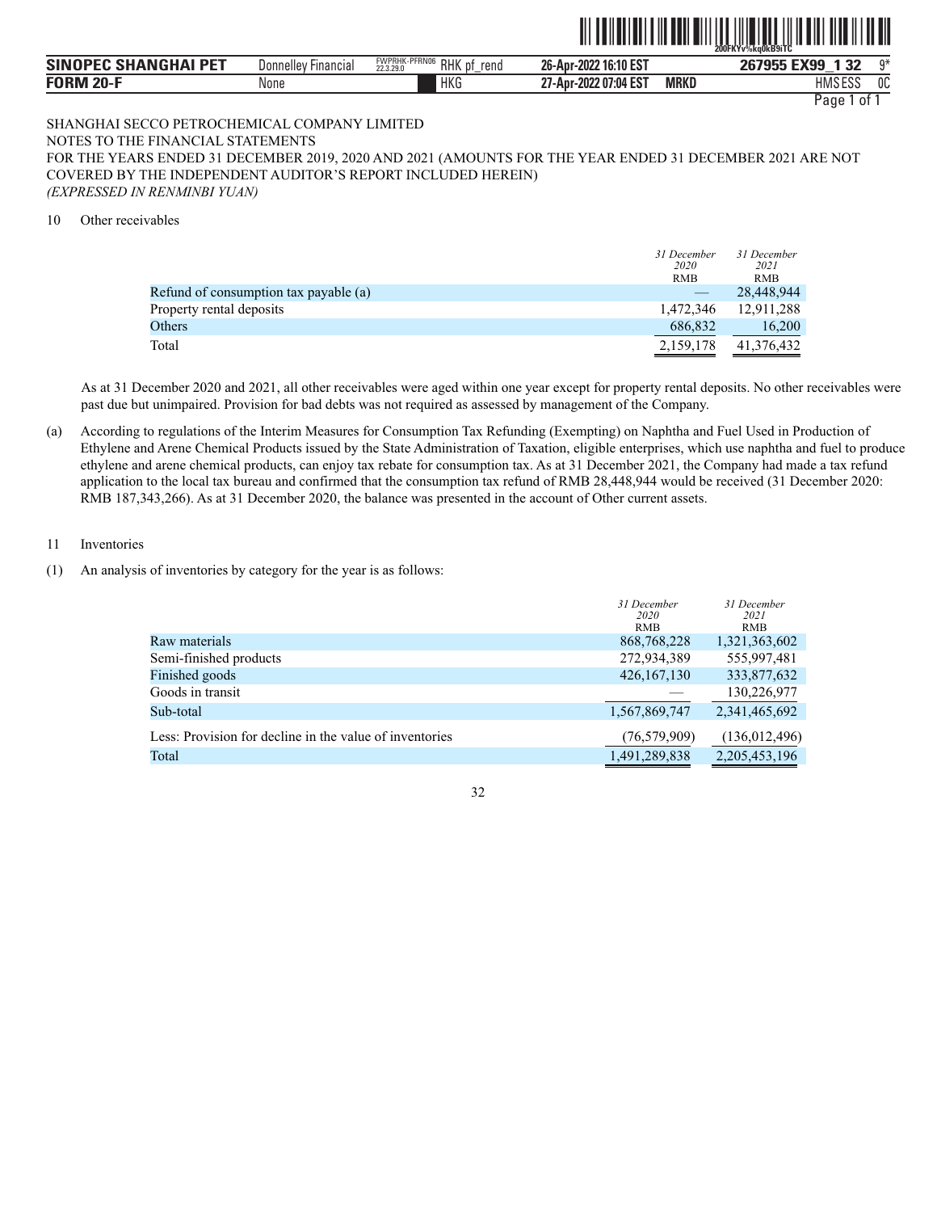SHANGHAI SECCO PETROCHEMICAL COMPANY LIMITED
NOTES TO THE FINANCIAL STATEMENTS
FOR THE YEARS ENDED 31 DECEMBER 2019, 2020 AND 2021 (AMOUNTS FOR THE YEAR ENDED 31 DECEMBER 2021 ARE NOT COVERED BY THE INDEPENDENT AUDITOR'S REPORT INCLUDED HEREIN)
*(EXPRESSED IN RENMINBI YUAN)*

10 Other receivables

| | *31 December 2020* RMB | *31 December 2021* RMB |
|---|---|---|
| Refund of consumption tax payable (a) | — | 28,448,944 |
| Property rental deposits | 1,472,346 | 12,911,288 |
| Others | 686,832 | 16,200 |
| Total | 2,159,178 | 41,376,432 |

As at 31 December 2020 and 2021, all other receivables were aged within one year except for property rental deposits. No other receivables were past due but unimpaired. Provision for bad debts was not required as assessed by management of the Company.

(a) According to regulations of the Interim Measures for Consumption Tax Refunding (Exempting) on Naphtha and Fuel Used in Production of Ethylene and Arene Chemical Products issued by the State Administration of Taxation, eligible enterprises, which use naphtha and fuel to produce ethylene and arene chemical products, can enjoy tax rebate for consumption tax. As at 31 December 2021, the Company had made a tax refund application to the local tax bureau and confirmed that the consumption tax refund of RMB 28,448,944 would be received (31 December 2020: RMB 187,343,266). As at 31 December 2020, the balance was presented in the account of Other current assets.

11 Inventories

(1) An analysis of inventories by category for the year is as follows:

| | *31 December 2020* RMB | *31 December 2021* RMB |
|---|---|---|
| Raw materials | 868,768,228 | 1,321,363,602 |
| Semi-finished products | 272,934,389 | 555,997,481 |
| Finished goods | 426,167,130 | 333,877,632 |
| Goods in transit | — | 130,226,977 |
| Sub-total | 1,567,869,747 | 2,341,465,692 |
| Less: Provision for decline in the value of inventories | (76,579,909) | (136,012,496) |
| Total | 1,491,289,838 | 2,205,453,196 |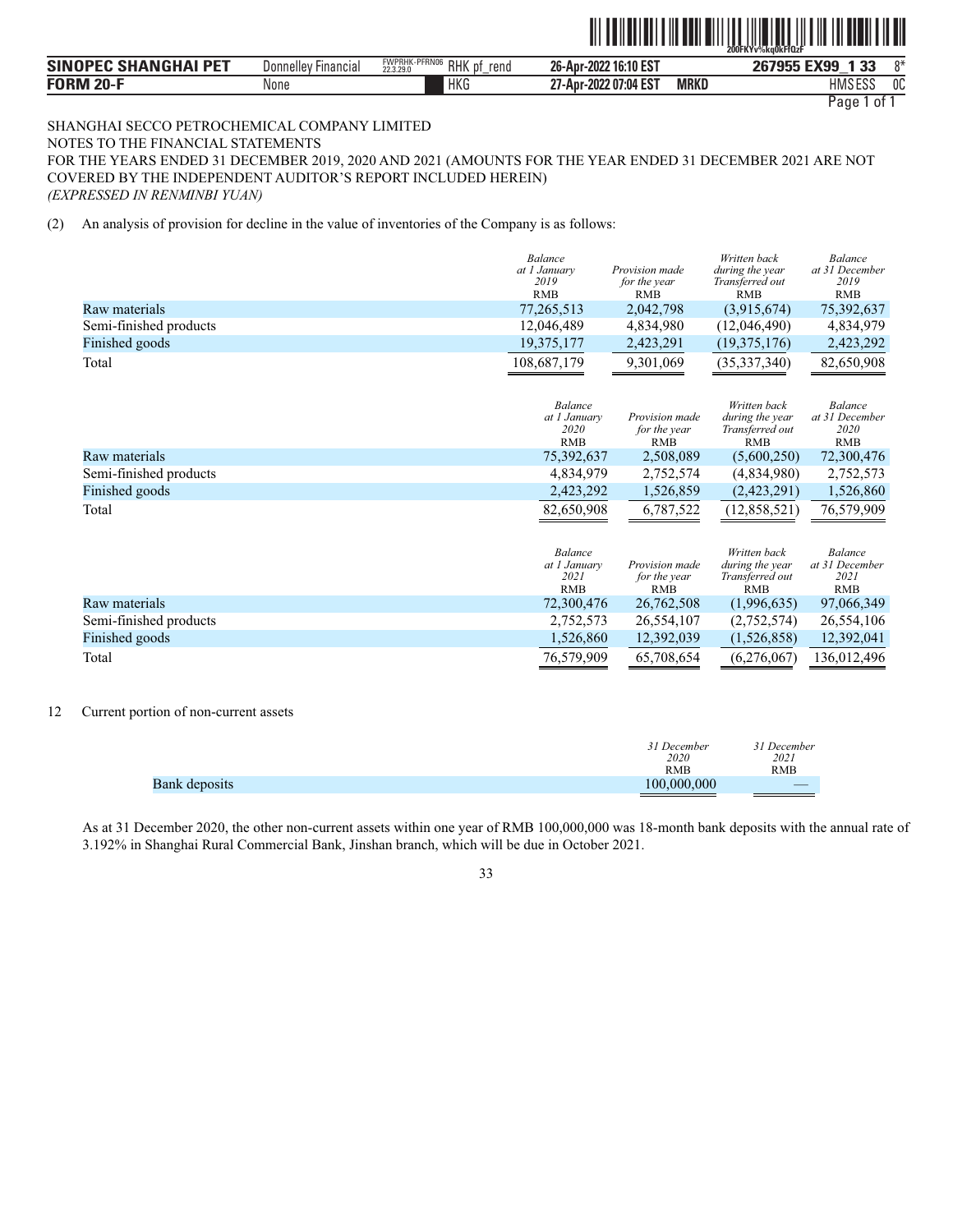SHANGHAI SECCO PETROCHEMICAL COMPANY LIMITED
NOTES TO THE FINANCIAL STATEMENTS
FOR THE YEARS ENDED 31 DECEMBER 2019, 2020 AND 2021 (AMOUNTS FOR THE YEAR ENDED 31 DECEMBER 2021 ARE NOT COVERED BY THE INDEPENDENT AUDITOR'S REPORT INCLUDED HEREIN)
*(EXPRESSED IN RENMINBI YUAN)*

(2) An analysis of provision for decline in the value of inventories of the Company is as follows:

| | *Balance at 1 January 2019* RMB | *Provision made for the year* RMB | *Written back during the year Transferred out* RMB | *Balance at 31 December 2019* RMB |
|---|---|---|---|---|
| Raw materials | 77,265,513 | 2,042,798 | (3,915,674) | 75,392,637 |
| Semi-finished products | 12,046,489 | 4,834,980 | (12,046,490) | 4,834,979 |
| Finished goods | 19,375,177 | 2,423,291 | (19,375,176) | 2,423,292 |
| Total | 108,687,179 | 9,301,069 | (35,337,340) | 82,650,908 |

| | *Balance at 1 January 2020* RMB | *Provision made for the year* RMB | *Written back during the year Transferred out* RMB | *Balance at 31 December 2020* RMB |
|---|---|---|---|---|
| Raw materials | 75,392,637 | 2,508,089 | (5,600,250) | 72,300,476 |
| Semi-finished products | 4,834,979 | 2,752,574 | (4,834,980) | 2,752,573 |
| Finished goods | 2,423,292 | 1,526,859 | (2,423,291) | 1,526,860 |
| Total | 82,650,908 | 6,787,522 | (12,858,521) | 76,579,909 |

| | *Balance at 1 January 2021* RMB | *Provision made for the year* RMB | *Written back during the year Transferred out* RMB | *Balance at 31 December 2021* RMB |
|---|---|---|---|---|
| Raw materials | 72,300,476 | 26,762,508 | (1,996,635) | 97,066,349 |
| Semi-finished products | 2,752,573 | 26,554,107 | (2,752,574) | 26,554,106 |
| Finished goods | 1,526,860 | 12,392,039 | (1,526,858) | 12,392,041 |
| Total | 76,579,909 | 65,708,654 | (6,276,067) | 136,012,496 |

12 Current portion of non-current assets

| | *31 December 2020* RMB | *31 December 2021* RMB |
|---|---|---|
| Bank deposits | 100,000,000 | — |

As at 31 December 2020, the other non-current assets within one year of RMB 100,000,000 was 18-month bank deposits with the annual rate of 3.192% in Shanghai Rural Commercial Bank, Jinshan branch, which will be due in October 2021.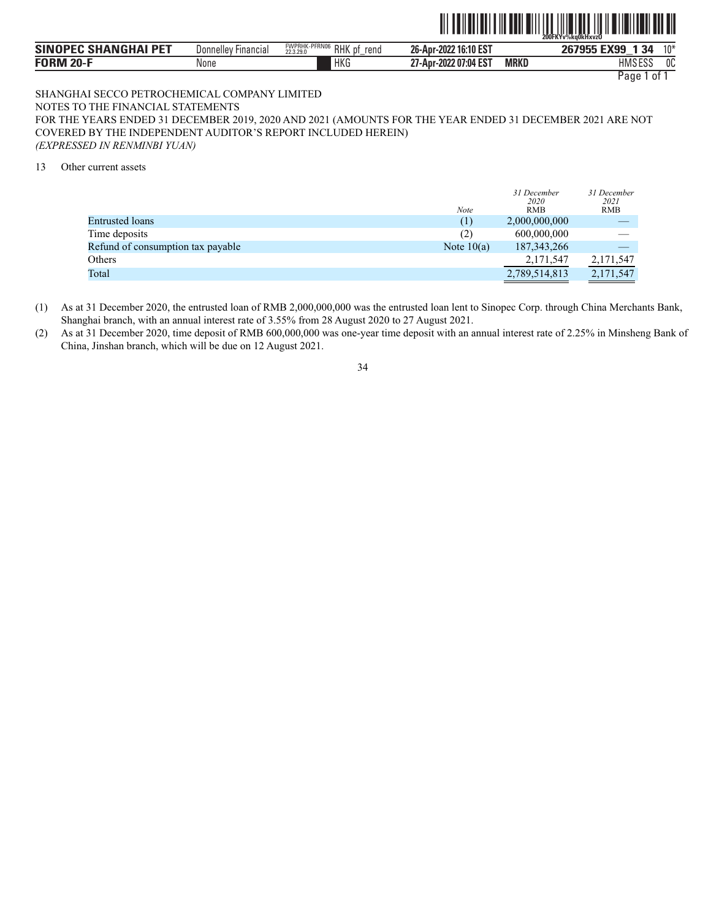SHANGHAI SECCO PETROCHEMICAL COMPANY LIMITED

NOTES TO THE FINANCIAL STATEMENTS

FOR THE YEARS ENDED 31 DECEMBER 2019, 2020 AND 2021 (AMOUNTS FOR THE YEAR ENDED 31 DECEMBER 2021 ARE NOT COVERED BY THE INDEPENDENT AUDITOR'S REPORT INCLUDED HEREIN)

*(EXPRESSED IN RENMINBI YUAN)*

13 Other current assets

| | *Note* | *31 December 2020* RMB | *31 December 2021* RMB |
|---|---|---|---|
| Entrusted loans | (1) | 2,000,000,000 | — |
| Time deposits | (2) | 600,000,000 | — |
| Refund of consumption tax payable | Note 10(a) | 187,343,266 | — |
| Others | | 2,171,547 | 2,171,547 |
| Total | | 2,789,514,813 | 2,171,547 |

(1) As at 31 December 2020, the entrusted loan of RMB 2,000,000,000 was the entrusted loan lent to Sinopec Corp. through China Merchants Bank, Shanghai branch, with an annual interest rate of 3.55% from 28 August 2020 to 27 August 2021.

(2) As at 31 December 2020, time deposit of RMB 600,000,000 was one-year time deposit with an annual interest rate of 2.25% in Minsheng Bank of China, Jinshan branch, which will be due on 12 August 2021.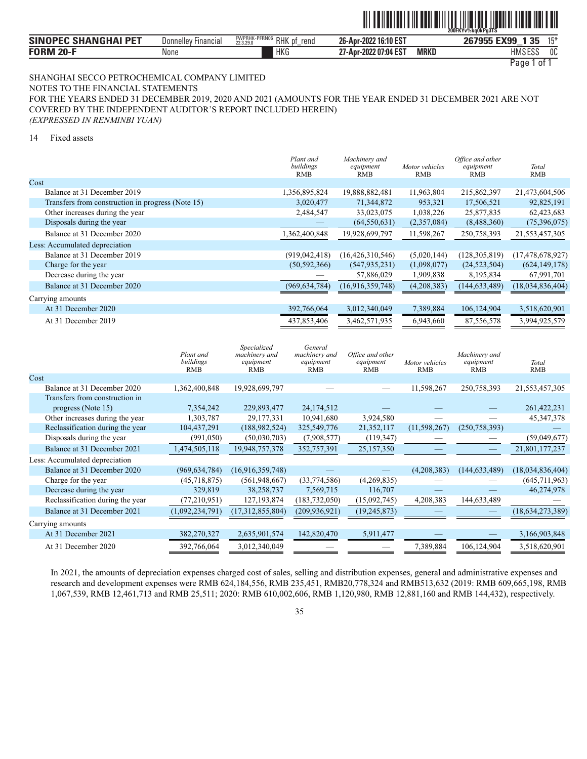SHANGHAI SECCO PETROCHEMICAL COMPANY LIMITED
NOTES TO THE FINANCIAL STATEMENTS
FOR THE YEARS ENDED 31 DECEMBER 2019, 2020 AND 2021 (AMOUNTS FOR THE YEAR ENDED 31 DECEMBER 2021 ARE NOT COVERED BY THE INDEPENDENT AUDITOR'S REPORT INCLUDED HEREIN)
*(EXPRESSED IN RENMINBI YUAN)*

14 Fixed assets

| | *Plant and buildings* RMB | *Machinery and equipment* RMB | *Motor vehicles* RMB | *Office and other equipment* RMB | *Total* RMB |
|---|---|---|---|---|---|
| Cost | | | | | |
| Balance at 31 December 2019 | 1,356,895,824 | 19,888,882,481 | 11,963,804 | 215,862,397 | 21,473,604,506 |
| Transfers from construction in progress (Note 15) | 3,020,477 | 71,344,872 | 953,321 | 17,506,521 | 92,825,191 |
| Other increases during the year | 2,484,547 | 33,023,075 | 1,038,226 | 25,877,835 | 62,423,683 |
| Disposals during the year | — | (64,550,631) | (2,357,084) | (8,488,360) | (75,396,075) |
| Balance at 31 December 2020 | 1,362,400,848 | 19,928,699,797 | 11,598,267 | 250,758,393 | 21,553,457,305 |
| Less: Accumulated depreciation | | | | | |
| Balance at 31 December 2019 | (919,042,418) | (16,426,310,546) | (5,020,144) | (128,305,819) | (17,478,678,927) |
| Charge for the year | (50,592,366) | (547,935,231) | (1,098,077) | (24,523,504) | (624,149,178) |
| Decrease during the year | — | 57,886,029 | 1,909,838 | 8,195,834 | 67,991,701 |
| Balance at 31 December 2020 | (969,634,784) | (16,916,359,748) | (4,208,383) | (144,633,489) | (18,034,836,404) |
| Carrying amounts | | | | | |
| At 31 December 2020 | 392,766,064 | 3,012,340,049 | 7,389,884 | 106,124,904 | 3,518,620,901 |
| At 31 December 2019 | 437,853,406 | 3,462,571,935 | 6,943,660 | 87,556,578 | 3,994,925,579 |

| | *Plant and buildings* RMB | *Specialized machinery and equipment* RMB | *General machinery and equipment* RMB | *Office and other equipment* RMB | *Motor vehicles* RMB | *Machinery and equipment* RMB | *Total* RMB |
|---|---|---|---|---|---|---|---|
| Cost | | | | | | | |
| Balance at 31 December 2020 | 1,362,400,848 | 19,928,699,797 | — | — | 11,598,267 | 250,758,393 | 21,553,457,305 |
| Transfers from construction in progress (Note 15) | 7,354,242 | 229,893,477 | 24,174,512 | — | — | — | 261,422,231 |
| Other increases during the year | 1,303,787 | 29,177,331 | 10,941,680 | 3,924,580 | — | — | 45,347,378 |
| Reclassification during the year | 104,437,291 | (188,982,524) | 325,549,776 | 21,352,117 | (11,598,267) | (250,758,393) | — |
| Disposals during the year | (991,050) | (50,030,703) | (7,908,577) | (119,347) | — | — | (59,049,677) |
| Balance at 31 December 2021 | 1,474,505,118 | 19,948,757,378 | 352,757,391 | 25,157,350 | — | — | 21,801,177,237 |
| Less: Accumulated depreciation | | | | | | | |
| Balance at 31 December 2020 | (969,634,784) | (16,916,359,748) | — | — | (4,208,383) | (144,633,489) | (18,034,836,404) |
| Charge for the year | (45,718,875) | (561,948,667) | (33,774,586) | (4,269,835) | — | — | (645,711,963) |
| Decrease during the year | 329,819 | 38,258,737 | 7,569,715 | 116,707 | — | — | 46,274,978 |
| Reclassification during the year | (77,210,951) | 127,193,874 | (183,732,050) | (15,092,745) | 4,208,383 | 144,633,489 | — |
| Balance at 31 December 2021 | (1,092,234,791) | (17,312,855,804) | (209,936,921) | (19,245,873) | — | — | (18,634,273,389) |
| Carrying amounts | | | | | | | |
| At 31 December 2021 | 382,270,327 | 2,635,901,574 | 142,820,470 | 5,911,477 | — | — | 3,166,903,848 |
| At 31 December 2020 | 392,766,064 | 3,012,340,049 | — | — | 7,389,884 | 106,124,904 | 3,518,620,901 |

In 2021, the amounts of depreciation expenses charged cost of sales, selling and distribution expenses, general and administrative expenses and research and development expenses were RMB 624,184,556, RMB 235,451, RMB20,778,324 and RMB513,632 (2019: RMB 609,665,198, RMB 1,067,539, RMB 12,461,713 and RMB 25,511; 2020: RMB 610,002,606, RMB 1,120,980, RMB 12,881,160 and RMB 144,432), respectively.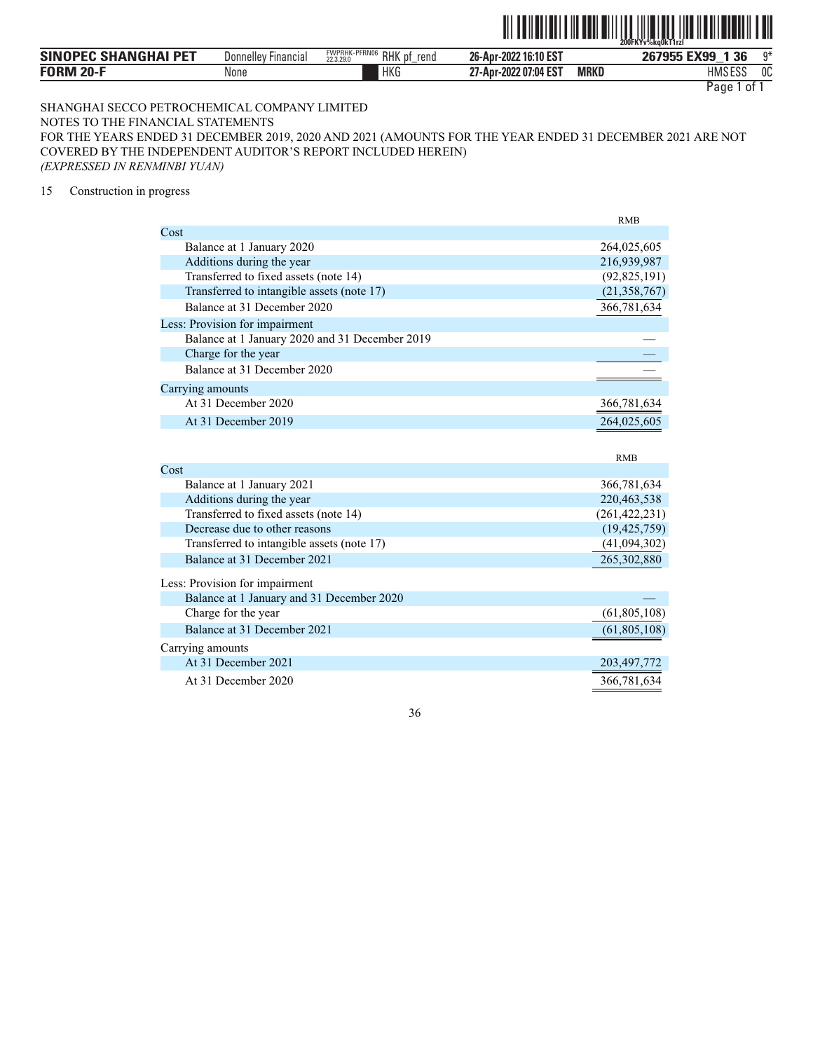SHANGHAI SECCO PETROCHEMICAL COMPANY LIMITED
NOTES TO THE FINANCIAL STATEMENTS
FOR THE YEARS ENDED 31 DECEMBER 2019, 2020 AND 2021 (AMOUNTS FOR THE YEAR ENDED 31 DECEMBER 2021 ARE NOT COVERED BY THE INDEPENDENT AUDITOR'S REPORT INCLUDED HEREIN)
*(EXPRESSED IN RENMINBI YUAN)*

15 Construction in progress

| | RMB |
|---|---|
| Cost | |
| Balance at 1 January 2020 | 264,025,605 |
| Additions during the year | 216,939,987 |
| Transferred to fixed assets (note 14) | (92,825,191) |
| Transferred to intangible assets (note 17) | (21,358,767) |
| Balance at 31 December 2020 | 366,781,634 |
| Less: Provision for impairment | |
| Balance at 1 January 2020 and 31 December 2019 | — |
| Charge for the year | — |
| Balance at 31 December 2020 | — |
| Carrying amounts | |
| At 31 December 2020 | 366,781,634 |
| At 31 December 2019 | 264,025,605 |

| | RMB |
|---|---|
| Cost | |
| Balance at 1 January 2021 | 366,781,634 |
| Additions during the year | 220,463,538 |
| Transferred to fixed assets (note 14) | (261,422,231) |
| Decrease due to other reasons | (19,425,759) |
| Transferred to intangible assets (note 17) | (41,094,302) |
| Balance at 31 December 2021 | 265,302,880 |
| Less: Provision for impairment | |
| Balance at 1 January and 31 December 2020 | — |
| Charge for the year | (61,805,108) |
| Balance at 31 December 2021 | (61,805,108) |
| Carrying amounts | |
| At 31 December 2021 | 203,497,772 |
| At 31 December 2020 | 366,781,634 |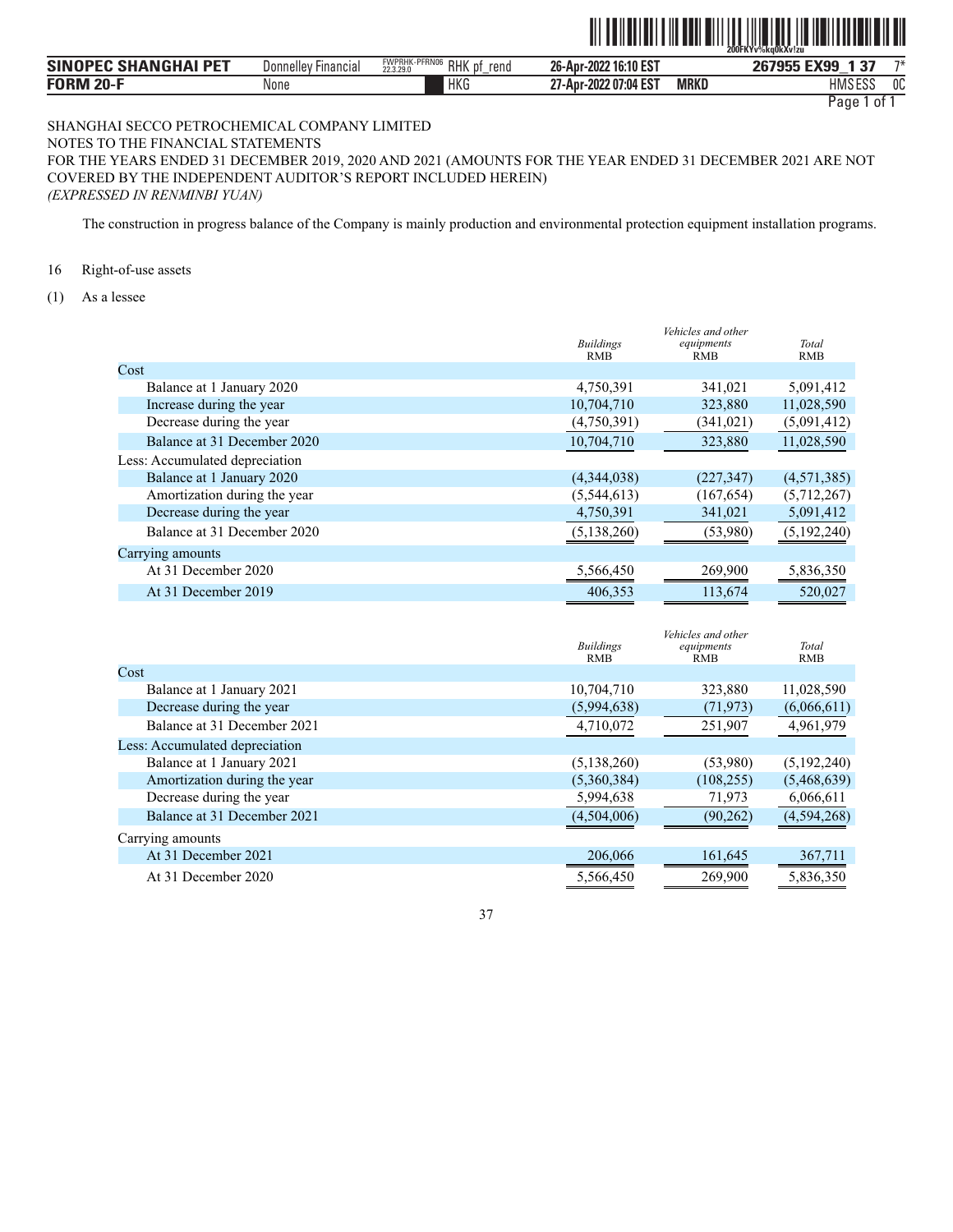SHANGHAI SECCO PETROCHEMICAL COMPANY LIMITED
NOTES TO THE FINANCIAL STATEMENTS
FOR THE YEARS ENDED 31 DECEMBER 2019, 2020 AND 2021 (AMOUNTS FOR THE YEAR ENDED 31 DECEMBER 2021 ARE NOT COVERED BY THE INDEPENDENT AUDITOR'S REPORT INCLUDED HEREIN)
*(EXPRESSED IN RENMINBI YUAN)*

The construction in progress balance of the Company is mainly production and environmental protection equipment installation programs.

16 Right-of-use assets

(1) As a lessee

| | *Buildings* RMB | *Vehicles and other equipments* RMB | *Total* RMB |
|---|---|---|---|
| Cost | | | |
| Balance at 1 January 2020 | 4,750,391 | 341,021 | 5,091,412 |
| Increase during the year | 10,704,710 | 323,880 | 11,028,590 |
| Decrease during the year | (4,750,391) | (341,021) | (5,091,412) |
| Balance at 31 December 2020 | 10,704,710 | 323,880 | 11,028,590 |
| Less: Accumulated depreciation | | | |
| Balance at 1 January 2020 | (4,344,038) | (227,347) | (4,571,385) |
| Amortization during the year | (5,544,613) | (167,654) | (5,712,267) |
| Decrease during the year | 4,750,391 | 341,021 | 5,091,412 |
| Balance at 31 December 2020 | (5,138,260) | (53,980) | (5,192,240) |
| Carrying amounts | | | |
| At 31 December 2020 | 5,566,450 | 269,900 | 5,836,350 |
| At 31 December 2019 | 406,353 | 113,674 | 520,027 |

| | *Buildings* RMB | *Vehicles and other equipments* RMB | *Total* RMB |
|---|---|---|---|
| Cost | | | |
| Balance at 1 January 2021 | 10,704,710 | 323,880 | 11,028,590 |
| Decrease during the year | (5,994,638) | (71,973) | (6,066,611) |
| Balance at 31 December 2021 | 4,710,072 | 251,907 | 4,961,979 |
| Less: Accumulated depreciation | | | |
| Balance at 1 January 2021 | (5,138,260) | (53,980) | (5,192,240) |
| Amortization during the year | (5,360,384) | (108,255) | (5,468,639) |
| Decrease during the year | 5,994,638 | 71,973 | 6,066,611 |
| Balance at 31 December 2021 | (4,504,006) | (90,262) | (4,594,268) |
| Carrying amounts | | | |
| At 31 December 2021 | 206,066 | 161,645 | 367,711 |
| At 31 December 2020 | 5,566,450 | 269,900 | 5,836,350 |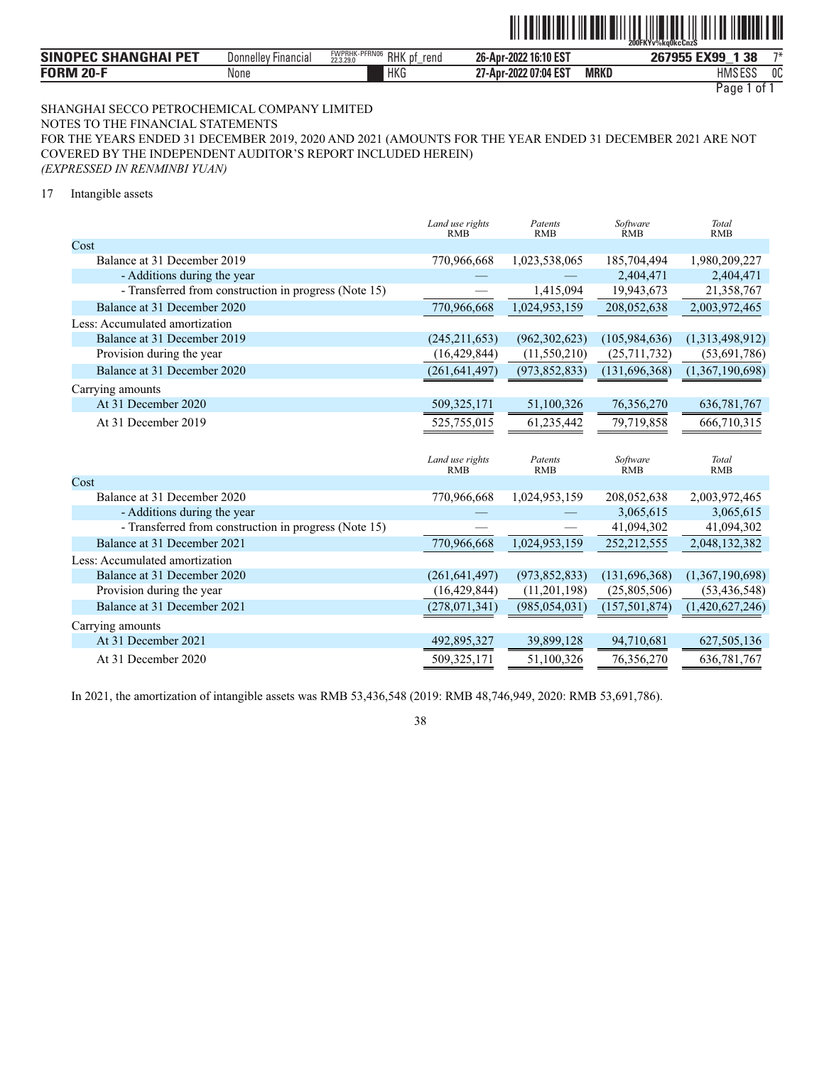SHANGHAI SECCO PETROCHEMICAL COMPANY LIMITED
NOTES TO THE FINANCIAL STATEMENTS
FOR THE YEARS ENDED 31 DECEMBER 2019, 2020 AND 2021 (AMOUNTS FOR THE YEAR ENDED 31 DECEMBER 2021 ARE NOT COVERED BY THE INDEPENDENT AUDITOR'S REPORT INCLUDED HEREIN)
*(EXPRESSED IN RENMINBI YUAN)*

17 Intangible assets

| | *Land use rights* RMB | *Patents* RMB | *Software* RMB | *Total* RMB |
|---|---|---|---|---|
| Cost | | | | |
| Balance at 31 December 2019 | 770,966,668 | 1,023,538,065 | 185,704,494 | 1,980,209,227 |
| - Additions during the year | — | — | 2,404,471 | 2,404,471 |
| - Transferred from construction in progress (Note 15) | — | 1,415,094 | 19,943,673 | 21,358,767 |
| Balance at 31 December 2020 | 770,966,668 | 1,024,953,159 | 208,052,638 | 2,003,972,465 |
| Less: Accumulated amortization | | | | |
| Balance at 31 December 2019 | (245,211,653) | (962,302,623) | (105,984,636) | (1,313,498,912) |
| Provision during the year | (16,429,844) | (11,550,210) | (25,711,732) | (53,691,786) |
| Balance at 31 December 2020 | (261,641,497) | (973,852,833) | (131,696,368) | (1,367,190,698) |
| Carrying amounts | | | | |
| At 31 December 2020 | 509,325,171 | 51,100,326 | 76,356,270 | 636,781,767 |
| At 31 December 2019 | 525,755,015 | 61,235,442 | 79,719,858 | 666,710,315 |

| | *Land use rights* RMB | *Patents* RMB | *Software* RMB | *Total* RMB |
|---|---|---|---|---|
| Cost | | | | |
| Balance at 31 December 2020 | 770,966,668 | 1,024,953,159 | 208,052,638 | 2,003,972,465 |
| - Additions during the year | — | — | 3,065,615 | 3,065,615 |
| - Transferred from construction in progress (Note 15) | — | — | 41,094,302 | 41,094,302 |
| Balance at 31 December 2021 | 770,966,668 | 1,024,953,159 | 252,212,555 | 2,048,132,382 |
| Less: Accumulated amortization | | | | |
| Balance at 31 December 2020 | (261,641,497) | (973,852,833) | (131,696,368) | (1,367,190,698) |
| Provision during the year | (16,429,844) | (11,201,198) | (25,805,506) | (53,436,548) |
| Balance at 31 December 2021 | (278,071,341) | (985,054,031) | (157,501,874) | (1,420,627,246) |
| Carrying amounts | | | | |
| At 31 December 2021 | 492,895,327 | 39,899,128 | 94,710,681 | 627,505,136 |
| At 31 December 2020 | 509,325,171 | 51,100,326 | 76,356,270 | 636,781,767 |

In 2021, the amortization of intangible assets was RMB 53,436,548 (2019: RMB 48,746,949, 2020: RMB 53,691,786).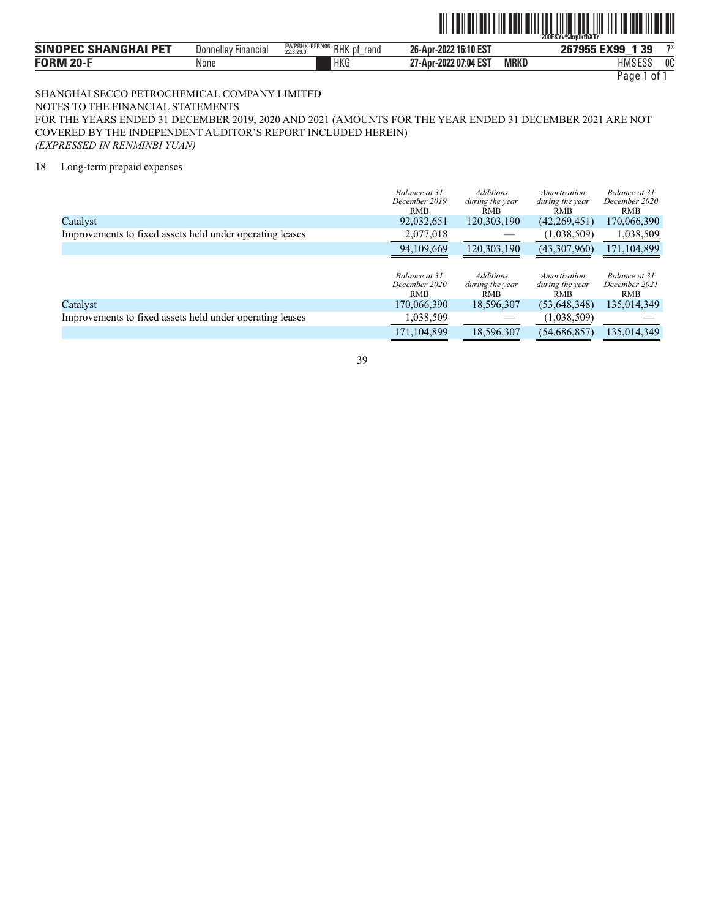SHANGHAI SECCO PETROCHEMICAL COMPANY LIMITED

NOTES TO THE FINANCIAL STATEMENTS

FOR THE YEARS ENDED 31 DECEMBER 2019, 2020 AND 2021 (AMOUNTS FOR THE YEAR ENDED 31 DECEMBER 2021 ARE NOT COVERED BY THE INDEPENDENT AUDITOR'S REPORT INCLUDED HEREIN)

*(EXPRESSED IN RENMINBI YUAN)*

18 Long-term prepaid expenses

| | *Balance at 31 December 2019* RMB | *Additions during the year* RMB | *Amortization during the year* RMB | *Balance at 31 December 2020* RMB |
|---|---|---|---|---|
| Catalyst | 92,032,651 | 120,303,190 | (42,269,451) | 170,066,390 |
| Improvements to fixed assets held under operating leases | 2,077,018 | — | (1,038,509) | 1,038,509 |
| | 94,109,669 | 120,303,190 | (43,307,960) | 171,104,899 |

| | *Balance at 31 December 2020* RMB | *Additions during the year* RMB | *Amortization during the year* RMB | *Balance at 31 December 2021* RMB |
|---|---|---|---|---|
| Catalyst | 170,066,390 | 18,596,307 | (53,648,348) | 135,014,349 |
| Improvements to fixed assets held under operating leases | 1,038,509 | — | (1,038,509) | — |
| | 171,104,899 | 18,596,307 | (54,686,857) | 135,014,349 |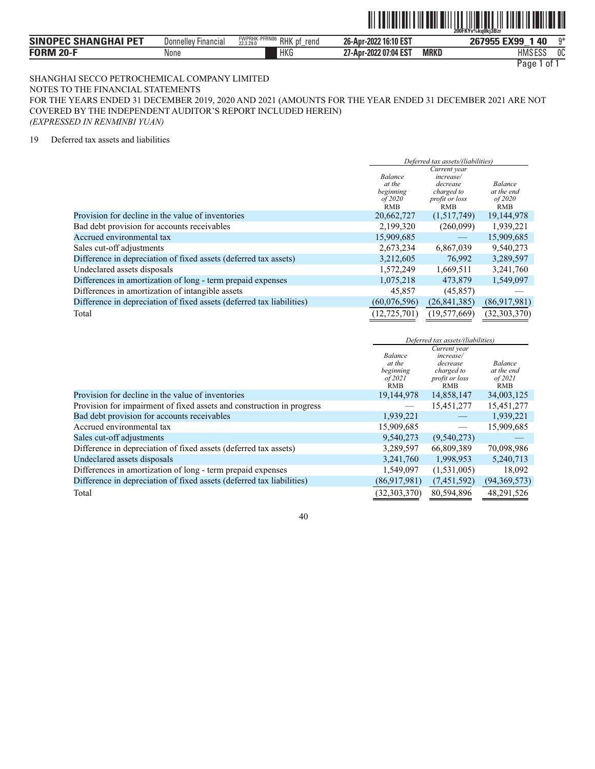SHANGHAI SECCO PETROCHEMICAL COMPANY LIMITED
NOTES TO THE FINANCIAL STATEMENTS
FOR THE YEARS ENDED 31 DECEMBER 2019, 2020 AND 2021 (AMOUNTS FOR THE YEAR ENDED 31 DECEMBER 2021 ARE NOT COVERED BY THE INDEPENDENT AUDITOR'S REPORT INCLUDED HEREIN)
*(EXPRESSED IN RENMINBI YUAN)*

19 Deferred tax assets and liabilities

| | *Deferred tax assets/(liabilities)* | | |
|---|---|---|---|
| | *Balance at the beginning of 2020* RMB | *Current year increase/ decrease charged to profit or loss* RMB | *Balance at the end of 2020* RMB |
| Provision for decline in the value of inventories | 20,662,727 | (1,517,749) | 19,144,978 |
| Bad debt provision for accounts receivables | 2,199,320 | (260,099) | 1,939,221 |
| Accrued environmental tax | 15,909,685 | — | 15,909,685 |
| Sales cut-off adjustments | 2,673,234 | 6,867,039 | 9,540,273 |
| Difference in depreciation of fixed assets (deferred tax assets) | 3,212,605 | 76,992 | 3,289,597 |
| Undeclared assets disposals | 1,572,249 | 1,669,511 | 3,241,760 |
| Differences in amortization of long - term prepaid expenses | 1,075,218 | 473,879 | 1,549,097 |
| Differences in amortization of intangible assets | 45,857 | (45,857) | — |
| Difference in depreciation of fixed assets (deferred tax liabilities) | (60,076,596) | (26,841,385) | (86,917,981) |
| Total | (12,725,701) | (19,577,669) | (32,303,370) |

| | *Deferred tax assets/(liabilities)* | | |
|---|---|---|---|
| | *Balance at the beginning of 2021* RMB | *Current year increase/ decrease charged to profit or loss* RMB | *Balance at the end of 2021* RMB |
| Provision for decline in the value of inventories | 19,144,978 | 14,858,147 | 34,003,125 |
| Provision for impairment of fixed assets and construction in progress | — | 15,451,277 | 15,451,277 |
| Bad debt provision for accounts receivables | 1,939,221 | — | 1,939,221 |
| Accrued environmental tax | 15,909,685 | — | 15,909,685 |
| Sales cut-off adjustments | 9,540,273 | (9,540,273) | — |
| Difference in depreciation of fixed assets (deferred tax assets) | 3,289,597 | 66,809,389 | 70,098,986 |
| Undeclared assets disposals | 3,241,760 | 1,998,953 | 5,240,713 |
| Differences in amortization of long - term prepaid expenses | 1,549,097 | (1,531,005) | 18,092 |
| Difference in depreciation of fixed assets (deferred tax liabilities) | (86,917,981) | (7,451,592) | (94,369,573) |
| Total | (32,303,370) | 80,594,896 | 48,291,526 |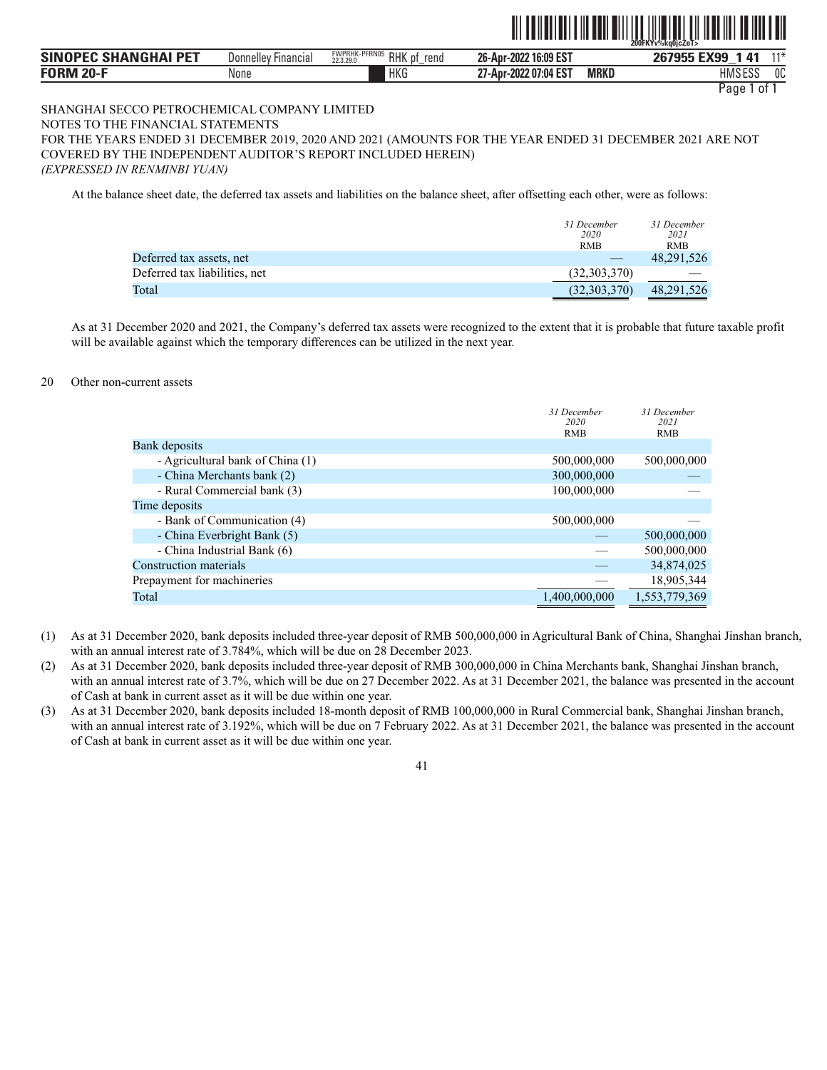SHANGHAI SECCO PETROCHEMICAL COMPANY LIMITED
NOTES TO THE FINANCIAL STATEMENTS
FOR THE YEARS ENDED 31 DECEMBER 2019, 2020 AND 2021 (AMOUNTS FOR THE YEAR ENDED 31 DECEMBER 2021 ARE NOT COVERED BY THE INDEPENDENT AUDITOR'S REPORT INCLUDED HEREIN)
*(EXPRESSED IN RENMINBI YUAN)*

At the balance sheet date, the deferred tax assets and liabilities on the balance sheet, after offsetting each other, were as follows:

| | *31 December 2020* RMB | *31 December 2021* RMB |
|---|---|---|
| Deferred tax assets, net | — | 48,291,526 |
| Deferred tax liabilities, net | (32,303,370) | — |
| Total | (32,303,370) | 48,291,526 |

As at 31 December 2020 and 2021, the Company's deferred tax assets were recognized to the extent that it is probable that future taxable profit will be available against which the temporary differences can be utilized in the next year.

## 20 Other non-current assets

| | *31 December 2020* RMB | *31 December 2021* RMB |
|---|---|---|
| Bank deposits | | |
| - Agricultural bank of China (1) | 500,000,000 | 500,000,000 |
| - China Merchants bank (2) | 300,000,000 | — |
| - Rural Commercial bank (3) | 100,000,000 | — |
| Time deposits | | |
| - Bank of Communication (4) | 500,000,000 | — |
| - China Everbright Bank (5) | — | 500,000,000 |
| - China Industrial Bank (6) | — | 500,000,000 |
| Construction materials | — | 34,874,025 |
| Prepayment for machineries | — | 18,905,344 |
| Total | 1,400,000,000 | 1,553,779,369 |

(1) As at 31 December 2020, bank deposits included three-year deposit of RMB 500,000,000 in Agricultural Bank of China, Shanghai Jinshan branch, with an annual interest rate of 3.784%, which will be due on 28 December 2023.

(2) As at 31 December 2020, bank deposits included three-year deposit of RMB 300,000,000 in China Merchants bank, Shanghai Jinshan branch, with an annual interest rate of 3.7%, which will be due on 27 December 2022. As at 31 December 2021, the balance was presented in the account of Cash at bank in current asset as it will be due within one year.

(3) As at 31 December 2020, bank deposits included 18-month deposit of RMB 100,000,000 in Rural Commercial bank, Shanghai Jinshan branch, with an annual interest rate of 3.192%, which will be due on 7 February 2022. As at 31 December 2021, the balance was presented in the account of Cash at bank in current asset as it will be due within one year.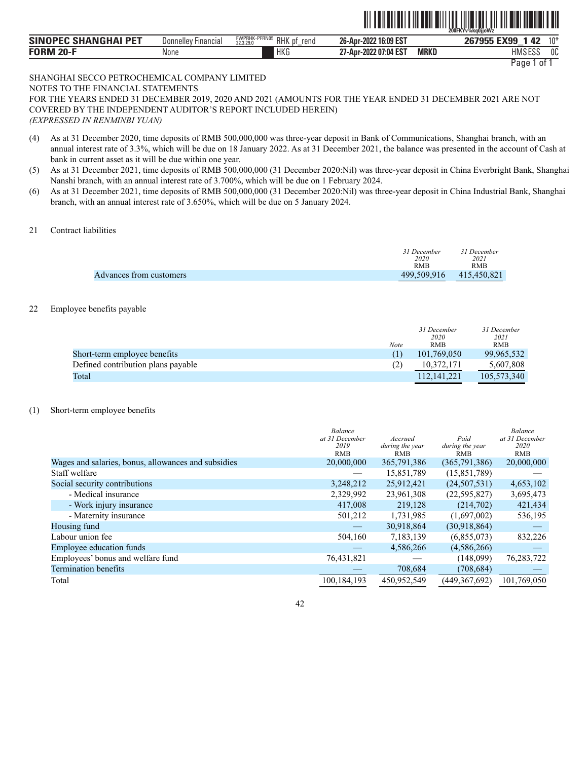SHANGHAI SECCO PETROCHEMICAL COMPANY LIMITED
NOTES TO THE FINANCIAL STATEMENTS
FOR THE YEARS ENDED 31 DECEMBER 2019, 2020 AND 2021 (AMOUNTS FOR THE YEAR ENDED 31 DECEMBER 2021 ARE NOT COVERED BY THE INDEPENDENT AUDITOR'S REPORT INCLUDED HEREIN)
*(EXPRESSED IN RENMINBI YUAN)*

(4) As at 31 December 2020, time deposits of RMB 500,000,000 was three-year deposit in Bank of Communications, Shanghai branch, with an annual interest rate of 3.3%, which will be due on 18 January 2022. As at 31 December 2021, the balance was presented in the account of Cash at bank in current asset as it will be due within one year.

(5) As at 31 December 2021, time deposits of RMB 500,000,000 (31 December 2020:Nil) was three-year deposit in China Everbright Bank, Shanghai Nanshi branch, with an annual interest rate of 3.700%, which will be due on 1 February 2024.

(6) As at 31 December 2021, time deposits of RMB 500,000,000 (31 December 2020:Nil) was three-year deposit in China Industrial Bank, Shanghai branch, with an annual interest rate of 3.650%, which will be due on 5 January 2024.

## 21 Contract liabilities

| | *31 December 2020* RMB | *31 December 2021* RMB |
|---|---|---|
| Advances from customers | 499,509,916 | 415,450,821 |

## 22 Employee benefits payable

| | *Note* | *31 December 2020* RMB | *31 December 2021* RMB |
|---|---|---|---|
| Short-term employee benefits | (1) | 101,769,050 | 99,965,532 |
| Defined contribution plans payable | (2) | 10,372,171 | 5,607,808 |
| Total | | 112,141,221 | 105,573,340 |

(1) Short-term employee benefits

| | *Balance at 31 December 2019* RMB | *Accrued during the year* RMB | *Paid during the year* RMB | *Balance at 31 December 2020* RMB |
|---|---|---|---|---|
| Wages and salaries, bonus, allowances and subsidies | 20,000,000 | 365,791,386 | (365,791,386) | 20,000,000 |
| Staff welfare | — | 15,851,789 | (15,851,789) | — |
| Social security contributions | 3,248,212 | 25,912,421 | (24,507,531) | 4,653,102 |
| - Medical insurance | 2,329,992 | 23,961,308 | (22,595,827) | 3,695,473 |
| - Work injury insurance | 417,008 | 219,128 | (214,702) | 421,434 |
| - Maternity insurance | 501,212 | 1,731,985 | (1,697,002) | 536,195 |
| Housing fund | — | 30,918,864 | (30,918,864) | — |
| Labour union fee | 504,160 | 7,183,139 | (6,855,073) | 832,226 |
| Employee education funds | — | 4,586,266 | (4,586,266) | — |
| Employees' bonus and welfare fund | 76,431,821 | — | (148,099) | 76,283,722 |
| Termination benefits | — | 708,684 | (708,684) | — |
| Total | 100,184,193 | 450,952,549 | (449,367,692) | 101,769,050 |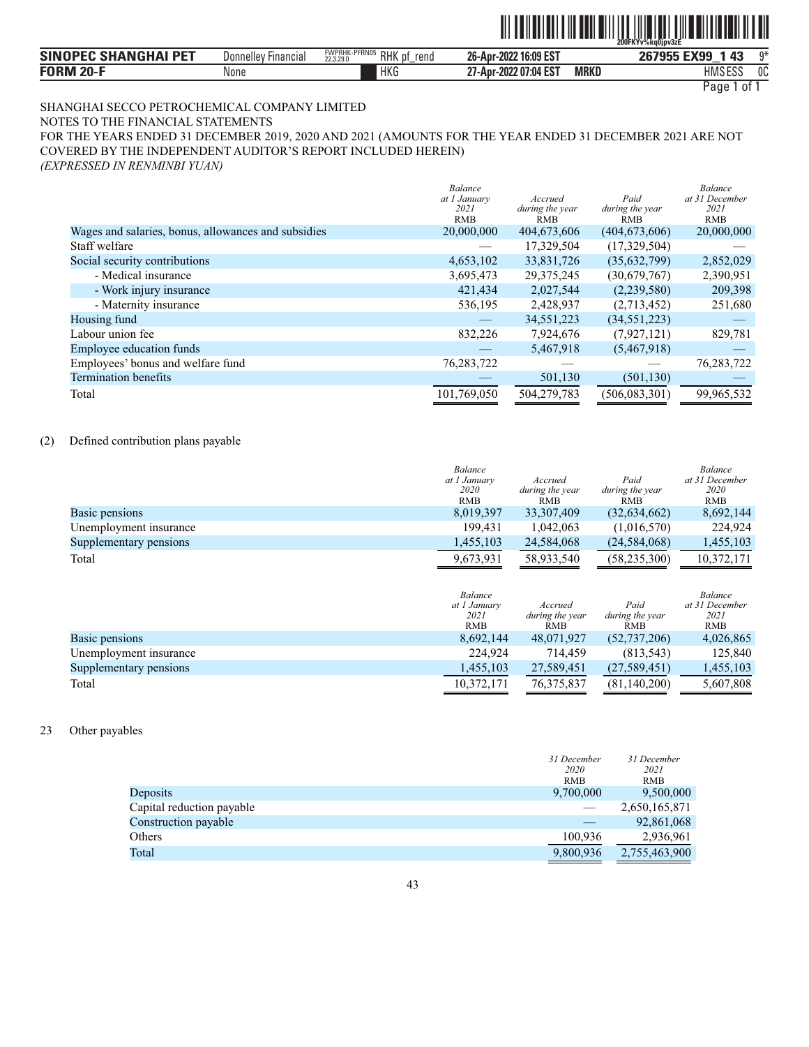SHANGHAI SECCO PETROCHEMICAL COMPANY LIMITED

NOTES TO THE FINANCIAL STATEMENTS

FOR THE YEARS ENDED 31 DECEMBER 2019, 2020 AND 2021 (AMOUNTS FOR THE YEAR ENDED 31 DECEMBER 2021 ARE NOT COVERED BY THE INDEPENDENT AUDITOR'S REPORT INCLUDED HEREIN)

*(EXPRESSED IN RENMINBI YUAN)*

| | *Balance at 1 January 2021* RMB | *Accrued during the year* RMB | *Paid during the year* RMB | *Balance at 31 December 2021* RMB |
|---|---|---|---|---|
| Wages and salaries, bonus, allowances and subsidies | 20,000,000 | 404,673,606 | (404,673,606) | 20,000,000 |
| Staff welfare | — | 17,329,504 | (17,329,504) | — |
| Social security contributions | 4,653,102 | 33,831,726 | (35,632,799) | 2,852,029 |
| - Medical insurance | 3,695,473 | 29,375,245 | (30,679,767) | 2,390,951 |
| - Work injury insurance | 421,434 | 2,027,544 | (2,239,580) | 209,398 |
| - Maternity insurance | 536,195 | 2,428,937 | (2,713,452) | 251,680 |
| Housing fund | — | 34,551,223 | (34,551,223) | — |
| Labour union fee | 832,226 | 7,924,676 | (7,927,121) | 829,781 |
| Employee education funds | — | 5,467,918 | (5,467,918) | — |
| Employees' bonus and welfare fund | 76,283,722 | — | — | 76,283,722 |
| Termination benefits | — | 501,130 | (501,130) | — |
| Total | 101,769,050 | 504,279,783 | (506,083,301) | 99,965,532 |

(2) Defined contribution plans payable

| | *Balance at 1 January 2020* RMB | *Accrued during the year* RMB | *Paid during the year* RMB | *Balance at 31 December 2020* RMB |
|---|---|---|---|---|
| Basic pensions | 8,019,397 | 33,307,409 | (32,634,662) | 8,692,144 |
| Unemployment insurance | 199,431 | 1,042,063 | (1,016,570) | 224,924 |
| Supplementary pensions | 1,455,103 | 24,584,068 | (24,584,068) | 1,455,103 |
| Total | 9,673,931 | 58,933,540 | (58,235,300) | 10,372,171 |

| | *Balance at 1 January 2021* RMB | *Accrued during the year* RMB | *Paid during the year* RMB | *Balance at 31 December 2021* RMB |
|---|---|---|---|---|
| Basic pensions | 8,692,144 | 48,071,927 | (52,737,206) | 4,026,865 |
| Unemployment insurance | 224,924 | 714,459 | (813,543) | 125,840 |
| Supplementary pensions | 1,455,103 | 27,589,451 | (27,589,451) | 1,455,103 |
| Total | 10,372,171 | 76,375,837 | (81,140,200) | 5,607,808 |

23 Other payables

| | *31 December 2020* RMB | *31 December 2021* RMB |
|---|---|---|
| Deposits | 9,700,000 | 9,500,000 |
| Capital reduction payable | — | 2,650,165,871 |
| Construction payable | — | 92,861,068 |
| Others | 100,936 | 2,936,961 |
| Total | 9,800,936 | 2,755,463,900 |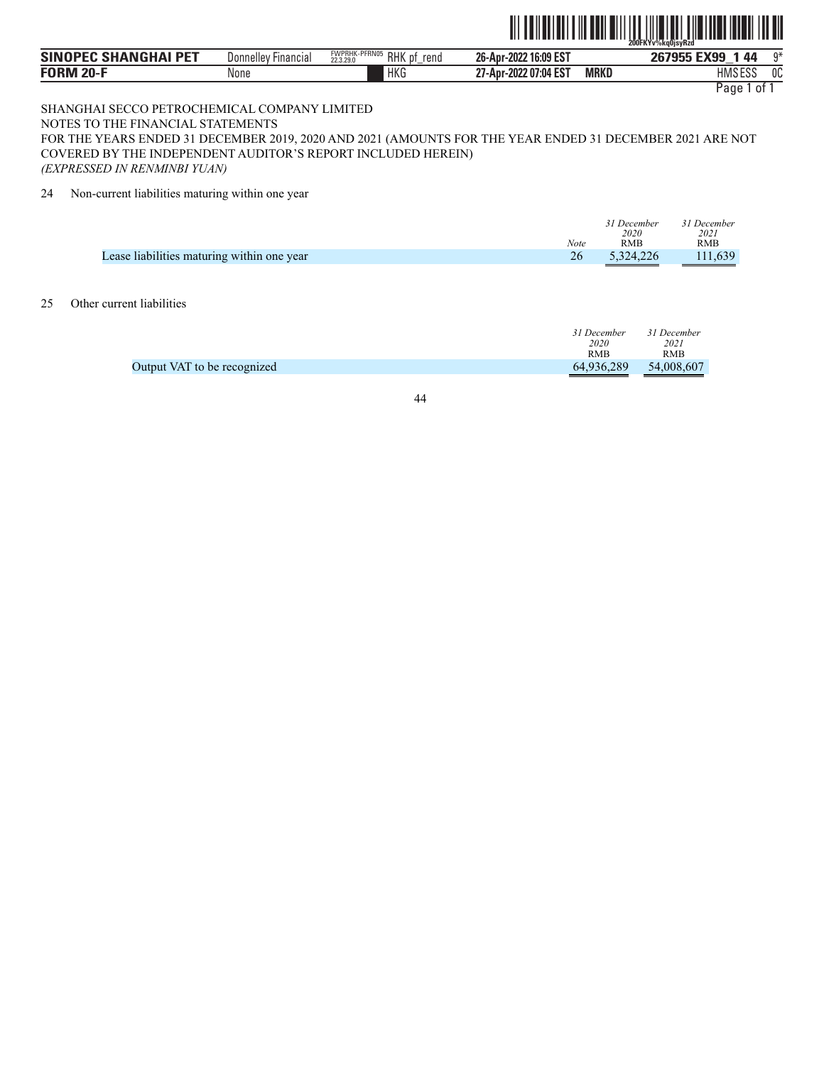SHANGHAI SECCO PETROCHEMICAL COMPANY LIMITED
NOTES TO THE FINANCIAL STATEMENTS
FOR THE YEARS ENDED 31 DECEMBER 2019, 2020 AND 2021 (AMOUNTS FOR THE YEAR ENDED 31 DECEMBER 2021 ARE NOT COVERED BY THE INDEPENDENT AUDITOR'S REPORT INCLUDED HEREIN)
*(EXPRESSED IN RENMINBI YUAN)*

24 Non-current liabilities maturing within one year

| | *Note* | *31 December 2020* RMB | *31 December 2021* RMB |
|---|---|---|---|
| Lease liabilities maturing within one year | 26 | 5,324,226 | 111,639 |

25 Other current liabilities

| | *31 December 2020* RMB | *31 December 2021* RMB |
|---|---|---|
| Output VAT to be recognized | 64,936,289 | 54,008,607 |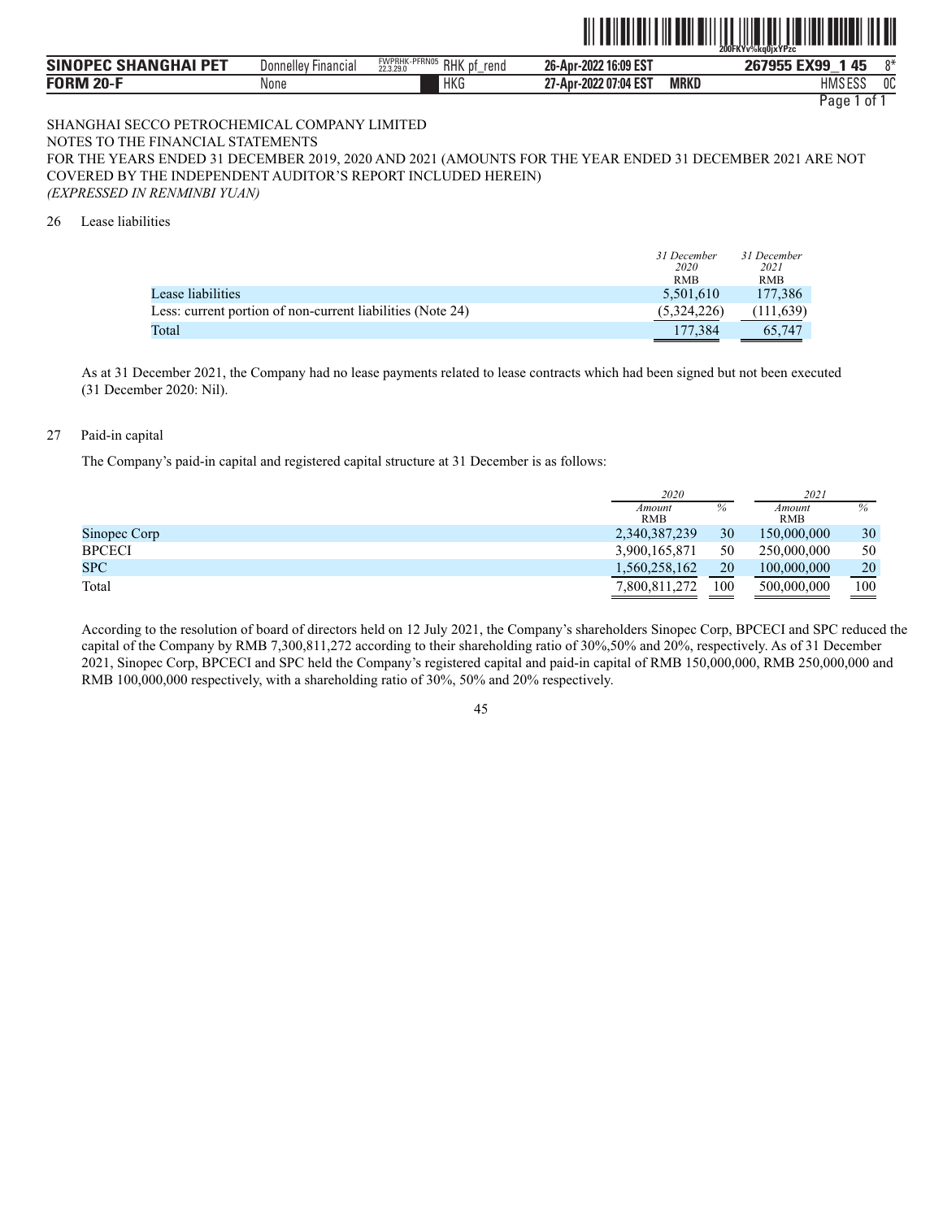SHANGHAI SECCO PETROCHEMICAL COMPANY LIMITED
NOTES TO THE FINANCIAL STATEMENTS
FOR THE YEARS ENDED 31 DECEMBER 2019, 2020 AND 2021 (AMOUNTS FOR THE YEAR ENDED 31 DECEMBER 2021 ARE NOT COVERED BY THE INDEPENDENT AUDITOR'S REPORT INCLUDED HEREIN)
*(EXPRESSED IN RENMINBI YUAN)*

26 Lease liabilities

| | *31 December 2020* RMB | *31 December 2021* RMB |
|---|---|---|
| Lease liabilities | 5,501,610 | 177,386 |
| Less: current portion of non-current liabilities (Note 24) | (5,324,226) | (111,639) |
| Total | 177,384 | 65,747 |

As at 31 December 2021, the Company had no lease payments related to lease contracts which had been signed but not been executed (31 December 2020: Nil).

27 Paid-in capital

The Company's paid-in capital and registered capital structure at 31 December is as follows:

| | *2020* | | *2021* | |
|---|---|---|---|---|
| | *Amount* RMB | *%* | *Amount* RMB | *%* |
| Sinopec Corp | 2,340,387,239 | 30 | 150,000,000 | 30 |
| BPCECI | 3,900,165,871 | 50 | 250,000,000 | 50 |
| SPC | 1,560,258,162 | 20 | 100,000,000 | 20 |
| Total | 7,800,811,272 | 100 | 500,000,000 | 100 |

According to the resolution of board of directors held on 12 July 2021, the Company's shareholders Sinopec Corp, BPCECI and SPC reduced the capital of the Company by RMB 7,300,811,272 according to their shareholding ratio of 30%,50% and 20%, respectively. As of 31 December 2021, Sinopec Corp, BPCECI and SPC held the Company's registered capital and paid-in capital of RMB 150,000,000, RMB 250,000,000 and RMB 100,000,000 respectively, with a shareholding ratio of 30%, 50% and 20% respectively.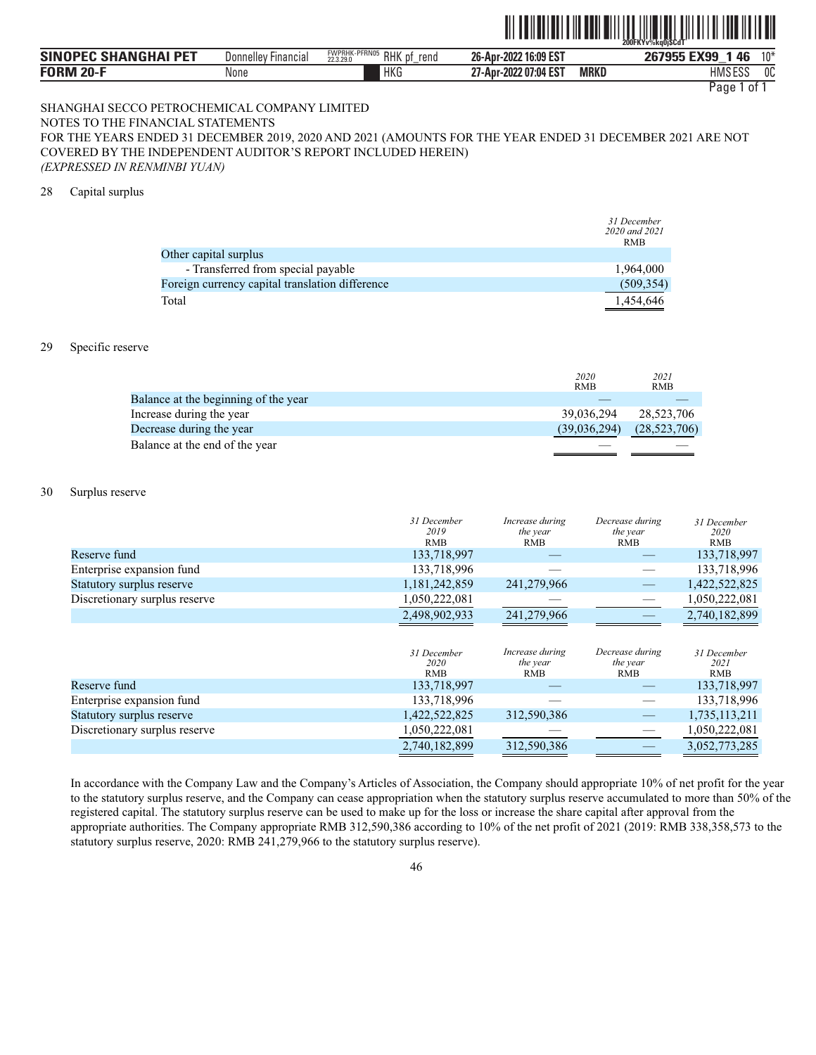SHANGHAI SECCO PETROCHEMICAL COMPANY LIMITED
NOTES TO THE FINANCIAL STATEMENTS
FOR THE YEARS ENDED 31 DECEMBER 2019, 2020 AND 2021 (AMOUNTS FOR THE YEAR ENDED 31 DECEMBER 2021 ARE NOT COVERED BY THE INDEPENDENT AUDITOR'S REPORT INCLUDED HEREIN)
*(EXPRESSED IN RENMINBI YUAN)*

## 28 Capital surplus

| | *31 December 2020 and 2021* RMB |
|---|---|
| Other capital surplus | |
| - Transferred from special payable | 1,964,000 |
| Foreign currency capital translation difference | (509,354) |
| Total | 1,454,646 |

## 29 Specific reserve

| | *2020* RMB | *2021* RMB |
|---|---|---|
| Balance at the beginning of the year | — | — |
| Increase during the year | 39,036,294 | 28,523,706 |
| Decrease during the year | (39,036,294) | (28,523,706) |
| Balance at the end of the year | — | — |

## 30 Surplus reserve

| | *31 December 2019* RMB | *Increase during the year* RMB | *Decrease during the year* RMB | *31 December 2020* RMB |
|---|---|---|---|---|
| Reserve fund | 133,718,997 | — | — | 133,718,997 |
| Enterprise expansion fund | 133,718,996 | — | — | 133,718,996 |
| Statutory surplus reserve | 1,181,242,859 | 241,279,966 | — | 1,422,522,825 |
| Discretionary surplus reserve | 1,050,222,081 | — | — | 1,050,222,081 |
| | 2,498,902,933 | 241,279,966 | — | 2,740,182,899 |

| | *31 December 2020* RMB | *Increase during the year* RMB | *Decrease during the year* RMB | *31 December 2021* RMB |
|---|---|---|---|---|
| Reserve fund | 133,718,997 | — | — | 133,718,997 |
| Enterprise expansion fund | 133,718,996 | — | — | 133,718,996 |
| Statutory surplus reserve | 1,422,522,825 | 312,590,386 | — | 1,735,113,211 |
| Discretionary surplus reserve | 1,050,222,081 | — | — | 1,050,222,081 |
| | 2,740,182,899 | 312,590,386 | — | 3,052,773,285 |

In accordance with the Company Law and the Company's Articles of Association, the Company should appropriate 10% of net profit for the year to the statutory surplus reserve, and the Company can cease appropriation when the statutory surplus reserve accumulated to more than 50% of the registered capital. The statutory surplus reserve can be used to make up for the loss or increase the share capital after approval from the appropriate authorities. The Company appropriate RMB 312,590,386 according to 10% of the net profit of 2021 (2019: RMB 338,358,573 to the statutory surplus reserve, 2020: RMB 241,279,966 to the statutory surplus reserve).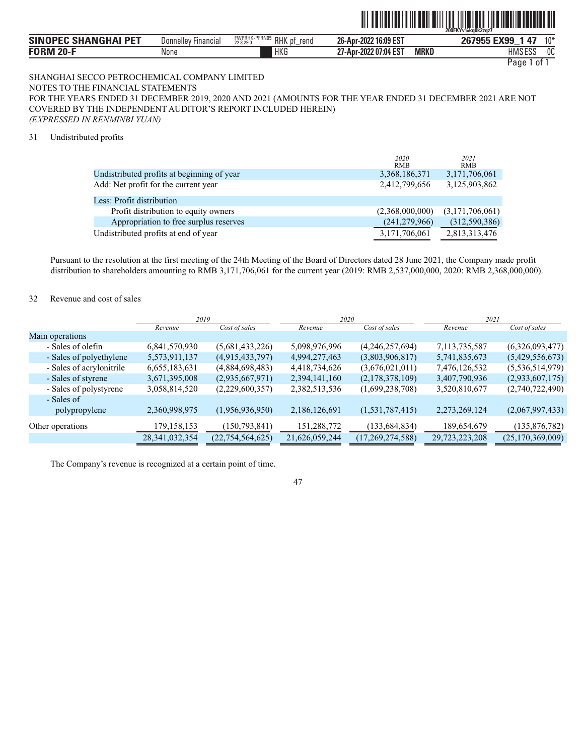SHANGHAI SECCO PETROCHEMICAL COMPANY LIMITED
NOTES TO THE FINANCIAL STATEMENTS
FOR THE YEARS ENDED 31 DECEMBER 2019, 2020 AND 2021 (AMOUNTS FOR THE YEAR ENDED 31 DECEMBER 2021 ARE NOT COVERED BY THE INDEPENDENT AUDITOR'S REPORT INCLUDED HEREIN)
*(EXPRESSED IN RENMINBI YUAN)*

31 Undistributed profits

| | *2020* RMB | *2021* RMB |
|---|---|---|
| Undistributed profits at beginning of year | 3,368,186,371 | 3,171,706,061 |
| Add: Net profit for the current year | 2,412,799,656 | 3,125,903,862 |
| Less: Profit distribution | | |
| Profit distribution to equity owners | (2,368,000,000) | (3,171,706,061) |
| Appropriation to free surplus reserves | (241,279,966) | (312,590,386) |
| Undistributed profits at end of year | 3,171,706,061 | 2,813,313,476 |

Pursuant to the resolution at the first meeting of the 24th Meeting of the Board of Directors dated 28 June 2021, the Company made profit distribution to shareholders amounting to RMB 3,171,706,061 for the current year (2019: RMB 2,537,000,000, 2020: RMB 2,368,000,000).

32 Revenue and cost of sales

| | *2019* | | *2020* | | *2021* | |
|---|---|---|---|---|---|---|
| | *Revenue* | *Cost of sales* | *Revenue* | *Cost of sales* | *Revenue* | *Cost of sales* |
| Main operations | | | | | | |
| - Sales of olefin | 6,841,570,930 | (5,681,433,226) | 5,098,976,996 | (4,246,257,694) | 7,113,735,587 | (6,326,093,477) |
| - Sales of polyethylene | 5,573,911,137 | (4,915,433,797) | 4,994,277,463 | (3,803,906,817) | 5,741,835,673 | (5,429,556,673) |
| - Sales of acrylonitrile | 6,655,183,631 | (4,884,698,483) | 4,418,734,626 | (3,676,021,011) | 7,476,126,532 | (5,536,514,979) |
| - Sales of styrene | 3,671,395,008 | (2,935,667,971) | 2,394,141,160 | (2,178,378,109) | 3,407,790,936 | (2,933,607,175) |
| - Sales of polystyrene | 3,058,814,520 | (2,229,600,357) | 2,382,513,536 | (1,699,238,708) | 3,520,810,677 | (2,740,722,490) |
| - Sales of polypropylene | 2,360,998,975 | (1,956,936,950) | 2,186,126,691 | (1,531,787,415) | 2,273,269,124 | (2,067,997,433) |
| Other operations | 179,158,153 | (150,793,841) | 151,288,772 | (133,684,834) | 189,654,679 | (135,876,782) |
| | 28,341,032,354 | (22,754,564,625) | 21,626,059,244 | (17,269,274,588) | 29,723,223,208 | (25,170,369,009) |

The Company's revenue is recognized at a certain point of time.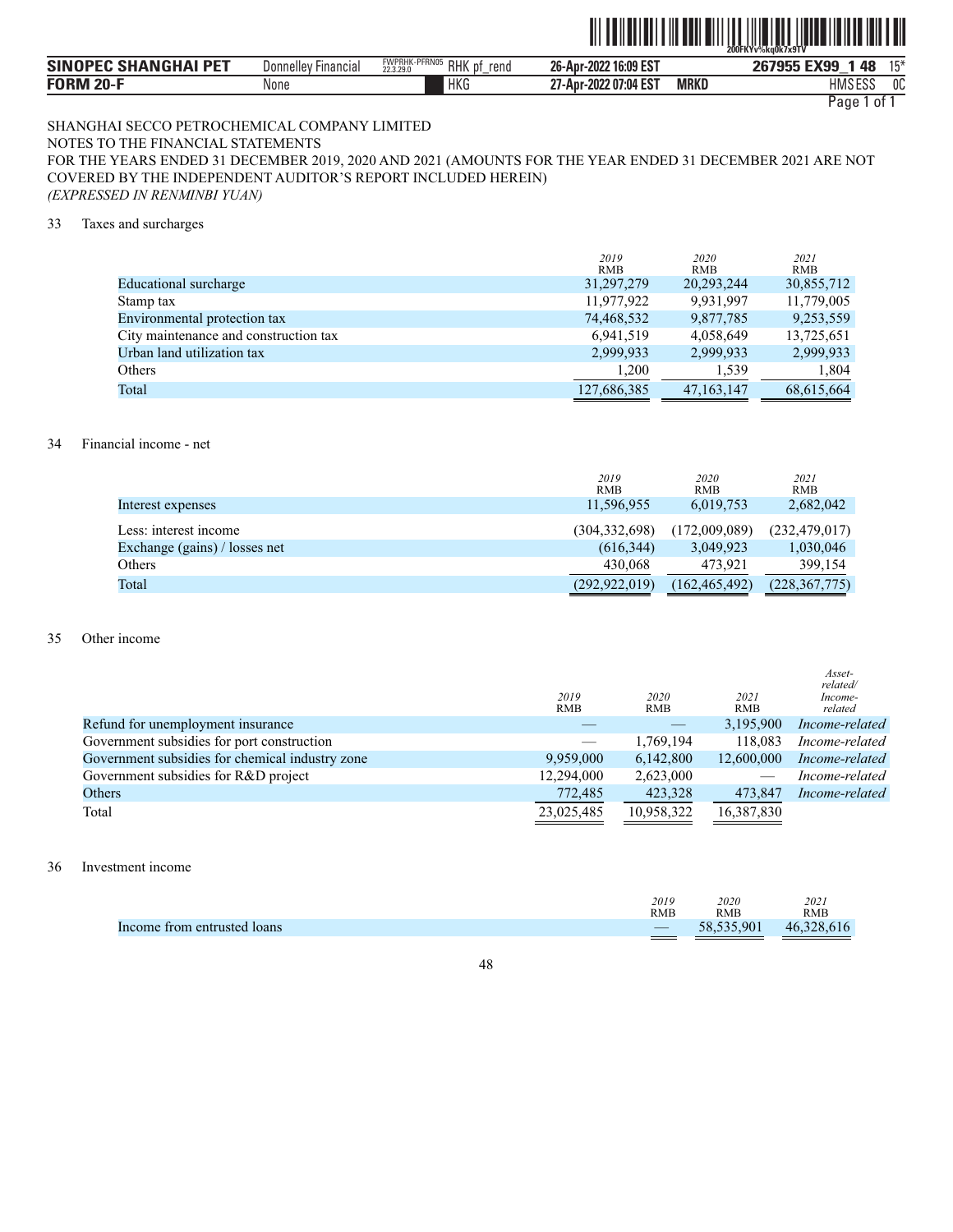SHANGHAI SECCO PETROCHEMICAL COMPANY LIMITED
NOTES TO THE FINANCIAL STATEMENTS
FOR THE YEARS ENDED 31 DECEMBER 2019, 2020 AND 2021 (AMOUNTS FOR THE YEAR ENDED 31 DECEMBER 2021 ARE NOT COVERED BY THE INDEPENDENT AUDITOR'S REPORT INCLUDED HEREIN)
*(EXPRESSED IN RENMINBI YUAN)*

## 33 Taxes and surcharges

| | *2019* RMB | *2020* RMB | *2021* RMB |
|---|---|---|---|
| Educational surcharge | 31,297,279 | 20,293,244 | 30,855,712 |
| Stamp tax | 11,977,922 | 9,931,997 | 11,779,005 |
| Environmental protection tax | 74,468,532 | 9,877,785 | 9,253,559 |
| City maintenance and construction tax | 6,941,519 | 4,058,649 | 13,725,651 |
| Urban land utilization tax | 2,999,933 | 2,999,933 | 2,999,933 |
| Others | 1,200 | 1,539 | 1,804 |
| Total | 127,686,385 | 47,163,147 | 68,615,664 |

## 34 Financial income - net

| | *2019* RMB | *2020* RMB | *2021* RMB |
|---|---|---|---|
| Interest expenses | 11,596,955 | 6,019,753 | 2,682,042 |
| Less: interest income | (304,332,698) | (172,009,089) | (232,479,017) |
| Exchange (gains) / losses net | (616,344) | 3,049,923 | 1,030,046 |
| Others | 430,068 | 473,921 | 399,154 |
| Total | (292,922,019) | (162,465,492) | (228,367,775) |

## 35 Other income

| | *2019* RMB | *2020* RMB | *2021* RMB | *Asset-related/ Income-related* |
|---|---|---|---|---|
| Refund for unemployment insurance | — | — | 3,195,900 | *Income-related* |
| Government subsidies for port construction | — | 1,769,194 | 118,083 | *Income-related* |
| Government subsidies for chemical industry zone | 9,959,000 | 6,142,800 | 12,600,000 | *Income-related* |
| Government subsidies for R&D project | 12,294,000 | 2,623,000 | — | *Income-related* |
| Others | 772,485 | 423,328 | 473,847 | *Income-related* |
| Total | 23,025,485 | 10,958,322 | 16,387,830 | |

## 36 Investment income

| | *2019* RMB | *2020* RMB | *2021* RMB |
|---|---|---|---|
| Income from entrusted loans | — | 58,535,901 | 46,328,616 |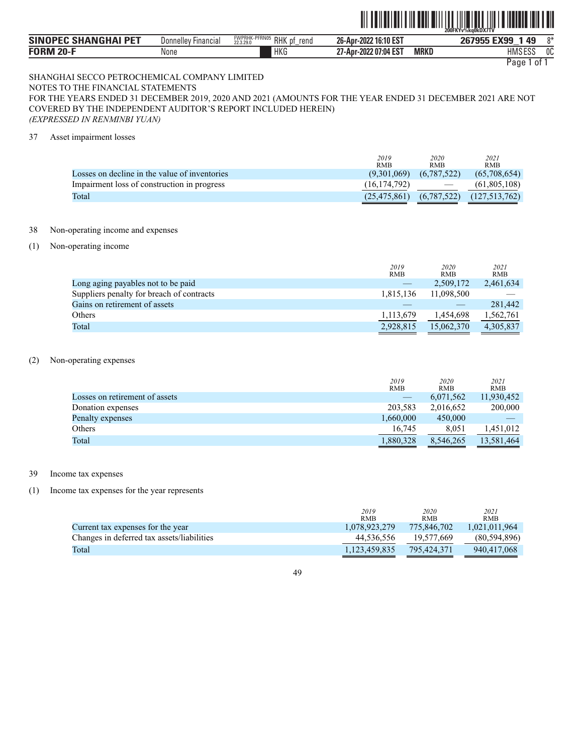SHANGHAI SECCO PETROCHEMICAL COMPANY LIMITED
NOTES TO THE FINANCIAL STATEMENTS
FOR THE YEARS ENDED 31 DECEMBER 2019, 2020 AND 2021 (AMOUNTS FOR THE YEAR ENDED 31 DECEMBER 2021 ARE NOT COVERED BY THE INDEPENDENT AUDITOR'S REPORT INCLUDED HEREIN)
*(EXPRESSED IN RENMINBI YUAN)*

37 Asset impairment losses

| | *2019* RMB | *2020* RMB | *2021* RMB |
|---|---|---|---|
| Losses on decline in the value of inventories | (9,301,069) | (6,787,522) | (65,708,654) |
| Impairment loss of construction in progress | (16,174,792) | — | (61,805,108) |
| Total | (25,475,861) | (6,787,522) | (127,513,762) |

38 Non-operating income and expenses

(1) Non-operating income

| | *2019* RMB | *2020* RMB | *2021* RMB |
|---|---|---|---|
| Long aging payables not to be paid | — | 2,509,172 | 2,461,634 |
| Suppliers penalty for breach of contracts | 1,815,136 | 11,098,500 | — |
| Gains on retirement of assets | — | — | 281,442 |
| Others | 1,113,679 | 1,454,698 | 1,562,761 |
| Total | 2,928,815 | 15,062,370 | 4,305,837 |

(2) Non-operating expenses

| | *2019* RMB | *2020* RMB | *2021* RMB |
|---|---|---|---|
| Losses on retirement of assets | — | 6,071,562 | 11,930,452 |
| Donation expenses | 203,583 | 2,016,652 | 200,000 |
| Penalty expenses | 1,660,000 | 450,000 | — |
| Others | 16,745 | 8,051 | 1,451,012 |
| Total | 1,880,328 | 8,546,265 | 13,581,464 |

39 Income tax expenses

(1) Income tax expenses for the year represents

| | *2019* RMB | *2020* RMB | *2021* RMB |
|---|---|---|---|
| Current tax expenses for the year | 1,078,923,279 | 775,846,702 | 1,021,011,964 |
| Changes in deferred tax assets/liabilities | 44,536,556 | 19,577,669 | (80,594,896) |
| Total | 1,123,459,835 | 795,424,371 | 940,417,068 |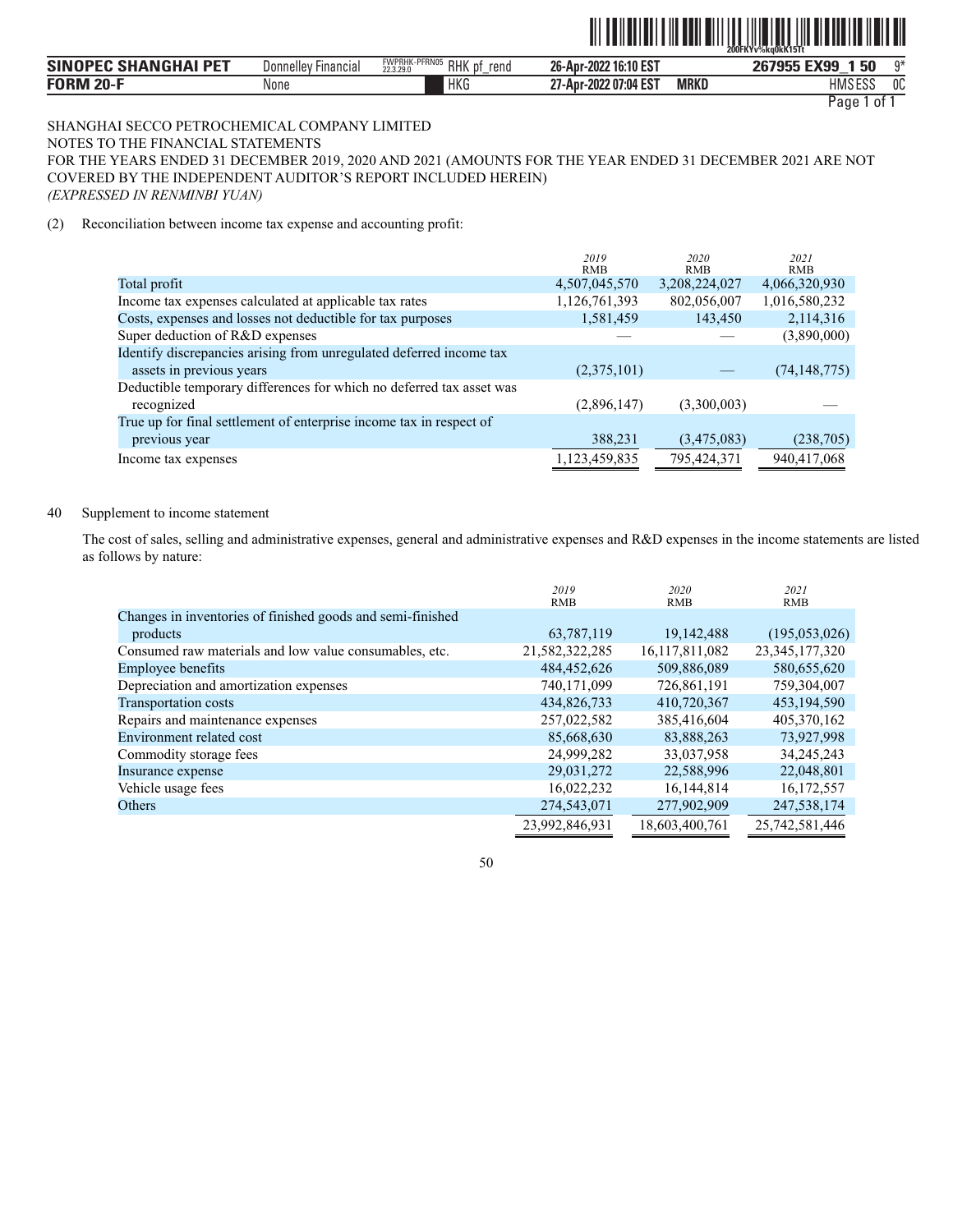SHANGHAI SECCO PETROCHEMICAL COMPANY LIMITED
NOTES TO THE FINANCIAL STATEMENTS
FOR THE YEARS ENDED 31 DECEMBER 2019, 2020 AND 2021 (AMOUNTS FOR THE YEAR ENDED 31 DECEMBER 2021 ARE NOT COVERED BY THE INDEPENDENT AUDITOR'S REPORT INCLUDED HEREIN)
*(EXPRESSED IN RENMINBI YUAN)*

(2) Reconciliation between income tax expense and accounting profit:

| | *2019* RMB | *2020* RMB | *2021* RMB |
|---|---|---|---|
| Total profit | 4,507,045,570 | 3,208,224,027 | 4,066,320,930 |
| Income tax expenses calculated at applicable tax rates | 1,126,761,393 | 802,056,007 | 1,016,580,232 |
| Costs, expenses and losses not deductible for tax purposes | 1,581,459 | 143,450 | 2,114,316 |
| Super deduction of R&D expenses | — | — | (3,890,000) |
| Identify discrepancies arising from unregulated deferred income tax assets in previous years | (2,375,101) | — | (74,148,775) |
| Deductible temporary differences for which no deferred tax asset was recognized | (2,896,147) | (3,300,003) | — |
| True up for final settlement of enterprise income tax in respect of previous year | 388,231 | (3,475,083) | (238,705) |
| Income tax expenses | 1,123,459,835 | 795,424,371 | 940,417,068 |

40 Supplement to income statement

The cost of sales, selling and administrative expenses, general and administrative expenses and R&D expenses in the income statements are listed as follows by nature:

| | *2019* RMB | *2020* RMB | *2021* RMB |
|---|---|---|---|
| Changes in inventories of finished goods and semi-finished products | 63,787,119 | 19,142,488 | (195,053,026) |
| Consumed raw materials and low value consumables, etc. | 21,582,322,285 | 16,117,811,082 | 23,345,177,320 |
| Employee benefits | 484,452,626 | 509,886,089 | 580,655,620 |
| Depreciation and amortization expenses | 740,171,099 | 726,861,191 | 759,304,007 |
| Transportation costs | 434,826,733 | 410,720,367 | 453,194,590 |
| Repairs and maintenance expenses | 257,022,582 | 385,416,604 | 405,370,162 |
| Environment related cost | 85,668,630 | 83,888,263 | 73,927,998 |
| Commodity storage fees | 24,999,282 | 33,037,958 | 34,245,243 |
| Insurance expense | 29,031,272 | 22,588,996 | 22,048,801 |
| Vehicle usage fees | 16,022,232 | 16,144,814 | 16,172,557 |
| Others | 274,543,071 | 277,902,909 | 247,538,174 |
| | 23,992,846,931 | 18,603,400,761 | 25,742,581,446 |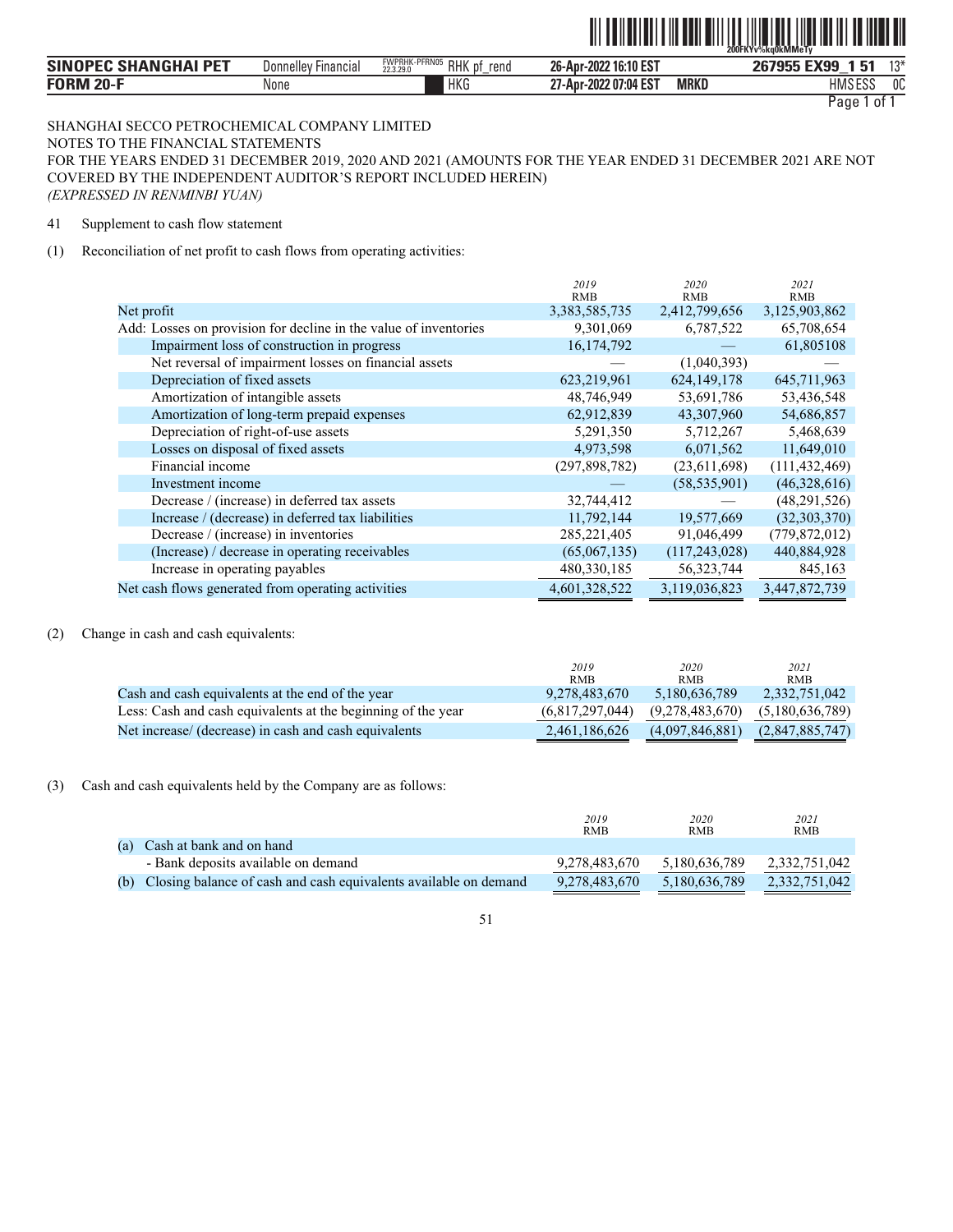SHANGHAI SECCO PETROCHEMICAL COMPANY LIMITED
NOTES TO THE FINANCIAL STATEMENTS
FOR THE YEARS ENDED 31 DECEMBER 2019, 2020 AND 2021 (AMOUNTS FOR THE YEAR ENDED 31 DECEMBER 2021 ARE NOT COVERED BY THE INDEPENDENT AUDITOR'S REPORT INCLUDED HEREIN)
*(EXPRESSED IN RENMINBI YUAN)*

41 Supplement to cash flow statement

(1) Reconciliation of net profit to cash flows from operating activities:

| | *2019* RMB | *2020* RMB | *2021* RMB |
|---|---|---|---|
| Net profit | 3,383,585,735 | 2,412,799,656 | 3,125,903,862 |
| Add: Losses on provision for decline in the value of inventories | 9,301,069 | 6,787,522 | 65,708,654 |
| Impairment loss of construction in progress | 16,174,792 | — | 61,805108 |
| Net reversal of impairment losses on financial assets | — | (1,040,393) | — |
| Depreciation of fixed assets | 623,219,961 | 624,149,178 | 645,711,963 |
| Amortization of intangible assets | 48,746,949 | 53,691,786 | 53,436,548 |
| Amortization of long-term prepaid expenses | 62,912,839 | 43,307,960 | 54,686,857 |
| Depreciation of right-of-use assets | 5,291,350 | 5,712,267 | 5,468,639 |
| Losses on disposal of fixed assets | 4,973,598 | 6,071,562 | 11,649,010 |
| Financial income | (297,898,782) | (23,611,698) | (111,432,469) |
| Investment income | — | (58,535,901) | (46,328,616) |
| Decrease / (increase) in deferred tax assets | 32,744,412 | — | (48,291,526) |
| Increase / (decrease) in deferred tax liabilities | 11,792,144 | 19,577,669 | (32,303,370) |
| Decrease / (increase) in inventories | 285,221,405 | 91,046,499 | (779,872,012) |
| (Increase) / decrease in operating receivables | (65,067,135) | (117,243,028) | 440,884,928 |
| Increase in operating payables | 480,330,185 | 56,323,744 | 845,163 |
| Net cash flows generated from operating activities | 4,601,328,522 | 3,119,036,823 | 3,447,872,739 |

(2) Change in cash and cash equivalents:

| | *2019* RMB | *2020* RMB | *2021* RMB |
|---|---|---|---|
| Cash and cash equivalents at the end of the year | 9,278,483,670 | 5,180,636,789 | 2,332,751,042 |
| Less: Cash and cash equivalents at the beginning of the year | (6,817,297,044) | (9,278,483,670) | (5,180,636,789) |
| Net increase/ (decrease) in cash and cash equivalents | 2,461,186,626 | (4,097,846,881) | (2,847,885,747) |

(3) Cash and cash equivalents held by the Company are as follows:

| | *2019* RMB | *2020* RMB | *2021* RMB |
|---|---|---|---|
| (a) Cash at bank and on hand | | | |
| - Bank deposits available on demand | 9,278,483,670 | 5,180,636,789 | 2,332,751,042 |
| (b) Closing balance of cash and cash equivalents available on demand | 9,278,483,670 | 5,180,636,789 | 2,332,751,042 |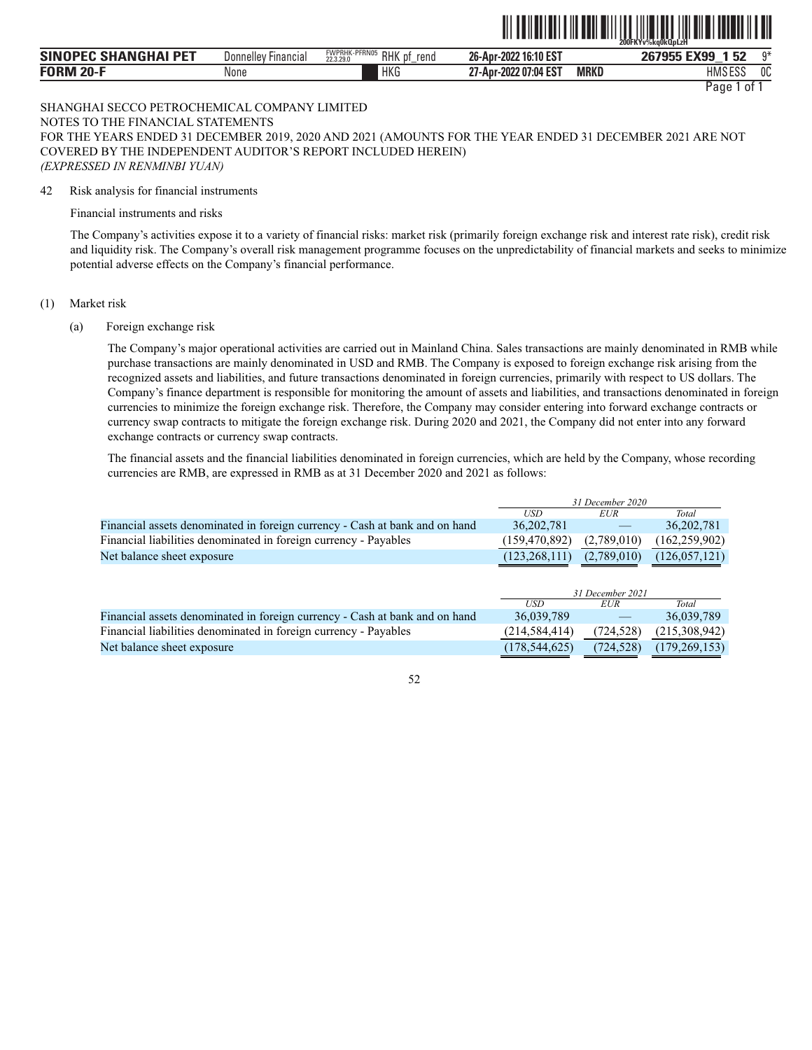SHANGHAI SECCO PETROCHEMICAL COMPANY LIMITED
NOTES TO THE FINANCIAL STATEMENTS
FOR THE YEARS ENDED 31 DECEMBER 2019, 2020 AND 2021 (AMOUNTS FOR THE YEAR ENDED 31 DECEMBER 2021 ARE NOT COVERED BY THE INDEPENDENT AUDITOR'S REPORT INCLUDED HEREIN)
*(EXPRESSED IN RENMINBI YUAN)*

42 Risk analysis for financial instruments

Financial instruments and risks

The Company's activities expose it to a variety of financial risks: market risk (primarily foreign exchange risk and interest rate risk), credit risk and liquidity risk. The Company's overall risk management programme focuses on the unpredictability of financial markets and seeks to minimize potential adverse effects on the Company's financial performance.

(1) Market risk

(a) Foreign exchange risk

The Company's major operational activities are carried out in Mainland China. Sales transactions are mainly denominated in RMB while purchase transactions are mainly denominated in USD and RMB. The Company is exposed to foreign exchange risk arising from the recognized assets and liabilities, and future transactions denominated in foreign currencies, primarily with respect to US dollars. The Company's finance department is responsible for monitoring the amount of assets and liabilities, and transactions denominated in foreign currencies to minimize the foreign exchange risk. Therefore, the Company may consider entering into forward exchange contracts or currency swap contracts to mitigate the foreign exchange risk. During 2020 and 2021, the Company did not enter into any forward exchange contracts or currency swap contracts.

The financial assets and the financial liabilities denominated in foreign currencies, which are held by the Company, whose recording currencies are RMB, are expressed in RMB as at 31 December 2020 and 2021 as follows:

| | *31 December 2020* | | |
|---|---|---|---|
| | *USD* | *EUR* | *Total* |
| Financial assets denominated in foreign currency - Cash at bank and on hand | 36,202,781 | — | 36,202,781 |
| Financial liabilities denominated in foreign currency - Payables | (159,470,892) | (2,789,010) | (162,259,902) |
| Net balance sheet exposure | (123,268,111) | (2,789,010) | (126,057,121) |

| | *31 December 2021* | | |
|---|---|---|---|
| | *USD* | *EUR* | *Total* |
| Financial assets denominated in foreign currency - Cash at bank and on hand | 36,039,789 | — | 36,039,789 |
| Financial liabilities denominated in foreign currency - Payables | (214,584,414) | (724,528) | (215,308,942) |
| Net balance sheet exposure | (178,544,625) | (724,528) | (179,269,153) |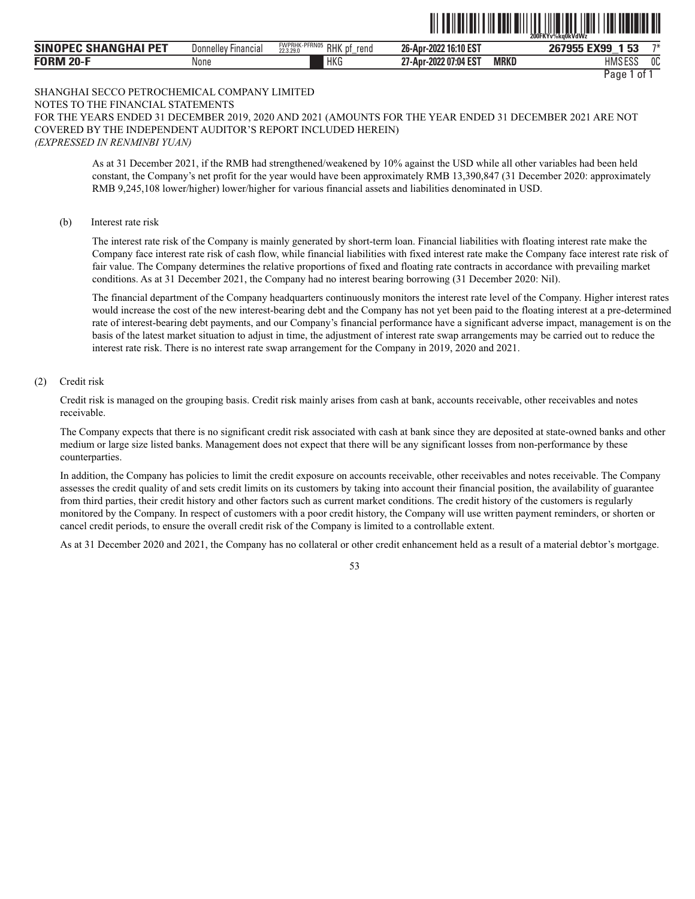SHANGHAI SECCO PETROCHEMICAL COMPANY LIMITED
NOTES TO THE FINANCIAL STATEMENTS
FOR THE YEARS ENDED 31 DECEMBER 2019, 2020 AND 2021 (AMOUNTS FOR THE YEAR ENDED 31 DECEMBER 2021 ARE NOT COVERED BY THE INDEPENDENT AUDITOR'S REPORT INCLUDED HEREIN)
*(EXPRESSED IN RENMINBI YUAN)*

As at 31 December 2021, if the RMB had strengthened/weakened by 10% against the USD while all other variables had been held constant, the Company's net profit for the year would have been approximately RMB 13,390,847 (31 December 2020: approximately RMB 9,245,108 lower/higher) lower/higher for various financial assets and liabilities denominated in USD.

(b) Interest rate risk

The interest rate risk of the Company is mainly generated by short-term loan. Financial liabilities with floating interest rate make the Company face interest rate risk of cash flow, while financial liabilities with fixed interest rate make the Company face interest rate risk of fair value. The Company determines the relative proportions of fixed and floating rate contracts in accordance with prevailing market conditions. As at 31 December 2021, the Company had no interest bearing borrowing (31 December 2020: Nil).

The financial department of the Company headquarters continuously monitors the interest rate level of the Company. Higher interest rates would increase the cost of the new interest-bearing debt and the Company has not yet been paid to the floating interest at a pre-determined rate of interest-bearing debt payments, and our Company's financial performance have a significant adverse impact, management is on the basis of the latest market situation to adjust in time, the adjustment of interest rate swap arrangements may be carried out to reduce the interest rate risk. There is no interest rate swap arrangement for the Company in 2019, 2020 and 2021.

(2) Credit risk

Credit risk is managed on the grouping basis. Credit risk mainly arises from cash at bank, accounts receivable, other receivables and notes receivable.

The Company expects that there is no significant credit risk associated with cash at bank since they are deposited at state-owned banks and other medium or large size listed banks. Management does not expect that there will be any significant losses from non-performance by these counterparties.

In addition, the Company has policies to limit the credit exposure on accounts receivable, other receivables and notes receivable. The Company assesses the credit quality of and sets credit limits on its customers by taking into account their financial position, the availability of guarantee from third parties, their credit history and other factors such as current market conditions. The credit history of the customers is regularly monitored by the Company. In respect of customers with a poor credit history, the Company will use written payment reminders, or shorten or cancel credit periods, to ensure the overall credit risk of the Company is limited to a controllable extent.

As at 31 December 2020 and 2021, the Company has no collateral or other credit enhancement held as a result of a material debtor's mortgage.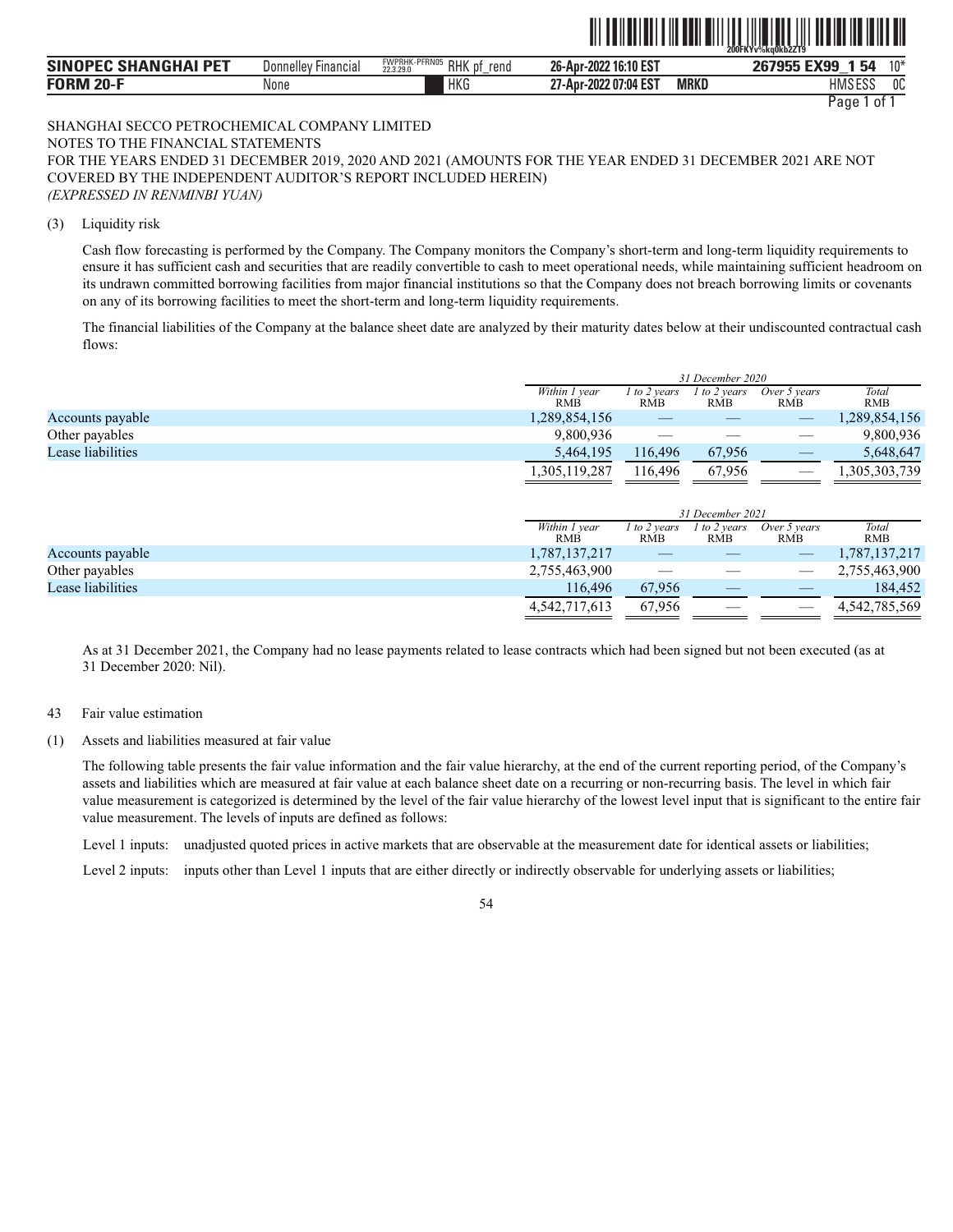SHANGHAI SECCO PETROCHEMICAL COMPANY LIMITED
NOTES TO THE FINANCIAL STATEMENTS
FOR THE YEARS ENDED 31 DECEMBER 2019, 2020 AND 2021 (AMOUNTS FOR THE YEAR ENDED 31 DECEMBER 2021 ARE NOT COVERED BY THE INDEPENDENT AUDITOR'S REPORT INCLUDED HEREIN)
*(EXPRESSED IN RENMINBI YUAN)*

(3) Liquidity risk

Cash flow forecasting is performed by the Company. The Company monitors the Company's short-term and long-term liquidity requirements to ensure it has sufficient cash and securities that are readily convertible to cash to meet operational needs, while maintaining sufficient headroom on its undrawn committed borrowing facilities from major financial institutions so that the Company does not breach borrowing limits or covenants on any of its borrowing facilities to meet the short-term and long-term liquidity requirements.

The financial liabilities of the Company at the balance sheet date are analyzed by their maturity dates below at their undiscounted contractual cash flows:

| | *31 December 2020* | | | | |
|---|---|---|---|---|---|
| | *Within 1 year* RMB | *1 to 2 years* RMB | *1 to 2 years* RMB | *Over 5 years* RMB | *Total* RMB |
| Accounts payable | 1,289,854,156 | — | — | — | 1,289,854,156 |
| Other payables | 9,800,936 | — | — | — | 9,800,936 |
| Lease liabilities | 5,464,195 | 116,496 | 67,956 | — | 5,648,647 |
| | 1,305,119,287 | 116,496 | 67,956 | — | 1,305,303,739 |

| | *31 December 2021* | | | | |
|---|---|---|---|---|---|
| | *Within 1 year* RMB | *1 to 2 years* RMB | *1 to 2 years* RMB | *Over 5 years* RMB | *Total* RMB |
| Accounts payable | 1,787,137,217 | — | — | — | 1,787,137,217 |
| Other payables | 2,755,463,900 | — | — | — | 2,755,463,900 |
| Lease liabilities | 116,496 | 67,956 | — | — | 184,452 |
| | 4,542,717,613 | 67,956 | — | — | 4,542,785,569 |

As at 31 December 2021, the Company had no lease payments related to lease contracts which had been signed but not been executed (as at 31 December 2020: Nil).

43 Fair value estimation

(1) Assets and liabilities measured at fair value

The following table presents the fair value information and the fair value hierarchy, at the end of the current reporting period, of the Company's assets and liabilities which are measured at fair value at each balance sheet date on a recurring or non-recurring basis. The level in which fair value measurement is categorized is determined by the level of the fair value hierarchy of the lowest level input that is significant to the entire fair value measurement. The levels of inputs are defined as follows:

Level 1 inputs: unadjusted quoted prices in active markets that are observable at the measurement date for identical assets or liabilities;

Level 2 inputs: inputs other than Level 1 inputs that are either directly or indirectly observable for underlying assets or liabilities;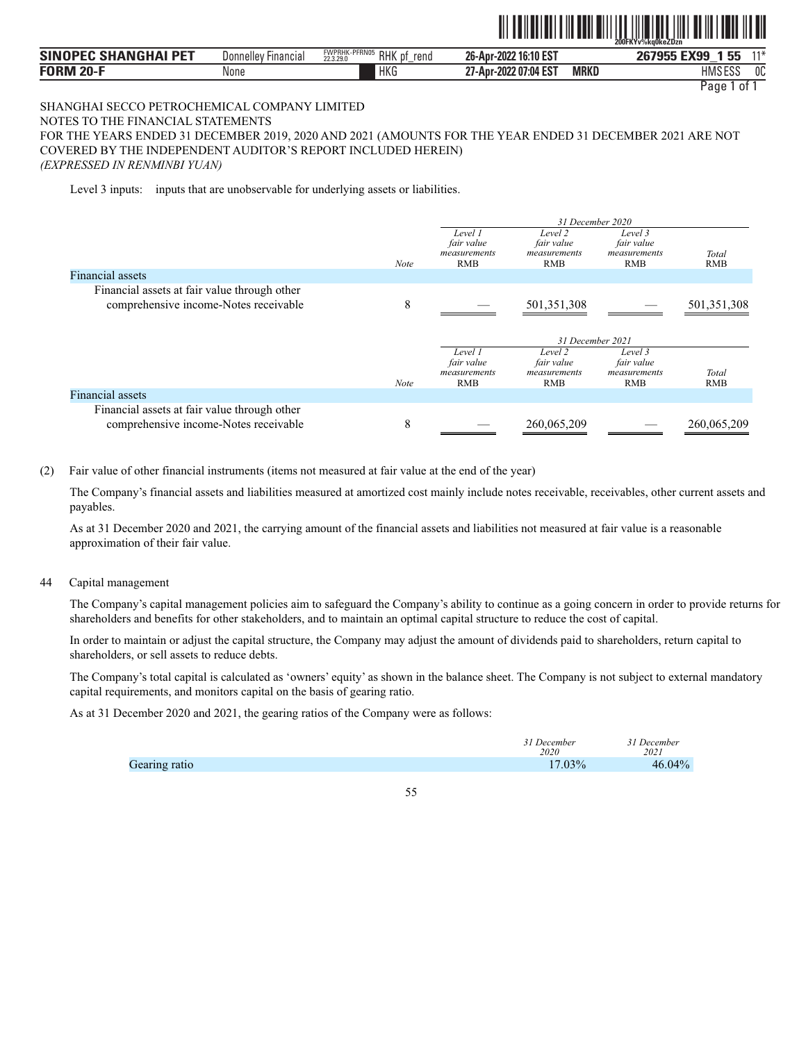SHANGHAI SECCO PETROCHEMICAL COMPANY LIMITED
NOTES TO THE FINANCIAL STATEMENTS
FOR THE YEARS ENDED 31 DECEMBER 2019, 2020 AND 2021 (AMOUNTS FOR THE YEAR ENDED 31 DECEMBER 2021 ARE NOT COVERED BY THE INDEPENDENT AUDITOR'S REPORT INCLUDED HEREIN)
*(EXPRESSED IN RENMINBI YUAN)*

Level 3 inputs: inputs that are unobservable for underlying assets or liabilities.

| | | *31 December 2020* | | | |
|---|---|---|---|---|---|
| | *Note* | *Level 1 fair value measurements* RMB | *Level 2 fair value measurements* RMB | *Level 3 fair value measurements* RMB | *Total* RMB |
| Financial assets | | | | | |
| Financial assets at fair value through other comprehensive income-Notes receivable | 8 | — | 501,351,308 | — | 501,351,308 |

| | | *31 December 2021* | | | |
|---|---|---|---|---|---|
| | *Note* | *Level 1 fair value measurements* RMB | *Level 2 fair value measurements* RMB | *Level 3 fair value measurements* RMB | *Total* RMB |
| Financial assets | | | | | |
| Financial assets at fair value through other comprehensive income-Notes receivable | 8 | — | 260,065,209 | — | 260,065,209 |

(2) Fair value of other financial instruments (items not measured at fair value at the end of the year)

The Company's financial assets and liabilities measured at amortized cost mainly include notes receivable, receivables, other current assets and payables.

As at 31 December 2020 and 2021, the carrying amount of the financial assets and liabilities not measured at fair value is a reasonable approximation of their fair value.

44 Capital management

The Company's capital management policies aim to safeguard the Company's ability to continue as a going concern in order to provide returns for shareholders and benefits for other stakeholders, and to maintain an optimal capital structure to reduce the cost of capital.

In order to maintain or adjust the capital structure, the Company may adjust the amount of dividends paid to shareholders, return capital to shareholders, or sell assets to reduce debts.

The Company's total capital is calculated as 'owners' equity' as shown in the balance sheet. The Company is not subject to external mandatory capital requirements, and monitors capital on the basis of gearing ratio.

As at 31 December 2020 and 2021, the gearing ratios of the Company were as follows:

| | *31 December 2020* | *31 December 2021* |
|---|---|---|
| Gearing ratio | 17.03% | 46.04% |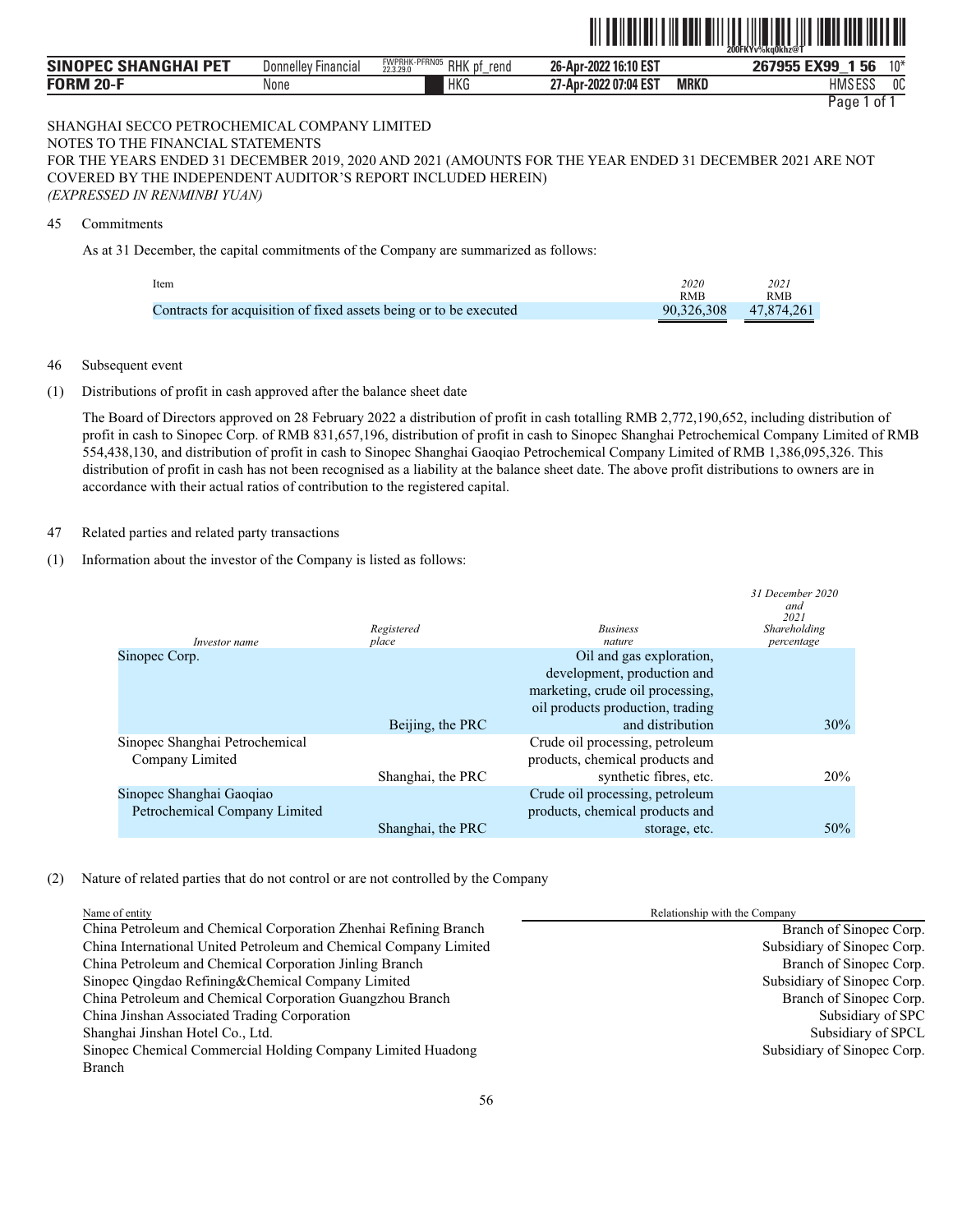SHANGHAI SECCO PETROCHEMICAL COMPANY LIMITED
NOTES TO THE FINANCIAL STATEMENTS
FOR THE YEARS ENDED 31 DECEMBER 2019, 2020 AND 2021 (AMOUNTS FOR THE YEAR ENDED 31 DECEMBER 2021 ARE NOT COVERED BY THE INDEPENDENT AUDITOR'S REPORT INCLUDED HEREIN)
*(EXPRESSED IN RENMINBI YUAN)*

45 Commitments

As at 31 December, the capital commitments of the Company are summarized as follows:

| Item | *2020* RMB | *2021* RMB |
|---|---|---|
| Contracts for acquisition of fixed assets being or to be executed | 90,326,308 | 47,874,261 |

46 Subsequent event

(1) Distributions of profit in cash approved after the balance sheet date

The Board of Directors approved on 28 February 2022 a distribution of profit in cash totalling RMB 2,772,190,652, including distribution of profit in cash to Sinopec Corp. of RMB 831,657,196, distribution of profit in cash to Sinopec Shanghai Petrochemical Company Limited of RMB 554,438,130, and distribution of profit in cash to Sinopec Shanghai Gaoqiao Petrochemical Company Limited of RMB 1,386,095,326. This distribution of profit in cash has not been recognised as a liability at the balance sheet date. The above profit distributions to owners are in accordance with their actual ratios of contribution to the registered capital.

47 Related parties and related party transactions

(1) Information about the investor of the Company is listed as follows:

| *Investor name* | *Registered place* | *Business nature* | *31 December 2020 and 2021 Shareholding percentage* |
|---|---|---|---|
| Sinopec Corp. | Beijing, the PRC | Oil and gas exploration, development, production and marketing, crude oil processing, oil products production, trading and distribution | 30% |
| Sinopec Shanghai Petrochemical Company Limited | Shanghai, the PRC | Crude oil processing, petroleum products, chemical products and synthetic fibres, etc. | 20% |
| Sinopec Shanghai Gaoqiao Petrochemical Company Limited | Shanghai, the PRC | Crude oil processing, petroleum products, chemical products and storage, etc. | 50% |

(2) Nature of related parties that do not control or are not controlled by the Company

| Name of entity | Relationship with the Company |
|---|---|
| China Petroleum and Chemical Corporation Zhenhai Refining Branch | Branch of Sinopec Corp. |
| China International United Petroleum and Chemical Company Limited | Subsidiary of Sinopec Corp. |
| China Petroleum and Chemical Corporation Jinling Branch | Branch of Sinopec Corp. |
| Sinopec Qingdao Refining&Chemical Company Limited | Subsidiary of Sinopec Corp. |
| China Petroleum and Chemical Corporation Guangzhou Branch | Branch of Sinopec Corp. |
| China Jinshan Associated Trading Corporation | Subsidiary of SPC |
| Shanghai Jinshan Hotel Co., Ltd. | Subsidiary of SPCL |
| Sinopec Chemical Commercial Holding Company Limited Huadong Branch | Subsidiary of Sinopec Corp. |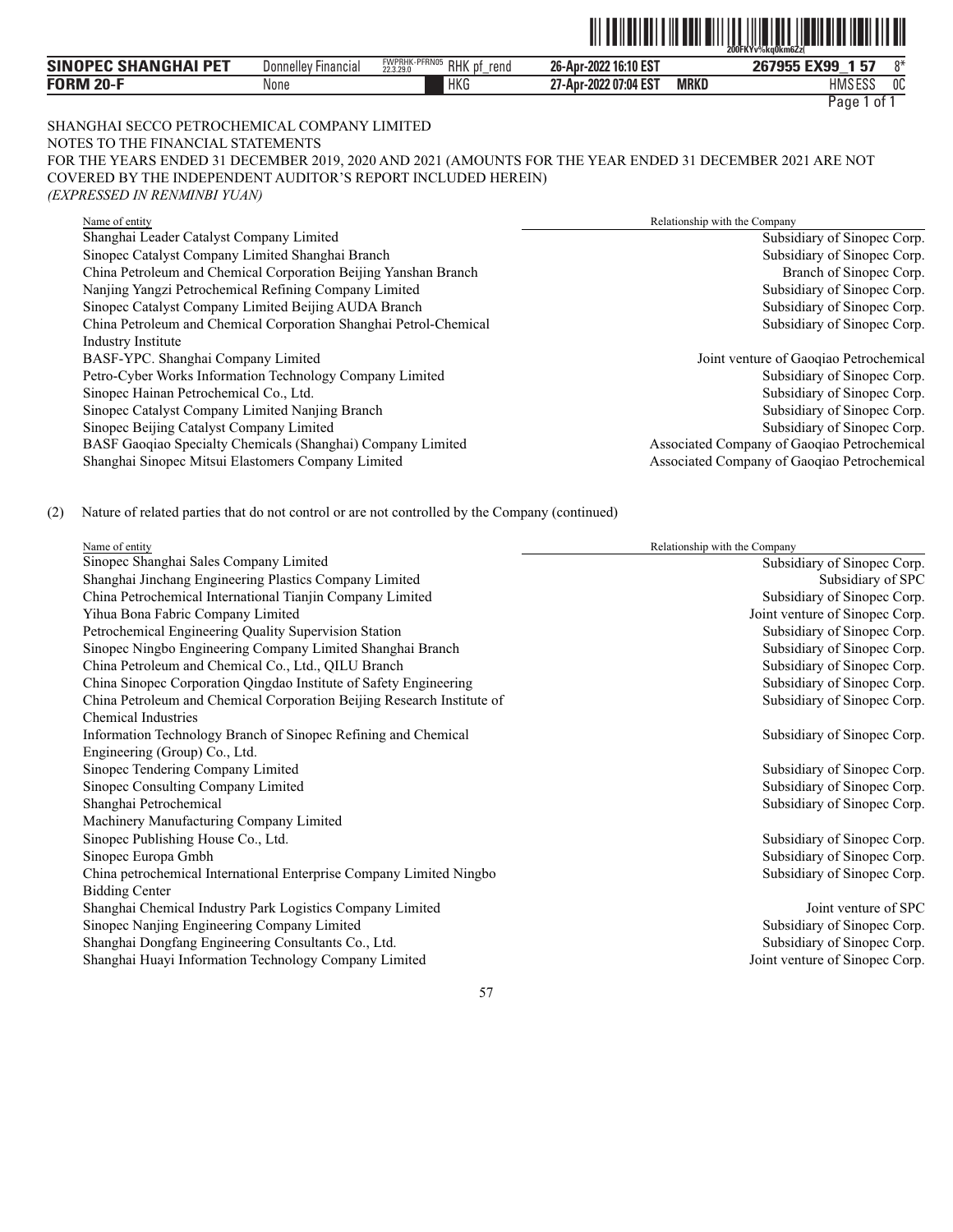SHANGHAI SECCO PETROCHEMICAL COMPANY LIMITED
NOTES TO THE FINANCIAL STATEMENTS
FOR THE YEARS ENDED 31 DECEMBER 2019, 2020 AND 2021 (AMOUNTS FOR THE YEAR ENDED 31 DECEMBER 2021 ARE NOT COVERED BY THE INDEPENDENT AUDITOR'S REPORT INCLUDED HEREIN)
*(EXPRESSED IN RENMINBI YUAN)*

| Name of entity | Relationship with the Company |
|---|---|
| Shanghai Leader Catalyst Company Limited | Subsidiary of Sinopec Corp. |
| Sinopec Catalyst Company Limited Shanghai Branch | Subsidiary of Sinopec Corp. |
| China Petroleum and Chemical Corporation Beijing Yanshan Branch | Branch of Sinopec Corp. |
| Nanjing Yangzi Petrochemical Refining Company Limited | Subsidiary of Sinopec Corp. |
| Sinopec Catalyst Company Limited Beijing AUDA Branch | Subsidiary of Sinopec Corp. |
| China Petroleum and Chemical Corporation Shanghai Petrol-Chemical Industry Institute | Subsidiary of Sinopec Corp. |
| BASF-YPC. Shanghai Company Limited | Joint venture of Gaoqiao Petrochemical |
| Petro-Cyber Works Information Technology Company Limited | Subsidiary of Sinopec Corp. |
| Sinopec Hainan Petrochemical Co., Ltd. | Subsidiary of Sinopec Corp. |
| Sinopec Catalyst Company Limited Nanjing Branch | Subsidiary of Sinopec Corp. |
| Sinopec Beijing Catalyst Company Limited | Subsidiary of Sinopec Corp. |
| BASF Gaoqiao Specialty Chemicals (Shanghai) Company Limited | Associated Company of Gaoqiao Petrochemical |
| Shanghai Sinopec Mitsui Elastomers Company Limited | Associated Company of Gaoqiao Petrochemical |

(2) Nature of related parties that do not control or are not controlled by the Company (continued)

| Name of entity | Relationship with the Company |
|---|---|
| Sinopec Shanghai Sales Company Limited | Subsidiary of Sinopec Corp. |
| Shanghai Jinchang Engineering Plastics Company Limited | Subsidiary of SPC |
| China Petrochemical International Tianjin Company Limited | Subsidiary of Sinopec Corp. |
| Yihua Bona Fabric Company Limited | Joint venture of Sinopec Corp. |
| Petrochemical Engineering Quality Supervision Station | Subsidiary of Sinopec Corp. |
| Sinopec Ningbo Engineering Company Limited Shanghai Branch | Subsidiary of Sinopec Corp. |
| China Petroleum and Chemical Co., Ltd., QILU Branch | Subsidiary of Sinopec Corp. |
| China Sinopec Corporation Qingdao Institute of Safety Engineering | Subsidiary of Sinopec Corp. |
| China Petroleum and Chemical Corporation Beijing Research Institute of Chemical Industries | Subsidiary of Sinopec Corp. |
| Information Technology Branch of Sinopec Refining and Chemical Engineering (Group) Co., Ltd. | Subsidiary of Sinopec Corp. |
| Sinopec Tendering Company Limited | Subsidiary of Sinopec Corp. |
| Sinopec Consulting Company Limited | Subsidiary of Sinopec Corp. |
| Shanghai Petrochemical Machinery Manufacturing Company Limited | Subsidiary of Sinopec Corp. |
| Sinopec Publishing House Co., Ltd. | Subsidiary of Sinopec Corp. |
| Sinopec Europa Gmbh | Subsidiary of Sinopec Corp. |
| China petrochemical International Enterprise Company Limited Ningbo Bidding Center | Subsidiary of Sinopec Corp. |
| Shanghai Chemical Industry Park Logistics Company Limited | Joint venture of SPC |
| Sinopec Nanjing Engineering Company Limited | Subsidiary of Sinopec Corp. |
| Shanghai Dongfang Engineering Consultants Co., Ltd. | Subsidiary of Sinopec Corp. |
| Shanghai Huayi Information Technology Company Limited | Joint venture of Sinopec Corp. |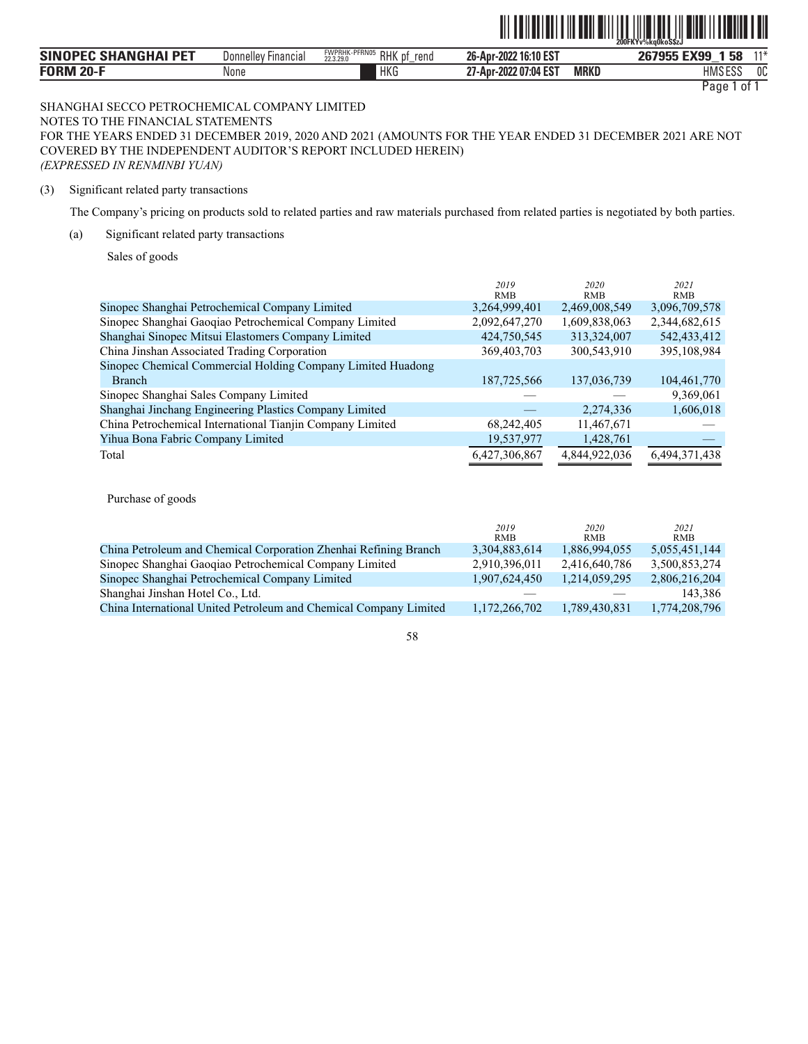SHANGHAI SECCO PETROCHEMICAL COMPANY LIMITED
NOTES TO THE FINANCIAL STATEMENTS
FOR THE YEARS ENDED 31 DECEMBER 2019, 2020 AND 2021 (AMOUNTS FOR THE YEAR ENDED 31 DECEMBER 2021 ARE NOT COVERED BY THE INDEPENDENT AUDITOR'S REPORT INCLUDED HEREIN)
*(EXPRESSED IN RENMINBI YUAN)*

(3) Significant related party transactions

The Company's pricing on products sold to related parties and raw materials purchased from related parties is negotiated by both parties.

(a) Significant related party transactions

Sales of goods

| | *2019* RMB | *2020* RMB | *2021* RMB |
|---|---|---|---|
| Sinopec Shanghai Petrochemical Company Limited | 3,264,999,401 | 2,469,008,549 | 3,096,709,578 |
| Sinopec Shanghai Gaoqiao Petrochemical Company Limited | 2,092,647,270 | 1,609,838,063 | 2,344,682,615 |
| Shanghai Sinopec Mitsui Elastomers Company Limited | 424,750,545 | 313,324,007 | 542,433,412 |
| China Jinshan Associated Trading Corporation | 369,403,703 | 300,543,910 | 395,108,984 |
| Sinopec Chemical Commercial Holding Company Limited Huadong Branch | 187,725,566 | 137,036,739 | 104,461,770 |
| Sinopec Shanghai Sales Company Limited | — | — | 9,369,061 |
| Shanghai Jinchang Engineering Plastics Company Limited | — | 2,274,336 | 1,606,018 |
| China Petrochemical International Tianjin Company Limited | 68,242,405 | 11,467,671 | — |
| Yihua Bona Fabric Company Limited | 19,537,977 | 1,428,761 | — |
| Total | 6,427,306,867 | 4,844,922,036 | 6,494,371,438 |

Purchase of goods

| | *2019* RMB | *2020* RMB | *2021* RMB |
|---|---|---|---|
| China Petroleum and Chemical Corporation Zhenhai Refining Branch | 3,304,883,614 | 1,886,994,055 | 5,055,451,144 |
| Sinopec Shanghai Gaoqiao Petrochemical Company Limited | 2,910,396,011 | 2,416,640,786 | 3,500,853,274 |
| Sinopec Shanghai Petrochemical Company Limited | 1,907,624,450 | 1,214,059,295 | 2,806,216,204 |
| Shanghai Jinshan Hotel Co., Ltd. | — | — | 143,386 |
| China International United Petroleum and Chemical Company Limited | 1,172,266,702 | 1,789,430,831 | 1,774,208,796 |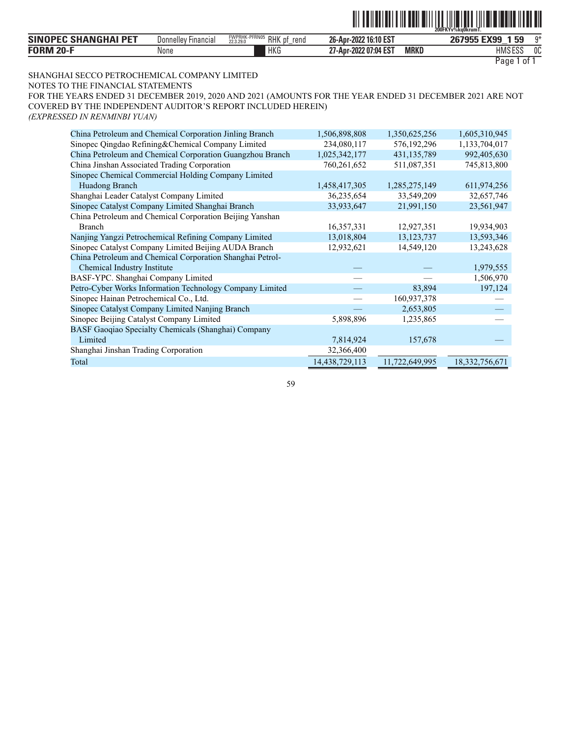SHANGHAI SECCO PETROCHEMICAL COMPANY LIMITED
NOTES TO THE FINANCIAL STATEMENTS
FOR THE YEARS ENDED 31 DECEMBER 2019, 2020 AND 2021 (AMOUNTS FOR THE YEAR ENDED 31 DECEMBER 2021 ARE NOT COVERED BY THE INDEPENDENT AUDITOR'S REPORT INCLUDED HEREIN)
*(EXPRESSED IN RENMINBI YUAN)*

| | | | |
|---|---|---|---|
| China Petroleum and Chemical Corporation Jinling Branch | 1,506,898,808 | 1,350,625,256 | 1,605,310,945 |
| Sinopec Qingdao Refining&Chemical Company Limited | 234,080,117 | 576,192,296 | 1,133,704,017 |
| China Petroleum and Chemical Corporation Guangzhou Branch | 1,025,342,177 | 431,135,789 | 992,405,630 |
| China Jinshan Associated Trading Corporation | 760,261,652 | 511,087,351 | 745,813,800 |
| Sinopec Chemical Commercial Holding Company Limited Huadong Branch | 1,458,417,305 | 1,285,275,149 | 611,974,256 |
| Shanghai Leader Catalyst Company Limited | 36,235,654 | 33,549,209 | 32,657,746 |
| Sinopec Catalyst Company Limited Shanghai Branch | 33,933,647 | 21,991,150 | 23,561,947 |
| China Petroleum and Chemical Corporation Beijing Yanshan Branch | 16,357,331 | 12,927,351 | 19,934,903 |
| Nanjing Yangzi Petrochemical Refining Company Limited | 13,018,804 | 13,123,737 | 13,593,346 |
| Sinopec Catalyst Company Limited Beijing AUDA Branch | 12,932,621 | 14,549,120 | 13,243,628 |
| China Petroleum and Chemical Corporation Shanghai Petrol-Chemical Industry Institute | — | — | 1,979,555 |
| BASF-YPC. Shanghai Company Limited | — | — | 1,506,970 |
| Petro-Cyber Works Information Technology Company Limited | — | 83,894 | 197,124 |
| Sinopec Hainan Petrochemical Co., Ltd. | — | 160,937,378 | — |
| Sinopec Catalyst Company Limited Nanjing Branch | — | 2,653,805 | — |
| Sinopec Beijing Catalyst Company Limited | 5,898,896 | 1,235,865 | — |
| BASF Gaoqiao Specialty Chemicals (Shanghai) Company Limited | 7,814,924 | 157,678 | — |
| Shanghai Jinshan Trading Corporation | 32,366,400 | | |
| Total | 14,438,729,113 | 11,722,649,995 | 18,332,756,671 |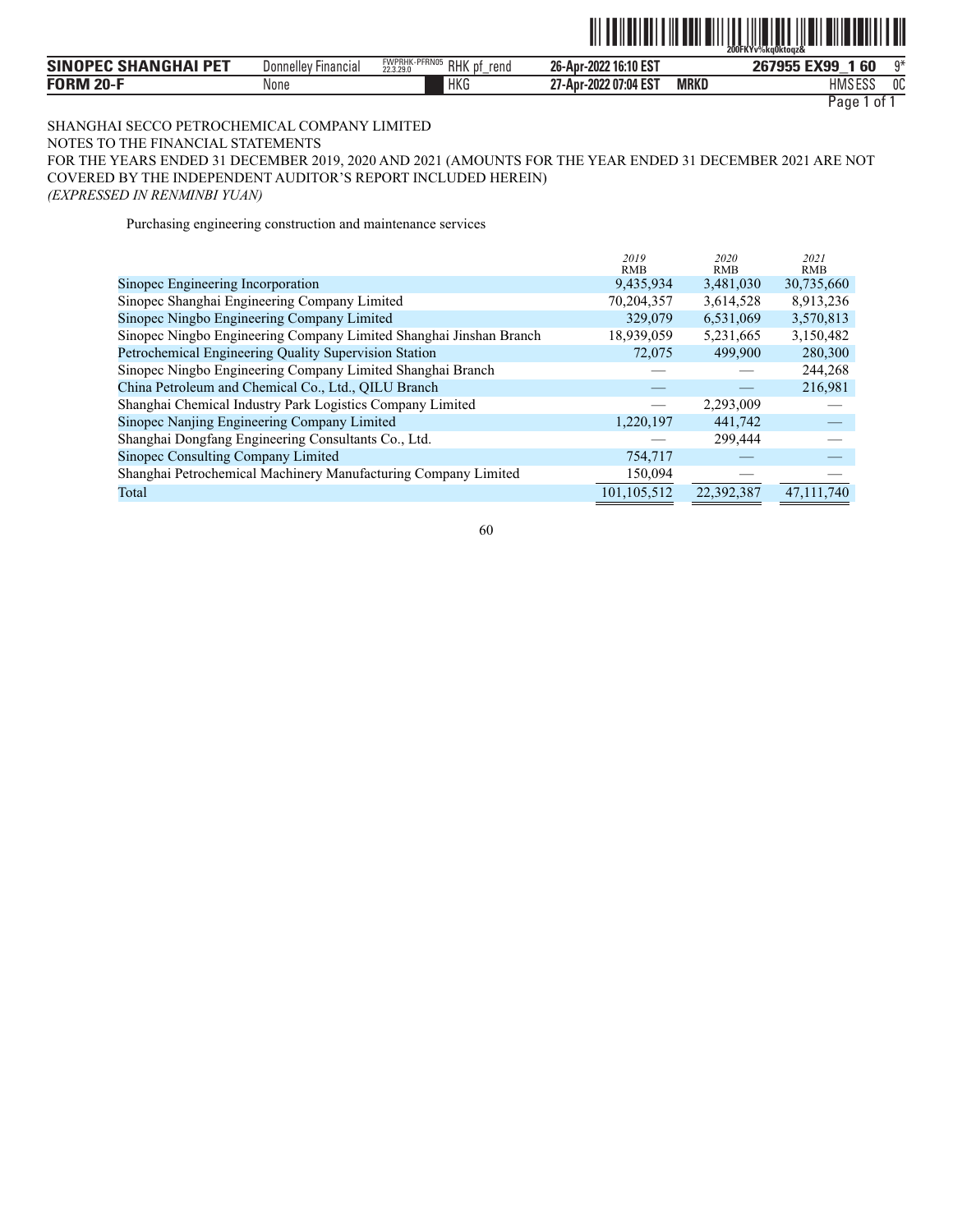SHANGHAI SECCO PETROCHEMICAL COMPANY LIMITED

NOTES TO THE FINANCIAL STATEMENTS

FOR THE YEARS ENDED 31 DECEMBER 2019, 2020 AND 2021 (AMOUNTS FOR THE YEAR ENDED 31 DECEMBER 2021 ARE NOT COVERED BY THE INDEPENDENT AUDITOR'S REPORT INCLUDED HEREIN)

*(EXPRESSED IN RENMINBI YUAN)*

Purchasing engineering construction and maintenance services

| | *2019* RMB | *2020* RMB | *2021* RMB |
|---|---|---|---|
| Sinopec Engineering Incorporation | 9,435,934 | 3,481,030 | 30,735,660 |
| Sinopec Shanghai Engineering Company Limited | 70,204,357 | 3,614,528 | 8,913,236 |
| Sinopec Ningbo Engineering Company Limited | 329,079 | 6,531,069 | 3,570,813 |
| Sinopec Ningbo Engineering Company Limited Shanghai Jinshan Branch | 18,939,059 | 5,231,665 | 3,150,482 |
| Petrochemical Engineering Quality Supervision Station | 72,075 | 499,900 | 280,300 |
| Sinopec Ningbo Engineering Company Limited Shanghai Branch | — | — | 244,268 |
| China Petroleum and Chemical Co., Ltd., QILU Branch | — | — | 216,981 |
| Shanghai Chemical Industry Park Logistics Company Limited | — | 2,293,009 | — |
| Sinopec Nanjing Engineering Company Limited | 1,220,197 | 441,742 | — |
| Shanghai Dongfang Engineering Consultants Co., Ltd. | — | 299,444 | — |
| Sinopec Consulting Company Limited | 754,717 | — | — |
| Shanghai Petrochemical Machinery Manufacturing Company Limited | 150,094 | — | — |
| Total | 101,105,512 | 22,392,387 | 47,111,740 |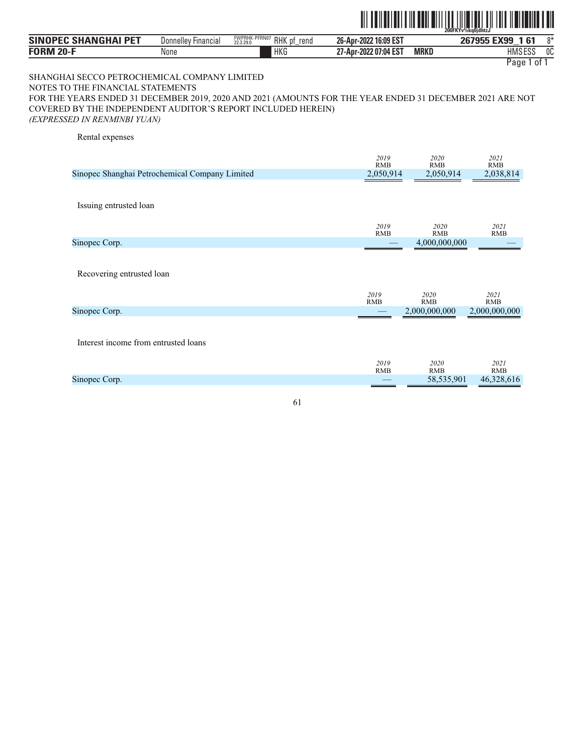SHANGHAI SECCO PETROCHEMICAL COMPANY LIMITED
NOTES TO THE FINANCIAL STATEMENTS
FOR THE YEARS ENDED 31 DECEMBER 2019, 2020 AND 2021 (AMOUNTS FOR THE YEAR ENDED 31 DECEMBER 2021 ARE NOT COVERED BY THE INDEPENDENT AUDITOR'S REPORT INCLUDED HEREIN)
*(EXPRESSED IN RENMINBI YUAN)*

Rental expenses

| | *2019* RMB | *2020* RMB | *2021* RMB |
|---|---|---|---|
| Sinopec Shanghai Petrochemical Company Limited | 2,050,914 | 2,050,914 | 2,038,814 |

Issuing entrusted loan

| | *2019* RMB | *2020* RMB | *2021* RMB |
|---|---|---|---|
| Sinopec Corp. | — | 4,000,000,000 | — |

Recovering entrusted loan

| | *2019* RMB | *2020* RMB | *2021* RMB |
|---|---|---|---|
| Sinopec Corp. | — | 2,000,000,000 | 2,000,000,000 |

Interest income from entrusted loans

| | *2019* RMB | *2020* RMB | *2021* RMB |
|---|---|---|---|
| Sinopec Corp. | — | 58,535,901 | 46,328,616 |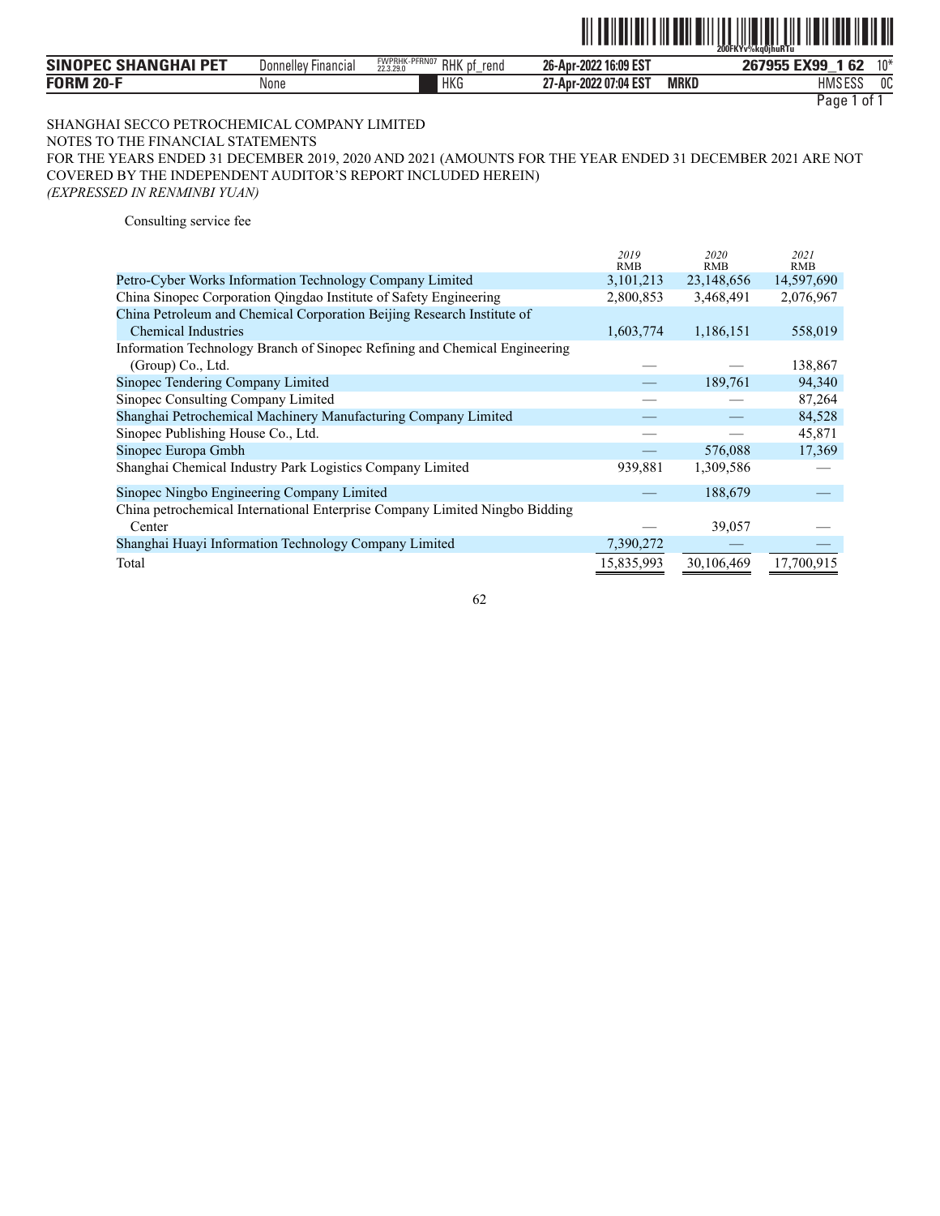SHANGHAI SECCO PETROCHEMICAL COMPANY LIMITED
NOTES TO THE FINANCIAL STATEMENTS
FOR THE YEARS ENDED 31 DECEMBER 2019, 2020 AND 2021 (AMOUNTS FOR THE YEAR ENDED 31 DECEMBER 2021 ARE NOT COVERED BY THE INDEPENDENT AUDITOR'S REPORT INCLUDED HEREIN)
*(EXPRESSED IN RENMINBI YUAN)*

Consulting service fee

| | *2019* RMB | *2020* RMB | *2021* RMB |
|---|---|---|---|
| Petro-Cyber Works Information Technology Company Limited | 3,101,213 | 23,148,656 | 14,597,690 |
| China Sinopec Corporation Qingdao Institute of Safety Engineering | 2,800,853 | 3,468,491 | 2,076,967 |
| China Petroleum and Chemical Corporation Beijing Research Institute of Chemical Industries | 1,603,774 | 1,186,151 | 558,019 |
| Information Technology Branch of Sinopec Refining and Chemical Engineering (Group) Co., Ltd. | — | — | 138,867 |
| Sinopec Tendering Company Limited | — | 189,761 | 94,340 |
| Sinopec Consulting Company Limited | — | — | 87,264 |
| Shanghai Petrochemical Machinery Manufacturing Company Limited | — | — | 84,528 |
| Sinopec Publishing House Co., Ltd. | — | — | 45,871 |
| Sinopec Europa Gmbh | — | 576,088 | 17,369 |
| Shanghai Chemical Industry Park Logistics Company Limited | 939,881 | 1,309,586 | — |
| Sinopec Ningbo Engineering Company Limited | — | 188,679 | — |
| China petrochemical International Enterprise Company Limited Ningbo Bidding Center | — | 39,057 | — |
| Shanghai Huayi Information Technology Company Limited | 7,390,272 | — | — |
| Total | 15,835,993 | 30,106,469 | 17,700,915 |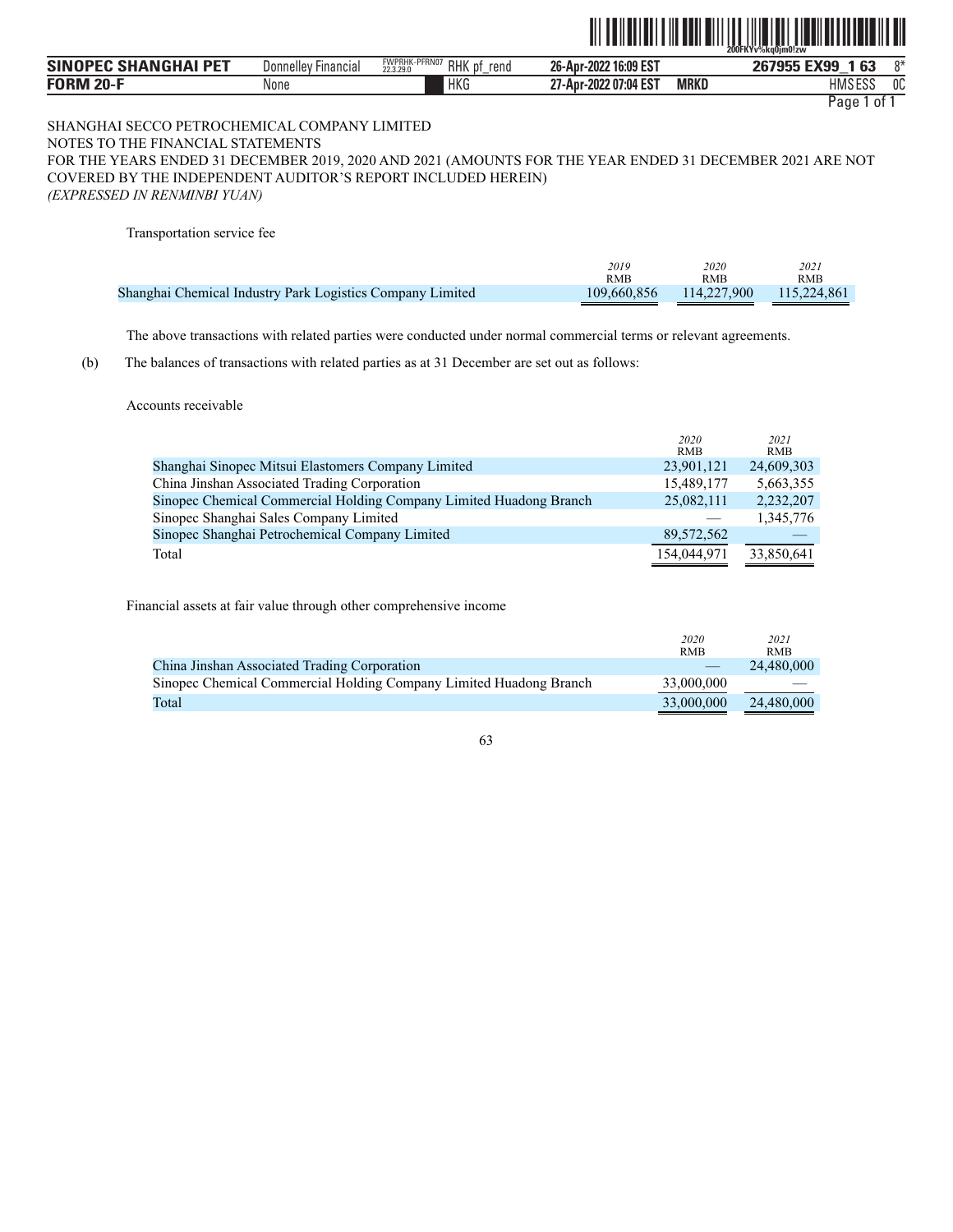SHANGHAI SECCO PETROCHEMICAL COMPANY LIMITED
NOTES TO THE FINANCIAL STATEMENTS
FOR THE YEARS ENDED 31 DECEMBER 2019, 2020 AND 2021 (AMOUNTS FOR THE YEAR ENDED 31 DECEMBER 2021 ARE NOT COVERED BY THE INDEPENDENT AUDITOR'S REPORT INCLUDED HEREIN)
*(EXPRESSED IN RENMINBI YUAN)*

Transportation service fee

| | *2019* RMB | *2020* RMB | *2021* RMB |
|---|---|---|---|
| Shanghai Chemical Industry Park Logistics Company Limited | 109,660,856 | 114,227,900 | 115,224,861 |

The above transactions with related parties were conducted under normal commercial terms or relevant agreements.

(b) The balances of transactions with related parties as at 31 December are set out as follows:

Accounts receivable

| | *2020* RMB | *2021* RMB |
|---|---|---|
| Shanghai Sinopec Mitsui Elastomers Company Limited | 23,901,121 | 24,609,303 |
| China Jinshan Associated Trading Corporation | 15,489,177 | 5,663,355 |
| Sinopec Chemical Commercial Holding Company Limited Huadong Branch | 25,082,111 | 2,232,207 |
| Sinopec Shanghai Sales Company Limited | — | 1,345,776 |
| Sinopec Shanghai Petrochemical Company Limited | 89,572,562 | — |
| Total | 154,044,971 | 33,850,641 |

Financial assets at fair value through other comprehensive income

| | *2020* RMB | *2021* RMB |
|---|---|---|
| China Jinshan Associated Trading Corporation | — | 24,480,000 |
| Sinopec Chemical Commercial Holding Company Limited Huadong Branch | 33,000,000 | — |
| Total | 33,000,000 | 24,480,000 |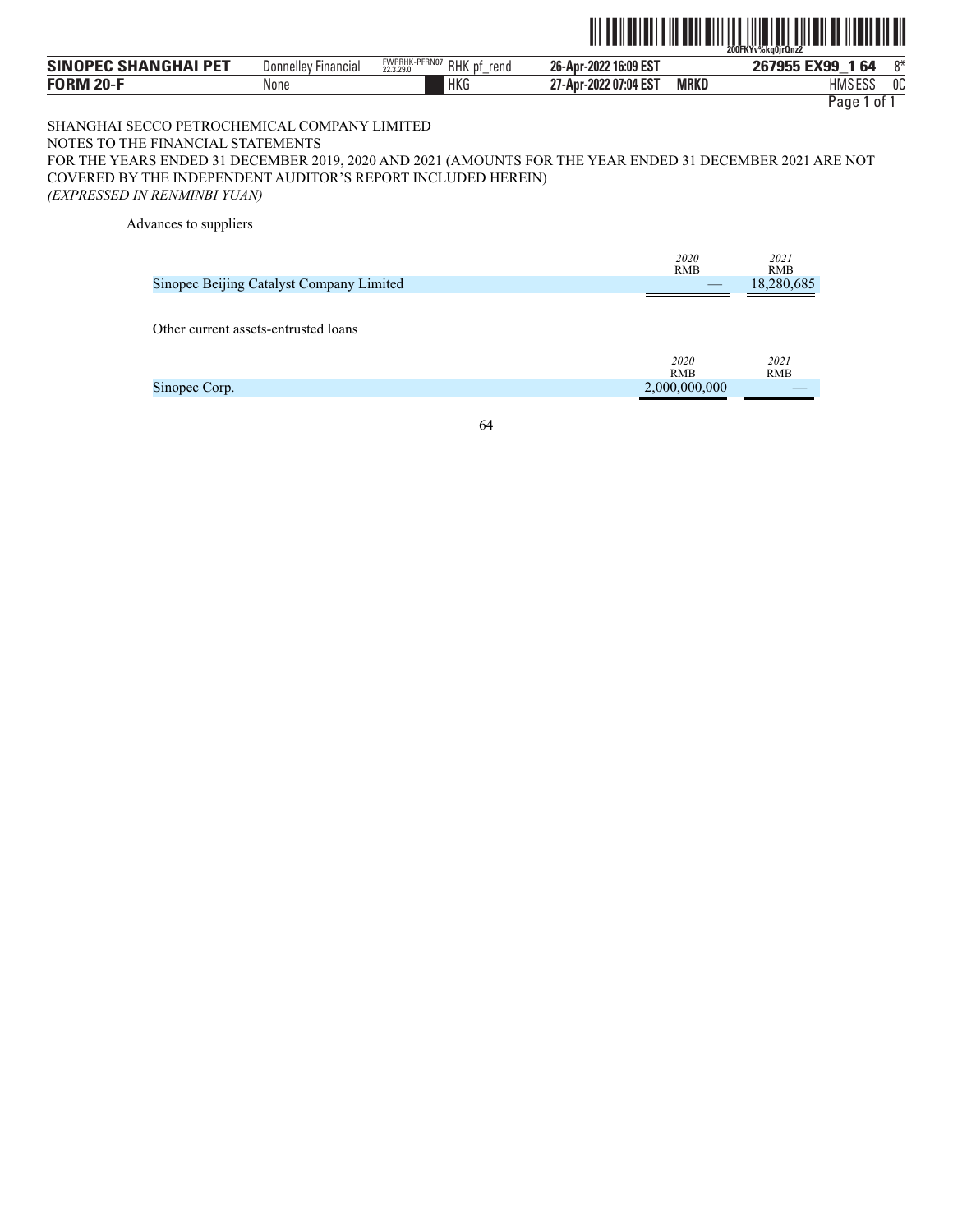SHANGHAI SECCO PETROCHEMICAL COMPANY LIMITED

NOTES TO THE FINANCIAL STATEMENTS

FOR THE YEARS ENDED 31 DECEMBER 2019, 2020 AND 2021 (AMOUNTS FOR THE YEAR ENDED 31 DECEMBER 2021 ARE NOT COVERED BY THE INDEPENDENT AUDITOR'S REPORT INCLUDED HEREIN)

*(EXPRESSED IN RENMINBI YUAN)*

Advances to suppliers

| | *2020* RMB | *2021* RMB |
|---|---|---|
| Sinopec Beijing Catalyst Company Limited | — | 18,280,685 |

Other current assets-entrusted loans

| | *2020* RMB | *2021* RMB |
|---|---|---|
| Sinopec Corp. | 2,000,000,000 | — |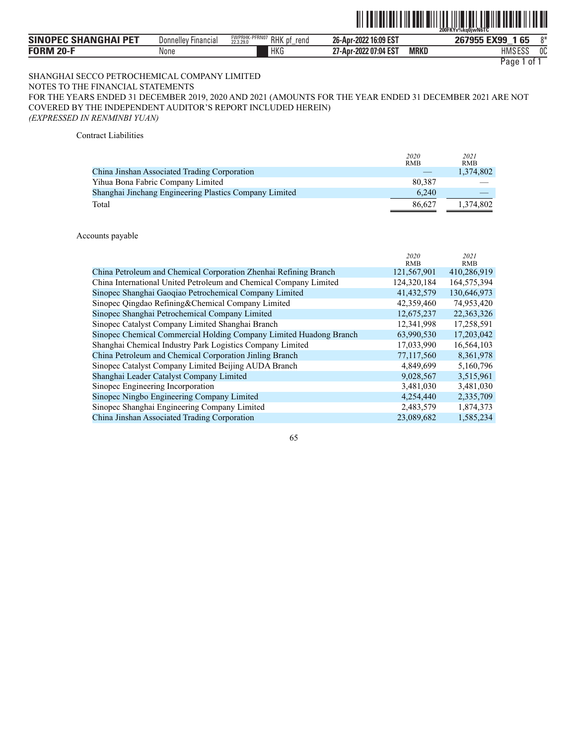SHANGHAI SECCO PETROCHEMICAL COMPANY LIMITED

NOTES TO THE FINANCIAL STATEMENTS

FOR THE YEARS ENDED 31 DECEMBER 2019, 2020 AND 2021 (AMOUNTS FOR THE YEAR ENDED 31 DECEMBER 2021 ARE NOT COVERED BY THE INDEPENDENT AUDITOR'S REPORT INCLUDED HEREIN)

*(EXPRESSED IN RENMINBI YUAN)*

Contract Liabilities

| | *2020* RMB | *2021* RMB |
|---|---|---|
| China Jinshan Associated Trading Corporation | — | 1,374,802 |
| Yihua Bona Fabric Company Limited | 80,387 | — |
| Shanghai Jinchang Engineering Plastics Company Limited | 6,240 | — |
| Total | 86,627 | 1,374,802 |

Accounts payable

| | *2020* RMB | *2021* RMB |
|---|---|---|
| China Petroleum and Chemical Corporation Zhenhai Refining Branch | 121,567,901 | 410,286,919 |
| China International United Petroleum and Chemical Company Limited | 124,320,184 | 164,575,394 |
| Sinopec Shanghai Gaoqiao Petrochemical Company Limited | 41,432,579 | 130,646,973 |
| Sinopec Qingdao Refining&Chemical Company Limited | 42,359,460 | 74,953,420 |
| Sinopec Shanghai Petrochemical Company Limited | 12,675,237 | 22,363,326 |
| Sinopec Catalyst Company Limited Shanghai Branch | 12,341,998 | 17,258,591 |
| Sinopec Chemical Commercial Holding Company Limited Huadong Branch | 63,990,530 | 17,203,042 |
| Shanghai Chemical Industry Park Logistics Company Limited | 17,033,990 | 16,564,103 |
| China Petroleum and Chemical Corporation Jinling Branch | 77,117,560 | 8,361,978 |
| Sinopec Catalyst Company Limited Beijing AUDA Branch | 4,849,699 | 5,160,796 |
| Shanghai Leader Catalyst Company Limited | 9,028,567 | 3,515,961 |
| Sinopec Engineering Incorporation | 3,481,030 | 3,481,030 |
| Sinopec Ningbo Engineering Company Limited | 4,254,440 | 2,335,709 |
| Sinopec Shanghai Engineering Company Limited | 2,483,579 | 1,874,373 |
| China Jinshan Associated Trading Corporation | 23,089,682 | 1,585,234 |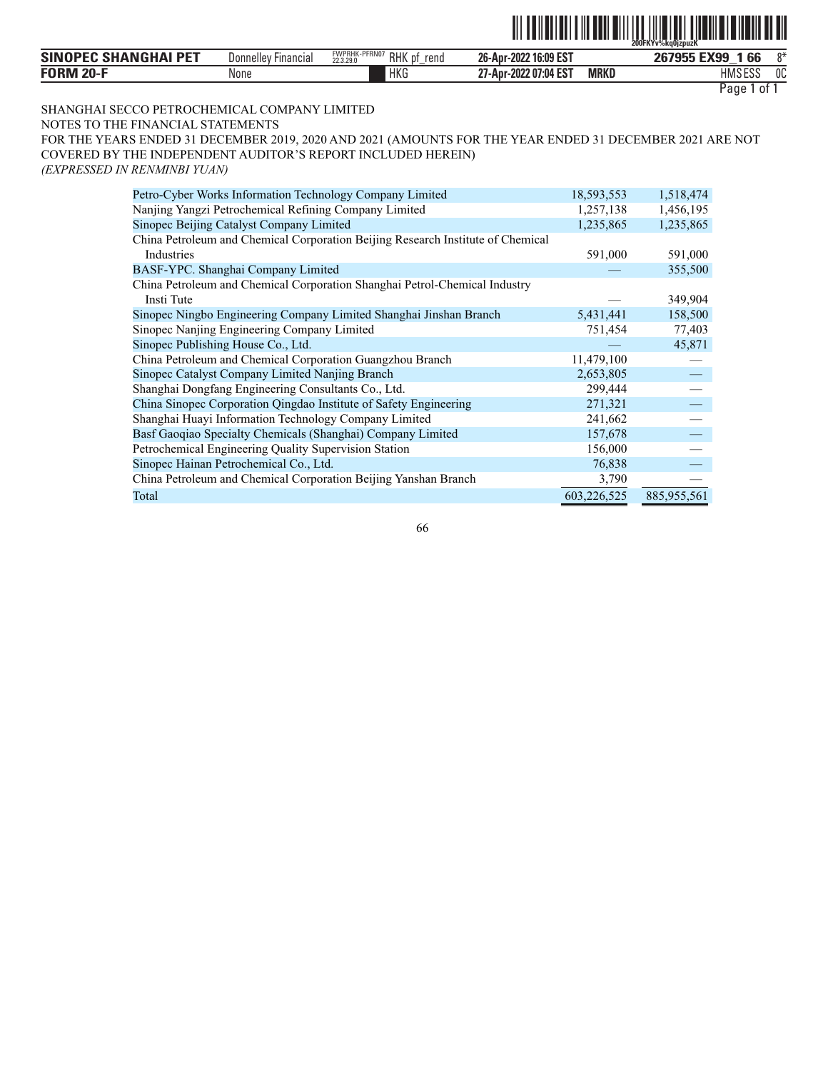SHANGHAI SECCO PETROCHEMICAL COMPANY LIMITED

NOTES TO THE FINANCIAL STATEMENTS

FOR THE YEARS ENDED 31 DECEMBER 2019, 2020 AND 2021 (AMOUNTS FOR THE YEAR ENDED 31 DECEMBER 2021 ARE NOT COVERED BY THE INDEPENDENT AUDITOR'S REPORT INCLUDED HEREIN)

*(EXPRESSED IN RENMINBI YUAN)*

| | | |
|---|---|---|
| Petro-Cyber Works Information Technology Company Limited | 18,593,553 | 1,518,474 |
| Nanjing Yangzi Petrochemical Refining Company Limited | 1,257,138 | 1,456,195 |
| Sinopec Beijing Catalyst Company Limited | 1,235,865 | 1,235,865 |
| China Petroleum and Chemical Corporation Beijing Research Institute of Chemical Industries | 591,000 | 591,000 |
| BASF-YPC. Shanghai Company Limited | — | 355,500 |
| China Petroleum and Chemical Corporation Shanghai Petrol-Chemical Industry Insti Tute | — | 349,904 |
| Sinopec Ningbo Engineering Company Limited Shanghai Jinshan Branch | 5,431,441 | 158,500 |
| Sinopec Nanjing Engineering Company Limited | 751,454 | 77,403 |
| Sinopec Publishing House Co., Ltd. | — | 45,871 |
| China Petroleum and Chemical Corporation Guangzhou Branch | 11,479,100 | — |
| Sinopec Catalyst Company Limited Nanjing Branch | 2,653,805 | — |
| Shanghai Dongfang Engineering Consultants Co., Ltd. | 299,444 | — |
| China Sinopec Corporation Qingdao Institute of Safety Engineering | 271,321 | — |
| Shanghai Huayi Information Technology Company Limited | 241,662 | — |
| Basf Gaoqiao Specialty Chemicals (Shanghai) Company Limited | 157,678 | — |
| Petrochemical Engineering Quality Supervision Station | 156,000 | — |
| Sinopec Hainan Petrochemical Co., Ltd. | 76,838 | — |
| China Petroleum and Chemical Corporation Beijing Yanshan Branch | 3,790 | — |
| Total | 603,226,525 | 885,955,561 |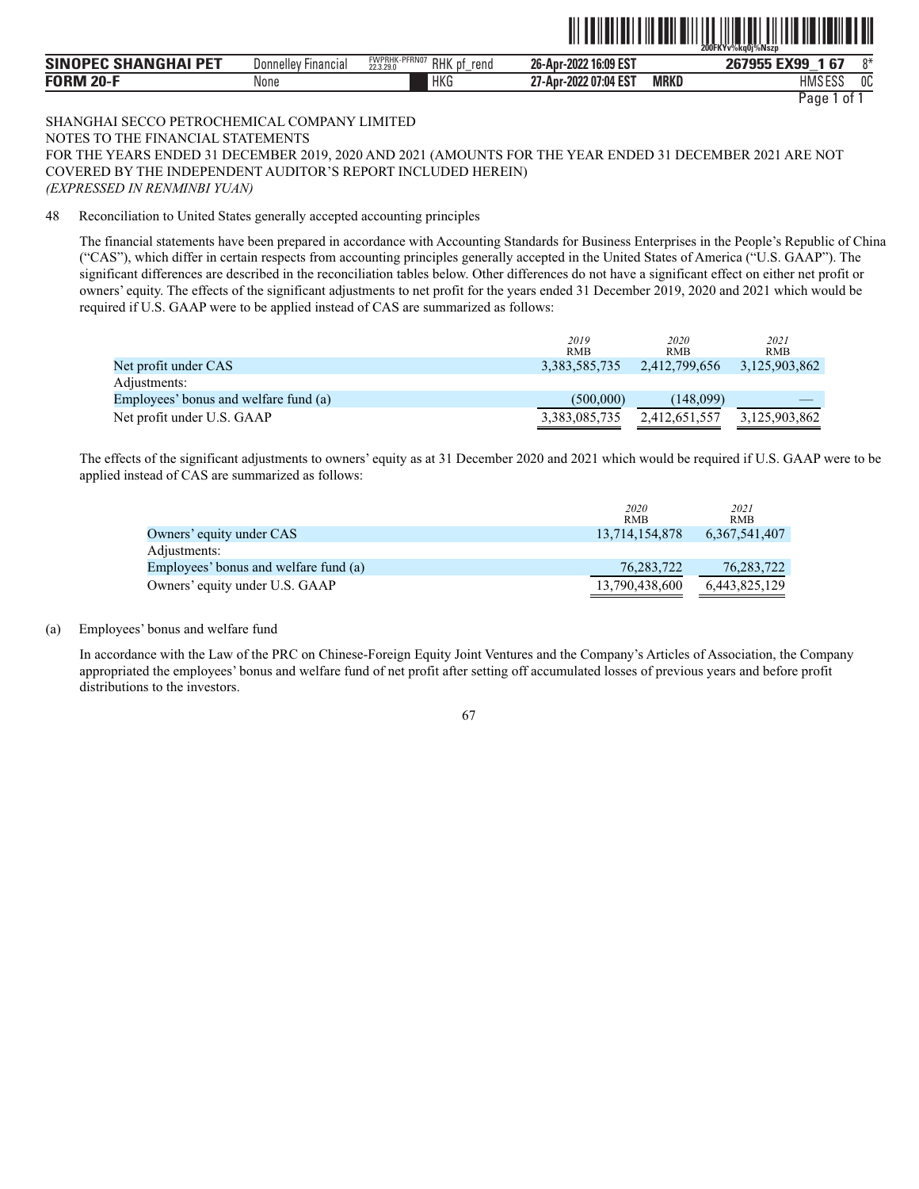SHANGHAI SECCO PETROCHEMICAL COMPANY LIMITED
NOTES TO THE FINANCIAL STATEMENTS
FOR THE YEARS ENDED 31 DECEMBER 2019, 2020 AND 2021 (AMOUNTS FOR THE YEAR ENDED 31 DECEMBER 2021 ARE NOT COVERED BY THE INDEPENDENT AUDITOR'S REPORT INCLUDED HEREIN)
*(EXPRESSED IN RENMINBI YUAN)*

48 Reconciliation to United States generally accepted accounting principles

The financial statements have been prepared in accordance with Accounting Standards for Business Enterprises in the People's Republic of China ("CAS"), which differ in certain respects from accounting principles generally accepted in the United States of America ("U.S. GAAP"). The significant differences are described in the reconciliation tables below. Other differences do not have a significant effect on either net profit or owners' equity. The effects of the significant adjustments to net profit for the years ended 31 December 2019, 2020 and 2021 which would be required if U.S. GAAP were to be applied instead of CAS are summarized as follows:

| | *2019* RMB | *2020* RMB | *2021* RMB |
|---|---|---|---|
| Net profit under CAS | 3,383,585,735 | 2,412,799,656 | 3,125,903,862 |
| Adjustments: | | | |
| Employees' bonus and welfare fund (a) | (500,000) | (148,099) | — |
| Net profit under U.S. GAAP | 3,383,085,735 | 2,412,651,557 | 3,125,903,862 |

The effects of the significant adjustments to owners' equity as at 31 December 2020 and 2021 which would be required if U.S. GAAP were to be applied instead of CAS are summarized as follows:

| | *2020* RMB | *2021* RMB |
|---|---|---|
| Owners' equity under CAS | 13,714,154,878 | 6,367,541,407 |
| Adjustments: | | |
| Employees' bonus and welfare fund (a) | 76,283,722 | 76,283,722 |
| Owners' equity under U.S. GAAP | 13,790,438,600 | 6,443,825,129 |

(a) Employees' bonus and welfare fund

In accordance with the Law of the PRC on Chinese-Foreign Equity Joint Ventures and the Company's Articles of Association, the Company appropriated the employees' bonus and welfare fund of net profit after setting off accumulated losses of previous years and before profit distributions to the investors.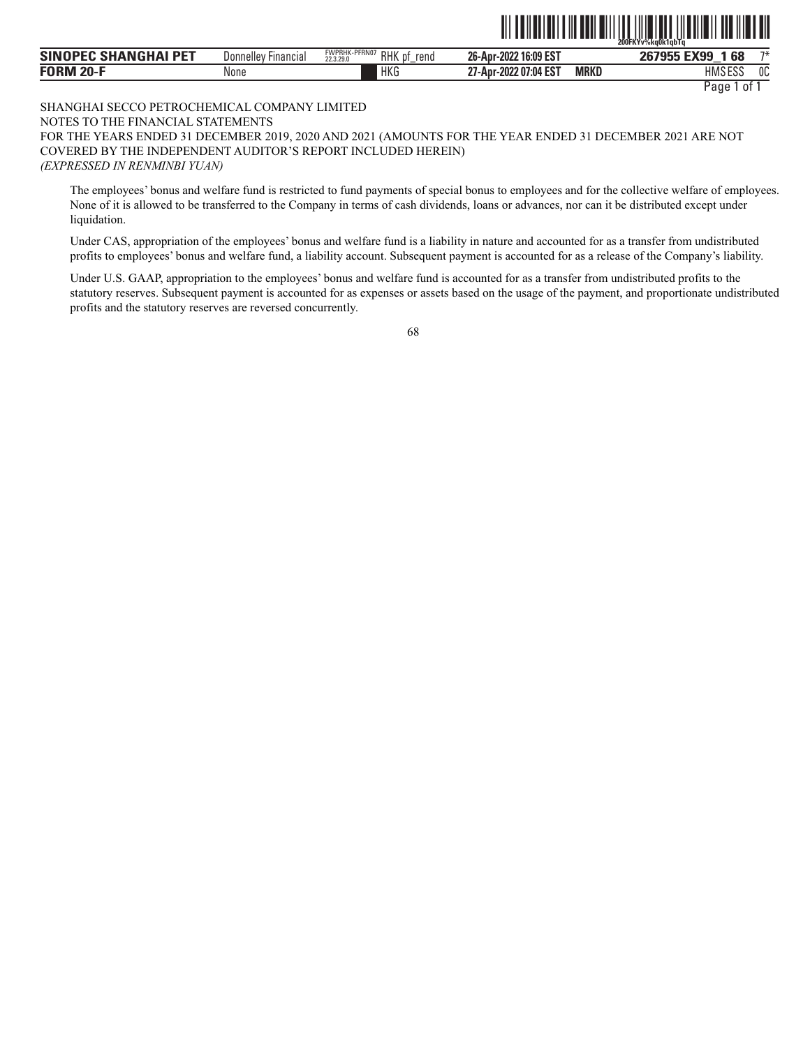SHANGHAI SECCO PETROCHEMICAL COMPANY LIMITED
NOTES TO THE FINANCIAL STATEMENTS
FOR THE YEARS ENDED 31 DECEMBER 2019, 2020 AND 2021 (AMOUNTS FOR THE YEAR ENDED 31 DECEMBER 2021 ARE NOT COVERED BY THE INDEPENDENT AUDITOR'S REPORT INCLUDED HEREIN)
*(EXPRESSED IN RENMINBI YUAN)*

The employees' bonus and welfare fund is restricted to fund payments of special bonus to employees and for the collective welfare of employees. None of it is allowed to be transferred to the Company in terms of cash dividends, loans or advances, nor can it be distributed except under liquidation.

Under CAS, appropriation of the employees' bonus and welfare fund is a liability in nature and accounted for as a transfer from undistributed profits to employees' bonus and welfare fund, a liability account. Subsequent payment is accounted for as a release of the Company's liability.

Under U.S. GAAP, appropriation to the employees' bonus and welfare fund is accounted for as a transfer from undistributed profits to the statutory reserves. Subsequent payment is accounted for as expenses or assets based on the usage of the payment, and proportionate undistributed profits and the statutory reserves are reversed concurrently.